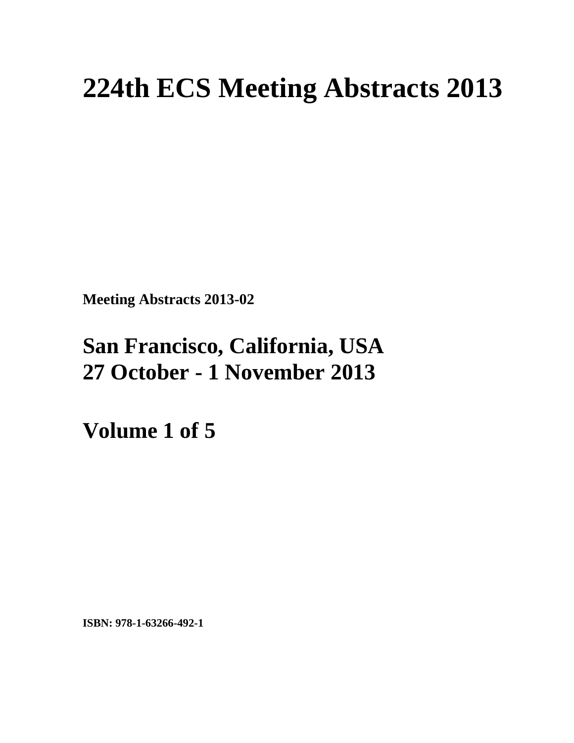# 224th ECS Meeting Abstracts 2013

**Meeting Abstracts 2013-02**

## San Francisco, California, USA
## 27 October - 1 November 2013

## Volume 1 of 5

**ISBN: 978-1-63266-492-1**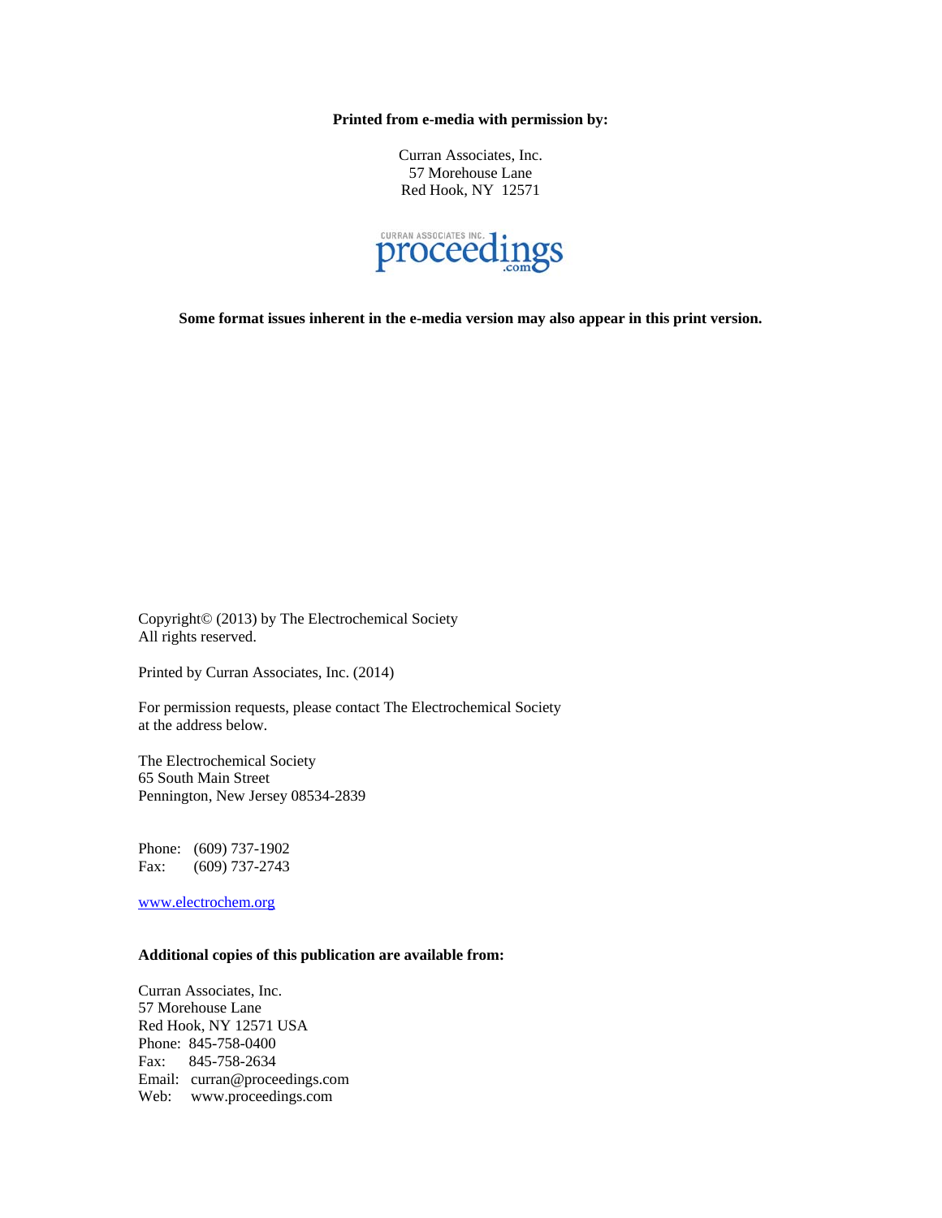**Printed from e-media with permission by:**

Curran Associates, Inc.
57 Morehouse Lane
Red Hook, NY 12571

**Some format issues inherent in the e-media version may also appear in this print version.**

Copyright© (2013) by The Electrochemical Society
All rights reserved.

Printed by Curran Associates, Inc. (2014)

For permission requests, please contact The Electrochemical Society at the address below.

The Electrochemical Society
65 South Main Street
Pennington, New Jersey 08534-2839

Phone: (609) 737-1902
Fax: (609) 737-2743

www.electrochem.org

**Additional copies of this publication are available from:**

Curran Associates, Inc.
57 Morehouse Lane
Red Hook, NY 12571 USA
Phone: 845-758-0400
Fax: 845-758-2634
Email: curran@proceedings.com
Web: www.proceedings.com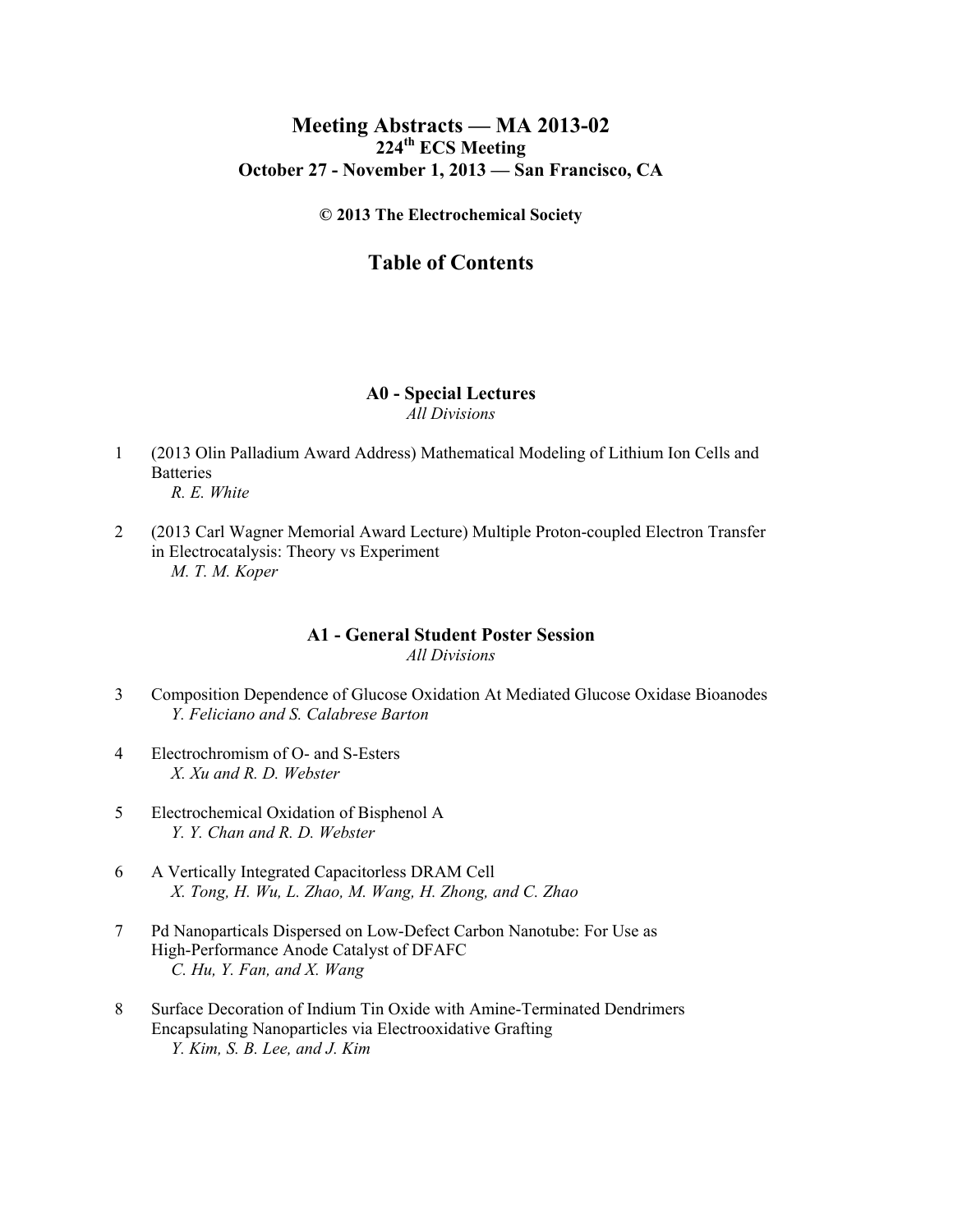# Meeting Abstracts — MA 2013-02

## 224th ECS Meeting

## October 27 - November 1, 2013 — San Francisco, CA

**© 2013 The Electrochemical Society**

# Table of Contents

## A0 - Special Lectures

*All Divisions*

1 (2013 Olin Palladium Award Address) Mathematical Modeling of Lithium Ion Cells and Batteries
*R. E. White*

2 (2013 Carl Wagner Memorial Award Lecture) Multiple Proton-coupled Electron Transfer in Electrocatalysis: Theory vs Experiment
*M. T. M. Koper*

## A1 - General Student Poster Session

*All Divisions*

3 Composition Dependence of Glucose Oxidation At Mediated Glucose Oxidase Bioanodes
*Y. Feliciano and S. Calabrese Barton*

4 Electrochromism of O- and S-Esters
*X. Xu and R. D. Webster*

5 Electrochemical Oxidation of Bisphenol A
*Y. Y. Chan and R. D. Webster*

6 A Vertically Integrated Capacitorless DRAM Cell
*X. Tong, H. Wu, L. Zhao, M. Wang, H. Zhong, and C. Zhao*

7 Pd Nanoparticals Dispersed on Low-Defect Carbon Nanotube: For Use as High-Performance Anode Catalyst of DFAFC
*C. Hu, Y. Fan, and X. Wang*

8 Surface Decoration of Indium Tin Oxide with Amine-Terminated Dendrimers Encapsulating Nanoparticles via Electrooxidative Grafting
*Y. Kim, S. B. Lee, and J. Kim*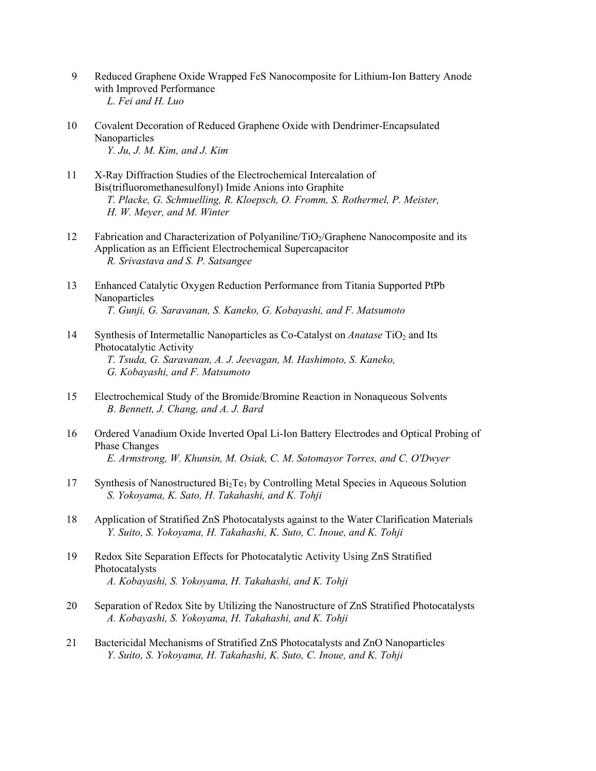9 Reduced Graphene Oxide Wrapped FeS Nanocomposite for Lithium-Ion Battery Anode with Improved Performance
*L. Fei and H. Luo*

10 Covalent Decoration of Reduced Graphene Oxide with Dendrimer-Encapsulated Nanoparticles
*Y. Ju, J. M. Kim, and J. Kim*

11 X-Ray Diffraction Studies of the Electrochemical Intercalation of Bis(trifluoromethanesulfonyl) Imide Anions into Graphite
*T. Placke, G. Schmuelling, R. Kloepsch, O. Fromm, S. Rothermel, P. Meister, H. W. Meyer, and M. Winter*

12 Fabrication and Characterization of Polyaniline/$TiO_2$/Graphene Nanocomposite and its Application as an Efficient Electrochemical Supercapacitor
*R. Srivastava and S. P. Satsangee*

13 Enhanced Catalytic Oxygen Reduction Performance from Titania Supported PtPb Nanoparticles
*T. Gunji, G. Saravanan, S. Kaneko, G. Kobayashi, and F. Matsumoto*

14 Synthesis of Intermetallic Nanoparticles as Co-Catalyst on *Anatase* $TiO_2$ and Its Photocatalytic Activity
*T. Tsuda, G. Saravanan, A. J. Jeevagan, M. Hashimoto, S. Kaneko, G. Kobayashi, and F. Matsumoto*

15 Electrochemical Study of the Bromide/Bromine Reaction in Nonaqueous Solvents
*B. Bennett, J. Chang, and A. J. Bard*

16 Ordered Vanadium Oxide Inverted Opal Li-Ion Battery Electrodes and Optical Probing of Phase Changes
*E. Armstrong, W. Khunsin, M. Osiak, C. M. Sotomayor Torres, and C. O'Dwyer*

17 Synthesis of Nanostructured $Bi_2Te_3$ by Controlling Metal Species in Aqueous Solution
*S. Yokoyama, K. Sato, H. Takahashi, and K. Tohji*

18 Application of Stratified ZnS Photocatalysts against to the Water Clarification Materials
*Y. Suito, S. Yokoyama, H. Takahashi, K. Suto, C. Inoue, and K. Tohji*

19 Redox Site Separation Effects for Photocatalytic Activity Using ZnS Stratified Photocatalysts
*A. Kobayashi, S. Yokoyama, H. Takahashi, and K. Tohji*

20 Separation of Redox Site by Utilizing the Nanostructure of ZnS Stratified Photocatalysts
*A. Kobayashi, S. Yokoyama, H. Takahashi, and K. Tohji*

21 Bactericidal Mechanisms of Stratified ZnS Photocatalysts and ZnO Nanoparticles
*Y. Suito, S. Yokoyama, H. Takahashi, K. Suto, C. Inoue, and K. Tohji*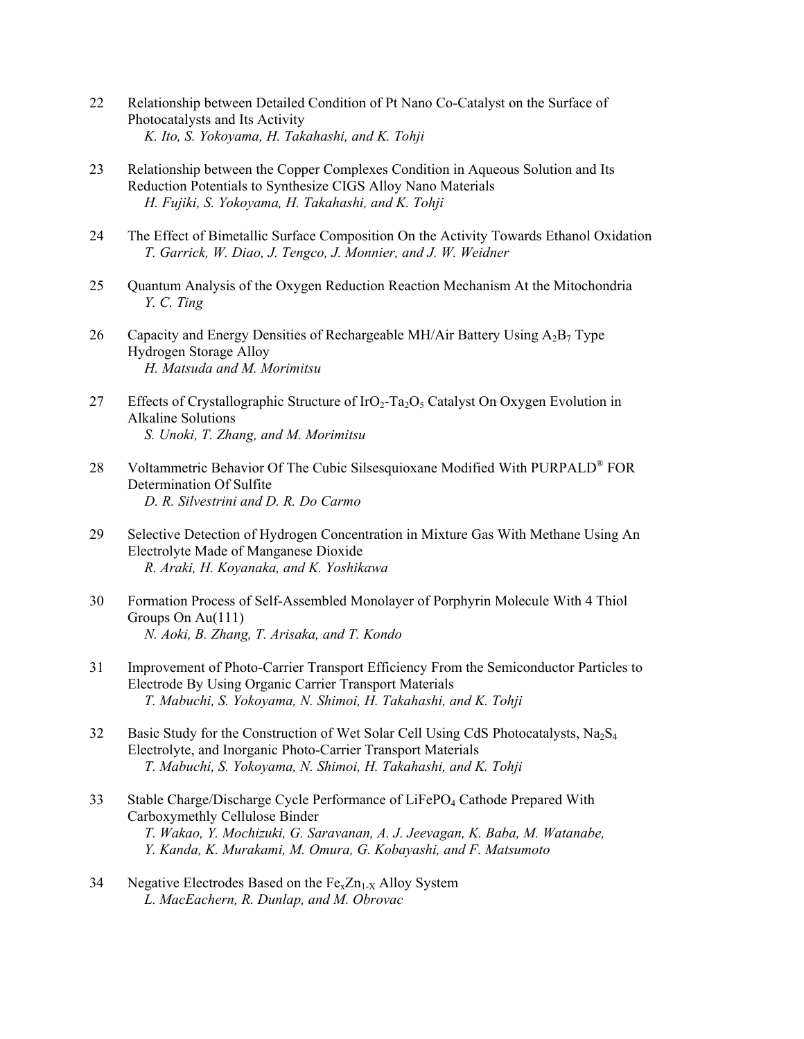22 Relationship between Detailed Condition of Pt Nano Co-Catalyst on the Surface of Photocatalysts and Its Activity
*K. Ito, S. Yokoyama, H. Takahashi, and K. Tohji*

23 Relationship between the Copper Complexes Condition in Aqueous Solution and Its Reduction Potentials to Synthesize CIGS Alloy Nano Materials
*H. Fujiki, S. Yokoyama, H. Takahashi, and K. Tohji*

24 The Effect of Bimetallic Surface Composition On the Activity Towards Ethanol Oxidation
*T. Garrick, W. Diao, J. Tengco, J. Monnier, and J. W. Weidner*

25 Quantum Analysis of the Oxygen Reduction Reaction Mechanism At the Mitochondria
*Y. C. Ting*

26 Capacity and Energy Densities of Rechargeable MH/Air Battery Using $A_2B_7$ Type Hydrogen Storage Alloy
*H. Matsuda and M. Morimitsu*

27 Effects of Crystallographic Structure of $IrO_2$-$Ta_2O_5$ Catalyst On Oxygen Evolution in Alkaline Solutions
*S. Unoki, T. Zhang, and M. Morimitsu*

28 Voltammetric Behavior Of The Cubic Silsesquioxane Modified With PURPALD® FOR Determination Of Sulfite
*D. R. Silvestrini and D. R. Do Carmo*

29 Selective Detection of Hydrogen Concentration in Mixture Gas With Methane Using An Electrolyte Made of Manganese Dioxide
*R. Araki, H. Koyanaka, and K. Yoshikawa*

30 Formation Process of Self-Assembled Monolayer of Porphyrin Molecule With 4 Thiol Groups On Au(111)
*N. Aoki, B. Zhang, T. Arisaka, and T. Kondo*

31 Improvement of Photo-Carrier Transport Efficiency From the Semiconductor Particles to Electrode By Using Organic Carrier Transport Materials
*T. Mabuchi, S. Yokoyama, N. Shimoi, H. Takahashi, and K. Tohji*

32 Basic Study for the Construction of Wet Solar Cell Using CdS Photocatalysts, $Na_2S_4$ Electrolyte, and Inorganic Photo-Carrier Transport Materials
*T. Mabuchi, S. Yokoyama, N. Shimoi, H. Takahashi, and K. Tohji*

33 Stable Charge/Discharge Cycle Performance of $LiFePO_4$ Cathode Prepared With Carboxymethly Cellulose Binder
*T. Wakao, Y. Mochizuki, G. Saravanan, A. J. Jeevagan, K. Baba, M. Watanabe, Y. Kanda, K. Murakami, M. Omura, G. Kobayashi, and F. Matsumoto*

34 Negative Electrodes Based on the $Fe_xZn_{1-X}$ Alloy System
*L. MacEachern, R. Dunlap, and M. Obrovac*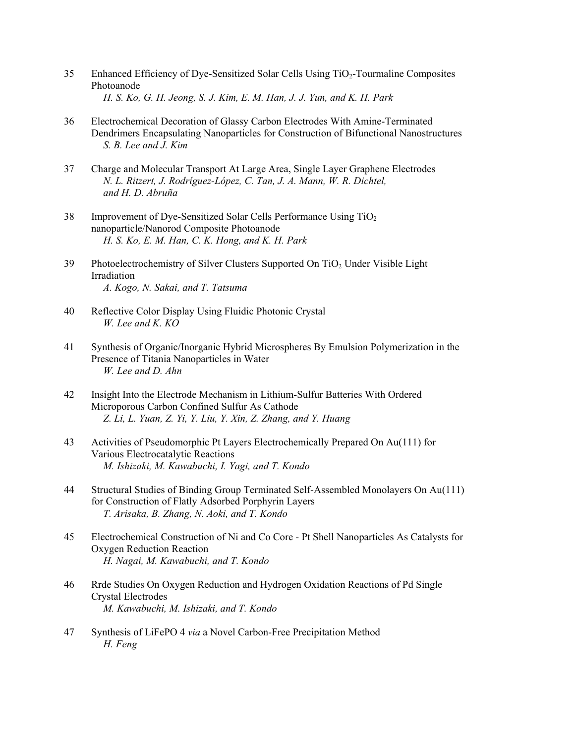35 Enhanced Efficiency of Dye-Sensitized Solar Cells Using $TiO_2$-Tourmaline Composites Photoanode
*H. S. Ko, G. H. Jeong, S. J. Kim, E. M. Han, J. J. Yun, and K. H. Park*

36 Electrochemical Decoration of Glassy Carbon Electrodes With Amine-Terminated Dendrimers Encapsulating Nanoparticles for Construction of Bifunctional Nanostructures
*S. B. Lee and J. Kim*

37 Charge and Molecular Transport At Large Area, Single Layer Graphene Electrodes
*N. L. Ritzert, J. Rodríguez-López, C. Tan, J. A. Mann, W. R. Dichtel, and H. D. Abruña*

38 Improvement of Dye-Sensitized Solar Cells Performance Using $TiO_2$ nanoparticle/Nanorod Composite Photoanode
*H. S. Ko, E. M. Han, C. K. Hong, and K. H. Park*

39 Photoelectrochemistry of Silver Clusters Supported On $TiO_2$ Under Visible Light Irradiation
*A. Kogo, N. Sakai, and T. Tatsuma*

40 Reflective Color Display Using Fluidic Photonic Crystal
*W. Lee and K. KO*

41 Synthesis of Organic/Inorganic Hybrid Microspheres By Emulsion Polymerization in the Presence of Titania Nanoparticles in Water
*W. Lee and D. Ahn*

42 Insight Into the Electrode Mechanism in Lithium-Sulfur Batteries With Ordered Microporous Carbon Confined Sulfur As Cathode
*Z. Li, L. Yuan, Z. Yi, Y. Liu, Y. Xin, Z. Zhang, and Y. Huang*

43 Activities of Pseudomorphic Pt Layers Electrochemically Prepared On Au(111) for Various Electrocatalytic Reactions
*M. Ishizaki, M. Kawabuchi, I. Yagi, and T. Kondo*

44 Structural Studies of Binding Group Terminated Self-Assembled Monolayers On Au(111) for Construction of Flatly Adsorbed Porphyrin Layers
*T. Arisaka, B. Zhang, N. Aoki, and T. Kondo*

45 Electrochemical Construction of Ni and Co Core - Pt Shell Nanoparticles As Catalysts for Oxygen Reduction Reaction
*H. Nagai, M. Kawabuchi, and T. Kondo*

46 Rrde Studies On Oxygen Reduction and Hydrogen Oxidation Reactions of Pd Single Crystal Electrodes
*M. Kawabuchi, M. Ishizaki, and T. Kondo*

47 Synthesis of LiFePO 4 *via* a Novel Carbon-Free Precipitation Method
*H. Feng*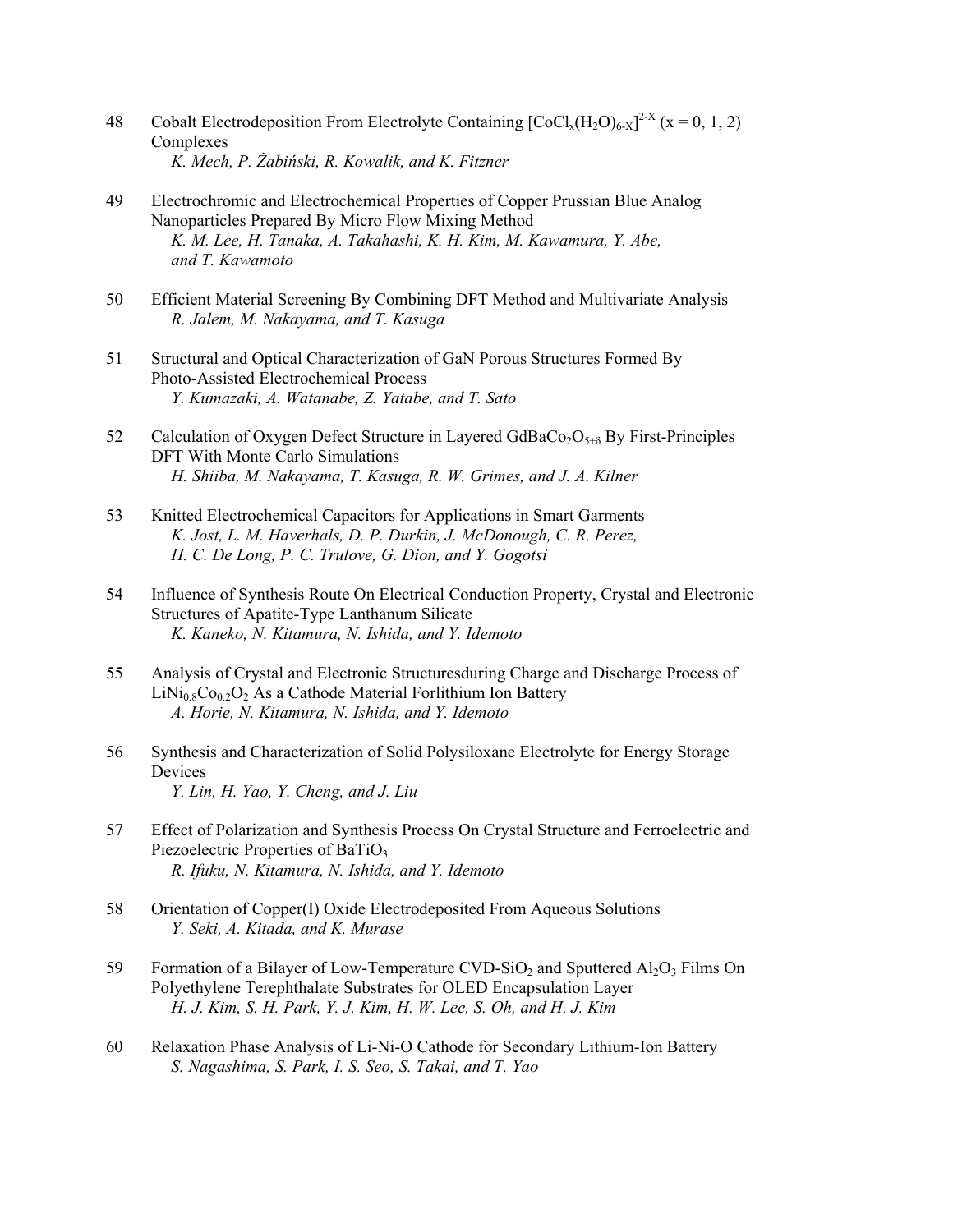48 Cobalt Electrodeposition From Electrolyte Containing $[CoCl_x(H_2O)_{6-X}]^{2-X}$ (x = 0, 1, 2) Complexes
*K. Mech, P. Żabiński, R. Kowalik, and K. Fitzner*

49 Electrochromic and Electrochemical Properties of Copper Prussian Blue Analog Nanoparticles Prepared By Micro Flow Mixing Method
*K. M. Lee, H. Tanaka, A. Takahashi, K. H. Kim, M. Kawamura, Y. Abe, and T. Kawamoto*

50 Efficient Material Screening By Combining DFT Method and Multivariate Analysis
*R. Jalem, M. Nakayama, and T. Kasuga*

51 Structural and Optical Characterization of GaN Porous Structures Formed By Photo-Assisted Electrochemical Process
*Y. Kumazaki, A. Watanabe, Z. Yatabe, and T. Sato*

52 Calculation of Oxygen Defect Structure in Layered $GdBaCo_2O_{5+\delta}$ By First-Principles DFT With Monte Carlo Simulations
*H. Shiiba, M. Nakayama, T. Kasuga, R. W. Grimes, and J. A. Kilner*

53 Knitted Electrochemical Capacitors for Applications in Smart Garments
*K. Jost, L. M. Haverhals, D. P. Durkin, J. McDonough, C. R. Perez, H. C. De Long, P. C. Trulove, G. Dion, and Y. Gogotsi*

54 Influence of Synthesis Route On Electrical Conduction Property, Crystal and Electronic Structures of Apatite-Type Lanthanum Silicate
*K. Kaneko, N. Kitamura, N. Ishida, and Y. Idemoto*

55 Analysis of Crystal and Electronic Structuresduring Charge and Discharge Process of $LiNi_{0.8}Co_{0.2}O_2$ As a Cathode Material Forlithium Ion Battery
*A. Horie, N. Kitamura, N. Ishida, and Y. Idemoto*

56 Synthesis and Characterization of Solid Polysiloxane Electrolyte for Energy Storage Devices
*Y. Lin, H. Yao, Y. Cheng, and J. Liu*

57 Effect of Polarization and Synthesis Process On Crystal Structure and Ferroelectric and Piezoelectric Properties of $BaTiO_3$
*R. Ifuku, N. Kitamura, N. Ishida, and Y. Idemoto*

58 Orientation of Copper(I) Oxide Electrodeposited From Aqueous Solutions
*Y. Seki, A. Kitada, and K. Murase*

59 Formation of a Bilayer of Low-Temperature CVD-$SiO_2$ and Sputtered $Al_2O_3$ Films On Polyethylene Terephthalate Substrates for OLED Encapsulation Layer
*H. J. Kim, S. H. Park, Y. J. Kim, H. W. Lee, S. Oh, and H. J. Kim*

60 Relaxation Phase Analysis of Li-Ni-O Cathode for Secondary Lithium-Ion Battery
*S. Nagashima, S. Park, I. S. Seo, S. Takai, and T. Yao*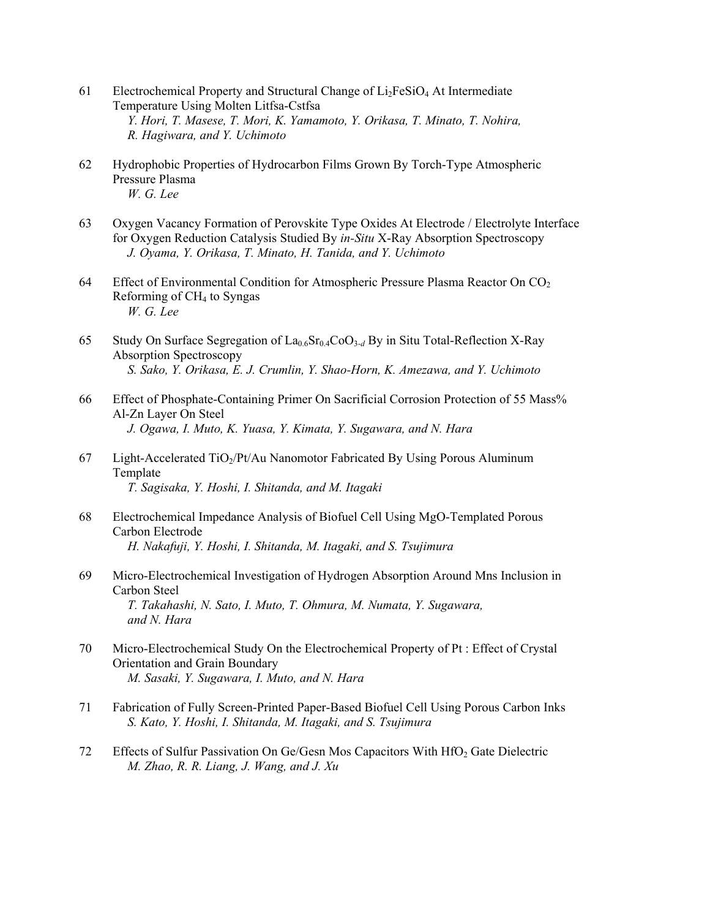61 Electrochemical Property and Structural Change of $Li_2FeSiO_4$ At Intermediate Temperature Using Molten Litfsa-Cstfsa
*Y. Hori, T. Masese, T. Mori, K. Yamamoto, Y. Orikasa, T. Minato, T. Nohira, R. Hagiwara, and Y. Uchimoto*

62 Hydrophobic Properties of Hydrocarbon Films Grown By Torch-Type Atmospheric Pressure Plasma
*W. G. Lee*

63 Oxygen Vacancy Formation of Perovskite Type Oxides At Electrode / Electrolyte Interface for Oxygen Reduction Catalysis Studied By *in-Situ* X-Ray Absorption Spectroscopy
*J. Oyama, Y. Orikasa, T. Minato, H. Tanida, and Y. Uchimoto*

64 Effect of Environmental Condition for Atmospheric Pressure Plasma Reactor On $CO_2$ Reforming of $CH_4$ to Syngas
*W. G. Lee*

65 Study On Surface Segregation of $La_{0.6}Sr_{0.4}CoO_{3-d}$ By in Situ Total-Reflection X-Ray Absorption Spectroscopy
*S. Sako, Y. Orikasa, E. J. Crumlin, Y. Shao-Horn, K. Amezawa, and Y. Uchimoto*

66 Effect of Phosphate-Containing Primer On Sacrificial Corrosion Protection of 55 Mass% Al-Zn Layer On Steel
*J. Ogawa, I. Muto, K. Yuasa, Y. Kimata, Y. Sugawara, and N. Hara*

67 Light-Accelerated $TiO_2$/Pt/Au Nanomotor Fabricated By Using Porous Aluminum Template
*T. Sagisaka, Y. Hoshi, I. Shitanda, and M. Itagaki*

68 Electrochemical Impedance Analysis of Biofuel Cell Using MgO-Templated Porous Carbon Electrode
*H. Nakafuji, Y. Hoshi, I. Shitanda, M. Itagaki, and S. Tsujimura*

69 Micro-Electrochemical Investigation of Hydrogen Absorption Around Mns Inclusion in Carbon Steel
*T. Takahashi, N. Sato, I. Muto, T. Ohmura, M. Numata, Y. Sugawara, and N. Hara*

70 Micro-Electrochemical Study On the Electrochemical Property of Pt : Effect of Crystal Orientation and Grain Boundary
*M. Sasaki, Y. Sugawara, I. Muto, and N. Hara*

71 Fabrication of Fully Screen-Printed Paper-Based Biofuel Cell Using Porous Carbon Inks
*S. Kato, Y. Hoshi, I. Shitanda, M. Itagaki, and S. Tsujimura*

72 Effects of Sulfur Passivation On Ge/Gesn Mos Capacitors With $HfO_2$ Gate Dielectric
*M. Zhao, R. R. Liang, J. Wang, and J. Xu*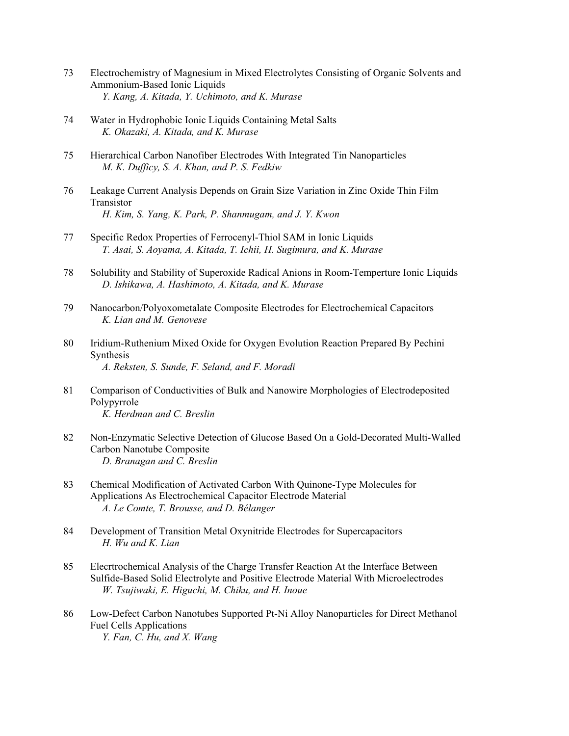73 Electrochemistry of Magnesium in Mixed Electrolytes Consisting of Organic Solvents and Ammonium-Based Ionic Liquids
*Y. Kang, A. Kitada, Y. Uchimoto, and K. Murase*

74 Water in Hydrophobic Ionic Liquids Containing Metal Salts
*K. Okazaki, A. Kitada, and K. Murase*

75 Hierarchical Carbon Nanofiber Electrodes With Integrated Tin Nanoparticles
*M. K. Dufficy, S. A. Khan, and P. S. Fedkiw*

76 Leakage Current Analysis Depends on Grain Size Variation in Zinc Oxide Thin Film Transistor
*H. Kim, S. Yang, K. Park, P. Shanmugam, and J. Y. Kwon*

77 Specific Redox Properties of Ferrocenyl-Thiol SAM in Ionic Liquids
*T. Asai, S. Aoyama, A. Kitada, T. Ichii, H. Sugimura, and K. Murase*

78 Solubility and Stability of Superoxide Radical Anions in Room-Temperture Ionic Liquids
*D. Ishikawa, A. Hashimoto, A. Kitada, and K. Murase*

79 Nanocarbon/Polyoxometalate Composite Electrodes for Electrochemical Capacitors
*K. Lian and M. Genovese*

80 Iridium-Ruthenium Mixed Oxide for Oxygen Evolution Reaction Prepared By Pechini Synthesis
*A. Reksten, S. Sunde, F. Seland, and F. Moradi*

81 Comparison of Conductivities of Bulk and Nanowire Morphologies of Electrodeposited Polypyrrole
*K. Herdman and C. Breslin*

82 Non-Enzymatic Selective Detection of Glucose Based On a Gold-Decorated Multi-Walled Carbon Nanotube Composite
*D. Branagan and C. Breslin*

83 Chemical Modification of Activated Carbon With Quinone-Type Molecules for Applications As Electrochemical Capacitor Electrode Material
*A. Le Comte, T. Brousse, and D. Bélanger*

84 Development of Transition Metal Oxynitride Electrodes for Supercapacitors
*H. Wu and K. Lian*

85 Elecrtrochemical Analysis of the Charge Transfer Reaction At the Interface Between Sulfide-Based Solid Electrolyte and Positive Electrode Material With Microelectrodes
*W. Tsujiwaki, E. Higuchi, M. Chiku, and H. Inoue*

86 Low-Defect Carbon Nanotubes Supported Pt-Ni Alloy Nanoparticles for Direct Methanol Fuel Cells Applications
*Y. Fan, C. Hu, and X. Wang*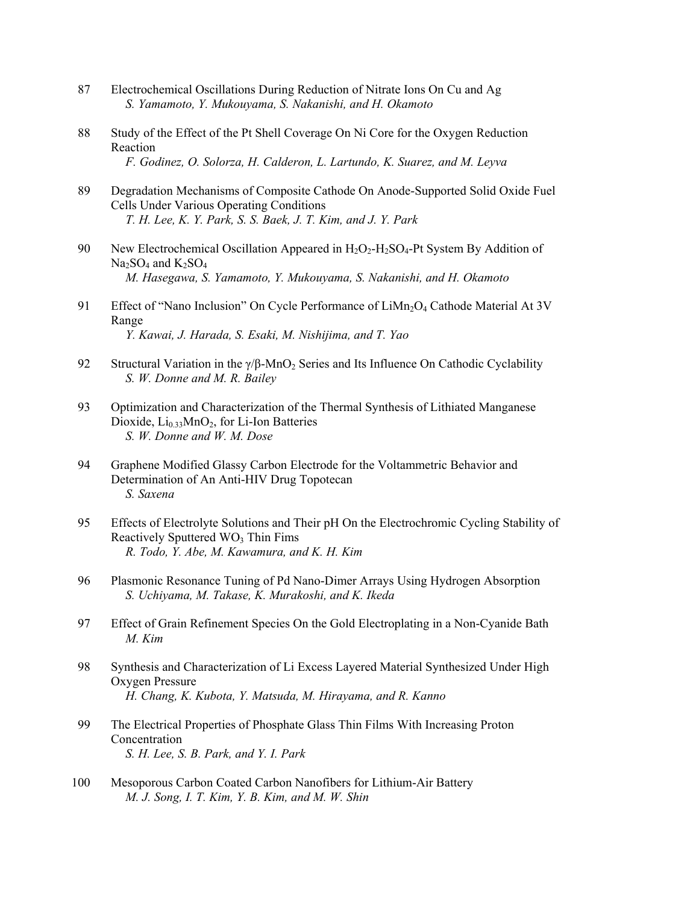87 Electrochemical Oscillations During Reduction of Nitrate Ions On Cu and Ag
*S. Yamamoto, Y. Mukouyama, S. Nakanishi, and H. Okamoto*

88 Study of the Effect of the Pt Shell Coverage On Ni Core for the Oxygen Reduction Reaction
*F. Godinez, O. Solorza, H. Calderon, L. Lartundo, K. Suarez, and M. Leyva*

89 Degradation Mechanisms of Composite Cathode On Anode-Supported Solid Oxide Fuel Cells Under Various Operating Conditions
*T. H. Lee, K. Y. Park, S. S. Baek, J. T. Kim, and J. Y. Park*

90 New Electrochemical Oscillation Appeared in $H_2O_2$-$H_2SO_4$-Pt System By Addition of $Na_2SO_4$ and $K_2SO_4$
*M. Hasegawa, S. Yamamoto, Y. Mukouyama, S. Nakanishi, and H. Okamoto*

91 Effect of "Nano Inclusion" On Cycle Performance of $LiMn_2O_4$ Cathode Material At 3V Range
*Y. Kawai, J. Harada, S. Esaki, M. Nishijima, and T. Yao*

92 Structural Variation in the $\gamma/\beta$-$MnO_2$ Series and Its Influence On Cathodic Cyclability
*S. W. Donne and M. R. Bailey*

93 Optimization and Characterization of the Thermal Synthesis of Lithiated Manganese Dioxide, $Li_{0.33}MnO_2$, for Li-Ion Batteries
*S. W. Donne and W. M. Dose*

94 Graphene Modified Glassy Carbon Electrode for the Voltammetric Behavior and Determination of An Anti-HIV Drug Topotecan
*S. Saxena*

95 Effects of Electrolyte Solutions and Their pH On the Electrochromic Cycling Stability of Reactively Sputtered $WO_3$ Thin Fims
*R. Todo, Y. Abe, M. Kawamura, and K. H. Kim*

96 Plasmonic Resonance Tuning of Pd Nano-Dimer Arrays Using Hydrogen Absorption
*S. Uchiyama, M. Takase, K. Murakoshi, and K. Ikeda*

97 Effect of Grain Refinement Species On the Gold Electroplating in a Non-Cyanide Bath
*M. Kim*

98 Synthesis and Characterization of Li Excess Layered Material Synthesized Under High Oxygen Pressure
*H. Chang, K. Kubota, Y. Matsuda, M. Hirayama, and R. Kanno*

99 The Electrical Properties of Phosphate Glass Thin Films With Increasing Proton Concentration
*S. H. Lee, S. B. Park, and Y. I. Park*

100 Mesoporous Carbon Coated Carbon Nanofibers for Lithium-Air Battery
*M. J. Song, I. T. Kim, Y. B. Kim, and M. W. Shin*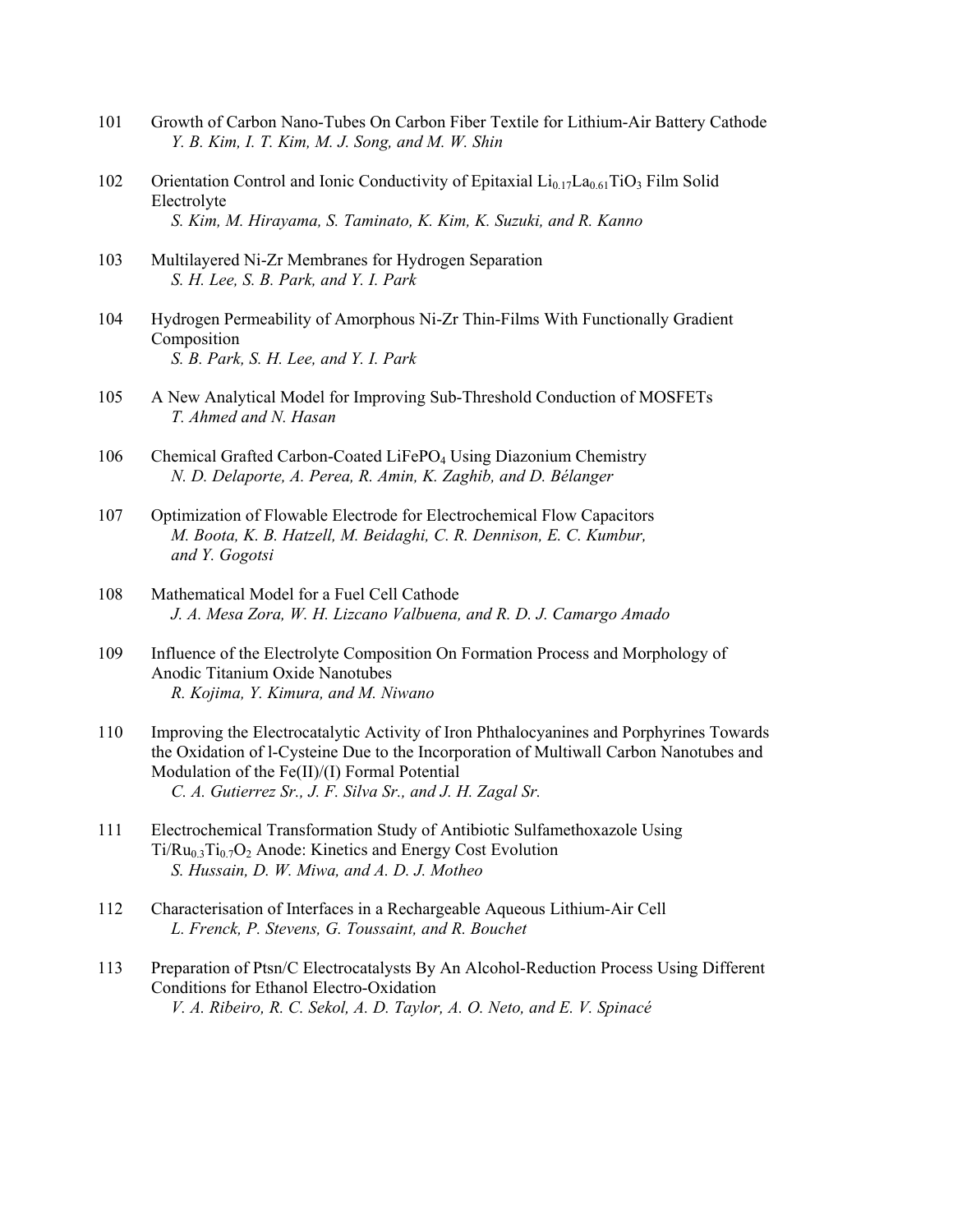101 Growth of Carbon Nano-Tubes On Carbon Fiber Textile for Lithium-Air Battery Cathode
*Y. B. Kim, I. T. Kim, M. J. Song, and M. W. Shin*

102 Orientation Control and Ionic Conductivity of Epitaxial $Li_{0.17}La_{0.61}TiO_3$ Film Solid Electrolyte
*S. Kim, M. Hirayama, S. Taminato, K. Kim, K. Suzuki, and R. Kanno*

103 Multilayered Ni-Zr Membranes for Hydrogen Separation
*S. H. Lee, S. B. Park, and Y. I. Park*

104 Hydrogen Permeability of Amorphous Ni-Zr Thin-Films With Functionally Gradient Composition
*S. B. Park, S. H. Lee, and Y. I. Park*

105 A New Analytical Model for Improving Sub-Threshold Conduction of MOSFETs
*T. Ahmed and N. Hasan*

106 Chemical Grafted Carbon-Coated $LiFePO_4$ Using Diazonium Chemistry
*N. D. Delaporte, A. Perea, R. Amin, K. Zaghib, and D. Bélanger*

107 Optimization of Flowable Electrode for Electrochemical Flow Capacitors
*M. Boota, K. B. Hatzell, M. Beidaghi, C. R. Dennison, E. C. Kumbur, and Y. Gogotsi*

108 Mathematical Model for a Fuel Cell Cathode
*J. A. Mesa Zora, W. H. Lizcano Valbuena, and R. D. J. Camargo Amado*

109 Influence of the Electrolyte Composition On Formation Process and Morphology of Anodic Titanium Oxide Nanotubes
*R. Kojima, Y. Kimura, and M. Niwano*

110 Improving the Electrocatalytic Activity of Iron Phthalocyanines and Porphyrines Towards the Oxidation of l-Cysteine Due to the Incorporation of Multiwall Carbon Nanotubes and Modulation of the Fe(II)/(I) Formal Potential
*C. A. Gutierrez Sr., J. F. Silva Sr., and J. H. Zagal Sr.*

111 Electrochemical Transformation Study of Antibiotic Sulfamethoxazole Using $Ti/Ru_{0.3}Ti_{0.7}O_2$ Anode: Kinetics and Energy Cost Evolution
*S. Hussain, D. W. Miwa, and A. D. J. Motheo*

112 Characterisation of Interfaces in a Rechargeable Aqueous Lithium-Air Cell
*L. Frenck, P. Stevens, G. Toussaint, and R. Bouchet*

113 Preparation of Ptsn/C Electrocatalysts By An Alcohol-Reduction Process Using Different Conditions for Ethanol Electro-Oxidation
*V. A. Ribeiro, R. C. Sekol, A. D. Taylor, A. O. Neto, and E. V. Spinacé*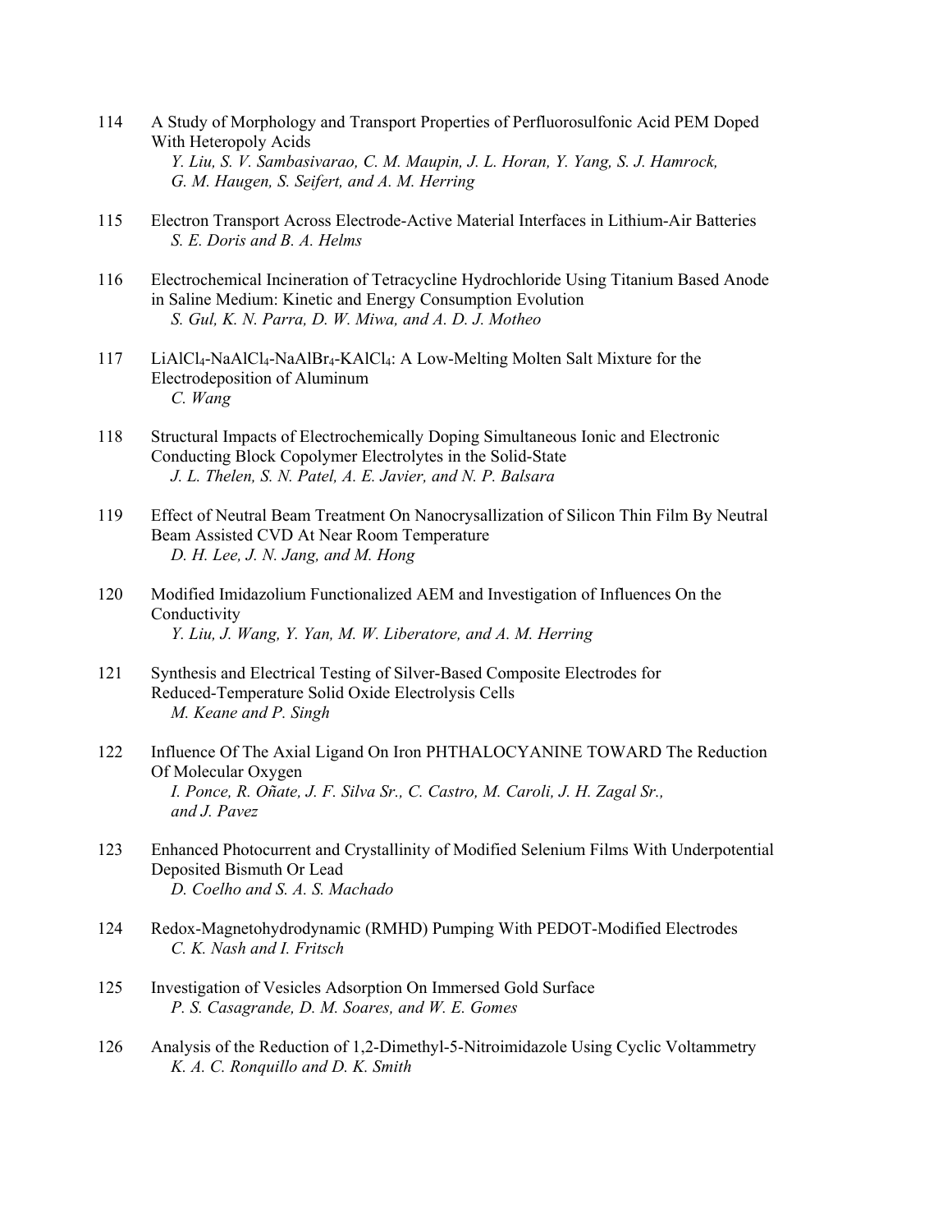114 A Study of Morphology and Transport Properties of Perfluorosulfonic Acid PEM Doped With Heteropoly Acids
*Y. Liu, S. V. Sambasivarao, C. M. Maupin, J. L. Horan, Y. Yang, S. J. Hamrock, G. M. Haugen, S. Seifert, and A. M. Herring*

115 Electron Transport Across Electrode-Active Material Interfaces in Lithium-Air Batteries
*S. E. Doris and B. A. Helms*

116 Electrochemical Incineration of Tetracycline Hydrochloride Using Titanium Based Anode in Saline Medium: Kinetic and Energy Consumption Evolution
*S. Gul, K. N. Parra, D. W. Miwa, and A. D. J. Motheo*

117 $LiAlCl_4$-$NaAlCl_4$-$NaAlBr_4$-$KAlCl_4$: A Low-Melting Molten Salt Mixture for the Electrodeposition of Aluminum
*C. Wang*

118 Structural Impacts of Electrochemically Doping Simultaneous Ionic and Electronic Conducting Block Copolymer Electrolytes in the Solid-State
*J. L. Thelen, S. N. Patel, A. E. Javier, and N. P. Balsara*

119 Effect of Neutral Beam Treatment On Nanocrysallization of Silicon Thin Film By Neutral Beam Assisted CVD At Near Room Temperature
*D. H. Lee, J. N. Jang, and M. Hong*

120 Modified Imidazolium Functionalized AEM and Investigation of Influences On the Conductivity
*Y. Liu, J. Wang, Y. Yan, M. W. Liberatore, and A. M. Herring*

121 Synthesis and Electrical Testing of Silver-Based Composite Electrodes for Reduced-Temperature Solid Oxide Electrolysis Cells
*M. Keane and P. Singh*

122 Influence Of The Axial Ligand On Iron PHTHALOCYANINE TOWARD The Reduction Of Molecular Oxygen
*I. Ponce, R. Oñate, J. F. Silva Sr., C. Castro, M. Caroli, J. H. Zagal Sr., and J. Pavez*

123 Enhanced Photocurrent and Crystallinity of Modified Selenium Films With Underpotential Deposited Bismuth Or Lead
*D. Coelho and S. A. S. Machado*

124 Redox-Magnetohydrodynamic (RMHD) Pumping With PEDOT-Modified Electrodes
*C. K. Nash and I. Fritsch*

125 Investigation of Vesicles Adsorption On Immersed Gold Surface
*P. S. Casagrande, D. M. Soares, and W. E. Gomes*

126 Analysis of the Reduction of 1,2-Dimethyl-5-Nitroimidazole Using Cyclic Voltammetry
*K. A. C. Ronquillo and D. K. Smith*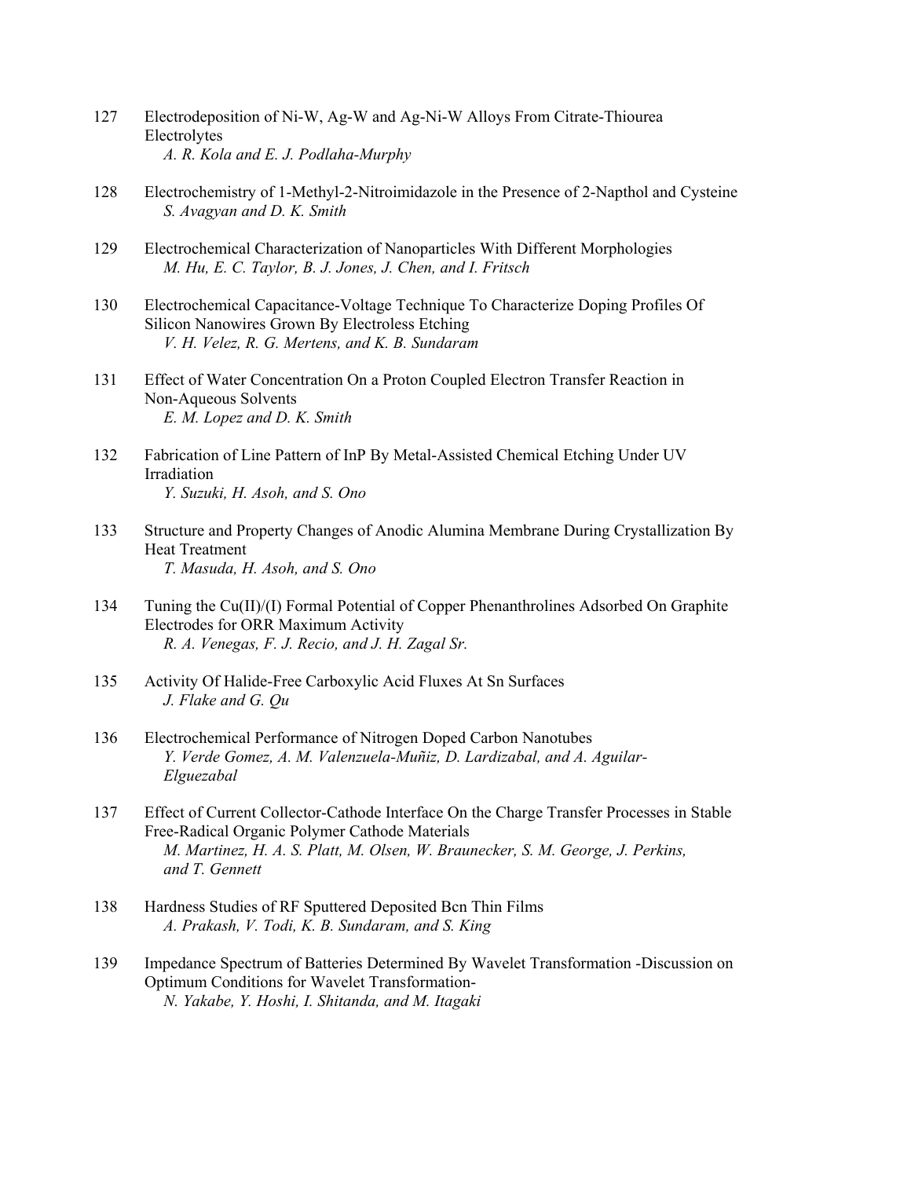127 Electrodeposition of Ni-W, Ag-W and Ag-Ni-W Alloys From Citrate-Thiourea Electrolytes
*A. R. Kola and E. J. Podlaha-Murphy*

128 Electrochemistry of 1-Methyl-2-Nitroimidazole in the Presence of 2-Napthol and Cysteine
*S. Avagyan and D. K. Smith*

129 Electrochemical Characterization of Nanoparticles With Different Morphologies
*M. Hu, E. C. Taylor, B. J. Jones, J. Chen, and I. Fritsch*

130 Electrochemical Capacitance-Voltage Technique To Characterize Doping Profiles Of Silicon Nanowires Grown By Electroless Etching
*V. H. Velez, R. G. Mertens, and K. B. Sundaram*

131 Effect of Water Concentration On a Proton Coupled Electron Transfer Reaction in Non-Aqueous Solvents
*E. M. Lopez and D. K. Smith*

132 Fabrication of Line Pattern of InP By Metal-Assisted Chemical Etching Under UV Irradiation
*Y. Suzuki, H. Asoh, and S. Ono*

133 Structure and Property Changes of Anodic Alumina Membrane During Crystallization By Heat Treatment
*T. Masuda, H. Asoh, and S. Ono*

134 Tuning the Cu(II)/(I) Formal Potential of Copper Phenanthrolines Adsorbed On Graphite Electrodes for ORR Maximum Activity
*R. A. Venegas, F. J. Recio, and J. H. Zagal Sr.*

135 Activity Of Halide-Free Carboxylic Acid Fluxes At Sn Surfaces
*J. Flake and G. Qu*

136 Electrochemical Performance of Nitrogen Doped Carbon Nanotubes
*Y. Verde Gomez, A. M. Valenzuela-Muñiz, D. Lardizabal, and A. Aguilar-Elguezabal*

137 Effect of Current Collector-Cathode Interface On the Charge Transfer Processes in Stable Free-Radical Organic Polymer Cathode Materials
*M. Martinez, H. A. S. Platt, M. Olsen, W. Braunecker, S. M. George, J. Perkins, and T. Gennett*

138 Hardness Studies of RF Sputtered Deposited Bcn Thin Films
*A. Prakash, V. Todi, K. B. Sundaram, and S. King*

139 Impedance Spectrum of Batteries Determined By Wavelet Transformation -Discussion on Optimum Conditions for Wavelet Transformation-
*N. Yakabe, Y. Hoshi, I. Shitanda, and M. Itagaki*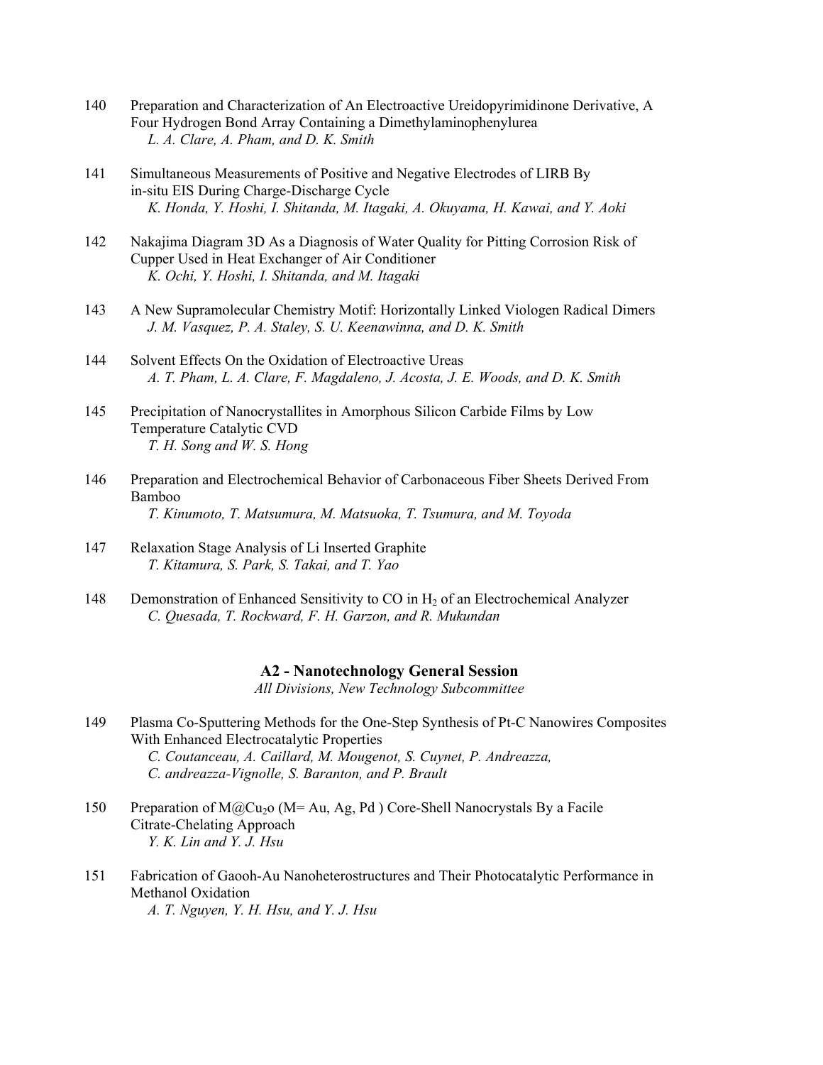140 Preparation and Characterization of An Electroactive Ureidopyrimidinone Derivative, A Four Hydrogen Bond Array Containing a Dimethylaminophenylurea
*L. A. Clare, A. Pham, and D. K. Smith*

141 Simultaneous Measurements of Positive and Negative Electrodes of LIRB By in-situ EIS During Charge-Discharge Cycle
*K. Honda, Y. Hoshi, I. Shitanda, M. Itagaki, A. Okuyama, H. Kawai, and Y. Aoki*

142 Nakajima Diagram 3D As a Diagnosis of Water Quality for Pitting Corrosion Risk of Cupper Used in Heat Exchanger of Air Conditioner
*K. Ochi, Y. Hoshi, I. Shitanda, and M. Itagaki*

143 A New Supramolecular Chemistry Motif: Horizontally Linked Viologen Radical Dimers
*J. M. Vasquez, P. A. Staley, S. U. Keenawinna, and D. K. Smith*

144 Solvent Effects On the Oxidation of Electroactive Ureas
*A. T. Pham, L. A. Clare, F. Magdaleno, J. Acosta, J. E. Woods, and D. K. Smith*

145 Precipitation of Nanocrystallites in Amorphous Silicon Carbide Films by Low Temperature Catalytic CVD
*T. H. Song and W. S. Hong*

146 Preparation and Electrochemical Behavior of Carbonaceous Fiber Sheets Derived From Bamboo
*T. Kinumoto, T. Matsumura, M. Matsuoka, T. Tsumura, and M. Toyoda*

147 Relaxation Stage Analysis of Li Inserted Graphite
*T. Kitamura, S. Park, S. Takai, and T. Yao*

148 Demonstration of Enhanced Sensitivity to CO in $H_2$ of an Electrochemical Analyzer
*C. Quesada, T. Rockward, F. H. Garzon, and R. Mukundan*

## A2 - Nanotechnology General Session

*All Divisions, New Technology Subcommittee*

149 Plasma Co-Sputtering Methods for the One-Step Synthesis of Pt-C Nanowires Composites With Enhanced Electrocatalytic Properties
*C. Coutanceau, A. Caillard, M. Mougenot, S. Cuynet, P. Andreazza, C. andreazza-Vignolle, S. Baranton, and P. Brault*

150 Preparation of M@$Cu_2$o (M= Au, Ag, Pd ) Core-Shell Nanocrystals By a Facile Citrate-Chelating Approach
*Y. K. Lin and Y. J. Hsu*

151 Fabrication of Gaooh-Au Nanoheterostructures and Their Photocatalytic Performance in Methanol Oxidation
*A. T. Nguyen, Y. H. Hsu, and Y. J. Hsu*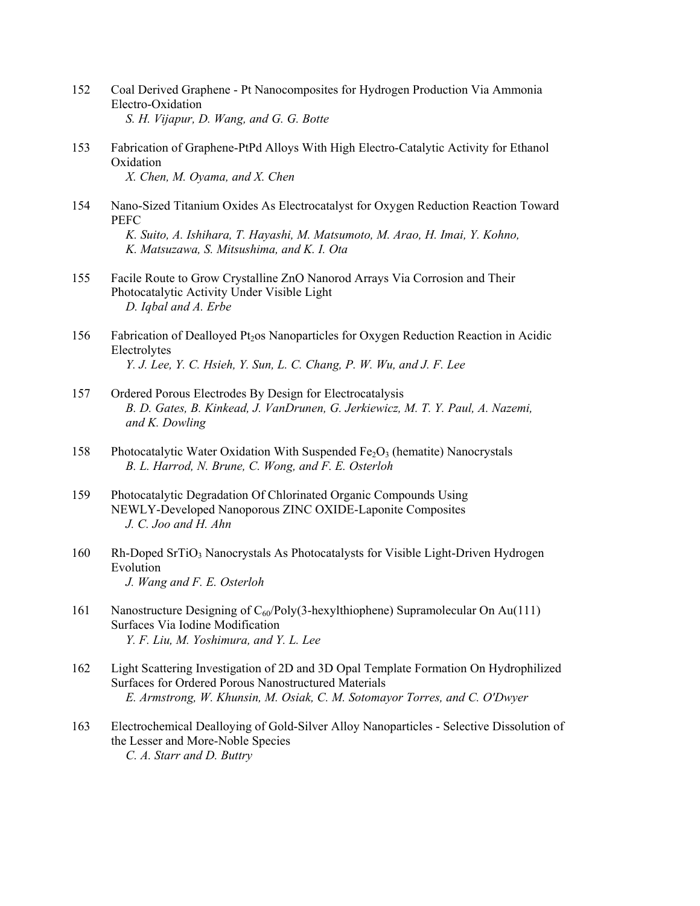152 Coal Derived Graphene - Pt Nanocomposites for Hydrogen Production Via Ammonia Electro-Oxidation
*S. H. Vijapur, D. Wang, and G. G. Botte*

153 Fabrication of Graphene-PtPd Alloys With High Electro-Catalytic Activity for Ethanol Oxidation
*X. Chen, M. Oyama, and X. Chen*

154 Nano-Sized Titanium Oxides As Electrocatalyst for Oxygen Reduction Reaction Toward PEFC
*K. Suito, A. Ishihara, T. Hayashi, M. Matsumoto, M. Arao, H. Imai, Y. Kohno, K. Matsuzawa, S. Mitsushima, and K. I. Ota*

155 Facile Route to Grow Crystalline ZnO Nanorod Arrays Via Corrosion and Their Photocatalytic Activity Under Visible Light
*D. Iqbal and A. Erbe*

156 Fabrication of Dealloyed $Pt_2$os Nanoparticles for Oxygen Reduction Reaction in Acidic Electrolytes
*Y. J. Lee, Y. C. Hsieh, Y. Sun, L. C. Chang, P. W. Wu, and J. F. Lee*

157 Ordered Porous Electrodes By Design for Electrocatalysis
*B. D. Gates, B. Kinkead, J. VanDrunen, G. Jerkiewicz, M. T. Y. Paul, A. Nazemi, and K. Dowling*

158 Photocatalytic Water Oxidation With Suspended $Fe_2O_3$ (hematite) Nanocrystals
*B. L. Harrod, N. Brune, C. Wong, and F. E. Osterloh*

159 Photocatalytic Degradation Of Chlorinated Organic Compounds Using NEWLY-Developed Nanoporous ZINC OXIDE-Laponite Composites
*J. C. Joo and H. Ahn*

160 Rh-Doped $SrTiO_3$ Nanocrystals As Photocatalysts for Visible Light-Driven Hydrogen Evolution
*J. Wang and F. E. Osterloh*

161 Nanostructure Designing of $C_{60}$/Poly(3-hexylthiophene) Supramolecular On Au(111) Surfaces Via Iodine Modification
*Y. F. Liu, M. Yoshimura, and Y. L. Lee*

162 Light Scattering Investigation of 2D and 3D Opal Template Formation On Hydrophilized Surfaces for Ordered Porous Nanostructured Materials
*E. Armstrong, W. Khunsin, M. Osiak, C. M. Sotomayor Torres, and C. O'Dwyer*

163 Electrochemical Dealloying of Gold-Silver Alloy Nanoparticles - Selective Dissolution of the Lesser and More-Noble Species
*C. A. Starr and D. Buttry*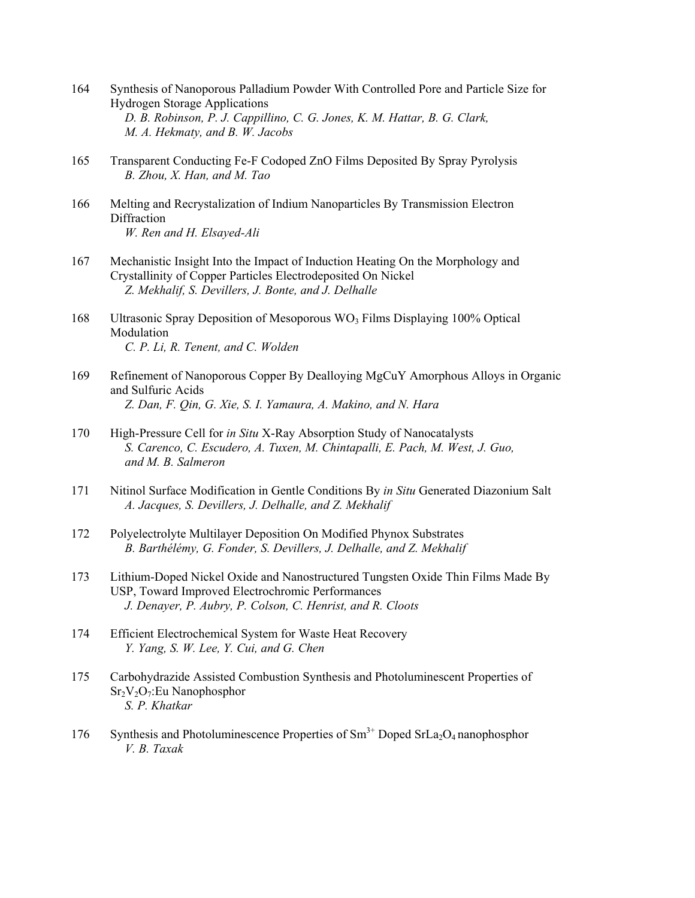164 Synthesis of Nanoporous Palladium Powder With Controlled Pore and Particle Size for Hydrogen Storage Applications
*D. B. Robinson, P. J. Cappillino, C. G. Jones, K. M. Hattar, B. G. Clark, M. A. Hekmaty, and B. W. Jacobs*

165 Transparent Conducting Fe-F Codoped ZnO Films Deposited By Spray Pyrolysis
*B. Zhou, X. Han, and M. Tao*

166 Melting and Recrystalization of Indium Nanoparticles By Transmission Electron Diffraction
*W. Ren and H. Elsayed-Ali*

167 Mechanistic Insight Into the Impact of Induction Heating On the Morphology and Crystallinity of Copper Particles Electrodeposited On Nickel
*Z. Mekhalif, S. Devillers, J. Bonte, and J. Delhalle*

168 Ultrasonic Spray Deposition of Mesoporous $WO_3$ Films Displaying 100% Optical Modulation
*C. P. Li, R. Tenent, and C. Wolden*

169 Refinement of Nanoporous Copper By Dealloying MgCuY Amorphous Alloys in Organic and Sulfuric Acids
*Z. Dan, F. Qin, G. Xie, S. I. Yamaura, A. Makino, and N. Hara*

170 High-Pressure Cell for *in Situ* X-Ray Absorption Study of Nanocatalysts
*S. Carenco, C. Escudero, A. Tuxen, M. Chintapalli, E. Pach, M. West, J. Guo, and M. B. Salmeron*

171 Nitinol Surface Modification in Gentle Conditions By *in Situ* Generated Diazonium Salt
*A. Jacques, S. Devillers, J. Delhalle, and Z. Mekhalif*

172 Polyelectrolyte Multilayer Deposition On Modified Phynox Substrates
*B. Barthélémy, G. Fonder, S. Devillers, J. Delhalle, and Z. Mekhalif*

173 Lithium-Doped Nickel Oxide and Nanostructured Tungsten Oxide Thin Films Made By USP, Toward Improved Electrochromic Performances
*J. Denayer, P. Aubry, P. Colson, C. Henrist, and R. Cloots*

174 Efficient Electrochemical System for Waste Heat Recovery
*Y. Yang, S. W. Lee, Y. Cui, and G. Chen*

175 Carbohydrazide Assisted Combustion Synthesis and Photoluminescent Properties of $Sr_2V_2O_7$:Eu Nanophosphor
*S. P. Khatkar*

176 Synthesis and Photoluminescence Properties of $Sm^{3+}$ Doped $SrLa_2O_4$ nanophosphor
*V. B. Taxak*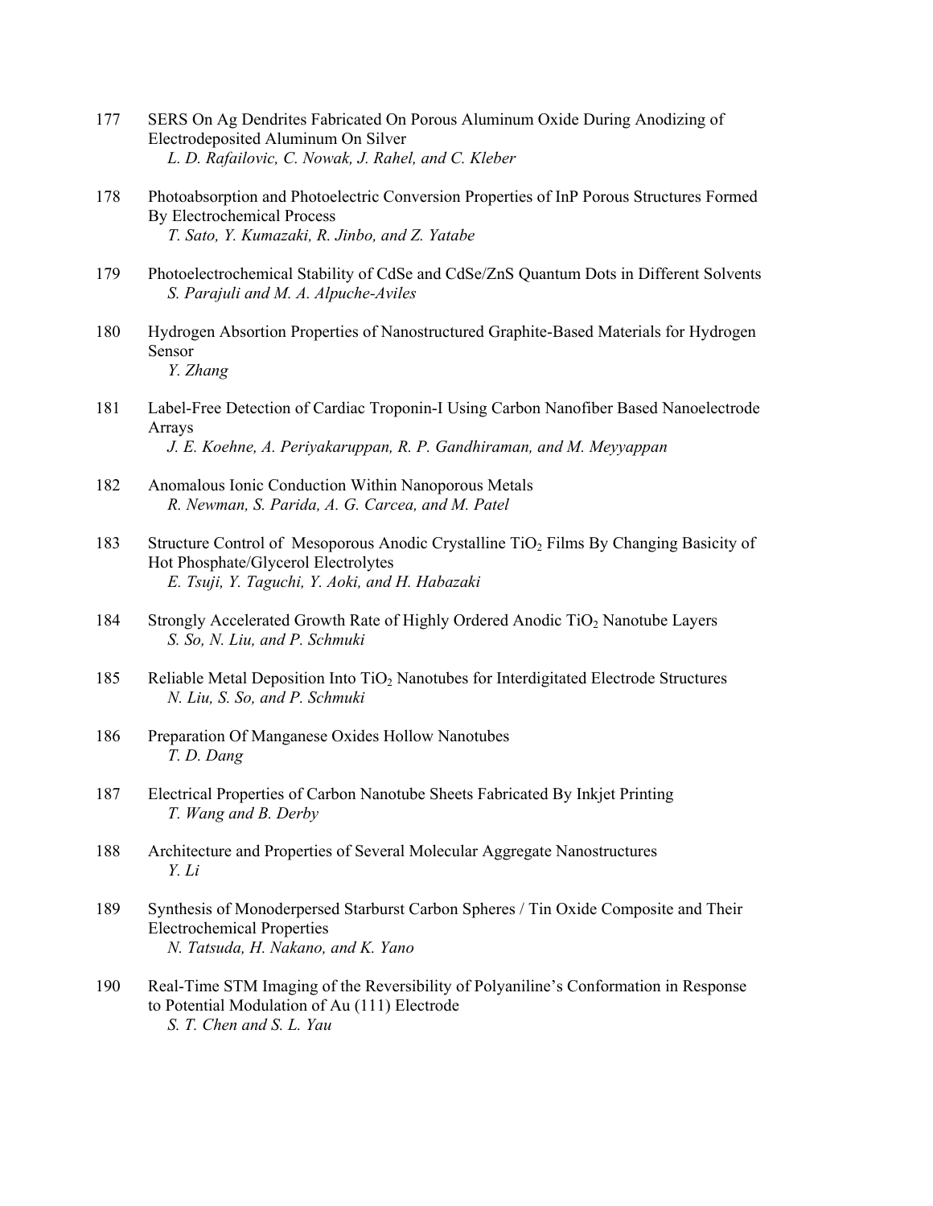177 SERS On Ag Dendrites Fabricated On Porous Aluminum Oxide During Anodizing of Electrodeposited Aluminum On Silver
*L. D. Rafailovic, C. Nowak, J. Rahel, and C. Kleber*

178 Photoabsorption and Photoelectric Conversion Properties of InP Porous Structures Formed By Electrochemical Process
*T. Sato, Y. Kumazaki, R. Jinbo, and Z. Yatabe*

179 Photoelectrochemical Stability of CdSe and CdSe/ZnS Quantum Dots in Different Solvents
*S. Parajuli and M. A. Alpuche-Aviles*

180 Hydrogen Absortion Properties of Nanostructured Graphite-Based Materials for Hydrogen Sensor
*Y. Zhang*

181 Label-Free Detection of Cardiac Troponin-I Using Carbon Nanofiber Based Nanoelectrode Arrays
*J. E. Koehne, A. Periyakaruppan, R. P. Gandhiraman, and M. Meyyappan*

182 Anomalous Ionic Conduction Within Nanoporous Metals
*R. Newman, S. Parida, A. G. Carcea, and M. Patel*

183 Structure Control of Mesoporous Anodic Crystalline $TiO_2$ Films By Changing Basicity of Hot Phosphate/Glycerol Electrolytes
*E. Tsuji, Y. Taguchi, Y. Aoki, and H. Habazaki*

184 Strongly Accelerated Growth Rate of Highly Ordered Anodic $TiO_2$ Nanotube Layers
*S. So, N. Liu, and P. Schmuki*

185 Reliable Metal Deposition Into $TiO_2$ Nanotubes for Interdigitated Electrode Structures
*N. Liu, S. So, and P. Schmuki*

186 Preparation Of Manganese Oxides Hollow Nanotubes
*T. D. Dang*

187 Electrical Properties of Carbon Nanotube Sheets Fabricated By Inkjet Printing
*T. Wang and B. Derby*

188 Architecture and Properties of Several Molecular Aggregate Nanostructures
*Y. Li*

189 Synthesis of Monoderpersed Starburst Carbon Spheres / Tin Oxide Composite and Their Electrochemical Properties
*N. Tatsuda, H. Nakano, and K. Yano*

190 Real-Time STM Imaging of the Reversibility of Polyaniline's Conformation in Response to Potential Modulation of Au (111) Electrode
*S. T. Chen and S. L. Yau*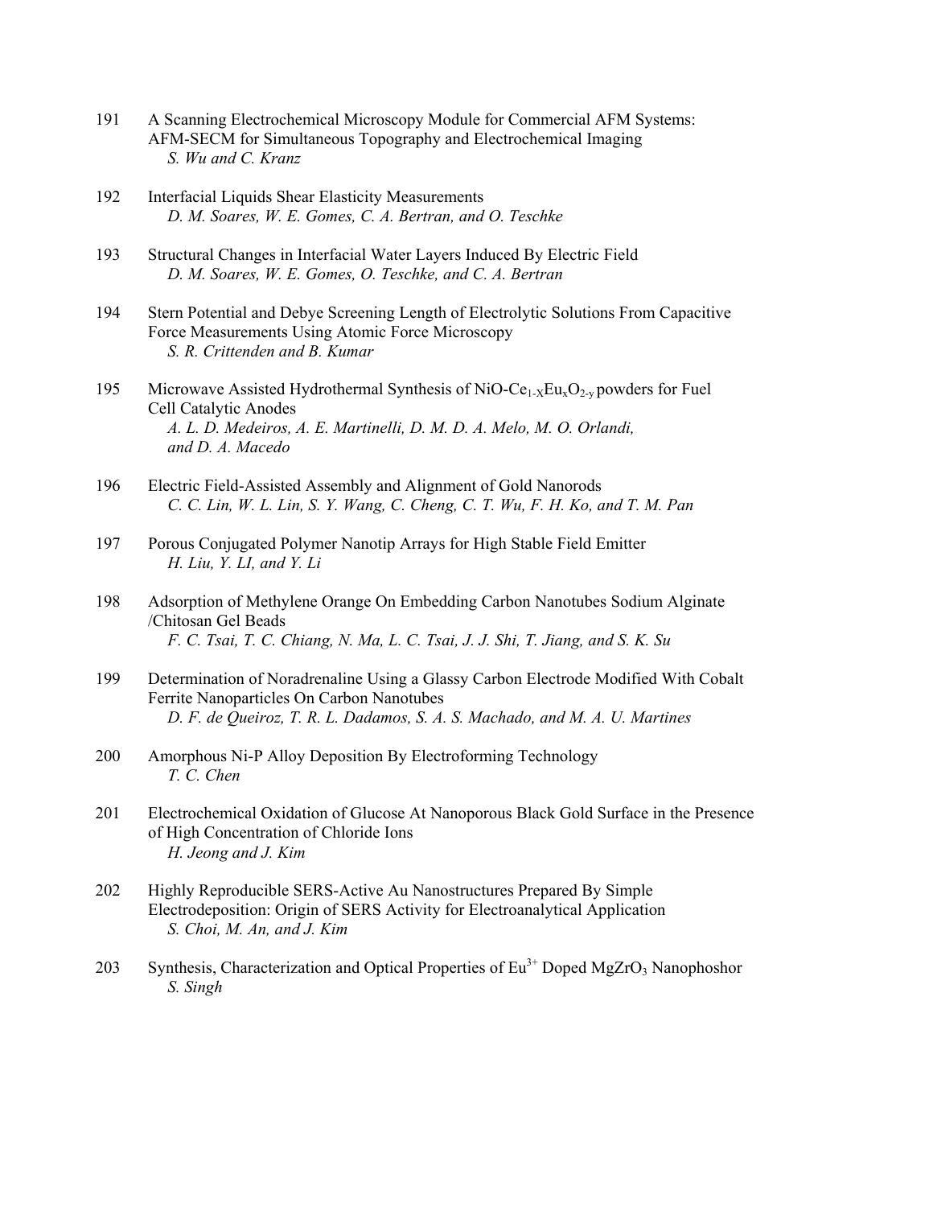191 A Scanning Electrochemical Microscopy Module for Commercial AFM Systems: AFM-SECM for Simultaneous Topography and Electrochemical Imaging
*S. Wu and C. Kranz*

192 Interfacial Liquids Shear Elasticity Measurements
*D. M. Soares, W. E. Gomes, C. A. Bertran, and O. Teschke*

193 Structural Changes in Interfacial Water Layers Induced By Electric Field
*D. M. Soares, W. E. Gomes, O. Teschke, and C. A. Bertran*

194 Stern Potential and Debye Screening Length of Electrolytic Solutions From Capacitive Force Measurements Using Atomic Force Microscopy
*S. R. Crittenden and B. Kumar*

195 Microwave Assisted Hydrothermal Synthesis of NiO-$Ce_{1-X}Eu_xO_{2-y}$ powders for Fuel Cell Catalytic Anodes
*A. L. D. Medeiros, A. E. Martinelli, D. M. D. A. Melo, M. O. Orlandi, and D. A. Macedo*

196 Electric Field-Assisted Assembly and Alignment of Gold Nanorods
*C. C. Lin, W. L. Lin, S. Y. Wang, C. Cheng, C. T. Wu, F. H. Ko, and T. M. Pan*

197 Porous Conjugated Polymer Nanotip Arrays for High Stable Field Emitter
*H. Liu, Y. LI, and Y. Li*

198 Adsorption of Methylene Orange On Embedding Carbon Nanotubes Sodium Alginate /Chitosan Gel Beads
*F. C. Tsai, T. C. Chiang, N. Ma, L. C. Tsai, J. J. Shi, T. Jiang, and S. K. Su*

199 Determination of Noradrenaline Using a Glassy Carbon Electrode Modified With Cobalt Ferrite Nanoparticles On Carbon Nanotubes
*D. F. de Queiroz, T. R. L. Dadamos, S. A. S. Machado, and M. A. U. Martines*

200 Amorphous Ni-P Alloy Deposition By Electroforming Technology
*T. C. Chen*

201 Electrochemical Oxidation of Glucose At Nanoporous Black Gold Surface in the Presence of High Concentration of Chloride Ions
*H. Jeong and J. Kim*

202 Highly Reproducible SERS-Active Au Nanostructures Prepared By Simple Electrodeposition: Origin of SERS Activity for Electroanalytical Application
*S. Choi, M. An, and J. Kim*

203 Synthesis, Characterization and Optical Properties of $Eu^{3+}$ Doped $MgZrO_3$ Nanophoshor
*S. Singh*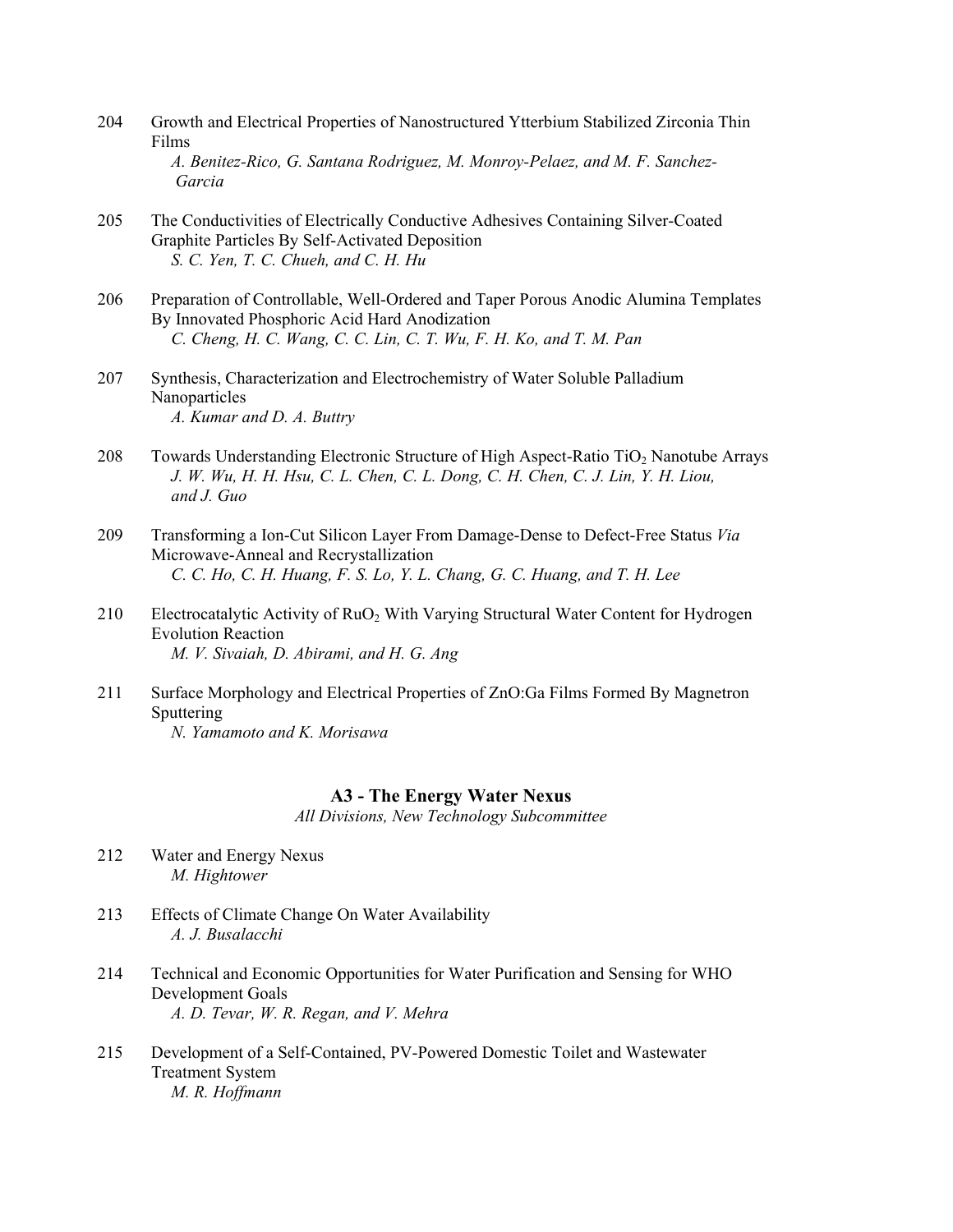204 Growth and Electrical Properties of Nanostructured Ytterbium Stabilized Zirconia Thin Films
*A. Benitez-Rico, G. Santana Rodriguez, M. Monroy-Pelaez, and M. F. Sanchez-Garcia*

205 The Conductivities of Electrically Conductive Adhesives Containing Silver-Coated Graphite Particles By Self-Activated Deposition
*S. C. Yen, T. C. Chueh, and C. H. Hu*

206 Preparation of Controllable, Well-Ordered and Taper Porous Anodic Alumina Templates By Innovated Phosphoric Acid Hard Anodization
*C. Cheng, H. C. Wang, C. C. Lin, C. T. Wu, F. H. Ko, and T. M. Pan*

207 Synthesis, Characterization and Electrochemistry of Water Soluble Palladium Nanoparticles
*A. Kumar and D. A. Buttry*

208 Towards Understanding Electronic Structure of High Aspect-Ratio $TiO_2$ Nanotube Arrays
*J. W. Wu, H. H. Hsu, C. L. Chen, C. L. Dong, C. H. Chen, C. J. Lin, Y. H. Liou, and J. Guo*

209 Transforming a Ion-Cut Silicon Layer From Damage-Dense to Defect-Free Status *Via* Microwave-Anneal and Recrystallization
*C. C. Ho, C. H. Huang, F. S. Lo, Y. L. Chang, G. C. Huang, and T. H. Lee*

210 Electrocatalytic Activity of $RuO_2$ With Varying Structural Water Content for Hydrogen Evolution Reaction
*M. V. Sivaiah, D. Abirami, and H. G. Ang*

211 Surface Morphology and Electrical Properties of ZnO:Ga Films Formed By Magnetron Sputtering
*N. Yamamoto and K. Morisawa*

## A3 - The Energy Water Nexus

*All Divisions, New Technology Subcommittee*

212 Water and Energy Nexus
*M. Hightower*

213 Effects of Climate Change On Water Availability
*A. J. Busalacchi*

214 Technical and Economic Opportunities for Water Purification and Sensing for WHO Development Goals
*A. D. Tevar, W. R. Regan, and V. Mehra*

215 Development of a Self-Contained, PV-Powered Domestic Toilet and Wastewater Treatment System
*M. R. Hoffmann*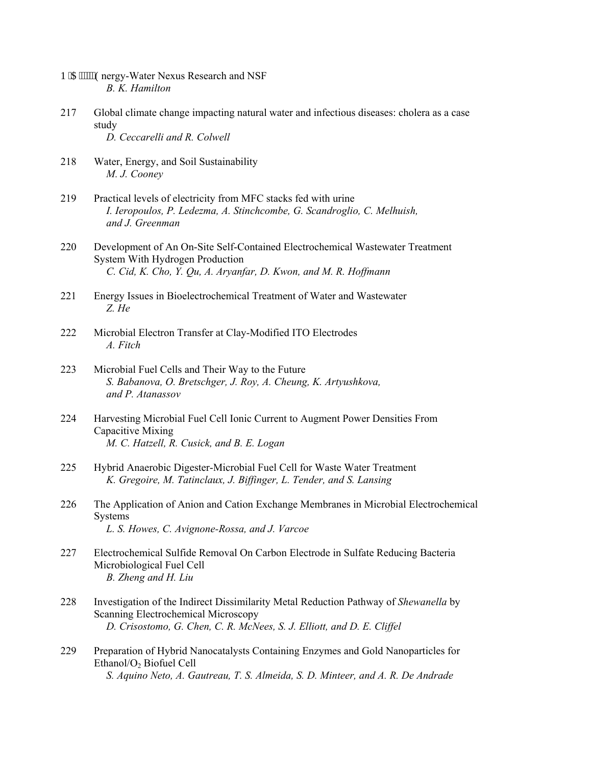1 $ ( nergy-Water Nexus Research and NSF
*B. K. Hamilton*

217 Global climate change impacting natural water and infectious diseases: cholera as a case study
*D. Ceccarelli and R. Colwell*

218 Water, Energy, and Soil Sustainability
*M. J. Cooney*

219 Practical levels of electricity from MFC stacks fed with urine
*I. Ieropoulos, P. Ledezma, A. Stinchcombe, G. Scandroglio, C. Melhuish, and J. Greenman*

220 Development of An On-Site Self-Contained Electrochemical Wastewater Treatment System With Hydrogen Production
*C. Cid, K. Cho, Y. Qu, A. Aryanfar, D. Kwon, and M. R. Hoffmann*

221 Energy Issues in Bioelectrochemical Treatment of Water and Wastewater
*Z. He*

222 Microbial Electron Transfer at Clay-Modified ITO Electrodes
*A. Fitch*

223 Microbial Fuel Cells and Their Way to the Future
*S. Babanova, O. Bretschger, J. Roy, A. Cheung, K. Artyushkova, and P. Atanassov*

224 Harvesting Microbial Fuel Cell Ionic Current to Augment Power Densities From Capacitive Mixing
*M. C. Hatzell, R. Cusick, and B. E. Logan*

225 Hybrid Anaerobic Digester-Microbial Fuel Cell for Waste Water Treatment
*K. Gregoire, M. Tatinclaux, J. Biffinger, L. Tender, and S. Lansing*

226 The Application of Anion and Cation Exchange Membranes in Microbial Electrochemical Systems
*L. S. Howes, C. Avignone-Rossa, and J. Varcoe*

227 Electrochemical Sulfide Removal On Carbon Electrode in Sulfate Reducing Bacteria Microbiological Fuel Cell
*B. Zheng and H. Liu*

228 Investigation of the Indirect Dissimilarity Metal Reduction Pathway of *Shewanella* by Scanning Electrochemical Microscopy
*D. Crisostomo, G. Chen, C. R. McNees, S. J. Elliott, and D. E. Cliffel*

229 Preparation of Hybrid Nanocatalysts Containing Enzymes and Gold Nanoparticles for Ethanol/$O_2$ Biofuel Cell
*S. Aquino Neto, A. Gautreau, T. S. Almeida, S. D. Minteer, and A. R. De Andrade*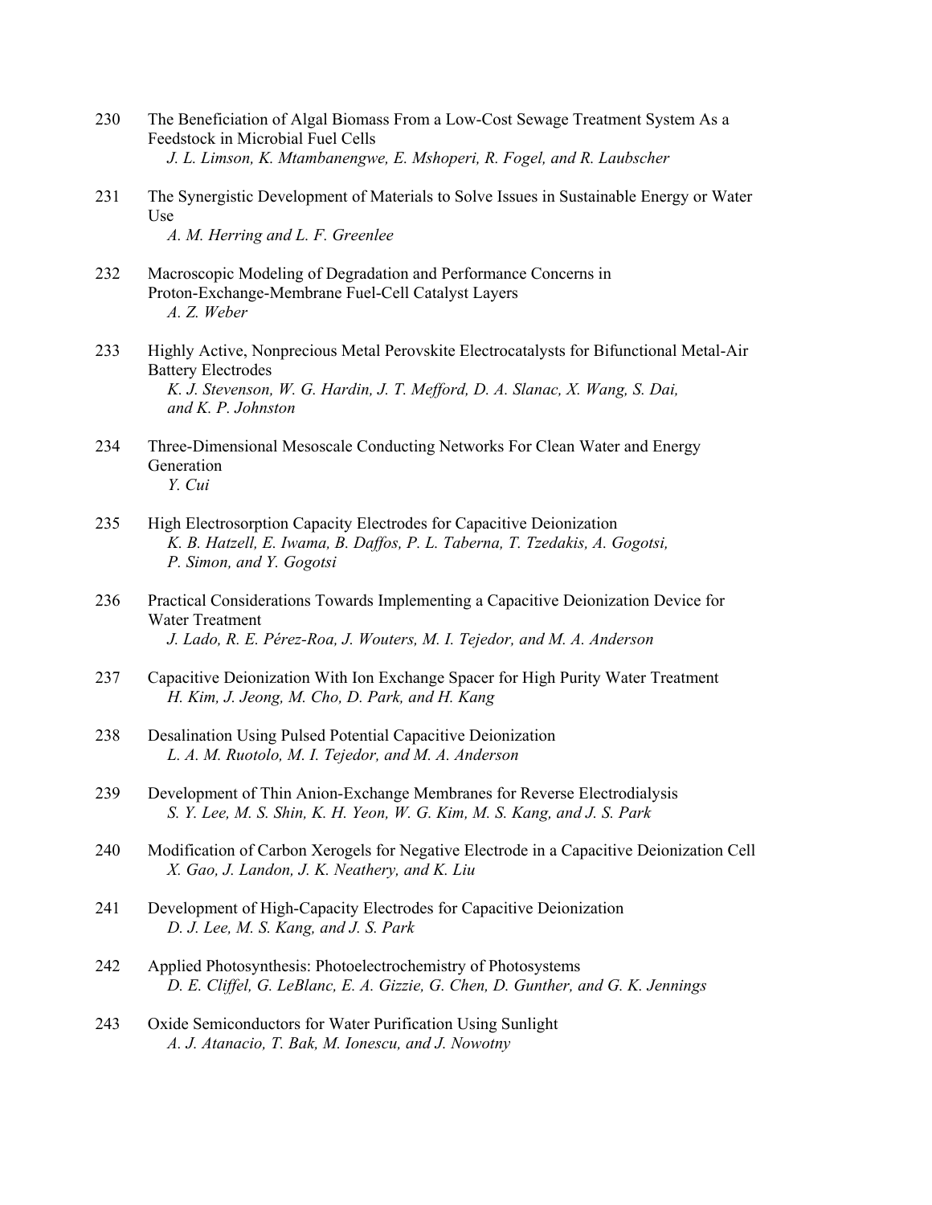230 The Beneficiation of Algal Biomass From a Low-Cost Sewage Treatment System As a Feedstock in Microbial Fuel Cells
*J. L. Limson, K. Mtambanengwe, E. Mshoperi, R. Fogel, and R. Laubscher*

231 The Synergistic Development of Materials to Solve Issues in Sustainable Energy or Water Use
*A. M. Herring and L. F. Greenlee*

232 Macroscopic Modeling of Degradation and Performance Concerns in Proton-Exchange-Membrane Fuel-Cell Catalyst Layers
*A. Z. Weber*

233 Highly Active, Nonprecious Metal Perovskite Electrocatalysts for Bifunctional Metal-Air Battery Electrodes
*K. J. Stevenson, W. G. Hardin, J. T. Mefford, D. A. Slanac, X. Wang, S. Dai, and K. P. Johnston*

234 Three-Dimensional Mesoscale Conducting Networks For Clean Water and Energy Generation
*Y. Cui*

235 High Electrosorption Capacity Electrodes for Capacitive Deionization
*K. B. Hatzell, E. Iwama, B. Daffos, P. L. Taberna, T. Tzedakis, A. Gogotsi, P. Simon, and Y. Gogotsi*

236 Practical Considerations Towards Implementing a Capacitive Deionization Device for Water Treatment
*J. Lado, R. E. Pérez-Roa, J. Wouters, M. I. Tejedor, and M. A. Anderson*

237 Capacitive Deionization With Ion Exchange Spacer for High Purity Water Treatment
*H. Kim, J. Jeong, M. Cho, D. Park, and H. Kang*

238 Desalination Using Pulsed Potential Capacitive Deionization
*L. A. M. Ruotolo, M. I. Tejedor, and M. A. Anderson*

239 Development of Thin Anion-Exchange Membranes for Reverse Electrodialysis
*S. Y. Lee, M. S. Shin, K. H. Yeon, W. G. Kim, M. S. Kang, and J. S. Park*

240 Modification of Carbon Xerogels for Negative Electrode in a Capacitive Deionization Cell
*X. Gao, J. Landon, J. K. Neathery, and K. Liu*

241 Development of High-Capacity Electrodes for Capacitive Deionization
*D. J. Lee, M. S. Kang, and J. S. Park*

242 Applied Photosynthesis: Photoelectrochemistry of Photosystems
*D. E. Cliffel, G. LeBlanc, E. A. Gizzie, G. Chen, D. Gunther, and G. K. Jennings*

243 Oxide Semiconductors for Water Purification Using Sunlight
*A. J. Atanacio, T. Bak, M. Ionescu, and J. Nowotny*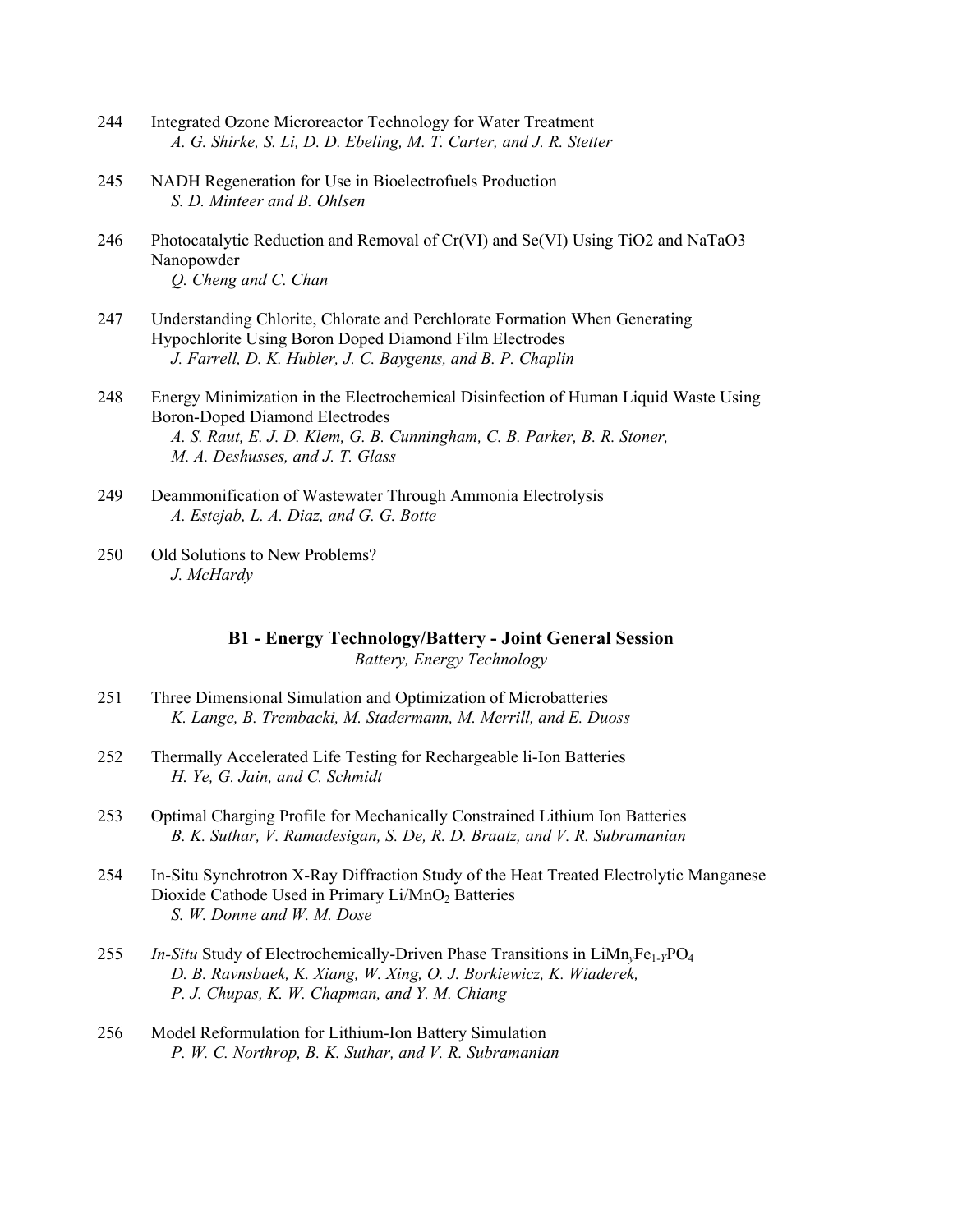244 Integrated Ozone Microreactor Technology for Water Treatment
*A. G. Shirke, S. Li, D. D. Ebeling, M. T. Carter, and J. R. Stetter*

245 NADH Regeneration for Use in Bioelectrofuels Production
*S. D. Minteer and B. Ohlsen*

246 Photocatalytic Reduction and Removal of Cr(VI) and Se(VI) Using TiO2 and NaTaO3 Nanopowder
*Q. Cheng and C. Chan*

247 Understanding Chlorite, Chlorate and Perchlorate Formation When Generating Hypochlorite Using Boron Doped Diamond Film Electrodes
*J. Farrell, D. K. Hubler, J. C. Baygents, and B. P. Chaplin*

248 Energy Minimization in the Electrochemical Disinfection of Human Liquid Waste Using Boron-Doped Diamond Electrodes
*A. S. Raut, E. J. D. Klem, G. B. Cunningham, C. B. Parker, B. R. Stoner, M. A. Deshusses, and J. T. Glass*

249 Deammonification of Wastewater Through Ammonia Electrolysis
*A. Estejab, L. A. Diaz, and G. G. Botte*

250 Old Solutions to New Problems?
*J. McHardy*

## B1 - Energy Technology/Battery - Joint General Session

*Battery, Energy Technology*

251 Three Dimensional Simulation and Optimization of Microbatteries
*K. Lange, B. Trembacki, M. Stadermann, M. Merrill, and E. Duoss*

252 Thermally Accelerated Life Testing for Rechargeable li-Ion Batteries
*H. Ye, G. Jain, and C. Schmidt*

253 Optimal Charging Profile for Mechanically Constrained Lithium Ion Batteries
*B. K. Suthar, V. Ramadesigan, S. De, R. D. Braatz, and V. R. Subramanian*

254 In-Situ Synchrotron X-Ray Diffraction Study of the Heat Treated Electrolytic Manganese Dioxide Cathode Used in Primary Li/$MnO_2$ Batteries
*S. W. Donne and W. M. Dose*

255 *In-Situ* Study of Electrochemically-Driven Phase Transitions in $LiMn_yFe_{1-Y}PO_4$
*D. B. Ravnsbaek, K. Xiang, W. Xing, O. J. Borkiewicz, K. Wiaderek, P. J. Chupas, K. W. Chapman, and Y. M. Chiang*

256 Model Reformulation for Lithium-Ion Battery Simulation
*P. W. C. Northrop, B. K. Suthar, and V. R. Subramanian*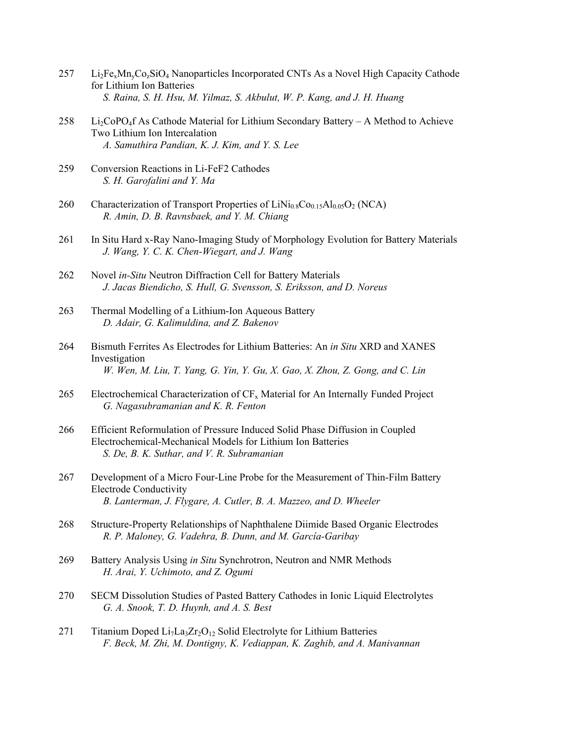257 $Li_2Fe_xMn_yCo_zSiO_4$ Nanoparticles Incorporated CNTs As a Novel High Capacity Cathode for Lithium Ion Batteries
*S. Raina, S. H. Hsu, M. Yilmaz, S. Akbulut, W. P. Kang, and J. H. Huang*

258 $Li_2CoPO_4f$ As Cathode Material for Lithium Secondary Battery – A Method to Achieve Two Lithium Ion Intercalation
*A. Samuthira Pandian, K. J. Kim, and Y. S. Lee*

259 Conversion Reactions in Li-FeF2 Cathodes
*S. H. Garofalini and Y. Ma*

260 Characterization of Transport Properties of $LiNi_{0.8}Co_{0.15}Al_{0.05}O_2$ (NCA)
*R. Amin, D. B. Ravnsbaek, and Y. M. Chiang*

261 In Situ Hard x-Ray Nano-Imaging Study of Morphology Evolution for Battery Materials
*J. Wang, Y. C. K. Chen-Wiegart, and J. Wang*

262 Novel *in-Situ* Neutron Diffraction Cell for Battery Materials
*J. Jacas Biendicho, S. Hull, G. Svensson, S. Eriksson, and D. Noreus*

263 Thermal Modelling of a Lithium-Ion Aqueous Battery
*D. Adair, G. Kalimuldina, and Z. Bakenov*

264 Bismuth Ferrites As Electrodes for Lithium Batteries: An *in Situ* XRD and XANES Investigation
*W. Wen, M. Liu, T. Yang, G. Yin, Y. Gu, X. Gao, X. Zhou, Z. Gong, and C. Lin*

265 Electrochemical Characterization of $CF_x$ Material for An Internally Funded Project
*G. Nagasubramanian and K. R. Fenton*

266 Efficient Reformulation of Pressure Induced Solid Phase Diffusion in Coupled Electrochemical-Mechanical Models for Lithium Ion Batteries
*S. De, B. K. Suthar, and V. R. Subramanian*

267 Development of a Micro Four-Line Probe for the Measurement of Thin-Film Battery Electrode Conductivity
*B. Lanterman, J. Flygare, A. Cutler, B. A. Mazzeo, and D. Wheeler*

268 Structure-Property Relationships of Naphthalene Diimide Based Organic Electrodes
*R. P. Maloney, G. Vadehra, B. Dunn, and M. García-Garibay*

269 Battery Analysis Using *in Situ* Synchrotron, Neutron and NMR Methods
*H. Arai, Y. Uchimoto, and Z. Ogumi*

270 SECM Dissolution Studies of Pasted Battery Cathodes in Ionic Liquid Electrolytes
*G. A. Snook, T. D. Huynh, and A. S. Best*

271 Titanium Doped $Li_7La_3Zr_2O_{12}$ Solid Electrolyte for Lithium Batteries
*F. Beck, M. Zhi, M. Dontigny, K. Vediappan, K. Zaghib, and A. Manivannan*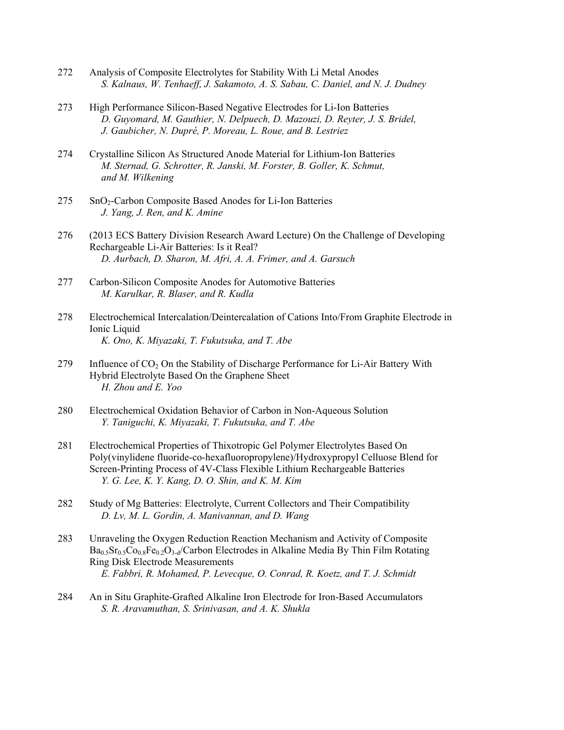272 Analysis of Composite Electrolytes for Stability With Li Metal Anodes
*S. Kalnaus, W. Tenhaeff, J. Sakamoto, A. S. Sabau, C. Daniel, and N. J. Dudney*

273 High Performance Silicon-Based Negative Electrodes for Li-Ion Batteries
*D. Guyomard, M. Gauthier, N. Delpuech, D. Mazouzi, D. Reyter, J. S. Bridel, J. Gaubicher, N. Dupré, P. Moreau, L. Roue, and B. Lestriez*

274 Crystalline Silicon As Structured Anode Material for Lithium-Ion Batteries
*M. Sternad, G. Schrotter, R. Janski, M. Forster, B. Goller, K. Schmut, and M. Wilkening*

275 $SnO_2$-Carbon Composite Based Anodes for Li-Ion Batteries
*J. Yang, J. Ren, and K. Amine*

276 (2013 ECS Battery Division Research Award Lecture) On the Challenge of Developing Rechargeable Li-Air Batteries: Is it Real?
*D. Aurbach, D. Sharon, M. Afri, A. A. Frimer, and A. Garsuch*

277 Carbon-Silicon Composite Anodes for Automotive Batteries
*M. Karulkar, R. Blaser, and R. Kudla*

278 Electrochemical Intercalation/Deintercalation of Cations Into/From Graphite Electrode in Ionic Liquid
*K. Ono, K. Miyazaki, T. Fukutsuka, and T. Abe*

279 Influence of $CO_2$ On the Stability of Discharge Performance for Li-Air Battery With Hybrid Electrolyte Based On the Graphene Sheet
*H. Zhou and E. Yoo*

280 Electrochemical Oxidation Behavior of Carbon in Non-Aqueous Solution
*Y. Taniguchi, K. Miyazaki, T. Fukutsuka, and T. Abe*

281 Electrochemical Properties of Thixotropic Gel Polymer Electrolytes Based On Poly(vinylidene fluoride-co-hexafluoropropylene)/Hydroxypropyl Celluose Blend for Screen-Printing Process of 4V-Class Flexible Lithium Rechargeable Batteries
*Y. G. Lee, K. Y. Kang, D. O. Shin, and K. M. Kim*

282 Study of Mg Batteries: Electrolyte, Current Collectors and Their Compatibility
*D. Lv, M. L. Gordin, A. Manivannan, and D. Wang*

283 Unraveling the Oxygen Reduction Reaction Mechanism and Activity of Composite $Ba_{0.5}Sr_{0.5}Co_{0.8}Fe_{0.2}O_{3-d}$/Carbon Electrodes in Alkaline Media By Thin Film Rotating Ring Disk Electrode Measurements
*E. Fabbri, R. Mohamed, P. Levecque, O. Conrad, R. Koetz, and T. J. Schmidt*

284 An in Situ Graphite-Grafted Alkaline Iron Electrode for Iron-Based Accumulators
*S. R. Aravamuthan, S. Srinivasan, and A. K. Shukla*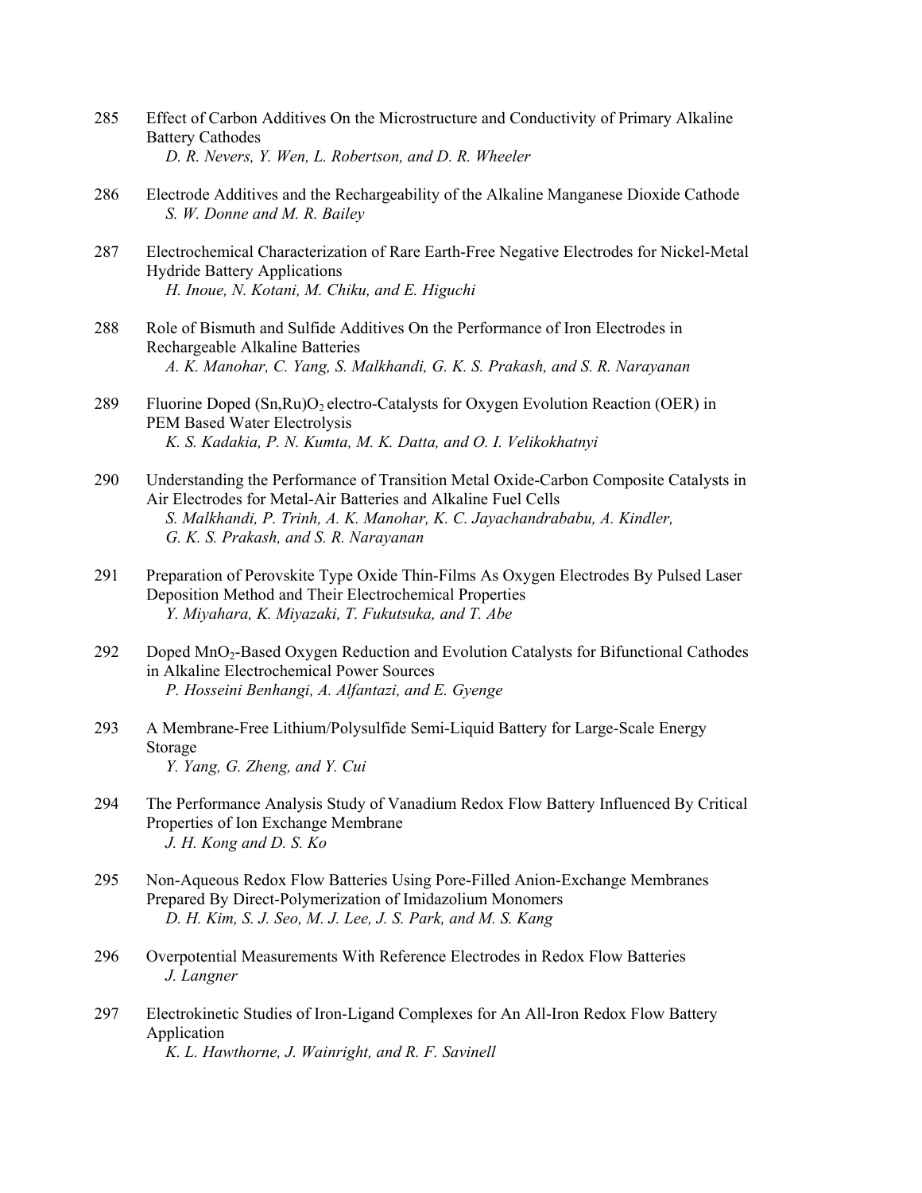285 Effect of Carbon Additives On the Microstructure and Conductivity of Primary Alkaline Battery Cathodes
*D. R. Nevers, Y. Wen, L. Robertson, and D. R. Wheeler*

286 Electrode Additives and the Rechargeability of the Alkaline Manganese Dioxide Cathode
*S. W. Donne and M. R. Bailey*

287 Electrochemical Characterization of Rare Earth-Free Negative Electrodes for Nickel-Metal Hydride Battery Applications
*H. Inoue, N. Kotani, M. Chiku, and E. Higuchi*

288 Role of Bismuth and Sulfide Additives On the Performance of Iron Electrodes in Rechargeable Alkaline Batteries
*A. K. Manohar, C. Yang, S. Malkhandi, G. K. S. Prakash, and S. R. Narayanan*

289 Fluorine Doped $(Sn,Ru)O_2$ electro-Catalysts for Oxygen Evolution Reaction (OER) in PEM Based Water Electrolysis
*K. S. Kadakia, P. N. Kumta, M. K. Datta, and O. I. Velikokhatnyi*

290 Understanding the Performance of Transition Metal Oxide-Carbon Composite Catalysts in Air Electrodes for Metal-Air Batteries and Alkaline Fuel Cells
*S. Malkhandi, P. Trinh, A. K. Manohar, K. C. Jayachandrababu, A. Kindler, G. K. S. Prakash, and S. R. Narayanan*

291 Preparation of Perovskite Type Oxide Thin-Films As Oxygen Electrodes By Pulsed Laser Deposition Method and Their Electrochemical Properties
*Y. Miyahara, K. Miyazaki, T. Fukutsuka, and T. Abe*

292 Doped $MnO_2$-Based Oxygen Reduction and Evolution Catalysts for Bifunctional Cathodes in Alkaline Electrochemical Power Sources
*P. Hosseini Benhangi, A. Alfantazi, and E. Gyenge*

293 A Membrane-Free Lithium/Polysulfide Semi-Liquid Battery for Large-Scale Energy Storage
*Y. Yang, G. Zheng, and Y. Cui*

294 The Performance Analysis Study of Vanadium Redox Flow Battery Influenced By Critical Properties of Ion Exchange Membrane
*J. H. Kong and D. S. Ko*

295 Non-Aqueous Redox Flow Batteries Using Pore-Filled Anion-Exchange Membranes Prepared By Direct-Polymerization of Imidazolium Monomers
*D. H. Kim, S. J. Seo, M. J. Lee, J. S. Park, and M. S. Kang*

296 Overpotential Measurements With Reference Electrodes in Redox Flow Batteries
*J. Langner*

297 Electrokinetic Studies of Iron-Ligand Complexes for An All-Iron Redox Flow Battery Application
*K. L. Hawthorne, J. Wainright, and R. F. Savinell*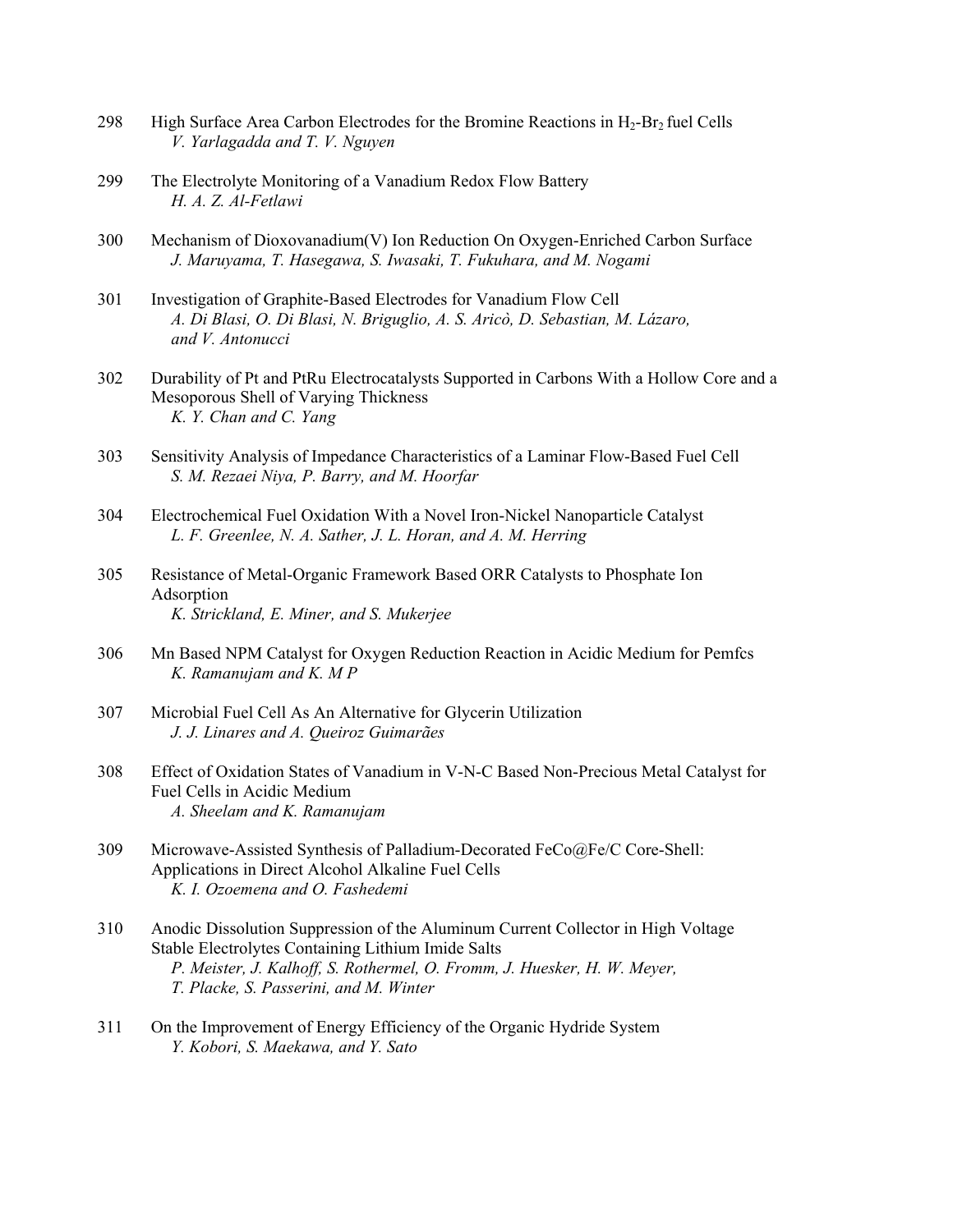298 High Surface Area Carbon Electrodes for the Bromine Reactions in $H_2$-$Br_2$ fuel Cells
*V. Yarlagadda and T. V. Nguyen*

299 The Electrolyte Monitoring of a Vanadium Redox Flow Battery
*H. A. Z. Al-Fetlawi*

300 Mechanism of Dioxovanadium(V) Ion Reduction On Oxygen-Enriched Carbon Surface
*J. Maruyama, T. Hasegawa, S. Iwasaki, T. Fukuhara, and M. Nogami*

301 Investigation of Graphite-Based Electrodes for Vanadium Flow Cell
*A. Di Blasi, O. Di Blasi, N. Briguglio, A. S. Aricò, D. Sebastian, M. Lázaro, and V. Antonucci*

302 Durability of Pt and PtRu Electrocatalysts Supported in Carbons With a Hollow Core and a Mesoporous Shell of Varying Thickness
*K. Y. Chan and C. Yang*

303 Sensitivity Analysis of Impedance Characteristics of a Laminar Flow-Based Fuel Cell
*S. M. Rezaei Niya, P. Barry, and M. Hoorfar*

304 Electrochemical Fuel Oxidation With a Novel Iron-Nickel Nanoparticle Catalyst
*L. F. Greenlee, N. A. Sather, J. L. Horan, and A. M. Herring*

305 Resistance of Metal-Organic Framework Based ORR Catalysts to Phosphate Ion Adsorption
*K. Strickland, E. Miner, and S. Mukerjee*

306 Mn Based NPM Catalyst for Oxygen Reduction Reaction in Acidic Medium for Pemfcs
*K. Ramanujam and K. M P*

307 Microbial Fuel Cell As An Alternative for Glycerin Utilization
*J. J. Linares and A. Queiroz Guimarães*

308 Effect of Oxidation States of Vanadium in V-N-C Based Non-Precious Metal Catalyst for Fuel Cells in Acidic Medium
*A. Sheelam and K. Ramanujam*

309 Microwave-Assisted Synthesis of Palladium-Decorated FeCo@Fe/C Core-Shell: Applications in Direct Alcohol Alkaline Fuel Cells
*K. I. Ozoemena and O. Fashedemi*

310 Anodic Dissolution Suppression of the Aluminum Current Collector in High Voltage Stable Electrolytes Containing Lithium Imide Salts
*P. Meister, J. Kalhoff, S. Rothermel, O. Fromm, J. Huesker, H. W. Meyer, T. Placke, S. Passerini, and M. Winter*

311 On the Improvement of Energy Efficiency of the Organic Hydride System
*Y. Kobori, S. Maekawa, and Y. Sato*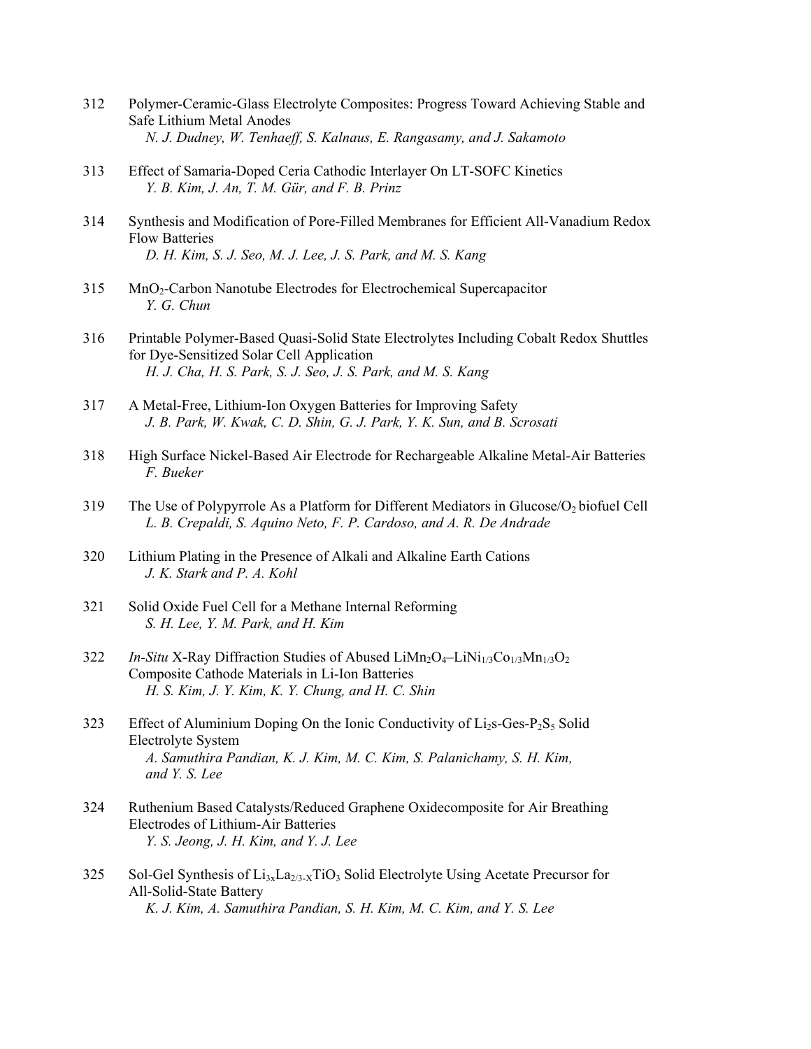312 Polymer-Ceramic-Glass Electrolyte Composites: Progress Toward Achieving Stable and Safe Lithium Metal Anodes
*N. J. Dudney, W. Tenhaeff, S. Kalnaus, E. Rangasamy, and J. Sakamoto*

313 Effect of Samaria-Doped Ceria Cathodic Interlayer On LT-SOFC Kinetics
*Y. B. Kim, J. An, T. M. Gür, and F. B. Prinz*

314 Synthesis and Modification of Pore-Filled Membranes for Efficient All-Vanadium Redox Flow Batteries
*D. H. Kim, S. J. Seo, M. J. Lee, J. S. Park, and M. S. Kang*

315 $MnO_2$-Carbon Nanotube Electrodes for Electrochemical Supercapacitor
*Y. G. Chun*

316 Printable Polymer-Based Quasi-Solid State Electrolytes Including Cobalt Redox Shuttles for Dye-Sensitized Solar Cell Application
*H. J. Cha, H. S. Park, S. J. Seo, J. S. Park, and M. S. Kang*

317 A Metal-Free, Lithium-Ion Oxygen Batteries for Improving Safety
*J. B. Park, W. Kwak, C. D. Shin, G. J. Park, Y. K. Sun, and B. Scrosati*

318 High Surface Nickel-Based Air Electrode for Rechargeable Alkaline Metal-Air Batteries
*F. Bueker*

319 The Use of Polypyrrole As a Platform for Different Mediators in Glucose/$O_2$ biofuel Cell
*L. B. Crepaldi, S. Aquino Neto, F. P. Cardoso, and A. R. De Andrade*

320 Lithium Plating in the Presence of Alkali and Alkaline Earth Cations
*J. K. Stark and P. A. Kohl*

321 Solid Oxide Fuel Cell for a Methane Internal Reforming
*S. H. Lee, Y. M. Park, and H. Kim*

322 *In-Situ* X-Ray Diffraction Studies of Abused $LiMn_2O_4$–$LiNi_{1/3}Co_{1/3}Mn_{1/3}O_2$ Composite Cathode Materials in Li-Ion Batteries
*H. S. Kim, J. Y. Kim, K. Y. Chung, and H. C. Shin*

323 Effect of Aluminium Doping On the Ionic Conductivity of $Li_2s$-Ges-$P_2S_5$ Solid Electrolyte System
*A. Samuthira Pandian, K. J. Kim, M. C. Kim, S. Palanichamy, S. H. Kim, and Y. S. Lee*

324 Ruthenium Based Catalysts/Reduced Graphene Oxidecomposite for Air Breathing Electrodes of Lithium-Air Batteries
*Y. S. Jeong, J. H. Kim, and Y. J. Lee*

325 Sol-Gel Synthesis of $Li_{3x}La_{2/3-X}TiO_3$ Solid Electrolyte Using Acetate Precursor for All-Solid-State Battery
*K. J. Kim, A. Samuthira Pandian, S. H. Kim, M. C. Kim, and Y. S. Lee*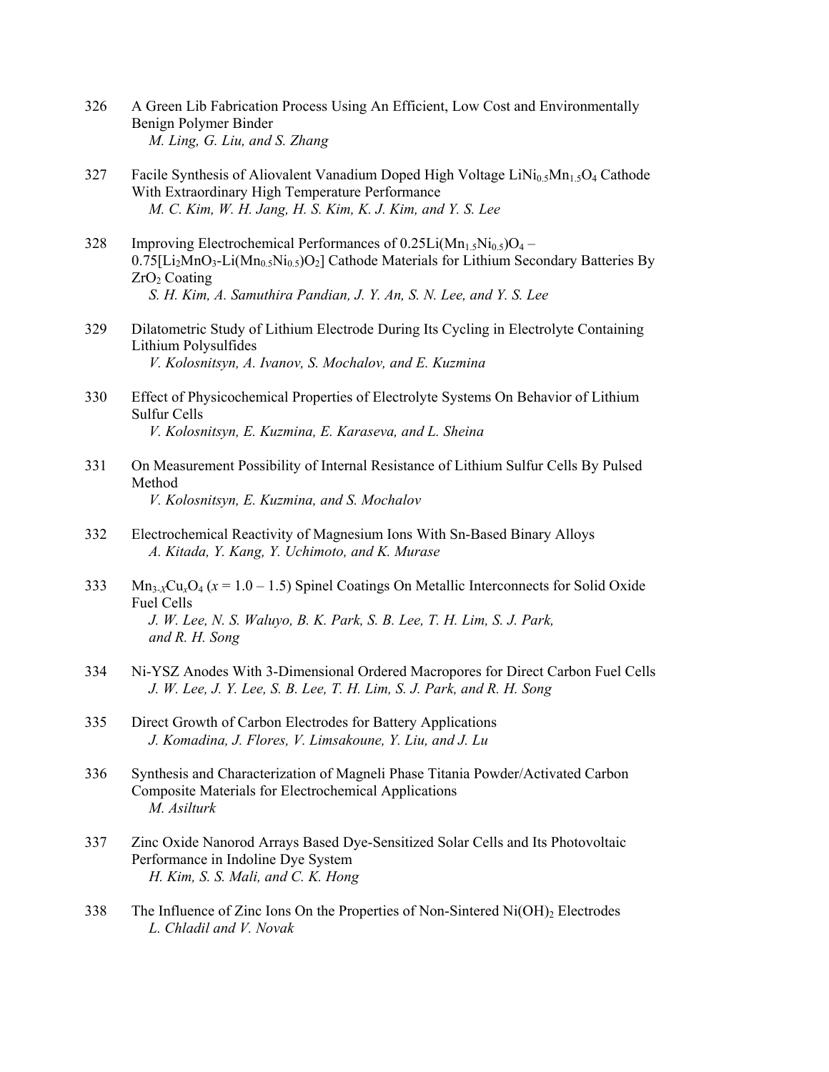326 A Green Lib Fabrication Process Using An Efficient, Low Cost and Environmentally Benign Polymer Binder
*M. Ling, G. Liu, and S. Zhang*

327 Facile Synthesis of Aliovalent Vanadium Doped High Voltage $LiNi_{0.5}Mn_{1.5}O_4$ Cathode With Extraordinary High Temperature Performance
*M. C. Kim, W. H. Jang, H. S. Kim, K. J. Kim, and Y. S. Lee*

328 Improving Electrochemical Performances of $0.25Li(Mn_{1.5}Ni_{0.5})O_4$ – $0.75[Li_2MnO_3$-$Li(Mn_{0.5}Ni_{0.5})O_2]$ Cathode Materials for Lithium Secondary Batteries By $ZrO_2$ Coating
*S. H. Kim, A. Samuthira Pandian, J. Y. An, S. N. Lee, and Y. S. Lee*

329 Dilatometric Study of Lithium Electrode During Its Cycling in Electrolyte Containing Lithium Polysulfides
*V. Kolosnitsyn, A. Ivanov, S. Mochalov, and E. Kuzmina*

330 Effect of Physicochemical Properties of Electrolyte Systems On Behavior of Lithium Sulfur Cells
*V. Kolosnitsyn, E. Kuzmina, E. Karaseva, and L. Sheina*

331 On Measurement Possibility of Internal Resistance of Lithium Sulfur Cells By Pulsed Method
*V. Kolosnitsyn, E. Kuzmina, and S. Mochalov*

332 Electrochemical Reactivity of Magnesium Ions With Sn-Based Binary Alloys
*A. Kitada, Y. Kang, Y. Uchimoto, and K. Murase*

333 $Mn_{3-x}Cu_xO_4$ ($x = 1.0 – 1.5$) Spinel Coatings On Metallic Interconnects for Solid Oxide Fuel Cells
*J. W. Lee, N. S. Waluyo, B. K. Park, S. B. Lee, T. H. Lim, S. J. Park, and R. H. Song*

334 Ni-YSZ Anodes With 3-Dimensional Ordered Macropores for Direct Carbon Fuel Cells
*J. W. Lee, J. Y. Lee, S. B. Lee, T. H. Lim, S. J. Park, and R. H. Song*

335 Direct Growth of Carbon Electrodes for Battery Applications
*J. Komadina, J. Flores, V. Limsakoune, Y. Liu, and J. Lu*

336 Synthesis and Characterization of Magneli Phase Titania Powder/Activated Carbon Composite Materials for Electrochemical Applications
*M. Asilturk*

337 Zinc Oxide Nanorod Arrays Based Dye-Sensitized Solar Cells and Its Photovoltaic Performance in Indoline Dye System
*H. Kim, S. S. Mali, and C. K. Hong*

338 The Influence of Zinc Ions On the Properties of Non-Sintered $Ni(OH)_2$ Electrodes
*L. Chladil and V. Novak*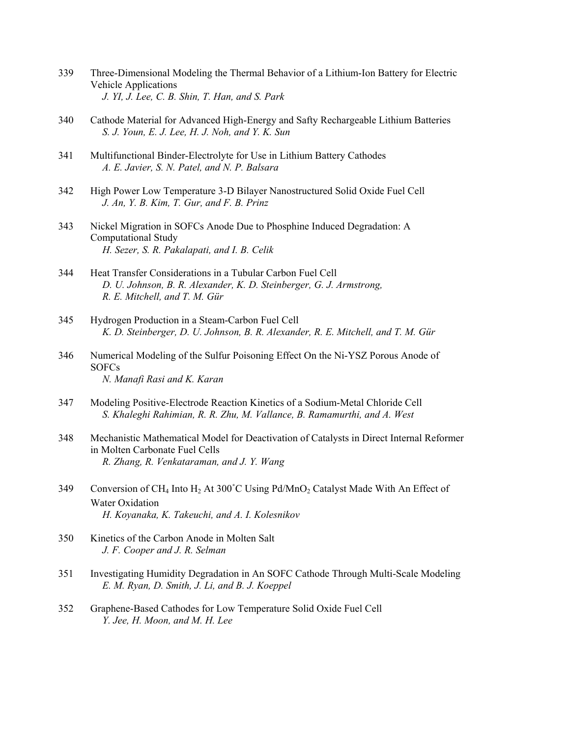339 Three-Dimensional Modeling the Thermal Behavior of a Lithium-Ion Battery for Electric Vehicle Applications
*J. YI, J. Lee, C. B. Shin, T. Han, and S. Park*

340 Cathode Material for Advanced High-Energy and Safty Rechargeable Lithium Batteries
*S. J. Youn, E. J. Lee, H. J. Noh, and Y. K. Sun*

341 Multifunctional Binder-Electrolyte for Use in Lithium Battery Cathodes
*A. E. Javier, S. N. Patel, and N. P. Balsara*

342 High Power Low Temperature 3-D Bilayer Nanostructured Solid Oxide Fuel Cell
*J. An, Y. B. Kim, T. Gur, and F. B. Prinz*

343 Nickel Migration in SOFCs Anode Due to Phosphine Induced Degradation: A Computational Study
*H. Sezer, S. R. Pakalapati, and I. B. Celik*

344 Heat Transfer Considerations in a Tubular Carbon Fuel Cell
*D. U. Johnson, B. R. Alexander, K. D. Steinberger, G. J. Armstrong, R. E. Mitchell, and T. M. Gür*

345 Hydrogen Production in a Steam-Carbon Fuel Cell
*K. D. Steinberger, D. U. Johnson, B. R. Alexander, R. E. Mitchell, and T. M. Gür*

346 Numerical Modeling of the Sulfur Poisoning Effect On the Ni-YSZ Porous Anode of SOFCs
*N. Manafi Rasi and K. Karan*

347 Modeling Positive-Electrode Reaction Kinetics of a Sodium-Metal Chloride Cell
*S. Khaleghi Rahimian, R. R. Zhu, M. Vallance, B. Ramamurthi, and A. West*

348 Mechanistic Mathematical Model for Deactivation of Catalysts in Direct Internal Reformer in Molten Carbonate Fuel Cells
*R. Zhang, R. Venkataraman, and J. Y. Wang*

349 Conversion of $CH_4$ Into $H_2$ At 300˚C Using Pd/$MnO_2$ Catalyst Made With An Effect of Water Oxidation
*H. Koyanaka, K. Takeuchi, and A. I. Kolesnikov*

350 Kinetics of the Carbon Anode in Molten Salt
*J. F. Cooper and J. R. Selman*

351 Investigating Humidity Degradation in An SOFC Cathode Through Multi-Scale Modeling
*E. M. Ryan, D. Smith, J. Li, and B. J. Koeppel*

352 Graphene-Based Cathodes for Low Temperature Solid Oxide Fuel Cell
*Y. Jee, H. Moon, and M. H. Lee*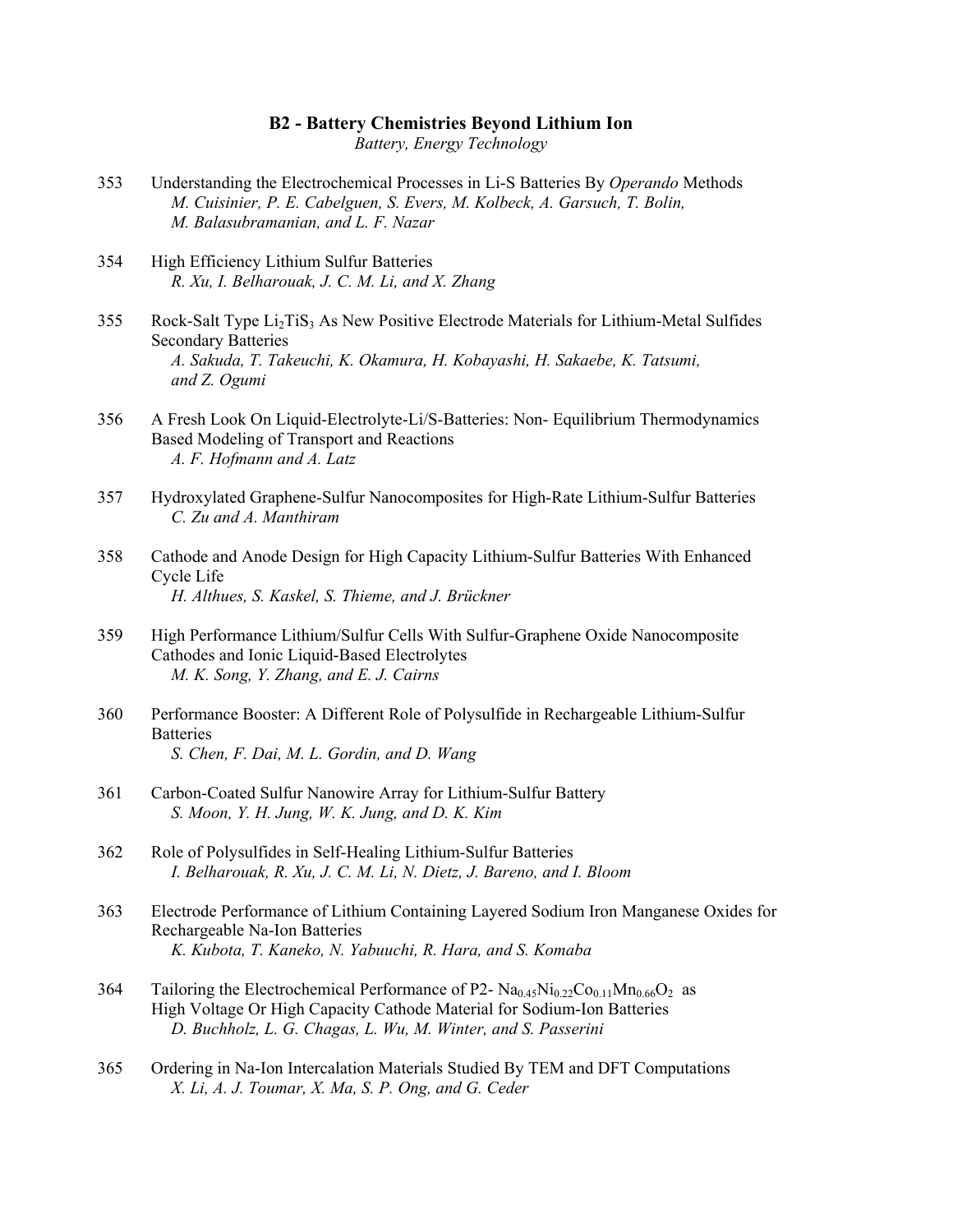## B2 - Battery Chemistries Beyond Lithium Ion

*Battery, Energy Technology*

353 Understanding the Electrochemical Processes in Li-S Batteries By *Operando* Methods
*M. Cuisinier, P. E. Cabelguen, S. Evers, M. Kolbeck, A. Garsuch, T. Bolin, M. Balasubramanian, and L. F. Nazar*

354 High Efficiency Lithium Sulfur Batteries
*R. Xu, I. Belharouak, J. C. M. Li, and X. Zhang*

355 Rock-Salt Type $Li_2TiS_3$ As New Positive Electrode Materials for Lithium-Metal Sulfides Secondary Batteries
*A. Sakuda, T. Takeuchi, K. Okamura, H. Kobayashi, H. Sakaebe, K. Tatsumi, and Z. Ogumi*

356 A Fresh Look On Liquid-Electrolyte-Li/S-Batteries: Non- Equilibrium Thermodynamics Based Modeling of Transport and Reactions
*A. F. Hofmann and A. Latz*

357 Hydroxylated Graphene-Sulfur Nanocomposites for High-Rate Lithium-Sulfur Batteries
*C. Zu and A. Manthiram*

358 Cathode and Anode Design for High Capacity Lithium-Sulfur Batteries With Enhanced Cycle Life
*H. Althues, S. Kaskel, S. Thieme, and J. Brückner*

359 High Performance Lithium/Sulfur Cells With Sulfur-Graphene Oxide Nanocomposite Cathodes and Ionic Liquid-Based Electrolytes
*M. K. Song, Y. Zhang, and E. J. Cairns*

360 Performance Booster: A Different Role of Polysulfide in Rechargeable Lithium-Sulfur Batteries
*S. Chen, F. Dai, M. L. Gordin, and D. Wang*

361 Carbon-Coated Sulfur Nanowire Array for Lithium-Sulfur Battery
*S. Moon, Y. H. Jung, W. K. Jung, and D. K. Kim*

362 Role of Polysulfides in Self-Healing Lithium-Sulfur Batteries
*I. Belharouak, R. Xu, J. C. M. Li, N. Dietz, J. Bareno, and I. Bloom*

363 Electrode Performance of Lithium Containing Layered Sodium Iron Manganese Oxides for Rechargeable Na-Ion Batteries
*K. Kubota, T. Kaneko, N. Yabuuchi, R. Hara, and S. Komaba*

364 Tailoring the Electrochemical Performance of P2- $Na_{0.45}Ni_{0.22}Co_{0.11}Mn_{0.66}O_2$ as High Voltage Or High Capacity Cathode Material for Sodium-Ion Batteries
*D. Buchholz, L. G. Chagas, L. Wu, M. Winter, and S. Passerini*

365 Ordering in Na-Ion Intercalation Materials Studied By TEM and DFT Computations
*X. Li, A. J. Toumar, X. Ma, S. P. Ong, and G. Ceder*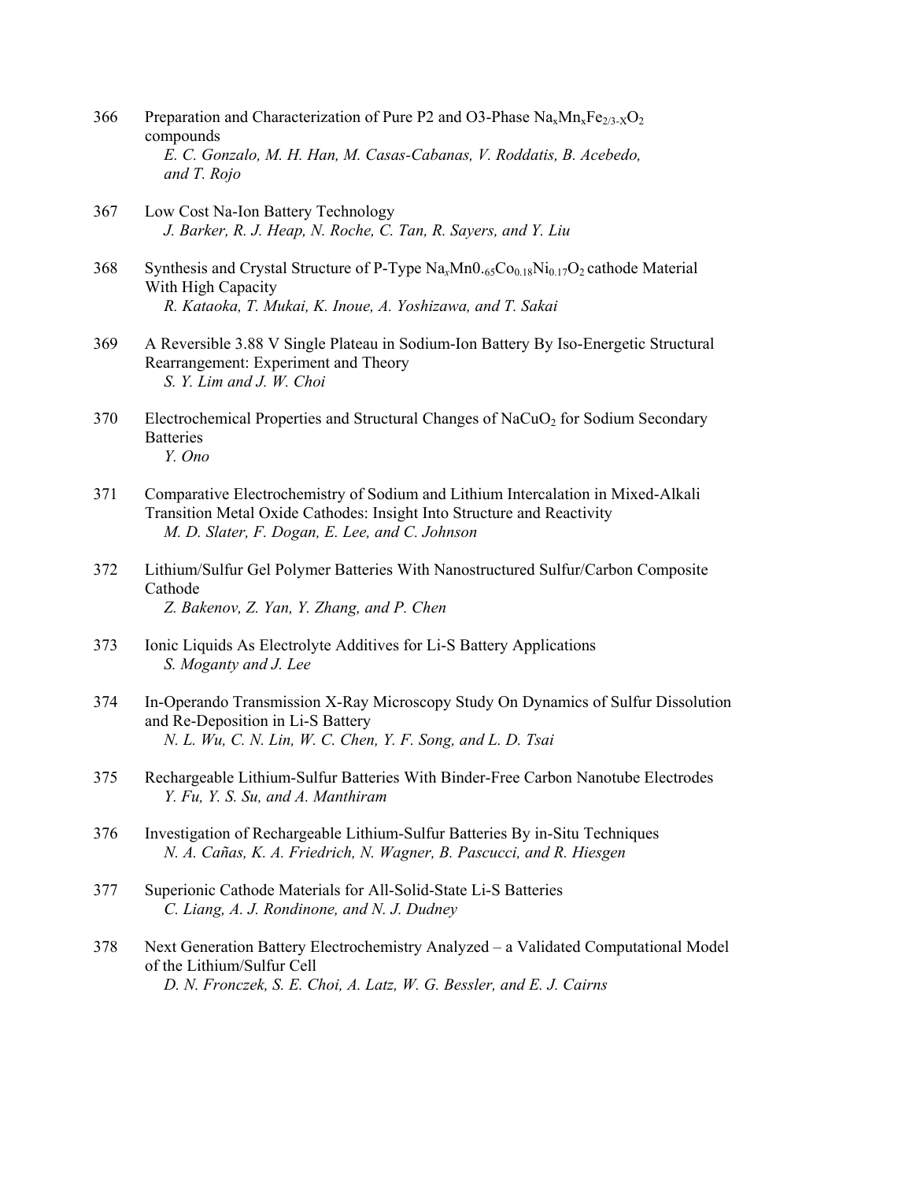366 Preparation and Characterization of Pure P2 and O3-Phase $Na_xMn_xFe_{2/3-X}O_2$ compounds
*E. C. Gonzalo, M. H. Han, M. Casas-Cabanas, V. Roddatis, B. Acebedo, and T. Rojo*

367 Low Cost Na-Ion Battery Technology
*J. Barker, R. J. Heap, N. Roche, C. Tan, R. Sayers, and Y. Liu*

368 Synthesis and Crystal Structure of P-Type $Na_xMn0._{65}Co_{0.18}Ni_{0.17}O_2$ cathode Material With High Capacity
*R. Kataoka, T. Mukai, K. Inoue, A. Yoshizawa, and T. Sakai*

369 A Reversible 3.88 V Single Plateau in Sodium-Ion Battery By Iso-Energetic Structural Rearrangement: Experiment and Theory
*S. Y. Lim and J. W. Choi*

370 Electrochemical Properties and Structural Changes of $NaCuO_2$ for Sodium Secondary Batteries
*Y. Ono*

371 Comparative Electrochemistry of Sodium and Lithium Intercalation in Mixed-Alkali Transition Metal Oxide Cathodes: Insight Into Structure and Reactivity
*M. D. Slater, F. Dogan, E. Lee, and C. Johnson*

372 Lithium/Sulfur Gel Polymer Batteries With Nanostructured Sulfur/Carbon Composite Cathode
*Z. Bakenov, Z. Yan, Y. Zhang, and P. Chen*

373 Ionic Liquids As Electrolyte Additives for Li-S Battery Applications
*S. Moganty and J. Lee*

374 In-Operando Transmission X-Ray Microscopy Study On Dynamics of Sulfur Dissolution and Re-Deposition in Li-S Battery
*N. L. Wu, C. N. Lin, W. C. Chen, Y. F. Song, and L. D. Tsai*

375 Rechargeable Lithium-Sulfur Batteries With Binder-Free Carbon Nanotube Electrodes
*Y. Fu, Y. S. Su, and A. Manthiram*

376 Investigation of Rechargeable Lithium-Sulfur Batteries By in-Situ Techniques
*N. A. Cañas, K. A. Friedrich, N. Wagner, B. Pascucci, and R. Hiesgen*

377 Superionic Cathode Materials for All-Solid-State Li-S Batteries
*C. Liang, A. J. Rondinone, and N. J. Dudney*

378 Next Generation Battery Electrochemistry Analyzed – a Validated Computational Model of the Lithium/Sulfur Cell
*D. N. Fronczek, S. E. Choi, A. Latz, W. G. Bessler, and E. J. Cairns*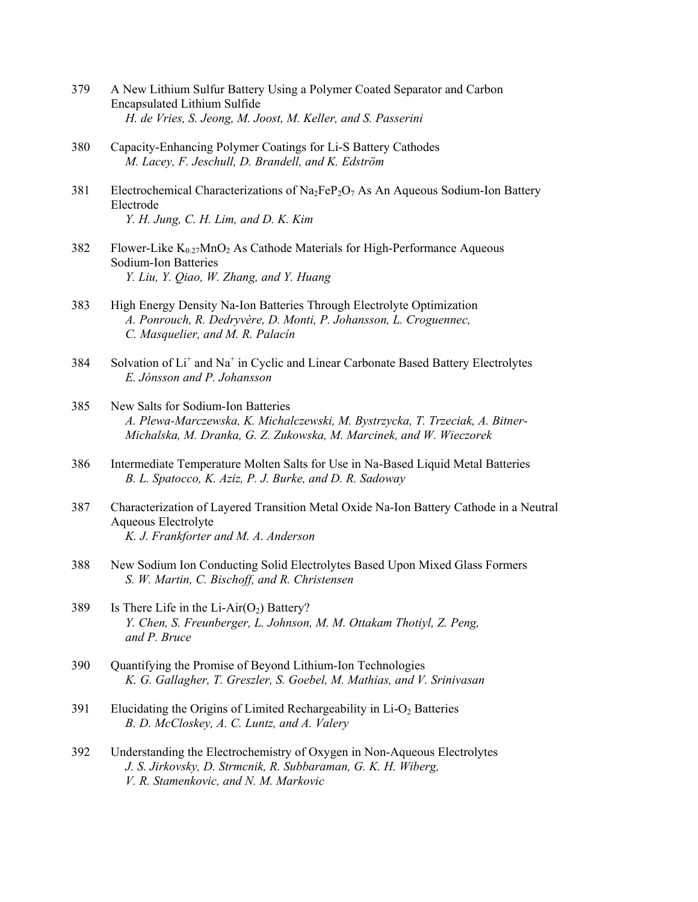379 A New Lithium Sulfur Battery Using a Polymer Coated Separator and Carbon Encapsulated Lithium Sulfide
*H. de Vries, S. Jeong, M. Joost, M. Keller, and S. Passerini*

380 Capacity-Enhancing Polymer Coatings for Li-S Battery Cathodes
*M. Lacey, F. Jeschull, D. Brandell, and K. Edström*

381 Electrochemical Characterizations of $Na_2FeP_2O_7$ As An Aqueous Sodium-Ion Battery Electrode
*Y. H. Jung, C. H. Lim, and D. K. Kim*

382 Flower-Like $K_{0.27}MnO_2$ As Cathode Materials for High-Performance Aqueous Sodium-Ion Batteries
*Y. Liu, Y. Qiao, W. Zhang, and Y. Huang*

383 High Energy Density Na-Ion Batteries Through Electrolyte Optimization
*A. Ponrouch, R. Dedryvère, D. Monti, P. Johansson, L. Croguennec, C. Masquelier, and M. R. Palacín*

384 Solvation of $Li^+$ and $Na^+$ in Cyclic and Linear Carbonate Based Battery Electrolytes
*E. Jónsson and P. Johansson*

385 New Salts for Sodium-Ion Batteries
*A. Plewa-Marczewska, K. Michalczewski, M. Bystrzycka, T. Trzeciak, A. Bitner-Michalska, M. Dranka, G. Z. Zukowska, M. Marcinek, and W. Wieczorek*

386 Intermediate Temperature Molten Salts for Use in Na-Based Liquid Metal Batteries
*B. L. Spatocco, K. Aziz, P. J. Burke, and D. R. Sadoway*

387 Characterization of Layered Transition Metal Oxide Na-Ion Battery Cathode in a Neutral Aqueous Electrolyte
*K. J. Frankforter and M. A. Anderson*

388 New Sodium Ion Conducting Solid Electrolytes Based Upon Mixed Glass Formers
*S. W. Martin, C. Bischoff, and R. Christensen*

389 Is There Life in the Li-Air($O_2$) Battery?
*Y. Chen, S. Freunberger, L. Johnson, M. M. Ottakam Thotiyl, Z. Peng, and P. Bruce*

390 Quantifying the Promise of Beyond Lithium-Ion Technologies
*K. G. Gallagher, T. Greszler, S. Goebel, M. Mathias, and V. Srinivasan*

391 Elucidating the Origins of Limited Rechargeability in Li-$O_2$ Batteries
*B. D. McCloskey, A. C. Luntz, and A. Valery*

392 Understanding the Electrochemistry of Oxygen in Non-Aqueous Electrolytes
*J. S. Jirkovsky, D. Strmcnik, R. Subbaraman, G. K. H. Wiberg, V. R. Stamenkovic, and N. M. Markovic*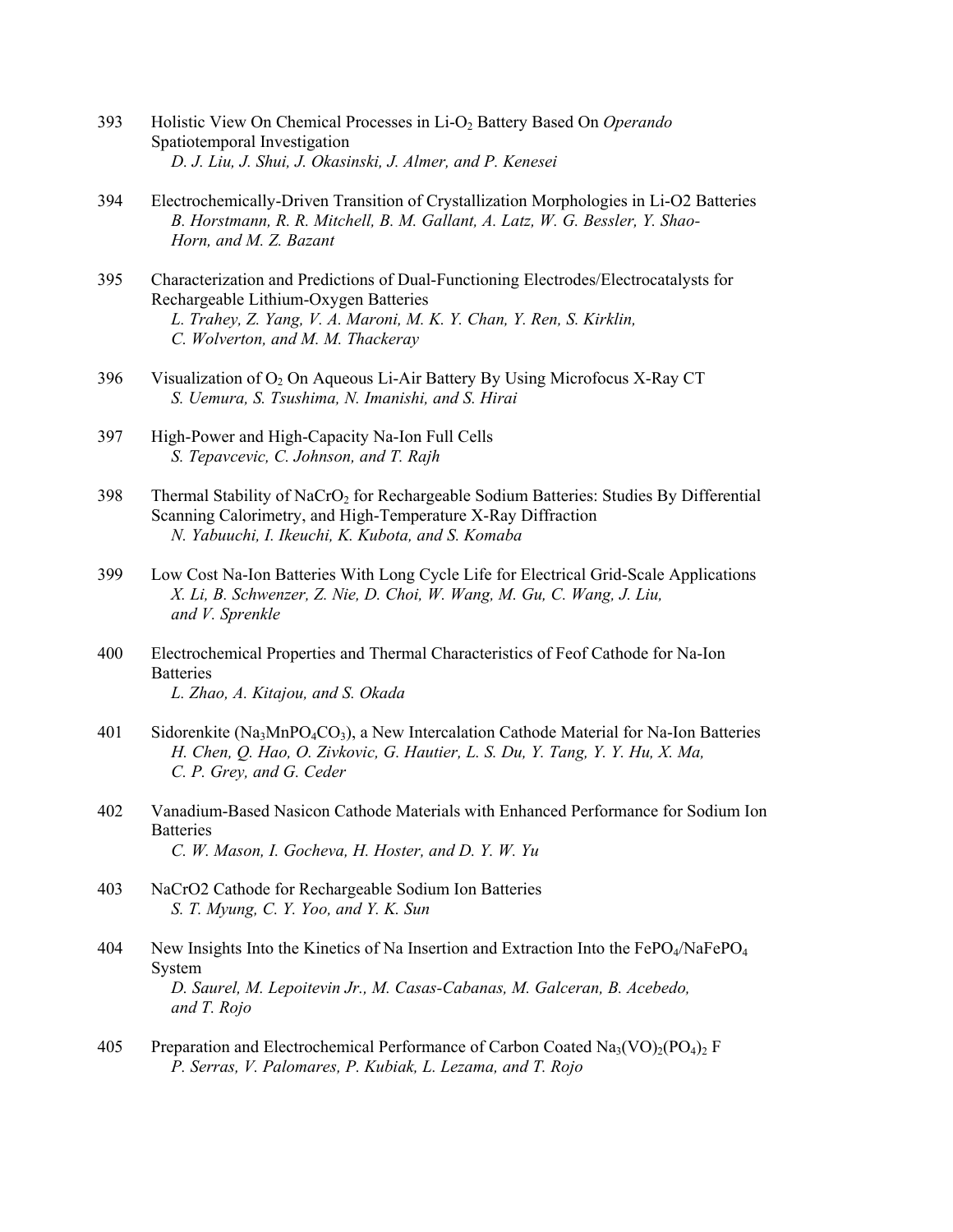393 Holistic View On Chemical Processes in Li-$O_2$ Battery Based On *Operando* Spatiotemporal Investigation
*D. J. Liu, J. Shui, J. Okasinski, J. Almer, and P. Kenesei*

394 Electrochemically-Driven Transition of Crystallization Morphologies in Li-O2 Batteries
*B. Horstmann, R. R. Mitchell, B. M. Gallant, A. Latz, W. G. Bessler, Y. Shao-Horn, and M. Z. Bazant*

395 Characterization and Predictions of Dual-Functioning Electrodes/Electrocatalysts for Rechargeable Lithium-Oxygen Batteries
*L. Trahey, Z. Yang, V. A. Maroni, M. K. Y. Chan, Y. Ren, S. Kirklin, C. Wolverton, and M. M. Thackeray*

396 Visualization of $O_2$ On Aqueous Li-Air Battery By Using Microfocus X-Ray CT
*S. Uemura, S. Tsushima, N. Imanishi, and S. Hirai*

397 High-Power and High-Capacity Na-Ion Full Cells
*S. Tepavcevic, C. Johnson, and T. Rajh*

398 Thermal Stability of $NaCrO_2$ for Rechargeable Sodium Batteries: Studies By Differential Scanning Calorimetry, and High-Temperature X-Ray Diffraction
*N. Yabuuchi, I. Ikeuchi, K. Kubota, and S. Komaba*

399 Low Cost Na-Ion Batteries With Long Cycle Life for Electrical Grid-Scale Applications
*X. Li, B. Schwenzer, Z. Nie, D. Choi, W. Wang, M. Gu, C. Wang, J. Liu, and V. Sprenkle*

400 Electrochemical Properties and Thermal Characteristics of Feof Cathode for Na-Ion Batteries
*L. Zhao, A. Kitajou, and S. Okada*

401 Sidorenkite ($Na_3MnPO_4CO_3$), a New Intercalation Cathode Material for Na-Ion Batteries
*H. Chen, Q. Hao, O. Zivkovic, G. Hautier, L. S. Du, Y. Tang, Y. Y. Hu, X. Ma, C. P. Grey, and G. Ceder*

402 Vanadium-Based Nasicon Cathode Materials with Enhanced Performance for Sodium Ion Batteries
*C. W. Mason, I. Gocheva, H. Hoster, and D. Y. W. Yu*

403 NaCrO2 Cathode for Rechargeable Sodium Ion Batteries
*S. T. Myung, C. Y. Yoo, and Y. K. Sun*

404 New Insights Into the Kinetics of Na Insertion and Extraction Into the $FePO_4$/$NaFePO_4$ System
*D. Saurel, M. Lepoitevin Jr., M. Casas-Cabanas, M. Galceran, B. Acebedo, and T. Rojo*

405 Preparation and Electrochemical Performance of Carbon Coated $Na_3(VO)_2(PO_4)_2$ F
*P. Serras, V. Palomares, P. Kubiak, L. Lezama, and T. Rojo*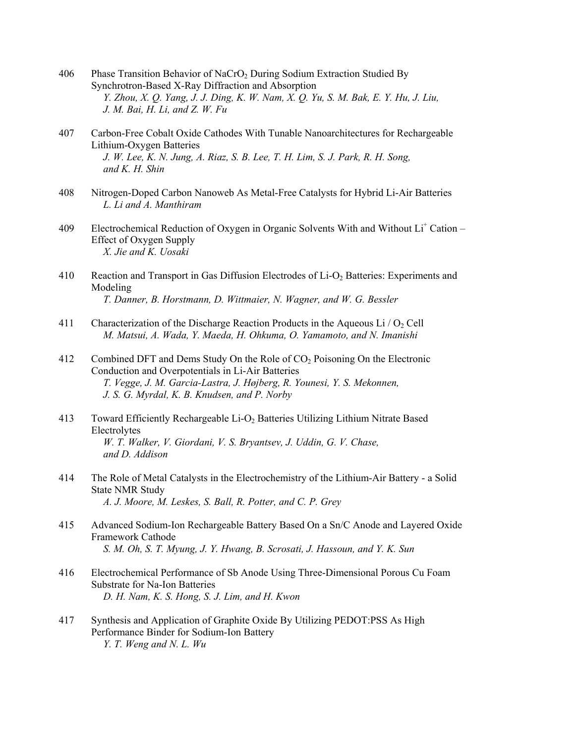406 Phase Transition Behavior of $NaCrO_2$ During Sodium Extraction Studied By Synchrotron-Based X-Ray Diffraction and Absorption
*Y. Zhou, X. Q. Yang, J. J. Ding, K. W. Nam, X. Q. Yu, S. M. Bak, E. Y. Hu, J. Liu, J. M. Bai, H. Li, and Z. W. Fu*

407 Carbon-Free Cobalt Oxide Cathodes With Tunable Nanoarchitectures for Rechargeable Lithium-Oxygen Batteries
*J. W. Lee, K. N. Jung, A. Riaz, S. B. Lee, T. H. Lim, S. J. Park, R. H. Song, and K. H. Shin*

408 Nitrogen-Doped Carbon Nanoweb As Metal-Free Catalysts for Hybrid Li-Air Batteries
*L. Li and A. Manthiram*

409 Electrochemical Reduction of Oxygen in Organic Solvents With and Without $Li^+$ Cation – Effect of Oxygen Supply
*X. Jie and K. Uosaki*

410 Reaction and Transport in Gas Diffusion Electrodes of Li-$O_2$ Batteries: Experiments and Modeling
*T. Danner, B. Horstmann, D. Wittmaier, N. Wagner, and W. G. Bessler*

411 Characterization of the Discharge Reaction Products in the Aqueous Li / $O_2$ Cell
*M. Matsui, A. Wada, Y. Maeda, H. Ohkuma, O. Yamamoto, and N. Imanishi*

412 Combined DFT and Dems Study On the Role of $CO_2$ Poisoning On the Electronic Conduction and Overpotentials in Li-Air Batteries
*T. Vegge, J. M. Garcia-Lastra, J. Højberg, R. Younesi, Y. S. Mekonnen, J. S. G. Myrdal, K. B. Knudsen, and P. Norby*

413 Toward Efficiently Rechargeable Li-$O_2$ Batteries Utilizing Lithium Nitrate Based Electrolytes
*W. T. Walker, V. Giordani, V. S. Bryantsev, J. Uddin, G. V. Chase, and D. Addison*

414 The Role of Metal Catalysts in the Electrochemistry of the Lithium-Air Battery - a Solid State NMR Study
*A. J. Moore, M. Leskes, S. Ball, R. Potter, and C. P. Grey*

415 Advanced Sodium-Ion Rechargeable Battery Based On a Sn/C Anode and Layered Oxide Framework Cathode
*S. M. Oh, S. T. Myung, J. Y. Hwang, B. Scrosati, J. Hassoun, and Y. K. Sun*

416 Electrochemical Performance of Sb Anode Using Three-Dimensional Porous Cu Foam Substrate for Na-Ion Batteries
*D. H. Nam, K. S. Hong, S. J. Lim, and H. Kwon*

417 Synthesis and Application of Graphite Oxide By Utilizing PEDOT:PSS As High Performance Binder for Sodium-Ion Battery
*Y. T. Weng and N. L. Wu*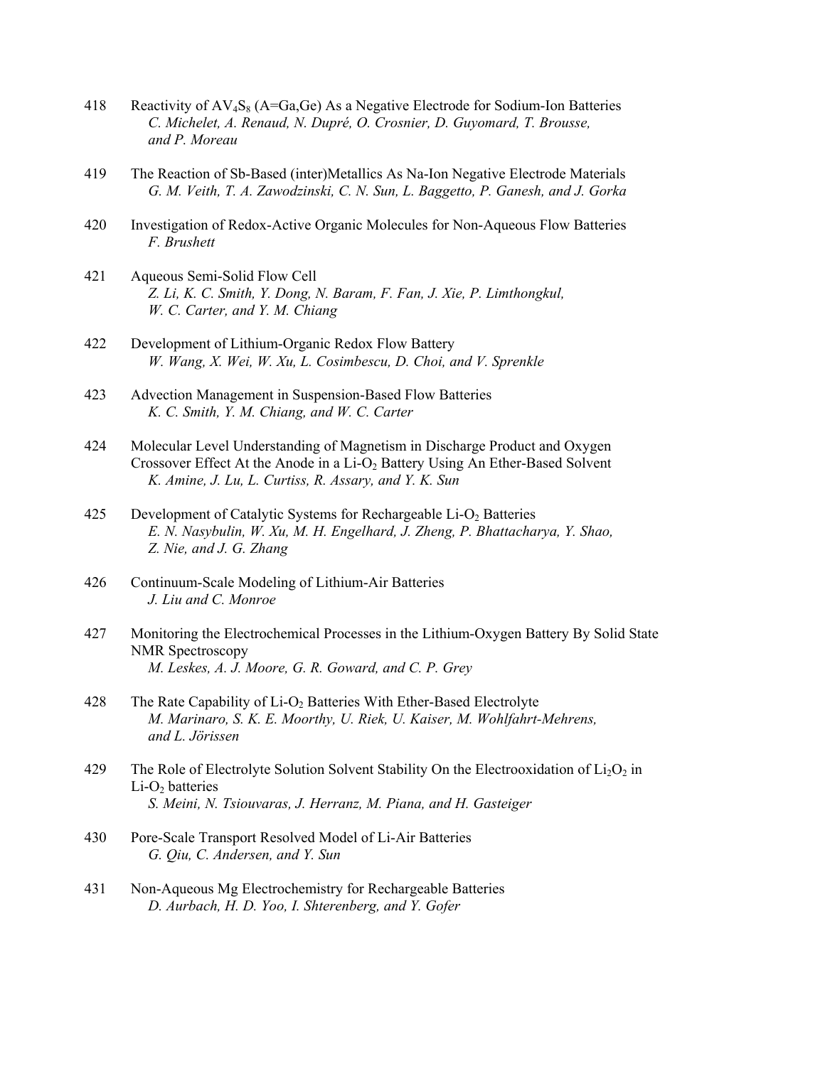418 Reactivity of $AV_4S_8$ (A=Ga,Ge) As a Negative Electrode for Sodium-Ion Batteries
*C. Michelet, A. Renaud, N. Dupré, O. Crosnier, D. Guyomard, T. Brousse, and P. Moreau*

419 The Reaction of Sb-Based (inter)Metallics As Na-Ion Negative Electrode Materials
*G. M. Veith, T. A. Zawodzinski, C. N. Sun, L. Baggetto, P. Ganesh, and J. Gorka*

420 Investigation of Redox-Active Organic Molecules for Non-Aqueous Flow Batteries
*F. Brushett*

421 Aqueous Semi-Solid Flow Cell
*Z. Li, K. C. Smith, Y. Dong, N. Baram, F. Fan, J. Xie, P. Limthongkul, W. C. Carter, and Y. M. Chiang*

422 Development of Lithium-Organic Redox Flow Battery
*W. Wang, X. Wei, W. Xu, L. Cosimbescu, D. Choi, and V. Sprenkle*

423 Advection Management in Suspension-Based Flow Batteries
*K. C. Smith, Y. M. Chiang, and W. C. Carter*

424 Molecular Level Understanding of Magnetism in Discharge Product and Oxygen Crossover Effect At the Anode in a Li-$O_2$ Battery Using An Ether-Based Solvent
*K. Amine, J. Lu, L. Curtiss, R. Assary, and Y. K. Sun*

425 Development of Catalytic Systems for Rechargeable Li-$O_2$ Batteries
*E. N. Nasybulin, W. Xu, M. H. Engelhard, J. Zheng, P. Bhattacharya, Y. Shao, Z. Nie, and J. G. Zhang*

426 Continuum-Scale Modeling of Lithium-Air Batteries
*J. Liu and C. Monroe*

427 Monitoring the Electrochemical Processes in the Lithium-Oxygen Battery By Solid State NMR Spectroscopy
*M. Leskes, A. J. Moore, G. R. Goward, and C. P. Grey*

428 The Rate Capability of Li-$O_2$ Batteries With Ether-Based Electrolyte
*M. Marinaro, S. K. E. Moorthy, U. Riek, U. Kaiser, M. Wohlfahrt-Mehrens, and L. Jörissen*

429 The Role of Electrolyte Solution Solvent Stability On the Electrooxidation of $Li_2O_2$ in Li-$O_2$ batteries
*S. Meini, N. Tsiouvaras, J. Herranz, M. Piana, and H. Gasteiger*

430 Pore-Scale Transport Resolved Model of Li-Air Batteries
*G. Qiu, C. Andersen, and Y. Sun*

431 Non-Aqueous Mg Electrochemistry for Rechargeable Batteries
*D. Aurbach, H. D. Yoo, I. Shterenberg, and Y. Gofer*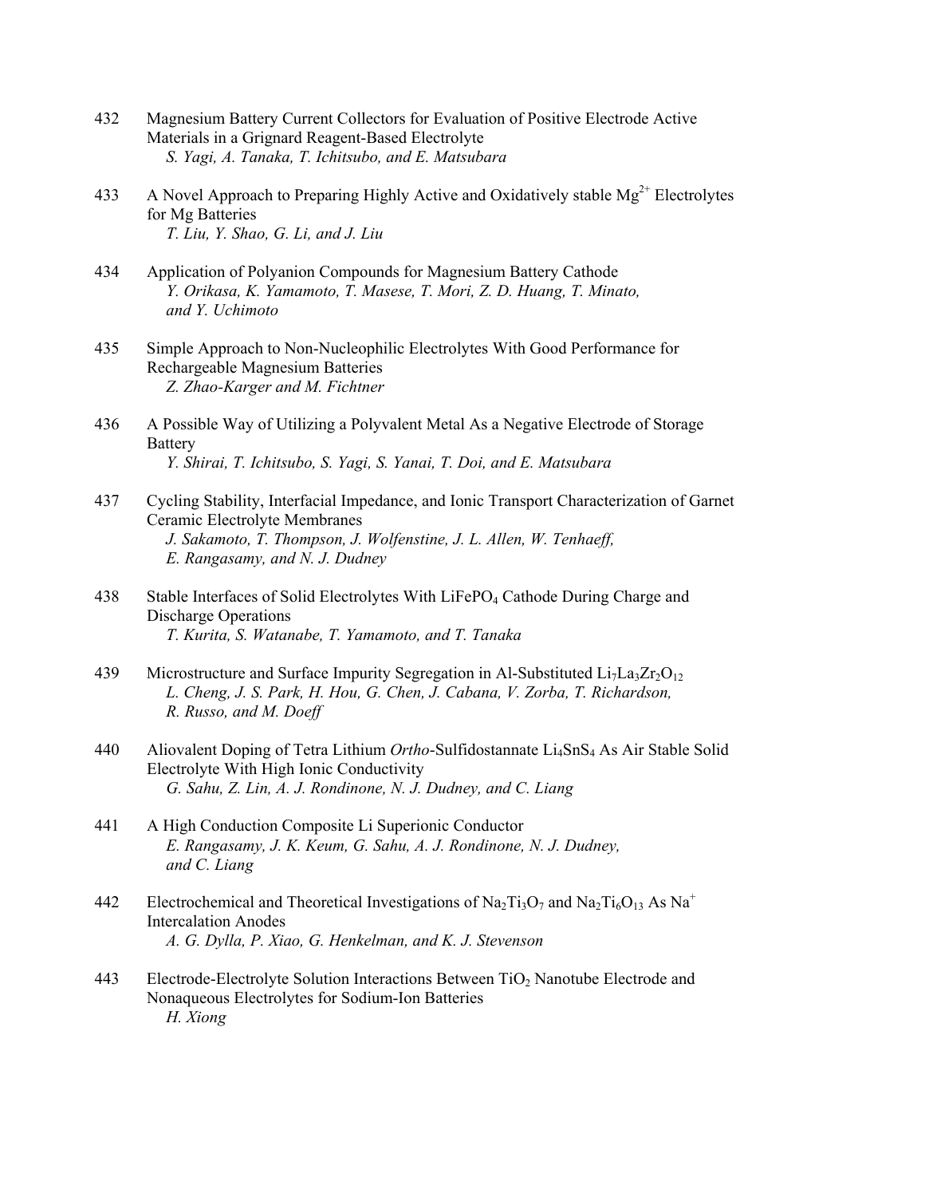432 Magnesium Battery Current Collectors for Evaluation of Positive Electrode Active Materials in a Grignard Reagent-Based Electrolyte
*S. Yagi, A. Tanaka, T. Ichitsubo, and E. Matsubara*

433 A Novel Approach to Preparing Highly Active and Oxidatively stable $Mg^{2+}$ Electrolytes for Mg Batteries
*T. Liu, Y. Shao, G. Li, and J. Liu*

434 Application of Polyanion Compounds for Magnesium Battery Cathode
*Y. Orikasa, K. Yamamoto, T. Masese, T. Mori, Z. D. Huang, T. Minato, and Y. Uchimoto*

435 Simple Approach to Non-Nucleophilic Electrolytes With Good Performance for Rechargeable Magnesium Batteries
*Z. Zhao-Karger and M. Fichtner*

436 A Possible Way of Utilizing a Polyvalent Metal As a Negative Electrode of Storage Battery
*Y. Shirai, T. Ichitsubo, S. Yagi, S. Yanai, T. Doi, and E. Matsubara*

437 Cycling Stability, Interfacial Impedance, and Ionic Transport Characterization of Garnet Ceramic Electrolyte Membranes
*J. Sakamoto, T. Thompson, J. Wolfenstine, J. L. Allen, W. Tenhaeff, E. Rangasamy, and N. J. Dudney*

438 Stable Interfaces of Solid Electrolytes With $LiFePO_4$ Cathode During Charge and Discharge Operations
*T. Kurita, S. Watanabe, T. Yamamoto, and T. Tanaka*

439 Microstructure and Surface Impurity Segregation in Al-Substituted $Li_7La_3Zr_2O_{12}$
*L. Cheng, J. S. Park, H. Hou, G. Chen, J. Cabana, V. Zorba, T. Richardson, R. Russo, and M. Doeff*

440 Aliovalent Doping of Tetra Lithium *Ortho*-Sulfidostannate $Li_4SnS_4$ As Air Stable Solid Electrolyte With High Ionic Conductivity
*G. Sahu, Z. Lin, A. J. Rondinone, N. J. Dudney, and C. Liang*

441 A High Conduction Composite Li Superionic Conductor
*E. Rangasamy, J. K. Keum, G. Sahu, A. J. Rondinone, N. J. Dudney, and C. Liang*

442 Electrochemical and Theoretical Investigations of $Na_2Ti_3O_7$ and $Na_2Ti_6O_{13}$ As $Na^+$ Intercalation Anodes
*A. G. Dylla, P. Xiao, G. Henkelman, and K. J. Stevenson*

443 Electrode-Electrolyte Solution Interactions Between $TiO_2$ Nanotube Electrode and Nonaqueous Electrolytes for Sodium-Ion Batteries
*H. Xiong*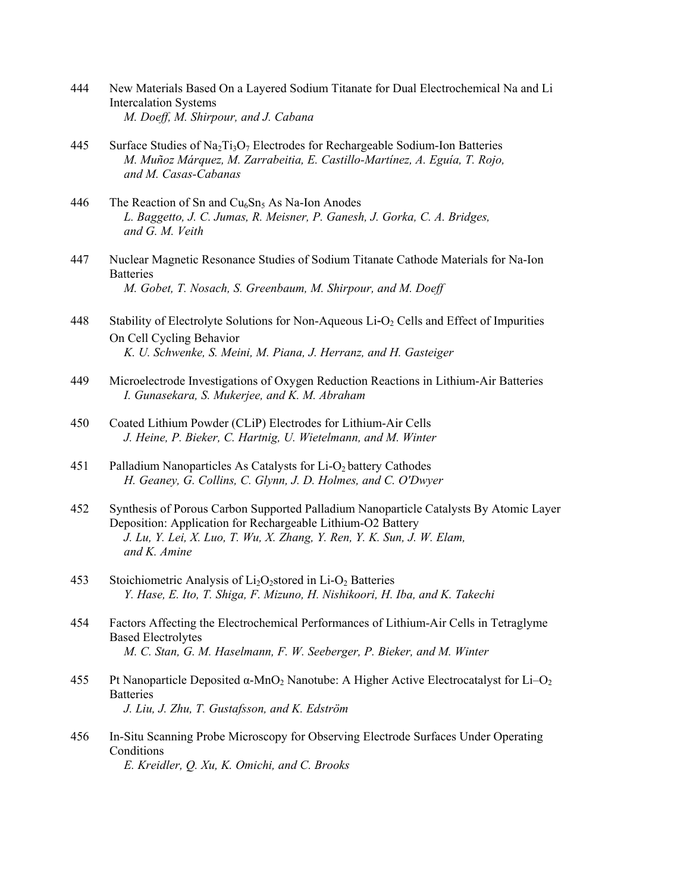444 New Materials Based On a Layered Sodium Titanate for Dual Electrochemical Na and Li Intercalation Systems
*M. Doeff, M. Shirpour, and J. Cabana*

445 Surface Studies of $Na_2Ti_3O_7$ Electrodes for Rechargeable Sodium-Ion Batteries
*M. Muñoz Márquez, M. Zarrabeitia, E. Castillo-Martínez, A. Eguía, T. Rojo, and M. Casas-Cabanas*

446 The Reaction of Sn and $Cu_6Sn_5$ As Na-Ion Anodes
*L. Baggetto, J. C. Jumas, R. Meisner, P. Ganesh, J. Gorka, C. A. Bridges, and G. M. Veith*

447 Nuclear Magnetic Resonance Studies of Sodium Titanate Cathode Materials for Na-Ion Batteries
*M. Gobet, T. Nosach, S. Greenbaum, M. Shirpour, and M. Doeff*

448 Stability of Electrolyte Solutions for Non-Aqueous Li-$O_2$ Cells and Effect of Impurities On Cell Cycling Behavior
*K. U. Schwenke, S. Meini, M. Piana, J. Herranz, and H. Gasteiger*

449 Microelectrode Investigations of Oxygen Reduction Reactions in Lithium-Air Batteries
*I. Gunasekara, S. Mukerjee, and K. M. Abraham*

450 Coated Lithium Powder (CLiP) Electrodes for Lithium-Air Cells
*J. Heine, P. Bieker, C. Hartnig, U. Wietelmann, and M. Winter*

451 Palladium Nanoparticles As Catalysts for Li-$O_2$ battery Cathodes
*H. Geaney, G. Collins, C. Glynn, J. D. Holmes, and C. O'Dwyer*

452 Synthesis of Porous Carbon Supported Palladium Nanoparticle Catalysts By Atomic Layer Deposition: Application for Rechargeable Lithium-O2 Battery
*J. Lu, Y. Lei, X. Luo, T. Wu, X. Zhang, Y. Ren, Y. K. Sun, J. W. Elam, and K. Amine*

453 Stoichiometric Analysis of $Li_2O_2$stored in Li-$O_2$ Batteries
*Y. Hase, E. Ito, T. Shiga, F. Mizuno, H. Nishikoori, H. Iba, and K. Takechi*

454 Factors Affecting the Electrochemical Performances of Lithium-Air Cells in Tetraglyme Based Electrolytes
*M. C. Stan, G. M. Haselmann, F. W. Seeberger, P. Bieker, and M. Winter*

455 Pt Nanoparticle Deposited α-$MnO_2$ Nanotube: A Higher Active Electrocatalyst for Li–$O_2$ Batteries
*J. Liu, J. Zhu, T. Gustafsson, and K. Edström*

456 In-Situ Scanning Probe Microscopy for Observing Electrode Surfaces Under Operating Conditions
*E. Kreidler, Q. Xu, K. Omichi, and C. Brooks*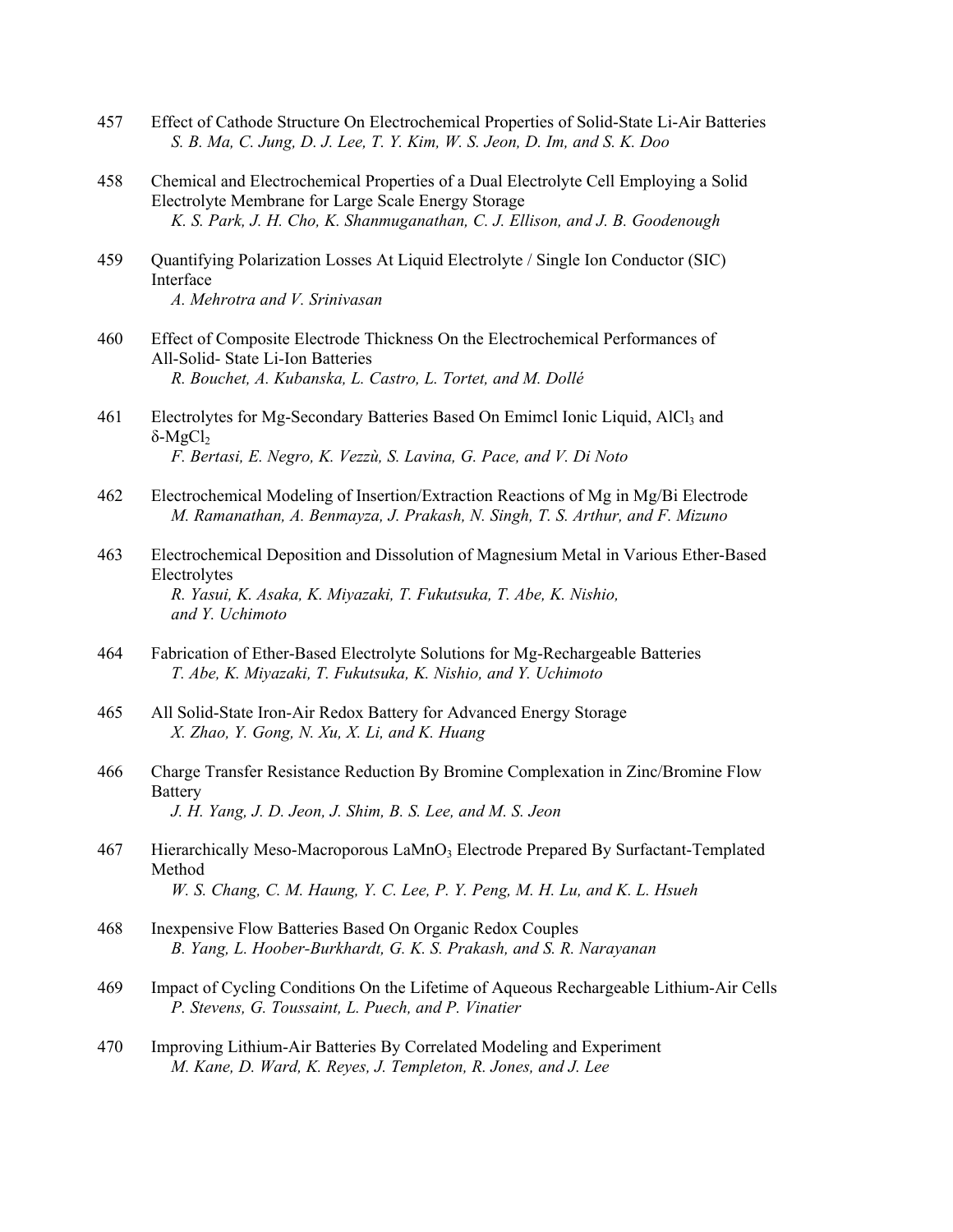457 Effect of Cathode Structure On Electrochemical Properties of Solid-State Li-Air Batteries
*S. B. Ma, C. Jung, D. J. Lee, T. Y. Kim, W. S. Jeon, D. Im, and S. K. Doo*

458 Chemical and Electrochemical Properties of a Dual Electrolyte Cell Employing a Solid Electrolyte Membrane for Large Scale Energy Storage
*K. S. Park, J. H. Cho, K. Shanmuganathan, C. J. Ellison, and J. B. Goodenough*

459 Quantifying Polarization Losses At Liquid Electrolyte / Single Ion Conductor (SIC) Interface
*A. Mehrotra and V. Srinivasan*

460 Effect of Composite Electrode Thickness On the Electrochemical Performances of All-Solid- State Li-Ion Batteries
*R. Bouchet, A. Kubanska, L. Castro, L. Tortet, and M. Dollé*

461 Electrolytes for Mg-Secondary Batteries Based On Emimcl Ionic Liquid, $AlCl_3$ and $\delta$-$MgCl_2$
*F. Bertasi, E. Negro, K. Vezzù, S. Lavina, G. Pace, and V. Di Noto*

462 Electrochemical Modeling of Insertion/Extraction Reactions of Mg in Mg/Bi Electrode
*M. Ramanathan, A. Benmayza, J. Prakash, N. Singh, T. S. Arthur, and F. Mizuno*

463 Electrochemical Deposition and Dissolution of Magnesium Metal in Various Ether-Based Electrolytes
*R. Yasui, K. Asaka, K. Miyazaki, T. Fukutsuka, T. Abe, K. Nishio, and Y. Uchimoto*

464 Fabrication of Ether-Based Electrolyte Solutions for Mg-Rechargeable Batteries
*T. Abe, K. Miyazaki, T. Fukutsuka, K. Nishio, and Y. Uchimoto*

465 All Solid-State Iron-Air Redox Battery for Advanced Energy Storage
*X. Zhao, Y. Gong, N. Xu, X. Li, and K. Huang*

466 Charge Transfer Resistance Reduction By Bromine Complexation in Zinc/Bromine Flow Battery
*J. H. Yang, J. D. Jeon, J. Shim, B. S. Lee, and M. S. Jeon*

467 Hierarchically Meso-Macroporous $LaMnO_3$ Electrode Prepared By Surfactant-Templated Method
*W. S. Chang, C. M. Haung, Y. C. Lee, P. Y. Peng, M. H. Lu, and K. L. Hsueh*

468 Inexpensive Flow Batteries Based On Organic Redox Couples
*B. Yang, L. Hoober-Burkhardt, G. K. S. Prakash, and S. R. Narayanan*

469 Impact of Cycling Conditions On the Lifetime of Aqueous Rechargeable Lithium-Air Cells
*P. Stevens, G. Toussaint, L. Puech, and P. Vinatier*

470 Improving Lithium-Air Batteries By Correlated Modeling and Experiment
*M. Kane, D. Ward, K. Reyes, J. Templeton, R. Jones, and J. Lee*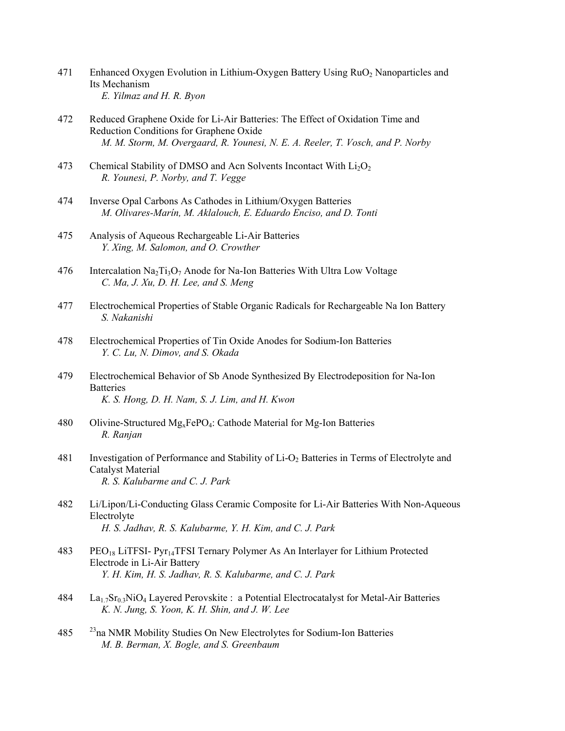471 Enhanced Oxygen Evolution in Lithium-Oxygen Battery Using $RuO_2$ Nanoparticles and Its Mechanism
*E. Yilmaz and H. R. Byon*

472 Reduced Graphene Oxide for Li-Air Batteries: The Effect of Oxidation Time and Reduction Conditions for Graphene Oxide
*M. M. Storm, M. Overgaard, R. Younesi, N. E. A. Reeler, T. Vosch, and P. Norby*

473 Chemical Stability of DMSO and Acn Solvents Incontact With $Li_2O_2$
*R. Younesi, P. Norby, and T. Vegge*

474 Inverse Opal Carbons As Cathodes in Lithium/Oxygen Batteries
*M. Olivares-Marín, M. Aklalouch, E. Eduardo Enciso, and D. Tonti*

475 Analysis of Aqueous Rechargeable Li-Air Batteries
*Y. Xing, M. Salomon, and O. Crowther*

476 Intercalation $Na_2Ti_3O_7$ Anode for Na-Ion Batteries With Ultra Low Voltage
*C. Ma, J. Xu, D. H. Lee, and S. Meng*

477 Electrochemical Properties of Stable Organic Radicals for Rechargeable Na Ion Battery
*S. Nakanishi*

478 Electrochemical Properties of Tin Oxide Anodes for Sodium-Ion Batteries
*Y. C. Lu, N. Dimov, and S. Okada*

479 Electrochemical Behavior of Sb Anode Synthesized By Electrodeposition for Na-Ion Batteries
*K. S. Hong, D. H. Nam, S. J. Lim, and H. Kwon*

480 Olivine-Structured $Mg_xFePO_4$: Cathode Material for Mg-Ion Batteries
*R. Ranjan*

481 Investigation of Performance and Stability of Li-$O_2$ Batteries in Terms of Electrolyte and Catalyst Material
*R. S. Kalubarme and C. J. Park*

482 Li/Lipon/Li-Conducting Glass Ceramic Composite for Li-Air Batteries With Non-Aqueous Electrolyte
*H. S. Jadhav, R. S. Kalubarme, Y. H. Kim, and C. J. Park*

483 $PEO_{18}$ LiTFSI- $Pyr_{14}$TFSI Ternary Polymer As An Interlayer for Lithium Protected Electrode in Li-Air Battery
*Y. H. Kim, H. S. Jadhav, R. S. Kalubarme, and C. J. Park*

484 $La_{1.7}Sr_{0.3}NiO_4$ Layered Perovskite : a Potential Electrocatalyst for Metal-Air Batteries
*K. N. Jung, S. Yoon, K. H. Shin, and J. W. Lee*

485 $^{23}$na NMR Mobility Studies On New Electrolytes for Sodium-Ion Batteries
*M. B. Berman, X. Bogle, and S. Greenbaum*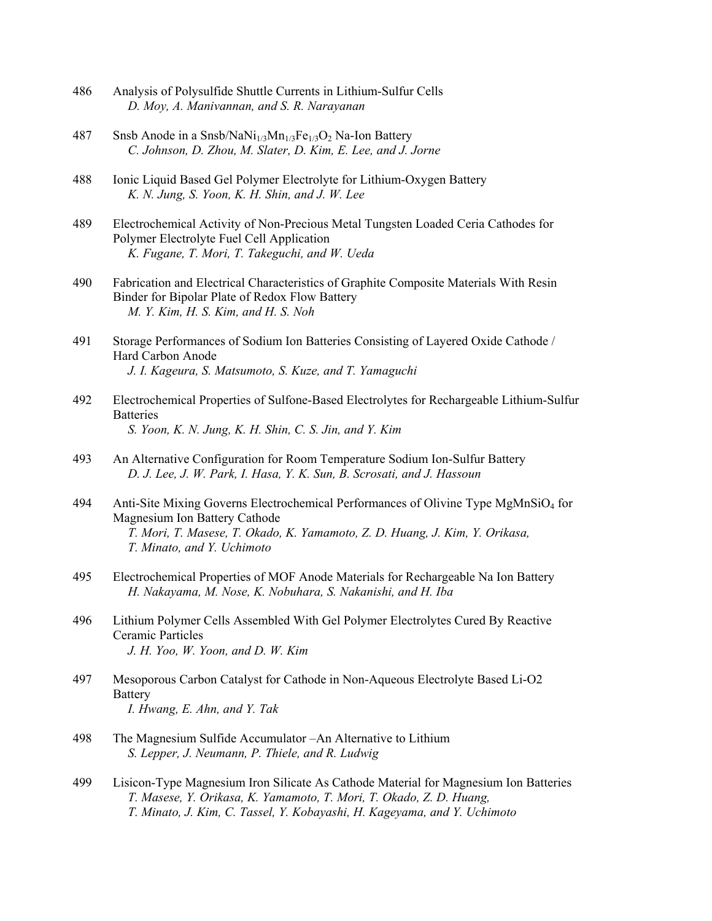486 Analysis of Polysulfide Shuttle Currents in Lithium-Sulfur Cells
*D. Moy, A. Manivannan, and S. R. Narayanan*

487 Snsb Anode in a Snsb/$NaNi_{1/3}Mn_{1/3}Fe_{1/3}O_2$ Na-Ion Battery
*C. Johnson, D. Zhou, M. Slater, D. Kim, E. Lee, and J. Jorne*

488 Ionic Liquid Based Gel Polymer Electrolyte for Lithium-Oxygen Battery
*K. N. Jung, S. Yoon, K. H. Shin, and J. W. Lee*

489 Electrochemical Activity of Non-Precious Metal Tungsten Loaded Ceria Cathodes for Polymer Electrolyte Fuel Cell Application
*K. Fugane, T. Mori, T. Takeguchi, and W. Ueda*

490 Fabrication and Electrical Characteristics of Graphite Composite Materials With Resin Binder for Bipolar Plate of Redox Flow Battery
*M. Y. Kim, H. S. Kim, and H. S. Noh*

491 Storage Performances of Sodium Ion Batteries Consisting of Layered Oxide Cathode / Hard Carbon Anode
*J. I. Kageura, S. Matsumoto, S. Kuze, and T. Yamaguchi*

492 Electrochemical Properties of Sulfone-Based Electrolytes for Rechargeable Lithium-Sulfur Batteries
*S. Yoon, K. N. Jung, K. H. Shin, C. S. Jin, and Y. Kim*

493 An Alternative Configuration for Room Temperature Sodium Ion-Sulfur Battery
*D. J. Lee, J. W. Park, I. Hasa, Y. K. Sun, B. Scrosati, and J. Hassoun*

494 Anti-Site Mixing Governs Electrochemical Performances of Olivine Type $MgMnSiO_4$ for Magnesium Ion Battery Cathode
*T. Mori, T. Masese, T. Okado, K. Yamamoto, Z. D. Huang, J. Kim, Y. Orikasa, T. Minato, and Y. Uchimoto*

495 Electrochemical Properties of MOF Anode Materials for Rechargeable Na Ion Battery
*H. Nakayama, M. Nose, K. Nobuhara, S. Nakanishi, and H. Iba*

496 Lithium Polymer Cells Assembled With Gel Polymer Electrolytes Cured By Reactive Ceramic Particles
*J. H. Yoo, W. Yoon, and D. W. Kim*

497 Mesoporous Carbon Catalyst for Cathode in Non-Aqueous Electrolyte Based Li-O2 Battery
*I. Hwang, E. Ahn, and Y. Tak*

498 The Magnesium Sulfide Accumulator –An Alternative to Lithium
*S. Lepper, J. Neumann, P. Thiele, and R. Ludwig*

499 Lisicon-Type Magnesium Iron Silicate As Cathode Material for Magnesium Ion Batteries
*T. Masese, Y. Orikasa, K. Yamamoto, T. Mori, T. Okado, Z. D. Huang, T. Minato, J. Kim, C. Tassel, Y. Kobayashi, H. Kageyama, and Y. Uchimoto*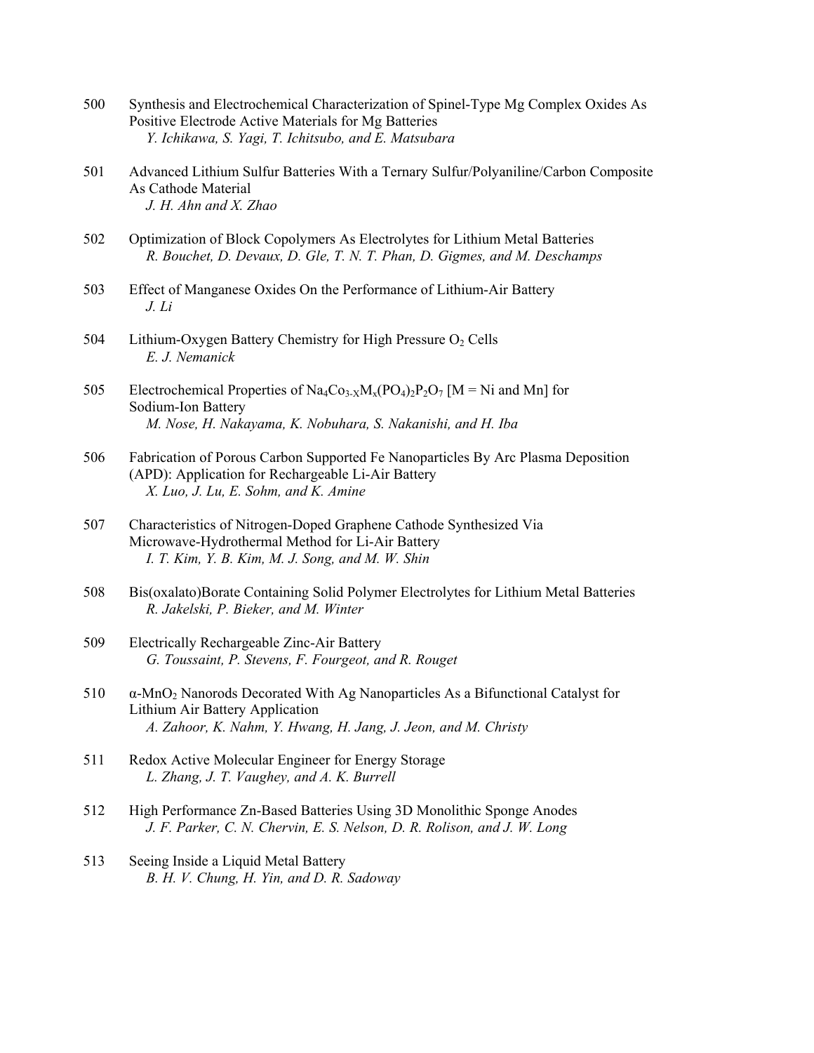500 Synthesis and Electrochemical Characterization of Spinel-Type Mg Complex Oxides As Positive Electrode Active Materials for Mg Batteries
*Y. Ichikawa, S. Yagi, T. Ichitsubo, and E. Matsubara*

501 Advanced Lithium Sulfur Batteries With a Ternary Sulfur/Polyaniline/Carbon Composite As Cathode Material
*J. H. Ahn and X. Zhao*

502 Optimization of Block Copolymers As Electrolytes for Lithium Metal Batteries
*R. Bouchet, D. Devaux, D. Gle, T. N. T. Phan, D. Gigmes, and M. Deschamps*

503 Effect of Manganese Oxides On the Performance of Lithium-Air Battery
*J. Li*

504 Lithium-Oxygen Battery Chemistry for High Pressure $O_2$ Cells
*E. J. Nemanick*

505 Electrochemical Properties of $Na_4Co_{3-X}M_x(PO_4)_2P_2O_7$ [M = Ni and Mn] for Sodium-Ion Battery
*M. Nose, H. Nakayama, K. Nobuhara, S. Nakanishi, and H. Iba*

506 Fabrication of Porous Carbon Supported Fe Nanoparticles By Arc Plasma Deposition (APD): Application for Rechargeable Li-Air Battery
*X. Luo, J. Lu, E. Sohm, and K. Amine*

507 Characteristics of Nitrogen-Doped Graphene Cathode Synthesized Via Microwave-Hydrothermal Method for Li-Air Battery
*I. T. Kim, Y. B. Kim, M. J. Song, and M. W. Shin*

508 Bis(oxalato)Borate Containing Solid Polymer Electrolytes for Lithium Metal Batteries
*R. Jakelski, P. Bieker, and M. Winter*

509 Electrically Rechargeable Zinc-Air Battery
*G. Toussaint, P. Stevens, F. Fourgeot, and R. Rouget*

510 $\alpha$-$MnO_2$ Nanorods Decorated With Ag Nanoparticles As a Bifunctional Catalyst for Lithium Air Battery Application
*A. Zahoor, K. Nahm, Y. Hwang, H. Jang, J. Jeon, and M. Christy*

511 Redox Active Molecular Engineer for Energy Storage
*L. Zhang, J. T. Vaughey, and A. K. Burrell*

512 High Performance Zn-Based Batteries Using 3D Monolithic Sponge Anodes
*J. F. Parker, C. N. Chervin, E. S. Nelson, D. R. Rolison, and J. W. Long*

513 Seeing Inside a Liquid Metal Battery
*B. H. V. Chung, H. Yin, and D. R. Sadoway*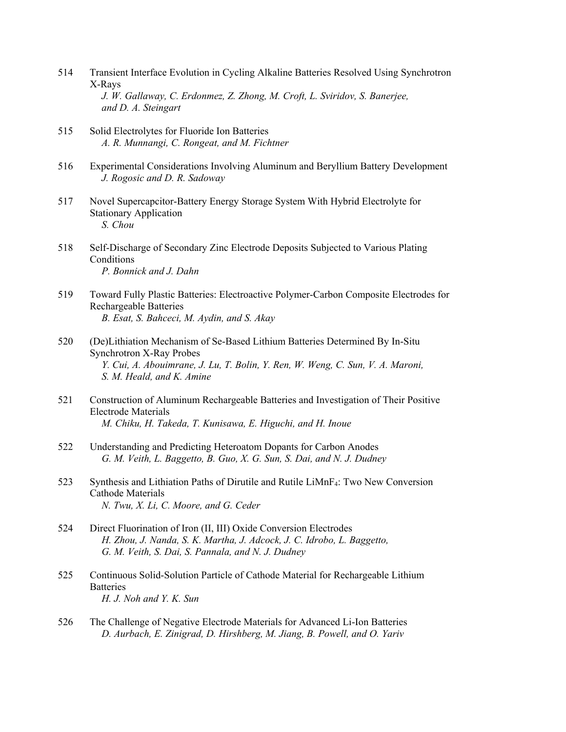514 Transient Interface Evolution in Cycling Alkaline Batteries Resolved Using Synchrotron X-Rays
*J. W. Gallaway, C. Erdonmez, Z. Zhong, M. Croft, L. Sviridov, S. Banerjee, and D. A. Steingart*

515 Solid Electrolytes for Fluoride Ion Batteries
*A. R. Munnangi, C. Rongeat, and M. Fichtner*

516 Experimental Considerations Involving Aluminum and Beryllium Battery Development
*J. Rogosic and D. R. Sadoway*

517 Novel Supercapcitor-Battery Energy Storage System With Hybrid Electrolyte for Stationary Application
*S. Chou*

518 Self-Discharge of Secondary Zinc Electrode Deposits Subjected to Various Plating Conditions
*P. Bonnick and J. Dahn*

519 Toward Fully Plastic Batteries: Electroactive Polymer-Carbon Composite Electrodes for Rechargeable Batteries
*B. Esat, S. Bahceci, M. Aydin, and S. Akay*

520 (De)Lithiation Mechanism of Se-Based Lithium Batteries Determined By In-Situ Synchrotron X-Ray Probes
*Y. Cui, A. Abouimrane, J. Lu, T. Bolin, Y. Ren, W. Weng, C. Sun, V. A. Maroni, S. M. Heald, and K. Amine*

521 Construction of Aluminum Rechargeable Batteries and Investigation of Their Positive Electrode Materials
*M. Chiku, H. Takeda, T. Kunisawa, E. Higuchi, and H. Inoue*

522 Understanding and Predicting Heteroatom Dopants for Carbon Anodes
*G. M. Veith, L. Baggetto, B. Guo, X. G. Sun, S. Dai, and N. J. Dudney*

523 Synthesis and Lithiation Paths of Dirutile and Rutile $LiMnF_4$: Two New Conversion Cathode Materials
*N. Twu, X. Li, C. Moore, and G. Ceder*

524 Direct Fluorination of Iron (II, III) Oxide Conversion Electrodes
*H. Zhou, J. Nanda, S. K. Martha, J. Adcock, J. C. Idrobo, L. Baggetto, G. M. Veith, S. Dai, S. Pannala, and N. J. Dudney*

525 Continuous Solid-Solution Particle of Cathode Material for Rechargeable Lithium Batteries
*H. J. Noh and Y. K. Sun*

526 The Challenge of Negative Electrode Materials for Advanced Li-Ion Batteries
*D. Aurbach, E. Zinigrad, D. Hirshberg, M. Jiang, B. Powell, and O. Yariv*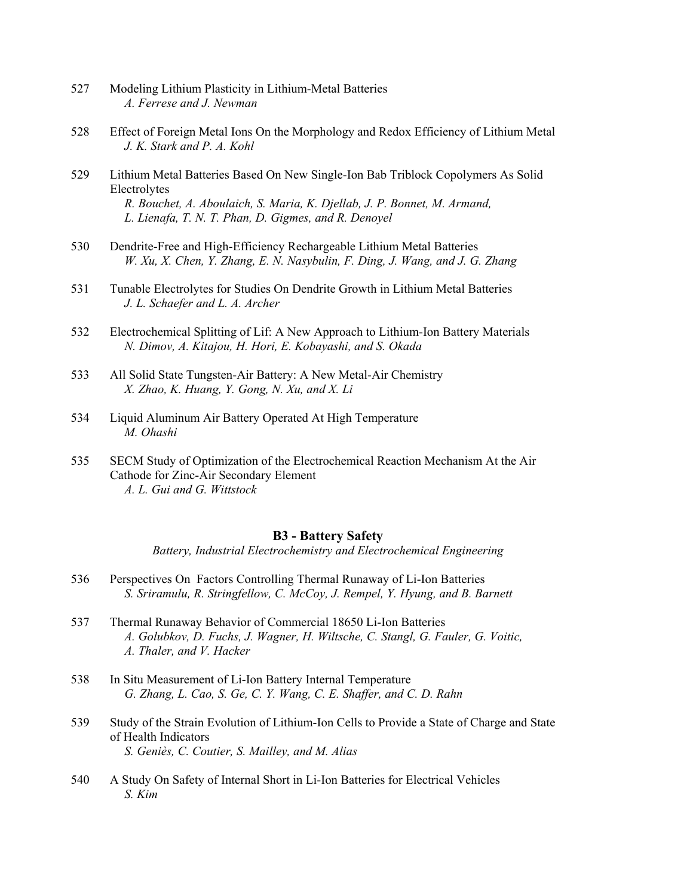527 Modeling Lithium Plasticity in Lithium-Metal Batteries
*A. Ferrese and J. Newman*

528 Effect of Foreign Metal Ions On the Morphology and Redox Efficiency of Lithium Metal
*J. K. Stark and P. A. Kohl*

529 Lithium Metal Batteries Based On New Single-Ion Bab Triblock Copolymers As Solid Electrolytes
*R. Bouchet, A. Aboulaich, S. Maria, K. Djellab, J. P. Bonnet, M. Armand, L. Lienafa, T. N. T. Phan, D. Gigmes, and R. Denoyel*

530 Dendrite-Free and High-Efficiency Rechargeable Lithium Metal Batteries
*W. Xu, X. Chen, Y. Zhang, E. N. Nasybulin, F. Ding, J. Wang, and J. G. Zhang*

531 Tunable Electrolytes for Studies On Dendrite Growth in Lithium Metal Batteries
*J. L. Schaefer and L. A. Archer*

532 Electrochemical Splitting of Lif: A New Approach to Lithium-Ion Battery Materials
*N. Dimov, A. Kitajou, H. Hori, E. Kobayashi, and S. Okada*

533 All Solid State Tungsten-Air Battery: A New Metal-Air Chemistry
*X. Zhao, K. Huang, Y. Gong, N. Xu, and X. Li*

534 Liquid Aluminum Air Battery Operated At High Temperature
*M. Ohashi*

535 SECM Study of Optimization of the Electrochemical Reaction Mechanism At the Air Cathode for Zinc-Air Secondary Element
*A. L. Gui and G. Wittstock*

## B3 - Battery Safety

*Battery, Industrial Electrochemistry and Electrochemical Engineering*

536 Perspectives On Factors Controlling Thermal Runaway of Li-Ion Batteries
*S. Sriramulu, R. Stringfellow, C. McCoy, J. Rempel, Y. Hyung, and B. Barnett*

537 Thermal Runaway Behavior of Commercial 18650 Li-Ion Batteries
*A. Golubkov, D. Fuchs, J. Wagner, H. Wiltsche, C. Stangl, G. Fauler, G. Voitic, A. Thaler, and V. Hacker*

538 In Situ Measurement of Li-Ion Battery Internal Temperature
*G. Zhang, L. Cao, S. Ge, C. Y. Wang, C. E. Shaffer, and C. D. Rahn*

539 Study of the Strain Evolution of Lithium-Ion Cells to Provide a State of Charge and State of Health Indicators
*S. Geniès, C. Coutier, S. Mailley, and M. Alias*

540 A Study On Safety of Internal Short in Li-Ion Batteries for Electrical Vehicles
*S. Kim*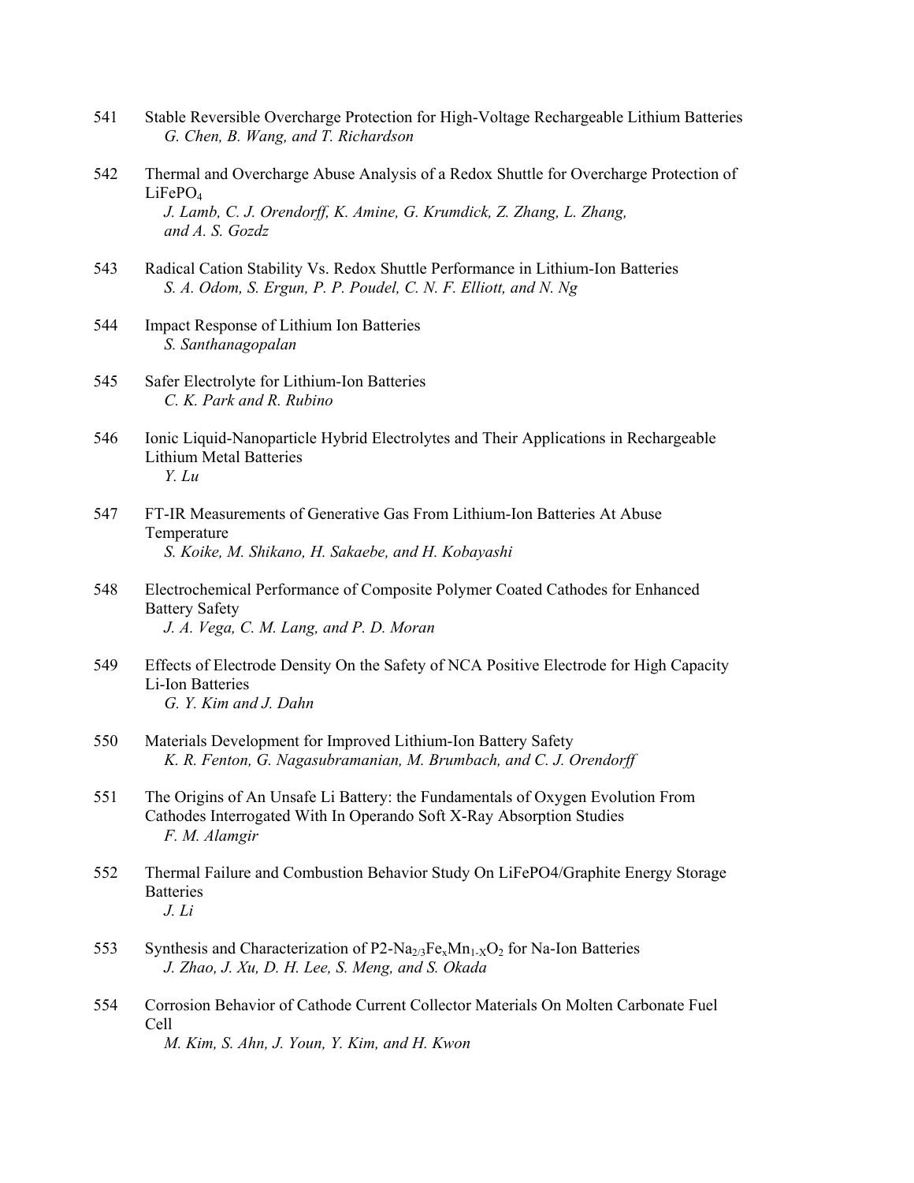541 Stable Reversible Overcharge Protection for High-Voltage Rechargeable Lithium Batteries
*G. Chen, B. Wang, and T. Richardson*

542 Thermal and Overcharge Abuse Analysis of a Redox Shuttle for Overcharge Protection of $LiFePO_4$
*J. Lamb, C. J. Orendorff, K. Amine, G. Krumdick, Z. Zhang, L. Zhang, and A. S. Gozdz*

543 Radical Cation Stability Vs. Redox Shuttle Performance in Lithium-Ion Batteries
*S. A. Odom, S. Ergun, P. P. Poudel, C. N. F. Elliott, and N. Ng*

544 Impact Response of Lithium Ion Batteries
*S. Santhanagopalan*

545 Safer Electrolyte for Lithium-Ion Batteries
*C. K. Park and R. Rubino*

546 Ionic Liquid-Nanoparticle Hybrid Electrolytes and Their Applications in Rechargeable Lithium Metal Batteries
*Y. Lu*

547 FT-IR Measurements of Generative Gas From Lithium-Ion Batteries At Abuse Temperature
*S. Koike, M. Shikano, H. Sakaebe, and H. Kobayashi*

548 Electrochemical Performance of Composite Polymer Coated Cathodes for Enhanced Battery Safety
*J. A. Vega, C. M. Lang, and P. D. Moran*

549 Effects of Electrode Density On the Safety of NCA Positive Electrode for High Capacity Li-Ion Batteries
*G. Y. Kim and J. Dahn*

550 Materials Development for Improved Lithium-Ion Battery Safety
*K. R. Fenton, G. Nagasubramanian, M. Brumbach, and C. J. Orendorff*

551 The Origins of An Unsafe Li Battery: the Fundamentals of Oxygen Evolution From Cathodes Interrogated With In Operando Soft X-Ray Absorption Studies
*F. M. Alamgir*

552 Thermal Failure and Combustion Behavior Study On LiFePO4/Graphite Energy Storage Batteries
*J. Li*

553 Synthesis and Characterization of P2-$Na_{2/3}Fe_xMn_{1-X}O_2$ for Na-Ion Batteries
*J. Zhao, J. Xu, D. H. Lee, S. Meng, and S. Okada*

554 Corrosion Behavior of Cathode Current Collector Materials On Molten Carbonate Fuel Cell
*M. Kim, S. Ahn, J. Youn, Y. Kim, and H. Kwon*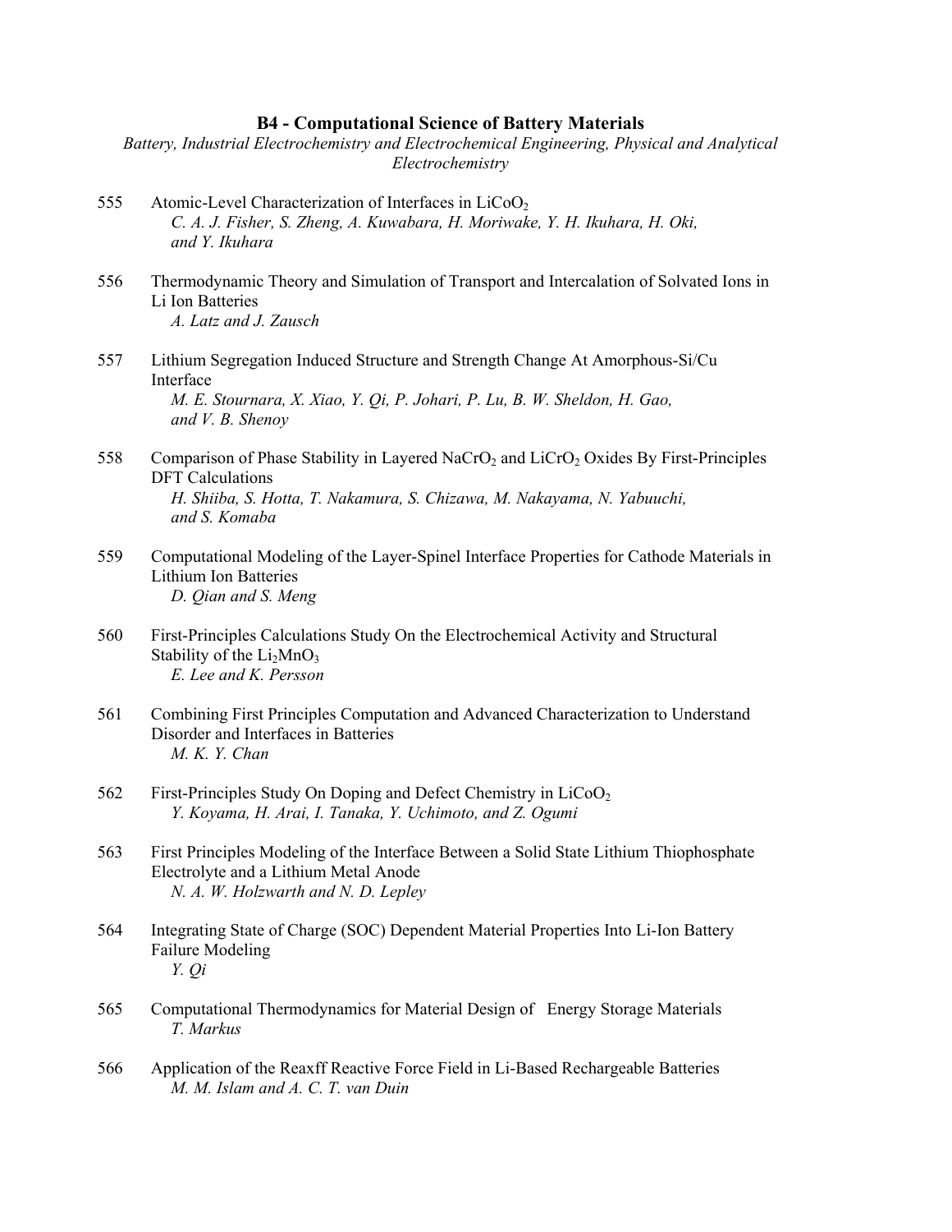## B4 - Computational Science of Battery Materials

*Battery, Industrial Electrochemistry and Electrochemical Engineering, Physical and Analytical Electrochemistry*

555 Atomic-Level Characterization of Interfaces in $LiCoO_2$
*C. A. J. Fisher, S. Zheng, A. Kuwabara, H. Moriwake, Y. H. Ikuhara, H. Oki, and Y. Ikuhara*

556 Thermodynamic Theory and Simulation of Transport and Intercalation of Solvated Ions in Li Ion Batteries
*A. Latz and J. Zausch*

557 Lithium Segregation Induced Structure and Strength Change At Amorphous-Si/Cu Interface
*M. E. Stournara, X. Xiao, Y. Qi, P. Johari, P. Lu, B. W. Sheldon, H. Gao, and V. B. Shenoy*

558 Comparison of Phase Stability in Layered $NaCrO_2$ and $LiCrO_2$ Oxides By First-Principles DFT Calculations
*H. Shiiba, S. Hotta, T. Nakamura, S. Chizawa, M. Nakayama, N. Yabuuchi, and S. Komaba*

559 Computational Modeling of the Layer-Spinel Interface Properties for Cathode Materials in Lithium Ion Batteries
*D. Qian and S. Meng*

560 First-Principles Calculations Study On the Electrochemical Activity and Structural Stability of the $Li_2MnO_3$
*E. Lee and K. Persson*

561 Combining First Principles Computation and Advanced Characterization to Understand Disorder and Interfaces in Batteries
*M. K. Y. Chan*

562 First-Principles Study On Doping and Defect Chemistry in $LiCoO_2$
*Y. Koyama, H. Arai, I. Tanaka, Y. Uchimoto, and Z. Ogumi*

563 First Principles Modeling of the Interface Between a Solid State Lithium Thiophosphate Electrolyte and a Lithium Metal Anode
*N. A. W. Holzwarth and N. D. Lepley*

564 Integrating State of Charge (SOC) Dependent Material Properties Into Li-Ion Battery Failure Modeling
*Y. Qi*

565 Computational Thermodynamics for Material Design of Energy Storage Materials
*T. Markus*

566 Application of the Reaxff Reactive Force Field in Li-Based Rechargeable Batteries
*M. M. Islam and A. C. T. van Duin*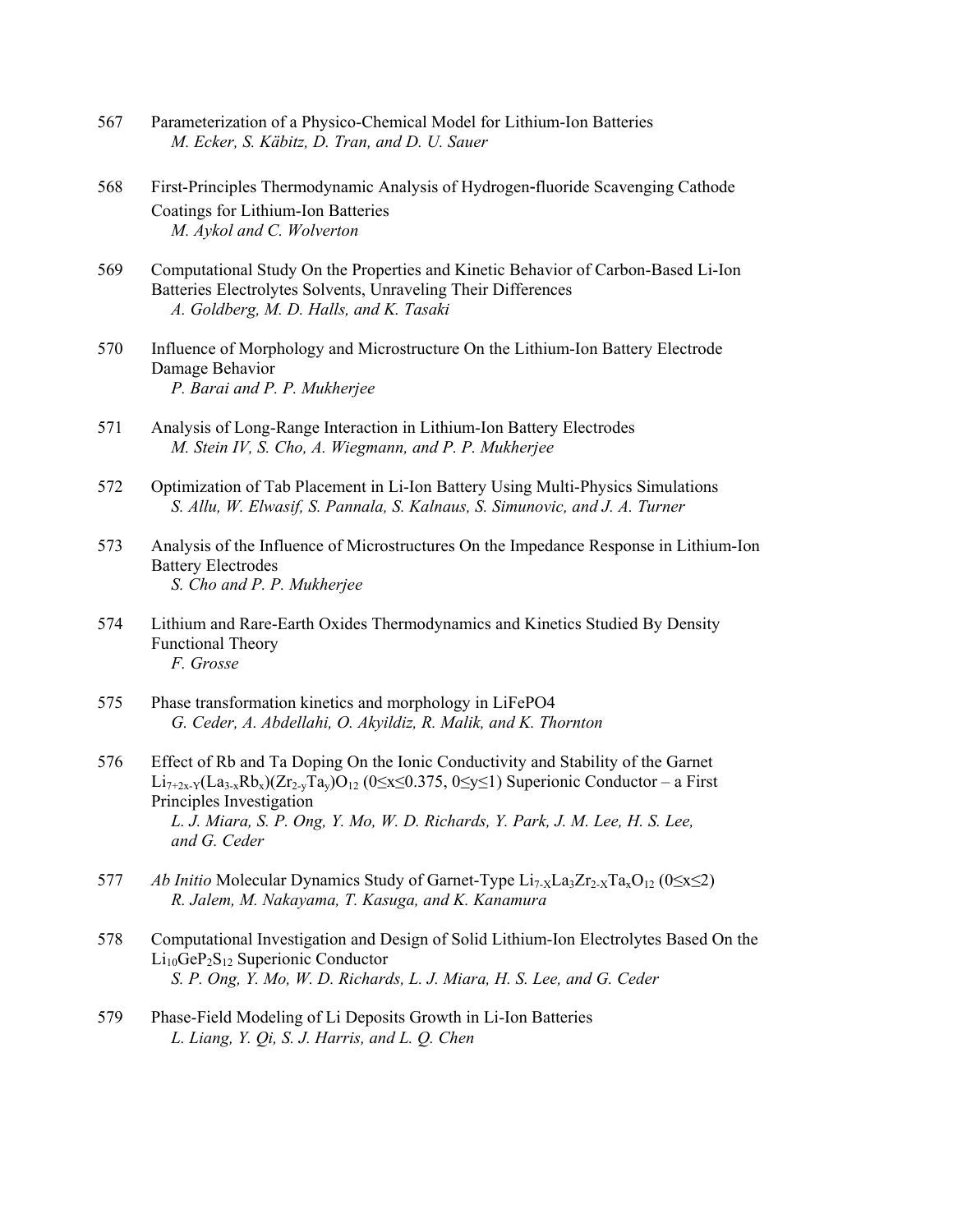567 Parameterization of a Physico-Chemical Model for Lithium-Ion Batteries
*M. Ecker, S. Käbitz, D. Tran, and D. U. Sauer*

568 First-Principles Thermodynamic Analysis of Hydrogen-fluoride Scavenging Cathode Coatings for Lithium-Ion Batteries
*M. Aykol and C. Wolverton*

569 Computational Study On the Properties and Kinetic Behavior of Carbon-Based Li-Ion Batteries Electrolytes Solvents, Unraveling Their Differences
*A. Goldberg, M. D. Halls, and K. Tasaki*

570 Influence of Morphology and Microstructure On the Lithium-Ion Battery Electrode Damage Behavior
*P. Barai and P. P. Mukherjee*

571 Analysis of Long-Range Interaction in Lithium-Ion Battery Electrodes
*M. Stein IV, S. Cho, A. Wiegmann, and P. P. Mukherjee*

572 Optimization of Tab Placement in Li-Ion Battery Using Multi-Physics Simulations
*S. Allu, W. Elwasif, S. Pannala, S. Kalnaus, S. Simunovic, and J. A. Turner*

573 Analysis of the Influence of Microstructures On the Impedance Response in Lithium-Ion Battery Electrodes
*S. Cho and P. P. Mukherjee*

574 Lithium and Rare-Earth Oxides Thermodynamics and Kinetics Studied By Density Functional Theory
*F. Grosse*

575 Phase transformation kinetics and morphology in LiFePO4
*G. Ceder, A. Abdellahi, O. Akyildiz, R. Malik, and K. Thornton*

576 Effect of Rb and Ta Doping On the Ionic Conductivity and Stability of the Garnet $Li_{7+2x-Y}(La_{3-x}Rb_x)(Zr_{2-y}Ta_y)O_{12}$ ($0 \le x \le 0.375$, $0 \le y \le 1$) Superionic Conductor – a First Principles Investigation
*L. J. Miara, S. P. Ong, Y. Mo, W. D. Richards, Y. Park, J. M. Lee, H. S. Lee, and G. Ceder*

577 *Ab Initio* Molecular Dynamics Study of Garnet-Type $Li_{7-X}La_3Zr_{2-X}Ta_xO_{12}$ ($0 \le x \le 2$)
*R. Jalem, M. Nakayama, T. Kasuga, and K. Kanamura*

578 Computational Investigation and Design of Solid Lithium-Ion Electrolytes Based On the $Li_{10}GeP_2S_{12}$ Superionic Conductor
*S. P. Ong, Y. Mo, W. D. Richards, L. J. Miara, H. S. Lee, and G. Ceder*

579 Phase-Field Modeling of Li Deposits Growth in Li-Ion Batteries
*L. Liang, Y. Qi, S. J. Harris, and L. Q. Chen*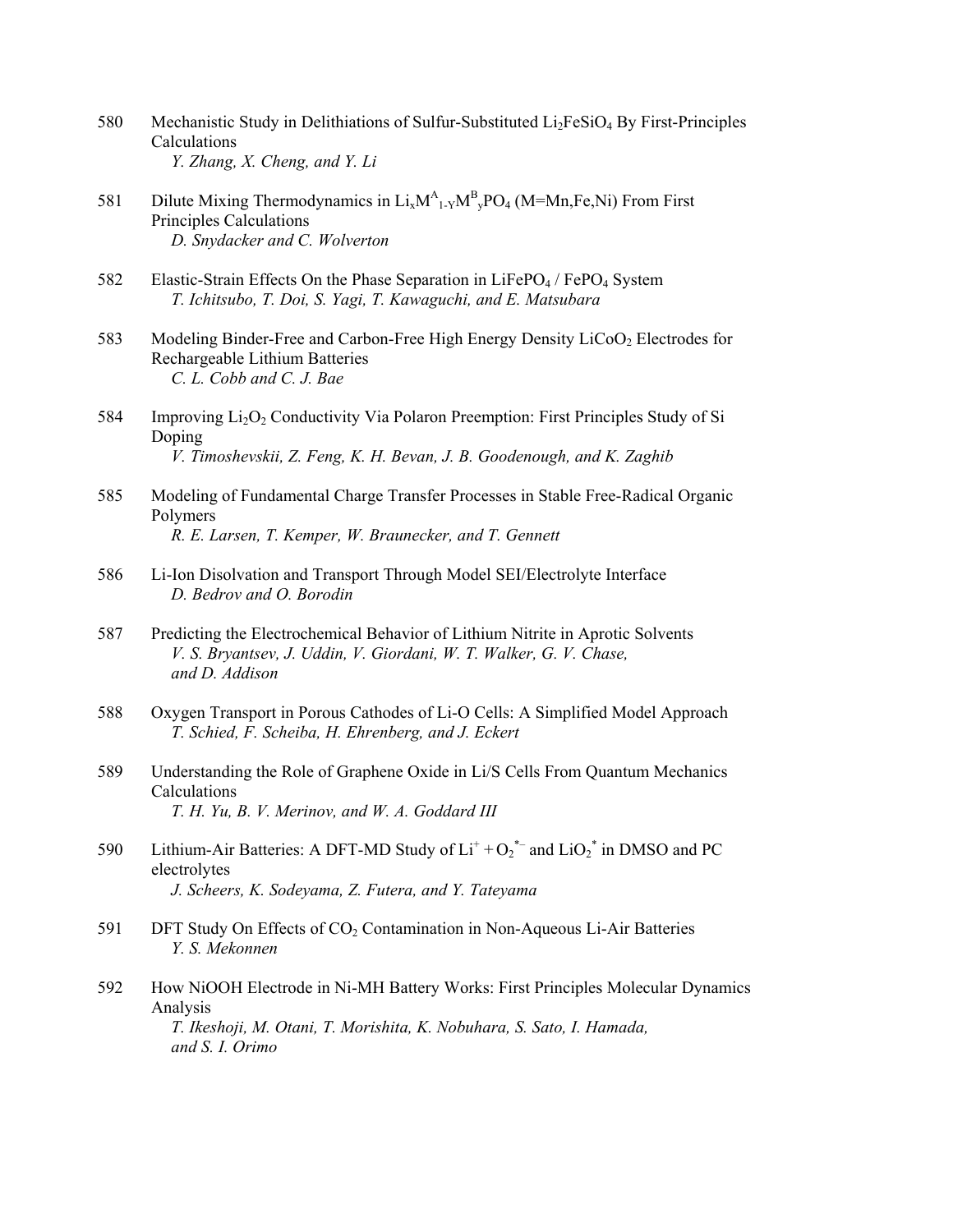580 Mechanistic Study in Delithiations of Sulfur-Substituted $Li_2FeSiO_4$ By First-Principles Calculations
*Y. Zhang, X. Cheng, and Y. Li*

581 Dilute Mixing Thermodynamics in $Li_xM^A_{1-Y}M^B_yPO_4$ (M=Mn,Fe,Ni) From First Principles Calculations
*D. Snydacker and C. Wolverton*

582 Elastic-Strain Effects On the Phase Separation in $LiFePO_4$ / $FePO_4$ System
*T. Ichitsubo, T. Doi, S. Yagi, T. Kawaguchi, and E. Matsubara*

583 Modeling Binder-Free and Carbon-Free High Energy Density $LiCoO_2$ Electrodes for Rechargeable Lithium Batteries
*C. L. Cobb and C. J. Bae*

584 Improving $Li_2O_2$ Conductivity Via Polaron Preemption: First Principles Study of Si Doping
*V. Timoshevskii, Z. Feng, K. H. Bevan, J. B. Goodenough, and K. Zaghib*

585 Modeling of Fundamental Charge Transfer Processes in Stable Free-Radical Organic Polymers
*R. E. Larsen, T. Kemper, W. Braunecker, and T. Gennett*

586 Li-Ion Disolvation and Transport Through Model SEI/Electrolyte Interface
*D. Bedrov and O. Borodin*

587 Predicting the Electrochemical Behavior of Lithium Nitrite in Aprotic Solvents
*V. S. Bryantsev, J. Uddin, V. Giordani, W. T. Walker, G. V. Chase, and D. Addison*

588 Oxygen Transport in Porous Cathodes of Li-O Cells: A Simplified Model Approach
*T. Schied, F. Scheiba, H. Ehrenberg, and J. Eckert*

589 Understanding the Role of Graphene Oxide in Li/S Cells From Quantum Mechanics Calculations
*T. H. Yu, B. V. Merinov, and W. A. Goddard III*

590 Lithium-Air Batteries: A DFT-MD Study of $Li^+ + O_2^{*-}$ and $LiO_2^*$ in DMSO and PC electrolytes
*J. Scheers, K. Sodeyama, Z. Futera, and Y. Tateyama*

591 DFT Study On Effects of $CO_2$ Contamination in Non-Aqueous Li-Air Batteries
*Y. S. Mekonnen*

592 How NiOOH Electrode in Ni-MH Battery Works: First Principles Molecular Dynamics Analysis
*T. Ikeshoji, M. Otani, T. Morishita, K. Nobuhara, S. Sato, I. Hamada, and S. I. Orimo*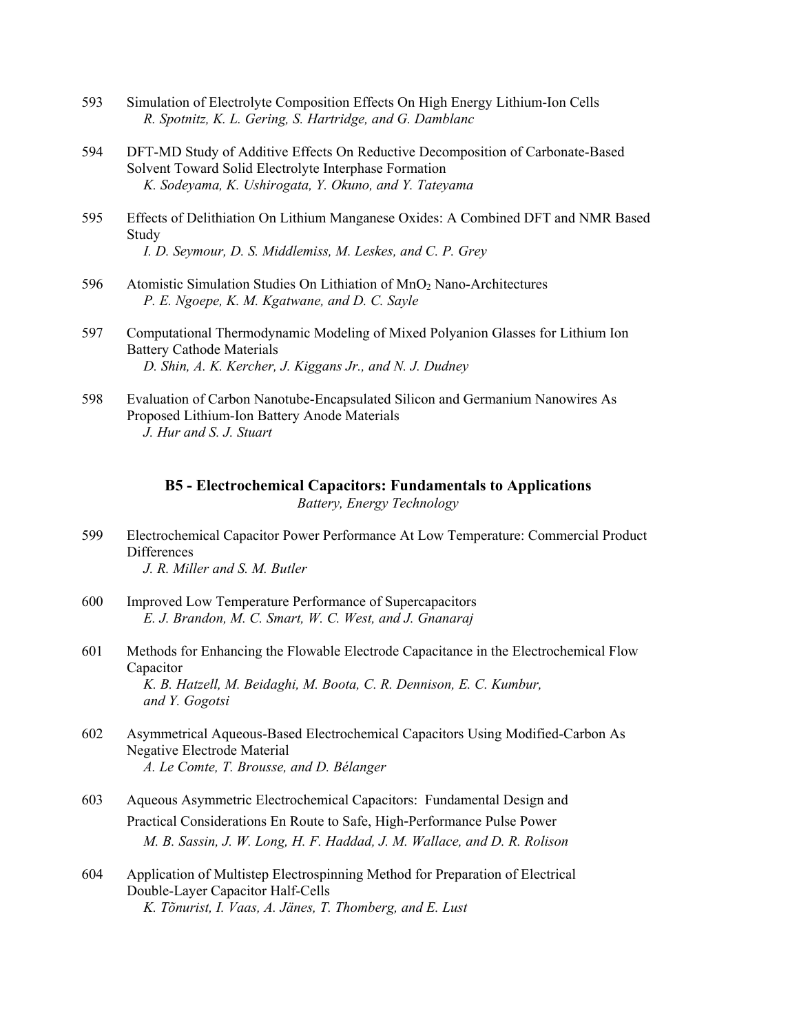593 Simulation of Electrolyte Composition Effects On High Energy Lithium-Ion Cells
*R. Spotnitz, K. L. Gering, S. Hartridge, and G. Damblanc*

594 DFT-MD Study of Additive Effects On Reductive Decomposition of Carbonate-Based Solvent Toward Solid Electrolyte Interphase Formation
*K. Sodeyama, K. Ushirogata, Y. Okuno, and Y. Tateyama*

595 Effects of Delithiation On Lithium Manganese Oxides: A Combined DFT and NMR Based Study
*I. D. Seymour, D. S. Middlemiss, M. Leskes, and C. P. Grey*

596 Atomistic Simulation Studies On Lithiation of $MnO_2$ Nano-Architectures
*P. E. Ngoepe, K. M. Kgatwane, and D. C. Sayle*

597 Computational Thermodynamic Modeling of Mixed Polyanion Glasses for Lithium Ion Battery Cathode Materials
*D. Shin, A. K. Kercher, J. Kiggans Jr., and N. J. Dudney*

598 Evaluation of Carbon Nanotube-Encapsulated Silicon and Germanium Nanowires As Proposed Lithium-Ion Battery Anode Materials
*J. Hur and S. J. Stuart*

## B5 - Electrochemical Capacitors: Fundamentals to Applications

*Battery, Energy Technology*

599 Electrochemical Capacitor Power Performance At Low Temperature: Commercial Product Differences
*J. R. Miller and S. M. Butler*

600 Improved Low Temperature Performance of Supercapacitors
*E. J. Brandon, M. C. Smart, W. C. West, and J. Gnanaraj*

601 Methods for Enhancing the Flowable Electrode Capacitance in the Electrochemical Flow Capacitor
*K. B. Hatzell, M. Beidaghi, M. Boota, C. R. Dennison, E. C. Kumbur, and Y. Gogotsi*

602 Asymmetrical Aqueous-Based Electrochemical Capacitors Using Modified-Carbon As Negative Electrode Material
*A. Le Comte, T. Brousse, and D. Bélanger*

603 Aqueous Asymmetric Electrochemical Capacitors: Fundamental Design and Practical Considerations En Route to Safe, High-Performance Pulse Power
*M. B. Sassin, J. W. Long, H. F. Haddad, J. M. Wallace, and D. R. Rolison*

604 Application of Multistep Electrospinning Method for Preparation of Electrical Double-Layer Capacitor Half-Cells
*K. Tõnurist, I. Vaas, A. Jänes, T. Thomberg, and E. Lust*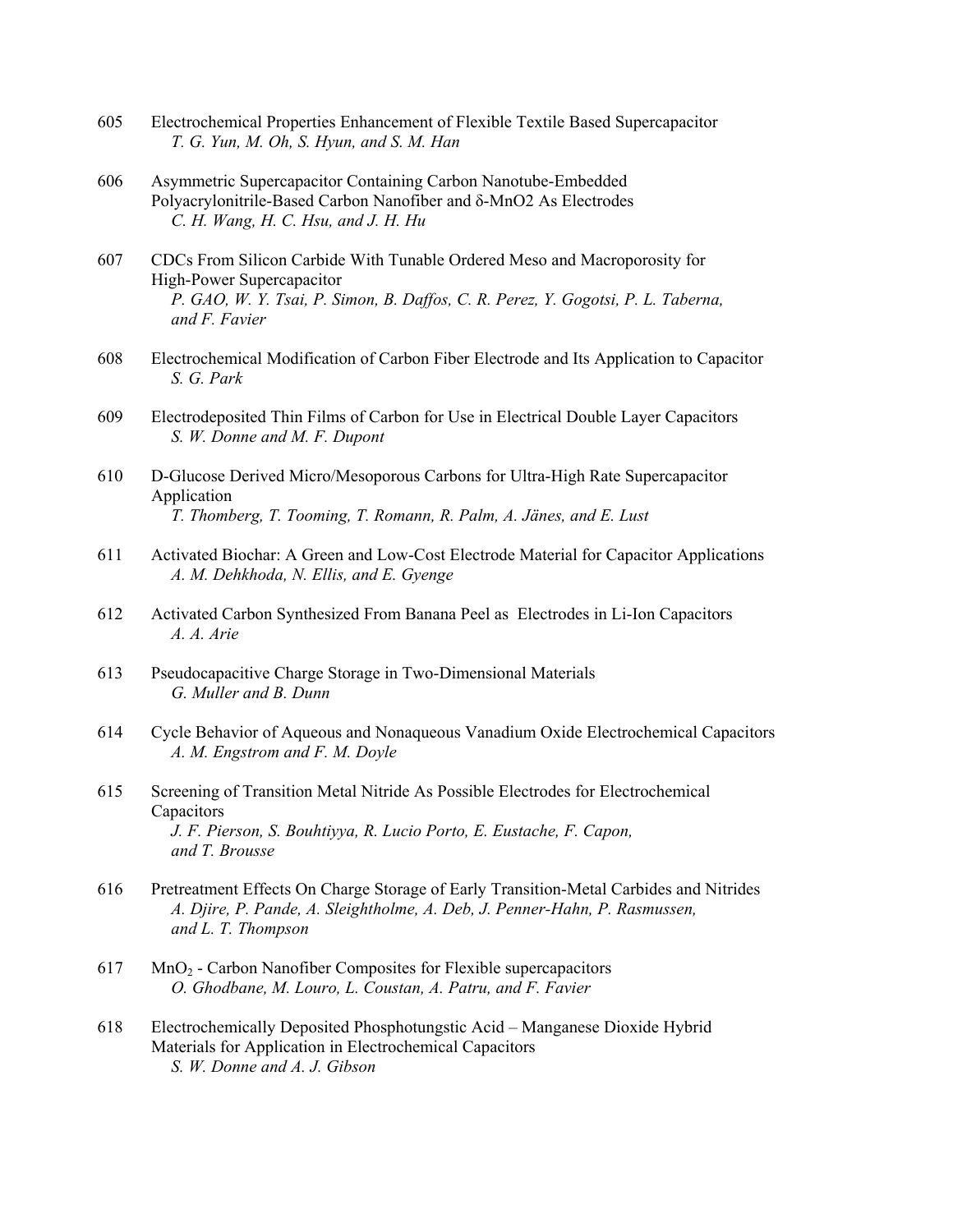605 Electrochemical Properties Enhancement of Flexible Textile Based Supercapacitor
*T. G. Yun, M. Oh, S. Hyun, and S. M. Han*

606 Asymmetric Supercapacitor Containing Carbon Nanotube-Embedded Polyacrylonitrile-Based Carbon Nanofiber and δ-MnO2 As Electrodes
*C. H. Wang, H. C. Hsu, and J. H. Hu*

607 CDCs From Silicon Carbide With Tunable Ordered Meso and Macroporosity for High-Power Supercapacitor
*P. GAO, W. Y. Tsai, P. Simon, B. Daffos, C. R. Perez, Y. Gogotsi, P. L. Taberna, and F. Favier*

608 Electrochemical Modification of Carbon Fiber Electrode and Its Application to Capacitor
*S. G. Park*

609 Electrodeposited Thin Films of Carbon for Use in Electrical Double Layer Capacitors
*S. W. Donne and M. F. Dupont*

610 D-Glucose Derived Micro/Mesoporous Carbons for Ultra-High Rate Supercapacitor Application
*T. Thomberg, T. Tooming, T. Romann, R. Palm, A. Jänes, and E. Lust*

611 Activated Biochar: A Green and Low-Cost Electrode Material for Capacitor Applications
*A. M. Dehkhoda, N. Ellis, and E. Gyenge*

612 Activated Carbon Synthesized From Banana Peel as Electrodes in Li-Ion Capacitors
*A. A. Arie*

613 Pseudocapacitive Charge Storage in Two-Dimensional Materials
*G. Muller and B. Dunn*

614 Cycle Behavior of Aqueous and Nonaqueous Vanadium Oxide Electrochemical Capacitors
*A. M. Engstrom and F. M. Doyle*

615 Screening of Transition Metal Nitride As Possible Electrodes for Electrochemical Capacitors
*J. F. Pierson, S. Bouhtiyya, R. Lucio Porto, E. Eustache, F. Capon, and T. Brousse*

616 Pretreatment Effects On Charge Storage of Early Transition-Metal Carbides and Nitrides
*A. Djire, P. Pande, A. Sleightholme, A. Deb, J. Penner-Hahn, P. Rasmussen, and L. T. Thompson*

617 $MnO_2$ - Carbon Nanofiber Composites for Flexible supercapacitors
*O. Ghodbane, M. Louro, L. Coustan, A. Patru, and F. Favier*

618 Electrochemically Deposited Phosphotungstic Acid – Manganese Dioxide Hybrid Materials for Application in Electrochemical Capacitors
*S. W. Donne and A. J. Gibson*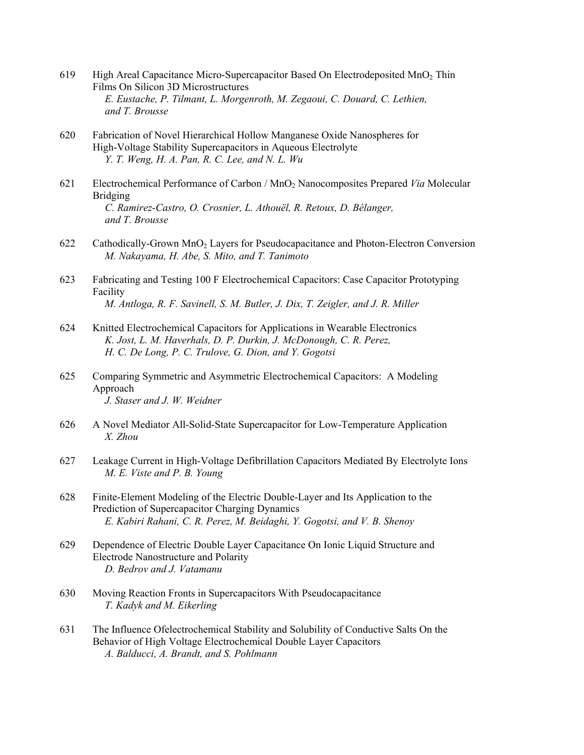619 High Areal Capacitance Micro-Supercapacitor Based On Electrodeposited $MnO_2$ Thin Films On Silicon 3D Microstructures
*E. Eustache, P. Tilmant, L. Morgenroth, M. Zegaoui, C. Douard, C. Lethien, and T. Brousse*

620 Fabrication of Novel Hierarchical Hollow Manganese Oxide Nanospheres for High-Voltage Stability Supercapacitors in Aqueous Electrolyte
*Y. T. Weng, H. A. Pan, R. C. Lee, and N. L. Wu*

621 Electrochemical Performance of Carbon / $MnO_2$ Nanocomposites Prepared *Via* Molecular Bridging
*C. Ramirez-Castro, O. Crosnier, L. Athouël, R. Retoux, D. Bélanger, and T. Brousse*

622 Cathodically-Grown $MnO_2$ Layers for Pseudocapacitance and Photon-Electron Conversion
*M. Nakayama, H. Abe, S. Mito, and T. Tanimoto*

623 Fabricating and Testing 100 F Electrochemical Capacitors: Case Capacitor Prototyping Facility
*M. Antloga, R. F. Savinell, S. M. Butler, J. Dix, T. Zeigler, and J. R. Miller*

624 Knitted Electrochemical Capacitors for Applications in Wearable Electronics
*K. Jost, L. M. Haverhals, D. P. Durkin, J. McDonough, C. R. Perez, H. C. De Long, P. C. Trulove, G. Dion, and Y. Gogotsi*

625 Comparing Symmetric and Asymmetric Electrochemical Capacitors: A Modeling Approach
*J. Staser and J. W. Weidner*

626 A Novel Mediator All-Solid-State Supercapacitor for Low-Temperature Application
*X. Zhou*

627 Leakage Current in High-Voltage Defibrillation Capacitors Mediated By Electrolyte Ions
*M. E. Viste and P. B. Young*

628 Finite-Element Modeling of the Electric Double-Layer and Its Application to the Prediction of Supercapacitor Charging Dynamics
*E. Kabiri Rahani, C. R. Perez, M. Beidaghi, Y. Gogotsi, and V. B. Shenoy*

629 Dependence of Electric Double Layer Capacitance On Ionic Liquid Structure and Electrode Nanostructure and Polarity
*D. Bedrov and J. Vatamanu*

630 Moving Reaction Fronts in Supercapacitors With Pseudocapacitance
*T. Kadyk and M. Eikerling*

631 The Influence Ofelectrochemical Stability and Solubility of Conductive Salts On the Behavior of High Voltage Electrochemical Double Layer Capacitors
*A. Balducci, A. Brandt, and S. Pohlmann*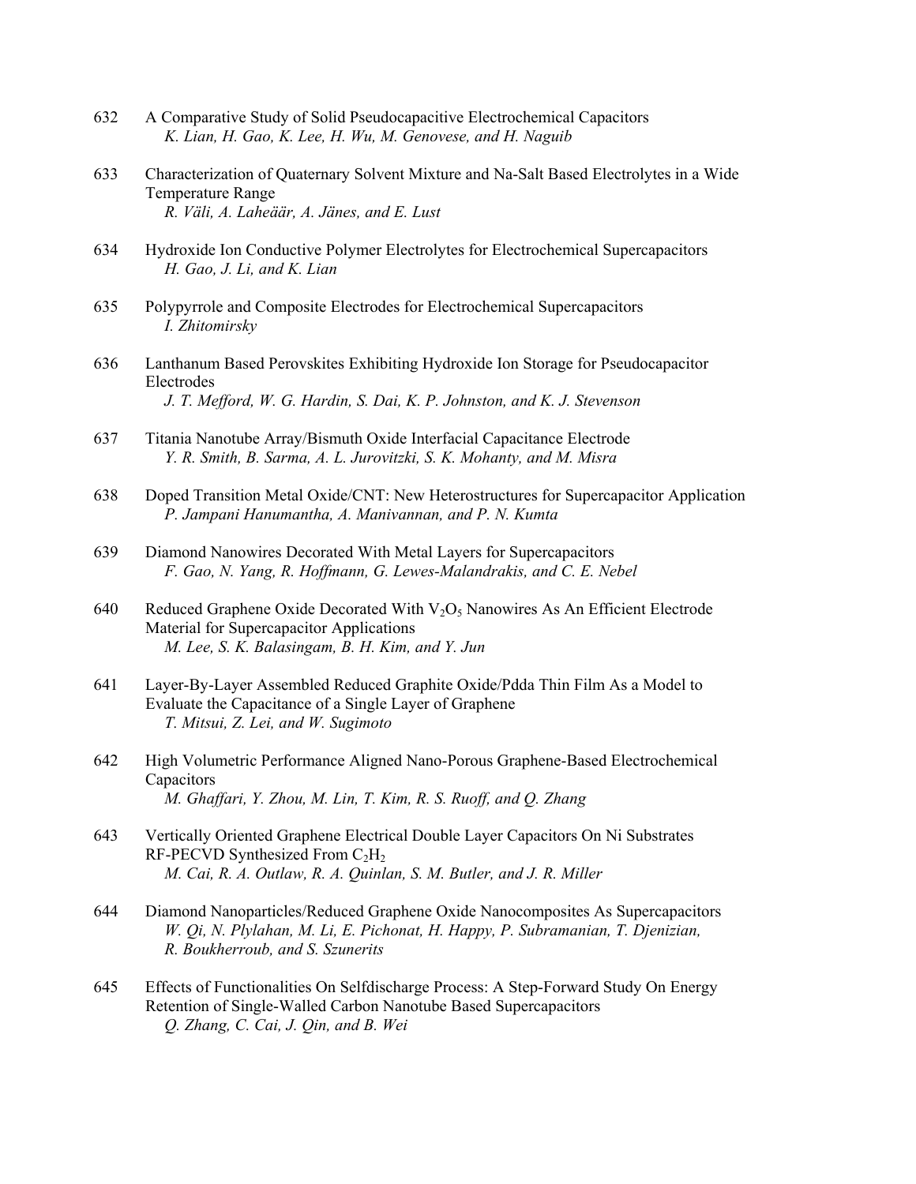632 A Comparative Study of Solid Pseudocapacitive Electrochemical Capacitors
*K. Lian, H. Gao, K. Lee, H. Wu, M. Genovese, and H. Naguib*

633 Characterization of Quaternary Solvent Mixture and Na-Salt Based Electrolytes in a Wide Temperature Range
*R. Väli, A. Laheäär, A. Jänes, and E. Lust*

634 Hydroxide Ion Conductive Polymer Electrolytes for Electrochemical Supercapacitors
*H. Gao, J. Li, and K. Lian*

635 Polypyrrole and Composite Electrodes for Electrochemical Supercapacitors
*I. Zhitomirsky*

636 Lanthanum Based Perovskites Exhibiting Hydroxide Ion Storage for Pseudocapacitor Electrodes
*J. T. Mefford, W. G. Hardin, S. Dai, K. P. Johnston, and K. J. Stevenson*

637 Titania Nanotube Array/Bismuth Oxide Interfacial Capacitance Electrode
*Y. R. Smith, B. Sarma, A. L. Jurovitzki, S. K. Mohanty, and M. Misra*

638 Doped Transition Metal Oxide/CNT: New Heterostructures for Supercapacitor Application
*P. Jampani Hanumantha, A. Manivannan, and P. N. Kumta*

639 Diamond Nanowires Decorated With Metal Layers for Supercapacitors
*F. Gao, N. Yang, R. Hoffmann, G. Lewes-Malandrakis, and C. E. Nebel*

640 Reduced Graphene Oxide Decorated With $V_2O_5$ Nanowires As An Efficient Electrode Material for Supercapacitor Applications
*M. Lee, S. K. Balasingam, B. H. Kim, and Y. Jun*

641 Layer-By-Layer Assembled Reduced Graphite Oxide/Pdda Thin Film As a Model to Evaluate the Capacitance of a Single Layer of Graphene
*T. Mitsui, Z. Lei, and W. Sugimoto*

642 High Volumetric Performance Aligned Nano-Porous Graphene-Based Electrochemical Capacitors
*M. Ghaffari, Y. Zhou, M. Lin, T. Kim, R. S. Ruoff, and Q. Zhang*

643 Vertically Oriented Graphene Electrical Double Layer Capacitors On Ni Substrates RF-PECVD Synthesized From $C_2H_2$
*M. Cai, R. A. Outlaw, R. A. Quinlan, S. M. Butler, and J. R. Miller*

644 Diamond Nanoparticles/Reduced Graphene Oxide Nanocomposites As Supercapacitors
*W. Qi, N. Plylahan, M. Li, E. Pichonat, H. Happy, P. Subramanian, T. Djenizian, R. Boukherroub, and S. Szunerits*

645 Effects of Functionalities On Selfdischarge Process: A Step-Forward Study On Energy Retention of Single-Walled Carbon Nanotube Based Supercapacitors
*Q. Zhang, C. Cai, J. Qin, and B. Wei*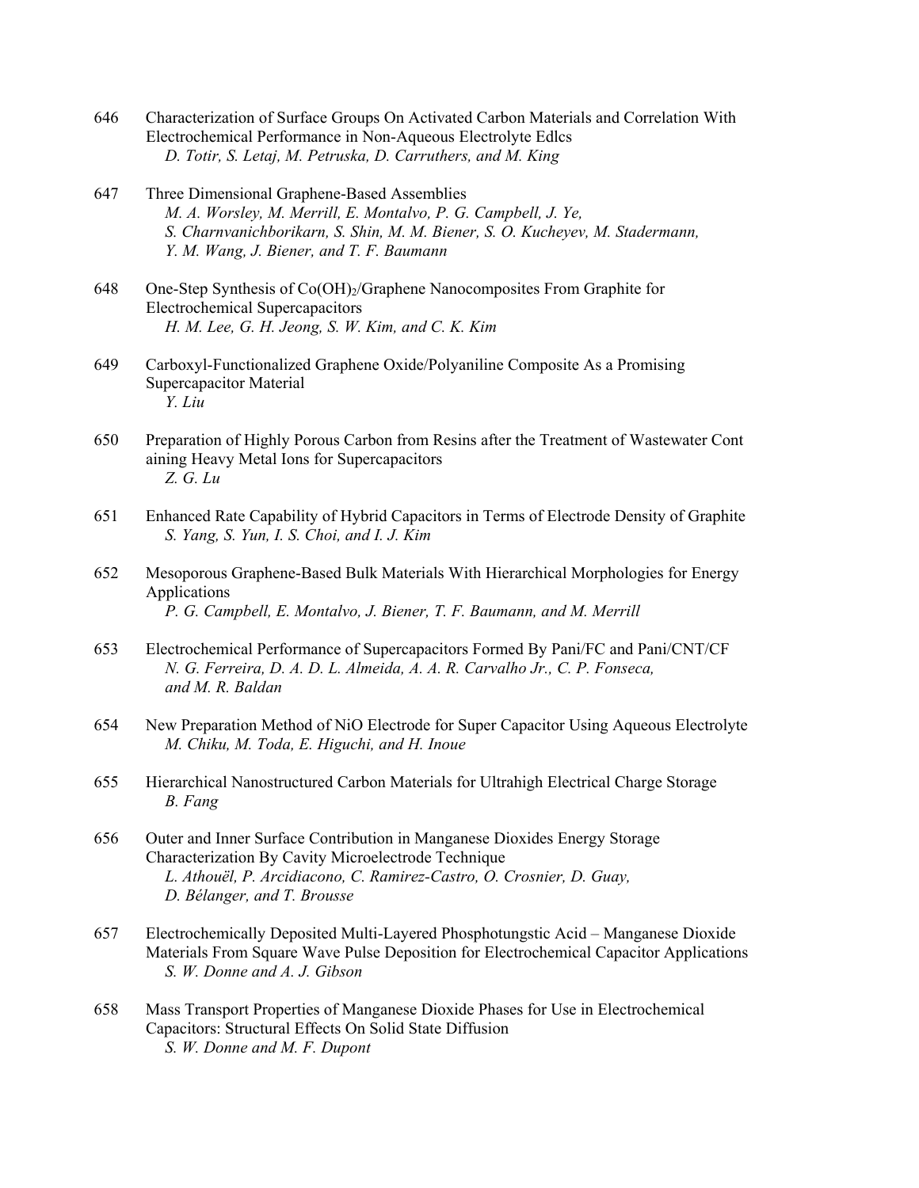646 Characterization of Surface Groups On Activated Carbon Materials and Correlation With Electrochemical Performance in Non-Aqueous Electrolyte Edlcs
*D. Totir, S. Letaj, M. Petruska, D. Carruthers, and M. King*

647 Three Dimensional Graphene-Based Assemblies
*M. A. Worsley, M. Merrill, E. Montalvo, P. G. Campbell, J. Ye, S. Charnvanichborikarn, S. Shin, M. M. Biener, S. O. Kucheyev, M. Stadermann, Y. M. Wang, J. Biener, and T. F. Baumann*

648 One-Step Synthesis of $Co(OH)_2$/Graphene Nanocomposites From Graphite for Electrochemical Supercapacitors
*H. M. Lee, G. H. Jeong, S. W. Kim, and C. K. Kim*

649 Carboxyl-Functionalized Graphene Oxide/Polyaniline Composite As a Promising Supercapacitor Material
*Y. Liu*

650 Preparation of Highly Porous Carbon from Resins after the Treatment of Wastewater Cont aining Heavy Metal Ions for Supercapacitors
*Z. G. Lu*

651 Enhanced Rate Capability of Hybrid Capacitors in Terms of Electrode Density of Graphite
*S. Yang, S. Yun, I. S. Choi, and I. J. Kim*

652 Mesoporous Graphene-Based Bulk Materials With Hierarchical Morphologies for Energy Applications
*P. G. Campbell, E. Montalvo, J. Biener, T. F. Baumann, and M. Merrill*

653 Electrochemical Performance of Supercapacitors Formed By Pani/FC and Pani/CNT/CF
*N. G. Ferreira, D. A. D. L. Almeida, A. A. R. Carvalho Jr., C. P. Fonseca, and M. R. Baldan*

654 New Preparation Method of NiO Electrode for Super Capacitor Using Aqueous Electrolyte
*M. Chiku, M. Toda, E. Higuchi, and H. Inoue*

655 Hierarchical Nanostructured Carbon Materials for Ultrahigh Electrical Charge Storage
*B. Fang*

656 Outer and Inner Surface Contribution in Manganese Dioxides Energy Storage Characterization By Cavity Microelectrode Technique
*L. Athouël, P. Arcidiacono, C. Ramirez-Castro, O. Crosnier, D. Guay, D. Bélanger, and T. Brousse*

657 Electrochemically Deposited Multi-Layered Phosphotungstic Acid – Manganese Dioxide Materials From Square Wave Pulse Deposition for Electrochemical Capacitor Applications
*S. W. Donne and A. J. Gibson*

658 Mass Transport Properties of Manganese Dioxide Phases for Use in Electrochemical Capacitors: Structural Effects On Solid State Diffusion
*S. W. Donne and M. F. Dupont*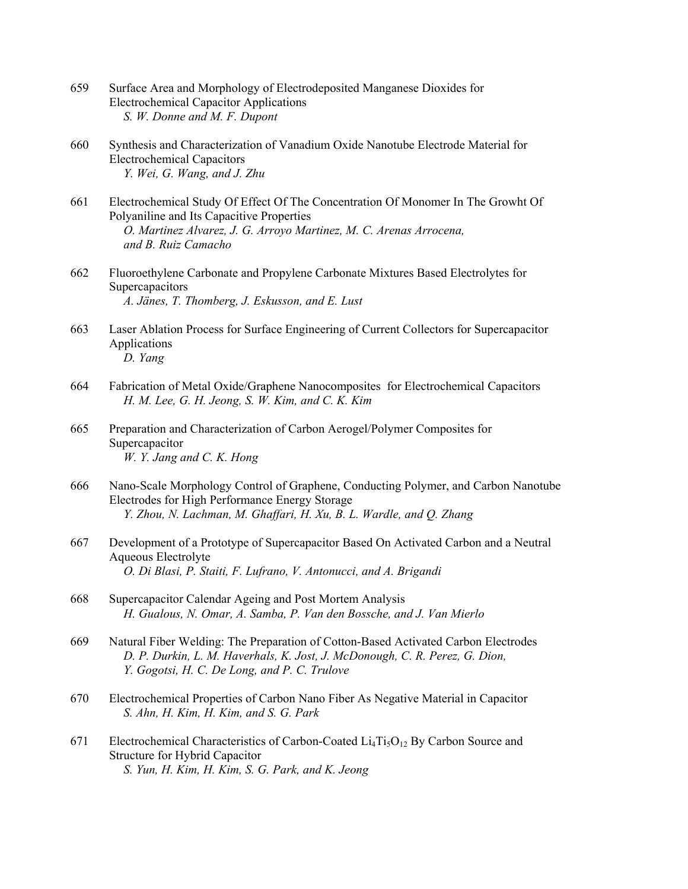659 Surface Area and Morphology of Electrodeposited Manganese Dioxides for Electrochemical Capacitor Applications
*S. W. Donne and M. F. Dupont*

660 Synthesis and Characterization of Vanadium Oxide Nanotube Electrode Material for Electrochemical Capacitors
*Y. Wei, G. Wang, and J. Zhu*

661 Electrochemical Study Of Effect Of The Concentration Of Monomer In The Growht Of Polyaniline and Its Capacitive Properties
*O. Martinez Alvarez, J. G. Arroyo Martinez, M. C. Arenas Arrocena, and B. Ruiz Camacho*

662 Fluoroethylene Carbonate and Propylene Carbonate Mixtures Based Electrolytes for Supercapacitors
*A. Jänes, T. Thomberg, J. Eskusson, and E. Lust*

663 Laser Ablation Process for Surface Engineering of Current Collectors for Supercapacitor Applications
*D. Yang*

664 Fabrication of Metal Oxide/Graphene Nanocomposites for Electrochemical Capacitors
*H. M. Lee, G. H. Jeong, S. W. Kim, and C. K. Kim*

665 Preparation and Characterization of Carbon Aerogel/Polymer Composites for Supercapacitor
*W. Y. Jang and C. K. Hong*

666 Nano-Scale Morphology Control of Graphene, Conducting Polymer, and Carbon Nanotube Electrodes for High Performance Energy Storage
*Y. Zhou, N. Lachman, M. Ghaffari, H. Xu, B. L. Wardle, and Q. Zhang*

667 Development of a Prototype of Supercapacitor Based On Activated Carbon and a Neutral Aqueous Electrolyte
*O. Di Blasi, P. Staiti, F. Lufrano, V. Antonucci, and A. Brigandi*

668 Supercapacitor Calendar Ageing and Post Mortem Analysis
*H. Gualous, N. Omar, A. Samba, P. Van den Bossche, and J. Van Mierlo*

669 Natural Fiber Welding: The Preparation of Cotton-Based Activated Carbon Electrodes
*D. P. Durkin, L. M. Haverhals, K. Jost, J. McDonough, C. R. Perez, G. Dion, Y. Gogotsi, H. C. De Long, and P. C. Trulove*

670 Electrochemical Properties of Carbon Nano Fiber As Negative Material in Capacitor
*S. Ahn, H. Kim, H. Kim, and S. G. Park*

671 Electrochemical Characteristics of Carbon-Coated $Li_4Ti_5O_{12}$ By Carbon Source and Structure for Hybrid Capacitor
*S. Yun, H. Kim, H. Kim, S. G. Park, and K. Jeong*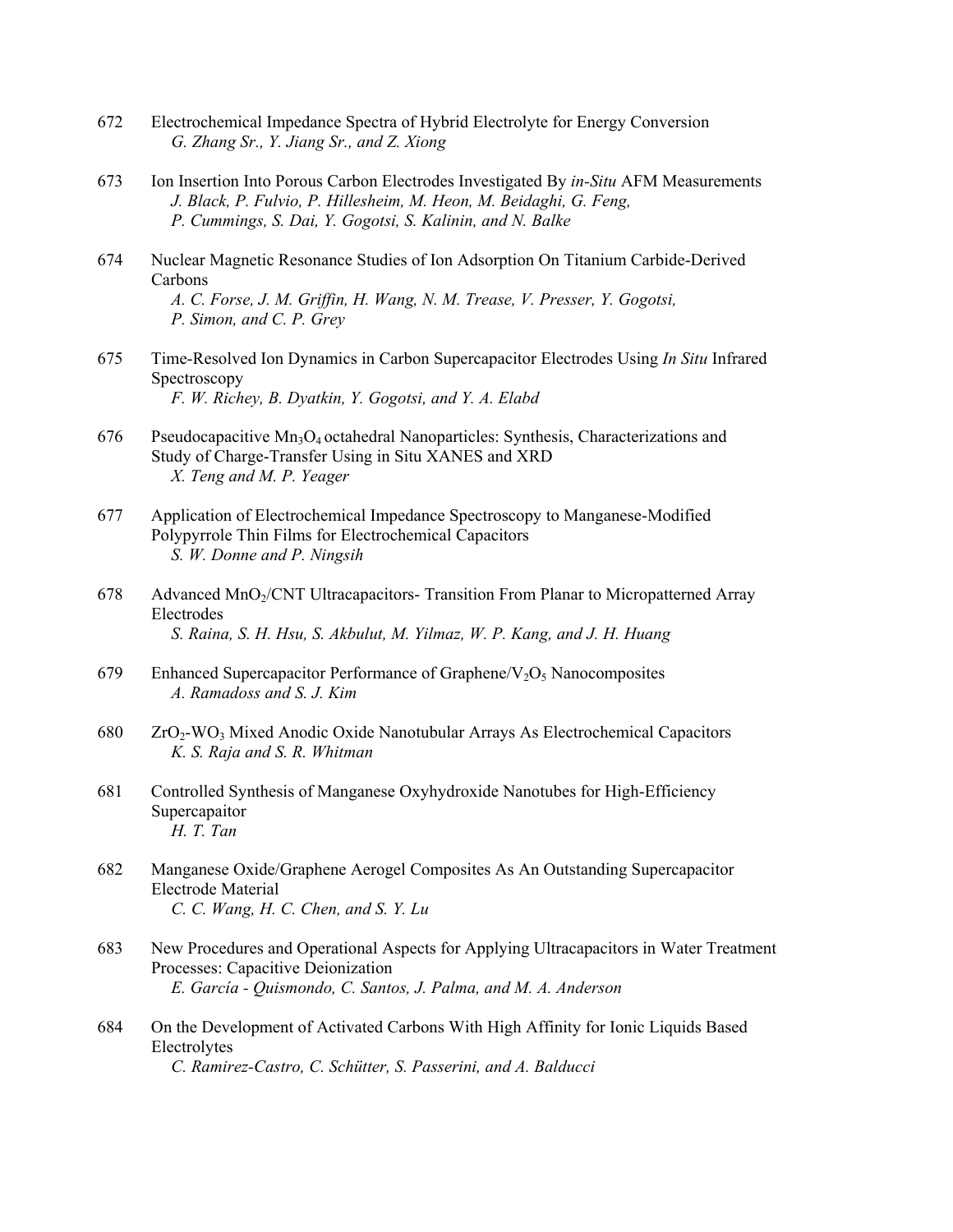672 Electrochemical Impedance Spectra of Hybrid Electrolyte for Energy Conversion
*G. Zhang Sr., Y. Jiang Sr., and Z. Xiong*

673 Ion Insertion Into Porous Carbon Electrodes Investigated By *in-Situ* AFM Measurements
*J. Black, P. Fulvio, P. Hillesheim, M. Heon, M. Beidaghi, G. Feng, P. Cummings, S. Dai, Y. Gogotsi, S. Kalinin, and N. Balke*

674 Nuclear Magnetic Resonance Studies of Ion Adsorption On Titanium Carbide-Derived Carbons
*A. C. Forse, J. M. Griffin, H. Wang, N. M. Trease, V. Presser, Y. Gogotsi, P. Simon, and C. P. Grey*

675 Time-Resolved Ion Dynamics in Carbon Supercapacitor Electrodes Using *In Situ* Infrared Spectroscopy
*F. W. Richey, B. Dyatkin, Y. Gogotsi, and Y. A. Elabd*

676 Pseudocapacitive $Mn_3O_4$ octahedral Nanoparticles: Synthesis, Characterizations and Study of Charge-Transfer Using in Situ XANES and XRD
*X. Teng and M. P. Yeager*

677 Application of Electrochemical Impedance Spectroscopy to Manganese-Modified Polypyrrole Thin Films for Electrochemical Capacitors
*S. W. Donne and P. Ningsih*

678 Advanced $MnO_2$/CNT Ultracapacitors- Transition From Planar to Micropatterned Array Electrodes
*S. Raina, S. H. Hsu, S. Akbulut, M. Yilmaz, W. P. Kang, and J. H. Huang*

679 Enhanced Supercapacitor Performance of Graphene/$V_2O_5$ Nanocomposites
*A. Ramadoss and S. J. Kim*

680 $ZrO_2$-$WO_3$ Mixed Anodic Oxide Nanotubular Arrays As Electrochemical Capacitors
*K. S. Raja and S. R. Whitman*

681 Controlled Synthesis of Manganese Oxyhydroxide Nanotubes for High-Efficiency Supercapaitor
*H. T. Tan*

682 Manganese Oxide/Graphene Aerogel Composites As An Outstanding Supercapacitor Electrode Material
*C. C. Wang, H. C. Chen, and S. Y. Lu*

683 New Procedures and Operational Aspects for Applying Ultracapacitors in Water Treatment Processes: Capacitive Deionization
*E. García - Quismondo, C. Santos, J. Palma, and M. A. Anderson*

684 On the Development of Activated Carbons With High Affinity for Ionic Liquids Based Electrolytes
*C. Ramirez-Castro, C. Schütter, S. Passerini, and A. Balducci*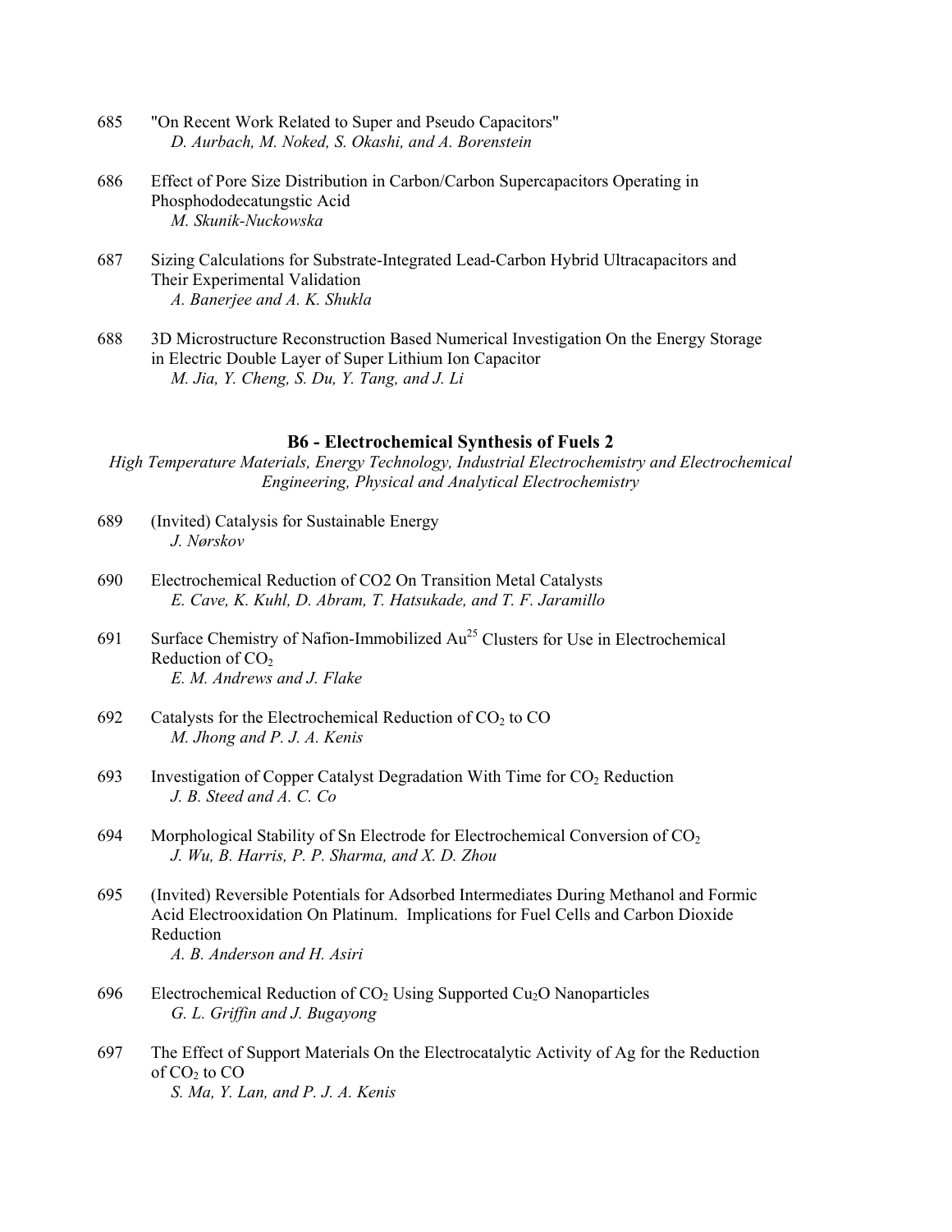685 "On Recent Work Related to Super and Pseudo Capacitors"
*D. Aurbach, M. Noked, S. Okashi, and A. Borenstein*

686 Effect of Pore Size Distribution in Carbon/Carbon Supercapacitors Operating in Phosphododecatungstic Acid
*M. Skunik-Nuckowska*

687 Sizing Calculations for Substrate-Integrated Lead-Carbon Hybrid Ultracapacitors and Their Experimental Validation
*A. Banerjee and A. K. Shukla*

688 3D Microstructure Reconstruction Based Numerical Investigation On the Energy Storage in Electric Double Layer of Super Lithium Ion Capacitor
*M. Jia, Y. Cheng, S. Du, Y. Tang, and J. Li*

## B6 - Electrochemical Synthesis of Fuels 2

*High Temperature Materials, Energy Technology, Industrial Electrochemistry and Electrochemical Engineering, Physical and Analytical Electrochemistry*

689 (Invited) Catalysis for Sustainable Energy
*J. Nørskov*

690 Electrochemical Reduction of CO2 On Transition Metal Catalysts
*E. Cave, K. Kuhl, D. Abram, T. Hatsukade, and T. F. Jaramillo*

691 Surface Chemistry of Nafion-Immobilized $Au^{25}$ Clusters for Use in Electrochemical Reduction of $CO_2$
*E. M. Andrews and J. Flake*

692 Catalysts for the Electrochemical Reduction of $CO_2$ to CO
*M. Jhong and P. J. A. Kenis*

693 Investigation of Copper Catalyst Degradation With Time for $CO_2$ Reduction
*J. B. Steed and A. C. Co*

694 Morphological Stability of Sn Electrode for Electrochemical Conversion of $CO_2$
*J. Wu, B. Harris, P. P. Sharma, and X. D. Zhou*

695 (Invited) Reversible Potentials for Adsorbed Intermediates During Methanol and Formic Acid Electrooxidation On Platinum. Implications for Fuel Cells and Carbon Dioxide Reduction
*A. B. Anderson and H. Asiri*

696 Electrochemical Reduction of $CO_2$ Using Supported $Cu_2O$ Nanoparticles
*G. L. Griffin and J. Bugayong*

697 The Effect of Support Materials On the Electrocatalytic Activity of Ag for the Reduction of $CO_2$ to CO
*S. Ma, Y. Lan, and P. J. A. Kenis*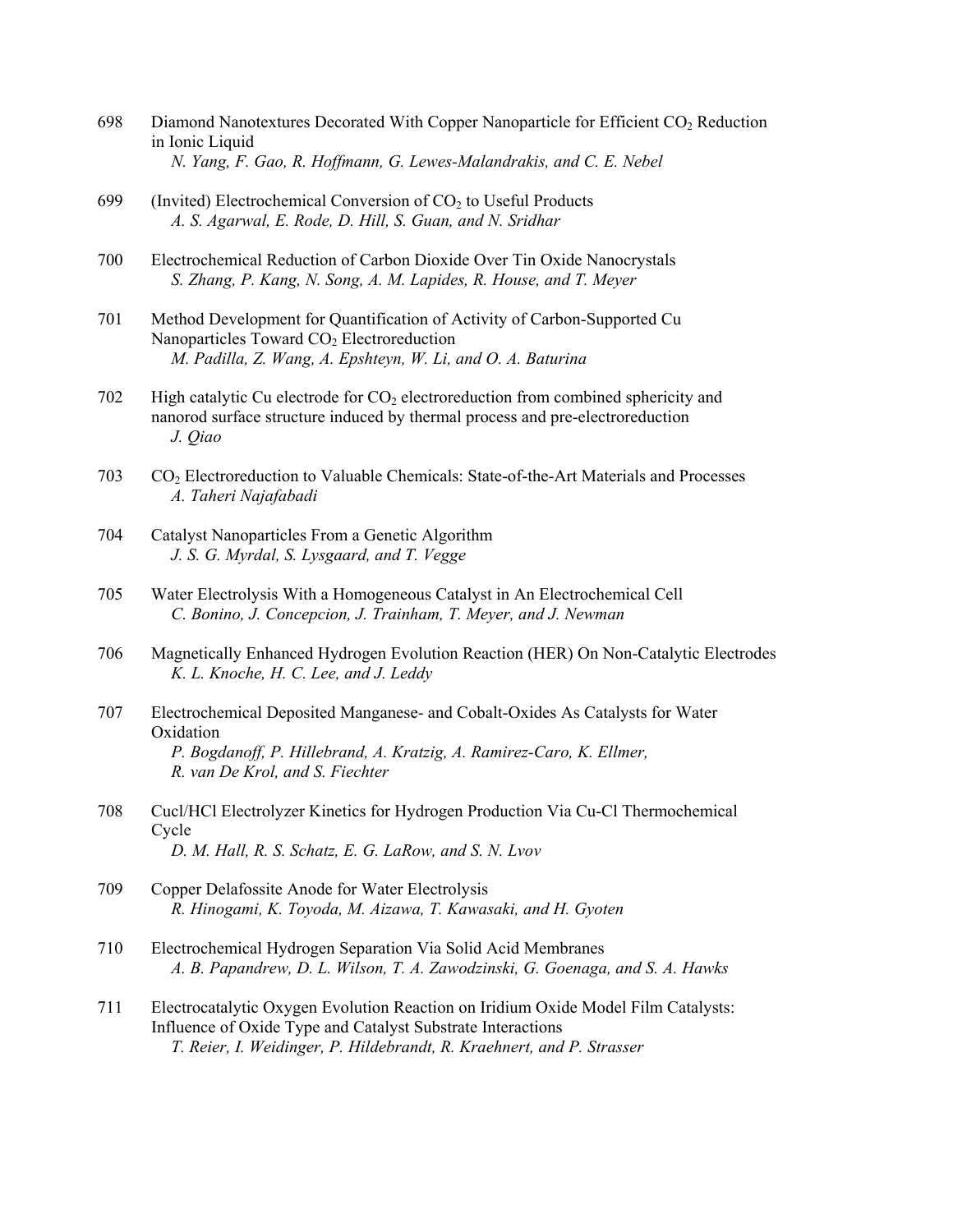698 Diamond Nanotextures Decorated With Copper Nanoparticle for Efficient $CO_2$ Reduction in Ionic Liquid
*N. Yang, F. Gao, R. Hoffmann, G. Lewes-Malandrakis, and C. E. Nebel*

699 (Invited) Electrochemical Conversion of $CO_2$ to Useful Products
*A. S. Agarwal, E. Rode, D. Hill, S. Guan, and N. Sridhar*

700 Electrochemical Reduction of Carbon Dioxide Over Tin Oxide Nanocrystals
*S. Zhang, P. Kang, N. Song, A. M. Lapides, R. House, and T. Meyer*

701 Method Development for Quantification of Activity of Carbon-Supported Cu Nanoparticles Toward $CO_2$ Electroreduction
*M. Padilla, Z. Wang, A. Epshteyn, W. Li, and O. A. Baturina*

702 High catalytic Cu electrode for $CO_2$ electroreduction from combined sphericity and nanorod surface structure induced by thermal process and pre-electroreduction
*J. Qiao*

703 $CO_2$ Electroreduction to Valuable Chemicals: State-of-the-Art Materials and Processes
*A. Taheri Najafabadi*

704 Catalyst Nanoparticles From a Genetic Algorithm
*J. S. G. Myrdal, S. Lysgaard, and T. Vegge*

705 Water Electrolysis With a Homogeneous Catalyst in An Electrochemical Cell
*C. Bonino, J. Concepcion, J. Trainham, T. Meyer, and J. Newman*

706 Magnetically Enhanced Hydrogen Evolution Reaction (HER) On Non-Catalytic Electrodes
*K. L. Knoche, H. C. Lee, and J. Leddy*

707 Electrochemical Deposited Manganese- and Cobalt-Oxides As Catalysts for Water Oxidation
*P. Bogdanoff, P. Hillebrand, A. Kratzig, A. Ramirez-Caro, K. Ellmer, R. van De Krol, and S. Fiechter*

708 Cucl/HCl Electrolyzer Kinetics for Hydrogen Production Via Cu-Cl Thermochemical Cycle
*D. M. Hall, R. S. Schatz, E. G. LaRow, and S. N. Lvov*

709 Copper Delafossite Anode for Water Electrolysis
*R. Hinogami, K. Toyoda, M. Aizawa, T. Kawasaki, and H. Gyoten*

710 Electrochemical Hydrogen Separation Via Solid Acid Membranes
*A. B. Papandrew, D. L. Wilson, T. A. Zawodzinski, G. Goenaga, and S. A. Hawks*

711 Electrocatalytic Oxygen Evolution Reaction on Iridium Oxide Model Film Catalysts: Influence of Oxide Type and Catalyst Substrate Interactions
*T. Reier, I. Weidinger, P. Hildebrandt, R. Kraehnert, and P. Strasser*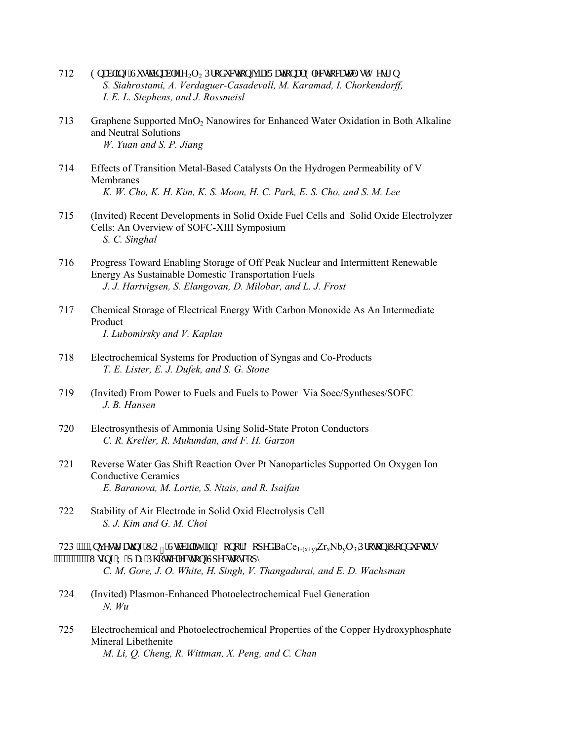712 Enabling Sustainable $H_2O_2$ Production via Rational Electrocatalyst Design
*S. Siahrostami, A. Verdaguer-Casadevall, M. Karamad, I. Chorkendorff, I. E. L. Stephens, and J. Rossmeisl*

713 Graphene Supported $MnO_2$ Nanowires for Enhanced Water Oxidation in Both Alkaline and Neutral Solutions
*W. Yuan and S. P. Jiang*

714 Effects of Transition Metal-Based Catalysts On the Hydrogen Permeability of V Membranes
*K. W. Cho, K. H. Kim, K. S. Moon, H. C. Park, E. S. Cho, and S. M. Lee*

715 (Invited) Recent Developments in Solid Oxide Fuel Cells and Solid Oxide Electrolyzer Cells: An Overview of SOFC-XIII Symposium
*S. C. Singhal*

716 Progress Toward Enabling Storage of Off Peak Nuclear and Intermittent Renewable Energy As Sustainable Domestic Transportation Fuels
*J. J. Hartvigsen, S. Elangovan, D. Milobar, and L. J. Frost*

717 Chemical Storage of Electrical Energy With Carbon Monoxide As An Intermediate Product
*I. Lubomirsky and V. Kaplan*

718 Electrochemical Systems for Production of Syngas and Co-Products
*T. E. Lister, E. J. Dufek, and S. G. Stone*

719 (Invited) From Power to Fuels and Fuels to Power Via Soec/Syntheses/SOFC
*J. B. Hansen*

720 Electrosynthesis of Ammonia Using Solid-State Proton Conductors
*C. R. Kreller, R. Mukundan, and F. H. Garzon*

721 Reverse Water Gas Shift Reaction Over Pt Nanoparticles Supported On Oxygen Ion Conductive Ceramics
*E. Baranova, M. Lortie, S. Ntais, and R. Isaifan*

722 Stability of Air Electrode in Solid Oxid Electrolysis Cell
*S. J. Kim and G. M. Choi*

723 Investigating $CO_2$ Stability in Donor Doped $BaCe_{1-(x+y)}Zr_xNb_yO_3$ Proton Conductors Using X-Ray Photoelectron Spectroscopy
*C. M. Gore, J. O. White, H. Singh, V. Thangadurai, and E. D. Wachsman*

724 (Invited) Plasmon-Enhanced Photoelectrochemical Fuel Generation
*N. Wu*

725 Electrochemical and Photoelectrochemical Properties of the Copper Hydroxyphosphate Mineral Libethenite
*M. Li, Q. Cheng, R. Wittman, X. Peng, and C. Chan*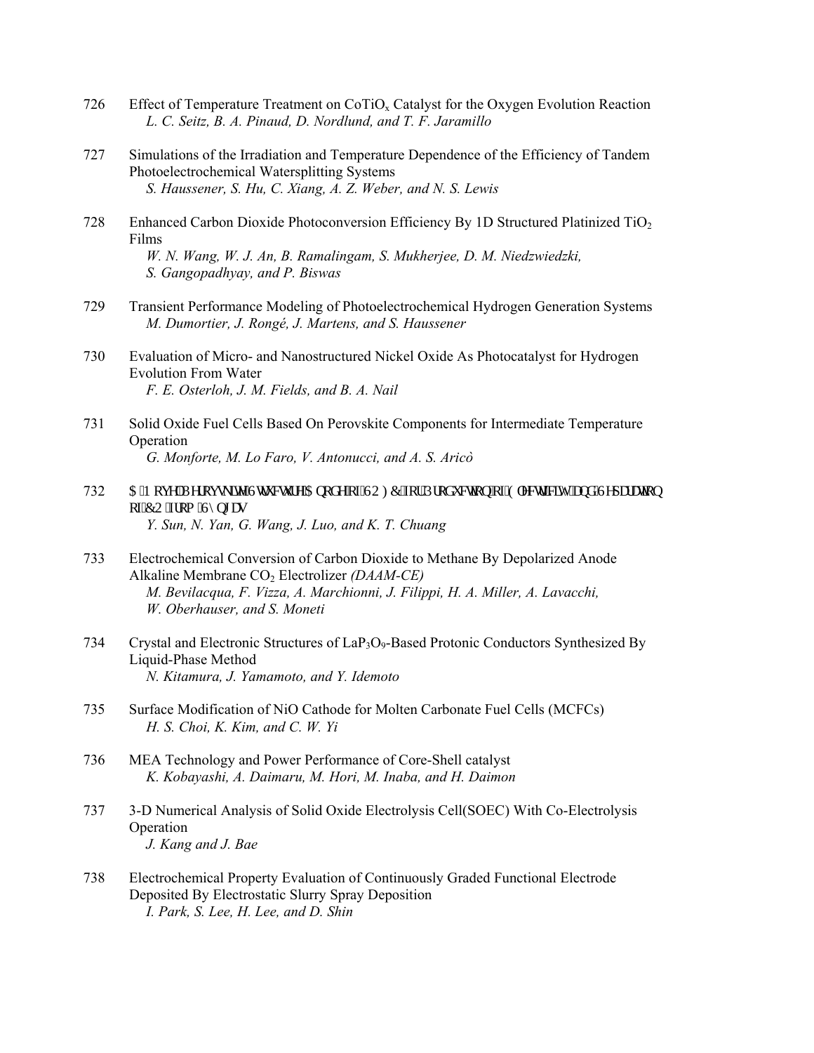726 Effect of Temperature Treatment on $CoTiO_x$ Catalyst for the Oxygen Evolution Reaction
*L. C. Seitz, B. A. Pinaud, D. Nordlund, and T. F. Jaramillo*

727 Simulations of the Irradiation and Temperature Dependence of the Efficiency of Tandem Photoelectrochemical Watersplitting Systems
*S. Haussener, S. Hu, C. Xiang, A. Z. Weber, and N. S. Lewis*

728 Enhanced Carbon Dioxide Photoconversion Efficiency By 1D Structured Platinized $TiO_2$ Films
*W. N. Wang, W. J. An, B. Ramalingam, S. Mukherjee, D. M. Niedzwiedzki, S. Gangopadhyay, and P. Biswas*

729 Transient Performance Modeling of Photoelectrochemical Hydrogen Generation Systems
*M. Dumortier, J. Rongé, J. Martens, and S. Haussener*

730 Evaluation of Micro- and Nanostructured Nickel Oxide As Photocatalyst for Hydrogen Evolution From Water
*F. E. Osterloh, J. M. Fields, and B. A. Nail*

731 Solid Oxide Fuel Cells Based On Perovskite Components for Intermediate Temperature Operation
*G. Monforte, M. Lo Faro, V. Antonucci, and A. S. Aricò*

732 A Novel Perovskite Structure Anode for SOFC for Production of Electricity and Separation of $CO_2$ from Syngas
*Y. Sun, N. Yan, G. Wang, J. Luo, and K. T. Chuang*

733 Electrochemical Conversion of Carbon Dioxide to Methane By Depolarized Anode Alkaline Membrane $CO_2$ Electrolizer *(DAAM-CE)*
*M. Bevilacqua, F. Vizza, A. Marchionni, J. Filippi, H. A. Miller, A. Lavacchi, W. Oberhauser, and S. Moneti*

734 Crystal and Electronic Structures of $LaP_3O_9$-Based Protonic Conductors Synthesized By Liquid-Phase Method
*N. Kitamura, J. Yamamoto, and Y. Idemoto*

735 Surface Modification of NiO Cathode for Molten Carbonate Fuel Cells (MCFCs)
*H. S. Choi, K. Kim, and C. W. Yi*

736 MEA Technology and Power Performance of Core-Shell catalyst
*K. Kobayashi, A. Daimaru, M. Hori, M. Inaba, and H. Daimon*

737 3-D Numerical Analysis of Solid Oxide Electrolysis Cell(SOEC) With Co-Electrolysis Operation
*J. Kang and J. Bae*

738 Electrochemical Property Evaluation of Continuously Graded Functional Electrode Deposited By Electrostatic Slurry Spray Deposition
*I. Park, S. Lee, H. Lee, and D. Shin*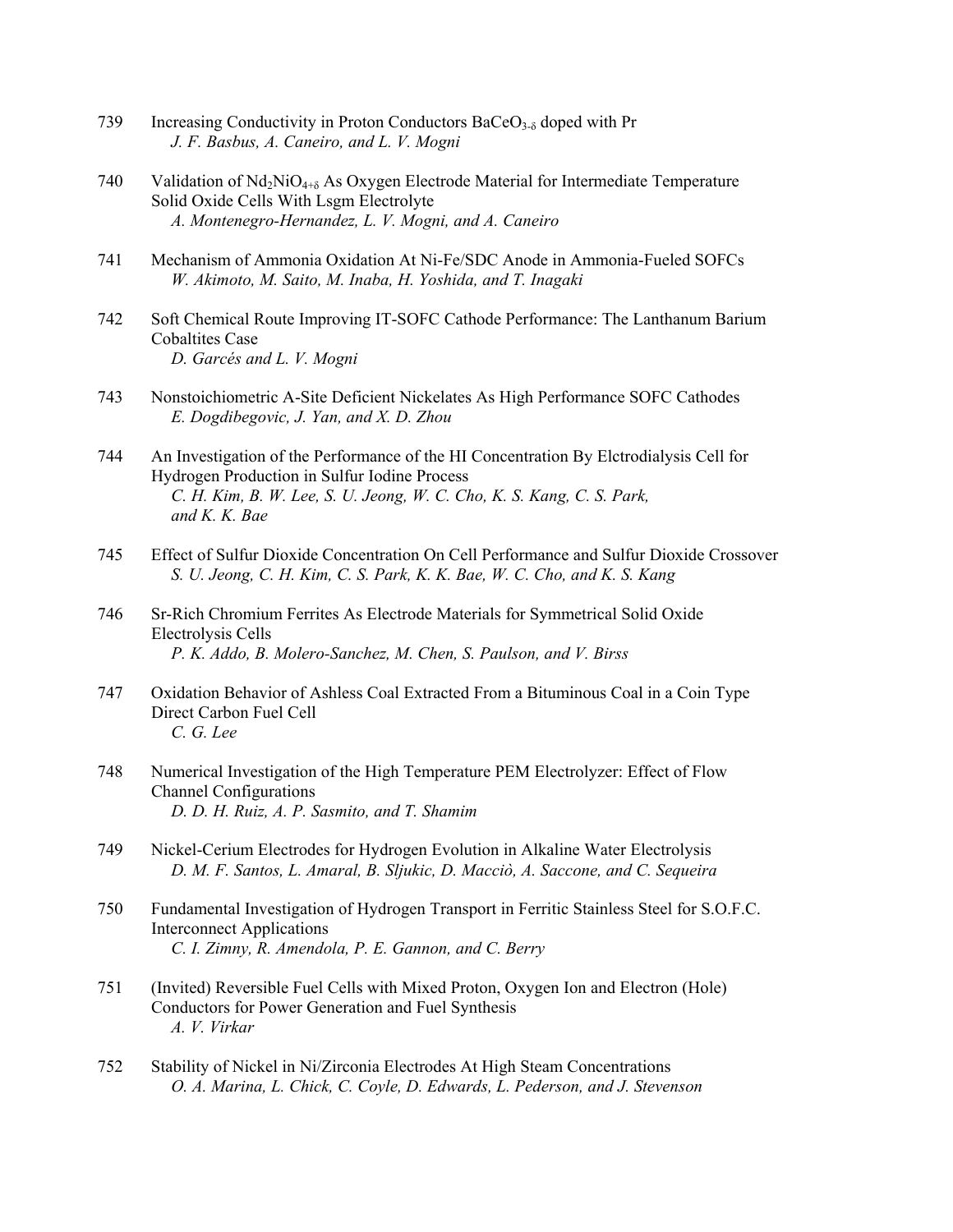739 Increasing Conductivity in Proton Conductors $BaCeO_{3-\delta}$ doped with Pr
*J. F. Basbus, A. Caneiro, and L. V. Mogni*

740 Validation of $Nd_2NiO_{4+\delta}$ As Oxygen Electrode Material for Intermediate Temperature Solid Oxide Cells With Lsgm Electrolyte
*A. Montenegro-Hernandez, L. V. Mogni, and A. Caneiro*

741 Mechanism of Ammonia Oxidation At Ni-Fe/SDC Anode in Ammonia-Fueled SOFCs
*W. Akimoto, M. Saito, M. Inaba, H. Yoshida, and T. Inagaki*

742 Soft Chemical Route Improving IT-SOFC Cathode Performance: The Lanthanum Barium Cobaltites Case
*D. Garcés and L. V. Mogni*

743 Nonstoichiometric A-Site Deficient Nickelates As High Performance SOFC Cathodes
*E. Dogdibegovic, J. Yan, and X. D. Zhou*

744 An Investigation of the Performance of the HI Concentration By Elctrodialysis Cell for Hydrogen Production in Sulfur Iodine Process
*C. H. Kim, B. W. Lee, S. U. Jeong, W. C. Cho, K. S. Kang, C. S. Park, and K. K. Bae*

745 Effect of Sulfur Dioxide Concentration On Cell Performance and Sulfur Dioxide Crossover
*S. U. Jeong, C. H. Kim, C. S. Park, K. K. Bae, W. C. Cho, and K. S. Kang*

746 Sr-Rich Chromium Ferrites As Electrode Materials for Symmetrical Solid Oxide Electrolysis Cells
*P. K. Addo, B. Molero-Sanchez, M. Chen, S. Paulson, and V. Birss*

747 Oxidation Behavior of Ashless Coal Extracted From a Bituminous Coal in a Coin Type Direct Carbon Fuel Cell
*C. G. Lee*

748 Numerical Investigation of the High Temperature PEM Electrolyzer: Effect of Flow Channel Configurations
*D. D. H. Ruiz, A. P. Sasmito, and T. Shamim*

749 Nickel-Cerium Electrodes for Hydrogen Evolution in Alkaline Water Electrolysis
*D. M. F. Santos, L. Amaral, B. Sljukic, D. Macciò, A. Saccone, and C. Sequeira*

750 Fundamental Investigation of Hydrogen Transport in Ferritic Stainless Steel for S.O.F.C. Interconnect Applications
*C. I. Zimny, R. Amendola, P. E. Gannon, and C. Berry*

751 (Invited) Reversible Fuel Cells with Mixed Proton, Oxygen Ion and Electron (Hole) Conductors for Power Generation and Fuel Synthesis
*A. V. Virkar*

752 Stability of Nickel in Ni/Zirconia Electrodes At High Steam Concentrations
*O. A. Marina, L. Chick, C. Coyle, D. Edwards, L. Pederson, and J. Stevenson*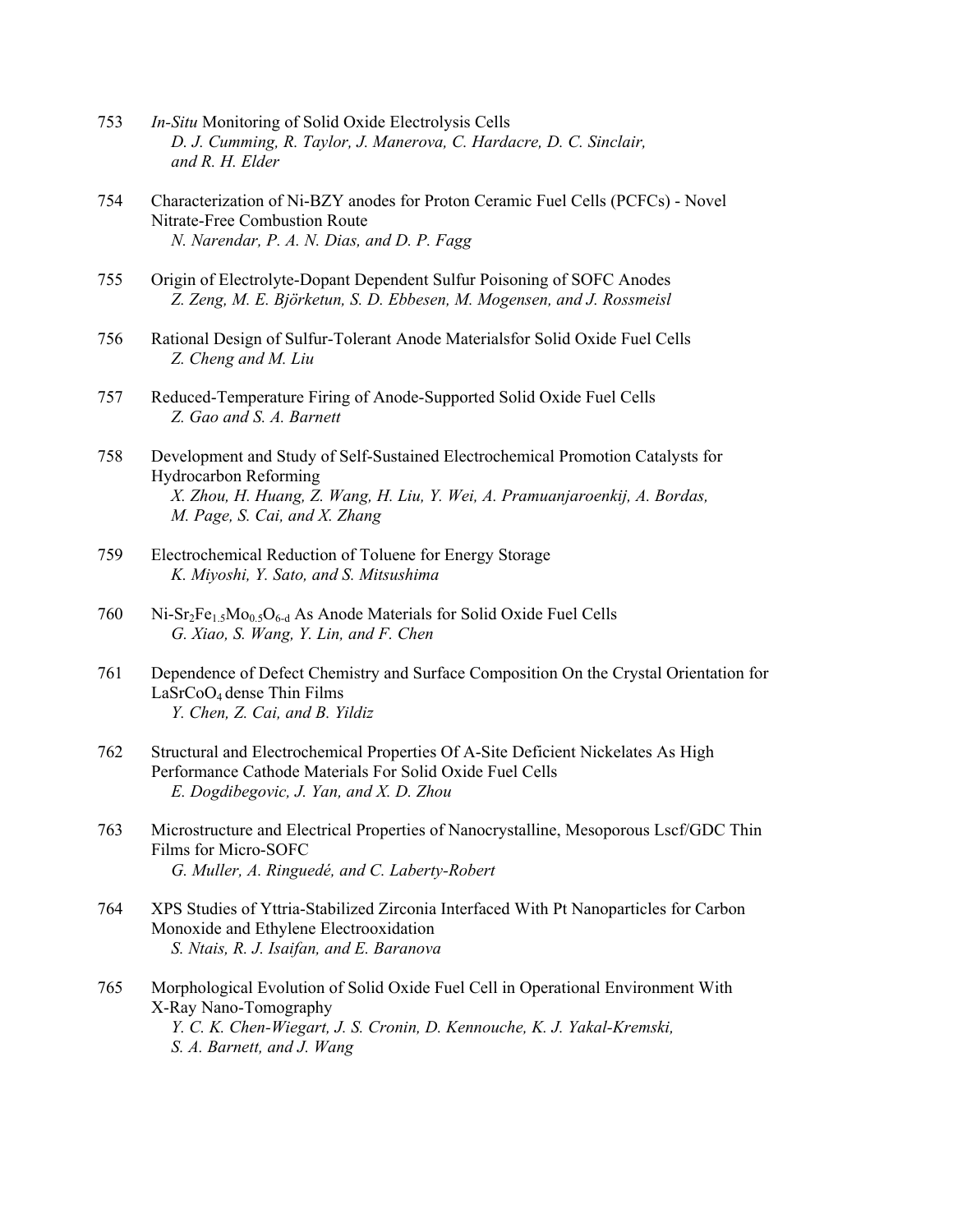753 *In-Situ* Monitoring of Solid Oxide Electrolysis Cells
*D. J. Cumming, R. Taylor, J. Manerova, C. Hardacre, D. C. Sinclair, and R. H. Elder*

754 Characterization of Ni-BZY anodes for Proton Ceramic Fuel Cells (PCFCs) - Novel Nitrate-Free Combustion Route
*N. Narendar, P. A. N. Dias, and D. P. Fagg*

755 Origin of Electrolyte-Dopant Dependent Sulfur Poisoning of SOFC Anodes
*Z. Zeng, M. E. Björketun, S. D. Ebbesen, M. Mogensen, and J. Rossmeisl*

756 Rational Design of Sulfur-Tolerant Anode Materialsfor Solid Oxide Fuel Cells
*Z. Cheng and M. Liu*

757 Reduced-Temperature Firing of Anode-Supported Solid Oxide Fuel Cells
*Z. Gao and S. A. Barnett*

758 Development and Study of Self-Sustained Electrochemical Promotion Catalysts for Hydrocarbon Reforming
*X. Zhou, H. Huang, Z. Wang, H. Liu, Y. Wei, A. Pramuanjaroenkij, A. Bordas, M. Page, S. Cai, and X. Zhang*

759 Electrochemical Reduction of Toluene for Energy Storage
*K. Miyoshi, Y. Sato, and S. Mitsushima*

760 Ni-$Sr_2Fe_{1.5}Mo_{0.5}O_{6-d}$ As Anode Materials for Solid Oxide Fuel Cells
*G. Xiao, S. Wang, Y. Lin, and F. Chen*

761 Dependence of Defect Chemistry and Surface Composition On the Crystal Orientation for $LaSrCoO_4$ dense Thin Films
*Y. Chen, Z. Cai, and B. Yildiz*

762 Structural and Electrochemical Properties Of A-Site Deficient Nickelates As High Performance Cathode Materials For Solid Oxide Fuel Cells
*E. Dogdibegovic, J. Yan, and X. D. Zhou*

763 Microstructure and Electrical Properties of Nanocrystalline, Mesoporous Lscf/GDC Thin Films for Micro-SOFC
*G. Muller, A. Ringuedé, and C. Laberty-Robert*

764 XPS Studies of Yttria-Stabilized Zirconia Interfaced With Pt Nanoparticles for Carbon Monoxide and Ethylene Electrooxidation
*S. Ntais, R. J. Isaifan, and E. Baranova*

765 Morphological Evolution of Solid Oxide Fuel Cell in Operational Environment With X-Ray Nano-Tomography
*Y. C. K. Chen-Wiegart, J. S. Cronin, D. Kennouche, K. J. Yakal-Kremski, S. A. Barnett, and J. Wang*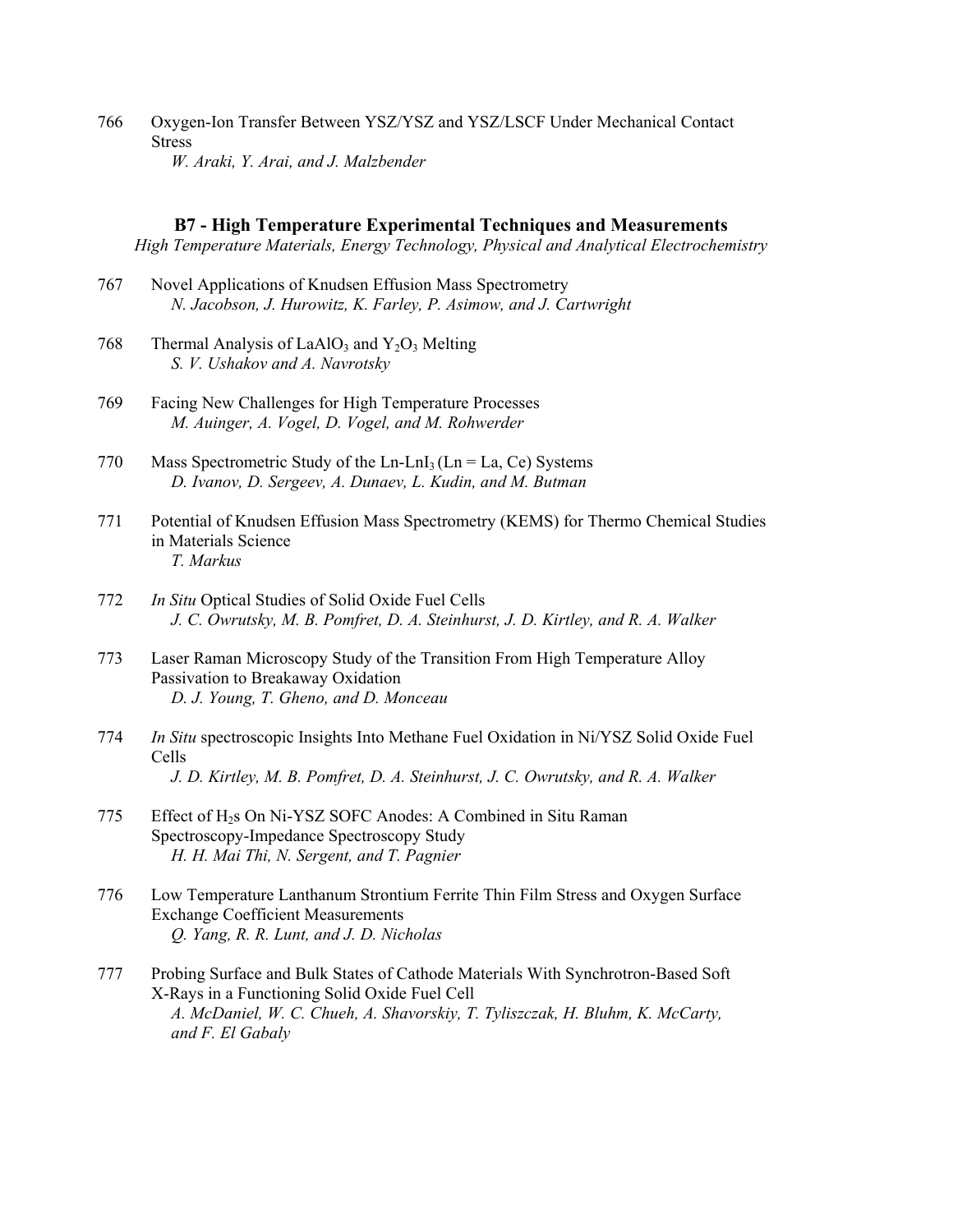766 Oxygen-Ion Transfer Between YSZ/YSZ and YSZ/LSCF Under Mechanical Contact Stress
*W. Araki, Y. Arai, and J. Malzbender*

### B7 - High Temperature Experimental Techniques and Measurements

*High Temperature Materials, Energy Technology, Physical and Analytical Electrochemistry*

767 Novel Applications of Knudsen Effusion Mass Spectrometry
*N. Jacobson, J. Hurowitz, K. Farley, P. Asimow, and J. Cartwright*

768 Thermal Analysis of $LaAlO_3$ and $Y_2O_3$ Melting
*S. V. Ushakov and A. Navrotsky*

769 Facing New Challenges for High Temperature Processes
*M. Auinger, A. Vogel, D. Vogel, and M. Rohwerder*

770 Mass Spectrometric Study of the Ln-$LnI_3$ (Ln = La, Ce) Systems
*D. Ivanov, D. Sergeev, A. Dunaev, L. Kudin, and M. Butman*

771 Potential of Knudsen Effusion Mass Spectrometry (KEMS) for Thermo Chemical Studies in Materials Science
*T. Markus*

772 *In Situ* Optical Studies of Solid Oxide Fuel Cells
*J. C. Owrutsky, M. B. Pomfret, D. A. Steinhurst, J. D. Kirtley, and R. A. Walker*

773 Laser Raman Microscopy Study of the Transition From High Temperature Alloy Passivation to Breakaway Oxidation
*D. J. Young, T. Gheno, and D. Monceau*

774 *In Situ* spectroscopic Insights Into Methane Fuel Oxidation in Ni/YSZ Solid Oxide Fuel Cells
*J. D. Kirtley, M. B. Pomfret, D. A. Steinhurst, J. C. Owrutsky, and R. A. Walker*

775 Effect of $H_2$s On Ni-YSZ SOFC Anodes: A Combined in Situ Raman Spectroscopy-Impedance Spectroscopy Study
*H. H. Mai Thi, N. Sergent, and T. Pagnier*

776 Low Temperature Lanthanum Strontium Ferrite Thin Film Stress and Oxygen Surface Exchange Coefficient Measurements
*Q. Yang, R. R. Lunt, and J. D. Nicholas*

777 Probing Surface and Bulk States of Cathode Materials With Synchrotron-Based Soft X-Rays in a Functioning Solid Oxide Fuel Cell
*A. McDaniel, W. C. Chueh, A. Shavorskiy, T. Tyliszczak, H. Bluhm, K. McCarty, and F. El Gabaly*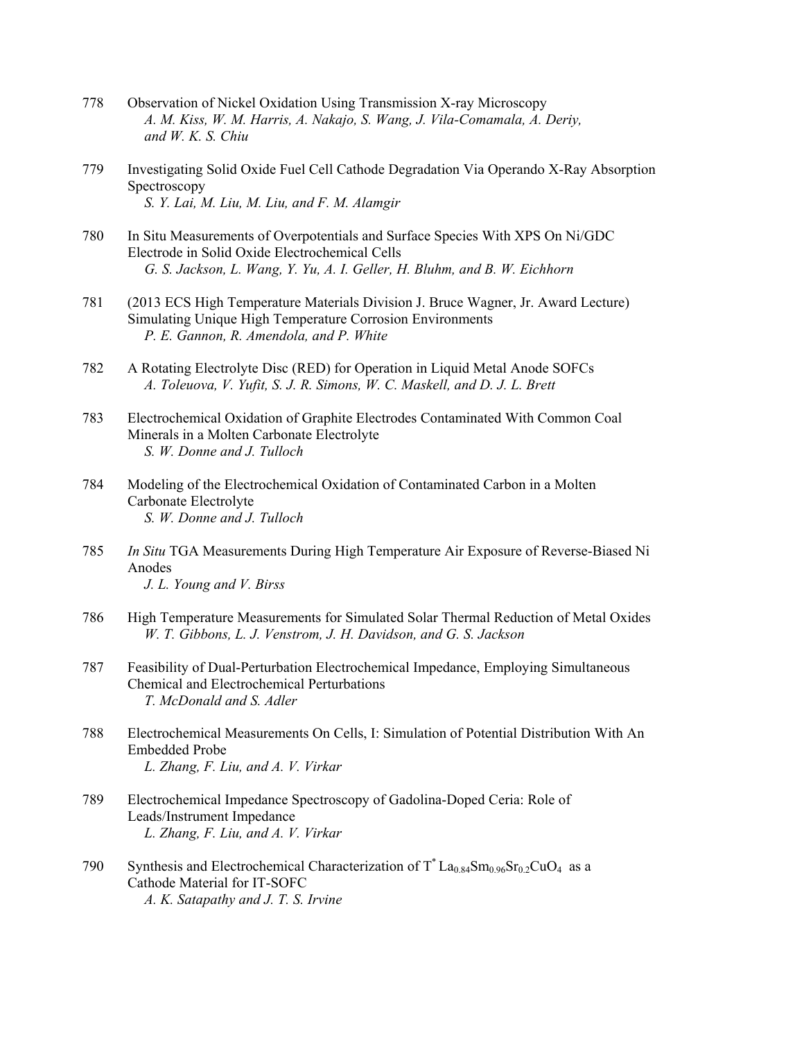778 Observation of Nickel Oxidation Using Transmission X-ray Microscopy
*A. M. Kiss, W. M. Harris, A. Nakajo, S. Wang, J. Vila-Comamala, A. Deriy, and W. K. S. Chiu*

779 Investigating Solid Oxide Fuel Cell Cathode Degradation Via Operando X-Ray Absorption Spectroscopy
*S. Y. Lai, M. Liu, M. Liu, and F. M. Alamgir*

780 In Situ Measurements of Overpotentials and Surface Species With XPS On Ni/GDC Electrode in Solid Oxide Electrochemical Cells
*G. S. Jackson, L. Wang, Y. Yu, A. I. Geller, H. Bluhm, and B. W. Eichhorn*

781 (2013 ECS High Temperature Materials Division J. Bruce Wagner, Jr. Award Lecture) Simulating Unique High Temperature Corrosion Environments
*P. E. Gannon, R. Amendola, and P. White*

782 A Rotating Electrolyte Disc (RED) for Operation in Liquid Metal Anode SOFCs
*A. Toleuova, V. Yufit, S. J. R. Simons, W. C. Maskell, and D. J. L. Brett*

783 Electrochemical Oxidation of Graphite Electrodes Contaminated With Common Coal Minerals in a Molten Carbonate Electrolyte
*S. W. Donne and J. Tulloch*

784 Modeling of the Electrochemical Oxidation of Contaminated Carbon in a Molten Carbonate Electrolyte
*S. W. Donne and J. Tulloch*

785 *In Situ* TGA Measurements During High Temperature Air Exposure of Reverse-Biased Ni Anodes
*J. L. Young and V. Birss*

786 High Temperature Measurements for Simulated Solar Thermal Reduction of Metal Oxides
*W. T. Gibbons, L. J. Venstrom, J. H. Davidson, and G. S. Jackson*

787 Feasibility of Dual-Perturbation Electrochemical Impedance, Employing Simultaneous Chemical and Electrochemical Perturbations
*T. McDonald and S. Adler*

788 Electrochemical Measurements On Cells, I: Simulation of Potential Distribution With An Embedded Probe
*L. Zhang, F. Liu, and A. V. Virkar*

789 Electrochemical Impedance Spectroscopy of Gadolina-Doped Ceria: Role of Leads/Instrument Impedance
*L. Zhang, F. Liu, and A. V. Virkar*

790 Synthesis and Electrochemical Characterization of $T^{*}$ $La_{0.84}Sm_{0.96}Sr_{0.2}CuO_4$ as a Cathode Material for IT-SOFC
*A. K. Satapathy and J. T. S. Irvine*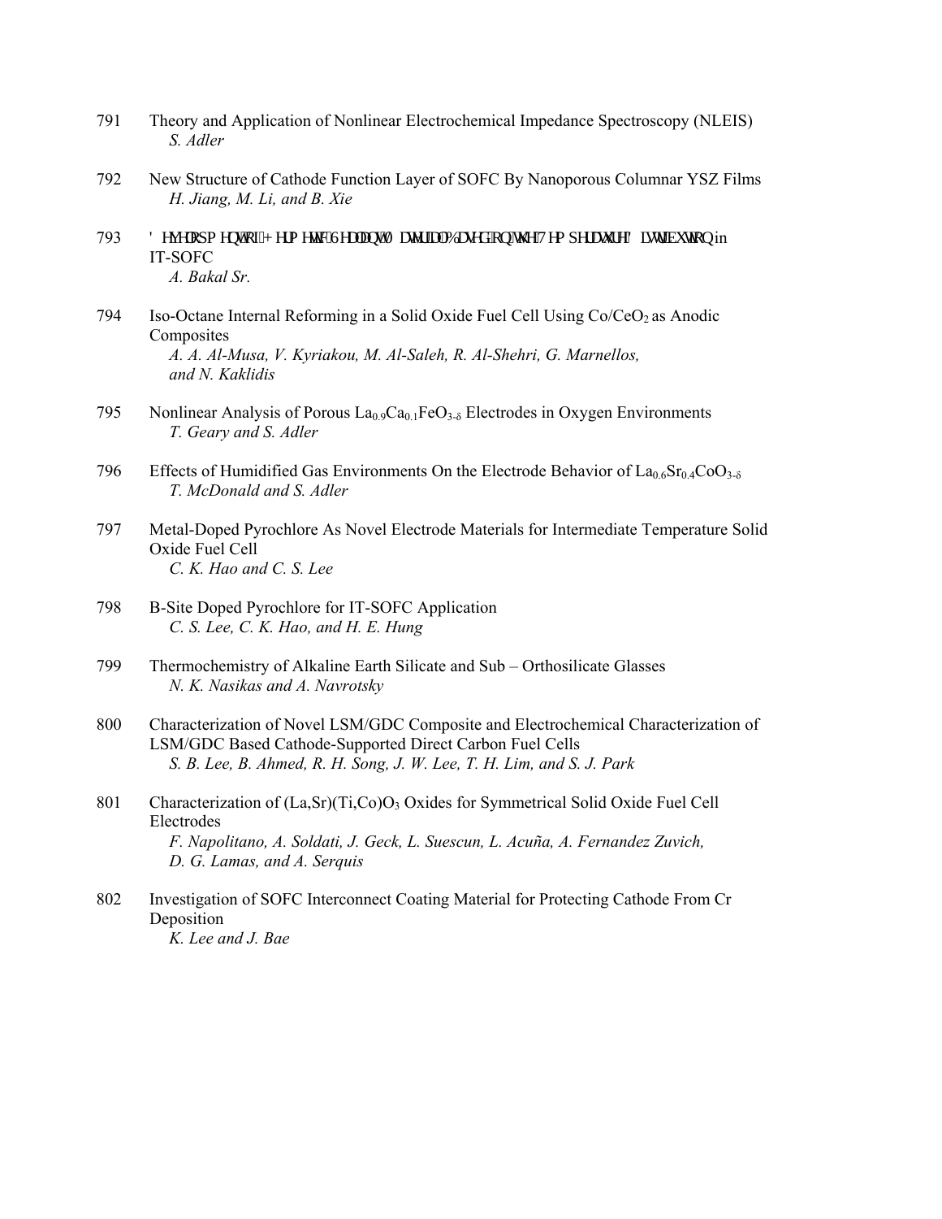791 Theory and Application of Nonlinear Electrochemical Impedance Spectroscopy (NLEIS)
*S. Adler*

792 New Structure of Cathode Function Layer of SOFC By Nanoporous Columnar YSZ Films
*H. Jiang, M. Li, and B. Xie*

793 Development of Hermetic Sealant Material Based on the Temperature Distribution in IT-SOFC
*A. Bakal Sr.*

794 Iso-Octane Internal Reforming in a Solid Oxide Fuel Cell Using $Co/CeO_2$ as Anodic Composites
*A. A. Al-Musa, V. Kyriakou, M. Al-Saleh, R. Al-Shehri, G. Marnellos, and N. Kaklidis*

795 Nonlinear Analysis of Porous $La_{0.9}Ca_{0.1}FeO_{3-\delta}$ Electrodes in Oxygen Environments
*T. Geary and S. Adler*

796 Effects of Humidified Gas Environments On the Electrode Behavior of $La_{0.6}Sr_{0.4}CoO_{3-\delta}$
*T. McDonald and S. Adler*

797 Metal-Doped Pyrochlore As Novel Electrode Materials for Intermediate Temperature Solid Oxide Fuel Cell
*C. K. Hao and C. S. Lee*

798 B-Site Doped Pyrochlore for IT-SOFC Application
*C. S. Lee, C. K. Hao, and H. E. Hung*

799 Thermochemistry of Alkaline Earth Silicate and Sub – Orthosilicate Glasses
*N. K. Nasikas and A. Navrotsky*

800 Characterization of Novel LSM/GDC Composite and Electrochemical Characterization of LSM/GDC Based Cathode-Supported Direct Carbon Fuel Cells
*S. B. Lee, B. Ahmed, R. H. Song, J. W. Lee, T. H. Lim, and S. J. Park*

801 Characterization of $(La,Sr)(Ti,Co)O_3$ Oxides for Symmetrical Solid Oxide Fuel Cell Electrodes
*F. Napolitano, A. Soldati, J. Geck, L. Suescun, L. Acuña, A. Fernandez Zuvich, D. G. Lamas, and A. Serquis*

802 Investigation of SOFC Interconnect Coating Material for Protecting Cathode From Cr Deposition
*K. Lee and J. Bae*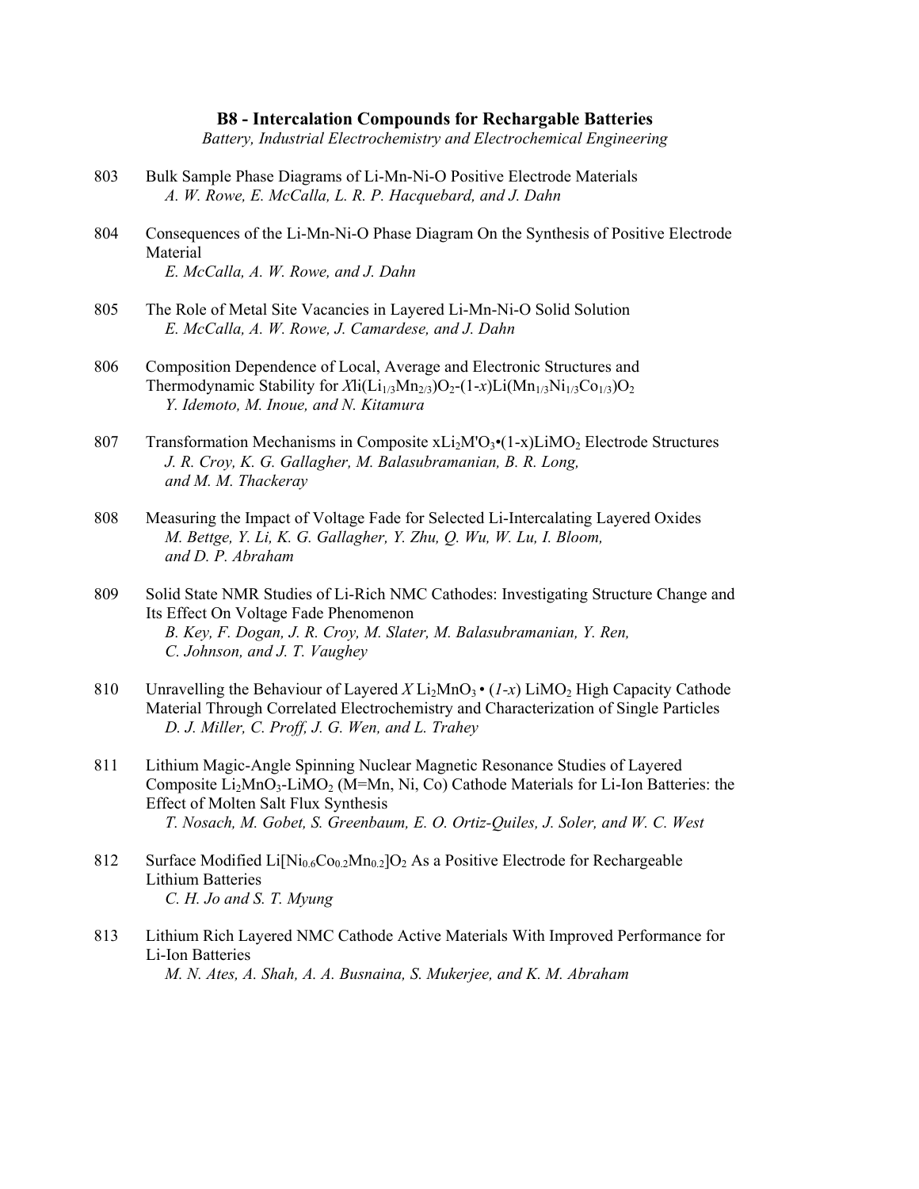## B8 - Intercalation Compounds for Rechargable Batteries

*Battery, Industrial Electrochemistry and Electrochemical Engineering*

803 Bulk Sample Phase Diagrams of Li-Mn-Ni-O Positive Electrode Materials
*A. W. Rowe, E. McCalla, L. R. P. Hacquebard, and J. Dahn*

804 Consequences of the Li-Mn-Ni-O Phase Diagram On the Synthesis of Positive Electrode Material
*E. McCalla, A. W. Rowe, and J. Dahn*

805 The Role of Metal Site Vacancies in Layered Li-Mn-Ni-O Solid Solution
*E. McCalla, A. W. Rowe, J. Camardese, and J. Dahn*

806 Composition Dependence of Local, Average and Electronic Structures and Thermodynamic Stability for $X$li$(Li_{1/3}Mn_{2/3})O_2$-(1-$x$)$Li(Mn_{1/3}Ni_{1/3}Co_{1/3})O_2$
*Y. Idemoto, M. Inoue, and N. Kitamura*

807 Transformation Mechanisms in Composite $xLi_2M'O_3$•(1-x)$LiMO_2$ Electrode Structures
*J. R. Croy, K. G. Gallagher, M. Balasubramanian, B. R. Long, and M. M. Thackeray*

808 Measuring the Impact of Voltage Fade for Selected Li-Intercalating Layered Oxides
*M. Bettge, Y. Li, K. G. Gallagher, Y. Zhu, Q. Wu, W. Lu, I. Bloom, and D. P. Abraham*

809 Solid State NMR Studies of Li-Rich NMC Cathodes: Investigating Structure Change and Its Effect On Voltage Fade Phenomenon
*B. Key, F. Dogan, J. R. Croy, M. Slater, M. Balasubramanian, Y. Ren, C. Johnson, and J. T. Vaughey*

810 Unravelling the Behaviour of Layered $X$ $Li_2MnO_3$ • $(1-x)$ $LiMO_2$ High Capacity Cathode Material Through Correlated Electrochemistry and Characterization of Single Particles
*D. J. Miller, C. Proff, J. G. Wen, and L. Trahey*

811 Lithium Magic-Angle Spinning Nuclear Magnetic Resonance Studies of Layered Composite $Li_2MnO_3$-$LiMO_2$ (M=Mn, Ni, Co) Cathode Materials for Li-Ion Batteries: the Effect of Molten Salt Flux Synthesis
*T. Nosach, M. Gobet, S. Greenbaum, E. O. Ortiz-Quiles, J. Soler, and W. C. West*

812 Surface Modified $Li[Ni_{0.6}Co_{0.2}Mn_{0.2}]O_2$ As a Positive Electrode for Rechargeable Lithium Batteries
*C. H. Jo and S. T. Myung*

813 Lithium Rich Layered NMC Cathode Active Materials With Improved Performance for Li-Ion Batteries
*M. N. Ates, A. Shah, A. A. Busnaina, S. Mukerjee, and K. M. Abraham*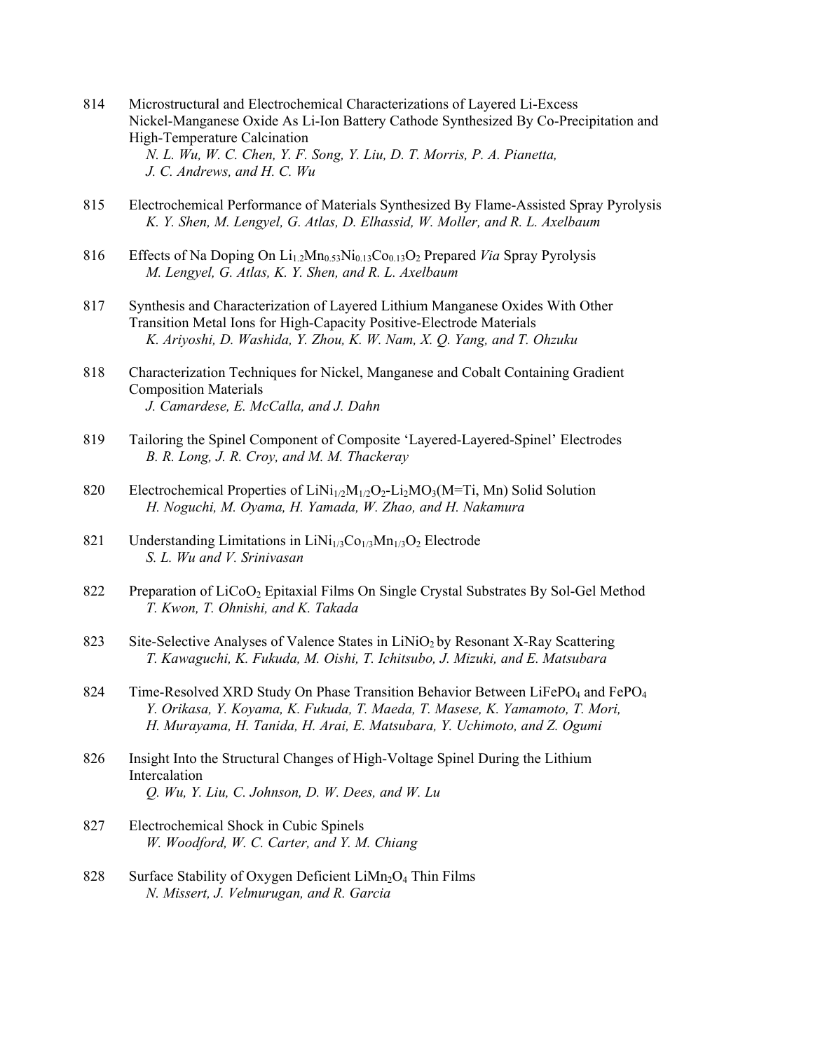814 Microstructural and Electrochemical Characterizations of Layered Li-Excess Nickel-Manganese Oxide As Li-Ion Battery Cathode Synthesized By Co-Precipitation and High-Temperature Calcination
*N. L. Wu, W. C. Chen, Y. F. Song, Y. Liu, D. T. Morris, P. A. Pianetta, J. C. Andrews, and H. C. Wu*

815 Electrochemical Performance of Materials Synthesized By Flame-Assisted Spray Pyrolysis
*K. Y. Shen, M. Lengyel, G. Atlas, D. Elhassid, W. Moller, and R. L. Axelbaum*

816 Effects of Na Doping On $Li_{1.2}Mn_{0.53}Ni_{0.13}Co_{0.13}O_2$ Prepared *Via* Spray Pyrolysis
*M. Lengyel, G. Atlas, K. Y. Shen, and R. L. Axelbaum*

817 Synthesis and Characterization of Layered Lithium Manganese Oxides With Other Transition Metal Ions for High-Capacity Positive-Electrode Materials
*K. Ariyoshi, D. Washida, Y. Zhou, K. W. Nam, X. Q. Yang, and T. Ohzuku*

818 Characterization Techniques for Nickel, Manganese and Cobalt Containing Gradient Composition Materials
*J. Camardese, E. McCalla, and J. Dahn*

819 Tailoring the Spinel Component of Composite 'Layered-Layered-Spinel' Electrodes
*B. R. Long, J. R. Croy, and M. M. Thackeray*

820 Electrochemical Properties of $LiNi_{1/2}M_{1/2}O_2$-$Li_2MO_3$(M=Ti, Mn) Solid Solution
*H. Noguchi, M. Oyama, H. Yamada, W. Zhao, and H. Nakamura*

821 Understanding Limitations in $LiNi_{1/3}Co_{1/3}Mn_{1/3}O_2$ Electrode
*S. L. Wu and V. Srinivasan*

822 Preparation of $LiCoO_2$ Epitaxial Films On Single Crystal Substrates By Sol-Gel Method
*T. Kwon, T. Ohnishi, and K. Takada*

823 Site-Selective Analyses of Valence States in $LiNiO_2$ by Resonant X-Ray Scattering
*T. Kawaguchi, K. Fukuda, M. Oishi, T. Ichitsubo, J. Mizuki, and E. Matsubara*

824 Time-Resolved XRD Study On Phase Transition Behavior Between $LiFePO_4$ and $FePO_4$
*Y. Orikasa, Y. Koyama, K. Fukuda, T. Maeda, T. Masese, K. Yamamoto, T. Mori, H. Murayama, H. Tanida, H. Arai, E. Matsubara, Y. Uchimoto, and Z. Ogumi*

826 Insight Into the Structural Changes of High-Voltage Spinel During the Lithium Intercalation
*Q. Wu, Y. Liu, C. Johnson, D. W. Dees, and W. Lu*

827 Electrochemical Shock in Cubic Spinels
*W. Woodford, W. C. Carter, and Y. M. Chiang*

828 Surface Stability of Oxygen Deficient $LiMn_2O_4$ Thin Films
*N. Missert, J. Velmurugan, and R. Garcia*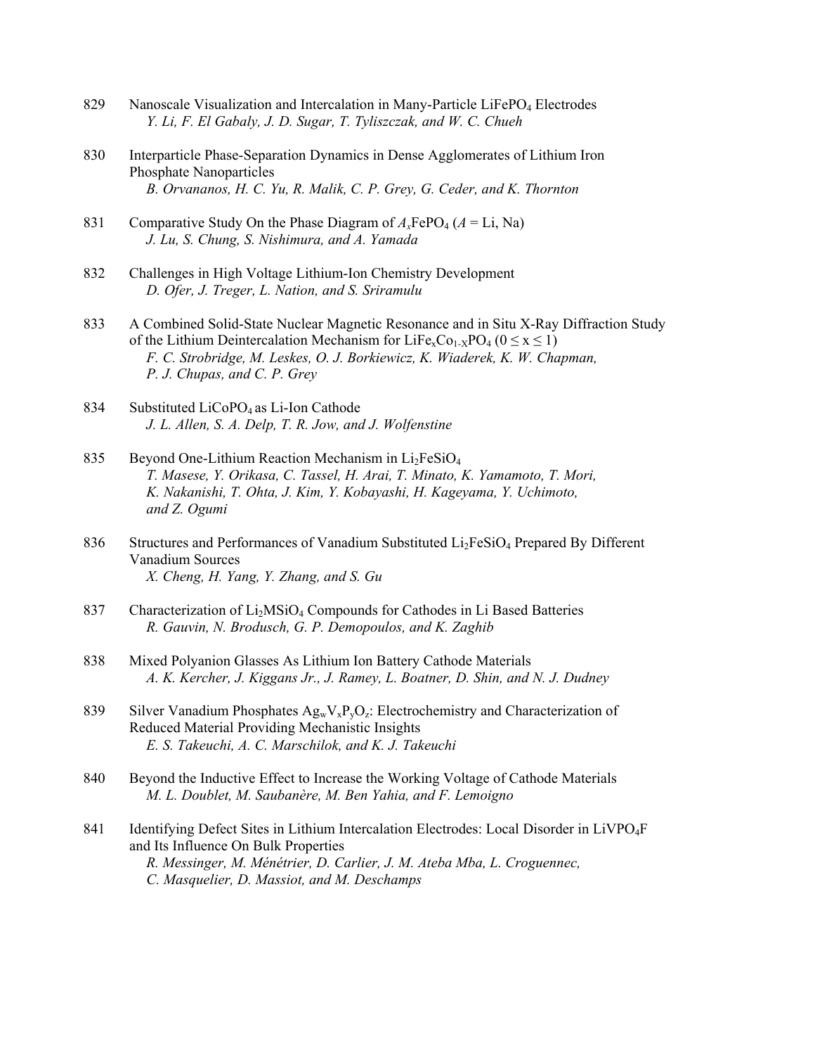829 Nanoscale Visualization and Intercalation in Many-Particle $LiFePO_4$ Electrodes
*Y. Li, F. El Gabaly, J. D. Sugar, T. Tyliszczak, and W. C. Chueh*

830 Interparticle Phase-Separation Dynamics in Dense Agglomerates of Lithium Iron Phosphate Nanoparticles
*B. Orvananos, H. C. Yu, R. Malik, C. P. Grey, G. Ceder, and K. Thornton*

831 Comparative Study On the Phase Diagram of $A_xFePO_4$ ($A$ = Li, Na)
*J. Lu, S. Chung, S. Nishimura, and A. Yamada*

832 Challenges in High Voltage Lithium-Ion Chemistry Development
*D. Ofer, J. Treger, L. Nation, and S. Sriramulu*

833 A Combined Solid-State Nuclear Magnetic Resonance and in Situ X-Ray Diffraction Study of the Lithium Deintercalation Mechanism for $LiFe_xCo_{1-X}PO_4$ ($0 \leq x \leq 1$)
*F. C. Strobridge, M. Leskes, O. J. Borkiewicz, K. Wiaderek, K. W. Chapman, P. J. Chupas, and C. P. Grey*

834 Substituted $LiCoPO_4$ as Li-Ion Cathode
*J. L. Allen, S. A. Delp, T. R. Jow, and J. Wolfenstine*

835 Beyond One-Lithium Reaction Mechanism in $Li_2FeSiO_4$
*T. Masese, Y. Orikasa, C. Tassel, H. Arai, T. Minato, K. Yamamoto, T. Mori, K. Nakanishi, T. Ohta, J. Kim, Y. Kobayashi, H. Kageyama, Y. Uchimoto, and Z. Ogumi*

836 Structures and Performances of Vanadium Substituted $Li_2FeSiO_4$ Prepared By Different Vanadium Sources
*X. Cheng, H. Yang, Y. Zhang, and S. Gu*

837 Characterization of $Li_2MSiO_4$ Compounds for Cathodes in Li Based Batteries
*R. Gauvin, N. Brodusch, G. P. Demopoulos, and K. Zaghib*

838 Mixed Polyanion Glasses As Lithium Ion Battery Cathode Materials
*A. K. Kercher, J. Kiggans Jr., J. Ramey, L. Boatner, D. Shin, and N. J. Dudney*

839 Silver Vanadium Phosphates $Ag_wV_xP_yO_z$: Electrochemistry and Characterization of Reduced Material Providing Mechanistic Insights
*E. S. Takeuchi, A. C. Marschilok, and K. J. Takeuchi*

840 Beyond the Inductive Effect to Increase the Working Voltage of Cathode Materials
*M. L. Doublet, M. Saubanère, M. Ben Yahia, and F. Lemoigno*

841 Identifying Defect Sites in Lithium Intercalation Electrodes: Local Disorder in $LiVPO_4F$ and Its Influence On Bulk Properties
*R. Messinger, M. Ménétrier, D. Carlier, J. M. Ateba Mba, L. Croguennec, C. Masquelier, D. Massiot, and M. Deschamps*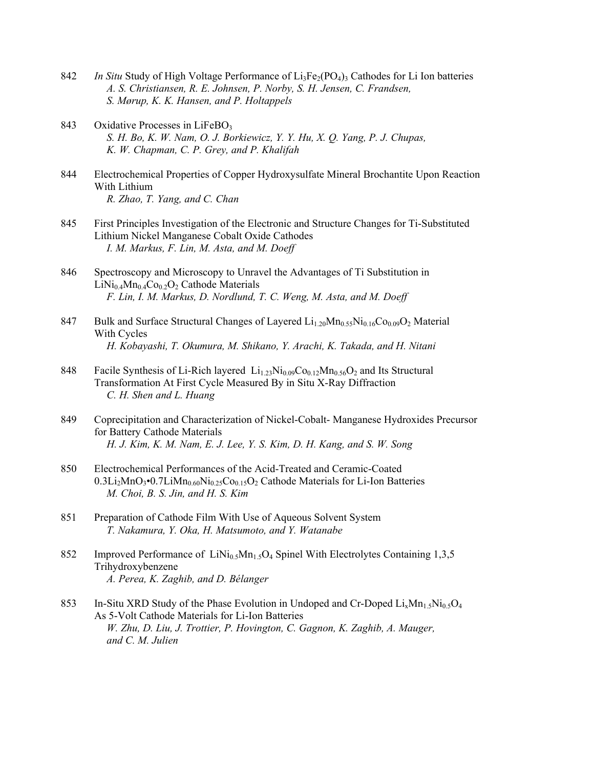842 *In Situ* Study of High Voltage Performance of $Li_3Fe_2(PO_4)_3$ Cathodes for Li Ion batteries
*A. S. Christiansen, R. E. Johnsen, P. Norby, S. H. Jensen, C. Frandsen, S. Mørup, K. K. Hansen, and P. Holtappels*

843 Oxidative Processes in $LiFeBO_3$
*S. H. Bo, K. W. Nam, O. J. Borkiewicz, Y. Y. Hu, X. Q. Yang, P. J. Chupas, K. W. Chapman, C. P. Grey, and P. Khalifah*

844 Electrochemical Properties of Copper Hydroxysulfate Mineral Brochantite Upon Reaction With Lithium
*R. Zhao, T. Yang, and C. Chan*

845 First Principles Investigation of the Electronic and Structure Changes for Ti-Substituted Lithium Nickel Manganese Cobalt Oxide Cathodes
*I. M. Markus, F. Lin, M. Asta, and M. Doeff*

846 Spectroscopy and Microscopy to Unravel the Advantages of Ti Substitution in $LiNi_{0.4}Mn_{0.4}Co_{0.2}O_2$ Cathode Materials
*F. Lin, I. M. Markus, D. Nordlund, T. C. Weng, M. Asta, and M. Doeff*

847 Bulk and Surface Structural Changes of Layered $Li_{1.20}Mn_{0.55}Ni_{0.16}Co_{0.09}O_2$ Material With Cycles
*H. Kobayashi, T. Okumura, M. Shikano, Y. Arachi, K. Takada, and H. Nitani*

848 Facile Synthesis of Li-Rich layered $Li_{1.23}Ni_{0.09}Co_{0.12}Mn_{0.56}O_2$ and Its Structural Transformation At First Cycle Measured By in Situ X-Ray Diffraction
*C. H. Shen and L. Huang*

849 Coprecipitation and Characterization of Nickel-Cobalt- Manganese Hydroxides Precursor for Battery Cathode Materials
*H. J. Kim, K. M. Nam, E. J. Lee, Y. S. Kim, D. H. Kang, and S. W. Song*

850 Electrochemical Performances of the Acid-Treated and Ceramic-Coated $0.3Li_2MnO_3$•$0.7LiMn_{0.60}Ni_{0.25}Co_{0.15}O_2$ Cathode Materials for Li-Ion Batteries
*M. Choi, B. S. Jin, and H. S. Kim*

851 Preparation of Cathode Film With Use of Aqueous Solvent System
*T. Nakamura, Y. Oka, H. Matsumoto, and Y. Watanabe*

852 Improved Performance of $LiNi_{0.5}Mn_{1.5}O_4$ Spinel With Electrolytes Containing 1,3,5 Trihydroxybenzene
*A. Perea, K. Zaghib, and D. Bélanger*

853 In-Situ XRD Study of the Phase Evolution in Undoped and Cr-Doped $Li_xMn_{1.5}Ni_{0.5}O_4$ As 5-Volt Cathode Materials for Li-Ion Batteries
*W. Zhu, D. Liu, J. Trottier, P. Hovington, C. Gagnon, K. Zaghib, A. Mauger, and C. M. Julien*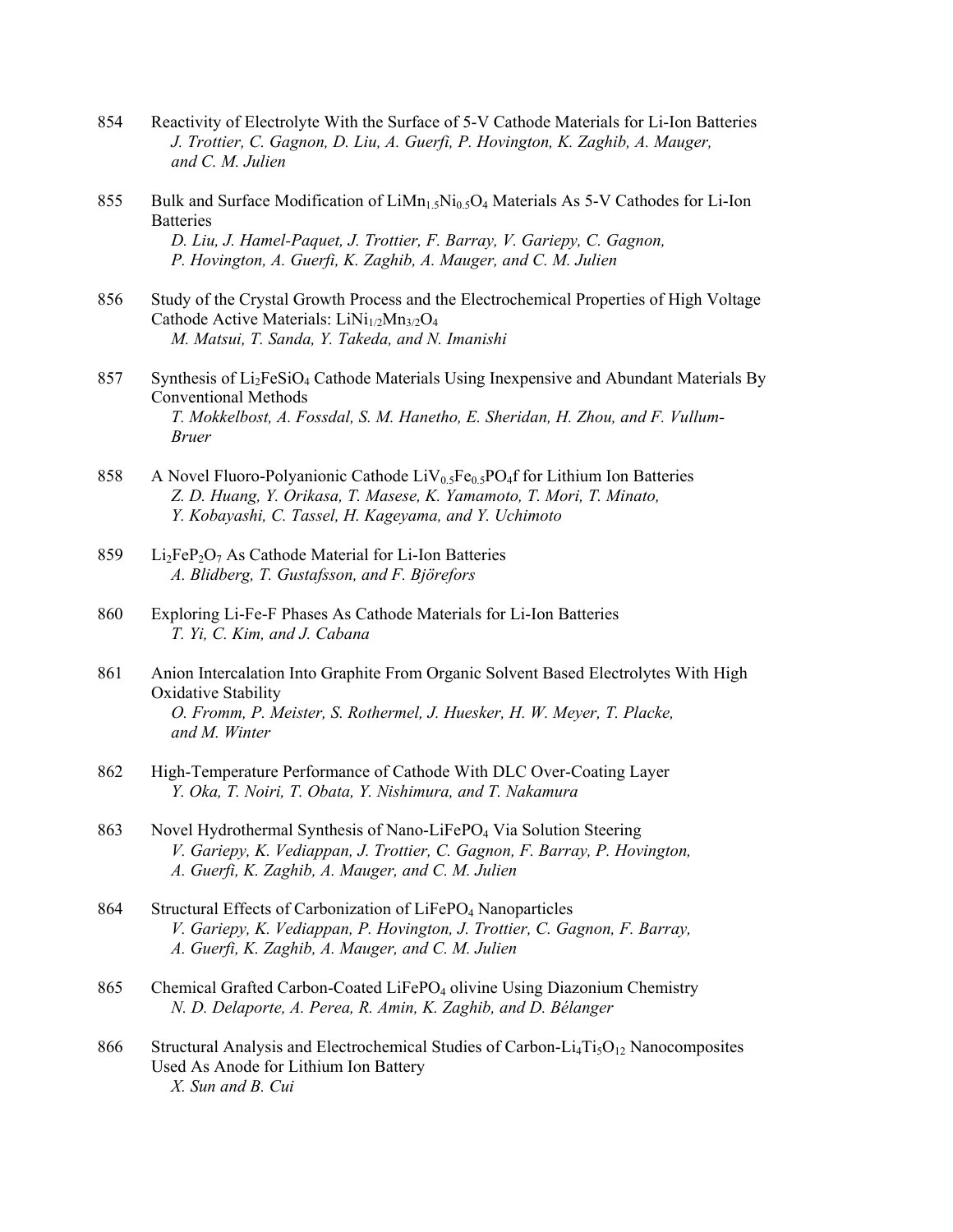854 Reactivity of Electrolyte With the Surface of 5-V Cathode Materials for Li-Ion Batteries
*J. Trottier, C. Gagnon, D. Liu, A. Guerfi, P. Hovington, K. Zaghib, A. Mauger, and C. M. Julien*

855 Bulk and Surface Modification of $LiMn_{1.5}Ni_{0.5}O_4$ Materials As 5-V Cathodes for Li-Ion Batteries
*D. Liu, J. Hamel-Paquet, J. Trottier, F. Barray, V. Gariepy, C. Gagnon, P. Hovington, A. Guerfi, K. Zaghib, A. Mauger, and C. M. Julien*

856 Study of the Crystal Growth Process and the Electrochemical Properties of High Voltage Cathode Active Materials: $LiNi_{1/2}Mn_{3/2}O_4$
*M. Matsui, T. Sanda, Y. Takeda, and N. Imanishi*

857 Synthesis of $Li_2FeSiO_4$ Cathode Materials Using Inexpensive and Abundant Materials By Conventional Methods
*T. Mokkelbost, A. Fossdal, S. M. Hanetho, E. Sheridan, H. Zhou, and F. Vullum-Bruer*

858 A Novel Fluoro-Polyanionic Cathode $LiV_{0.5}Fe_{0.5}PO_4f$ for Lithium Ion Batteries
*Z. D. Huang, Y. Orikasa, T. Masese, K. Yamamoto, T. Mori, T. Minato, Y. Kobayashi, C. Tassel, H. Kageyama, and Y. Uchimoto*

859 $Li_2FeP_2O_7$ As Cathode Material for Li-Ion Batteries
*A. Blidberg, T. Gustafsson, and F. Björefors*

860 Exploring Li-Fe-F Phases As Cathode Materials for Li-Ion Batteries
*T. Yi, C. Kim, and J. Cabana*

861 Anion Intercalation Into Graphite From Organic Solvent Based Electrolytes With High Oxidative Stability
*O. Fromm, P. Meister, S. Rothermel, J. Huesker, H. W. Meyer, T. Placke, and M. Winter*

862 High-Temperature Performance of Cathode With DLC Over-Coating Layer
*Y. Oka, T. Noiri, T. Obata, Y. Nishimura, and T. Nakamura*

863 Novel Hydrothermal Synthesis of Nano-$LiFePO_4$ Via Solution Steering
*V. Gariepy, K. Vediappan, J. Trottier, C. Gagnon, F. Barray, P. Hovington, A. Guerfi, K. Zaghib, A. Mauger, and C. M. Julien*

864 Structural Effects of Carbonization of $LiFePO_4$ Nanoparticles
*V. Gariepy, K. Vediappan, P. Hovington, J. Trottier, C. Gagnon, F. Barray, A. Guerfi, K. Zaghib, A. Mauger, and C. M. Julien*

865 Chemical Grafted Carbon-Coated $LiFePO_4$ olivine Using Diazonium Chemistry
*N. D. Delaporte, A. Perea, R. Amin, K. Zaghib, and D. Bélanger*

866 Structural Analysis and Electrochemical Studies of Carbon-$Li_4Ti_5O_{12}$ Nanocomposites Used As Anode for Lithium Ion Battery
*X. Sun and B. Cui*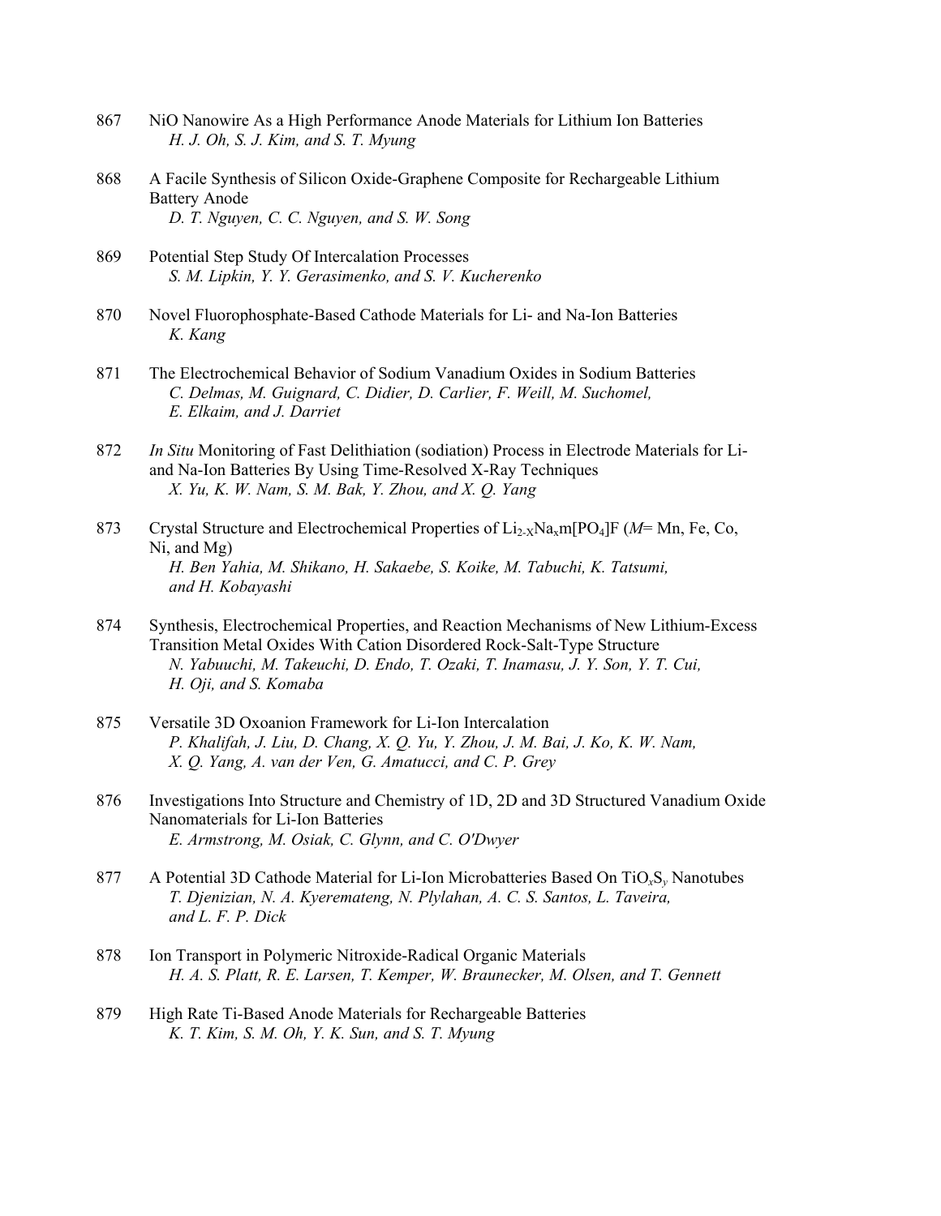867 NiO Nanowire As a High Performance Anode Materials for Lithium Ion Batteries
*H. J. Oh, S. J. Kim, and S. T. Myung*

868 A Facile Synthesis of Silicon Oxide-Graphene Composite for Rechargeable Lithium Battery Anode
*D. T. Nguyen, C. C. Nguyen, and S. W. Song*

869 Potential Step Study Of Intercalation Processes
*S. M. Lipkin, Y. Y. Gerasimenko, and S. V. Kucherenko*

870 Novel Fluorophosphate-Based Cathode Materials for Li- and Na-Ion Batteries
*K. Kang*

871 The Electrochemical Behavior of Sodium Vanadium Oxides in Sodium Batteries
*C. Delmas, M. Guignard, C. Didier, D. Carlier, F. Weill, M. Suchomel, E. Elkaim, and J. Darriet*

872 *In Situ* Monitoring of Fast Delithiation (sodiation) Process in Electrode Materials for Li- and Na-Ion Batteries By Using Time-Resolved X-Ray Techniques
*X. Yu, K. W. Nam, S. M. Bak, Y. Zhou, and X. Q. Yang*

873 Crystal Structure and Electrochemical Properties of $Li_{2\text{-}X}Na_xm[PO_4]F$ (*M*= Mn, Fe, Co, Ni, and Mg)
*H. Ben Yahia, M. Shikano, H. Sakaebe, S. Koike, M. Tabuchi, K. Tatsumi, and H. Kobayashi*

874 Synthesis, Electrochemical Properties, and Reaction Mechanisms of New Lithium-Excess Transition Metal Oxides With Cation Disordered Rock-Salt-Type Structure
*N. Yabuuchi, M. Takeuchi, D. Endo, T. Ozaki, T. Inamasu, J. Y. Son, Y. T. Cui, H. Oji, and S. Komaba*

875 Versatile 3D Oxoanion Framework for Li-Ion Intercalation
*P. Khalifah, J. Liu, D. Chang, X. Q. Yu, Y. Zhou, J. M. Bai, J. Ko, K. W. Nam, X. Q. Yang, A. van der Ven, G. Amatucci, and C. P. Grey*

876 Investigations Into Structure and Chemistry of 1D, 2D and 3D Structured Vanadium Oxide Nanomaterials for Li-Ion Batteries
*E. Armstrong, M. Osiak, C. Glynn, and C. O'Dwyer*

877 A Potential 3D Cathode Material for Li-Ion Microbatteries Based On $TiO_xS_y$ Nanotubes
*T. Djenizian, N. A. Kyeremateng, N. Plylahan, A. C. S. Santos, L. Taveira, and L. F. P. Dick*

878 Ion Transport in Polymeric Nitroxide-Radical Organic Materials
*H. A. S. Platt, R. E. Larsen, T. Kemper, W. Braunecker, M. Olsen, and T. Gennett*

879 High Rate Ti-Based Anode Materials for Rechargeable Batteries
*K. T. Kim, S. M. Oh, Y. K. Sun, and S. T. Myung*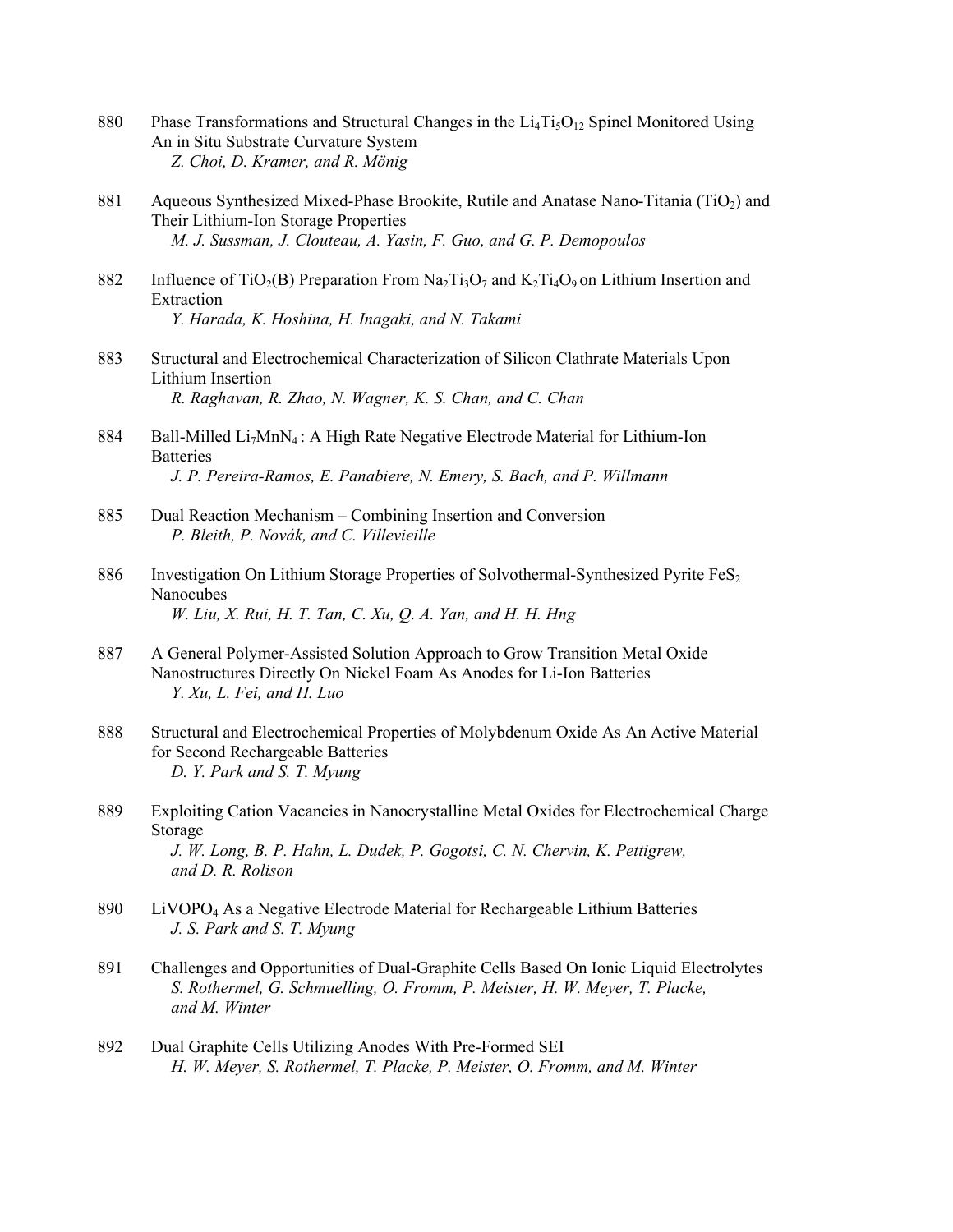880 Phase Transformations and Structural Changes in the $Li_4Ti_5O_{12}$ Spinel Monitored Using An in Situ Substrate Curvature System
*Z. Choi, D. Kramer, and R. Mönig*

881 Aqueous Synthesized Mixed-Phase Brookite, Rutile and Anatase Nano-Titania ($TiO_2$) and Their Lithium-Ion Storage Properties
*M. J. Sussman, J. Clouteau, A. Yasin, F. Guo, and G. P. Demopoulos*

882 Influence of $TiO_2$(B) Preparation From $Na_2Ti_3O_7$ and $K_2Ti_4O_9$ on Lithium Insertion and Extraction
*Y. Harada, K. Hoshina, H. Inagaki, and N. Takami*

883 Structural and Electrochemical Characterization of Silicon Clathrate Materials Upon Lithium Insertion
*R. Raghavan, R. Zhao, N. Wagner, K. S. Chan, and C. Chan*

884 Ball-Milled $Li_7MnN_4$ : A High Rate Negative Electrode Material for Lithium-Ion Batteries
*J. P. Pereira-Ramos, E. Panabiere, N. Emery, S. Bach, and P. Willmann*

885 Dual Reaction Mechanism – Combining Insertion and Conversion
*P. Bleith, P. Novák, and C. Villevieille*

886 Investigation On Lithium Storage Properties of Solvothermal-Synthesized Pyrite $FeS_2$ Nanocubes
*W. Liu, X. Rui, H. T. Tan, C. Xu, Q. A. Yan, and H. H. Hng*

887 A General Polymer-Assisted Solution Approach to Grow Transition Metal Oxide Nanostructures Directly On Nickel Foam As Anodes for Li-Ion Batteries
*Y. Xu, L. Fei, and H. Luo*

888 Structural and Electrochemical Properties of Molybdenum Oxide As An Active Material for Second Rechargeable Batteries
*D. Y. Park and S. T. Myung*

889 Exploiting Cation Vacancies in Nanocrystalline Metal Oxides for Electrochemical Charge Storage
*J. W. Long, B. P. Hahn, L. Dudek, P. Gogotsi, C. N. Chervin, K. Pettigrew, and D. R. Rolison*

890 $LiVOPO_4$ As a Negative Electrode Material for Rechargeable Lithium Batteries
*J. S. Park and S. T. Myung*

891 Challenges and Opportunities of Dual-Graphite Cells Based On Ionic Liquid Electrolytes
*S. Rothermel, G. Schmuelling, O. Fromm, P. Meister, H. W. Meyer, T. Placke, and M. Winter*

892 Dual Graphite Cells Utilizing Anodes With Pre-Formed SEI
*H. W. Meyer, S. Rothermel, T. Placke, P. Meister, O. Fromm, and M. Winter*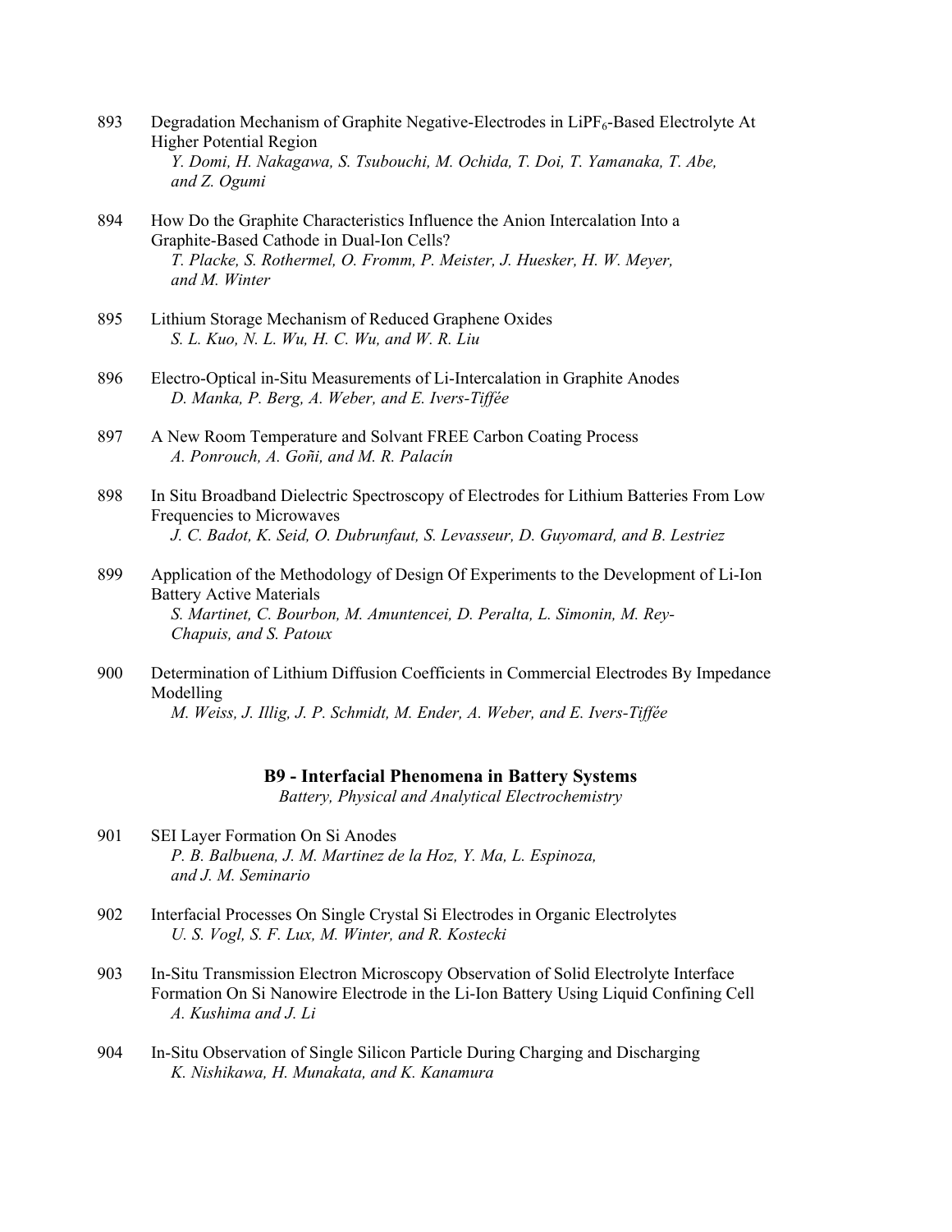893 Degradation Mechanism of Graphite Negative-Electrodes in $LiPF_6$-Based Electrolyte At Higher Potential Region
*Y. Domi, H. Nakagawa, S. Tsubouchi, M. Ochida, T. Doi, T. Yamanaka, T. Abe, and Z. Ogumi*

894 How Do the Graphite Characteristics Influence the Anion Intercalation Into a Graphite-Based Cathode in Dual-Ion Cells?
*T. Placke, S. Rothermel, O. Fromm, P. Meister, J. Huesker, H. W. Meyer, and M. Winter*

895 Lithium Storage Mechanism of Reduced Graphene Oxides
*S. L. Kuo, N. L. Wu, H. C. Wu, and W. R. Liu*

896 Electro-Optical in-Situ Measurements of Li-Intercalation in Graphite Anodes
*D. Manka, P. Berg, A. Weber, and E. Ivers-Tiffée*

897 A New Room Temperature and Solvant FREE Carbon Coating Process
*A. Ponrouch, A. Goñi, and M. R. Palacín*

898 In Situ Broadband Dielectric Spectroscopy of Electrodes for Lithium Batteries From Low Frequencies to Microwaves
*J. C. Badot, K. Seid, O. Dubrunfaut, S. Levasseur, D. Guyomard, and B. Lestriez*

899 Application of the Methodology of Design Of Experiments to the Development of Li-Ion Battery Active Materials
*S. Martinet, C. Bourbon, M. Amuntencei, D. Peralta, L. Simonin, M. Rey-Chapuis, and S. Patoux*

900 Determination of Lithium Diffusion Coefficients in Commercial Electrodes By Impedance Modelling
*M. Weiss, J. Illig, J. P. Schmidt, M. Ender, A. Weber, and E. Ivers-Tiffée*

## B9 - Interfacial Phenomena in Battery Systems

*Battery, Physical and Analytical Electrochemistry*

901 SEI Layer Formation On Si Anodes
*P. B. Balbuena, J. M. Martinez de la Hoz, Y. Ma, L. Espinoza, and J. M. Seminario*

902 Interfacial Processes On Single Crystal Si Electrodes in Organic Electrolytes
*U. S. Vogl, S. F. Lux, M. Winter, and R. Kostecki*

903 In-Situ Transmission Electron Microscopy Observation of Solid Electrolyte Interface Formation On Si Nanowire Electrode in the Li-Ion Battery Using Liquid Confining Cell
*A. Kushima and J. Li*

904 In-Situ Observation of Single Silicon Particle During Charging and Discharging
*K. Nishikawa, H. Munakata, and K. Kanamura*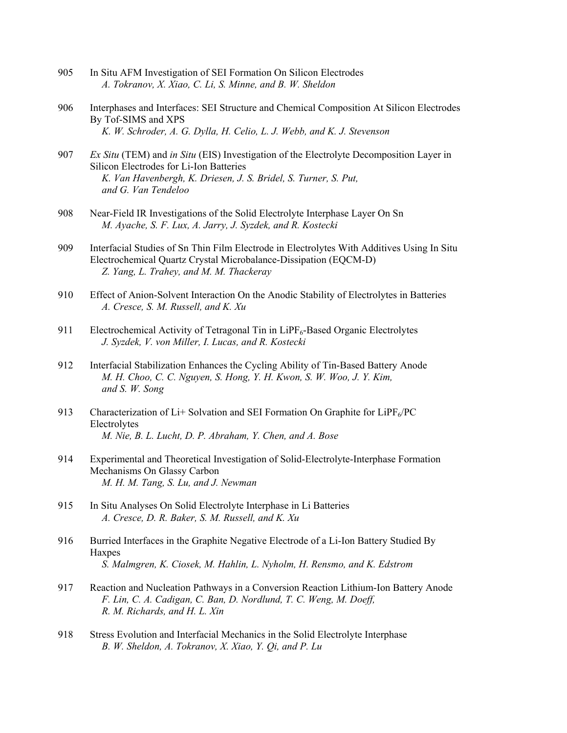905 In Situ AFM Investigation of SEI Formation On Silicon Electrodes
*A. Tokranov, X. Xiao, C. Li, S. Minne, and B. W. Sheldon*

906 Interphases and Interfaces: SEI Structure and Chemical Composition At Silicon Electrodes By Tof-SIMS and XPS
*K. W. Schroder, A. G. Dylla, H. Celio, L. J. Webb, and K. J. Stevenson*

907 *Ex Situ* (TEM) and *in Situ* (EIS) Investigation of the Electrolyte Decomposition Layer in Silicon Electrodes for Li-Ion Batteries
*K. Van Havenbergh, K. Driesen, J. S. Bridel, S. Turner, S. Put, and G. Van Tendeloo*

908 Near-Field IR Investigations of the Solid Electrolyte Interphase Layer On Sn
*M. Ayache, S. F. Lux, A. Jarry, J. Syzdek, and R. Kostecki*

909 Interfacial Studies of Sn Thin Film Electrode in Electrolytes With Additives Using In Situ Electrochemical Quartz Crystal Microbalance-Dissipation (EQCM-D)
*Z. Yang, L. Trahey, and M. M. Thackeray*

910 Effect of Anion-Solvent Interaction On the Anodic Stability of Electrolytes in Batteries
*A. Cresce, S. M. Russell, and K. Xu*

911 Electrochemical Activity of Tetragonal Tin in $LiPF_6$-Based Organic Electrolytes
*J. Syzdek, V. von Miller, I. Lucas, and R. Kostecki*

912 Interfacial Stabilization Enhances the Cycling Ability of Tin-Based Battery Anode
*M. H. Choo, C. C. Nguyen, S. Hong, Y. H. Kwon, S. W. Woo, J. Y. Kim, and S. W. Song*

913 Characterization of Li+ Solvation and SEI Formation On Graphite for $LiPF_6$/PC Electrolytes
*M. Nie, B. L. Lucht, D. P. Abraham, Y. Chen, and A. Bose*

914 Experimental and Theoretical Investigation of Solid-Electrolyte-Interphase Formation Mechanisms On Glassy Carbon
*M. H. M. Tang, S. Lu, and J. Newman*

915 In Situ Analyses On Solid Electrolyte Interphase in Li Batteries
*A. Cresce, D. R. Baker, S. M. Russell, and K. Xu*

916 Burried Interfaces in the Graphite Negative Electrode of a Li-Ion Battery Studied By Haxpes
*S. Malmgren, K. Ciosek, M. Hahlin, L. Nyholm, H. Rensmo, and K. Edstrom*

917 Reaction and Nucleation Pathways in a Conversion Reaction Lithium-Ion Battery Anode
*F. Lin, C. A. Cadigan, C. Ban, D. Nordlund, T. C. Weng, M. Doeff, R. M. Richards, and H. L. Xin*

918 Stress Evolution and Interfacial Mechanics in the Solid Electrolyte Interphase
*B. W. Sheldon, A. Tokranov, X. Xiao, Y. Qi, and P. Lu*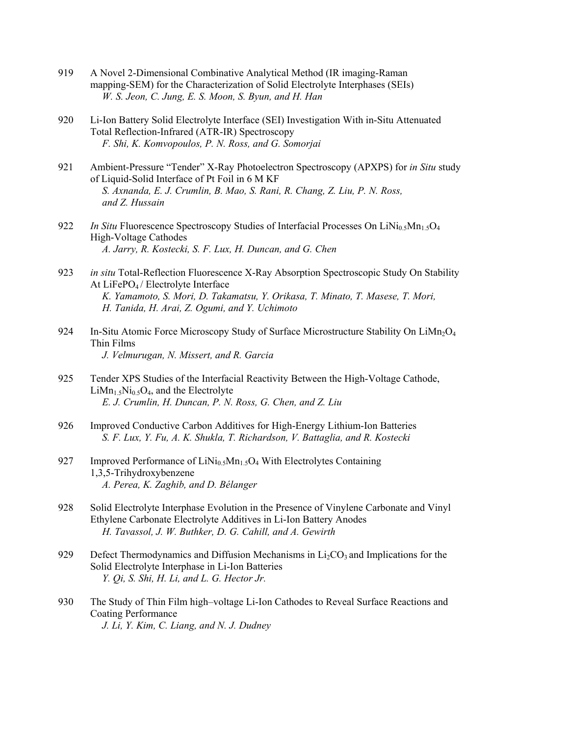919 A Novel 2-Dimensional Combinative Analytical Method (IR imaging-Raman mapping-SEM) for the Characterization of Solid Electrolyte Interphases (SEIs)
*W. S. Jeon, C. Jung, E. S. Moon, S. Byun, and H. Han*

920 Li-Ion Battery Solid Electrolyte Interface (SEI) Investigation With in-Situ Attenuated Total Reflection-Infrared (ATR-IR) Spectroscopy
*F. Shi, K. Komvopoulos, P. N. Ross, and G. Somorjai*

921 Ambient-Pressure "Tender" X-Ray Photoelectron Spectroscopy (APXPS) for *in Situ* study of Liquid-Solid Interface of Pt Foil in 6 M KF
*S. Axnanda, E. J. Crumlin, B. Mao, S. Rani, R. Chang, Z. Liu, P. N. Ross, and Z. Hussain*

922 *In Situ* Fluorescence Spectroscopy Studies of Interfacial Processes On $LiNi_{0.5}Mn_{1.5}O_4$ High-Voltage Cathodes
*A. Jarry, R. Kostecki, S. F. Lux, H. Duncan, and G. Chen*

923 *in situ* Total-Reflection Fluorescence X-Ray Absorption Spectroscopic Study On Stability At $LiFePO_4$ / Electrolyte Interface
*K. Yamamoto, S. Mori, D. Takamatsu, Y. Orikasa, T. Minato, T. Masese, T. Mori, H. Tanida, H. Arai, Z. Ogumi, and Y. Uchimoto*

924 In-Situ Atomic Force Microscopy Study of Surface Microstructure Stability On $LiMn_2O_4$ Thin Films
*J. Velmurugan, N. Missert, and R. Garcia*

925 Tender XPS Studies of the Interfacial Reactivity Between the High-Voltage Cathode, $LiMn_{1.5}Ni_{0.5}O_4$, and the Electrolyte
*E. J. Crumlin, H. Duncan, P. N. Ross, G. Chen, and Z. Liu*

926 Improved Conductive Carbon Additives for High-Energy Lithium-Ion Batteries
*S. F. Lux, Y. Fu, A. K. Shukla, T. Richardson, V. Battaglia, and R. Kostecki*

927 Improved Performance of $LiNi_{0.5}Mn_{1.5}O_4$ With Electrolytes Containing 1,3,5-Trihydroxybenzene
*A. Perea, K. Zaghib, and D. Bélanger*

928 Solid Electrolyte Interphase Evolution in the Presence of Vinylene Carbonate and Vinyl Ethylene Carbonate Electrolyte Additives in Li-Ion Battery Anodes
*H. Tavassol, J. W. Buthker, D. G. Cahill, and A. Gewirth*

929 Defect Thermodynamics and Diffusion Mechanisms in $Li_2CO_3$ and Implications for the Solid Electrolyte Interphase in Li-Ion Batteries
*Y. Qi, S. Shi, H. Li, and L. G. Hector Jr.*

930 The Study of Thin Film high–voltage Li-Ion Cathodes to Reveal Surface Reactions and Coating Performance
*J. Li, Y. Kim, C. Liang, and N. J. Dudney*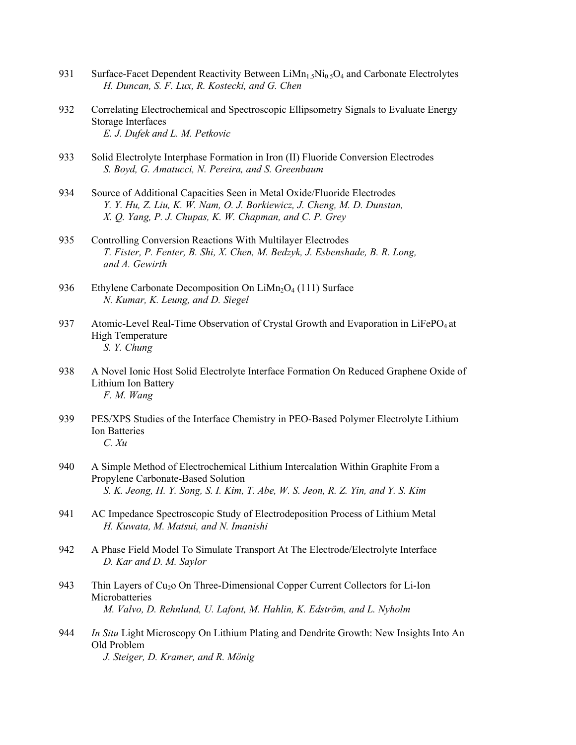931 Surface-Facet Dependent Reactivity Between $LiMn_{1.5}Ni_{0.5}O_4$ and Carbonate Electrolytes
*H. Duncan, S. F. Lux, R. Kostecki, and G. Chen*

932 Correlating Electrochemical and Spectroscopic Ellipsometry Signals to Evaluate Energy Storage Interfaces
*E. J. Dufek and L. M. Petkovic*

933 Solid Electrolyte Interphase Formation in Iron (II) Fluoride Conversion Electrodes
*S. Boyd, G. Amatucci, N. Pereira, and S. Greenbaum*

934 Source of Additional Capacities Seen in Metal Oxide/Fluoride Electrodes
*Y. Y. Hu, Z. Liu, K. W. Nam, O. J. Borkiewicz, J. Cheng, M. D. Dunstan, X. Q. Yang, P. J. Chupas, K. W. Chapman, and C. P. Grey*

935 Controlling Conversion Reactions With Multilayer Electrodes
*T. Fister, P. Fenter, B. Shi, X. Chen, M. Bedzyk, J. Esbenshade, B. R. Long, and A. Gewirth*

936 Ethylene Carbonate Decomposition On $LiMn_2O_4$ (111) Surface
*N. Kumar, K. Leung, and D. Siegel*

937 Atomic-Level Real-Time Observation of Crystal Growth and Evaporation in $LiFePO_4$ at High Temperature
*S. Y. Chung*

938 A Novel Ionic Host Solid Electrolyte Interface Formation On Reduced Graphene Oxide of Lithium Ion Battery
*F. M. Wang*

939 PES/XPS Studies of the Interface Chemistry in PEO-Based Polymer Electrolyte Lithium Ion Batteries
*C. Xu*

940 A Simple Method of Electrochemical Lithium Intercalation Within Graphite From a Propylene Carbonate-Based Solution
*S. K. Jeong, H. Y. Song, S. I. Kim, T. Abe, W. S. Jeon, R. Z. Yin, and Y. S. Kim*

941 AC Impedance Spectroscopic Study of Electrodeposition Process of Lithium Metal
*H. Kuwata, M. Matsui, and N. Imanishi*

942 A Phase Field Model To Simulate Transport At The Electrode/Electrolyte Interface
*D. Kar and D. M. Saylor*

943 Thin Layers of $Cu_2o$ On Three-Dimensional Copper Current Collectors for Li-Ion Microbatteries
*M. Valvo, D. Rehnlund, U. Lafont, M. Hahlin, K. Edström, and L. Nyholm*

944 *In Situ* Light Microscopy On Lithium Plating and Dendrite Growth: New Insights Into An Old Problem
*J. Steiger, D. Kramer, and R. Mönig*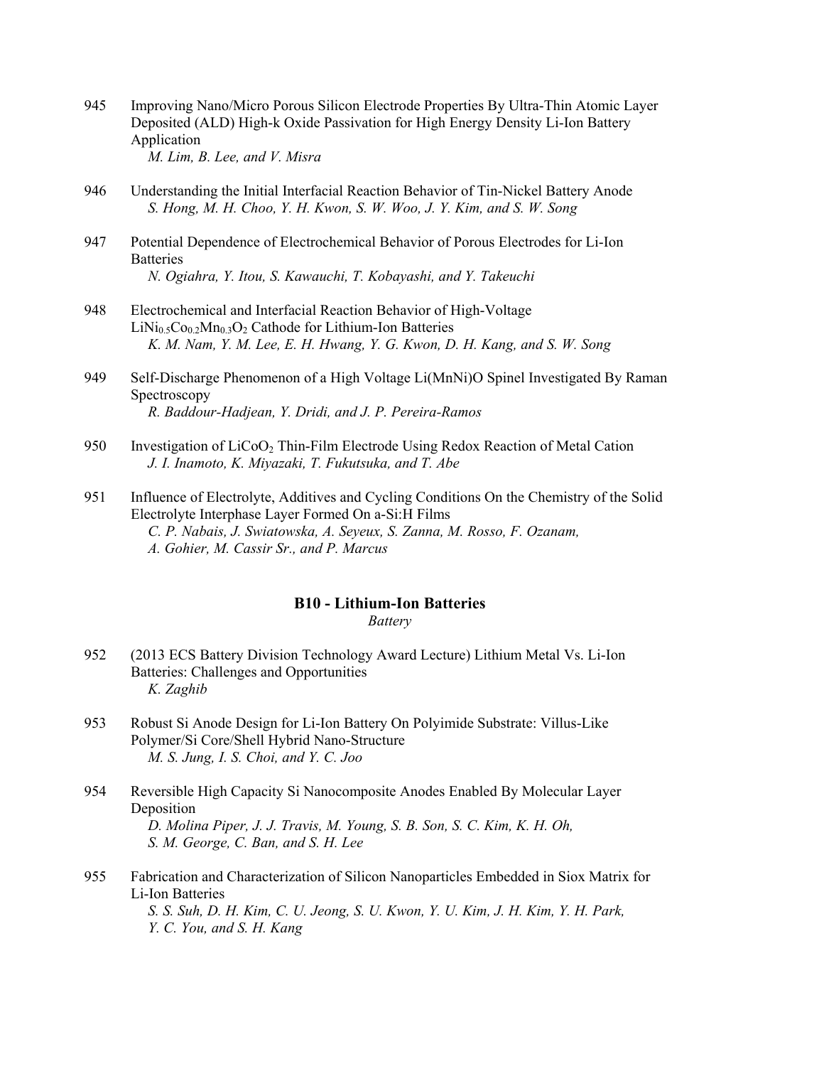945 Improving Nano/Micro Porous Silicon Electrode Properties By Ultra-Thin Atomic Layer Deposited (ALD) High-k Oxide Passivation for High Energy Density Li-Ion Battery Application
*M. Lim, B. Lee, and V. Misra*

946 Understanding the Initial Interfacial Reaction Behavior of Tin-Nickel Battery Anode
*S. Hong, M. H. Choo, Y. H. Kwon, S. W. Woo, J. Y. Kim, and S. W. Song*

947 Potential Dependence of Electrochemical Behavior of Porous Electrodes for Li-Ion Batteries
*N. Ogiahra, Y. Itou, S. Kawauchi, T. Kobayashi, and Y. Takeuchi*

948 Electrochemical and Interfacial Reaction Behavior of High-Voltage $LiNi_{0.5}Co_{0.2}Mn_{0.3}O_2$ Cathode for Lithium-Ion Batteries
*K. M. Nam, Y. M. Lee, E. H. Hwang, Y. G. Kwon, D. H. Kang, and S. W. Song*

949 Self-Discharge Phenomenon of a High Voltage Li(MnNi)O Spinel Investigated By Raman Spectroscopy
*R. Baddour-Hadjean, Y. Dridi, and J. P. Pereira-Ramos*

950 Investigation of $LiCoO_2$ Thin-Film Electrode Using Redox Reaction of Metal Cation
*J. I. Inamoto, K. Miyazaki, T. Fukutsuka, and T. Abe*

951 Influence of Electrolyte, Additives and Cycling Conditions On the Chemistry of the Solid Electrolyte Interphase Layer Formed On a-Si:H Films
*C. P. Nabais, J. Swiatowska, A. Seyeux, S. Zanna, M. Rosso, F. Ozanam, A. Gohier, M. Cassir Sr., and P. Marcus*

## B10 - Lithium-Ion Batteries

*Battery*

952 (2013 ECS Battery Division Technology Award Lecture) Lithium Metal Vs. Li-Ion Batteries: Challenges and Opportunities
*K. Zaghib*

953 Robust Si Anode Design for Li-Ion Battery On Polyimide Substrate: Villus-Like Polymer/Si Core/Shell Hybrid Nano-Structure
*M. S. Jung, I. S. Choi, and Y. C. Joo*

954 Reversible High Capacity Si Nanocomposite Anodes Enabled By Molecular Layer Deposition
*D. Molina Piper, J. J. Travis, M. Young, S. B. Son, S. C. Kim, K. H. Oh, S. M. George, C. Ban, and S. H. Lee*

955 Fabrication and Characterization of Silicon Nanoparticles Embedded in Siox Matrix for Li-Ion Batteries
*S. S. Suh, D. H. Kim, C. U. Jeong, S. U. Kwon, Y. U. Kim, J. H. Kim, Y. H. Park, Y. C. You, and S. H. Kang*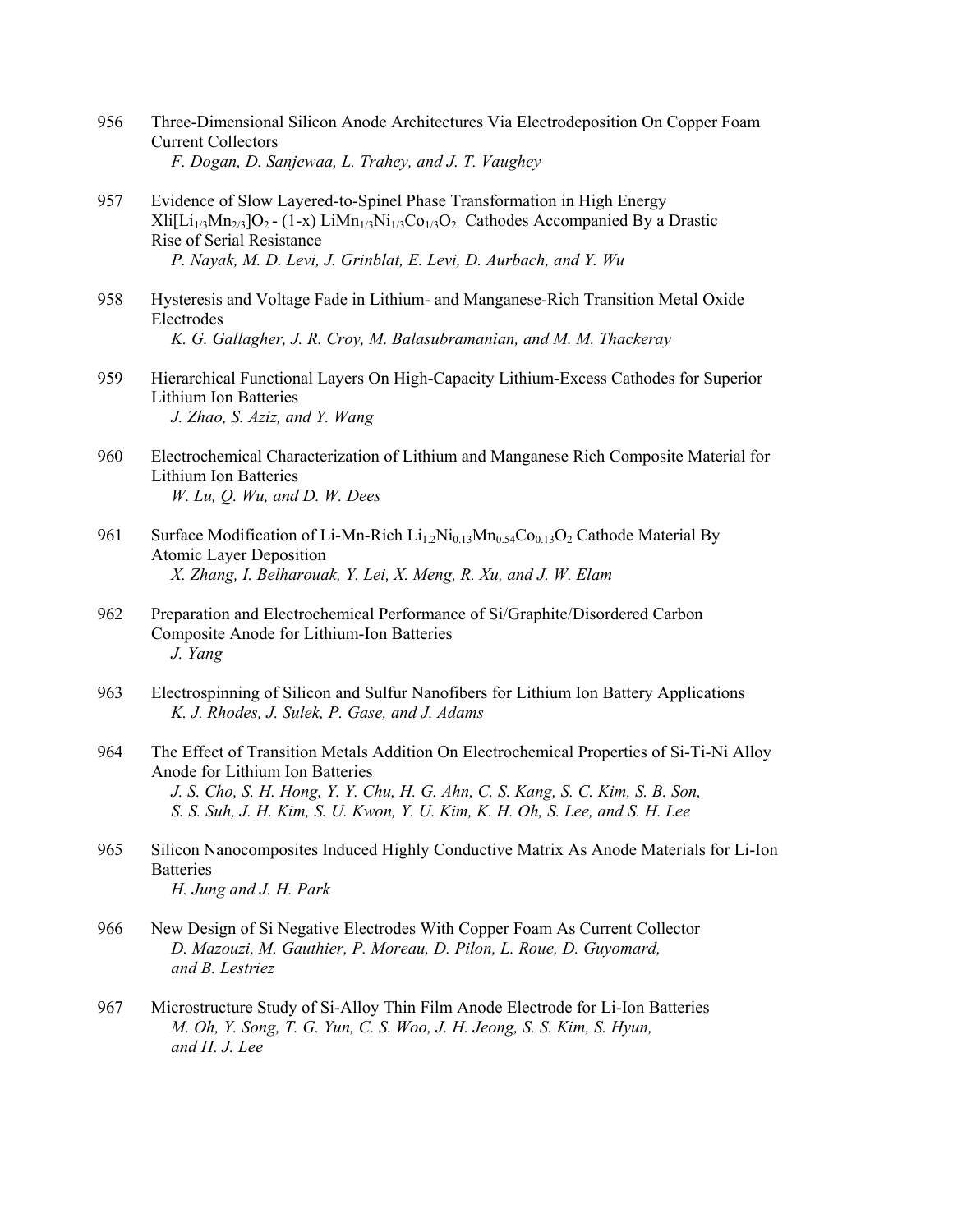956 Three-Dimensional Silicon Anode Architectures Via Electrodeposition On Copper Foam Current Collectors
*F. Dogan, D. Sanjewaa, L. Trahey, and J. T. Vaughey*

957 Evidence of Slow Layered-to-Spinel Phase Transformation in High Energy $Xli[Li_{1/3}Mn_{2/3}]O_2$ - (1-x) $LiMn_{1/3}Ni_{1/3}Co_{1/3}O_2$ Cathodes Accompanied By a Drastic Rise of Serial Resistance
*P. Nayak, M. D. Levi, J. Grinblat, E. Levi, D. Aurbach, and Y. Wu*

958 Hysteresis and Voltage Fade in Lithium- and Manganese-Rich Transition Metal Oxide Electrodes
*K. G. Gallagher, J. R. Croy, M. Balasubramanian, and M. M. Thackeray*

959 Hierarchical Functional Layers On High-Capacity Lithium-Excess Cathodes for Superior Lithium Ion Batteries
*J. Zhao, S. Aziz, and Y. Wang*

960 Electrochemical Characterization of Lithium and Manganese Rich Composite Material for Lithium Ion Batteries
*W. Lu, Q. Wu, and D. W. Dees*

961 Surface Modification of Li-Mn-Rich $Li_{1.2}Ni_{0.13}Mn_{0.54}Co_{0.13}O_2$ Cathode Material By Atomic Layer Deposition
*X. Zhang, I. Belharouak, Y. Lei, X. Meng, R. Xu, and J. W. Elam*

962 Preparation and Electrochemical Performance of Si/Graphite/Disordered Carbon Composite Anode for Lithium-Ion Batteries
*J. Yang*

963 Electrospinning of Silicon and Sulfur Nanofibers for Lithium Ion Battery Applications
*K. J. Rhodes, J. Sulek, P. Gase, and J. Adams*

964 The Effect of Transition Metals Addition On Electrochemical Properties of Si-Ti-Ni Alloy Anode for Lithium Ion Batteries
*J. S. Cho, S. H. Hong, Y. Y. Chu, H. G. Ahn, C. S. Kang, S. C. Kim, S. B. Son, S. S. Suh, J. H. Kim, S. U. Kwon, Y. U. Kim, K. H. Oh, S. Lee, and S. H. Lee*

965 Silicon Nanocomposites Induced Highly Conductive Matrix As Anode Materials for Li-Ion Batteries
*H. Jung and J. H. Park*

966 New Design of Si Negative Electrodes With Copper Foam As Current Collector
*D. Mazouzi, M. Gauthier, P. Moreau, D. Pilon, L. Roue, D. Guyomard, and B. Lestriez*

967 Microstructure Study of Si-Alloy Thin Film Anode Electrode for Li-Ion Batteries
*M. Oh, Y. Song, T. G. Yun, C. S. Woo, J. H. Jeong, S. S. Kim, S. Hyun, and H. J. Lee*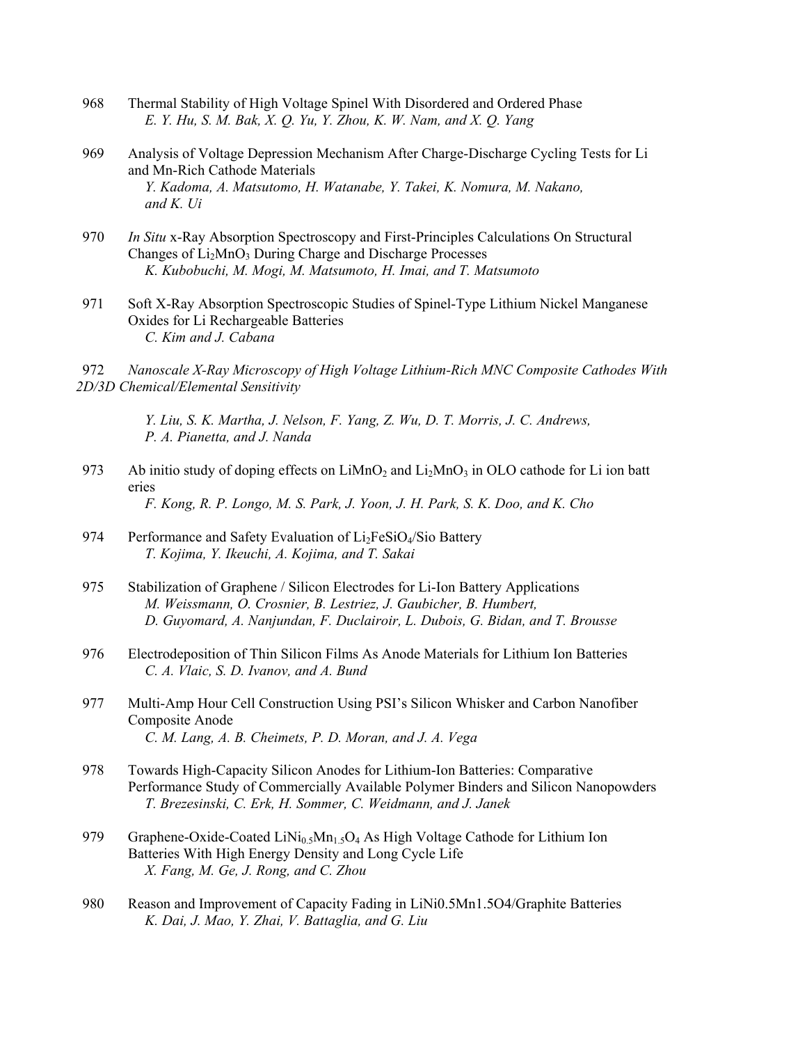968 Thermal Stability of High Voltage Spinel With Disordered and Ordered Phase
*E. Y. Hu, S. M. Bak, X. Q. Yu, Y. Zhou, K. W. Nam, and X. Q. Yang*

969 Analysis of Voltage Depression Mechanism After Charge-Discharge Cycling Tests for Li and Mn-Rich Cathode Materials
*Y. Kadoma, A. Matsutomo, H. Watanabe, Y. Takei, K. Nomura, M. Nakano, and K. Ui*

970 *In Situ* x-Ray Absorption Spectroscopy and First-Principles Calculations On Structural Changes of $Li_2MnO_3$ During Charge and Discharge Processes
*K. Kubobuchi, M. Mogi, M. Matsumoto, H. Imai, and T. Matsumoto*

971 Soft X-Ray Absorption Spectroscopic Studies of Spinel-Type Lithium Nickel Manganese Oxides for Li Rechargeable Batteries
*C. Kim and J. Cabana*

972 *Nanoscale X-Ray Microscopy of High Voltage Lithium-Rich MNC Composite Cathodes With 2D/3D Chemical/Elemental Sensitivity*
*Y. Liu, S. K. Martha, J. Nelson, F. Yang, Z. Wu, D. T. Morris, J. C. Andrews, P. A. Pianetta, and J. Nanda*

973 Ab initio study of doping effects on $LiMnO_2$ and $Li_2MnO_3$ in OLO cathode for Li ion batt eries
*F. Kong, R. P. Longo, M. S. Park, J. Yoon, J. H. Park, S. K. Doo, and K. Cho*

974 Performance and Safety Evaluation of $Li_2FeSiO_4$/Sio Battery
*T. Kojima, Y. Ikeuchi, A. Kojima, and T. Sakai*

975 Stabilization of Graphene / Silicon Electrodes for Li-Ion Battery Applications
*M. Weissmann, O. Crosnier, B. Lestriez, J. Gaubicher, B. Humbert, D. Guyomard, A. Nanjundan, F. Duclairoir, L. Dubois, G. Bidan, and T. Brousse*

976 Electrodeposition of Thin Silicon Films As Anode Materials for Lithium Ion Batteries
*C. A. Vlaic, S. D. Ivanov, and A. Bund*

977 Multi-Amp Hour Cell Construction Using PSI's Silicon Whisker and Carbon Nanofiber Composite Anode
*C. M. Lang, A. B. Cheimets, P. D. Moran, and J. A. Vega*

978 Towards High-Capacity Silicon Anodes for Lithium-Ion Batteries: Comparative Performance Study of Commercially Available Polymer Binders and Silicon Nanopowders
*T. Brezesinski, C. Erk, H. Sommer, C. Weidmann, and J. Janek*

979 Graphene-Oxide-Coated $LiNi_{0.5}Mn_{1.5}O_4$ As High Voltage Cathode for Lithium Ion Batteries With High Energy Density and Long Cycle Life
*X. Fang, M. Ge, J. Rong, and C. Zhou*

980 Reason and Improvement of Capacity Fading in LiNi0.5Mn1.5O4/Graphite Batteries
*K. Dai, J. Mao, Y. Zhai, V. Battaglia, and G. Liu*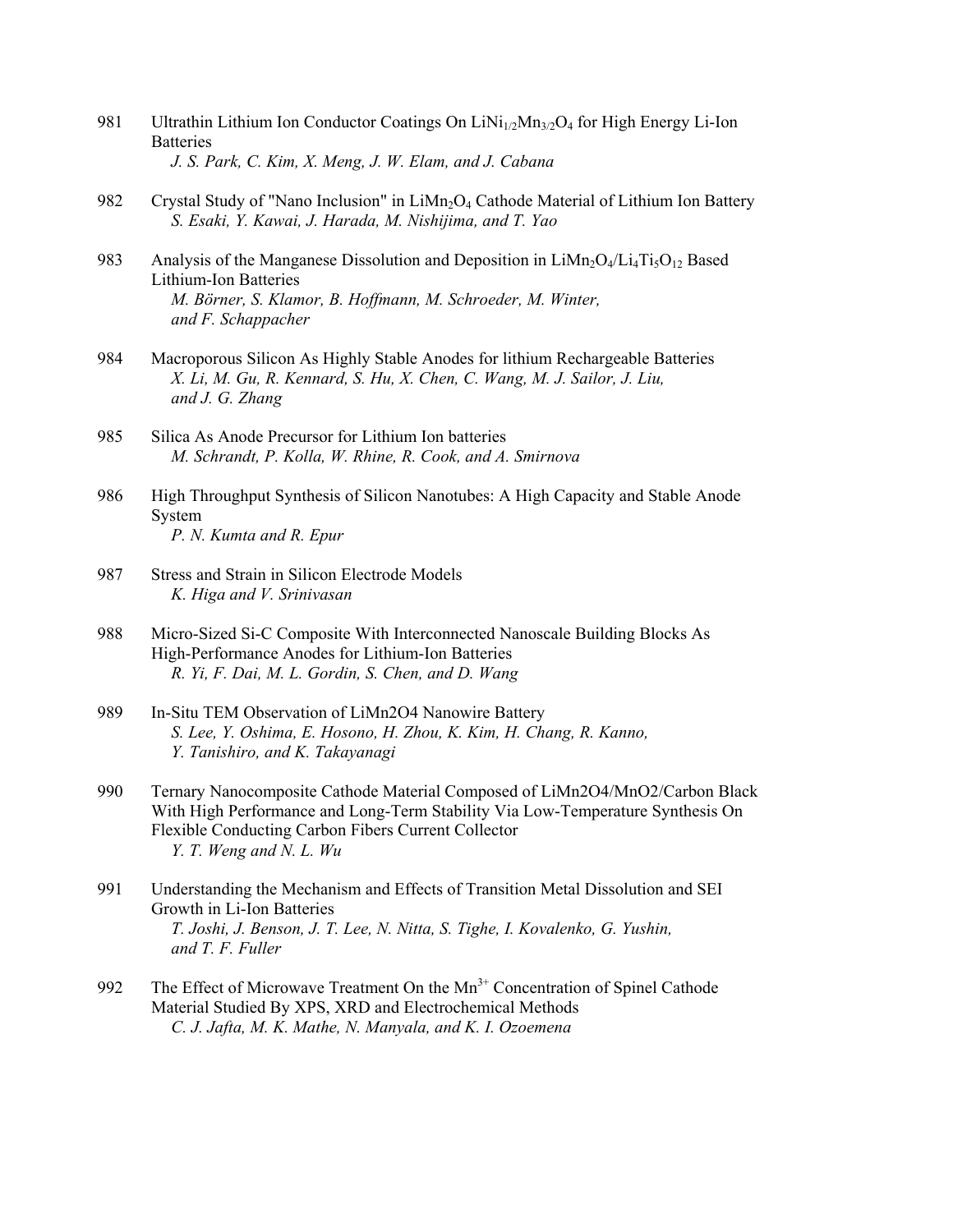981 Ultrathin Lithium Ion Conductor Coatings On $LiNi_{1/2}Mn_{3/2}O_4$ for High Energy Li-Ion Batteries
*J. S. Park, C. Kim, X. Meng, J. W. Elam, and J. Cabana*

982 Crystal Study of "Nano Inclusion" in $LiMn_2O_4$ Cathode Material of Lithium Ion Battery
*S. Esaki, Y. Kawai, J. Harada, M. Nishijima, and T. Yao*

983 Analysis of the Manganese Dissolution and Deposition in $LiMn_2O_4/Li_4Ti_5O_{12}$ Based Lithium-Ion Batteries
*M. Börner, S. Klamor, B. Hoffmann, M. Schroeder, M. Winter, and F. Schappacher*

984 Macroporous Silicon As Highly Stable Anodes for lithium Rechargeable Batteries
*X. Li, M. Gu, R. Kennard, S. Hu, X. Chen, C. Wang, M. J. Sailor, J. Liu, and J. G. Zhang*

985 Silica As Anode Precursor for Lithium Ion batteries
*M. Schrandt, P. Kolla, W. Rhine, R. Cook, and A. Smirnova*

986 High Throughput Synthesis of Silicon Nanotubes: A High Capacity and Stable Anode System
*P. N. Kumta and R. Epur*

987 Stress and Strain in Silicon Electrode Models
*K. Higa and V. Srinivasan*

988 Micro-Sized Si-C Composite With Interconnected Nanoscale Building Blocks As High-Performance Anodes for Lithium-Ion Batteries
*R. Yi, F. Dai, M. L. Gordin, S. Chen, and D. Wang*

989 In-Situ TEM Observation of LiMn2O4 Nanowire Battery
*S. Lee, Y. Oshima, E. Hosono, H. Zhou, K. Kim, H. Chang, R. Kanno, Y. Tanishiro, and K. Takayanagi*

990 Ternary Nanocomposite Cathode Material Composed of LiMn2O4/MnO2/Carbon Black With High Performance and Long-Term Stability Via Low-Temperature Synthesis On Flexible Conducting Carbon Fibers Current Collector
*Y. T. Weng and N. L. Wu*

991 Understanding the Mechanism and Effects of Transition Metal Dissolution and SEI Growth in Li-Ion Batteries
*T. Joshi, J. Benson, J. T. Lee, N. Nitta, S. Tighe, I. Kovalenko, G. Yushin, and T. F. Fuller*

992 The Effect of Microwave Treatment On the $Mn^{3+}$ Concentration of Spinel Cathode Material Studied By XPS, XRD and Electrochemical Methods
*C. J. Jafta, M. K. Mathe, N. Manyala, and K. I. Ozoemena*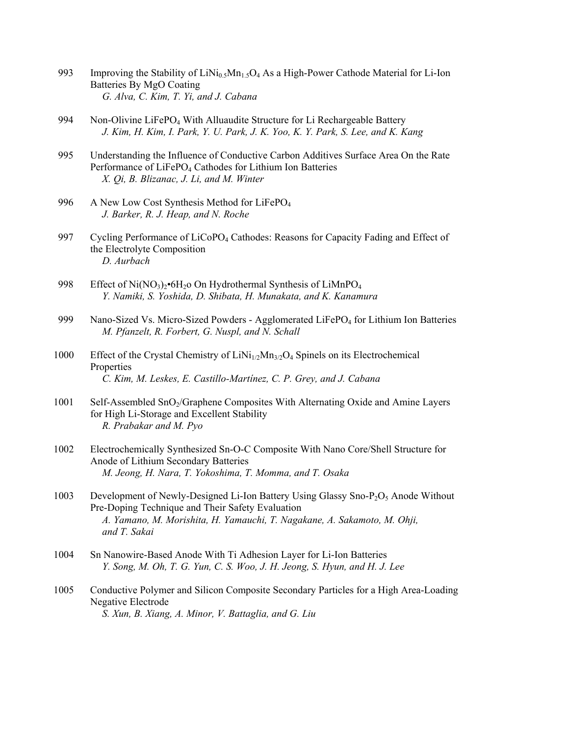993 Improving the Stability of $LiNi_{0.5}Mn_{1.5}O_4$ As a High-Power Cathode Material for Li-Ion Batteries By MgO Coating
*G. Alva, C. Kim, T. Yi, and J. Cabana*

994 Non-Olivine $LiFePO_4$ With Alluaudite Structure for Li Rechargeable Battery
*J. Kim, H. Kim, I. Park, Y. U. Park, J. K. Yoo, K. Y. Park, S. Lee, and K. Kang*

995 Understanding the Influence of Conductive Carbon Additives Surface Area On the Rate Performance of $LiFePO_4$ Cathodes for Lithium Ion Batteries
*X. Qi, B. Blizanac, J. Li, and M. Winter*

996 A New Low Cost Synthesis Method for $LiFePO_4$
*J. Barker, R. J. Heap, and N. Roche*

997 Cycling Performance of $LiCoPO_4$ Cathodes: Reasons for Capacity Fading and Effect of the Electrolyte Composition
*D. Aurbach*

998 Effect of $Ni(NO_3)_2$•$6H_2o$ On Hydrothermal Synthesis of $LiMnPO_4$
*Y. Namiki, S. Yoshida, D. Shibata, H. Munakata, and K. Kanamura*

999 Nano-Sized Vs. Micro-Sized Powders - Agglomerated $LiFePO_4$ for Lithium Ion Batteries
*M. Pfanzelt, R. Forbert, G. Nuspl, and N. Schall*

1000 Effect of the Crystal Chemistry of $LiNi_{1/2}Mn_{3/2}O_4$ Spinels on its Electrochemical Properties
*C. Kim, M. Leskes, E. Castillo-Martínez, C. P. Grey, and J. Cabana*

1001 Self-Assembled $SnO_2$/Graphene Composites With Alternating Oxide and Amine Layers for High Li-Storage and Excellent Stability
*R. Prabakar and M. Pyo*

1002 Electrochemically Synthesized Sn-O-C Composite With Nano Core/Shell Structure for Anode of Lithium Secondary Batteries
*M. Jeong, H. Nara, T. Yokoshima, T. Momma, and T. Osaka*

1003 Development of Newly-Designed Li-Ion Battery Using Glassy Sno-$P_2O_5$ Anode Without Pre-Doping Technique and Their Safety Evaluation
*A. Yamano, M. Morishita, H. Yamauchi, T. Nagakane, A. Sakamoto, M. Ohji, and T. Sakai*

1004 Sn Nanowire-Based Anode With Ti Adhesion Layer for Li-Ion Batteries
*Y. Song, M. Oh, T. G. Yun, C. S. Woo, J. H. Jeong, S. Hyun, and H. J. Lee*

1005 Conductive Polymer and Silicon Composite Secondary Particles for a High Area-Loading Negative Electrode
*S. Xun, B. Xiang, A. Minor, V. Battaglia, and G. Liu*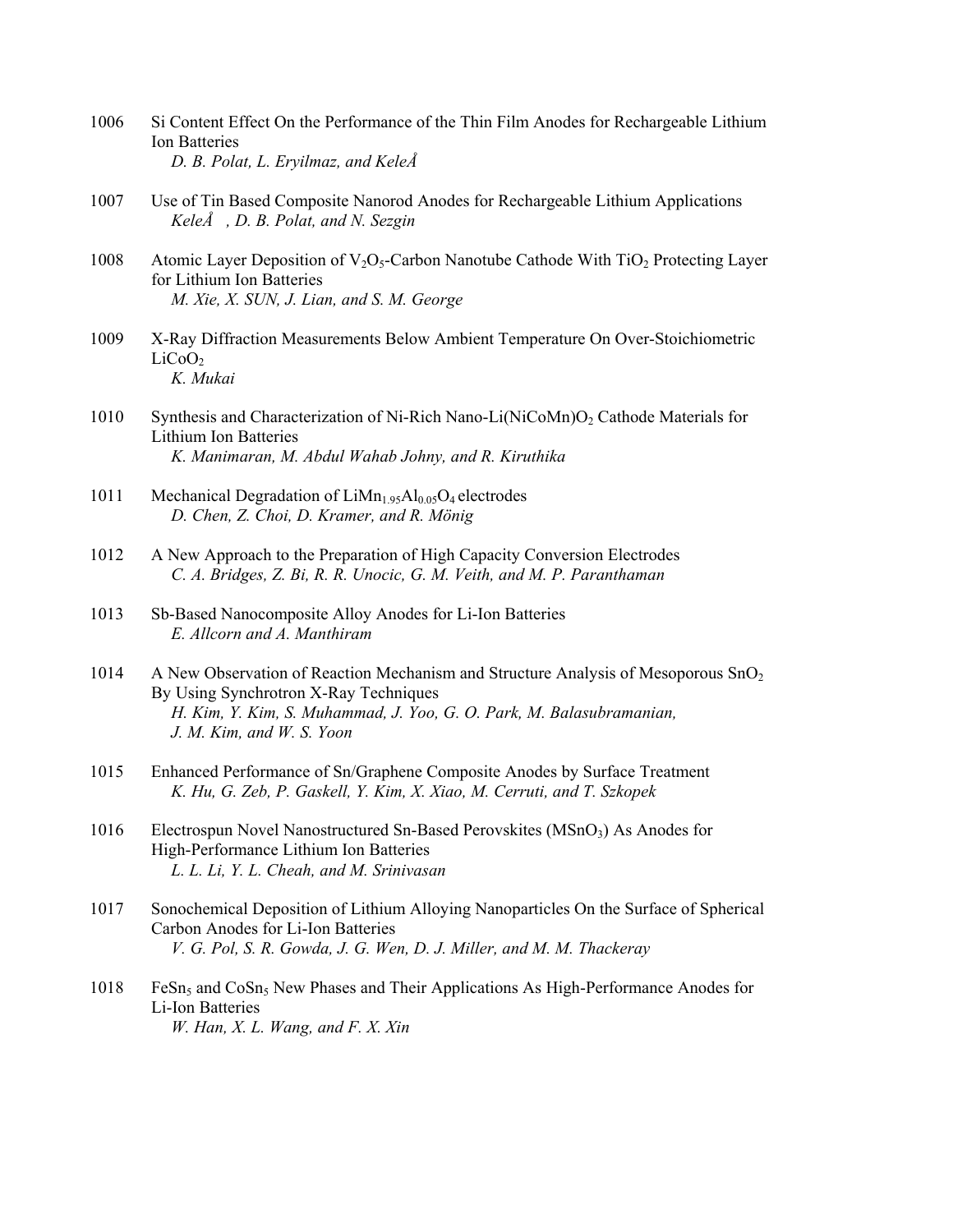1006 Si Content Effect On the Performance of the Thin Film Anodes for Rechargeable Lithium Ion Batteries
*D. B. Polat, L. Eryilmaz, and KeleÅ*

1007 Use of Tin Based Composite Nanorod Anodes for Rechargeable Lithium Applications
*KeleÅ , D. B. Polat, and N. Sezgin*

1008 Atomic Layer Deposition of $V_2O_5$-Carbon Nanotube Cathode With $TiO_2$ Protecting Layer for Lithium Ion Batteries
*M. Xie, X. SUN, J. Lian, and S. M. George*

1009 X-Ray Diffraction Measurements Below Ambient Temperature On Over-Stoichiometric $LiCoO_2$
*K. Mukai*

1010 Synthesis and Characterization of Ni-Rich Nano-Li(NiCoMn)$O_2$ Cathode Materials for Lithium Ion Batteries
*K. Manimaran, M. Abdul Wahab Johny, and R. Kiruthika*

1011 Mechanical Degradation of $LiMn_{1.95}Al_{0.05}O_4$ electrodes
*D. Chen, Z. Choi, D. Kramer, and R. Mönig*

1012 A New Approach to the Preparation of High Capacity Conversion Electrodes
*C. A. Bridges, Z. Bi, R. R. Unocic, G. M. Veith, and M. P. Paranthaman*

1013 Sb-Based Nanocomposite Alloy Anodes for Li-Ion Batteries
*E. Allcorn and A. Manthiram*

1014 A New Observation of Reaction Mechanism and Structure Analysis of Mesoporous $SnO_2$ By Using Synchrotron X-Ray Techniques
*H. Kim, Y. Kim, S. Muhammad, J. Yoo, G. O. Park, M. Balasubramanian, J. M. Kim, and W. S. Yoon*

1015 Enhanced Performance of Sn/Graphene Composite Anodes by Surface Treatment
*K. Hu, G. Zeb, P. Gaskell, Y. Kim, X. Xiao, M. Cerruti, and T. Szkopek*

1016 Electrospun Novel Nanostructured Sn-Based Perovskites ($MSnO_3$) As Anodes for High-Performance Lithium Ion Batteries
*L. L. Li, Y. L. Cheah, and M. Srinivasan*

1017 Sonochemical Deposition of Lithium Alloying Nanoparticles On the Surface of Spherical Carbon Anodes for Li-Ion Batteries
*V. G. Pol, S. R. Gowda, J. G. Wen, D. J. Miller, and M. M. Thackeray*

1018 $FeSn_5$ and $CoSn_5$ New Phases and Their Applications As High-Performance Anodes for Li-Ion Batteries
*W. Han, X. L. Wang, and F. X. Xin*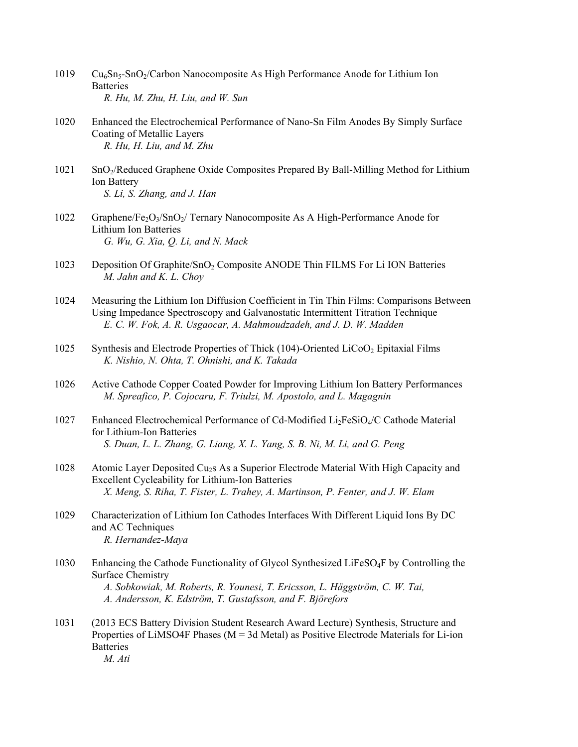1019 $Cu_6Sn_5$-$SnO_2$/Carbon Nanocomposite As High Performance Anode for Lithium Ion Batteries
*R. Hu, M. Zhu, H. Liu, and W. Sun*

1020 Enhanced the Electrochemical Performance of Nano-Sn Film Anodes By Simply Surface Coating of Metallic Layers
*R. Hu, H. Liu, and M. Zhu*

1021 $SnO_2$/Reduced Graphene Oxide Composites Prepared By Ball-Milling Method for Lithium Ion Battery
*S. Li, S. Zhang, and J. Han*

1022 Graphene/$Fe_2O_3$/$SnO_2$/ Ternary Nanocomposite As A High-Performance Anode for Lithium Ion Batteries
*G. Wu, G. Xia, Q. Li, and N. Mack*

1023 Deposition Of Graphite/$SnO_2$ Composite ANODE Thin FILMS For Li ION Batteries
*M. Jahn and K. L. Choy*

1024 Measuring the Lithium Ion Diffusion Coefficient in Tin Thin Films: Comparisons Between Using Impedance Spectroscopy and Galvanostatic Intermittent Titration Technique
*E. C. W. Fok, A. R. Usgaocar, A. Mahmoudzadeh, and J. D. W. Madden*

1025 Synthesis and Electrode Properties of Thick (104)-Oriented $LiCoO_2$ Epitaxial Films
*K. Nishio, N. Ohta, T. Ohnishi, and K. Takada*

1026 Active Cathode Copper Coated Powder for Improving Lithium Ion Battery Performances
*M. Spreafico, P. Cojocaru, F. Triulzi, M. Apostolo, and L. Magagnin*

1027 Enhanced Electrochemical Performance of Cd-Modified $Li_2FeSiO_4$/C Cathode Material for Lithium-Ion Batteries
*S. Duan, L. L. Zhang, G. Liang, X. L. Yang, S. B. Ni, M. Li, and G. Peng*

1028 Atomic Layer Deposited $Cu_2s$ As a Superior Electrode Material With High Capacity and Excellent Cycleability for Lithium-Ion Batteries
*X. Meng, S. Riha, T. Fister, L. Trahey, A. Martinson, P. Fenter, and J. W. Elam*

1029 Characterization of Lithium Ion Cathodes Interfaces With Different Liquid Ions By DC and AC Techniques
*R. Hernandez-Maya*

1030 Enhancing the Cathode Functionality of Glycol Synthesized $LiFeSO_4F$ by Controlling the Surface Chemistry
*A. Sobkowiak, M. Roberts, R. Younesi, T. Ericsson, L. Häggström, C. W. Tai, A. Andersson, K. Edström, T. Gustafsson, and F. Björefors*

1031 (2013 ECS Battery Division Student Research Award Lecture) Synthesis, Structure and Properties of LiMSO4F Phases (M = 3d Metal) as Positive Electrode Materials for Li-ion Batteries
*M. Ati*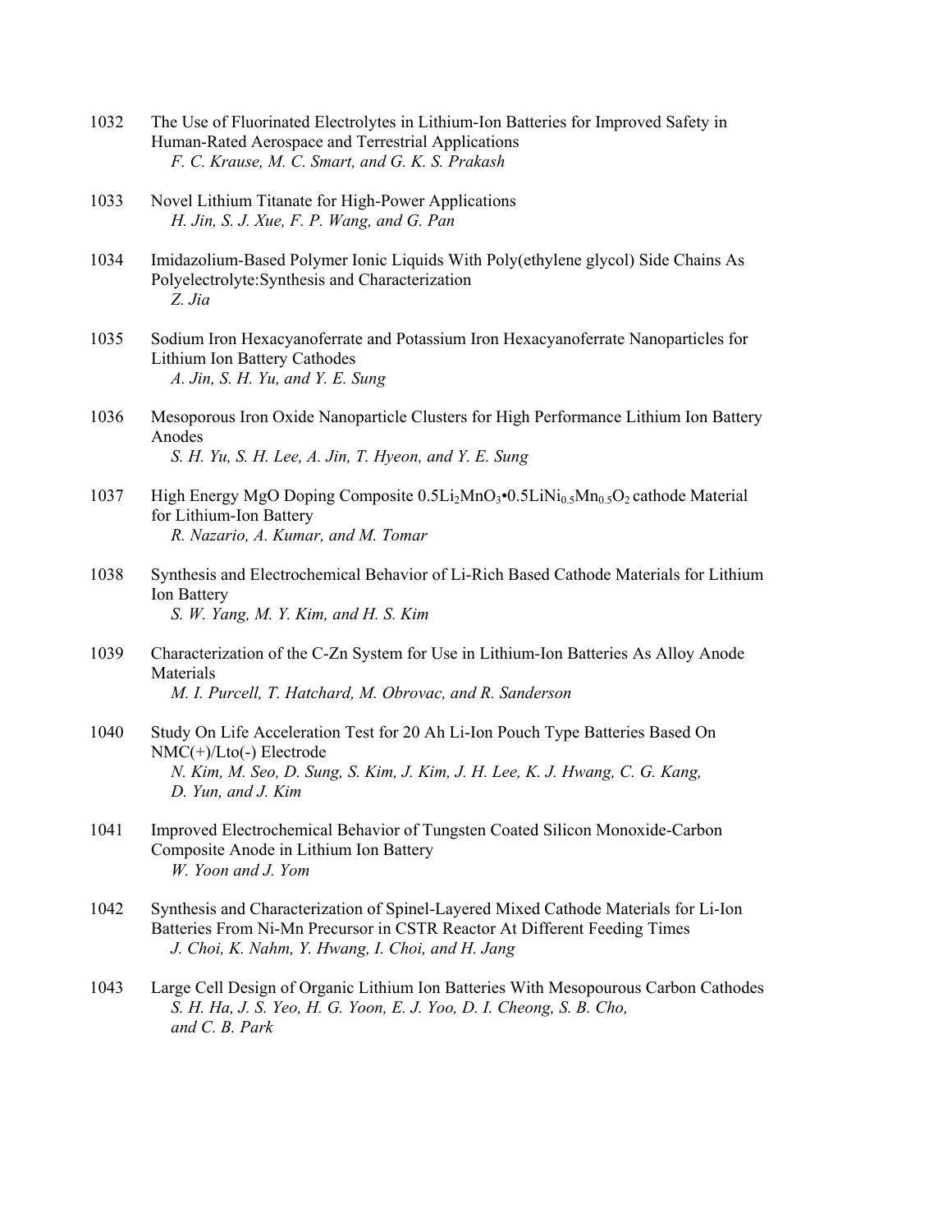1032 The Use of Fluorinated Electrolytes in Lithium-Ion Batteries for Improved Safety in Human-Rated Aerospace and Terrestrial Applications
*F. C. Krause, M. C. Smart, and G. K. S. Prakash*

1033 Novel Lithium Titanate for High-Power Applications
*H. Jin, S. J. Xue, F. P. Wang, and G. Pan*

1034 Imidazolium-Based Polymer Ionic Liquids With Poly(ethylene glycol) Side Chains As Polyelectrolyte:Synthesis and Characterization
*Z. Jia*

1035 Sodium Iron Hexacyanoferrate and Potassium Iron Hexacyanoferrate Nanoparticles for Lithium Ion Battery Cathodes
*A. Jin, S. H. Yu, and Y. E. Sung*

1036 Mesoporous Iron Oxide Nanoparticle Clusters for High Performance Lithium Ion Battery Anodes
*S. H. Yu, S. H. Lee, A. Jin, T. Hyeon, and Y. E. Sung*

1037 High Energy MgO Doping Composite $0.5Li_2MnO_3$•$0.5LiNi_{0.5}Mn_{0.5}O_2$ cathode Material for Lithium-Ion Battery
*R. Nazario, A. Kumar, and M. Tomar*

1038 Synthesis and Electrochemical Behavior of Li-Rich Based Cathode Materials for Lithium Ion Battery
*S. W. Yang, M. Y. Kim, and H. S. Kim*

1039 Characterization of the C-Zn System for Use in Lithium-Ion Batteries As Alloy Anode Materials
*M. I. Purcell, T. Hatchard, M. Obrovac, and R. Sanderson*

1040 Study On Life Acceleration Test for 20 Ah Li-Ion Pouch Type Batteries Based On NMC(+)/Lto(-) Electrode
*N. Kim, M. Seo, D. Sung, S. Kim, J. Kim, J. H. Lee, K. J. Hwang, C. G. Kang, D. Yun, and J. Kim*

1041 Improved Electrochemical Behavior of Tungsten Coated Silicon Monoxide-Carbon Composite Anode in Lithium Ion Battery
*W. Yoon and J. Yom*

1042 Synthesis and Characterization of Spinel-Layered Mixed Cathode Materials for Li-Ion Batteries From Ni-Mn Precursor in CSTR Reactor At Different Feeding Times
*J. Choi, K. Nahm, Y. Hwang, I. Choi, and H. Jang*

1043 Large Cell Design of Organic Lithium Ion Batteries With Mesopourous Carbon Cathodes
*S. H. Ha, J. S. Yeo, H. G. Yoon, E. J. Yoo, D. I. Cheong, S. B. Cho, and C. B. Park*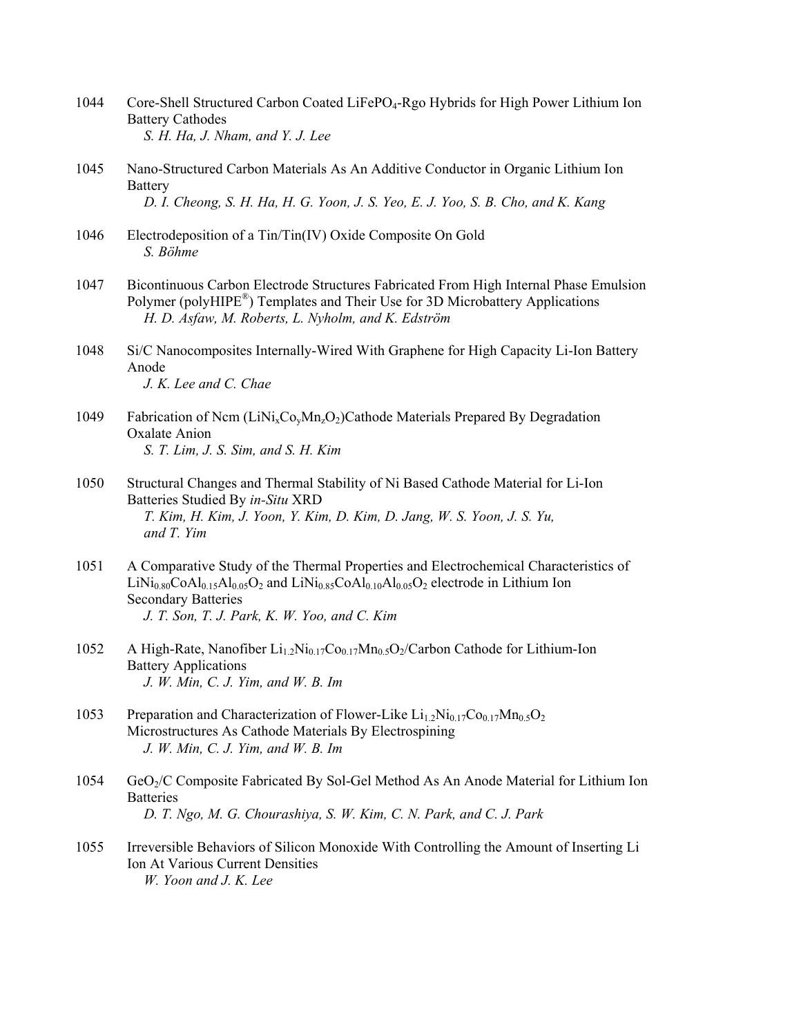1044 Core-Shell Structured Carbon Coated $LiFePO_4$-Rgo Hybrids for High Power Lithium Ion Battery Cathodes
*S. H. Ha, J. Nham, and Y. J. Lee*

1045 Nano-Structured Carbon Materials As An Additive Conductor in Organic Lithium Ion Battery
*D. I. Cheong, S. H. Ha, H. G. Yoon, J. S. Yeo, E. J. Yoo, S. B. Cho, and K. Kang*

1046 Electrodeposition of a Tin/Tin(IV) Oxide Composite On Gold
*S. Böhme*

1047 Bicontinuous Carbon Electrode Structures Fabricated From High Internal Phase Emulsion Polymer (polyHIPE®) Templates and Their Use for 3D Microbattery Applications
*H. D. Asfaw, M. Roberts, L. Nyholm, and K. Edström*

1048 Si/C Nanocomposites Internally-Wired With Graphene for High Capacity Li-Ion Battery Anode
*J. K. Lee and C. Chae*

1049 Fabrication of Ncm ($LiNi_xCo_yMn_zO_2$)Cathode Materials Prepared By Degradation Oxalate Anion
*S. T. Lim, J. S. Sim, and S. H. Kim*

1050 Structural Changes and Thermal Stability of Ni Based Cathode Material for Li-Ion Batteries Studied By *in-Situ* XRD
*T. Kim, H. Kim, J. Yoon, Y. Kim, D. Kim, D. Jang, W. S. Yoon, J. S. Yu, and T. Yim*

1051 A Comparative Study of the Thermal Properties and Electrochemical Characteristics of $LiNi_{0.80}CoAl_{0.15}Al_{0.05}O_2$ and $LiNi_{0.85}CoAl_{0.10}Al_{0.05}O_2$ electrode in Lithium Ion Secondary Batteries
*J. T. Son, T. J. Park, K. W. Yoo, and C. Kim*

1052 A High-Rate, Nanofiber $Li_{1.2}Ni_{0.17}Co_{0.17}Mn_{0.5}O_2$/Carbon Cathode for Lithium-Ion Battery Applications
*J. W. Min, C. J. Yim, and W. B. Im*

1053 Preparation and Characterization of Flower-Like $Li_{1.2}Ni_{0.17}Co_{0.17}Mn_{0.5}O_2$ Microstructures As Cathode Materials By Electrospining
*J. W. Min, C. J. Yim, and W. B. Im*

1054 $GeO_2$/C Composite Fabricated By Sol-Gel Method As An Anode Material for Lithium Ion Batteries
*D. T. Ngo, M. G. Chourashiya, S. W. Kim, C. N. Park, and C. J. Park*

1055 Irreversible Behaviors of Silicon Monoxide With Controlling the Amount of Inserting Li Ion At Various Current Densities
*W. Yoon and J. K. Lee*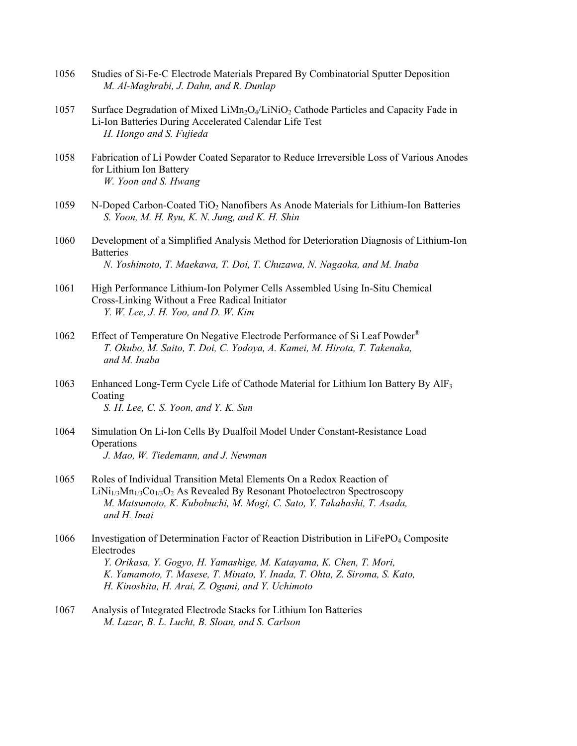1056 Studies of Si-Fe-C Electrode Materials Prepared By Combinatorial Sputter Deposition
*M. Al-Maghrabi, J. Dahn, and R. Dunlap*

1057 Surface Degradation of Mixed $LiMn_2O_4/LiNiO_2$ Cathode Particles and Capacity Fade in Li-Ion Batteries During Accelerated Calendar Life Test
*H. Hongo and S. Fujieda*

1058 Fabrication of Li Powder Coated Separator to Reduce Irreversible Loss of Various Anodes for Lithium Ion Battery
*W. Yoon and S. Hwang*

1059 N-Doped Carbon-Coated $TiO_2$ Nanofibers As Anode Materials for Lithium-Ion Batteries
*S. Yoon, M. H. Ryu, K. N. Jung, and K. H. Shin*

1060 Development of a Simplified Analysis Method for Deterioration Diagnosis of Lithium-Ion Batteries
*N. Yoshimoto, T. Maekawa, T. Doi, T. Chuzawa, N. Nagaoka, and M. Inaba*

1061 High Performance Lithium-Ion Polymer Cells Assembled Using In-Situ Chemical Cross-Linking Without a Free Radical Initiator
*Y. W. Lee, J. H. Yoo, and D. W. Kim*

1062 Effect of Temperature On Negative Electrode Performance of Si Leaf Powder®
*T. Okubo, M. Saito, T. Doi, C. Yodoya, A. Kamei, M. Hirota, T. Takenaka, and M. Inaba*

1063 Enhanced Long-Term Cycle Life of Cathode Material for Lithium Ion Battery By $AlF_3$ Coating
*S. H. Lee, C. S. Yoon, and Y. K. Sun*

1064 Simulation On Li-Ion Cells By Dualfoil Model Under Constant-Resistance Load Operations
*J. Mao, W. Tiedemann, and J. Newman*

1065 Roles of Individual Transition Metal Elements On a Redox Reaction of $LiNi_{1/3}Mn_{1/3}Co_{1/3}O_2$ As Revealed By Resonant Photoelectron Spectroscopy
*M. Matsumoto, K. Kubobuchi, M. Mogi, C. Sato, Y. Takahashi, T. Asada, and H. Imai*

1066 Investigation of Determination Factor of Reaction Distribution in $LiFePO_4$ Composite Electrodes
*Y. Orikasa, Y. Gogyo, H. Yamashige, M. Katayama, K. Chen, T. Mori, K. Yamamoto, T. Masese, T. Minato, Y. Inada, T. Ohta, Z. Siroma, S. Kato, H. Kinoshita, H. Arai, Z. Ogumi, and Y. Uchimoto*

1067 Analysis of Integrated Electrode Stacks for Lithium Ion Batteries
*M. Lazar, B. L. Lucht, B. Sloan, and S. Carlson*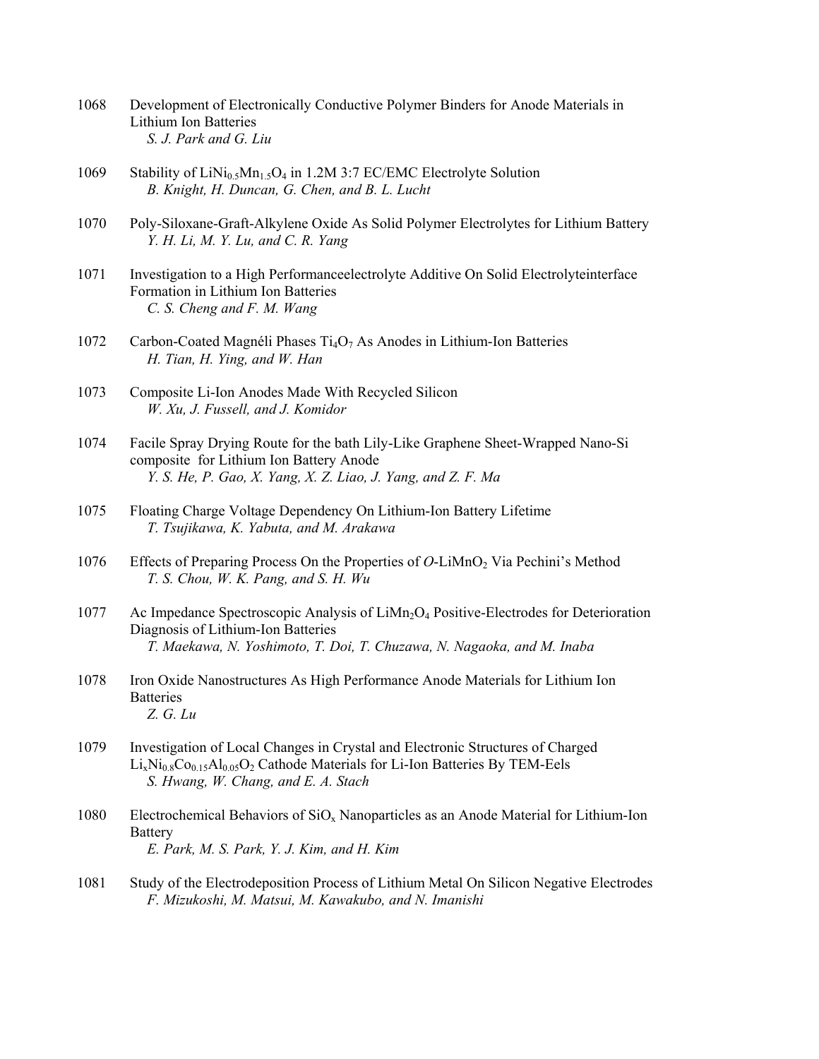1068 Development of Electronically Conductive Polymer Binders for Anode Materials in Lithium Ion Batteries
*S. J. Park and G. Liu*

1069 Stability of $LiNi_{0.5}Mn_{1.5}O_4$ in 1.2M 3:7 EC/EMC Electrolyte Solution
*B. Knight, H. Duncan, G. Chen, and B. L. Lucht*

1070 Poly-Siloxane-Graft-Alkylene Oxide As Solid Polymer Electrolytes for Lithium Battery
*Y. H. Li, M. Y. Lu, and C. R. Yang*

1071 Investigation to a High Performanceelectrolyte Additive On Solid Electrolyteinterface Formation in Lithium Ion Batteries
*C. S. Cheng and F. M. Wang*

1072 Carbon-Coated Magnéli Phases $Ti_4O_7$ As Anodes in Lithium-Ion Batteries
*H. Tian, H. Ying, and W. Han*

1073 Composite Li-Ion Anodes Made With Recycled Silicon
*W. Xu, J. Fussell, and J. Komidor*

1074 Facile Spray Drying Route for the bath Lily-Like Graphene Sheet-Wrapped Nano-Si composite for Lithium Ion Battery Anode
*Y. S. He, P. Gao, X. Yang, X. Z. Liao, J. Yang, and Z. F. Ma*

1075 Floating Charge Voltage Dependency On Lithium-Ion Battery Lifetime
*T. Tsujikawa, K. Yabuta, and M. Arakawa*

1076 Effects of Preparing Process On the Properties of *O*-$LiMnO_2$ Via Pechini's Method
*T. S. Chou, W. K. Pang, and S. H. Wu*

1077 Ac Impedance Spectroscopic Analysis of $LiMn_2O_4$ Positive-Electrodes for Deterioration Diagnosis of Lithium-Ion Batteries
*T. Maekawa, N. Yoshimoto, T. Doi, T. Chuzawa, N. Nagaoka, and M. Inaba*

1078 Iron Oxide Nanostructures As High Performance Anode Materials for Lithium Ion Batteries
*Z. G. Lu*

1079 Investigation of Local Changes in Crystal and Electronic Structures of Charged $Li_xNi_{0.8}Co_{0.15}Al_{0.05}O_2$ Cathode Materials for Li-Ion Batteries By TEM-Eels
*S. Hwang, W. Chang, and E. A. Stach*

1080 Electrochemical Behaviors of $SiO_x$ Nanoparticles as an Anode Material for Lithium-Ion Battery
*E. Park, M. S. Park, Y. J. Kim, and H. Kim*

1081 Study of the Electrodeposition Process of Lithium Metal On Silicon Negative Electrodes
*F. Mizukoshi, M. Matsui, M. Kawakubo, and N. Imanishi*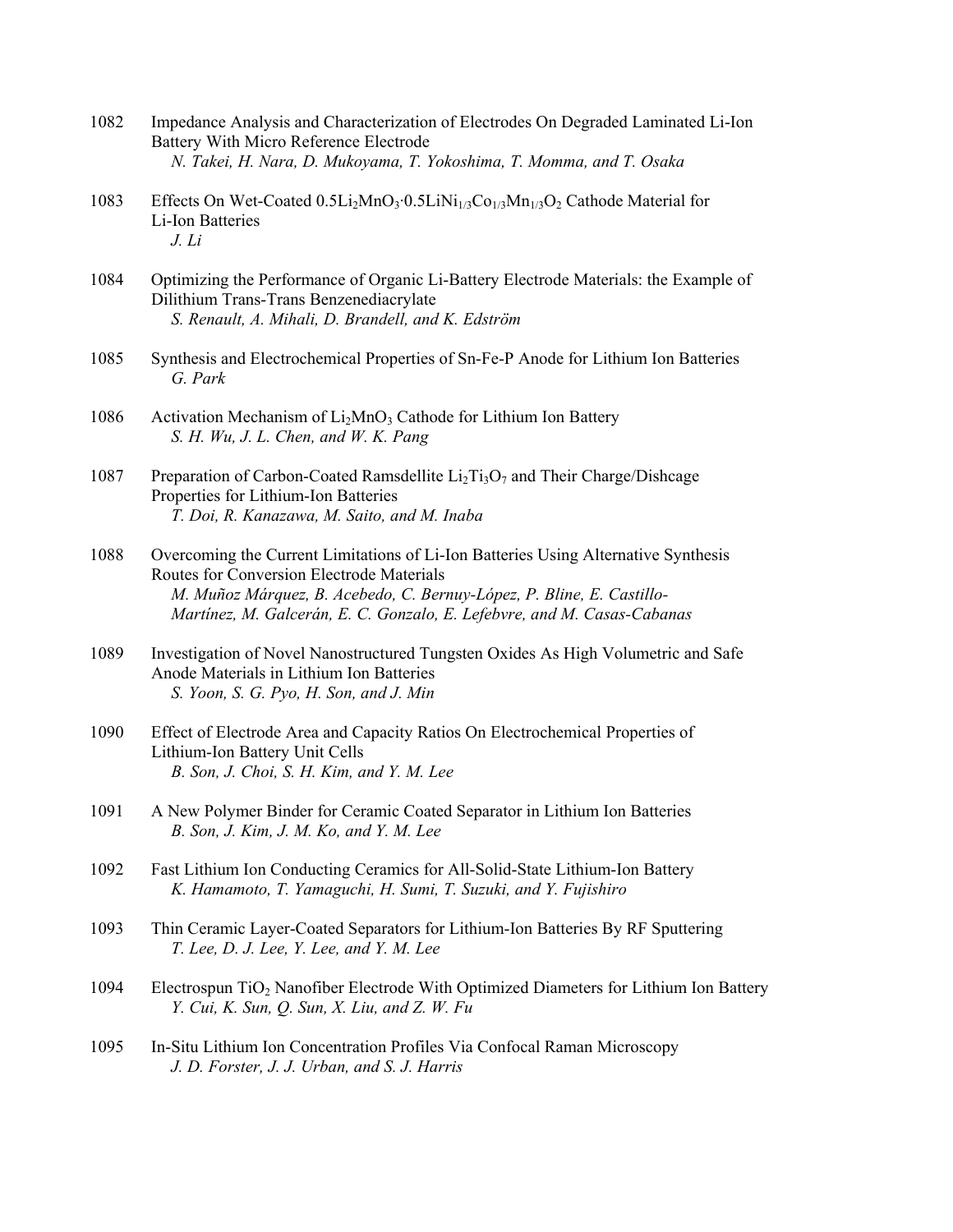1082 Impedance Analysis and Characterization of Electrodes On Degraded Laminated Li-Ion Battery With Micro Reference Electrode
*N. Takei, H. Nara, D. Mukoyama, T. Yokoshima, T. Momma, and T. Osaka*

1083 Effects On Wet-Coated $0.5Li_2MnO_3{\cdot}0.5LiNi_{1/3}Co_{1/3}Mn_{1/3}O_2$ Cathode Material for Li-Ion Batteries
*J. Li*

1084 Optimizing the Performance of Organic Li-Battery Electrode Materials: the Example of Dilithium Trans-Trans Benzenediacrylate
*S. Renault, A. Mihali, D. Brandell, and K. Edström*

1085 Synthesis and Electrochemical Properties of Sn-Fe-P Anode for Lithium Ion Batteries
*G. Park*

1086 Activation Mechanism of $Li_2MnO_3$ Cathode for Lithium Ion Battery
*S. H. Wu, J. L. Chen, and W. K. Pang*

1087 Preparation of Carbon-Coated Ramsdellite $Li_2Ti_3O_7$ and Their Charge/Dishcage Properties for Lithium-Ion Batteries
*T. Doi, R. Kanazawa, M. Saito, and M. Inaba*

1088 Overcoming the Current Limitations of Li-Ion Batteries Using Alternative Synthesis Routes for Conversion Electrode Materials
*M. Muñoz Márquez, B. Acebedo, C. Bernuy-López, P. Bline, E. Castillo-Martínez, M. Galcerán, E. C. Gonzalo, E. Lefebvre, and M. Casas-Cabanas*

1089 Investigation of Novel Nanostructured Tungsten Oxides As High Volumetric and Safe Anode Materials in Lithium Ion Batteries
*S. Yoon, S. G. Pyo, H. Son, and J. Min*

1090 Effect of Electrode Area and Capacity Ratios On Electrochemical Properties of Lithium-Ion Battery Unit Cells
*B. Son, J. Choi, S. H. Kim, and Y. M. Lee*

1091 A New Polymer Binder for Ceramic Coated Separator in Lithium Ion Batteries
*B. Son, J. Kim, J. M. Ko, and Y. M. Lee*

1092 Fast Lithium Ion Conducting Ceramics for All-Solid-State Lithium-Ion Battery
*K. Hamamoto, T. Yamaguchi, H. Sumi, T. Suzuki, and Y. Fujishiro*

1093 Thin Ceramic Layer-Coated Separators for Lithium-Ion Batteries By RF Sputtering
*T. Lee, D. J. Lee, Y. Lee, and Y. M. Lee*

1094 Electrospun $TiO_2$ Nanofiber Electrode With Optimized Diameters for Lithium Ion Battery
*Y. Cui, K. Sun, Q. Sun, X. Liu, and Z. W. Fu*

1095 In-Situ Lithium Ion Concentration Profiles Via Confocal Raman Microscopy
*J. D. Forster, J. J. Urban, and S. J. Harris*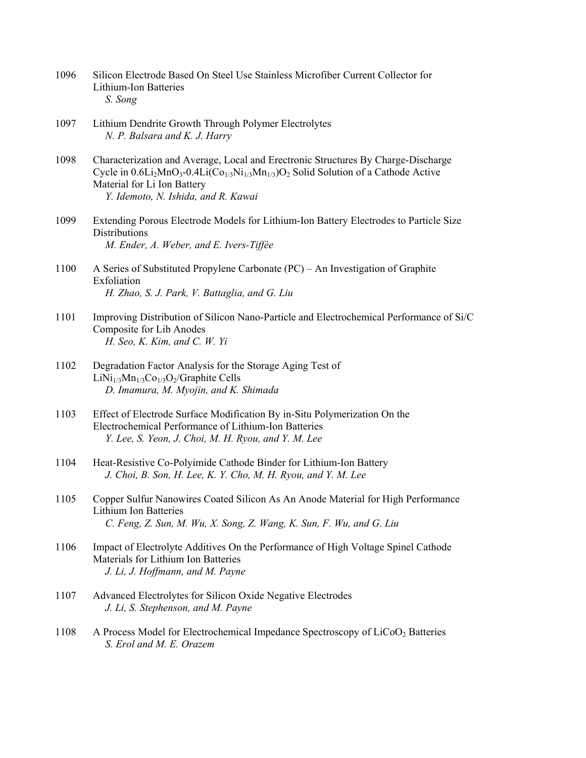1096 Silicon Electrode Based On Steel Use Stainless Microfiber Current Collector for Lithium-Ion Batteries
*S. Song*

1097 Lithium Dendrite Growth Through Polymer Electrolytes
*N. P. Balsara and K. J. Harry*

1098 Characterization and Average, Local and Erectronic Structures By Charge-Discharge Cycle in $0.6Li_2MnO_3$-$0.4Li(Co_{1/3}Ni_{1/3}Mn_{1/3})O_2$ Solid Solution of a Cathode Active Material for Li Ion Battery
*Y. Idemoto, N. Ishida, and R. Kawai*

1099 Extending Porous Electrode Models for Lithium-Ion Battery Electrodes to Particle Size Distributions
*M. Ender, A. Weber, and E. Ivers-Tiffée*

1100 A Series of Substituted Propylene Carbonate (PC) – An Investigation of Graphite Exfoliation
*H. Zhao, S. J. Park, V. Battaglia, and G. Liu*

1101 Improving Distribution of Silicon Nano-Particle and Electrochemical Performance of Si/C Composite for Lib Anodes
*H. Seo, K. Kim, and C. W. Yi*

1102 Degradation Factor Analysis for the Storage Aging Test of $LiNi_{1/3}Mn_{1/3}Co_{1/3}O_2$/Graphite Cells
*D. Imamura, M. Myojin, and K. Shimada*

1103 Effect of Electrode Surface Modification By in-Situ Polymerization On the Electrochemical Performance of Lithium-Ion Batteries
*Y. Lee, S. Yeon, J. Choi, M. H. Ryou, and Y. M. Lee*

1104 Heat-Resistive Co-Polyimide Cathode Binder for Lithium-Ion Battery
*J. Choi, B. Son, H. Lee, K. Y. Cho, M. H. Ryou, and Y. M. Lee*

1105 Copper Sulfur Nanowires Coated Silicon As An Anode Material for High Performance Lithium Ion Batteries
*C. Feng, Z. Sun, M. Wu, X. Song, Z. Wang, K. Sun, F. Wu, and G. Liu*

1106 Impact of Electrolyte Additives On the Performance of High Voltage Spinel Cathode Materials for Lithium Ion Batteries
*J. Li, J. Hoffmann, and M. Payne*

1107 Advanced Electrolytes for Silicon Oxide Negative Electrodes
*J. Li, S. Stephenson, and M. Payne*

1108 A Process Model for Electrochemical Impedance Spectroscopy of $LiCoO_2$ Batteries
*S. Erol and M. E. Orazem*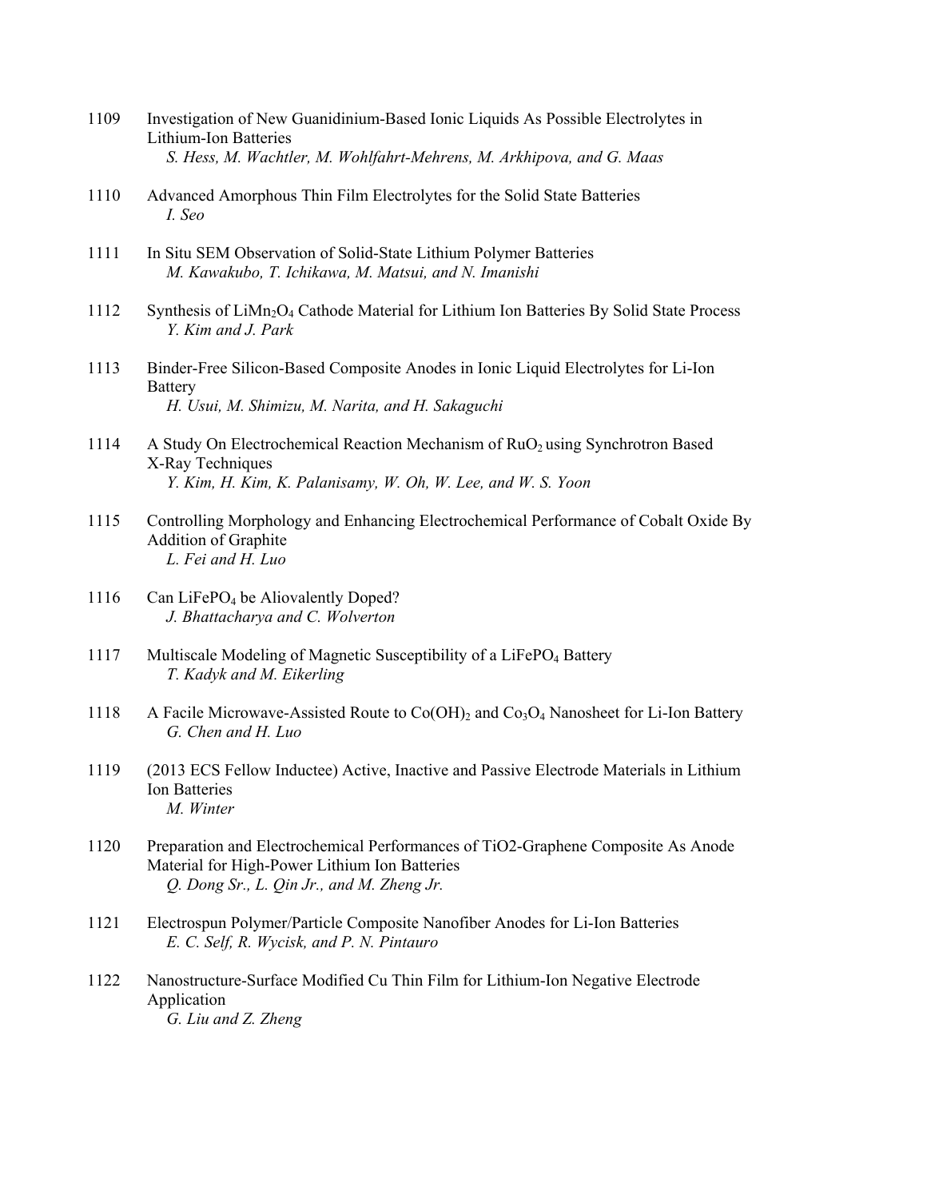1109 Investigation of New Guanidinium-Based Ionic Liquids As Possible Electrolytes in Lithium-Ion Batteries
*S. Hess, M. Wachtler, M. Wohlfahrt-Mehrens, M. Arkhipova, and G. Maas*

1110 Advanced Amorphous Thin Film Electrolytes for the Solid State Batteries
*I. Seo*

1111 In Situ SEM Observation of Solid-State Lithium Polymer Batteries
*M. Kawakubo, T. Ichikawa, M. Matsui, and N. Imanishi*

1112 Synthesis of $LiMn_2O_4$ Cathode Material for Lithium Ion Batteries By Solid State Process
*Y. Kim and J. Park*

1113 Binder-Free Silicon-Based Composite Anodes in Ionic Liquid Electrolytes for Li-Ion Battery
*H. Usui, M. Shimizu, M. Narita, and H. Sakaguchi*

1114 A Study On Electrochemical Reaction Mechanism of $RuO_2$ using Synchrotron Based X-Ray Techniques
*Y. Kim, H. Kim, K. Palanisamy, W. Oh, W. Lee, and W. S. Yoon*

1115 Controlling Morphology and Enhancing Electrochemical Performance of Cobalt Oxide By Addition of Graphite
*L. Fei and H. Luo*

1116 Can $LiFePO_4$ be Aliovalently Doped?
*J. Bhattacharya and C. Wolverton*

1117 Multiscale Modeling of Magnetic Susceptibility of a $LiFePO_4$ Battery
*T. Kadyk and M. Eikerling*

1118 A Facile Microwave-Assisted Route to $Co(OH)_2$ and $Co_3O_4$ Nanosheet for Li-Ion Battery
*G. Chen and H. Luo*

1119 (2013 ECS Fellow Inductee) Active, Inactive and Passive Electrode Materials in Lithium Ion Batteries
*M. Winter*

1120 Preparation and Electrochemical Performances of TiO2-Graphene Composite As Anode Material for High-Power Lithium Ion Batteries
*Q. Dong Sr., L. Qin Jr., and M. Zheng Jr.*

1121 Electrospun Polymer/Particle Composite Nanofiber Anodes for Li-Ion Batteries
*E. C. Self, R. Wycisk, and P. N. Pintauro*

1122 Nanostructure-Surface Modified Cu Thin Film for Lithium-Ion Negative Electrode Application
*G. Liu and Z. Zheng*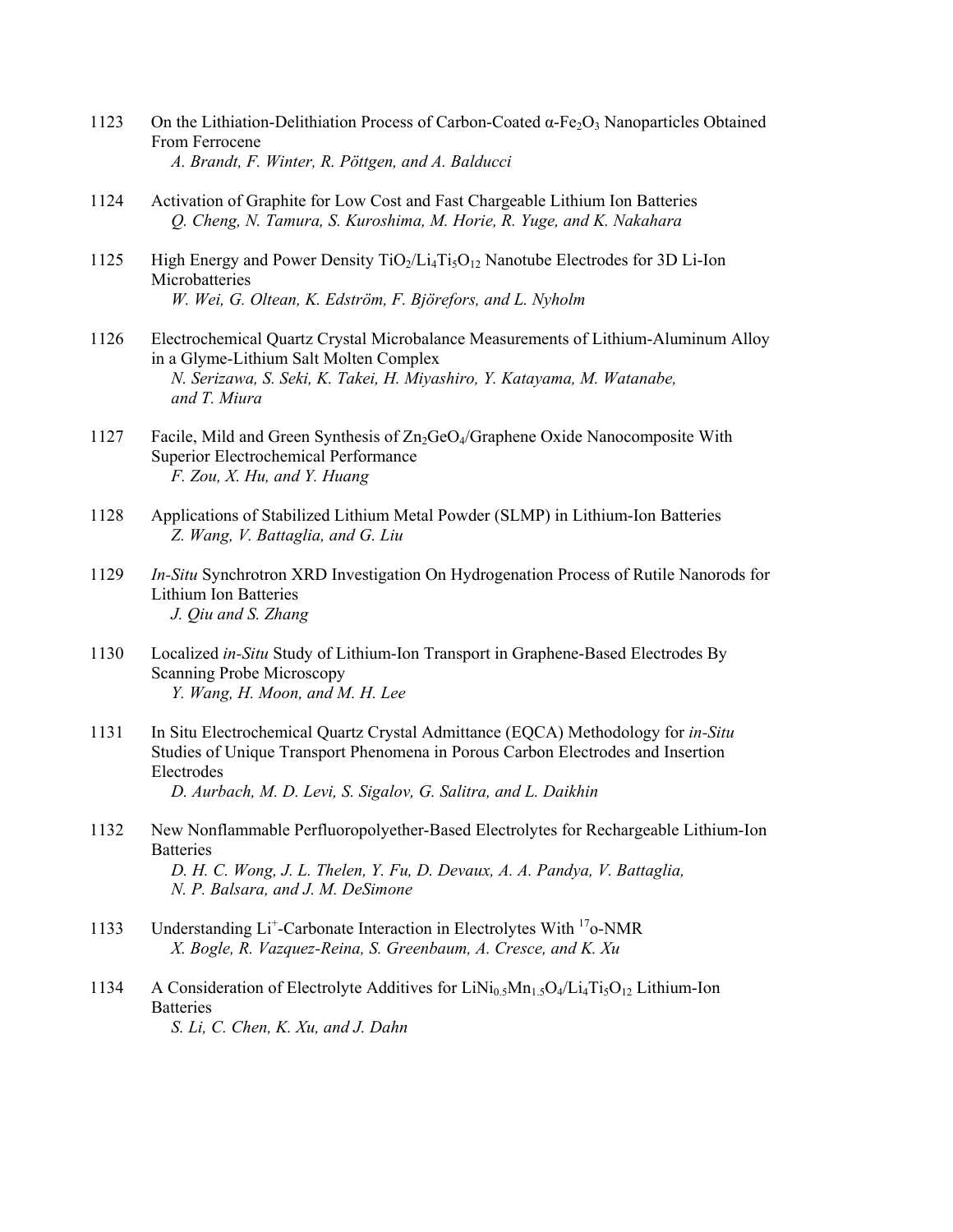1123 On the Lithiation-Delithiation Process of Carbon-Coated α-$Fe_2O_3$ Nanoparticles Obtained From Ferrocene
*A. Brandt, F. Winter, R. Pöttgen, and A. Balducci*

1124 Activation of Graphite for Low Cost and Fast Chargeable Lithium Ion Batteries
*Q. Cheng, N. Tamura, S. Kuroshima, M. Horie, R. Yuge, and K. Nakahara*

1125 High Energy and Power Density $TiO_2$/$Li_4Ti_5O_{12}$ Nanotube Electrodes for 3D Li-Ion Microbatteries
*W. Wei, G. Oltean, K. Edström, F. Björefors, and L. Nyholm*

1126 Electrochemical Quartz Crystal Microbalance Measurements of Lithium-Aluminum Alloy in a Glyme-Lithium Salt Molten Complex
*N. Serizawa, S. Seki, K. Takei, H. Miyashiro, Y. Katayama, M. Watanabe, and T. Miura*

1127 Facile, Mild and Green Synthesis of $Zn_2GeO_4$/Graphene Oxide Nanocomposite With Superior Electrochemical Performance
*F. Zou, X. Hu, and Y. Huang*

1128 Applications of Stabilized Lithium Metal Powder (SLMP) in Lithium-Ion Batteries
*Z. Wang, V. Battaglia, and G. Liu*

1129 *In-Situ* Synchrotron XRD Investigation On Hydrogenation Process of Rutile Nanorods for Lithium Ion Batteries
*J. Qiu and S. Zhang*

1130 Localized *in-Situ* Study of Lithium-Ion Transport in Graphene-Based Electrodes By Scanning Probe Microscopy
*Y. Wang, H. Moon, and M. H. Lee*

1131 In Situ Electrochemical Quartz Crystal Admittance (EQCA) Methodology for *in-Situ* Studies of Unique Transport Phenomena in Porous Carbon Electrodes and Insertion Electrodes
*D. Aurbach, M. D. Levi, S. Sigalov, G. Salitra, and L. Daikhin*

1132 New Nonflammable Perfluoropolyether-Based Electrolytes for Rechargeable Lithium-Ion Batteries
*D. H. C. Wong, J. L. Thelen, Y. Fu, D. Devaux, A. A. Pandya, V. Battaglia, N. P. Balsara, and J. M. DeSimone*

1133 Understanding $Li^+$-Carbonate Interaction in Electrolytes With $^{17}$o-NMR
*X. Bogle, R. Vazquez-Reina, S. Greenbaum, A. Cresce, and K. Xu*

1134 A Consideration of Electrolyte Additives for $LiNi_{0.5}Mn_{1.5}O_4$/$Li_4Ti_5O_{12}$ Lithium-Ion Batteries
*S. Li, C. Chen, K. Xu, and J. Dahn*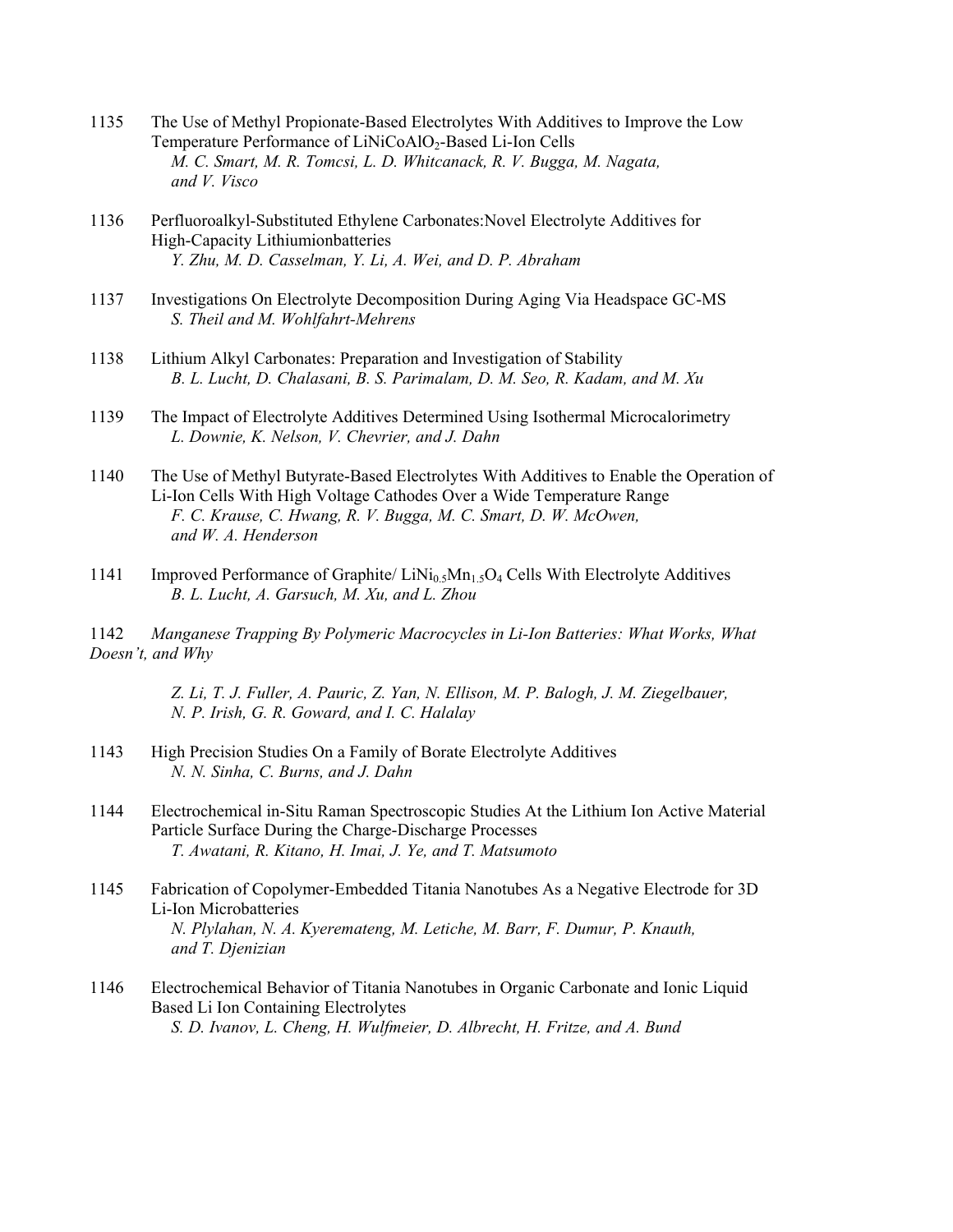1135 The Use of Methyl Propionate-Based Electrolytes With Additives to Improve the Low Temperature Performance of $LiNiCoAlO_2$-Based Li-Ion Cells
*M. C. Smart, M. R. Tomcsi, L. D. Whitcanack, R. V. Bugga, M. Nagata, and V. Visco*

1136 Perfluoroalkyl-Substituted Ethylene Carbonates:Novel Electrolyte Additives for High-Capacity Lithiumionbatteries
*Y. Zhu, M. D. Casselman, Y. Li, A. Wei, and D. P. Abraham*

1137 Investigations On Electrolyte Decomposition During Aging Via Headspace GC-MS
*S. Theil and M. Wohlfahrt-Mehrens*

1138 Lithium Alkyl Carbonates: Preparation and Investigation of Stability
*B. L. Lucht, D. Chalasani, B. S. Parimalam, D. M. Seo, R. Kadam, and M. Xu*

1139 The Impact of Electrolyte Additives Determined Using Isothermal Microcalorimetry
*L. Downie, K. Nelson, V. Chevrier, and J. Dahn*

1140 The Use of Methyl Butyrate-Based Electrolytes With Additives to Enable the Operation of Li-Ion Cells With High Voltage Cathodes Over a Wide Temperature Range
*F. C. Krause, C. Hwang, R. V. Bugga, M. C. Smart, D. W. McOwen, and W. A. Henderson*

1141 Improved Performance of Graphite/ $LiNi_{0.5}Mn_{1.5}O_4$ Cells With Electrolyte Additives
*B. L. Lucht, A. Garsuch, M. Xu, and L. Zhou*

1142 *Manganese Trapping By Polymeric Macrocycles in Li-Ion Batteries: What Works, What Doesn't, and Why*

*Z. Li, T. J. Fuller, A. Pauric, Z. Yan, N. Ellison, M. P. Balogh, J. M. Ziegelbauer, N. P. Irish, G. R. Goward, and I. C. Halalay*

1143 High Precision Studies On a Family of Borate Electrolyte Additives
*N. N. Sinha, C. Burns, and J. Dahn*

1144 Electrochemical in-Situ Raman Spectroscopic Studies At the Lithium Ion Active Material Particle Surface During the Charge-Discharge Processes
*T. Awatani, R. Kitano, H. Imai, J. Ye, and T. Matsumoto*

1145 Fabrication of Copolymer-Embedded Titania Nanotubes As a Negative Electrode for 3D Li-Ion Microbatteries
*N. Plylahan, N. A. Kyeremateng, M. Letiche, M. Barr, F. Dumur, P. Knauth, and T. Djenizian*

1146 Electrochemical Behavior of Titania Nanotubes in Organic Carbonate and Ionic Liquid Based Li Ion Containing Electrolytes
*S. D. Ivanov, L. Cheng, H. Wulfmeier, D. Albrecht, H. Fritze, and A. Bund*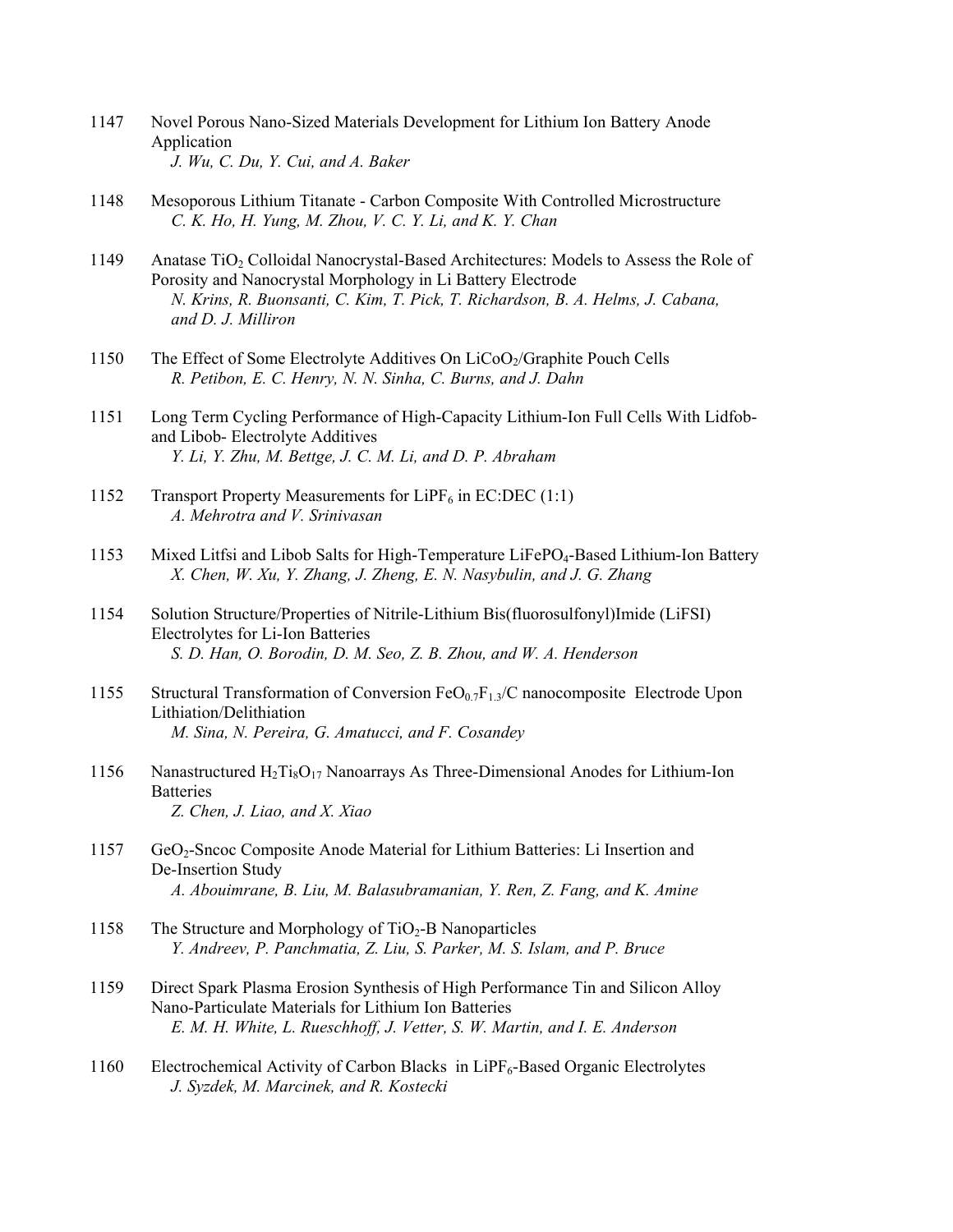1147 Novel Porous Nano-Sized Materials Development for Lithium Ion Battery Anode Application
*J. Wu, C. Du, Y. Cui, and A. Baker*

1148 Mesoporous Lithium Titanate - Carbon Composite With Controlled Microstructure
*C. K. Ho, H. Yung, M. Zhou, V. C. Y. Li, and K. Y. Chan*

1149 Anatase $TiO_2$ Colloidal Nanocrystal-Based Architectures: Models to Assess the Role of Porosity and Nanocrystal Morphology in Li Battery Electrode
*N. Krins, R. Buonsanti, C. Kim, T. Pick, T. Richardson, B. A. Helms, J. Cabana, and D. J. Milliron*

1150 The Effect of Some Electrolyte Additives On $LiCoO_2$/Graphite Pouch Cells
*R. Petibon, E. C. Henry, N. N. Sinha, C. Burns, and J. Dahn*

1151 Long Term Cycling Performance of High-Capacity Lithium-Ion Full Cells With Lidfob- and Libob- Electrolyte Additives
*Y. Li, Y. Zhu, M. Bettge, J. C. M. Li, and D. P. Abraham*

1152 Transport Property Measurements for $LiPF_6$ in EC:DEC (1:1)
*A. Mehrotra and V. Srinivasan*

1153 Mixed Litfsi and Libob Salts for High-Temperature $LiFePO_4$-Based Lithium-Ion Battery
*X. Chen, W. Xu, Y. Zhang, J. Zheng, E. N. Nasybulin, and J. G. Zhang*

1154 Solution Structure/Properties of Nitrile-Lithium Bis(fluorosulfonyl)Imide (LiFSI) Electrolytes for Li-Ion Batteries
*S. D. Han, O. Borodin, D. M. Seo, Z. B. Zhou, and W. A. Henderson*

1155 Structural Transformation of Conversion $FeO_{0.7}F_{1.3}$/C nanocomposite Electrode Upon Lithiation/Delithiation
*M. Sina, N. Pereira, G. Amatucci, and F. Cosandey*

1156 Nanastructured $H_2Ti_8O_{17}$ Nanoarrays As Three-Dimensional Anodes for Lithium-Ion Batteries
*Z. Chen, J. Liao, and X. Xiao*

1157 $GeO_2$-Sncoc Composite Anode Material for Lithium Batteries: Li Insertion and De-Insertion Study
*A. Abouimrane, B. Liu, M. Balasubramanian, Y. Ren, Z. Fang, and K. Amine*

1158 The Structure and Morphology of $TiO_2$-B Nanoparticles
*Y. Andreev, P. Panchmatia, Z. Liu, S. Parker, M. S. Islam, and P. Bruce*

1159 Direct Spark Plasma Erosion Synthesis of High Performance Tin and Silicon Alloy Nano-Particulate Materials for Lithium Ion Batteries
*E. M. H. White, L. Rueschhoff, J. Vetter, S. W. Martin, and I. E. Anderson*

1160 Electrochemical Activity of Carbon Blacks in $LiPF_6$-Based Organic Electrolytes
*J. Syzdek, M. Marcinek, and R. Kostecki*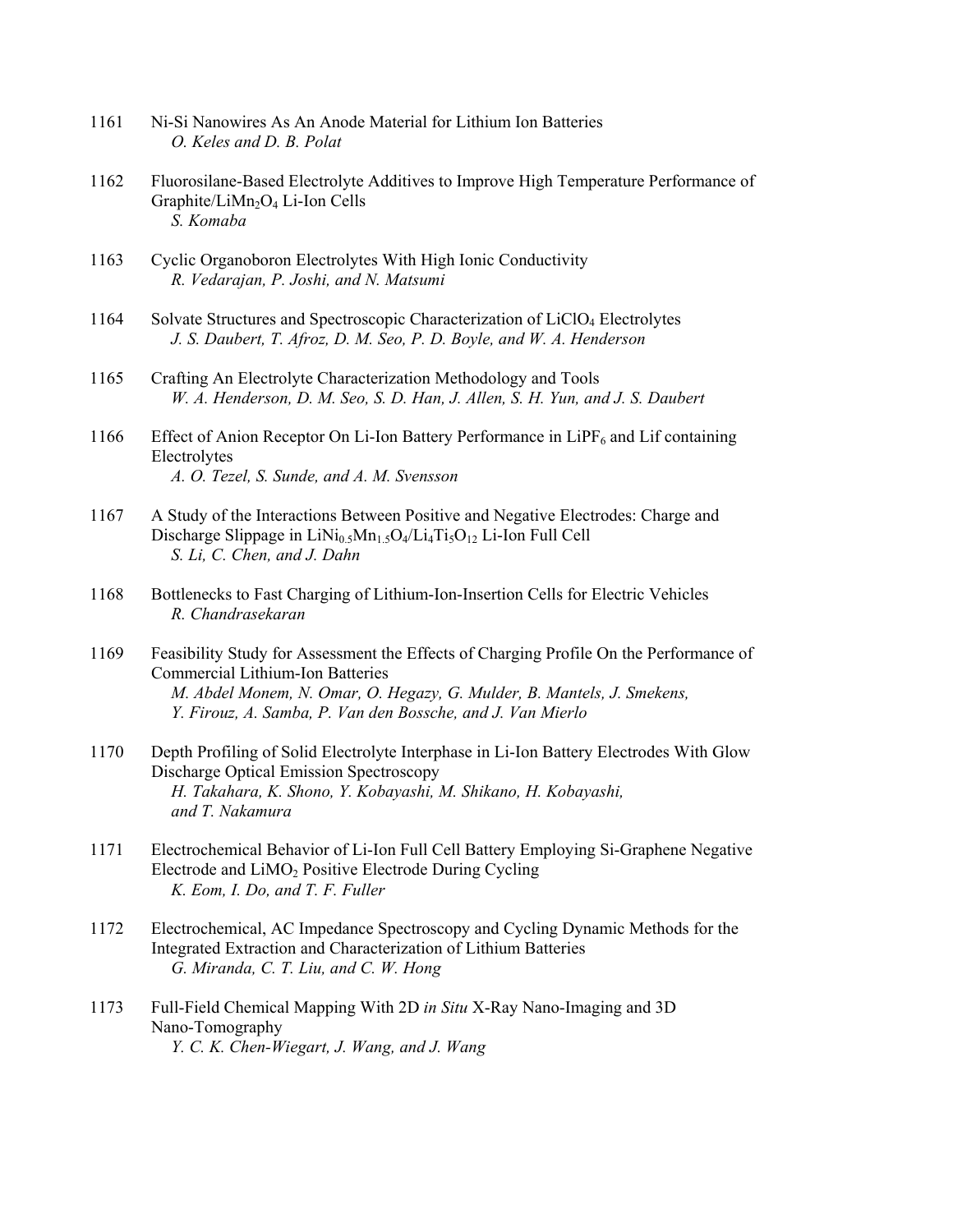1161 Ni-Si Nanowires As An Anode Material for Lithium Ion Batteries
*O. Keles and D. B. Polat*

1162 Fluorosilane-Based Electrolyte Additives to Improve High Temperature Performance of Graphite/$LiMn_2O_4$ Li-Ion Cells
*S. Komaba*

1163 Cyclic Organoboron Electrolytes With High Ionic Conductivity
*R. Vedarajan, P. Joshi, and N. Matsumi*

1164 Solvate Structures and Spectroscopic Characterization of $LiClO_4$ Electrolytes
*J. S. Daubert, T. Afroz, D. M. Seo, P. D. Boyle, and W. A. Henderson*

1165 Crafting An Electrolyte Characterization Methodology and Tools
*W. A. Henderson, D. M. Seo, S. D. Han, J. Allen, S. H. Yun, and J. S. Daubert*

1166 Effect of Anion Receptor On Li-Ion Battery Performance in $LiPF_6$ and Lif containing Electrolytes
*A. O. Tezel, S. Sunde, and A. M. Svensson*

1167 A Study of the Interactions Between Positive and Negative Electrodes: Charge and Discharge Slippage in $LiNi_{0.5}Mn_{1.5}O_4$/$Li_4Ti_5O_{12}$ Li-Ion Full Cell
*S. Li, C. Chen, and J. Dahn*

1168 Bottlenecks to Fast Charging of Lithium-Ion-Insertion Cells for Electric Vehicles
*R. Chandrasekaran*

1169 Feasibility Study for Assessment the Effects of Charging Profile On the Performance of Commercial Lithium-Ion Batteries
*M. Abdel Monem, N. Omar, O. Hegazy, G. Mulder, B. Mantels, J. Smekens, Y. Firouz, A. Samba, P. Van den Bossche, and J. Van Mierlo*

1170 Depth Profiling of Solid Electrolyte Interphase in Li-Ion Battery Electrodes With Glow Discharge Optical Emission Spectroscopy
*H. Takahara, K. Shono, Y. Kobayashi, M. Shikano, H. Kobayashi, and T. Nakamura*

1171 Electrochemical Behavior of Li-Ion Full Cell Battery Employing Si-Graphene Negative Electrode and $LiMO_2$ Positive Electrode During Cycling
*K. Eom, I. Do, and T. F. Fuller*

1172 Electrochemical, AC Impedance Spectroscopy and Cycling Dynamic Methods for the Integrated Extraction and Characterization of Lithium Batteries
*G. Miranda, C. T. Liu, and C. W. Hong*

1173 Full-Field Chemical Mapping With 2D *in Situ* X-Ray Nano-Imaging and 3D Nano-Tomography
*Y. C. K. Chen-Wiegart, J. Wang, and J. Wang*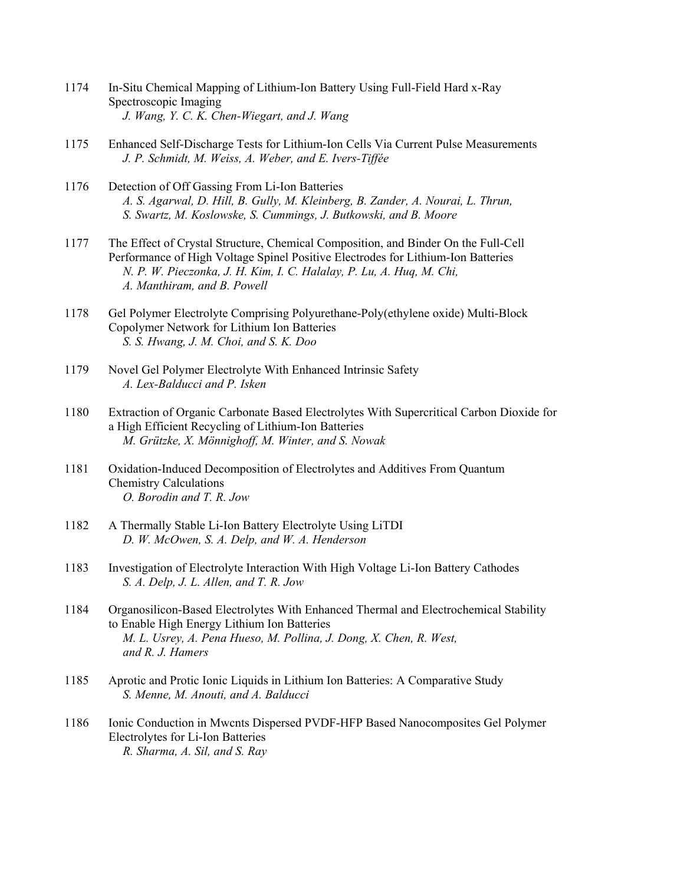1174 In-Situ Chemical Mapping of Lithium-Ion Battery Using Full-Field Hard x-Ray Spectroscopic Imaging
*J. Wang, Y. C. K. Chen-Wiegart, and J. Wang*

1175 Enhanced Self-Discharge Tests for Lithium-Ion Cells Via Current Pulse Measurements
*J. P. Schmidt, M. Weiss, A. Weber, and E. Ivers-Tiffée*

1176 Detection of Off Gassing From Li-Ion Batteries
*A. S. Agarwal, D. Hill, B. Gully, M. Kleinberg, B. Zander, A. Nourai, L. Thrun, S. Swartz, M. Koslowske, S. Cummings, J. Butkowski, and B. Moore*

1177 The Effect of Crystal Structure, Chemical Composition, and Binder On the Full-Cell Performance of High Voltage Spinel Positive Electrodes for Lithium-Ion Batteries
*N. P. W. Pieczonka, J. H. Kim, I. C. Halalay, P. Lu, A. Huq, M. Chi, A. Manthiram, and B. Powell*

1178 Gel Polymer Electrolyte Comprising Polyurethane-Poly(ethylene oxide) Multi-Block Copolymer Network for Lithium Ion Batteries
*S. S. Hwang, J. M. Choi, and S. K. Doo*

1179 Novel Gel Polymer Electrolyte With Enhanced Intrinsic Safety
*A. Lex-Balducci and P. Isken*

1180 Extraction of Organic Carbonate Based Electrolytes With Supercritical Carbon Dioxide for a High Efficient Recycling of Lithium-Ion Batteries
*M. Grützke, X. Mönnighoff, M. Winter, and S. Nowak*

1181 Oxidation-Induced Decomposition of Electrolytes and Additives From Quantum Chemistry Calculations
*O. Borodin and T. R. Jow*

1182 A Thermally Stable Li-Ion Battery Electrolyte Using LiTDI
*D. W. McOwen, S. A. Delp, and W. A. Henderson*

1183 Investigation of Electrolyte Interaction With High Voltage Li-Ion Battery Cathodes
*S. A. Delp, J. L. Allen, and T. R. Jow*

1184 Organosilicon-Based Electrolytes With Enhanced Thermal and Electrochemical Stability to Enable High Energy Lithium Ion Batteries
*M. L. Usrey, A. Pena Hueso, M. Pollina, J. Dong, X. Chen, R. West, and R. J. Hamers*

1185 Aprotic and Protic Ionic Liquids in Lithium Ion Batteries: A Comparative Study
*S. Menne, M. Anouti, and A. Balducci*

1186 Ionic Conduction in Mwcnts Dispersed PVDF-HFP Based Nanocomposites Gel Polymer Electrolytes for Li-Ion Batteries
*R. Sharma, A. Sil, and S. Ray*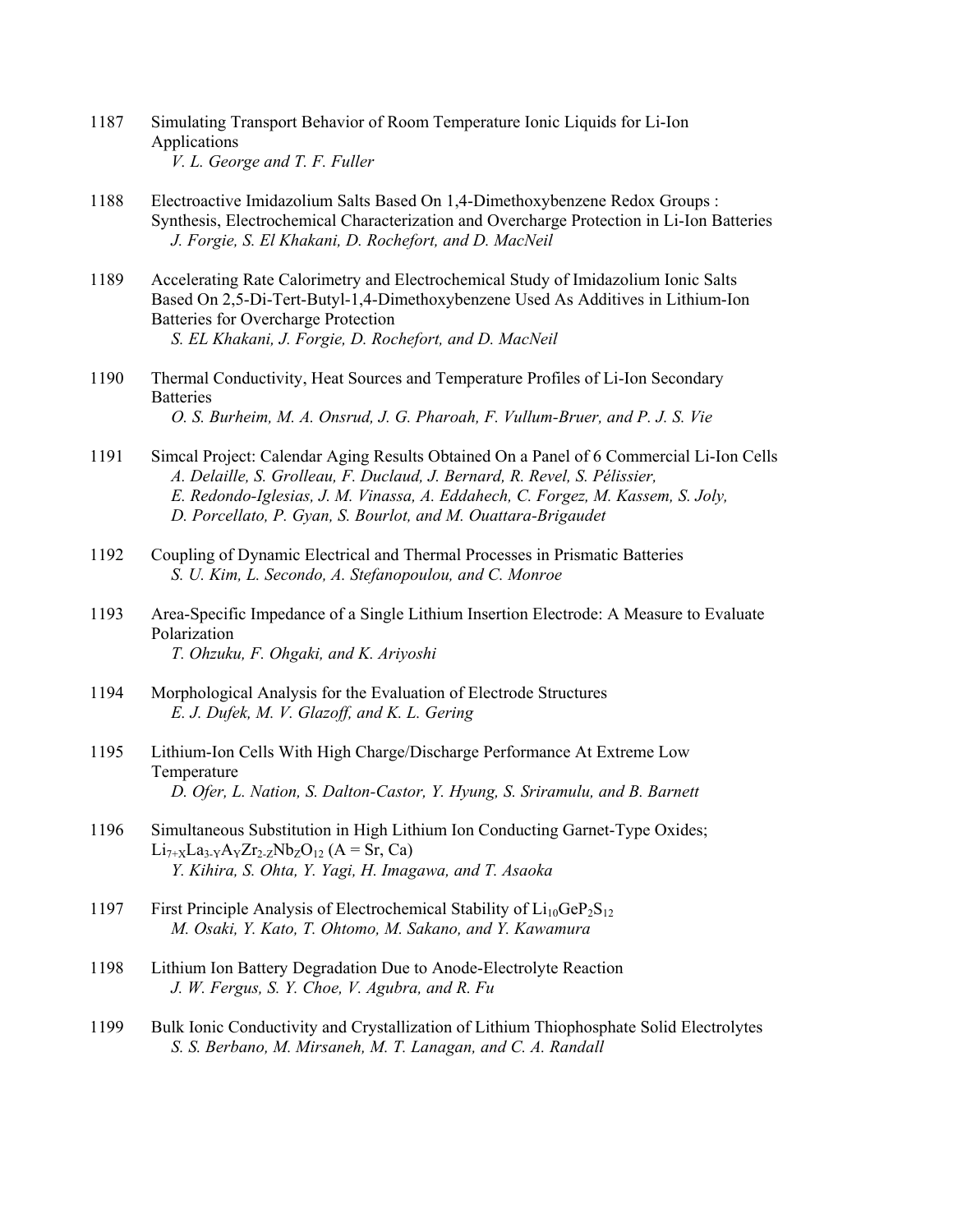1187 Simulating Transport Behavior of Room Temperature Ionic Liquids for Li-Ion Applications
*V. L. George and T. F. Fuller*

1188 Electroactive Imidazolium Salts Based On 1,4-Dimethoxybenzene Redox Groups : Synthesis, Electrochemical Characterization and Overcharge Protection in Li-Ion Batteries
*J. Forgie, S. El Khakani, D. Rochefort, and D. MacNeil*

1189 Accelerating Rate Calorimetry and Electrochemical Study of Imidazolium Ionic Salts Based On 2,5-Di-Tert-Butyl-1,4-Dimethoxybenzene Used As Additives in Lithium-Ion Batteries for Overcharge Protection
*S. EL Khakani, J. Forgie, D. Rochefort, and D. MacNeil*

1190 Thermal Conductivity, Heat Sources and Temperature Profiles of Li-Ion Secondary Batteries
*O. S. Burheim, M. A. Onsrud, J. G. Pharoah, F. Vullum-Bruer, and P. J. S. Vie*

1191 Simcal Project: Calendar Aging Results Obtained On a Panel of 6 Commercial Li-Ion Cells
*A. Delaille, S. Grolleau, F. Duclaud, J. Bernard, R. Revel, S. Pélissier, E. Redondo-Iglesias, J. M. Vinassa, A. Eddahech, C. Forgez, M. Kassem, S. Joly, D. Porcellato, P. Gyan, S. Bourlot, and M. Ouattara-Brigaudet*

1192 Coupling of Dynamic Electrical and Thermal Processes in Prismatic Batteries
*S. U. Kim, L. Secondo, A. Stefanopoulou, and C. Monroe*

1193 Area-Specific Impedance of a Single Lithium Insertion Electrode: A Measure to Evaluate Polarization
*T. Ohzuku, F. Ohgaki, and K. Ariyoshi*

1194 Morphological Analysis for the Evaluation of Electrode Structures
*E. J. Dufek, M. V. Glazoff, and K. L. Gering*

1195 Lithium-Ion Cells With High Charge/Discharge Performance At Extreme Low Temperature
*D. Ofer, L. Nation, S. Dalton-Castor, Y. Hyung, S. Sriramulu, and B. Barnett*

1196 Simultaneous Substitution in High Lithium Ion Conducting Garnet-Type Oxides; $Li_{7+X}La_{3-Y}A_YZr_{2-Z}Nb_ZO_{12}$ (A = Sr, Ca)
*Y. Kihira, S. Ohta, Y. Yagi, H. Imagawa, and T. Asaoka*

1197 First Principle Analysis of Electrochemical Stability of $Li_{10}GeP_2S_{12}$
*M. Osaki, Y. Kato, T. Ohtomo, M. Sakano, and Y. Kawamura*

1198 Lithium Ion Battery Degradation Due to Anode-Electrolyte Reaction
*J. W. Fergus, S. Y. Choe, V. Agubra, and R. Fu*

1199 Bulk Ionic Conductivity and Crystallization of Lithium Thiophosphate Solid Electrolytes
*S. S. Berbano, M. Mirsaneh, M. T. Lanagan, and C. A. Randall*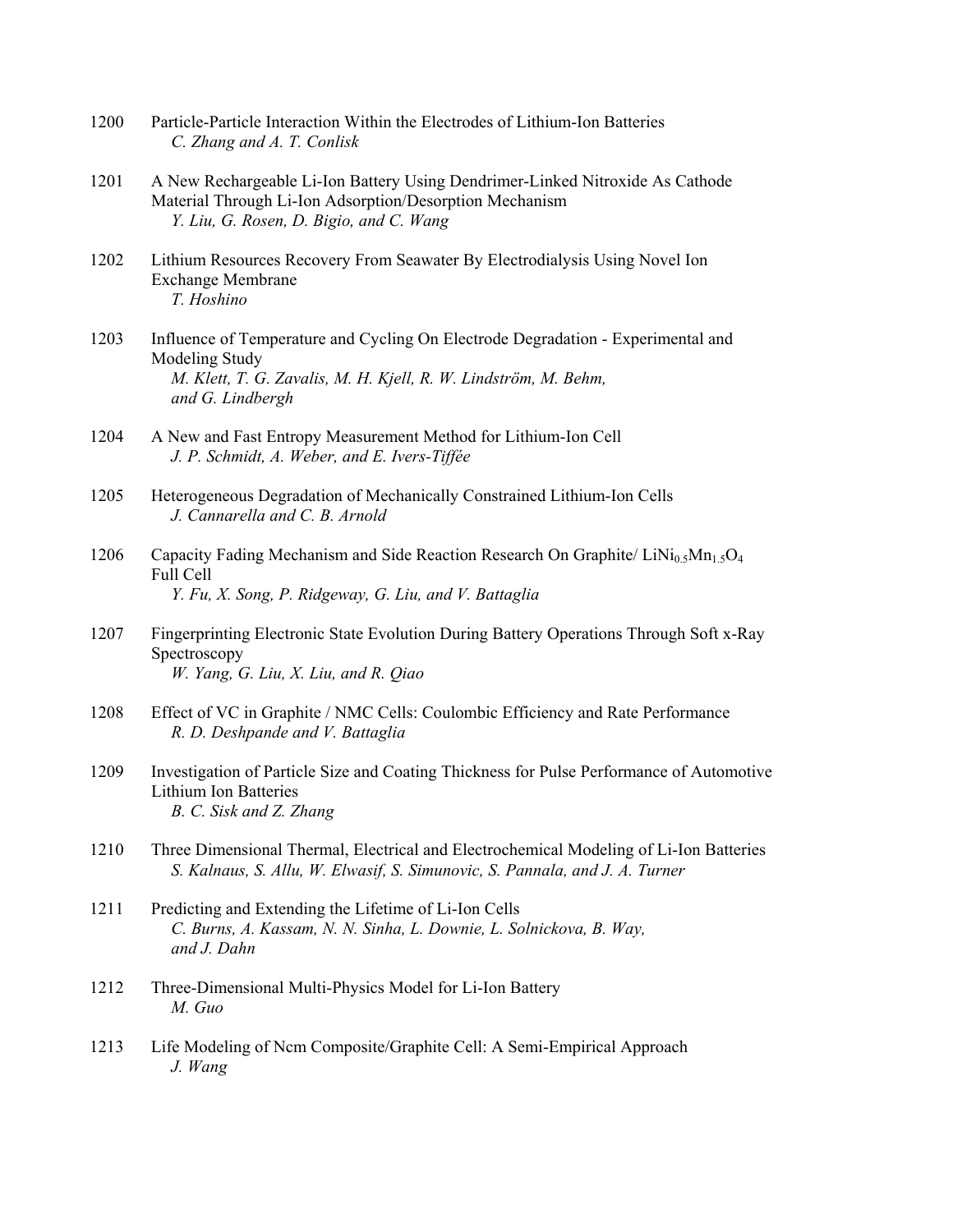1200 Particle-Particle Interaction Within the Electrodes of Lithium-Ion Batteries
*C. Zhang and A. T. Conlisk*

1201 A New Rechargeable Li-Ion Battery Using Dendrimer-Linked Nitroxide As Cathode Material Through Li-Ion Adsorption/Desorption Mechanism
*Y. Liu, G. Rosen, D. Bigio, and C. Wang*

1202 Lithium Resources Recovery From Seawater By Electrodialysis Using Novel Ion Exchange Membrane
*T. Hoshino*

1203 Influence of Temperature and Cycling On Electrode Degradation - Experimental and Modeling Study
*M. Klett, T. G. Zavalis, M. H. Kjell, R. W. Lindström, M. Behm, and G. Lindbergh*

1204 A New and Fast Entropy Measurement Method for Lithium-Ion Cell
*J. P. Schmidt, A. Weber, and E. Ivers-Tiffée*

1205 Heterogeneous Degradation of Mechanically Constrained Lithium-Ion Cells
*J. Cannarella and C. B. Arnold*

1206 Capacity Fading Mechanism and Side Reaction Research On Graphite/ $LiNi_{0.5}Mn_{1.5}O_4$ Full Cell
*Y. Fu, X. Song, P. Ridgeway, G. Liu, and V. Battaglia*

1207 Fingerprinting Electronic State Evolution During Battery Operations Through Soft x-Ray Spectroscopy
*W. Yang, G. Liu, X. Liu, and R. Qiao*

1208 Effect of VC in Graphite / NMC Cells: Coulombic Efficiency and Rate Performance
*R. D. Deshpande and V. Battaglia*

1209 Investigation of Particle Size and Coating Thickness for Pulse Performance of Automotive Lithium Ion Batteries
*B. C. Sisk and Z. Zhang*

1210 Three Dimensional Thermal, Electrical and Electrochemical Modeling of Li-Ion Batteries
*S. Kalnaus, S. Allu, W. Elwasif, S. Simunovic, S. Pannala, and J. A. Turner*

1211 Predicting and Extending the Lifetime of Li-Ion Cells
*C. Burns, A. Kassam, N. N. Sinha, L. Downie, L. Solnickova, B. Way, and J. Dahn*

1212 Three-Dimensional Multi-Physics Model for Li-Ion Battery
*M. Guo*

1213 Life Modeling of Ncm Composite/Graphite Cell: A Semi-Empirical Approach
*J. Wang*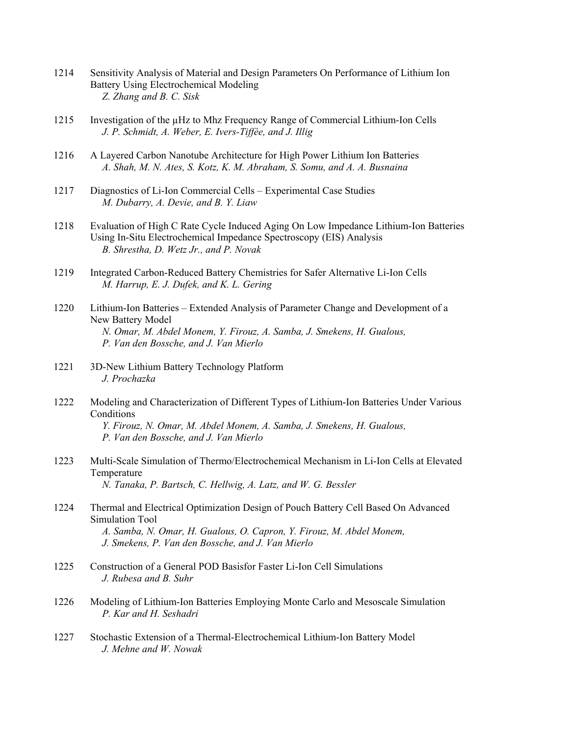1214 Sensitivity Analysis of Material and Design Parameters On Performance of Lithium Ion Battery Using Electrochemical Modeling
*Z. Zhang and B. C. Sisk*

1215 Investigation of the μHz to Mhz Frequency Range of Commercial Lithium-Ion Cells
*J. P. Schmidt, A. Weber, E. Ivers-Tiffée, and J. Illig*

1216 A Layered Carbon Nanotube Architecture for High Power Lithium Ion Batteries
*A. Shah, M. N. Ates, S. Kotz, K. M. Abraham, S. Somu, and A. A. Busnaina*

1217 Diagnostics of Li-Ion Commercial Cells – Experimental Case Studies
*M. Dubarry, A. Devie, and B. Y. Liaw*

1218 Evaluation of High C Rate Cycle Induced Aging On Low Impedance Lithium-Ion Batteries Using In-Situ Electrochemical Impedance Spectroscopy (EIS) Analysis
*B. Shrestha, D. Wetz Jr., and P. Novak*

1219 Integrated Carbon-Reduced Battery Chemistries for Safer Alternative Li-Ion Cells
*M. Harrup, E. J. Dufek, and K. L. Gering*

1220 Lithium-Ion Batteries – Extended Analysis of Parameter Change and Development of a New Battery Model
*N. Omar, M. Abdel Monem, Y. Firouz, A. Samba, J. Smekens, H. Gualous, P. Van den Bossche, and J. Van Mierlo*

1221 3D-New Lithium Battery Technology Platform
*J. Prochazka*

1222 Modeling and Characterization of Different Types of Lithium-Ion Batteries Under Various Conditions
*Y. Firouz, N. Omar, M. Abdel Monem, A. Samba, J. Smekens, H. Gualous, P. Van den Bossche, and J. Van Mierlo*

1223 Multi-Scale Simulation of Thermo/Electrochemical Mechanism in Li-Ion Cells at Elevated Temperature
*N. Tanaka, P. Bartsch, C. Hellwig, A. Latz, and W. G. Bessler*

1224 Thermal and Electrical Optimization Design of Pouch Battery Cell Based On Advanced Simulation Tool
*A. Samba, N. Omar, H. Gualous, O. Capron, Y. Firouz, M. Abdel Monem, J. Smekens, P. Van den Bossche, and J. Van Mierlo*

1225 Construction of a General POD Basisfor Faster Li-Ion Cell Simulations
*J. Rubesa and B. Suhr*

1226 Modeling of Lithium-Ion Batteries Employing Monte Carlo and Mesoscale Simulation
*P. Kar and H. Seshadri*

1227 Stochastic Extension of a Thermal-Electrochemical Lithium-Ion Battery Model
*J. Mehne and W. Nowak*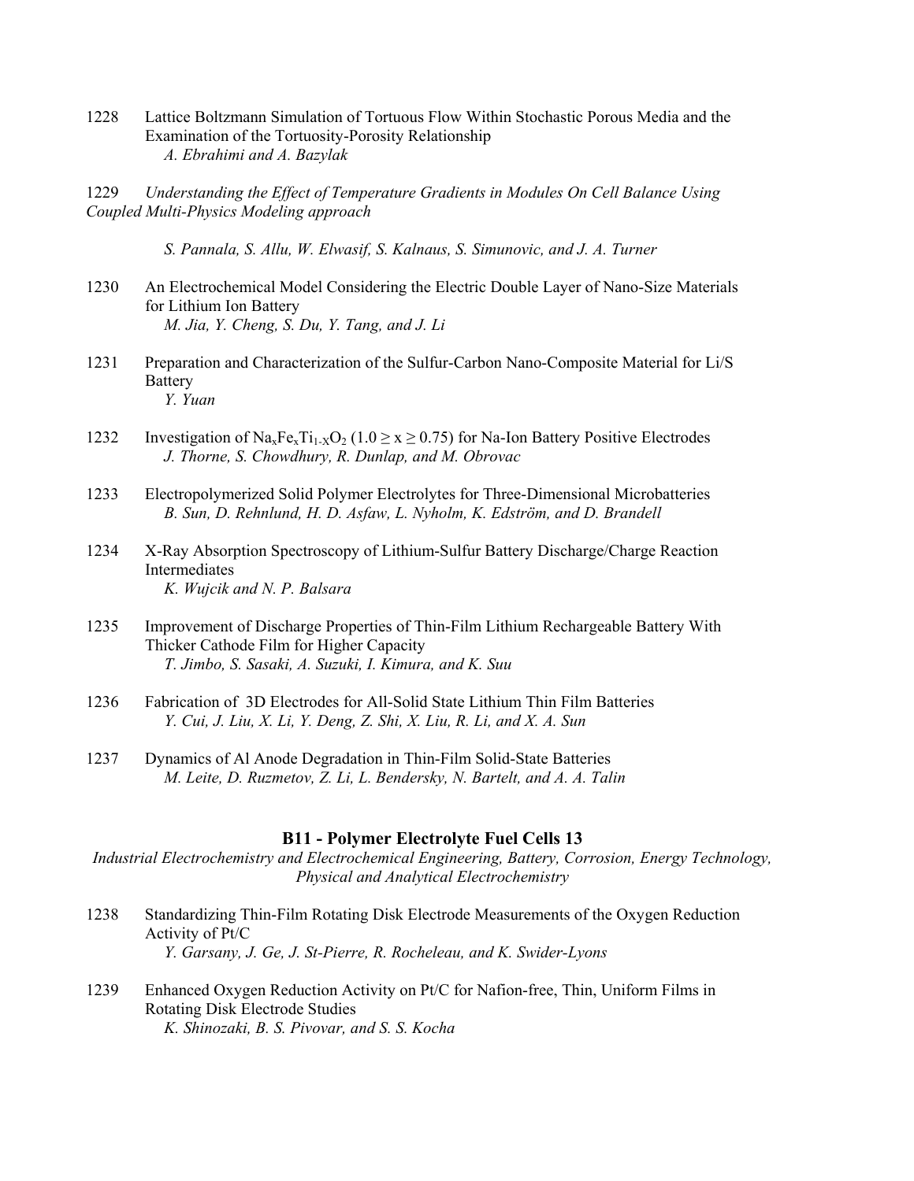1228 Lattice Boltzmann Simulation of Tortuous Flow Within Stochastic Porous Media and the Examination of the Tortuosity-Porosity Relationship
*A. Ebrahimi and A. Bazylak*

1229 *Understanding the Effect of Temperature Gradients in Modules On Cell Balance Using Coupled Multi-Physics Modeling approach*

*S. Pannala, S. Allu, W. Elwasif, S. Kalnaus, S. Simunovic, and J. A. Turner*

1230 An Electrochemical Model Considering the Electric Double Layer of Nano-Size Materials for Lithium Ion Battery
*M. Jia, Y. Cheng, S. Du, Y. Tang, and J. Li*

1231 Preparation and Characterization of the Sulfur-Carbon Nano-Composite Material for Li/S Battery
*Y. Yuan*

1232 Investigation of $Na_xFe_xTi_{1-X}O_2$ ($1.0 \geq x \geq 0.75$) for Na-Ion Battery Positive Electrodes
*J. Thorne, S. Chowdhury, R. Dunlap, and M. Obrovac*

1233 Electropolymerized Solid Polymer Electrolytes for Three-Dimensional Microbatteries
*B. Sun, D. Rehnlund, H. D. Asfaw, L. Nyholm, K. Edström, and D. Brandell*

1234 X-Ray Absorption Spectroscopy of Lithium-Sulfur Battery Discharge/Charge Reaction Intermediates
*K. Wujcik and N. P. Balsara*

1235 Improvement of Discharge Properties of Thin-Film Lithium Rechargeable Battery With Thicker Cathode Film for Higher Capacity
*T. Jimbo, S. Sasaki, A. Suzuki, I. Kimura, and K. Suu*

1236 Fabrication of 3D Electrodes for All-Solid State Lithium Thin Film Batteries
*Y. Cui, J. Liu, X. Li, Y. Deng, Z. Shi, X. Liu, R. Li, and X. A. Sun*

1237 Dynamics of Al Anode Degradation in Thin-Film Solid-State Batteries
*M. Leite, D. Ruzmetov, Z. Li, L. Bendersky, N. Bartelt, and A. A. Talin*

## B11 - Polymer Electrolyte Fuel Cells 13

*Industrial Electrochemistry and Electrochemical Engineering, Battery, Corrosion, Energy Technology, Physical and Analytical Electrochemistry*

1238 Standardizing Thin-Film Rotating Disk Electrode Measurements of the Oxygen Reduction Activity of Pt/C
*Y. Garsany, J. Ge, J. St-Pierre, R. Rocheleau, and K. Swider-Lyons*

1239 Enhanced Oxygen Reduction Activity on Pt/C for Nafion-free, Thin, Uniform Films in Rotating Disk Electrode Studies
*K. Shinozaki, B. S. Pivovar, and S. S. Kocha*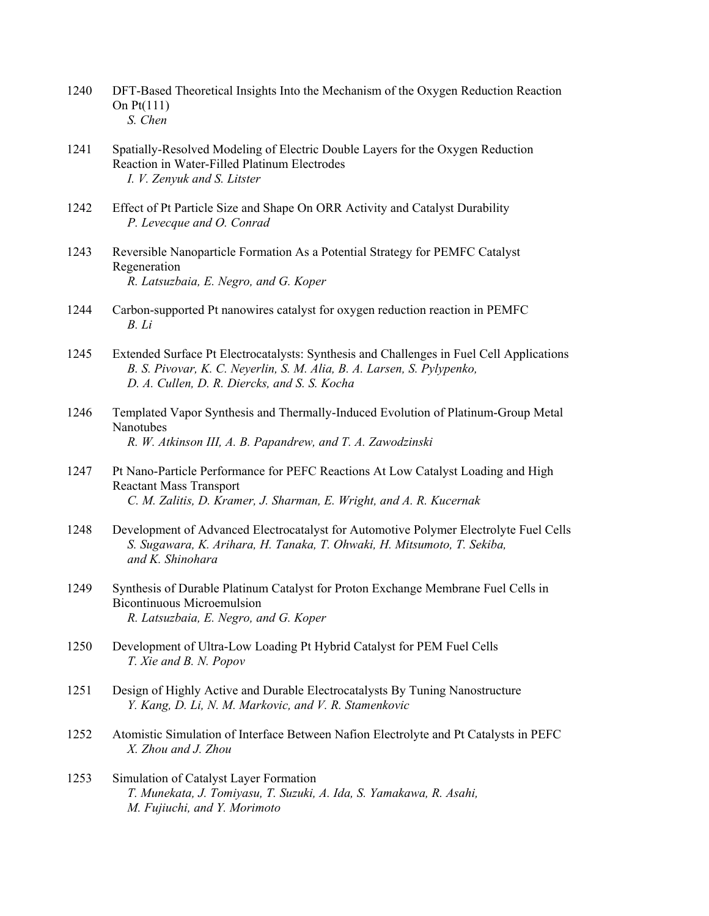1240 DFT-Based Theoretical Insights Into the Mechanism of the Oxygen Reduction Reaction On Pt(111)
*S. Chen*

1241 Spatially-Resolved Modeling of Electric Double Layers for the Oxygen Reduction Reaction in Water-Filled Platinum Electrodes
*I. V. Zenyuk and S. Litster*

1242 Effect of Pt Particle Size and Shape On ORR Activity and Catalyst Durability
*P. Levecque and O. Conrad*

1243 Reversible Nanoparticle Formation As a Potential Strategy for PEMFC Catalyst Regeneration
*R. Latsuzbaia, E. Negro, and G. Koper*

1244 Carbon-supported Pt nanowires catalyst for oxygen reduction reaction in PEMFC
*B. Li*

1245 Extended Surface Pt Electrocatalysts: Synthesis and Challenges in Fuel Cell Applications
*B. S. Pivovar, K. C. Neyerlin, S. M. Alia, B. A. Larsen, S. Pylypenko, D. A. Cullen, D. R. Diercks, and S. S. Kocha*

1246 Templated Vapor Synthesis and Thermally-Induced Evolution of Platinum-Group Metal Nanotubes
*R. W. Atkinson III, A. B. Papandrew, and T. A. Zawodzinski*

1247 Pt Nano-Particle Performance for PEFC Reactions At Low Catalyst Loading and High Reactant Mass Transport
*C. M. Zalitis, D. Kramer, J. Sharman, E. Wright, and A. R. Kucernak*

1248 Development of Advanced Electrocatalyst for Automotive Polymer Electrolyte Fuel Cells
*S. Sugawara, K. Arihara, H. Tanaka, T. Ohwaki, H. Mitsumoto, T. Sekiba, and K. Shinohara*

1249 Synthesis of Durable Platinum Catalyst for Proton Exchange Membrane Fuel Cells in Bicontinuous Microemulsion
*R. Latsuzbaia, E. Negro, and G. Koper*

1250 Development of Ultra-Low Loading Pt Hybrid Catalyst for PEM Fuel Cells
*T. Xie and B. N. Popov*

1251 Design of Highly Active and Durable Electrocatalysts By Tuning Nanostructure
*Y. Kang, D. Li, N. M. Markovic, and V. R. Stamenkovic*

1252 Atomistic Simulation of Interface Between Nafion Electrolyte and Pt Catalysts in PEFC
*X. Zhou and J. Zhou*

1253 Simulation of Catalyst Layer Formation
*T. Munekata, J. Tomiyasu, T. Suzuki, A. Ida, S. Yamakawa, R. Asahi, M. Fujiuchi, and Y. Morimoto*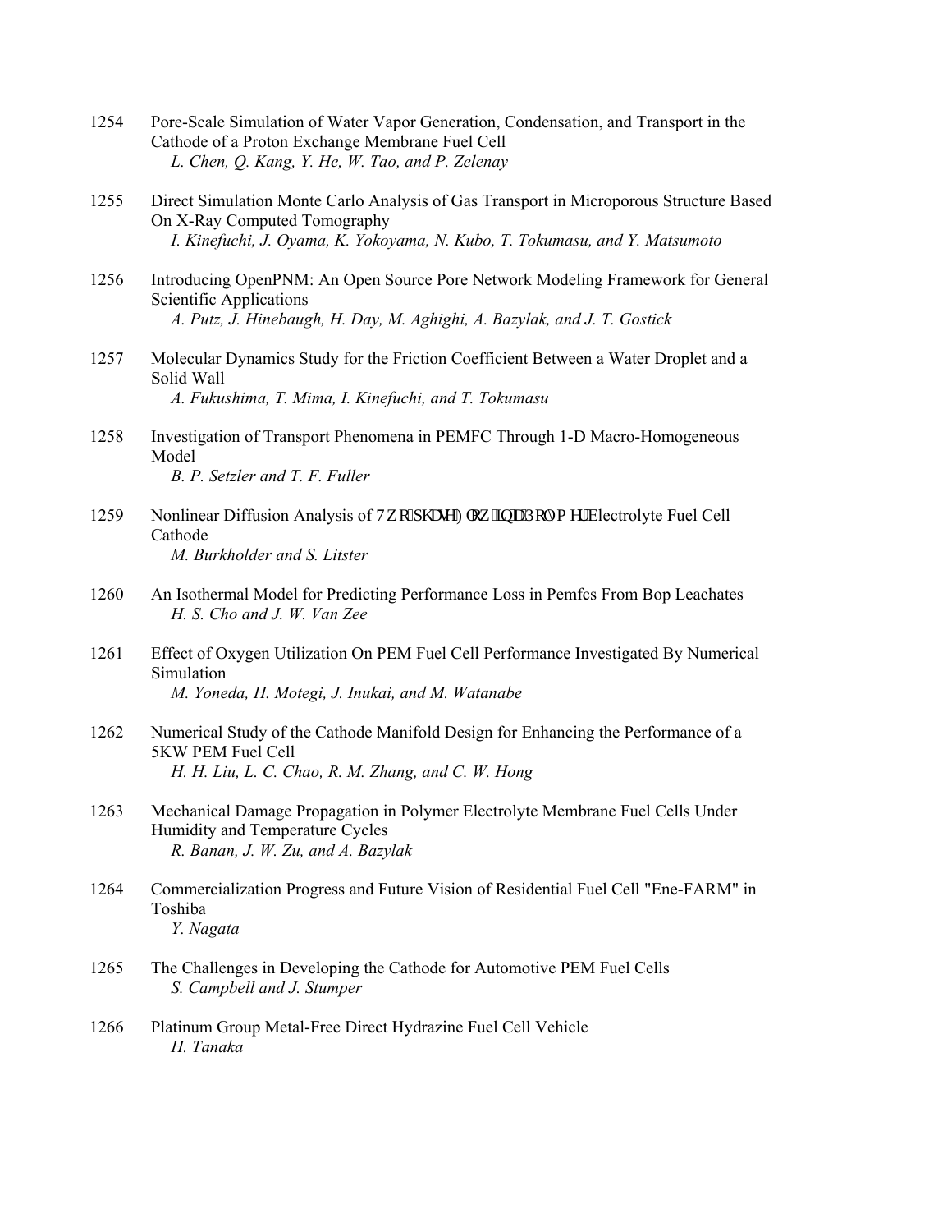1254 Pore-Scale Simulation of Water Vapor Generation, Condensation, and Transport in the Cathode of a Proton Exchange Membrane Fuel Cell
*L. Chen, Q. Kang, Y. He, W. Tao, and P. Zelenay*

1255 Direct Simulation Monte Carlo Analysis of Gas Transport in Microporous Structure Based On X-Ray Computed Tomography
*I. Kinefuchi, J. Oyama, K. Yokoyama, N. Kubo, T. Tokumasu, and Y. Matsumoto*

1256 Introducing OpenPNM: An Open Source Pore Network Modeling Framework for General Scientific Applications
*A. Putz, J. Hinebaugh, H. Day, M. Aghighi, A. Bazylak, and J. T. Gostick*

1257 Molecular Dynamics Study for the Friction Coefficient Between a Water Droplet and a Solid Wall
*A. Fukushima, T. Mima, I. Kinefuchi, and T. Tokumasu*

1258 Investigation of Transport Phenomena in PEMFC Through 1-D Macro-Homogeneous Model
*B. P. Setzler and T. F. Fuller*

1259 Nonlinear Diffusion Analysis of 7ZRSKDVH)ORZLQD3ROPHU Electrolyte Fuel Cell Cathode
*M. Burkholder and S. Litster*

1260 An Isothermal Model for Predicting Performance Loss in Pemfcs From Bop Leachates
*H. S. Cho and J. W. Van Zee*

1261 Effect of Oxygen Utilization On PEM Fuel Cell Performance Investigated By Numerical Simulation
*M. Yoneda, H. Motegi, J. Inukai, and M. Watanabe*

1262 Numerical Study of the Cathode Manifold Design for Enhancing the Performance of a 5KW PEM Fuel Cell
*H. H. Liu, L. C. Chao, R. M. Zhang, and C. W. Hong*

1263 Mechanical Damage Propagation in Polymer Electrolyte Membrane Fuel Cells Under Humidity and Temperature Cycles
*R. Banan, J. W. Zu, and A. Bazylak*

1264 Commercialization Progress and Future Vision of Residential Fuel Cell "Ene-FARM" in Toshiba
*Y. Nagata*

1265 The Challenges in Developing the Cathode for Automotive PEM Fuel Cells
*S. Campbell and J. Stumper*

1266 Platinum Group Metal-Free Direct Hydrazine Fuel Cell Vehicle
*H. Tanaka*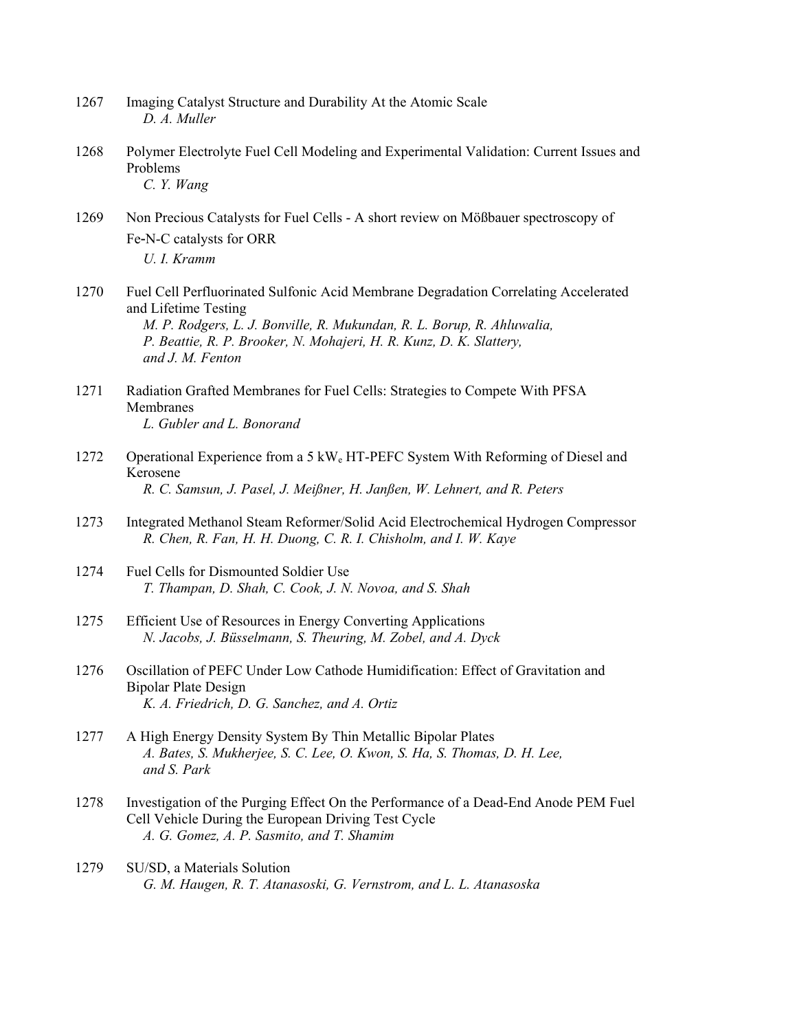1267 Imaging Catalyst Structure and Durability At the Atomic Scale
*D. A. Muller*

1268 Polymer Electrolyte Fuel Cell Modeling and Experimental Validation: Current Issues and Problems
*C. Y. Wang*

1269 Non Precious Catalysts for Fuel Cells - A short review on Mößbauer spectroscopy of Fe-N-C catalysts for ORR
*U. I. Kramm*

1270 Fuel Cell Perfluorinated Sulfonic Acid Membrane Degradation Correlating Accelerated and Lifetime Testing
*M. P. Rodgers, L. J. Bonville, R. Mukundan, R. L. Borup, R. Ahluwalia, P. Beattie, R. P. Brooker, N. Mohajeri, H. R. Kunz, D. K. Slattery, and J. M. Fenton*

1271 Radiation Grafted Membranes for Fuel Cells: Strategies to Compete With PFSA Membranes
*L. Gubler and L. Bonorand*

1272 Operational Experience from a 5 $kW_e$ HT-PEFC System With Reforming of Diesel and Kerosene
*R. C. Samsun, J. Pasel, J. Meißner, H. Janßen, W. Lehnert, and R. Peters*

1273 Integrated Methanol Steam Reformer/Solid Acid Electrochemical Hydrogen Compressor
*R. Chen, R. Fan, H. H. Duong, C. R. I. Chisholm, and I. W. Kaye*

1274 Fuel Cells for Dismounted Soldier Use
*T. Thampan, D. Shah, C. Cook, J. N. Novoa, and S. Shah*

1275 Efficient Use of Resources in Energy Converting Applications
*N. Jacobs, J. Büsselmann, S. Theuring, M. Zobel, and A. Dyck*

1276 Oscillation of PEFC Under Low Cathode Humidification: Effect of Gravitation and Bipolar Plate Design
*K. A. Friedrich, D. G. Sanchez, and A. Ortiz*

1277 A High Energy Density System By Thin Metallic Bipolar Plates
*A. Bates, S. Mukherjee, S. C. Lee, O. Kwon, S. Ha, S. Thomas, D. H. Lee, and S. Park*

1278 Investigation of the Purging Effect On the Performance of a Dead-End Anode PEM Fuel Cell Vehicle During the European Driving Test Cycle
*A. G. Gomez, A. P. Sasmito, and T. Shamim*

1279 SU/SD, a Materials Solution
*G. M. Haugen, R. T. Atanasoski, G. Vernstrom, and L. L. Atanasoska*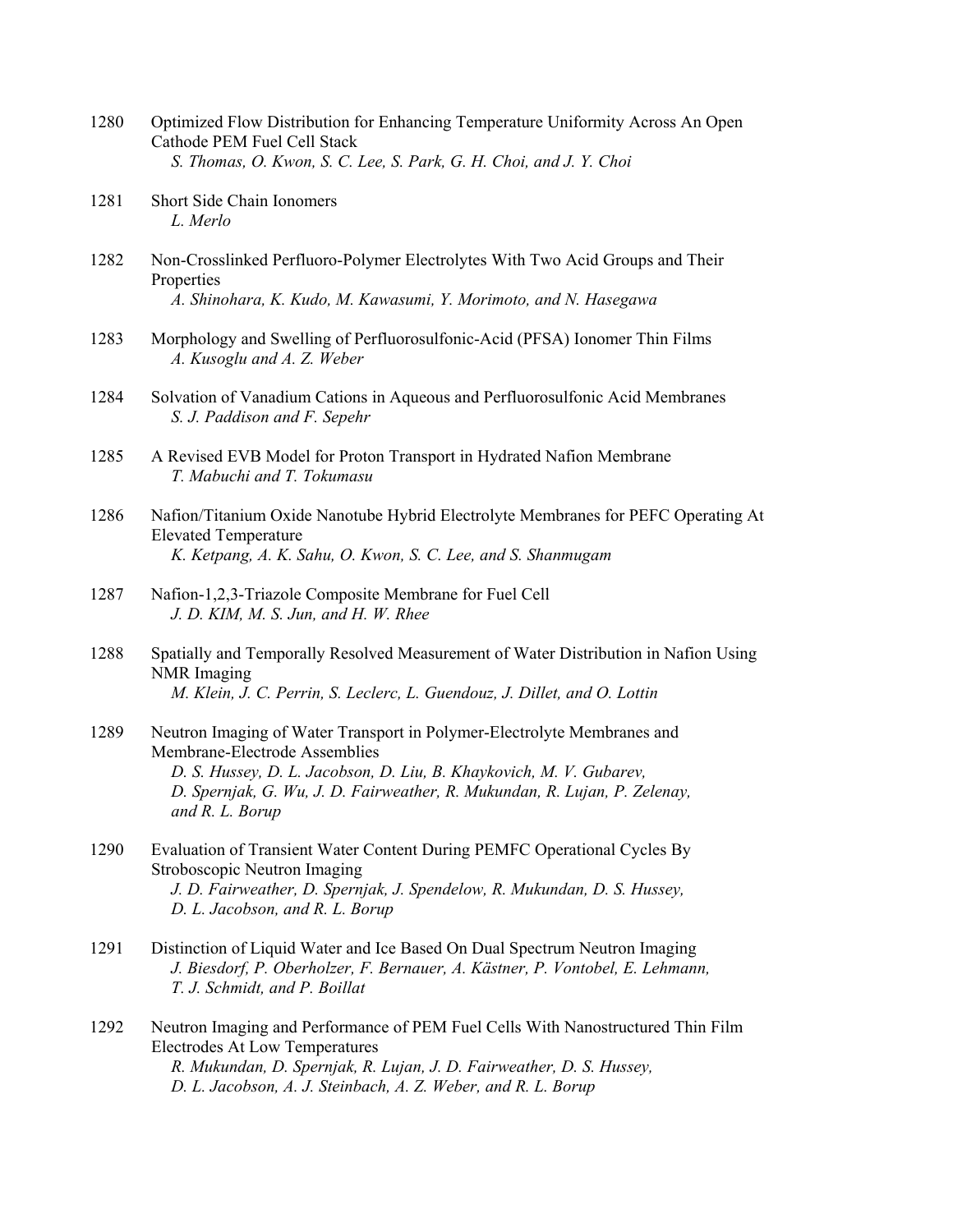1280 Optimized Flow Distribution for Enhancing Temperature Uniformity Across An Open Cathode PEM Fuel Cell Stack
*S. Thomas, O. Kwon, S. C. Lee, S. Park, G. H. Choi, and J. Y. Choi*

1281 Short Side Chain Ionomers
*L. Merlo*

1282 Non-Crosslinked Perfluoro-Polymer Electrolytes With Two Acid Groups and Their Properties
*A. Shinohara, K. Kudo, M. Kawasumi, Y. Morimoto, and N. Hasegawa*

1283 Morphology and Swelling of Perfluorosulfonic-Acid (PFSA) Ionomer Thin Films
*A. Kusoglu and A. Z. Weber*

1284 Solvation of Vanadium Cations in Aqueous and Perfluorosulfonic Acid Membranes
*S. J. Paddison and F. Sepehr*

1285 A Revised EVB Model for Proton Transport in Hydrated Nafion Membrane
*T. Mabuchi and T. Tokumasu*

1286 Nafion/Titanium Oxide Nanotube Hybrid Electrolyte Membranes for PEFC Operating At Elevated Temperature
*K. Ketpang, A. K. Sahu, O. Kwon, S. C. Lee, and S. Shanmugam*

1287 Nafion-1,2,3-Triazole Composite Membrane for Fuel Cell
*J. D. KIM, M. S. Jun, and H. W. Rhee*

1288 Spatially and Temporally Resolved Measurement of Water Distribution in Nafion Using NMR Imaging
*M. Klein, J. C. Perrin, S. Leclerc, L. Guendouz, J. Dillet, and O. Lottin*

1289 Neutron Imaging of Water Transport in Polymer-Electrolyte Membranes and Membrane-Electrode Assemblies
*D. S. Hussey, D. L. Jacobson, D. Liu, B. Khaykovich, M. V. Gubarev, D. Spernjak, G. Wu, J. D. Fairweather, R. Mukundan, R. Lujan, P. Zelenay, and R. L. Borup*

1290 Evaluation of Transient Water Content During PEMFC Operational Cycles By Stroboscopic Neutron Imaging
*J. D. Fairweather, D. Spernjak, J. Spendelow, R. Mukundan, D. S. Hussey, D. L. Jacobson, and R. L. Borup*

1291 Distinction of Liquid Water and Ice Based On Dual Spectrum Neutron Imaging
*J. Biesdorf, P. Oberholzer, F. Bernauer, A. Kästner, P. Vontobel, E. Lehmann, T. J. Schmidt, and P. Boillat*

1292 Neutron Imaging and Performance of PEM Fuel Cells With Nanostructured Thin Film Electrodes At Low Temperatures
*R. Mukundan, D. Spernjak, R. Lujan, J. D. Fairweather, D. S. Hussey, D. L. Jacobson, A. J. Steinbach, A. Z. Weber, and R. L. Borup*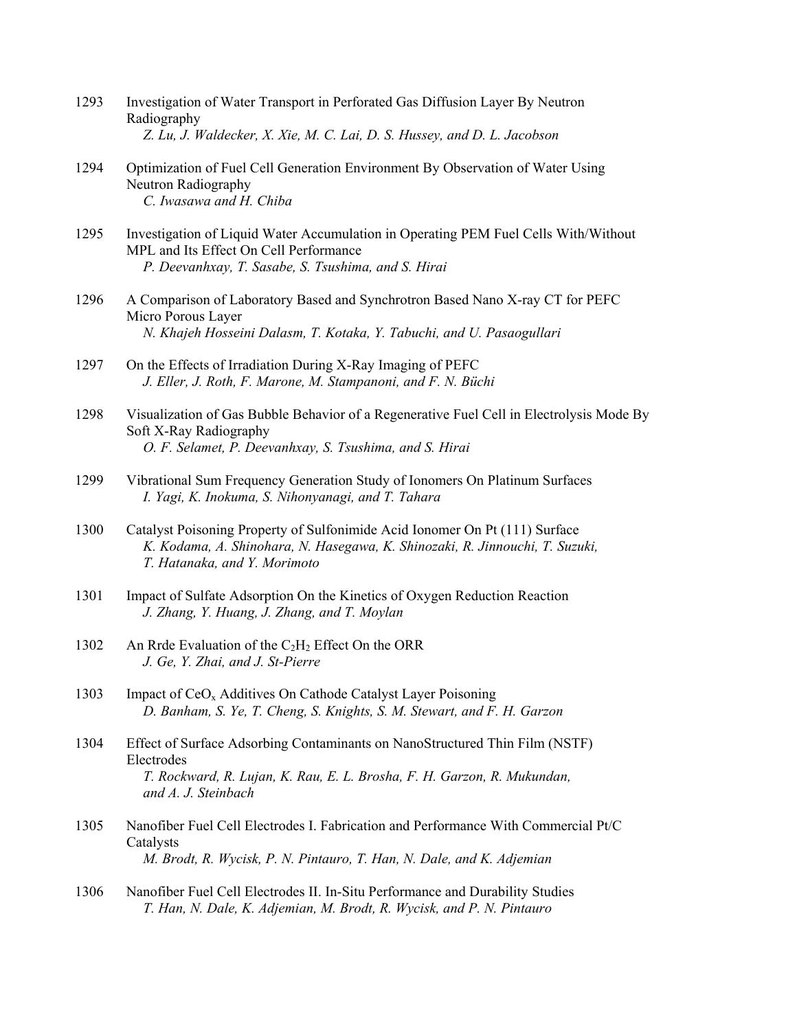1293 Investigation of Water Transport in Perforated Gas Diffusion Layer By Neutron Radiography
*Z. Lu, J. Waldecker, X. Xie, M. C. Lai, D. S. Hussey, and D. L. Jacobson*

1294 Optimization of Fuel Cell Generation Environment By Observation of Water Using Neutron Radiography
*C. Iwasawa and H. Chiba*

1295 Investigation of Liquid Water Accumulation in Operating PEM Fuel Cells With/Without MPL and Its Effect On Cell Performance
*P. Deevanhxay, T. Sasabe, S. Tsushima, and S. Hirai*

1296 A Comparison of Laboratory Based and Synchrotron Based Nano X-ray CT for PEFC Micro Porous Layer
*N. Khajeh Hosseini Dalasm, T. Kotaka, Y. Tabuchi, and U. Pasaogullari*

1297 On the Effects of Irradiation During X-Ray Imaging of PEFC
*J. Eller, J. Roth, F. Marone, M. Stampanoni, and F. N. Büchi*

1298 Visualization of Gas Bubble Behavior of a Regenerative Fuel Cell in Electrolysis Mode By Soft X-Ray Radiography
*O. F. Selamet, P. Deevanhxay, S. Tsushima, and S. Hirai*

1299 Vibrational Sum Frequency Generation Study of Ionomers On Platinum Surfaces
*I. Yagi, K. Inokuma, S. Nihonyanagi, and T. Tahara*

1300 Catalyst Poisoning Property of Sulfonimide Acid Ionomer On Pt (111) Surface
*K. Kodama, A. Shinohara, N. Hasegawa, K. Shinozaki, R. Jinnouchi, T. Suzuki, T. Hatanaka, and Y. Morimoto*

1301 Impact of Sulfate Adsorption On the Kinetics of Oxygen Reduction Reaction
*J. Zhang, Y. Huang, J. Zhang, and T. Moylan*

1302 An Rrde Evaluation of the $C_2H_2$ Effect On the ORR
*J. Ge, Y. Zhai, and J. St-Pierre*

1303 Impact of $CeO_x$ Additives On Cathode Catalyst Layer Poisoning
*D. Banham, S. Ye, T. Cheng, S. Knights, S. M. Stewart, and F. H. Garzon*

1304 Effect of Surface Adsorbing Contaminants on NanoStructured Thin Film (NSTF) Electrodes
*T. Rockward, R. Lujan, K. Rau, E. L. Brosha, F. H. Garzon, R. Mukundan, and A. J. Steinbach*

1305 Nanofiber Fuel Cell Electrodes I. Fabrication and Performance With Commercial Pt/C Catalysts
*M. Brodt, R. Wycisk, P. N. Pintauro, T. Han, N. Dale, and K. Adjemian*

1306 Nanofiber Fuel Cell Electrodes II. In-Situ Performance and Durability Studies
*T. Han, N. Dale, K. Adjemian, M. Brodt, R. Wycisk, and P. N. Pintauro*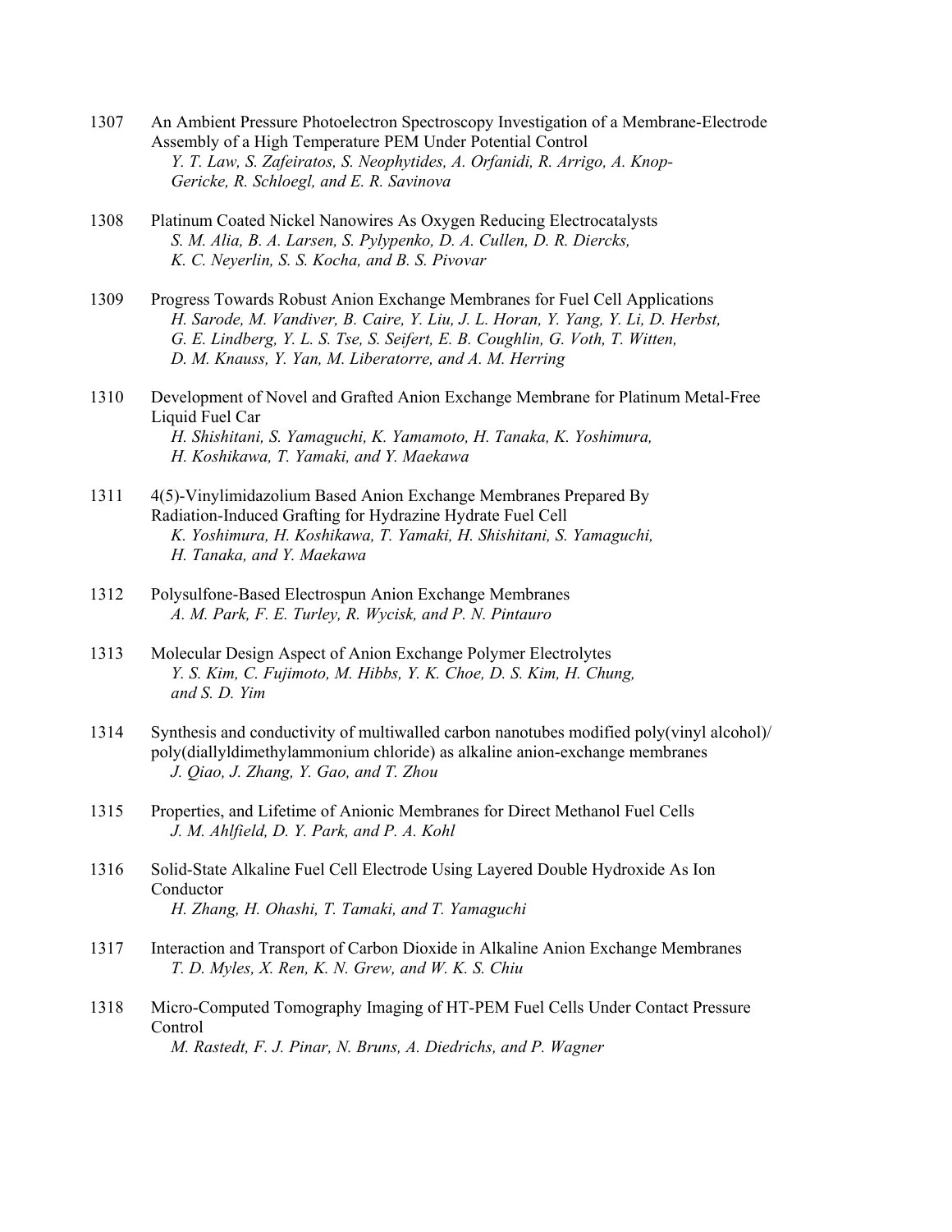1307 An Ambient Pressure Photoelectron Spectroscopy Investigation of a Membrane-Electrode Assembly of a High Temperature PEM Under Potential Control
*Y. T. Law, S. Zafeiratos, S. Neophytides, A. Orfanidi, R. Arrigo, A. Knop-Gericke, R. Schloegl, and E. R. Savinova*

1308 Platinum Coated Nickel Nanowires As Oxygen Reducing Electrocatalysts
*S. M. Alia, B. A. Larsen, S. Pylypenko, D. A. Cullen, D. R. Diercks, K. C. Neyerlin, S. S. Kocha, and B. S. Pivovar*

1309 Progress Towards Robust Anion Exchange Membranes for Fuel Cell Applications
*H. Sarode, M. Vandiver, B. Caire, Y. Liu, J. L. Horan, Y. Yang, Y. Li, D. Herbst, G. E. Lindberg, Y. L. S. Tse, S. Seifert, E. B. Coughlin, G. Voth, T. Witten, D. M. Knauss, Y. Yan, M. Liberatorre, and A. M. Herring*

1310 Development of Novel and Grafted Anion Exchange Membrane for Platinum Metal-Free Liquid Fuel Car
*H. Shishitani, S. Yamaguchi, K. Yamamoto, H. Tanaka, K. Yoshimura, H. Koshikawa, T. Yamaki, and Y. Maekawa*

1311 4(5)-Vinylimidazolium Based Anion Exchange Membranes Prepared By Radiation-Induced Grafting for Hydrazine Hydrate Fuel Cell
*K. Yoshimura, H. Koshikawa, T. Yamaki, H. Shishitani, S. Yamaguchi, H. Tanaka, and Y. Maekawa*

1312 Polysulfone-Based Electrospun Anion Exchange Membranes
*A. M. Park, F. E. Turley, R. Wycisk, and P. N. Pintauro*

1313 Molecular Design Aspect of Anion Exchange Polymer Electrolytes
*Y. S. Kim, C. Fujimoto, M. Hibbs, Y. K. Choe, D. S. Kim, H. Chung, and S. D. Yim*

1314 Synthesis and conductivity of multiwalled carbon nanotubes modified poly(vinyl alcohol)/ poly(diallyldimethylammonium chloride) as alkaline anion-exchange membranes
*J. Qiao, J. Zhang, Y. Gao, and T. Zhou*

1315 Properties, and Lifetime of Anionic Membranes for Direct Methanol Fuel Cells
*J. M. Ahlfield, D. Y. Park, and P. A. Kohl*

1316 Solid-State Alkaline Fuel Cell Electrode Using Layered Double Hydroxide As Ion Conductor
*H. Zhang, H. Ohashi, T. Tamaki, and T. Yamaguchi*

1317 Interaction and Transport of Carbon Dioxide in Alkaline Anion Exchange Membranes
*T. D. Myles, X. Ren, K. N. Grew, and W. K. S. Chiu*

1318 Micro-Computed Tomography Imaging of HT-PEM Fuel Cells Under Contact Pressure Control
*M. Rastedt, F. J. Pinar, N. Bruns, A. Diedrichs, and P. Wagner*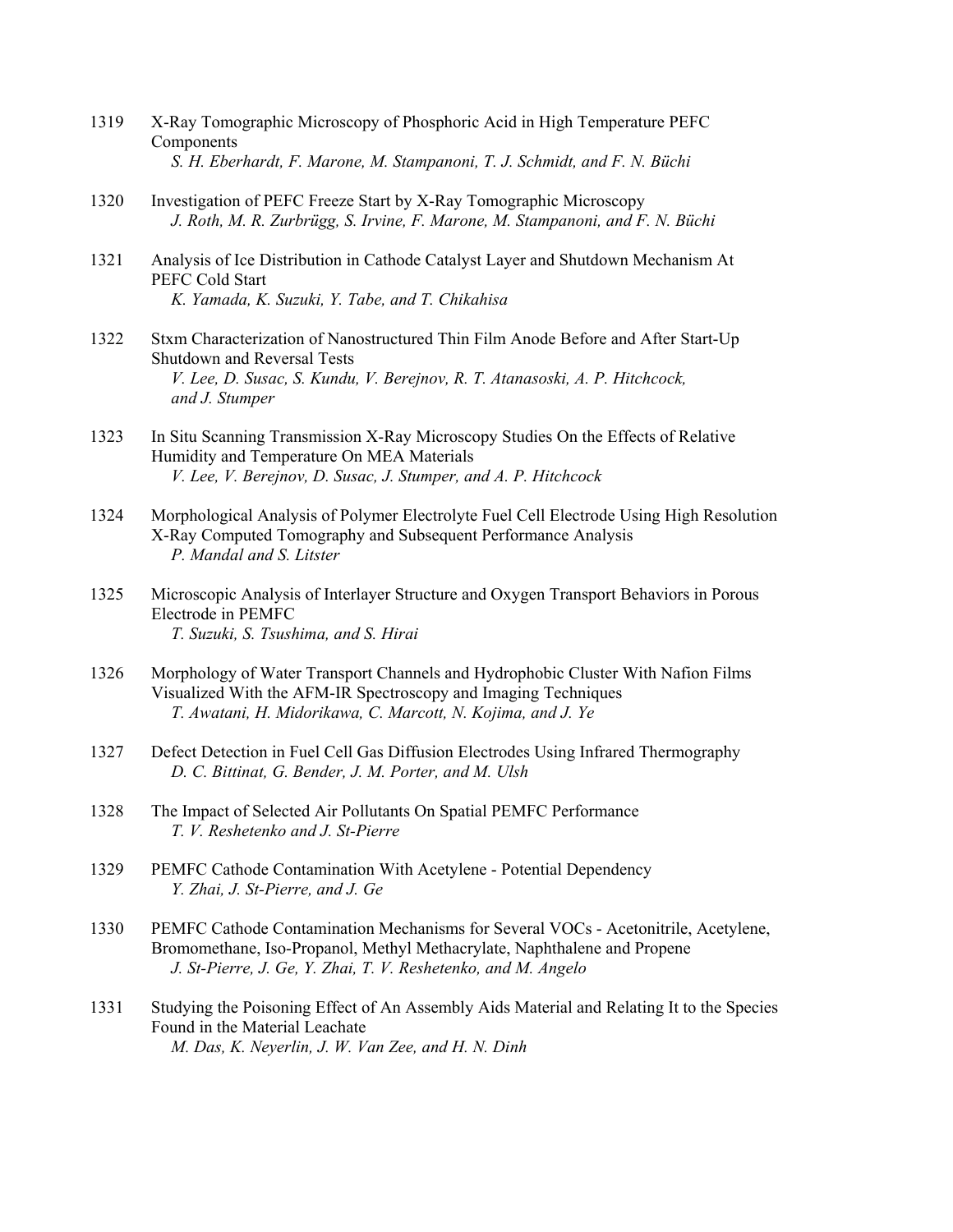1319 X-Ray Tomographic Microscopy of Phosphoric Acid in High Temperature PEFC Components
*S. H. Eberhardt, F. Marone, M. Stampanoni, T. J. Schmidt, and F. N. Büchi*

1320 Investigation of PEFC Freeze Start by X-Ray Tomographic Microscopy
*J. Roth, M. R. Zurbrügg, S. Irvine, F. Marone, M. Stampanoni, and F. N. Büchi*

1321 Analysis of Ice Distribution in Cathode Catalyst Layer and Shutdown Mechanism At PEFC Cold Start
*K. Yamada, K. Suzuki, Y. Tabe, and T. Chikahisa*

1322 Stxm Characterization of Nanostructured Thin Film Anode Before and After Start-Up Shutdown and Reversal Tests
*V. Lee, D. Susac, S. Kundu, V. Berejnov, R. T. Atanasoski, A. P. Hitchcock, and J. Stumper*

1323 In Situ Scanning Transmission X-Ray Microscopy Studies On the Effects of Relative Humidity and Temperature On MEA Materials
*V. Lee, V. Berejnov, D. Susac, J. Stumper, and A. P. Hitchcock*

1324 Morphological Analysis of Polymer Electrolyte Fuel Cell Electrode Using High Resolution X-Ray Computed Tomography and Subsequent Performance Analysis
*P. Mandal and S. Litster*

1325 Microscopic Analysis of Interlayer Structure and Oxygen Transport Behaviors in Porous Electrode in PEMFC
*T. Suzuki, S. Tsushima, and S. Hirai*

1326 Morphology of Water Transport Channels and Hydrophobic Cluster With Nafion Films Visualized With the AFM-IR Spectroscopy and Imaging Techniques
*T. Awatani, H. Midorikawa, C. Marcott, N. Kojima, and J. Ye*

1327 Defect Detection in Fuel Cell Gas Diffusion Electrodes Using Infrared Thermography
*D. C. Bittinat, G. Bender, J. M. Porter, and M. Ulsh*

1328 The Impact of Selected Air Pollutants On Spatial PEMFC Performance
*T. V. Reshetenko and J. St-Pierre*

1329 PEMFC Cathode Contamination With Acetylene - Potential Dependency
*Y. Zhai, J. St-Pierre, and J. Ge*

1330 PEMFC Cathode Contamination Mechanisms for Several VOCs - Acetonitrile, Acetylene, Bromomethane, Iso-Propanol, Methyl Methacrylate, Naphthalene and Propene
*J. St-Pierre, J. Ge, Y. Zhai, T. V. Reshetenko, and M. Angelo*

1331 Studying the Poisoning Effect of An Assembly Aids Material and Relating It to the Species Found in the Material Leachate
*M. Das, K. Neyerlin, J. W. Van Zee, and H. N. Dinh*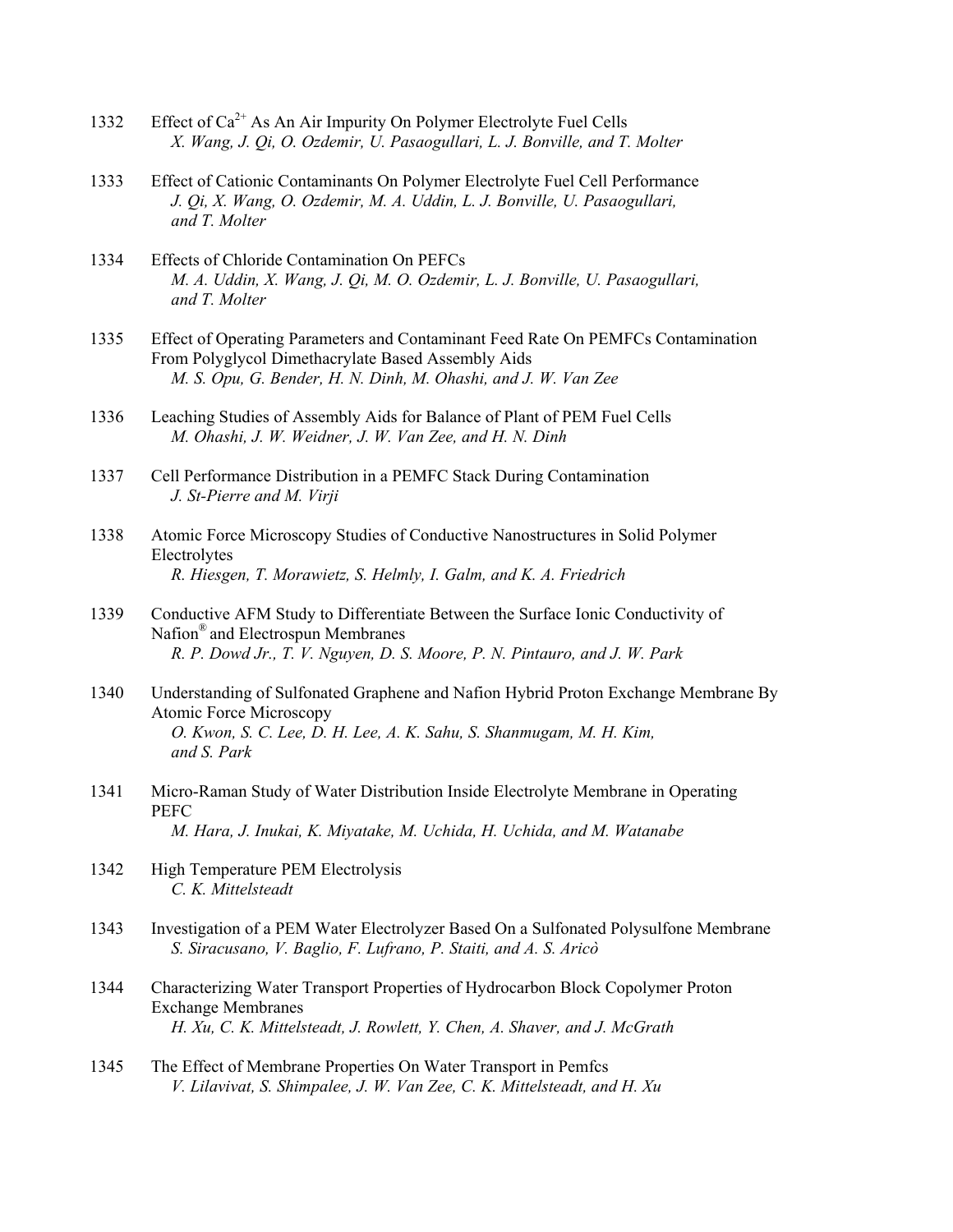1332 Effect of $Ca^{2+}$ As An Air Impurity On Polymer Electrolyte Fuel Cells
*X. Wang, J. Qi, O. Ozdemir, U. Pasaogullari, L. J. Bonville, and T. Molter*

1333 Effect of Cationic Contaminants On Polymer Electrolyte Fuel Cell Performance
*J. Qi, X. Wang, O. Ozdemir, M. A. Uddin, L. J. Bonville, U. Pasaogullari, and T. Molter*

1334 Effects of Chloride Contamination On PEFCs
*M. A. Uddin, X. Wang, J. Qi, M. O. Ozdemir, L. J. Bonville, U. Pasaogullari, and T. Molter*

1335 Effect of Operating Parameters and Contaminant Feed Rate On PEMFCs Contamination From Polyglycol Dimethacrylate Based Assembly Aids
*M. S. Opu, G. Bender, H. N. Dinh, M. Ohashi, and J. W. Van Zee*

1336 Leaching Studies of Assembly Aids for Balance of Plant of PEM Fuel Cells
*M. Ohashi, J. W. Weidner, J. W. Van Zee, and H. N. Dinh*

1337 Cell Performance Distribution in a PEMFC Stack During Contamination
*J. St-Pierre and M. Virji*

1338 Atomic Force Microscopy Studies of Conductive Nanostructures in Solid Polymer Electrolytes
*R. Hiesgen, T. Morawietz, S. Helmly, I. Galm, and K. A. Friedrich*

1339 Conductive AFM Study to Differentiate Between the Surface Ionic Conductivity of Nafion® and Electrospun Membranes
*R. P. Dowd Jr., T. V. Nguyen, D. S. Moore, P. N. Pintauro, and J. W. Park*

1340 Understanding of Sulfonated Graphene and Nafion Hybrid Proton Exchange Membrane By Atomic Force Microscopy
*O. Kwon, S. C. Lee, D. H. Lee, A. K. Sahu, S. Shanmugam, M. H. Kim, and S. Park*

1341 Micro-Raman Study of Water Distribution Inside Electrolyte Membrane in Operating PEFC
*M. Hara, J. Inukai, K. Miyatake, M. Uchida, H. Uchida, and M. Watanabe*

1342 High Temperature PEM Electrolysis
*C. K. Mittelsteadt*

1343 Investigation of a PEM Water Electrolyzer Based On a Sulfonated Polysulfone Membrane
*S. Siracusano, V. Baglio, F. Lufrano, P. Staiti, and A. S. Aricò*

1344 Characterizing Water Transport Properties of Hydrocarbon Block Copolymer Proton Exchange Membranes
*H. Xu, C. K. Mittelsteadt, J. Rowlett, Y. Chen, A. Shaver, and J. McGrath*

1345 The Effect of Membrane Properties On Water Transport in Pemfcs
*V. Lilavivat, S. Shimpalee, J. W. Van Zee, C. K. Mittelsteadt, and H. Xu*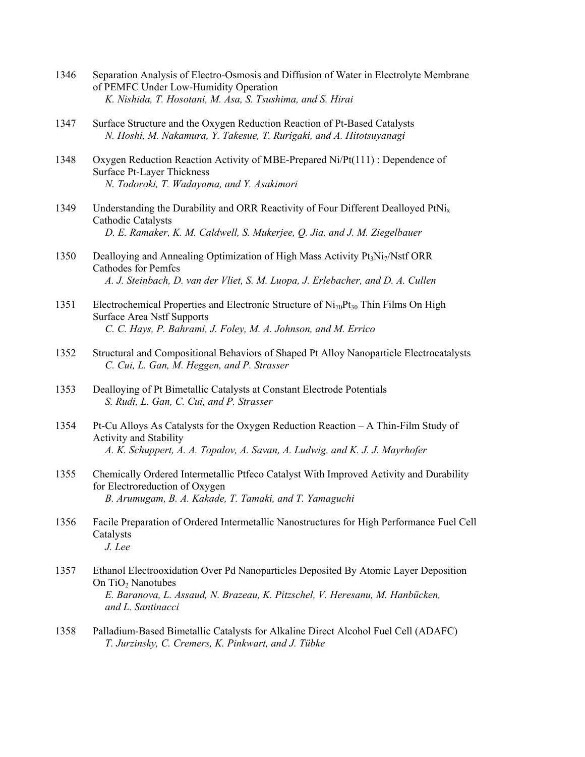1346 Separation Analysis of Electro-Osmosis and Diffusion of Water in Electrolyte Membrane of PEMFC Under Low-Humidity Operation
*K. Nishida, T. Hosotani, M. Asa, S. Tsushima, and S. Hirai*

1347 Surface Structure and the Oxygen Reduction Reaction of Pt-Based Catalysts
*N. Hoshi, M. Nakamura, Y. Takesue, T. Rurigaki, and A. Hitotsuyanagi*

1348 Oxygen Reduction Reaction Activity of MBE-Prepared Ni/Pt(111) : Dependence of Surface Pt-Layer Thickness
*N. Todoroki, T. Wadayama, and Y. Asakimori*

1349 Understanding the Durability and ORR Reactivity of Four Different Dealloyed $PtNi_x$ Cathodic Catalysts
*D. E. Ramaker, K. M. Caldwell, S. Mukerjee, Q. Jia, and J. M. Ziegelbauer*

1350 Dealloying and Annealing Optimization of High Mass Activity $Pt_3Ni_7$/Nstf ORR Cathodes for Pemfcs
*A. J. Steinbach, D. van der Vliet, S. M. Luopa, J. Erlebacher, and D. A. Cullen*

1351 Electrochemical Properties and Electronic Structure of $Ni_{70}Pt_{30}$ Thin Films On High Surface Area Nstf Supports
*C. C. Hays, P. Bahrami, J. Foley, M. A. Johnson, and M. Errico*

1352 Structural and Compositional Behaviors of Shaped Pt Alloy Nanoparticle Electrocatalysts
*C. Cui, L. Gan, M. Heggen, and P. Strasser*

1353 Dealloying of Pt Bimetallic Catalysts at Constant Electrode Potentials
*S. Rudi, L. Gan, C. Cui, and P. Strasser*

1354 Pt-Cu Alloys As Catalysts for the Oxygen Reduction Reaction – A Thin-Film Study of Activity and Stability
*A. K. Schuppert, A. A. Topalov, A. Savan, A. Ludwig, and K. J. J. Mayrhofer*

1355 Chemically Ordered Intermetallic Ptfeco Catalyst With Improved Activity and Durability for Electroreduction of Oxygen
*B. Arumugam, B. A. Kakade, T. Tamaki, and T. Yamaguchi*

1356 Facile Preparation of Ordered Intermetallic Nanostructures for High Performance Fuel Cell Catalysts
*J. Lee*

1357 Ethanol Electrooxidation Over Pd Nanoparticles Deposited By Atomic Layer Deposition On $TiO_2$ Nanotubes
*E. Baranova, L. Assaud, N. Brazeau, K. Pitzschel, V. Heresanu, M. Hanbücken, and L. Santinacci*

1358 Palladium-Based Bimetallic Catalysts for Alkaline Direct Alcohol Fuel Cell (ADAFC)
*T. Jurzinsky, C. Cremers, K. Pinkwart, and J. Tübke*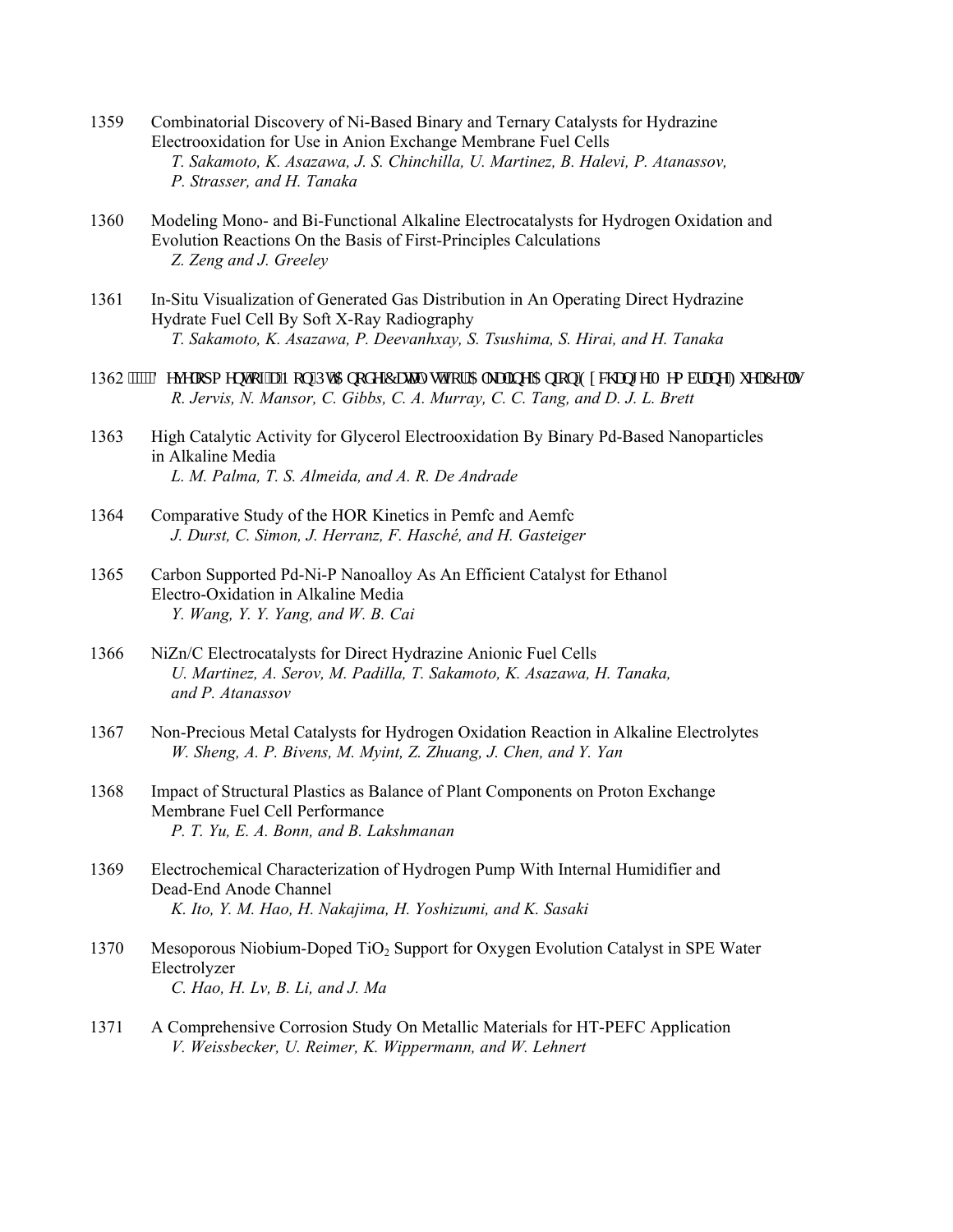1359 Combinatorial Discovery of Ni-Based Binary and Ternary Catalysts for Hydrazine Electrooxidation for Use in Anion Exchange Membrane Fuel Cells
*T. Sakamoto, K. Asazawa, J. S. Chinchilla, U. Martinez, B. Halevi, P. Atanassov, P. Strasser, and H. Tanaka*

1360 Modeling Mono- and Bi-Functional Alkaline Electrocatalysts for Hydrogen Oxidation and Evolution Reactions On the Basis of First-Principles Calculations
*Z. Zeng and J. Greeley*

1361 In-Situ Visualization of Generated Gas Distribution in An Operating Direct Hydrazine Hydrate Fuel Cell By Soft X-Ray Radiography
*T. Sakamoto, K. Asazawa, P. Deevanhxay, S. Tsushima, S. Hirai, and H. Tanaka*

1362 'HYHORSPHQWRID1RQ3W$QRGH&DWDO\VWIRU$ONDOLQH$QLRQ([FKDQJH0HPEUDQH)XHO&HOOV
*R. Jervis, N. Mansor, C. Gibbs, C. A. Murray, C. C. Tang, and D. J. L. Brett*

1363 High Catalytic Activity for Glycerol Electrooxidation By Binary Pd-Based Nanoparticles in Alkaline Media
*L. M. Palma, T. S. Almeida, and A. R. De Andrade*

1364 Comparative Study of the HOR Kinetics in Pemfc and Aemfc
*J. Durst, C. Simon, J. Herranz, F. Hasché, and H. Gasteiger*

1365 Carbon Supported Pd-Ni-P Nanoalloy As An Efficient Catalyst for Ethanol Electro-Oxidation in Alkaline Media
*Y. Wang, Y. Y. Yang, and W. B. Cai*

1366 NiZn/C Electrocatalysts for Direct Hydrazine Anionic Fuel Cells
*U. Martinez, A. Serov, M. Padilla, T. Sakamoto, K. Asazawa, H. Tanaka, and P. Atanassov*

1367 Non-Precious Metal Catalysts for Hydrogen Oxidation Reaction in Alkaline Electrolytes
*W. Sheng, A. P. Bivens, M. Myint, Z. Zhuang, J. Chen, and Y. Yan*

1368 Impact of Structural Plastics as Balance of Plant Components on Proton Exchange Membrane Fuel Cell Performance
*P. T. Yu, E. A. Bonn, and B. Lakshmanan*

1369 Electrochemical Characterization of Hydrogen Pump With Internal Humidifier and Dead-End Anode Channel
*K. Ito, Y. M. Hao, H. Nakajima, H. Yoshizumi, and K. Sasaki*

1370 Mesoporous Niobium-Doped $TiO_2$ Support for Oxygen Evolution Catalyst in SPE Water Electrolyzer
*C. Hao, H. Lv, B. Li, and J. Ma*

1371 A Comprehensive Corrosion Study On Metallic Materials for HT-PEFC Application
*V. Weissbecker, U. Reimer, K. Wippermann, and W. Lehnert*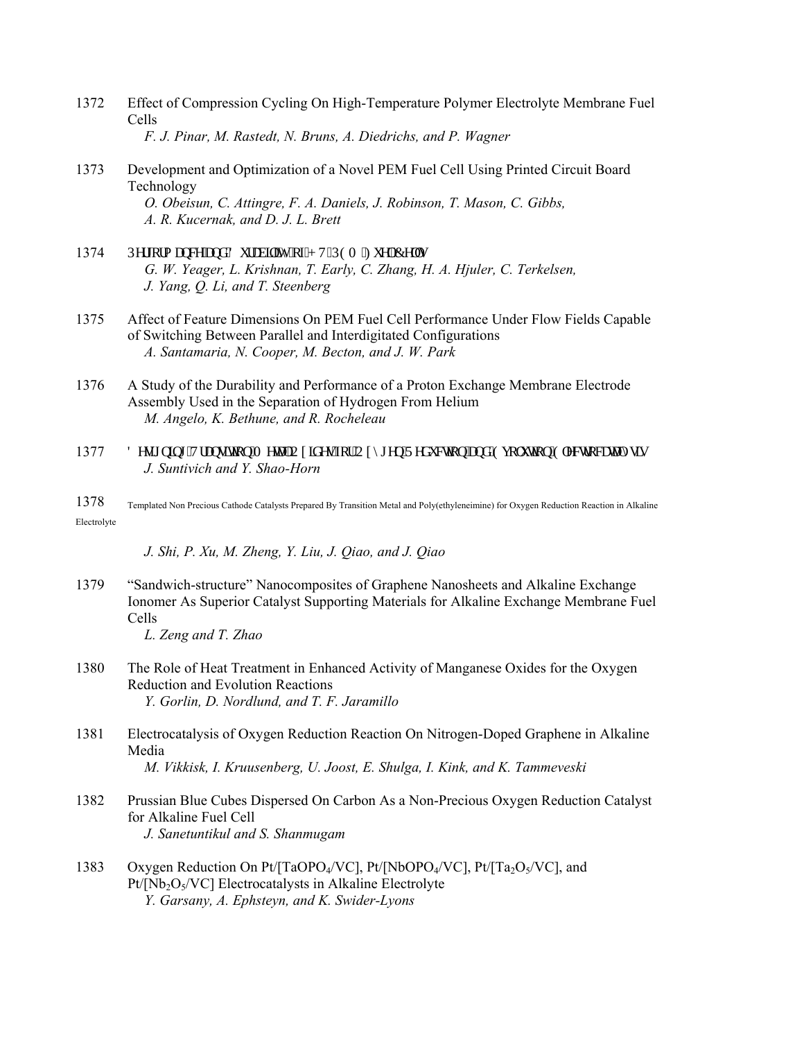1372 Effect of Compression Cycling On High-Temperature Polymer Electrolyte Membrane Fuel Cells
*F. J. Pinar, M. Rastedt, N. Bruns, A. Diedrichs, and P. Wagner*

1373 Development and Optimization of a Novel PEM Fuel Cell Using Printed Circuit Board Technology
*O. Obeisun, C. Attingre, F. A. Daniels, J. Robinson, T. Mason, C. Gibbs, A. R. Kucernak, and D. J. L. Brett*

1374 Performance and Durability of HT-PEM Fuel Cells
*G. W. Yeager, L. Krishnan, T. Early, C. Zhang, H. A. Hjuler, C. Terkelsen, J. Yang, Q. Li, and T. Steenberg*

1375 Affect of Feature Dimensions On PEM Fuel Cell Performance Under Flow Fields Capable of Switching Between Parallel and Interdigitated Configurations
*A. Santamaria, N. Cooper, M. Becton, and J. W. Park*

1376 A Study of the Durability and Performance of a Proton Exchange Membrane Electrode Assembly Used in the Separation of Hydrogen From Helium
*M. Angelo, K. Bethune, and R. Rocheleau*

1377 Designing Transition Metal Oxides for Oxygen Reduction and Evolution Electrocatalysis
*J. Suntivich and Y. Shao-Horn*

1378 Templated Non Precious Cathode Catalysts Prepared By Transition Metal and Poly(ethyleneimine) for Oxygen Reduction Reaction in Alkaline Electrolyte
*J. Shi, P. Xu, M. Zheng, Y. Liu, J. Qiao, and J. Qiao*

1379 "Sandwich-structure" Nanocomposites of Graphene Nanosheets and Alkaline Exchange Ionomer As Superior Catalyst Supporting Materials for Alkaline Exchange Membrane Fuel Cells
*L. Zeng and T. Zhao*

1380 The Role of Heat Treatment in Enhanced Activity of Manganese Oxides for the Oxygen Reduction and Evolution Reactions
*Y. Gorlin, D. Nordlund, and T. F. Jaramillo*

1381 Electrocatalysis of Oxygen Reduction Reaction On Nitrogen-Doped Graphene in Alkaline Media
*M. Vikkisk, I. Kruusenberg, U. Joost, E. Shulga, I. Kink, and K. Tammeveski*

1382 Prussian Blue Cubes Dispersed On Carbon As a Non-Precious Oxygen Reduction Catalyst for Alkaline Fuel Cell
*J. Sanetuntikul and S. Shanmugam*

1383 Oxygen Reduction On Pt/[$TaOPO_4$/VC], Pt/[$NbOPO_4$/VC], Pt/[$Ta_2O_5$/VC], and Pt/[$Nb_2O_5$/VC] Electrocatalysts in Alkaline Electrolyte
*Y. Garsany, A. Ephsteyn, and K. Swider-Lyons*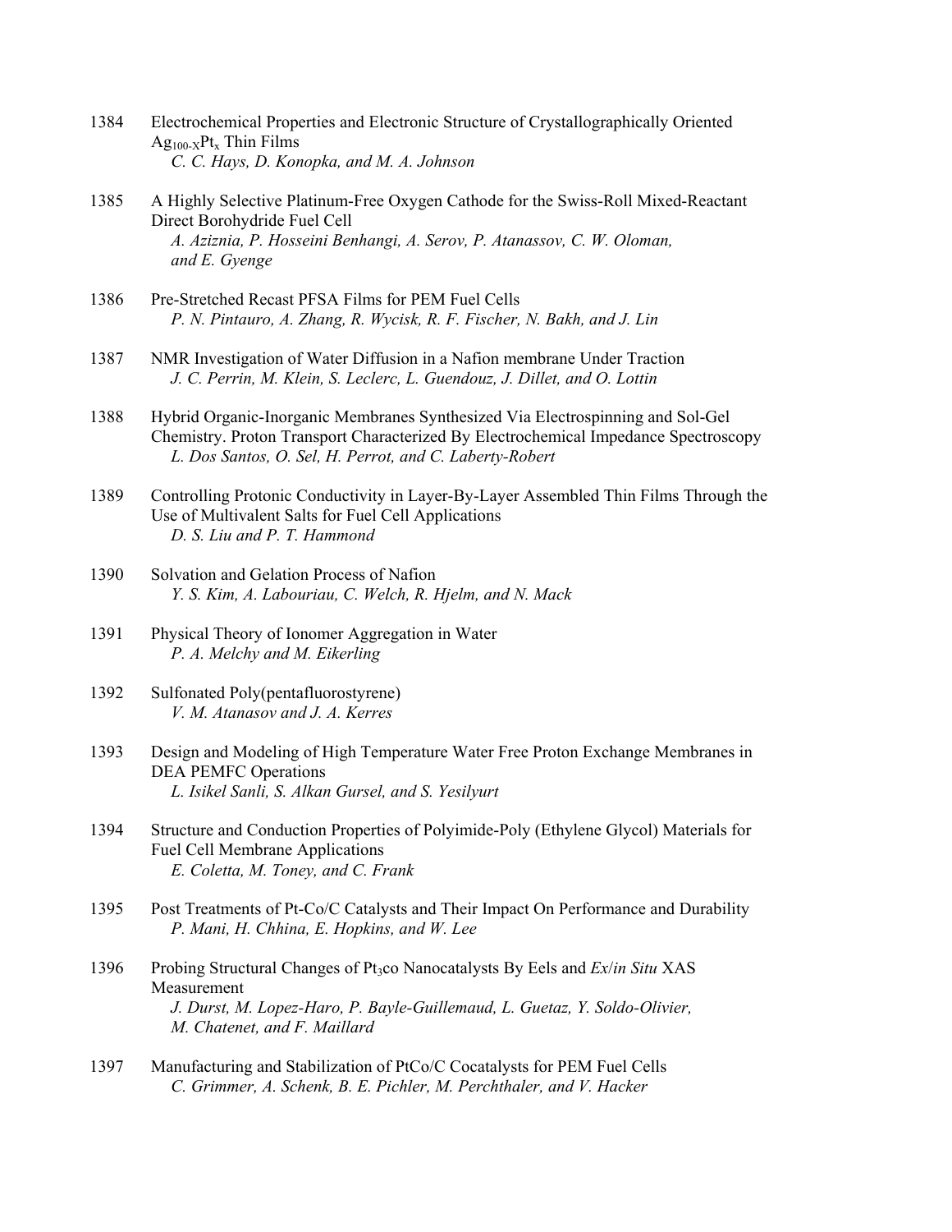1384 Electrochemical Properties and Electronic Structure of Crystallographically Oriented $Ag_{100-X}Pt_x$ Thin Films
*C. C. Hays, D. Konopka, and M. A. Johnson*

1385 A Highly Selective Platinum-Free Oxygen Cathode for the Swiss-Roll Mixed-Reactant Direct Borohydride Fuel Cell
*A. Aziznia, P. Hosseini Benhangi, A. Serov, P. Atanassov, C. W. Oloman, and E. Gyenge*

1386 Pre-Stretched Recast PFSA Films for PEM Fuel Cells
*P. N. Pintauro, A. Zhang, R. Wycisk, R. F. Fischer, N. Bakh, and J. Lin*

1387 NMR Investigation of Water Diffusion in a Nafion membrane Under Traction
*J. C. Perrin, M. Klein, S. Leclerc, L. Guendouz, J. Dillet, and O. Lottin*

1388 Hybrid Organic-Inorganic Membranes Synthesized Via Electrospinning and Sol-Gel Chemistry. Proton Transport Characterized By Electrochemical Impedance Spectroscopy
*L. Dos Santos, O. Sel, H. Perrot, and C. Laberty-Robert*

1389 Controlling Protonic Conductivity in Layer-By-Layer Assembled Thin Films Through the Use of Multivalent Salts for Fuel Cell Applications
*D. S. Liu and P. T. Hammond*

1390 Solvation and Gelation Process of Nafion
*Y. S. Kim, A. Labouriau, C. Welch, R. Hjelm, and N. Mack*

1391 Physical Theory of Ionomer Aggregation in Water
*P. A. Melchy and M. Eikerling*

1392 Sulfonated Poly(pentafluorostyrene)
*V. M. Atanasov and J. A. Kerres*

1393 Design and Modeling of High Temperature Water Free Proton Exchange Membranes in DEA PEMFC Operations
*L. Isikel Sanli, S. Alkan Gursel, and S. Yesilyurt*

1394 Structure and Conduction Properties of Polyimide-Poly (Ethylene Glycol) Materials for Fuel Cell Membrane Applications
*E. Coletta, M. Toney, and C. Frank*

1395 Post Treatments of Pt-Co/C Catalysts and Their Impact On Performance and Durability
*P. Mani, H. Chhina, E. Hopkins, and W. Lee*

1396 Probing Structural Changes of $Pt_3co$ Nanocatalysts By Eels and *Ex*/*in Situ* XAS Measurement
*J. Durst, M. Lopez-Haro, P. Bayle-Guillemaud, L. Guetaz, Y. Soldo-Olivier, M. Chatenet, and F. Maillard*

1397 Manufacturing and Stabilization of PtCo/C Cocatalysts for PEM Fuel Cells
*C. Grimmer, A. Schenk, B. E. Pichler, M. Perchthaler, and V. Hacker*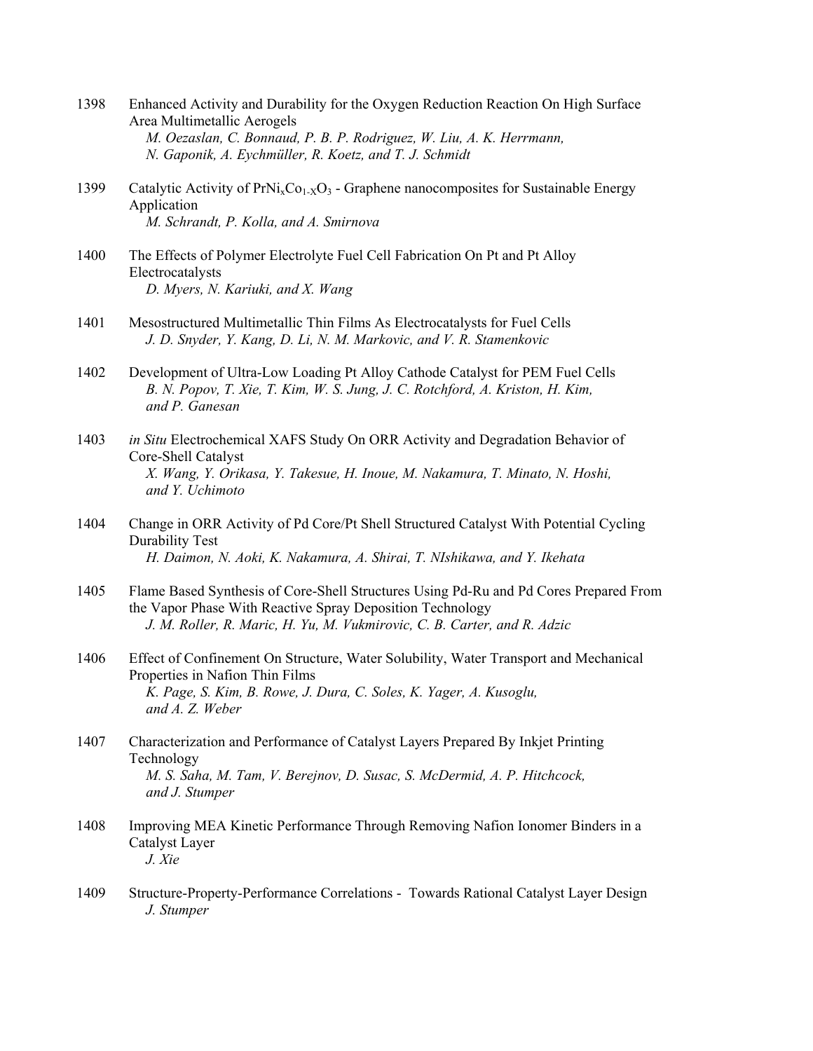1398 Enhanced Activity and Durability for the Oxygen Reduction Reaction On High Surface Area Multimetallic Aerogels
*M. Oezaslan, C. Bonnaud, P. B. P. Rodriguez, W. Liu, A. K. Herrmann, N. Gaponik, A. Eychmüller, R. Koetz, and T. J. Schmidt*

1399 Catalytic Activity of $PrNi_xCo_{1-X}O_3$ - Graphene nanocomposites for Sustainable Energy Application
*M. Schrandt, P. Kolla, and A. Smirnova*

1400 The Effects of Polymer Electrolyte Fuel Cell Fabrication On Pt and Pt Alloy Electrocatalysts
*D. Myers, N. Kariuki, and X. Wang*

1401 Mesostructured Multimetallic Thin Films As Electrocatalysts for Fuel Cells
*J. D. Snyder, Y. Kang, D. Li, N. M. Markovic, and V. R. Stamenkovic*

1402 Development of Ultra-Low Loading Pt Alloy Cathode Catalyst for PEM Fuel Cells
*B. N. Popov, T. Xie, T. Kim, W. S. Jung, J. C. Rotchford, A. Kriston, H. Kim, and P. Ganesan*

1403 *in Situ* Electrochemical XAFS Study On ORR Activity and Degradation Behavior of Core-Shell Catalyst
*X. Wang, Y. Orikasa, Y. Takesue, H. Inoue, M. Nakamura, T. Minato, N. Hoshi, and Y. Uchimoto*

1404 Change in ORR Activity of Pd Core/Pt Shell Structured Catalyst With Potential Cycling Durability Test
*H. Daimon, N. Aoki, K. Nakamura, A. Shirai, T. NIshikawa, and Y. Ikehata*

1405 Flame Based Synthesis of Core-Shell Structures Using Pd-Ru and Pd Cores Prepared From the Vapor Phase With Reactive Spray Deposition Technology
*J. M. Roller, R. Maric, H. Yu, M. Vukmirovic, C. B. Carter, and R. Adzic*

1406 Effect of Confinement On Structure, Water Solubility, Water Transport and Mechanical Properties in Nafion Thin Films
*K. Page, S. Kim, B. Rowe, J. Dura, C. Soles, K. Yager, A. Kusoglu, and A. Z. Weber*

1407 Characterization and Performance of Catalyst Layers Prepared By Inkjet Printing Technology
*M. S. Saha, M. Tam, V. Berejnov, D. Susac, S. McDermid, A. P. Hitchcock, and J. Stumper*

1408 Improving MEA Kinetic Performance Through Removing Nafion Ionomer Binders in a Catalyst Layer
*J. Xie*

1409 Structure-Property-Performance Correlations - Towards Rational Catalyst Layer Design
*J. Stumper*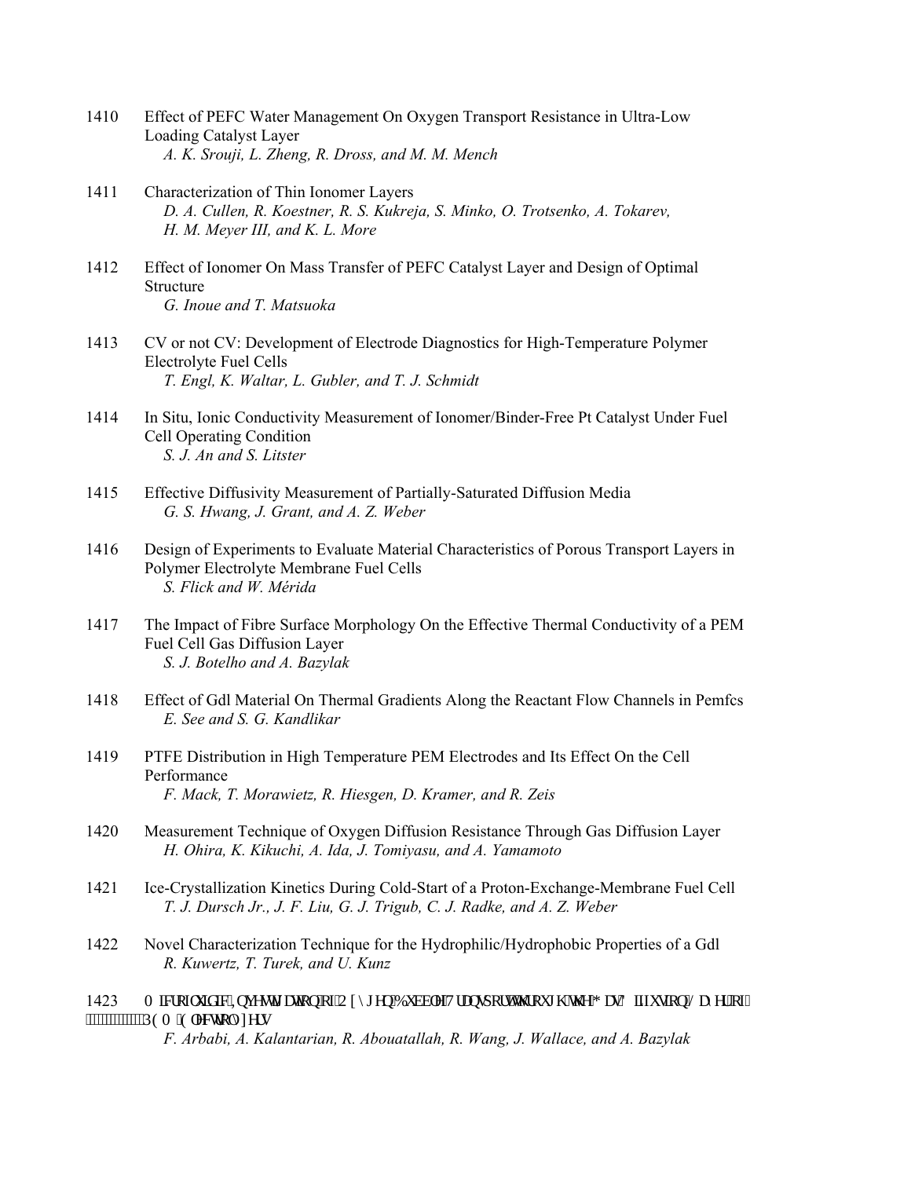1410 Effect of PEFC Water Management On Oxygen Transport Resistance in Ultra-Low Loading Catalyst Layer
*A. K. Srouji, L. Zheng, R. Dross, and M. M. Mench*

1411 Characterization of Thin Ionomer Layers
*D. A. Cullen, R. Koestner, R. S. Kukreja, S. Minko, O. Trotsenko, A. Tokarev, H. M. Meyer III, and K. L. More*

1412 Effect of Ionomer On Mass Transfer of PEFC Catalyst Layer and Design of Optimal Structure
*G. Inoue and T. Matsuoka*

1413 CV or not CV: Development of Electrode Diagnostics for High-Temperature Polymer Electrolyte Fuel Cells
*T. Engl, K. Waltar, L. Gubler, and T. J. Schmidt*

1414 In Situ, Ionic Conductivity Measurement of Ionomer/Binder-Free Pt Catalyst Under Fuel Cell Operating Condition
*S. J. An and S. Litster*

1415 Effective Diffusivity Measurement of Partially-Saturated Diffusion Media
*G. S. Hwang, J. Grant, and A. Z. Weber*

1416 Design of Experiments to Evaluate Material Characteristics of Porous Transport Layers in Polymer Electrolyte Membrane Fuel Cells
*S. Flick and W. Mérida*

1417 The Impact of Fibre Surface Morphology On the Effective Thermal Conductivity of a PEM Fuel Cell Gas Diffusion Layer
*S. J. Botelho and A. Bazylak*

1418 Effect of Gdl Material On Thermal Gradients Along the Reactant Flow Channels in Pemfcs
*E. See and S. G. Kandlikar*

1419 PTFE Distribution in High Temperature PEM Electrodes and Its Effect On the Cell Performance
*F. Mack, T. Morawietz, R. Hiesgen, D. Kramer, and R. Zeis*

1420 Measurement Technique of Oxygen Diffusion Resistance Through Gas Diffusion Layer
*H. Ohira, K. Kikuchi, A. Ida, J. Tomiyasu, and A. Yamamoto*

1421 Ice-Crystallization Kinetics During Cold-Start of a Proton-Exchange-Membrane Fuel Cell
*T. J. Dursch Jr., J. F. Liu, G. J. Trigub, C. J. Radke, and A. Z. Weber*

1422 Novel Characterization Technique for the Hydrophilic/Hydrophobic Properties of a Gdl
*R. Kuwertz, T. Turek, and U. Kunz*

1423 Microfluidic Investigation of Oxygen Bubble Transport through the Gas Diffusion Layer of PEM Electrolyzers
*F. Arbabi, A. Kalantarian, R. Abouatallah, R. Wang, J. Wallace, and A. Bazylak*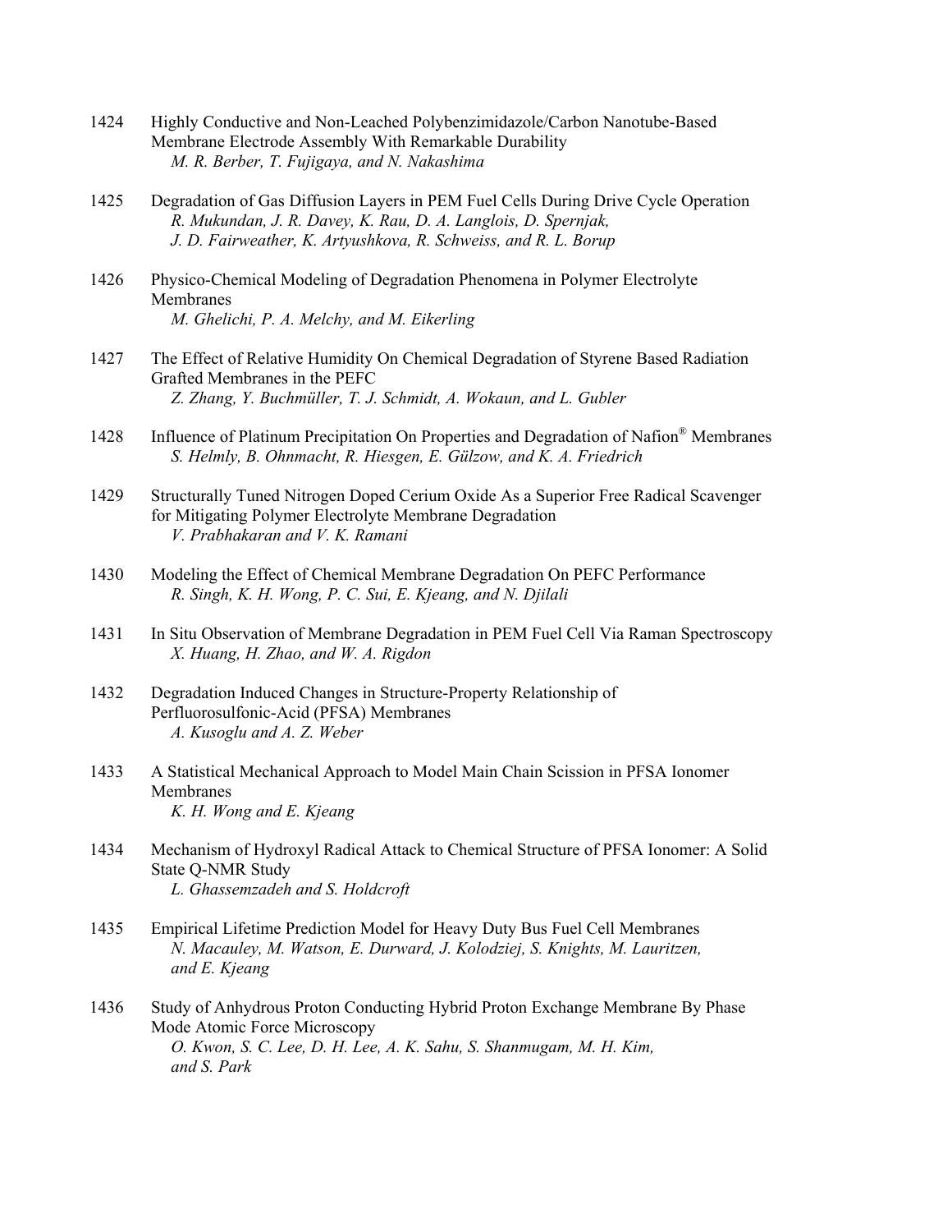1424 Highly Conductive and Non-Leached Polybenzimidazole/Carbon Nanotube-Based Membrane Electrode Assembly With Remarkable Durability
*M. R. Berber, T. Fujigaya, and N. Nakashima*

1425 Degradation of Gas Diffusion Layers in PEM Fuel Cells During Drive Cycle Operation
*R. Mukundan, J. R. Davey, K. Rau, D. A. Langlois, D. Spernjak, J. D. Fairweather, K. Artyushkova, R. Schweiss, and R. L. Borup*

1426 Physico-Chemical Modeling of Degradation Phenomena in Polymer Electrolyte Membranes
*M. Ghelichi, P. A. Melchy, and M. Eikerling*

1427 The Effect of Relative Humidity On Chemical Degradation of Styrene Based Radiation Grafted Membranes in the PEFC
*Z. Zhang, Y. Buchmüller, T. J. Schmidt, A. Wokaun, and L. Gubler*

1428 Influence of Platinum Precipitation On Properties and Degradation of Nafion® Membranes
*S. Helmly, B. Ohnmacht, R. Hiesgen, E. Gülzow, and K. A. Friedrich*

1429 Structurally Tuned Nitrogen Doped Cerium Oxide As a Superior Free Radical Scavenger for Mitigating Polymer Electrolyte Membrane Degradation
*V. Prabhakaran and V. K. Ramani*

1430 Modeling the Effect of Chemical Membrane Degradation On PEFC Performance
*R. Singh, K. H. Wong, P. C. Sui, E. Kjeang, and N. Djilali*

1431 In Situ Observation of Membrane Degradation in PEM Fuel Cell Via Raman Spectroscopy
*X. Huang, H. Zhao, and W. A. Rigdon*

1432 Degradation Induced Changes in Structure-Property Relationship of Perfluorosulfonic-Acid (PFSA) Membranes
*A. Kusoglu and A. Z. Weber*

1433 A Statistical Mechanical Approach to Model Main Chain Scission in PFSA Ionomer Membranes
*K. H. Wong and E. Kjeang*

1434 Mechanism of Hydroxyl Radical Attack to Chemical Structure of PFSA Ionomer: A Solid State Q-NMR Study
*L. Ghassemzadeh and S. Holdcroft*

1435 Empirical Lifetime Prediction Model for Heavy Duty Bus Fuel Cell Membranes
*N. Macauley, M. Watson, E. Durward, J. Kolodziej, S. Knights, M. Lauritzen, and E. Kjeang*

1436 Study of Anhydrous Proton Conducting Hybrid Proton Exchange Membrane By Phase Mode Atomic Force Microscopy
*O. Kwon, S. C. Lee, D. H. Lee, A. K. Sahu, S. Shanmugam, M. H. Kim, and S. Park*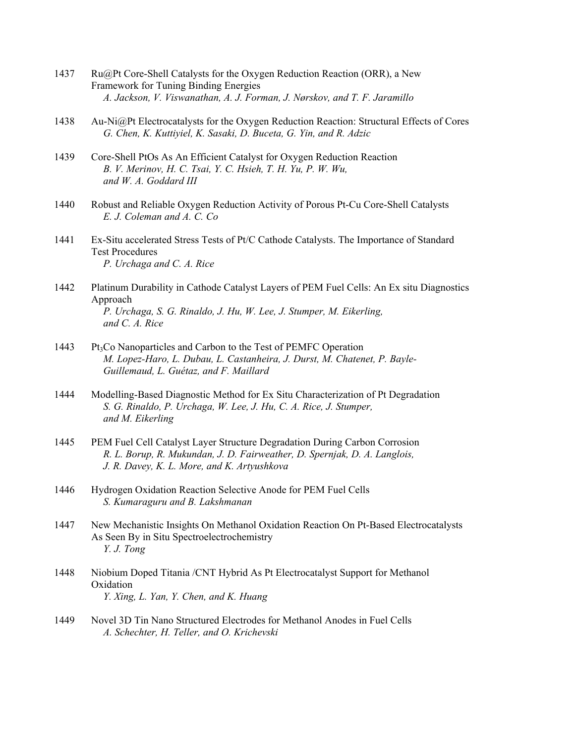1437 Ru@Pt Core-Shell Catalysts for the Oxygen Reduction Reaction (ORR), a New Framework for Tuning Binding Energies
*A. Jackson, V. Viswanathan, A. J. Forman, J. Nørskov, and T. F. Jaramillo*

1438 Au-Ni@Pt Electrocatalysts for the Oxygen Reduction Reaction: Structural Effects of Cores
*G. Chen, K. Kuttiyiel, K. Sasaki, D. Buceta, G. Yin, and R. Adzic*

1439 Core-Shell PtOs As An Efficient Catalyst for Oxygen Reduction Reaction
*B. V. Merinov, H. C. Tsai, Y. C. Hsieh, T. H. Yu, P. W. Wu, and W. A. Goddard III*

1440 Robust and Reliable Oxygen Reduction Activity of Porous Pt-Cu Core-Shell Catalysts
*E. J. Coleman and A. C. Co*

1441 Ex-Situ accelerated Stress Tests of Pt/C Cathode Catalysts. The Importance of Standard Test Procedures
*P. Urchaga and C. A. Rice*

1442 Platinum Durability in Cathode Catalyst Layers of PEM Fuel Cells: An Ex situ Diagnostics Approach
*P. Urchaga, S. G. Rinaldo, J. Hu, W. Lee, J. Stumper, M. Eikerling, and C. A. Rice*

1443 $Pt_3Co$ Nanoparticles and Carbon to the Test of PEMFC Operation
*M. Lopez-Haro, L. Dubau, L. Castanheira, J. Durst, M. Chatenet, P. Bayle-Guillemaud, L. Guétaz, and F. Maillard*

1444 Modelling-Based Diagnostic Method for Ex Situ Characterization of Pt Degradation
*S. G. Rinaldo, P. Urchaga, W. Lee, J. Hu, C. A. Rice, J. Stumper, and M. Eikerling*

1445 PEM Fuel Cell Catalyst Layer Structure Degradation During Carbon Corrosion
*R. L. Borup, R. Mukundan, J. D. Fairweather, D. Spernjak, D. A. Langlois, J. R. Davey, K. L. More, and K. Artyushkova*

1446 Hydrogen Oxidation Reaction Selective Anode for PEM Fuel Cells
*S. Kumaraguru and B. Lakshmanan*

1447 New Mechanistic Insights On Methanol Oxidation Reaction On Pt-Based Electrocatalysts As Seen By in Situ Spectroelectrochemistry
*Y. J. Tong*

1448 Niobium Doped Titania /CNT Hybrid As Pt Electrocatalyst Support for Methanol Oxidation
*Y. Xing, L. Yan, Y. Chen, and K. Huang*

1449 Novel 3D Tin Nano Structured Electrodes for Methanol Anodes in Fuel Cells
*A. Schechter, H. Teller, and O. Krichevski*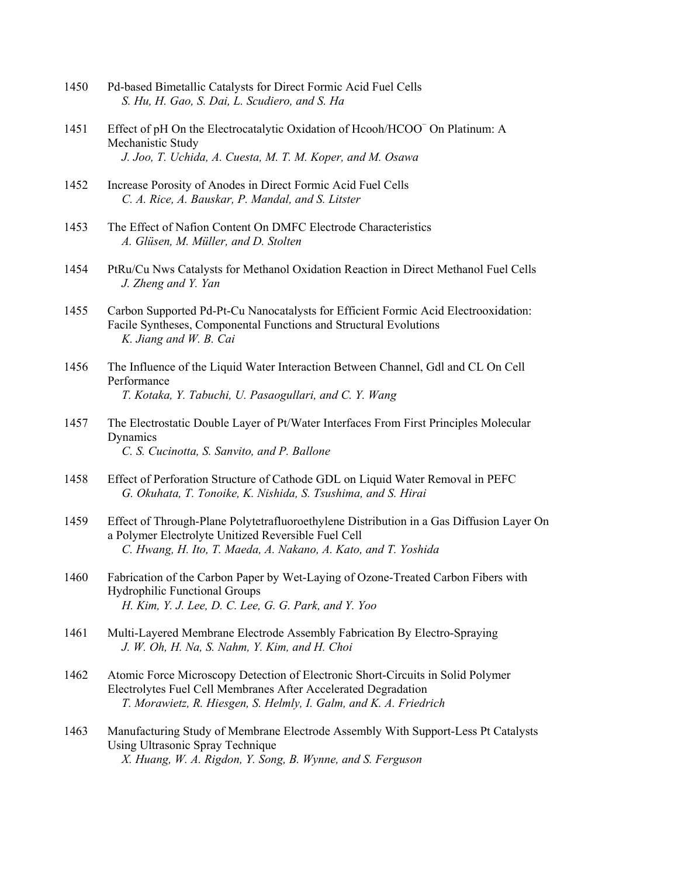1450 Pd-based Bimetallic Catalysts for Direct Formic Acid Fuel Cells
*S. Hu, H. Gao, S. Dai, L. Scudiero, and S. Ha*

1451 Effect of pH On the Electrocatalytic Oxidation of Hcooh/$HCOO^{-}$ On Platinum: A Mechanistic Study
*J. Joo, T. Uchida, A. Cuesta, M. T. M. Koper, and M. Osawa*

1452 Increase Porosity of Anodes in Direct Formic Acid Fuel Cells
*C. A. Rice, A. Bauskar, P. Mandal, and S. Litster*

1453 The Effect of Nafion Content On DMFC Electrode Characteristics
*A. Glüsen, M. Müller, and D. Stolten*

1454 PtRu/Cu Nws Catalysts for Methanol Oxidation Reaction in Direct Methanol Fuel Cells
*J. Zheng and Y. Yan*

1455 Carbon Supported Pd-Pt-Cu Nanocatalysts for Efficient Formic Acid Electrooxidation: Facile Syntheses, Componental Functions and Structural Evolutions
*K. Jiang and W. B. Cai*

1456 The Influence of the Liquid Water Interaction Between Channel, Gdl and CL On Cell Performance
*T. Kotaka, Y. Tabuchi, U. Pasaogullari, and C. Y. Wang*

1457 The Electrostatic Double Layer of Pt/Water Interfaces From First Principles Molecular Dynamics
*C. S. Cucinotta, S. Sanvito, and P. Ballone*

1458 Effect of Perforation Structure of Cathode GDL on Liquid Water Removal in PEFC
*G. Okuhata, T. Tonoike, K. Nishida, S. Tsushima, and S. Hirai*

1459 Effect of Through-Plane Polytetrafluoroethylene Distribution in a Gas Diffusion Layer On a Polymer Electrolyte Unitized Reversible Fuel Cell
*C. Hwang, H. Ito, T. Maeda, A. Nakano, A. Kato, and T. Yoshida*

1460 Fabrication of the Carbon Paper by Wet-Laying of Ozone-Treated Carbon Fibers with Hydrophilic Functional Groups
*H. Kim, Y. J. Lee, D. C. Lee, G. G. Park, and Y. Yoo*

1461 Multi-Layered Membrane Electrode Assembly Fabrication By Electro-Spraying
*J. W. Oh, H. Na, S. Nahm, Y. Kim, and H. Choi*

1462 Atomic Force Microscopy Detection of Electronic Short-Circuits in Solid Polymer Electrolytes Fuel Cell Membranes After Accelerated Degradation
*T. Morawietz, R. Hiesgen, S. Helmly, I. Galm, and K. A. Friedrich*

1463 Manufacturing Study of Membrane Electrode Assembly With Support-Less Pt Catalysts Using Ultrasonic Spray Technique
*X. Huang, W. A. Rigdon, Y. Song, B. Wynne, and S. Ferguson*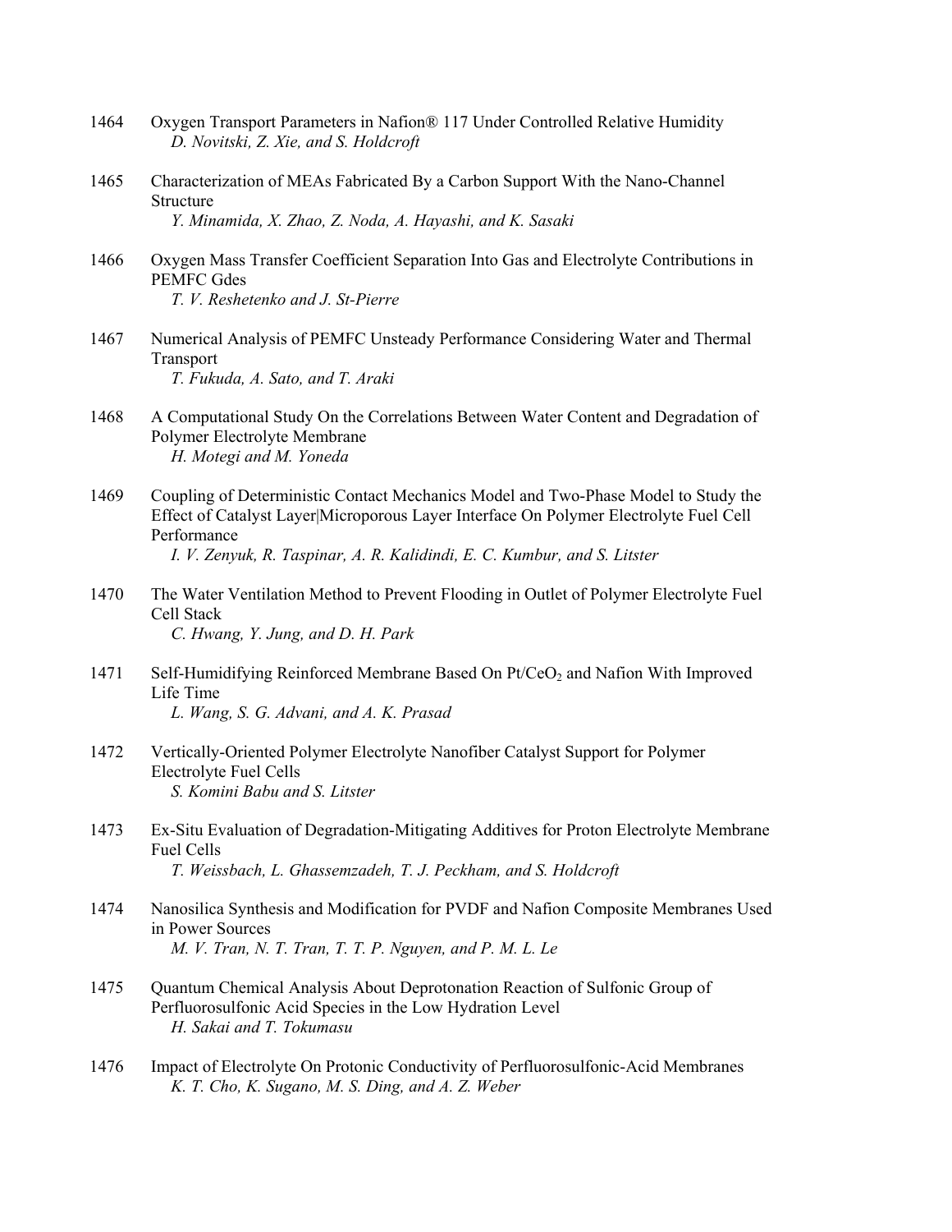1464 Oxygen Transport Parameters in Nafion® 117 Under Controlled Relative Humidity
*D. Novitski, Z. Xie, and S. Holdcroft*

1465 Characterization of MEAs Fabricated By a Carbon Support With the Nano-Channel Structure
*Y. Minamida, X. Zhao, Z. Noda, A. Hayashi, and K. Sasaki*

1466 Oxygen Mass Transfer Coefficient Separation Into Gas and Electrolyte Contributions in PEMFC Gdes
*T. V. Reshetenko and J. St-Pierre*

1467 Numerical Analysis of PEMFC Unsteady Performance Considering Water and Thermal Transport
*T. Fukuda, A. Sato, and T. Araki*

1468 A Computational Study On the Correlations Between Water Content and Degradation of Polymer Electrolyte Membrane
*H. Motegi and M. Yoneda*

1469 Coupling of Deterministic Contact Mechanics Model and Two-Phase Model to Study the Effect of Catalyst Layer|Microporous Layer Interface On Polymer Electrolyte Fuel Cell Performance
*I. V. Zenyuk, R. Taspinar, A. R. Kalidindi, E. C. Kumbur, and S. Litster*

1470 The Water Ventilation Method to Prevent Flooding in Outlet of Polymer Electrolyte Fuel Cell Stack
*C. Hwang, Y. Jung, and D. H. Park*

1471 Self-Humidifying Reinforced Membrane Based On Pt/$CeO_2$ and Nafion With Improved Life Time
*L. Wang, S. G. Advani, and A. K. Prasad*

1472 Vertically-Oriented Polymer Electrolyte Nanofiber Catalyst Support for Polymer Electrolyte Fuel Cells
*S. Komini Babu and S. Litster*

1473 Ex-Situ Evaluation of Degradation-Mitigating Additives for Proton Electrolyte Membrane Fuel Cells
*T. Weissbach, L. Ghassemzadeh, T. J. Peckham, and S. Holdcroft*

1474 Nanosilica Synthesis and Modification for PVDF and Nafion Composite Membranes Used in Power Sources
*M. V. Tran, N. T. Tran, T. T. P. Nguyen, and P. M. L. Le*

1475 Quantum Chemical Analysis About Deprotonation Reaction of Sulfonic Group of Perfluorosulfonic Acid Species in the Low Hydration Level
*H. Sakai and T. Tokumasu*

1476 Impact of Electrolyte On Protonic Conductivity of Perfluorosulfonic-Acid Membranes
*K. T. Cho, K. Sugano, M. S. Ding, and A. Z. Weber*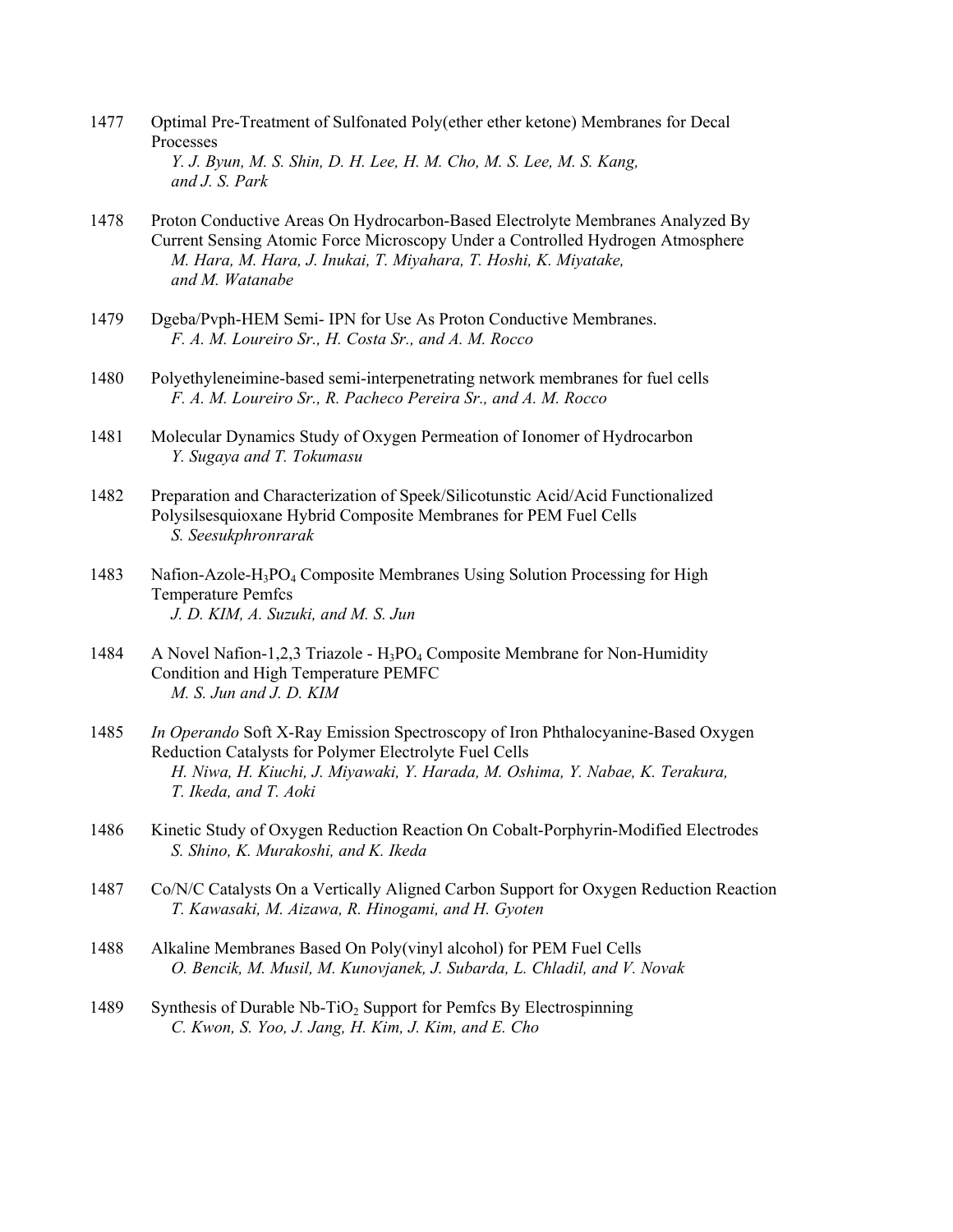1477 Optimal Pre-Treatment of Sulfonated Poly(ether ether ketone) Membranes for Decal Processes
*Y. J. Byun, M. S. Shin, D. H. Lee, H. M. Cho, M. S. Lee, M. S. Kang, and J. S. Park*

1478 Proton Conductive Areas On Hydrocarbon-Based Electrolyte Membranes Analyzed By Current Sensing Atomic Force Microscopy Under a Controlled Hydrogen Atmosphere
*M. Hara, M. Hara, J. Inukai, T. Miyahara, T. Hoshi, K. Miyatake, and M. Watanabe*

1479 Dgeba/Pvph-HEM Semi- IPN for Use As Proton Conductive Membranes.
*F. A. M. Loureiro Sr., H. Costa Sr., and A. M. Rocco*

1480 Polyethyleneimine-based semi-interpenetrating network membranes for fuel cells
*F. A. M. Loureiro Sr., R. Pacheco Pereira Sr., and A. M. Rocco*

1481 Molecular Dynamics Study of Oxygen Permeation of Ionomer of Hydrocarbon
*Y. Sugaya and T. Tokumasu*

1482 Preparation and Characterization of Speek/Silicotunstic Acid/Acid Functionalized Polysilsesquioxane Hybrid Composite Membranes for PEM Fuel Cells
*S. Seesukphronrarak*

1483 Nafion-Azole-$H_3PO_4$ Composite Membranes Using Solution Processing for High Temperature Pemfcs
*J. D. KIM, A. Suzuki, and M. S. Jun*

1484 A Novel Nafion-1,2,3 Triazole - $H_3PO_4$ Composite Membrane for Non-Humidity Condition and High Temperature PEMFC
*M. S. Jun and J. D. KIM*

1485 *In Operando* Soft X-Ray Emission Spectroscopy of Iron Phthalocyanine-Based Oxygen Reduction Catalysts for Polymer Electrolyte Fuel Cells
*H. Niwa, H. Kiuchi, J. Miyawaki, Y. Harada, M. Oshima, Y. Nabae, K. Terakura, T. Ikeda, and T. Aoki*

1486 Kinetic Study of Oxygen Reduction Reaction On Cobalt-Porphyrin-Modified Electrodes
*S. Shino, K. Murakoshi, and K. Ikeda*

1487 Co/N/C Catalysts On a Vertically Aligned Carbon Support for Oxygen Reduction Reaction
*T. Kawasaki, M. Aizawa, R. Hinogami, and H. Gyoten*

1488 Alkaline Membranes Based On Poly(vinyl alcohol) for PEM Fuel Cells
*O. Bencik, M. Musil, M. Kunovjanek, J. Subarda, L. Chladil, and V. Novak*

1489 Synthesis of Durable Nb-$TiO_2$ Support for Pemfcs By Electrospinning
*C. Kwon, S. Yoo, J. Jang, H. Kim, J. Kim, and E. Cho*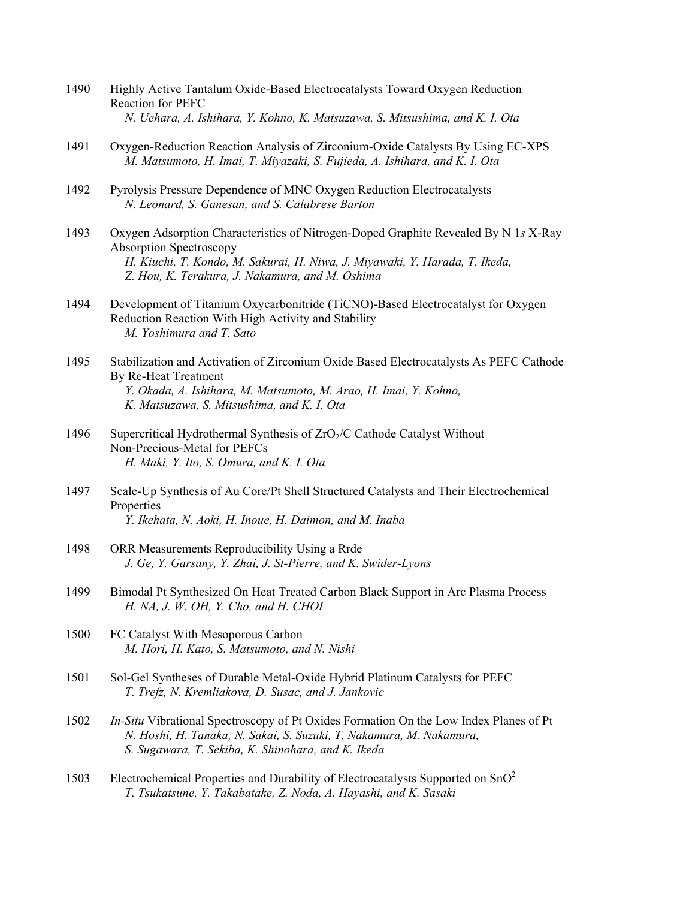1490 Highly Active Tantalum Oxide-Based Electrocatalysts Toward Oxygen Reduction Reaction for PEFC
*N. Uehara, A. Ishihara, Y. Kohno, K. Matsuzawa, S. Mitsushima, and K. I. Ota*

1491 Oxygen-Reduction Reaction Analysis of Zirconium-Oxide Catalysts By Using EC-XPS
*M. Matsumoto, H. Imai, T. Miyazaki, S. Fujieda, A. Ishihara, and K. I. Ota*

1492 Pyrolysis Pressure Dependence of MNC Oxygen Reduction Electrocatalysts
*N. Leonard, S. Ganesan, and S. Calabrese Barton*

1493 Oxygen Adsorption Characteristics of Nitrogen-Doped Graphite Revealed By N 1*s* X-Ray Absorption Spectroscopy
*H. Kiuchi, T. Kondo, M. Sakurai, H. Niwa, J. Miyawaki, Y. Harada, T. Ikeda, Z. Hou, K. Terakura, J. Nakamura, and M. Oshima*

1494 Development of Titanium Oxycarbonitride (TiCNO)-Based Electrocatalyst for Oxygen Reduction Reaction With High Activity and Stability
*M. Yoshimura and T. Sato*

1495 Stabilization and Activation of Zirconium Oxide Based Electrocatalysts As PEFC Cathode By Re-Heat Treatment
*Y. Okada, A. Ishihara, M. Matsumoto, M. Arao, H. Imai, Y. Kohno, K. Matsuzawa, S. Mitsushima, and K. I. Ota*

1496 Supercritical Hydrothermal Synthesis of $ZrO_2$/C Cathode Catalyst Without Non-Precious-Metal for PEFCs
*H. Maki, Y. Ito, S. Omura, and K. I. Ota*

1497 Scale-Up Synthesis of Au Core/Pt Shell Structured Catalysts and Their Electrochemical Properties
*Y. Ikehata, N. Aoki, H. Inoue, H. Daimon, and M. Inaba*

1498 ORR Measurements Reproducibility Using a Rrde
*J. Ge, Y. Garsany, Y. Zhai, J. St-Pierre, and K. Swider-Lyons*

1499 Bimodal Pt Synthesized On Heat Treated Carbon Black Support in Arc Plasma Process
*H. NA, J. W. OH, Y. Cho, and H. CHOI*

1500 FC Catalyst With Mesoporous Carbon
*M. Hori, H. Kato, S. Matsumoto, and N. Nishi*

1501 Sol-Gel Syntheses of Durable Metal-Oxide Hybrid Platinum Catalysts for PEFC
*T. Trefz, N. Kremliakova, D. Susac, and J. Jankovic*

1502 *In-Situ* Vibrational Spectroscopy of Pt Oxides Formation On the Low Index Planes of Pt
*N. Hoshi, H. Tanaka, N. Sakai, S. Suzuki, T. Nakamura, M. Nakamura, S. Sugawara, T. Sekiba, K. Shinohara, and K. Ikeda*

1503 Electrochemical Properties and Durability of Electrocatalysts Supported on $SnO^2$
*T. Tsukatsune, Y. Takabatake, Z. Noda, A. Hayashi, and K. Sasaki*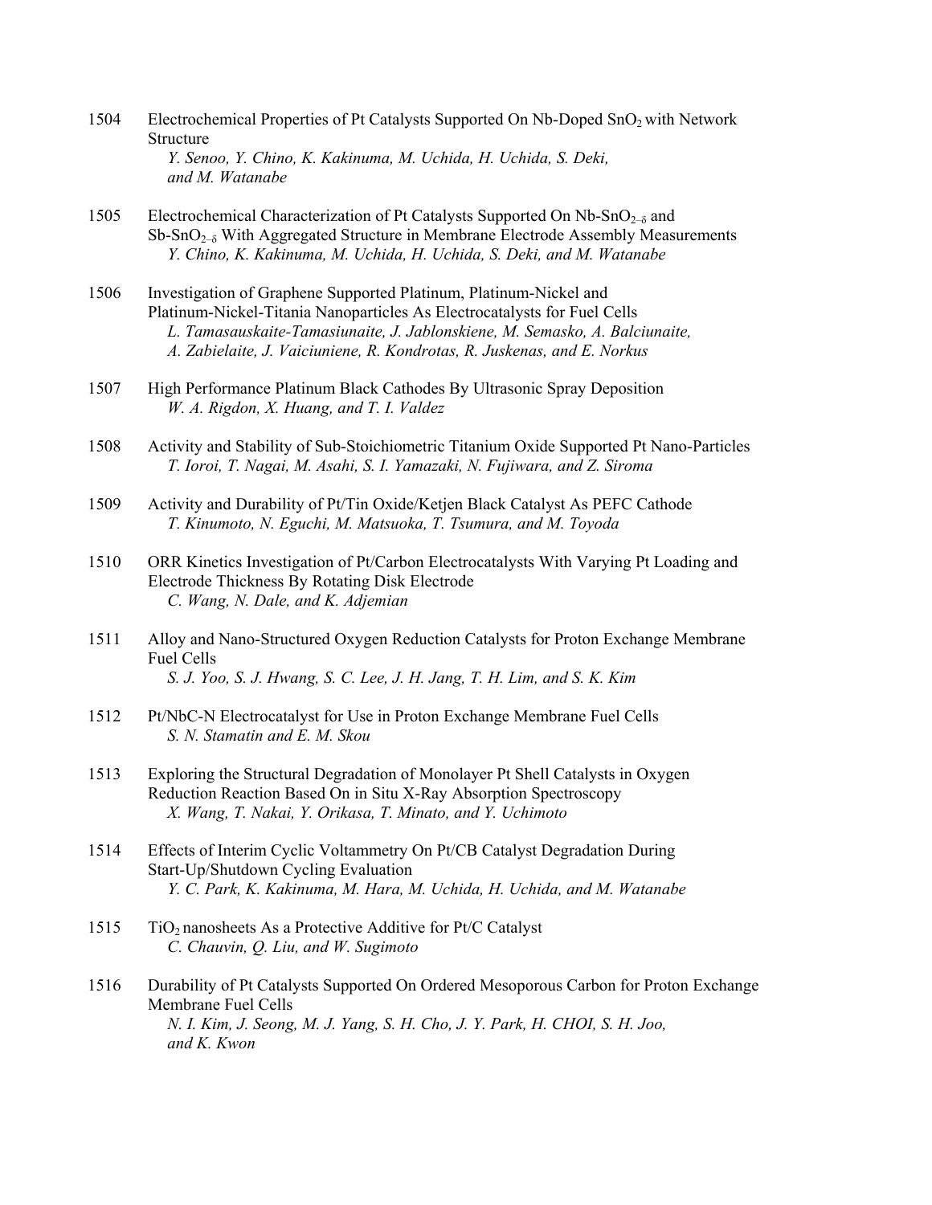1504 Electrochemical Properties of Pt Catalysts Supported On Nb-Doped $SnO_2$ with Network Structure
*Y. Senoo, Y. Chino, K. Kakinuma, M. Uchida, H. Uchida, S. Deki, and M. Watanabe*

1505 Electrochemical Characterization of Pt Catalysts Supported On Nb-$SnO_{2-\delta}$ and Sb-$SnO_{2-\delta}$ With Aggregated Structure in Membrane Electrode Assembly Measurements
*Y. Chino, K. Kakinuma, M. Uchida, H. Uchida, S. Deki, and M. Watanabe*

1506 Investigation of Graphene Supported Platinum, Platinum-Nickel and Platinum-Nickel-Titania Nanoparticles As Electrocatalysts for Fuel Cells
*L. Tamasauskaite-Tamasiunaite, J. Jablonskiene, M. Semasko, A. Balciunaite, A. Zabielaite, J. Vaiciuniene, R. Kondrotas, R. Juskenas, and E. Norkus*

1507 High Performance Platinum Black Cathodes By Ultrasonic Spray Deposition
*W. A. Rigdon, X. Huang, and T. I. Valdez*

1508 Activity and Stability of Sub-Stoichiometric Titanium Oxide Supported Pt Nano-Particles
*T. Ioroi, T. Nagai, M. Asahi, S. I. Yamazaki, N. Fujiwara, and Z. Siroma*

1509 Activity and Durability of Pt/Tin Oxide/Ketjen Black Catalyst As PEFC Cathode
*T. Kinumoto, N. Eguchi, M. Matsuoka, T. Tsumura, and M. Toyoda*

1510 ORR Kinetics Investigation of Pt/Carbon Electrocatalysts With Varying Pt Loading and Electrode Thickness By Rotating Disk Electrode
*C. Wang, N. Dale, and K. Adjemian*

1511 Alloy and Nano-Structured Oxygen Reduction Catalysts for Proton Exchange Membrane Fuel Cells
*S. J. Yoo, S. J. Hwang, S. C. Lee, J. H. Jang, T. H. Lim, and S. K. Kim*

1512 Pt/NbC-N Electrocatalyst for Use in Proton Exchange Membrane Fuel Cells
*S. N. Stamatin and E. M. Skou*

1513 Exploring the Structural Degradation of Monolayer Pt Shell Catalysts in Oxygen Reduction Reaction Based On in Situ X-Ray Absorption Spectroscopy
*X. Wang, T. Nakai, Y. Orikasa, T. Minato, and Y. Uchimoto*

1514 Effects of Interim Cyclic Voltammetry On Pt/CB Catalyst Degradation During Start-Up/Shutdown Cycling Evaluation
*Y. C. Park, K. Kakinuma, M. Hara, M. Uchida, H. Uchida, and M. Watanabe*

1515 $TiO_2$ nanosheets As a Protective Additive for Pt/C Catalyst
*C. Chauvin, Q. Liu, and W. Sugimoto*

1516 Durability of Pt Catalysts Supported On Ordered Mesoporous Carbon for Proton Exchange Membrane Fuel Cells
*N. I. Kim, J. Seong, M. J. Yang, S. H. Cho, J. Y. Park, H. CHOI, S. H. Joo, and K. Kwon*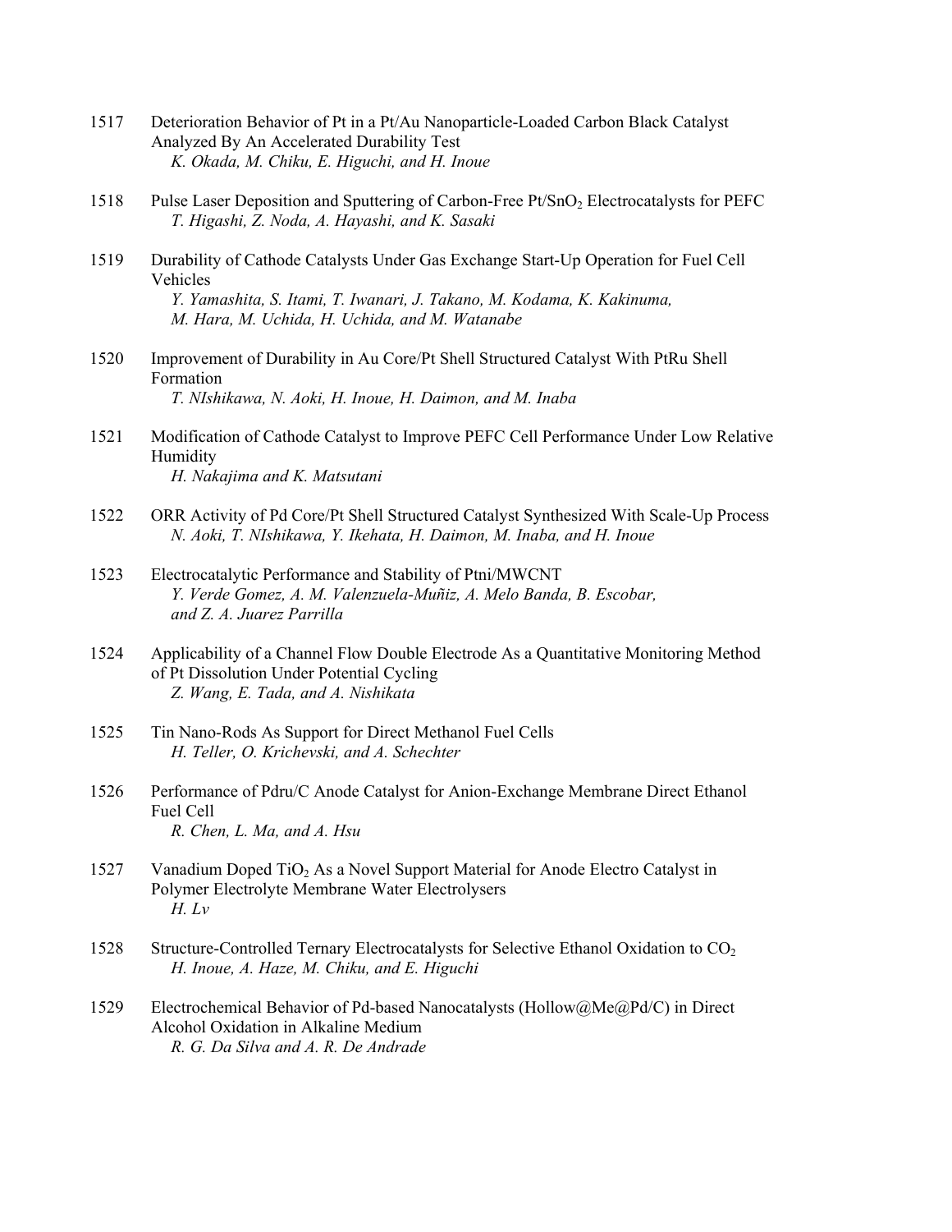1517 Deterioration Behavior of Pt in a Pt/Au Nanoparticle-Loaded Carbon Black Catalyst Analyzed By An Accelerated Durability Test
*K. Okada, M. Chiku, E. Higuchi, and H. Inoue*

1518 Pulse Laser Deposition and Sputtering of Carbon-Free Pt/$SnO_2$ Electrocatalysts for PEFC
*T. Higashi, Z. Noda, A. Hayashi, and K. Sasaki*

1519 Durability of Cathode Catalysts Under Gas Exchange Start-Up Operation for Fuel Cell Vehicles
*Y. Yamashita, S. Itami, T. Iwanari, J. Takano, M. Kodama, K. Kakinuma, M. Hara, M. Uchida, H. Uchida, and M. Watanabe*

1520 Improvement of Durability in Au Core/Pt Shell Structured Catalyst With PtRu Shell Formation
*T. NIshikawa, N. Aoki, H. Inoue, H. Daimon, and M. Inaba*

1521 Modification of Cathode Catalyst to Improve PEFC Cell Performance Under Low Relative Humidity
*H. Nakajima and K. Matsutani*

1522 ORR Activity of Pd Core/Pt Shell Structured Catalyst Synthesized With Scale-Up Process
*N. Aoki, T. NIshikawa, Y. Ikehata, H. Daimon, M. Inaba, and H. Inoue*

1523 Electrocatalytic Performance and Stability of Ptni/MWCNT
*Y. Verde Gomez, A. M. Valenzuela-Muñiz, A. Melo Banda, B. Escobar, and Z. A. Juarez Parrilla*

1524 Applicability of a Channel Flow Double Electrode As a Quantitative Monitoring Method of Pt Dissolution Under Potential Cycling
*Z. Wang, E. Tada, and A. Nishikata*

1525 Tin Nano-Rods As Support for Direct Methanol Fuel Cells
*H. Teller, O. Krichevski, and A. Schechter*

1526 Performance of Pdru/C Anode Catalyst for Anion-Exchange Membrane Direct Ethanol Fuel Cell
*R. Chen, L. Ma, and A. Hsu*

1527 Vanadium Doped $TiO_2$ As a Novel Support Material for Anode Electro Catalyst in Polymer Electrolyte Membrane Water Electrolysers
*H. Lv*

1528 Structure-Controlled Ternary Electrocatalysts for Selective Ethanol Oxidation to $CO_2$
*H. Inoue, A. Haze, M. Chiku, and E. Higuchi*

1529 Electrochemical Behavior of Pd-based Nanocatalysts (Hollow@Me@Pd/C) in Direct Alcohol Oxidation in Alkaline Medium
*R. G. Da Silva and A. R. De Andrade*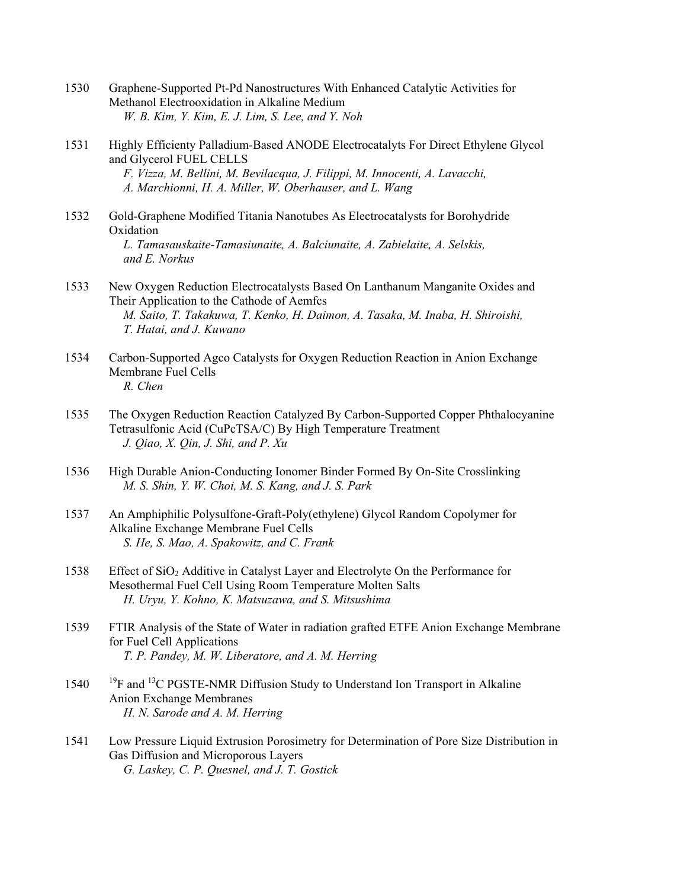1530 Graphene-Supported Pt-Pd Nanostructures With Enhanced Catalytic Activities for Methanol Electrooxidation in Alkaline Medium
*W. B. Kim, Y. Kim, E. J. Lim, S. Lee, and Y. Noh*

1531 Highly Efficiency Palladium-Based ANODE Electrocatalyts For Direct Ethylene Glycol and Glycerol FUEL CELLS
*F. Vizza, M. Bellini, M. Bevilacqua, J. Filippi, M. Innocenti, A. Lavacchi, A. Marchionni, H. A. Miller, W. Oberhauser, and L. Wang*

1532 Gold-Graphene Modified Titania Nanotubes As Electrocatalysts for Borohydride Oxidation
*L. Tamasauskaite-Tamasiunaite, A. Balciunaite, A. Zabielaite, A. Selskis, and E. Norkus*

1533 New Oxygen Reduction Electrocatalysts Based On Lanthanum Manganite Oxides and Their Application to the Cathode of Aemfcs
*M. Saito, T. Takakuwa, T. Kenko, H. Daimon, A. Tasaka, M. Inaba, H. Shiroishi, T. Hatai, and J. Kuwano*

1534 Carbon-Supported Agco Catalysts for Oxygen Reduction Reaction in Anion Exchange Membrane Fuel Cells
*R. Chen*

1535 The Oxygen Reduction Reaction Catalyzed By Carbon-Supported Copper Phthalocyanine Tetrasulfonic Acid (CuPcTSA/C) By High Temperature Treatment
*J. Qiao, X. Qin, J. Shi, and P. Xu*

1536 High Durable Anion-Conducting Ionomer Binder Formed By On-Site Crosslinking
*M. S. Shin, Y. W. Choi, M. S. Kang, and J. S. Park*

1537 An Amphiphilic Polysulfone-Graft-Poly(ethylene) Glycol Random Copolymer for Alkaline Exchange Membrane Fuel Cells
*S. He, S. Mao, A. Spakowitz, and C. Frank*

1538 Effect of $SiO_2$ Additive in Catalyst Layer and Electrolyte On the Performance for Mesothermal Fuel Cell Using Room Temperature Molten Salts
*H. Uryu, Y. Kohno, K. Matsuzawa, and S. Mitsushima*

1539 FTIR Analysis of the State of Water in radiation grafted ETFE Anion Exchange Membrane for Fuel Cell Applications
*T. P. Pandey, M. W. Liberatore, and A. M. Herring*

1540 $^{19}F$ and $^{13}C$ PGSTE-NMR Diffusion Study to Understand Ion Transport in Alkaline Anion Exchange Membranes
*H. N. Sarode and A. M. Herring*

1541 Low Pressure Liquid Extrusion Porosimetry for Determination of Pore Size Distribution in Gas Diffusion and Microporous Layers
*G. Laskey, C. P. Quesnel, and J. T. Gostick*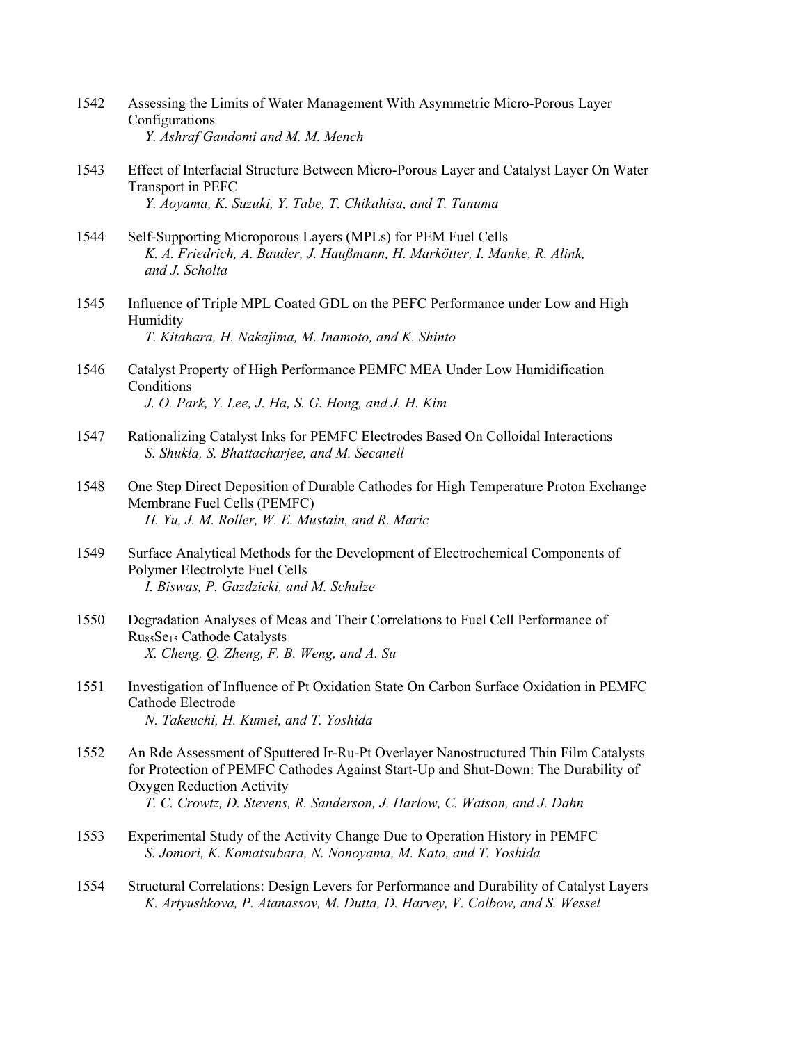1542 Assessing the Limits of Water Management With Asymmetric Micro-Porous Layer Configurations
*Y. Ashraf Gandomi and M. M. Mench*

1543 Effect of Interfacial Structure Between Micro-Porous Layer and Catalyst Layer On Water Transport in PEFC
*Y. Aoyama, K. Suzuki, Y. Tabe, T. Chikahisa, and T. Tanuma*

1544 Self-Supporting Microporous Layers (MPLs) for PEM Fuel Cells
*K. A. Friedrich, A. Bauder, J. Haußmann, H. Markötter, I. Manke, R. Alink, and J. Scholta*

1545 Influence of Triple MPL Coated GDL on the PEFC Performance under Low and High Humidity
*T. Kitahara, H. Nakajima, M. Inamoto, and K. Shinto*

1546 Catalyst Property of High Performance PEMFC MEA Under Low Humidification Conditions
*J. O. Park, Y. Lee, J. Ha, S. G. Hong, and J. H. Kim*

1547 Rationalizing Catalyst Inks for PEMFC Electrodes Based On Colloidal Interactions
*S. Shukla, S. Bhattacharjee, and M. Secanell*

1548 One Step Direct Deposition of Durable Cathodes for High Temperature Proton Exchange Membrane Fuel Cells (PEMFC)
*H. Yu, J. M. Roller, W. E. Mustain, and R. Maric*

1549 Surface Analytical Methods for the Development of Electrochemical Components of Polymer Electrolyte Fuel Cells
*I. Biswas, P. Gazdzicki, and M. Schulze*

1550 Degradation Analyses of Meas and Their Correlations to Fuel Cell Performance of $Ru_{85}Se_{15}$ Cathode Catalysts
*X. Cheng, Q. Zheng, F. B. Weng, and A. Su*

1551 Investigation of Influence of Pt Oxidation State On Carbon Surface Oxidation in PEMFC Cathode Electrode
*N. Takeuchi, H. Kumei, and T. Yoshida*

1552 An Rde Assessment of Sputtered Ir-Ru-Pt Overlayer Nanostructured Thin Film Catalysts for Protection of PEMFC Cathodes Against Start-Up and Shut-Down: The Durability of Oxygen Reduction Activity
*T. C. Crowtz, D. Stevens, R. Sanderson, J. Harlow, C. Watson, and J. Dahn*

1553 Experimental Study of the Activity Change Due to Operation History in PEMFC
*S. Jomori, K. Komatsubara, N. Nonoyama, M. Kato, and T. Yoshida*

1554 Structural Correlations: Design Levers for Performance and Durability of Catalyst Layers
*K. Artyushkova, P. Atanassov, M. Dutta, D. Harvey, V. Colbow, and S. Wessel*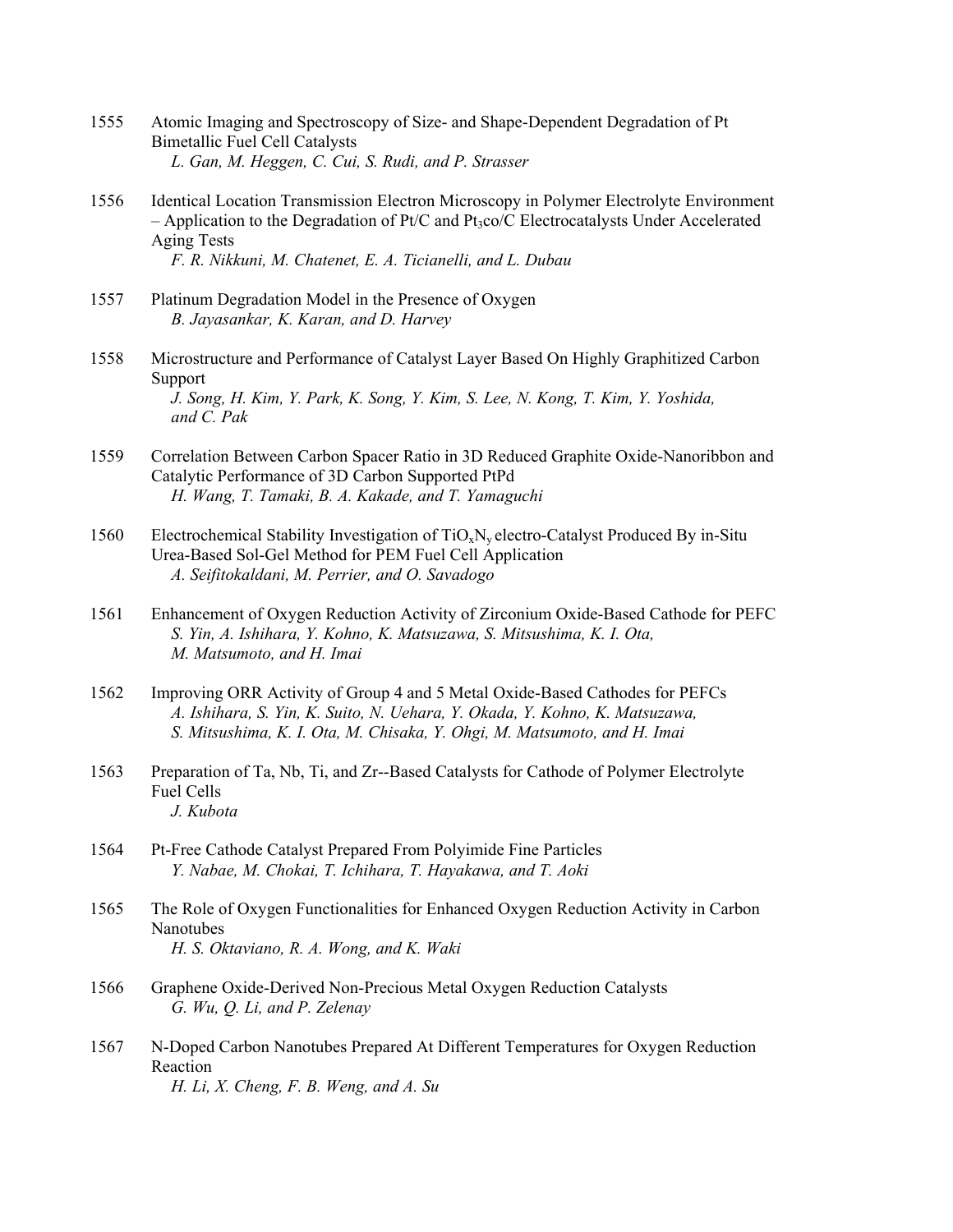1555 Atomic Imaging and Spectroscopy of Size- and Shape-Dependent Degradation of Pt Bimetallic Fuel Cell Catalysts
*L. Gan, M. Heggen, C. Cui, S. Rudi, and P. Strasser*

1556 Identical Location Transmission Electron Microscopy in Polymer Electrolyte Environment – Application to the Degradation of Pt/C and $Pt_3$co/C Electrocatalysts Under Accelerated Aging Tests
*F. R. Nikkuni, M. Chatenet, E. A. Ticianelli, and L. Dubau*

1557 Platinum Degradation Model in the Presence of Oxygen
*B. Jayasankar, K. Karan, and D. Harvey*

1558 Microstructure and Performance of Catalyst Layer Based On Highly Graphitized Carbon Support
*J. Song, H. Kim, Y. Park, K. Song, Y. Kim, S. Lee, N. Kong, T. Kim, Y. Yoshida, and C. Pak*

1559 Correlation Between Carbon Spacer Ratio in 3D Reduced Graphite Oxide-Nanoribbon and Catalytic Performance of 3D Carbon Supported PtPd
*H. Wang, T. Tamaki, B. A. Kakade, and T. Yamaguchi*

1560 Electrochemical Stability Investigation of $TiO_xN_y$ electro-Catalyst Produced By in-Situ Urea-Based Sol-Gel Method for PEM Fuel Cell Application
*A. Seifitokaldani, M. Perrier, and O. Savadogo*

1561 Enhancement of Oxygen Reduction Activity of Zirconium Oxide-Based Cathode for PEFC
*S. Yin, A. Ishihara, Y. Kohno, K. Matsuzawa, S. Mitsushima, K. I. Ota, M. Matsumoto, and H. Imai*

1562 Improving ORR Activity of Group 4 and 5 Metal Oxide-Based Cathodes for PEFCs
*A. Ishihara, S. Yin, K. Suito, N. Uehara, Y. Okada, Y. Kohno, K. Matsuzawa, S. Mitsushima, K. I. Ota, M. Chisaka, Y. Ohgi, M. Matsumoto, and H. Imai*

1563 Preparation of Ta, Nb, Ti, and Zr--Based Catalysts for Cathode of Polymer Electrolyte Fuel Cells
*J. Kubota*

1564 Pt-Free Cathode Catalyst Prepared From Polyimide Fine Particles
*Y. Nabae, M. Chokai, T. Ichihara, T. Hayakawa, and T. Aoki*

1565 The Role of Oxygen Functionalities for Enhanced Oxygen Reduction Activity in Carbon Nanotubes
*H. S. Oktaviano, R. A. Wong, and K. Waki*

1566 Graphene Oxide-Derived Non-Precious Metal Oxygen Reduction Catalysts
*G. Wu, Q. Li, and P. Zelenay*

1567 N-Doped Carbon Nanotubes Prepared At Different Temperatures for Oxygen Reduction Reaction
*H. Li, X. Cheng, F. B. Weng, and A. Su*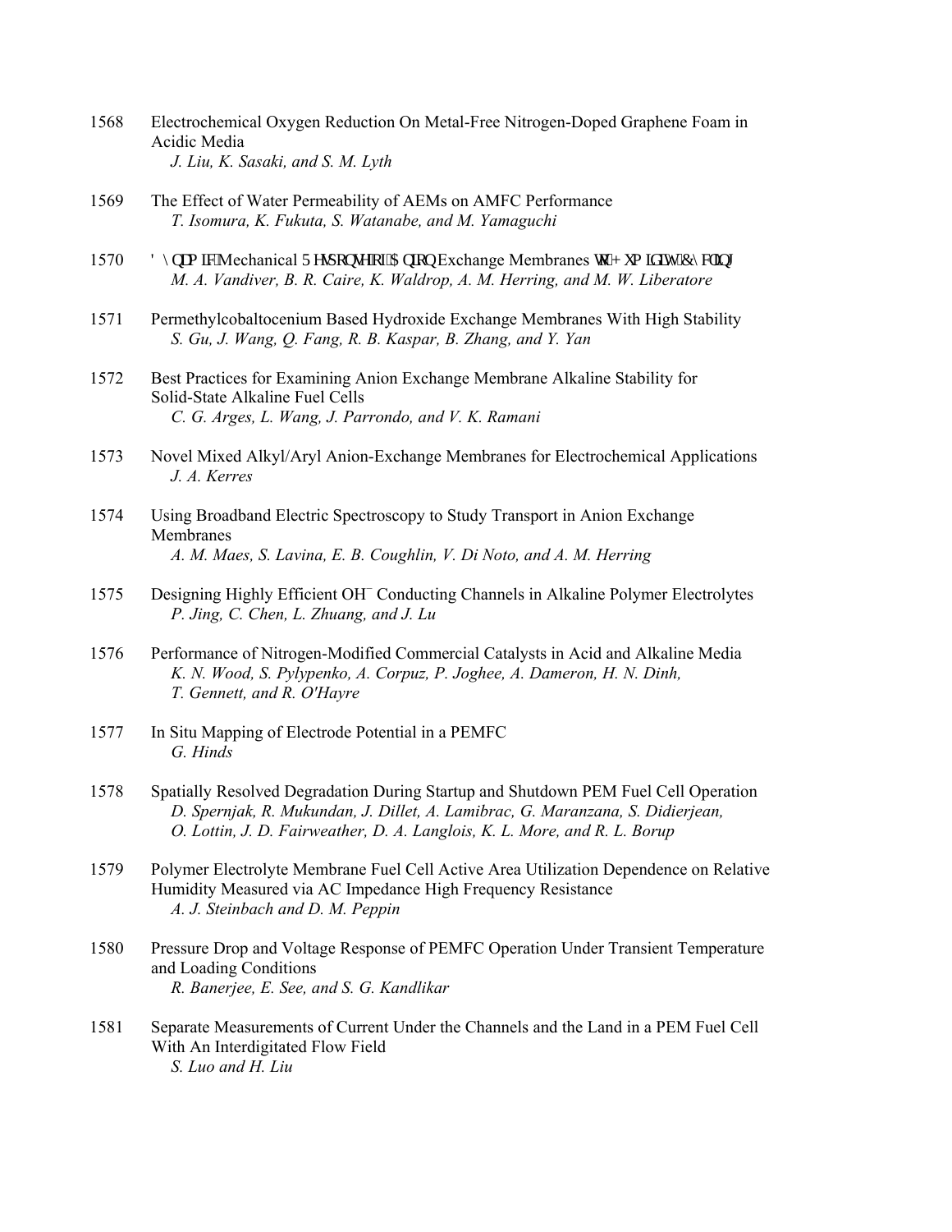1568 Electrochemical Oxygen Reduction On Metal-Free Nitrogen-Doped Graphene Foam in Acidic Media
*J. Liu, K. Sasaki, and S. M. Lyth*

1569 The Effect of Water Permeability of AEMs on AMFC Performance
*T. Isomura, K. Fukuta, S. Watanabe, and M. Yamaguchi*

1570 Dynamic Mechanical Response of Anion Exchange Membranes to Humidity Cycling
*M. A. Vandiver, B. R. Caire, K. Waldrop, A. M. Herring, and M. W. Liberatore*

1571 Permethylcobaltocenium Based Hydroxide Exchange Membranes With High Stability
*S. Gu, J. Wang, Q. Fang, R. B. Kaspar, B. Zhang, and Y. Yan*

1572 Best Practices for Examining Anion Exchange Membrane Alkaline Stability for Solid-State Alkaline Fuel Cells
*C. G. Arges, L. Wang, J. Parrondo, and V. K. Ramani*

1573 Novel Mixed Alkyl/Aryl Anion-Exchange Membranes for Electrochemical Applications
*J. A. Kerres*

1574 Using Broadband Electric Spectroscopy to Study Transport in Anion Exchange Membranes
*A. M. Maes, S. Lavina, E. B. Coughlin, V. Di Noto, and A. M. Herring*

1575 Designing Highly Efficient $OH^-$ Conducting Channels in Alkaline Polymer Electrolytes
*P. Jing, C. Chen, L. Zhuang, and J. Lu*

1576 Performance of Nitrogen-Modified Commercial Catalysts in Acid and Alkaline Media
*K. N. Wood, S. Pylypenko, A. Corpuz, P. Joghee, A. Dameron, H. N. Dinh, T. Gennett, and R. O'Hayre*

1577 In Situ Mapping of Electrode Potential in a PEMFC
*G. Hinds*

1578 Spatially Resolved Degradation During Startup and Shutdown PEM Fuel Cell Operation
*D. Spernjak, R. Mukundan, J. Dillet, A. Lamibrac, G. Maranzana, S. Didierjean, O. Lottin, J. D. Fairweather, D. A. Langlois, K. L. More, and R. L. Borup*

1579 Polymer Electrolyte Membrane Fuel Cell Active Area Utilization Dependence on Relative Humidity Measured via AC Impedance High Frequency Resistance
*A. J. Steinbach and D. M. Peppin*

1580 Pressure Drop and Voltage Response of PEMFC Operation Under Transient Temperature and Loading Conditions
*R. Banerjee, E. See, and S. G. Kandlikar*

1581 Separate Measurements of Current Under the Channels and the Land in a PEM Fuel Cell With An Interdigitated Flow Field
*S. Luo and H. Liu*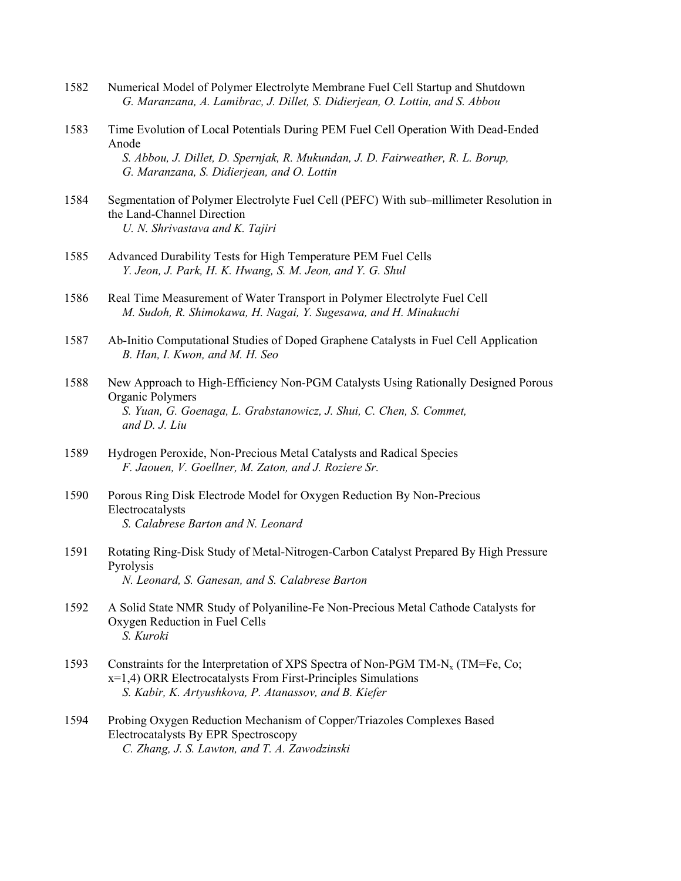1582 Numerical Model of Polymer Electrolyte Membrane Fuel Cell Startup and Shutdown
*G. Maranzana, A. Lamibrac, J. Dillet, S. Didierjean, O. Lottin, and S. Abbou*

1583 Time Evolution of Local Potentials During PEM Fuel Cell Operation With Dead-Ended Anode
*S. Abbou, J. Dillet, D. Spernjak, R. Mukundan, J. D. Fairweather, R. L. Borup, G. Maranzana, S. Didierjean, and O. Lottin*

1584 Segmentation of Polymer Electrolyte Fuel Cell (PEFC) With sub–millimeter Resolution in the Land-Channel Direction
*U. N. Shrivastava and K. Tajiri*

1585 Advanced Durability Tests for High Temperature PEM Fuel Cells
*Y. Jeon, J. Park, H. K. Hwang, S. M. Jeon, and Y. G. Shul*

1586 Real Time Measurement of Water Transport in Polymer Electrolyte Fuel Cell
*M. Sudoh, R. Shimokawa, H. Nagai, Y. Sugesawa, and H. Minakuchi*

1587 Ab-Initio Computational Studies of Doped Graphene Catalysts in Fuel Cell Application
*B. Han, I. Kwon, and M. H. Seo*

1588 New Approach to High-Efficiency Non-PGM Catalysts Using Rationally Designed Porous Organic Polymers
*S. Yuan, G. Goenaga, L. Grabstanowicz, J. Shui, C. Chen, S. Commet, and D. J. Liu*

1589 Hydrogen Peroxide, Non-Precious Metal Catalysts and Radical Species
*F. Jaouen, V. Goellner, M. Zaton, and J. Roziere Sr.*

1590 Porous Ring Disk Electrode Model for Oxygen Reduction By Non-Precious Electrocatalysts
*S. Calabrese Barton and N. Leonard*

1591 Rotating Ring-Disk Study of Metal-Nitrogen-Carbon Catalyst Prepared By High Pressure Pyrolysis
*N. Leonard, S. Ganesan, and S. Calabrese Barton*

1592 A Solid State NMR Study of Polyaniline-Fe Non-Precious Metal Cathode Catalysts for Oxygen Reduction in Fuel Cells
*S. Kuroki*

1593 Constraints for the Interpretation of XPS Spectra of Non-PGM TM-$N_x$ (TM=Fe, Co; x=1,4) ORR Electrocatalysts From First-Principles Simulations
*S. Kabir, K. Artyushkova, P. Atanassov, and B. Kiefer*

1594 Probing Oxygen Reduction Mechanism of Copper/Triazoles Complexes Based Electrocatalysts By EPR Spectroscopy
*C. Zhang, J. S. Lawton, and T. A. Zawodzinski*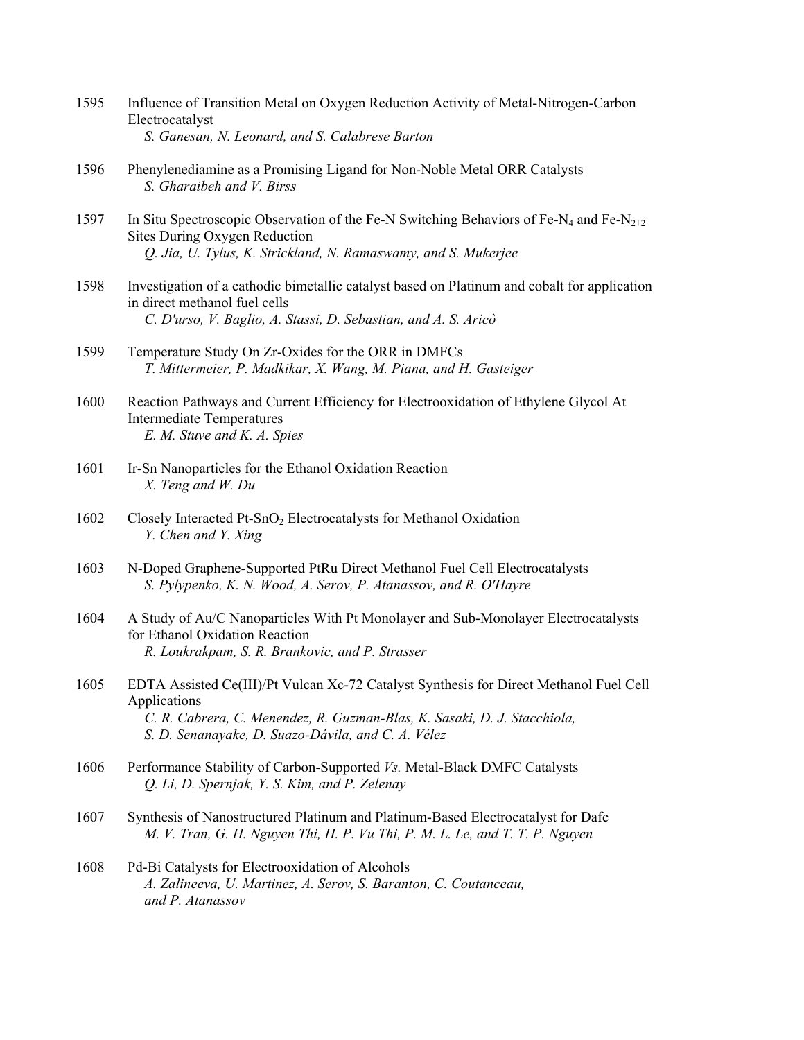1595 Influence of Transition Metal on Oxygen Reduction Activity of Metal-Nitrogen-Carbon Electrocatalyst
*S. Ganesan, N. Leonard, and S. Calabrese Barton*

1596 Phenylenediamine as a Promising Ligand for Non-Noble Metal ORR Catalysts
*S. Gharaibeh and V. Birss*

1597 In Situ Spectroscopic Observation of the Fe-N Switching Behaviors of Fe-$N_4$ and Fe-$N_{2+2}$ Sites During Oxygen Reduction
*Q. Jia, U. Tylus, K. Strickland, N. Ramaswamy, and S. Mukerjee*

1598 Investigation of a cathodic bimetallic catalyst based on Platinum and cobalt for application in direct methanol fuel cells
*C. D'urso, V. Baglio, A. Stassi, D. Sebastian, and A. S. Aricò*

1599 Temperature Study On Zr-Oxides for the ORR in DMFCs
*T. Mittermeier, P. Madkikar, X. Wang, M. Piana, and H. Gasteiger*

1600 Reaction Pathways and Current Efficiency for Electrooxidation of Ethylene Glycol At Intermediate Temperatures
*E. M. Stuve and K. A. Spies*

1601 Ir-Sn Nanoparticles for the Ethanol Oxidation Reaction
*X. Teng and W. Du*

1602 Closely Interacted Pt-$SnO_2$ Electrocatalysts for Methanol Oxidation
*Y. Chen and Y. Xing*

1603 N-Doped Graphene-Supported PtRu Direct Methanol Fuel Cell Electrocatalysts
*S. Pylypenko, K. N. Wood, A. Serov, P. Atanassov, and R. O'Hayre*

1604 A Study of Au/C Nanoparticles With Pt Monolayer and Sub-Monolayer Electrocatalysts for Ethanol Oxidation Reaction
*R. Loukrakpam, S. R. Brankovic, and P. Strasser*

1605 EDTA Assisted Ce(III)/Pt Vulcan Xc-72 Catalyst Synthesis for Direct Methanol Fuel Cell Applications
*C. R. Cabrera, C. Menendez, R. Guzman-Blas, K. Sasaki, D. J. Stacchiola, S. D. Senanayake, D. Suazo-Dávila, and C. A. Vélez*

1606 Performance Stability of Carbon-Supported *Vs.* Metal-Black DMFC Catalysts
*Q. Li, D. Spernjak, Y. S. Kim, and P. Zelenay*

1607 Synthesis of Nanostructured Platinum and Platinum-Based Electrocatalyst for Dafc
*M. V. Tran, G. H. Nguyen Thi, H. P. Vu Thi, P. M. L. Le, and T. T. P. Nguyen*

1608 Pd-Bi Catalysts for Electrooxidation of Alcohols
*A. Zalineeva, U. Martinez, A. Serov, S. Baranton, C. Coutanceau, and P. Atanassov*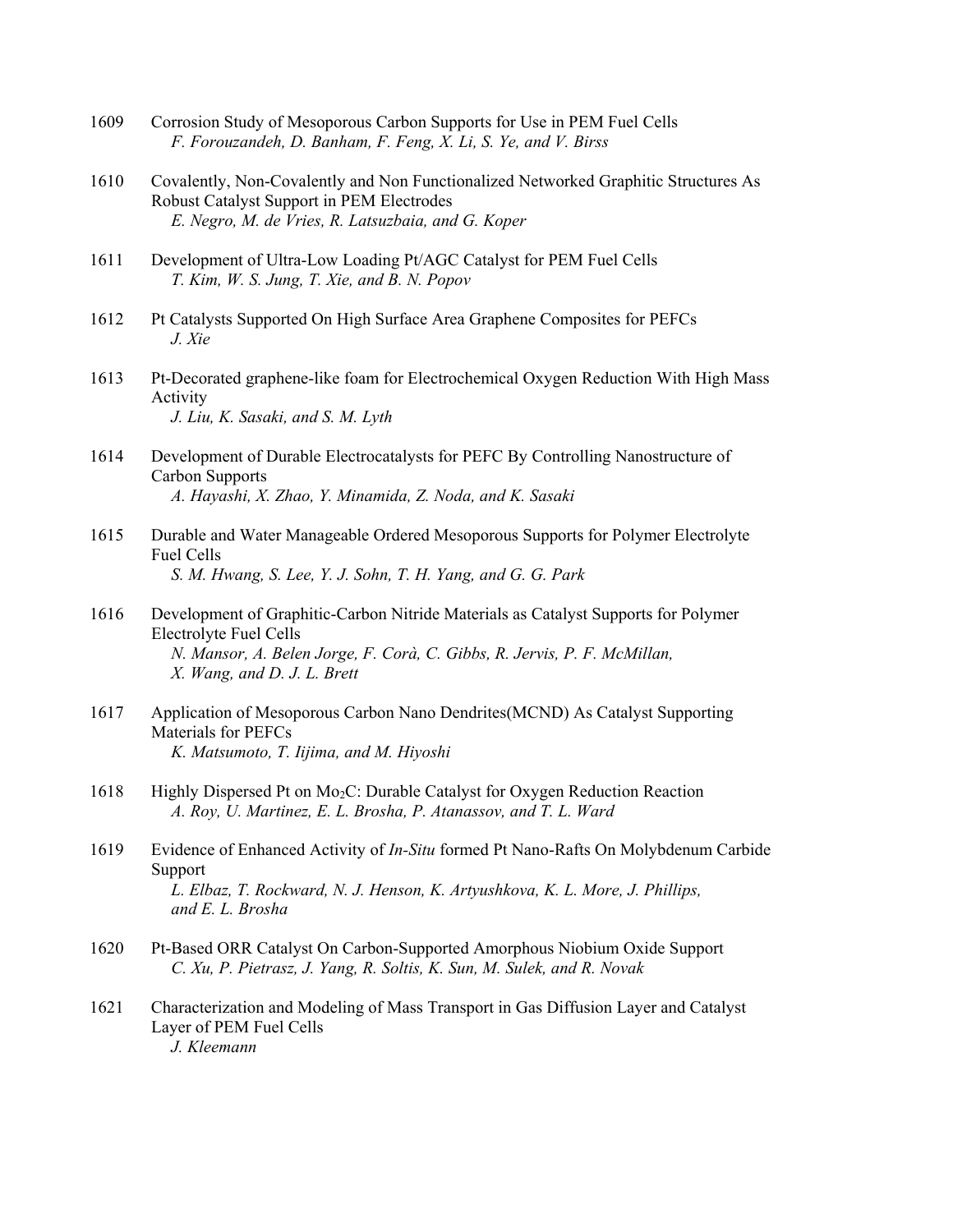1609 Corrosion Study of Mesoporous Carbon Supports for Use in PEM Fuel Cells
*F. Forouzandeh, D. Banham, F. Feng, X. Li, S. Ye, and V. Birss*

1610 Covalently, Non-Covalently and Non Functionalized Networked Graphitic Structures As Robust Catalyst Support in PEM Electrodes
*E. Negro, M. de Vries, R. Latsuzbaia, and G. Koper*

1611 Development of Ultra-Low Loading Pt/AGC Catalyst for PEM Fuel Cells
*T. Kim, W. S. Jung, T. Xie, and B. N. Popov*

1612 Pt Catalysts Supported On High Surface Area Graphene Composites for PEFCs
*J. Xie*

1613 Pt-Decorated graphene-like foam for Electrochemical Oxygen Reduction With High Mass Activity
*J. Liu, K. Sasaki, and S. M. Lyth*

1614 Development of Durable Electrocatalysts for PEFC By Controlling Nanostructure of Carbon Supports
*A. Hayashi, X. Zhao, Y. Minamida, Z. Noda, and K. Sasaki*

1615 Durable and Water Manageable Ordered Mesoporous Supports for Polymer Electrolyte Fuel Cells
*S. M. Hwang, S. Lee, Y. J. Sohn, T. H. Yang, and G. G. Park*

1616 Development of Graphitic-Carbon Nitride Materials as Catalyst Supports for Polymer Electrolyte Fuel Cells
*N. Mansor, A. Belen Jorge, F. Corà, C. Gibbs, R. Jervis, P. F. McMillan, X. Wang, and D. J. L. Brett*

1617 Application of Mesoporous Carbon Nano Dendrites(MCND) As Catalyst Supporting Materials for PEFCs
*K. Matsumoto, T. Iijima, and M. Hiyoshi*

1618 Highly Dispersed Pt on $Mo_2C$: Durable Catalyst for Oxygen Reduction Reaction
*A. Roy, U. Martinez, E. L. Brosha, P. Atanassov, and T. L. Ward*

1619 Evidence of Enhanced Activity of *In-Situ* formed Pt Nano-Rafts On Molybdenum Carbide Support
*L. Elbaz, T. Rockward, N. J. Henson, K. Artyushkova, K. L. More, J. Phillips, and E. L. Brosha*

1620 Pt-Based ORR Catalyst On Carbon-Supported Amorphous Niobium Oxide Support
*C. Xu, P. Pietrasz, J. Yang, R. Soltis, K. Sun, M. Sulek, and R. Novak*

1621 Characterization and Modeling of Mass Transport in Gas Diffusion Layer and Catalyst Layer of PEM Fuel Cells
*J. Kleemann*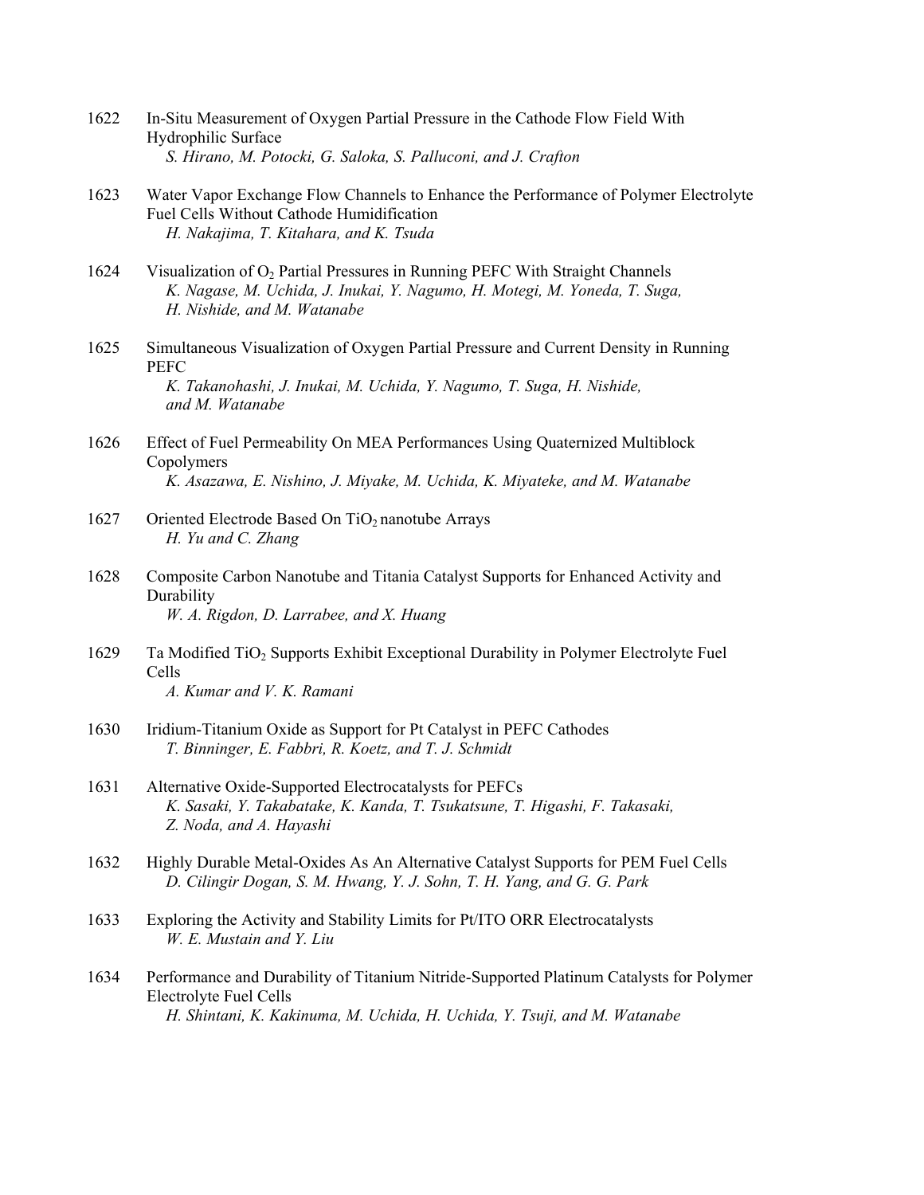1622 In-Situ Measurement of Oxygen Partial Pressure in the Cathode Flow Field With Hydrophilic Surface
*S. Hirano, M. Potocki, G. Saloka, S. Palluconi, and J. Crafton*

1623 Water Vapor Exchange Flow Channels to Enhance the Performance of Polymer Electrolyte Fuel Cells Without Cathode Humidification
*H. Nakajima, T. Kitahara, and K. Tsuda*

1624 Visualization of $O_2$ Partial Pressures in Running PEFC With Straight Channels
*K. Nagase, M. Uchida, J. Inukai, Y. Nagumo, H. Motegi, M. Yoneda, T. Suga, H. Nishide, and M. Watanabe*

1625 Simultaneous Visualization of Oxygen Partial Pressure and Current Density in Running PEFC
*K. Takanohashi, J. Inukai, M. Uchida, Y. Nagumo, T. Suga, H. Nishide, and M. Watanabe*

1626 Effect of Fuel Permeability On MEA Performances Using Quaternized Multiblock Copolymers
*K. Asazawa, E. Nishino, J. Miyake, M. Uchida, K. Miyateke, and M. Watanabe*

1627 Oriented Electrode Based On $TiO_2$ nanotube Arrays
*H. Yu and C. Zhang*

1628 Composite Carbon Nanotube and Titania Catalyst Supports for Enhanced Activity and Durability
*W. A. Rigdon, D. Larrabee, and X. Huang*

1629 Ta Modified $TiO_2$ Supports Exhibit Exceptional Durability in Polymer Electrolyte Fuel Cells
*A. Kumar and V. K. Ramani*

1630 Iridium-Titanium Oxide as Support for Pt Catalyst in PEFC Cathodes
*T. Binninger, E. Fabbri, R. Koetz, and T. J. Schmidt*

1631 Alternative Oxide-Supported Electrocatalysts for PEFCs
*K. Sasaki, Y. Takabatake, K. Kanda, T. Tsukatsune, T. Higashi, F. Takasaki, Z. Noda, and A. Hayashi*

1632 Highly Durable Metal-Oxides As An Alternative Catalyst Supports for PEM Fuel Cells
*D. Cilingir Dogan, S. M. Hwang, Y. J. Sohn, T. H. Yang, and G. G. Park*

1633 Exploring the Activity and Stability Limits for Pt/ITO ORR Electrocatalysts
*W. E. Mustain and Y. Liu*

1634 Performance and Durability of Titanium Nitride-Supported Platinum Catalysts for Polymer Electrolyte Fuel Cells
*H. Shintani, K. Kakinuma, M. Uchida, H. Uchida, Y. Tsuji, and M. Watanabe*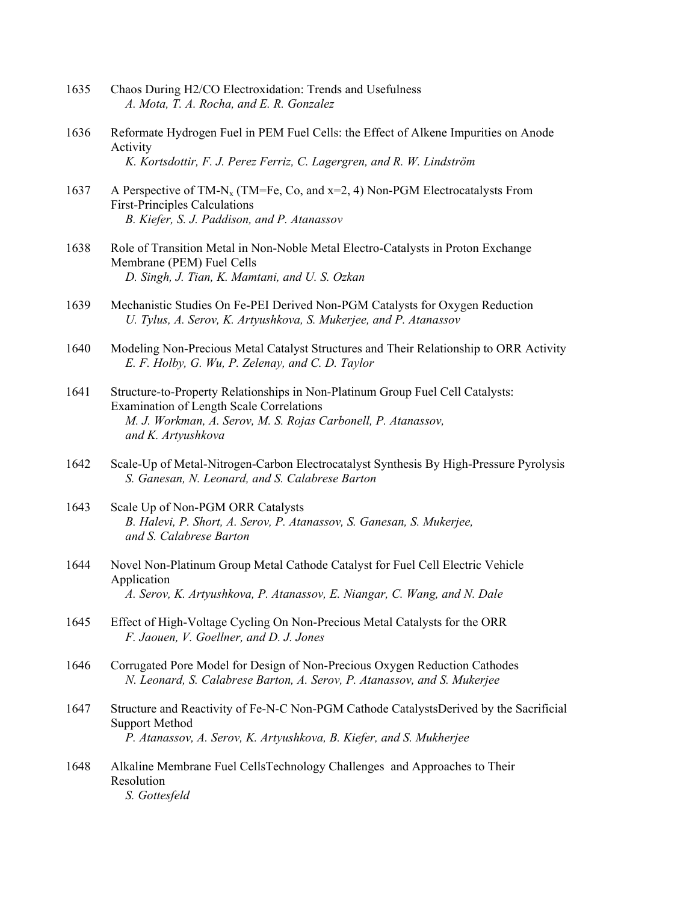1635 Chaos During H2/CO Electroxidation: Trends and Usefulness
*A. Mota, T. A. Rocha, and E. R. Gonzalez*

1636 Reformate Hydrogen Fuel in PEM Fuel Cells: the Effect of Alkene Impurities on Anode Activity
*K. Kortsdottir, F. J. Perez Ferriz, C. Lagergren, and R. W. Lindström*

1637 A Perspective of TM-$N_x$ (TM=Fe, Co, and x=2, 4) Non-PGM Electrocatalysts From First-Principles Calculations
*B. Kiefer, S. J. Paddison, and P. Atanassov*

1638 Role of Transition Metal in Non-Noble Metal Electro-Catalysts in Proton Exchange Membrane (PEM) Fuel Cells
*D. Singh, J. Tian, K. Mamtani, and U. S. Ozkan*

1639 Mechanistic Studies On Fe-PEI Derived Non-PGM Catalysts for Oxygen Reduction
*U. Tylus, A. Serov, K. Artyushkova, S. Mukerjee, and P. Atanassov*

1640 Modeling Non-Precious Metal Catalyst Structures and Their Relationship to ORR Activity
*E. F. Holby, G. Wu, P. Zelenay, and C. D. Taylor*

1641 Structure-to-Property Relationships in Non-Platinum Group Fuel Cell Catalysts: Examination of Length Scale Correlations
*M. J. Workman, A. Serov, M. S. Rojas Carbonell, P. Atanassov, and K. Artyushkova*

1642 Scale-Up of Metal-Nitrogen-Carbon Electrocatalyst Synthesis By High-Pressure Pyrolysis
*S. Ganesan, N. Leonard, and S. Calabrese Barton*

1643 Scale Up of Non-PGM ORR Catalysts
*B. Halevi, P. Short, A. Serov, P. Atanassov, S. Ganesan, S. Mukerjee, and S. Calabrese Barton*

1644 Novel Non-Platinum Group Metal Cathode Catalyst for Fuel Cell Electric Vehicle Application
*A. Serov, K. Artyushkova, P. Atanassov, E. Niangar, C. Wang, and N. Dale*

1645 Effect of High-Voltage Cycling On Non-Precious Metal Catalysts for the ORR
*F. Jaouen, V. Goellner, and D. J. Jones*

1646 Corrugated Pore Model for Design of Non-Precious Oxygen Reduction Cathodes
*N. Leonard, S. Calabrese Barton, A. Serov, P. Atanassov, and S. Mukerjee*

1647 Structure and Reactivity of Fe-N-C Non-PGM Cathode CatalystsDerived by the Sacrificial Support Method
*P. Atanassov, A. Serov, K. Artyushkova, B. Kiefer, and S. Mukherjee*

1648 Alkaline Membrane Fuel CellsTechnology Challenges and Approaches to Their Resolution
*S. Gottesfeld*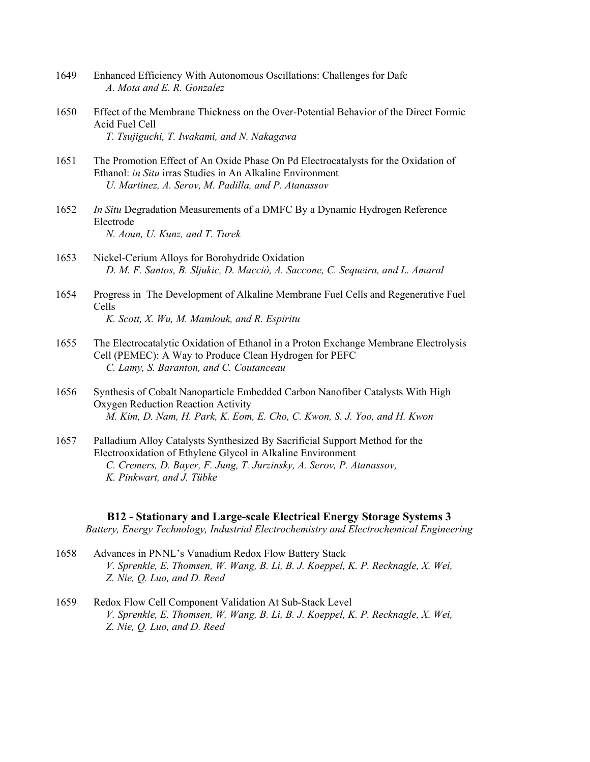1649 Enhanced Efficiency With Autonomous Oscillations: Challenges for Dafc
*A. Mota and E. R. Gonzalez*

1650 Effect of the Membrane Thickness on the Over-Potential Behavior of the Direct Formic Acid Fuel Cell
*T. Tsujiguchi, T. Iwakami, and N. Nakagawa*

1651 The Promotion Effect of An Oxide Phase On Pd Electrocatalysts for the Oxidation of Ethanol: *in Situ* irras Studies in An Alkaline Environment
*U. Martinez, A. Serov, M. Padilla, and P. Atanassov*

1652 *In Situ* Degradation Measurements of a DMFC By a Dynamic Hydrogen Reference Electrode
*N. Aoun, U. Kunz, and T. Turek*

1653 Nickel-Cerium Alloys for Borohydride Oxidation
*D. M. F. Santos, B. Sljukic, D. Macciò, A. Saccone, C. Sequeira, and L. Amaral*

1654 Progress in The Development of Alkaline Membrane Fuel Cells and Regenerative Fuel Cells
*K. Scott, X. Wu, M. Mamlouk, and R. Espiritu*

1655 The Electrocatalytic Oxidation of Ethanol in a Proton Exchange Membrane Electrolysis Cell (PEMEC): A Way to Produce Clean Hydrogen for PEFC
*C. Lamy, S. Baranton, and C. Coutanceau*

1656 Synthesis of Cobalt Nanoparticle Embedded Carbon Nanofiber Catalysts With High Oxygen Reduction Reaction Activity
*M. Kim, D. Nam, H. Park, K. Eom, E. Cho, C. Kwon, S. J. Yoo, and H. Kwon*

1657 Palladium Alloy Catalysts Synthesized By Sacrificial Support Method for the Electrooxidation of Ethylene Glycol in Alkaline Environment
*C. Cremers, D. Bayer, F. Jung, T. Jurzinsky, A. Serov, P. Atanassov, K. Pinkwart, and J. Tübke*

## B12 - Stationary and Large-scale Electrical Energy Storage Systems 3

*Battery, Energy Technology, Industrial Electrochemistry and Electrochemical Engineering*

1658 Advances in PNNL's Vanadium Redox Flow Battery Stack
*V. Sprenkle, E. Thomsen, W. Wang, B. Li, B. J. Koeppel, K. P. Recknagle, X. Wei, Z. Nie, Q. Luo, and D. Reed*

1659 Redox Flow Cell Component Validation At Sub-Stack Level
*V. Sprenkle, E. Thomsen, W. Wang, B. Li, B. J. Koeppel, K. P. Recknagle, X. Wei, Z. Nie, Q. Luo, and D. Reed*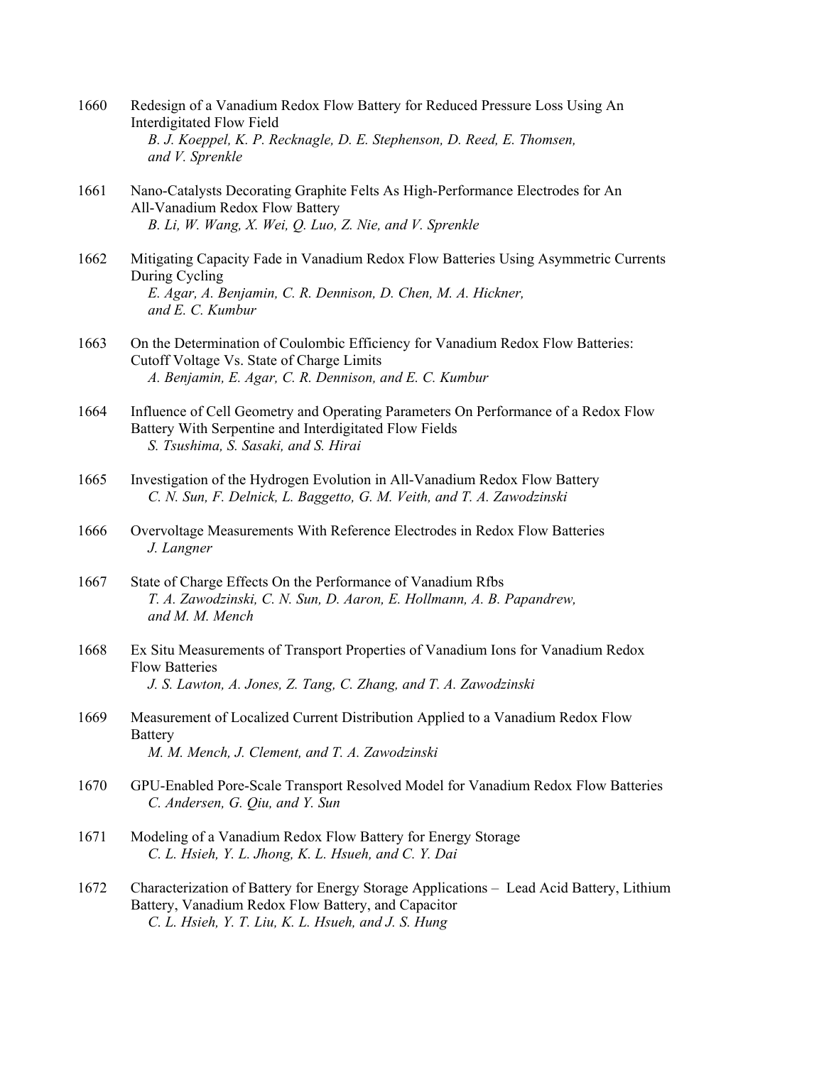1660 Redesign of a Vanadium Redox Flow Battery for Reduced Pressure Loss Using An Interdigitated Flow Field
*B. J. Koeppel, K. P. Recknagle, D. E. Stephenson, D. Reed, E. Thomsen, and V. Sprenkle*

1661 Nano-Catalysts Decorating Graphite Felts As High-Performance Electrodes for An All-Vanadium Redox Flow Battery
*B. Li, W. Wang, X. Wei, Q. Luo, Z. Nie, and V. Sprenkle*

1662 Mitigating Capacity Fade in Vanadium Redox Flow Batteries Using Asymmetric Currents During Cycling
*E. Agar, A. Benjamin, C. R. Dennison, D. Chen, M. A. Hickner, and E. C. Kumbur*

1663 On the Determination of Coulombic Efficiency for Vanadium Redox Flow Batteries: Cutoff Voltage Vs. State of Charge Limits
*A. Benjamin, E. Agar, C. R. Dennison, and E. C. Kumbur*

1664 Influence of Cell Geometry and Operating Parameters On Performance of a Redox Flow Battery With Serpentine and Interdigitated Flow Fields
*S. Tsushima, S. Sasaki, and S. Hirai*

1665 Investigation of the Hydrogen Evolution in All-Vanadium Redox Flow Battery
*C. N. Sun, F. Delnick, L. Baggetto, G. M. Veith, and T. A. Zawodzinski*

1666 Overvoltage Measurements With Reference Electrodes in Redox Flow Batteries
*J. Langner*

1667 State of Charge Effects On the Performance of Vanadium Rfbs
*T. A. Zawodzinski, C. N. Sun, D. Aaron, E. Hollmann, A. B. Papandrew, and M. M. Mench*

1668 Ex Situ Measurements of Transport Properties of Vanadium Ions for Vanadium Redox Flow Batteries
*J. S. Lawton, A. Jones, Z. Tang, C. Zhang, and T. A. Zawodzinski*

1669 Measurement of Localized Current Distribution Applied to a Vanadium Redox Flow Battery
*M. M. Mench, J. Clement, and T. A. Zawodzinski*

1670 GPU-Enabled Pore-Scale Transport Resolved Model for Vanadium Redox Flow Batteries
*C. Andersen, G. Qiu, and Y. Sun*

1671 Modeling of a Vanadium Redox Flow Battery for Energy Storage
*C. L. Hsieh, Y. L. Jhong, K. L. Hsueh, and C. Y. Dai*

1672 Characterization of Battery for Energy Storage Applications – Lead Acid Battery, Lithium Battery, Vanadium Redox Flow Battery, and Capacitor
*C. L. Hsieh, Y. T. Liu, K. L. Hsueh, and J. S. Hung*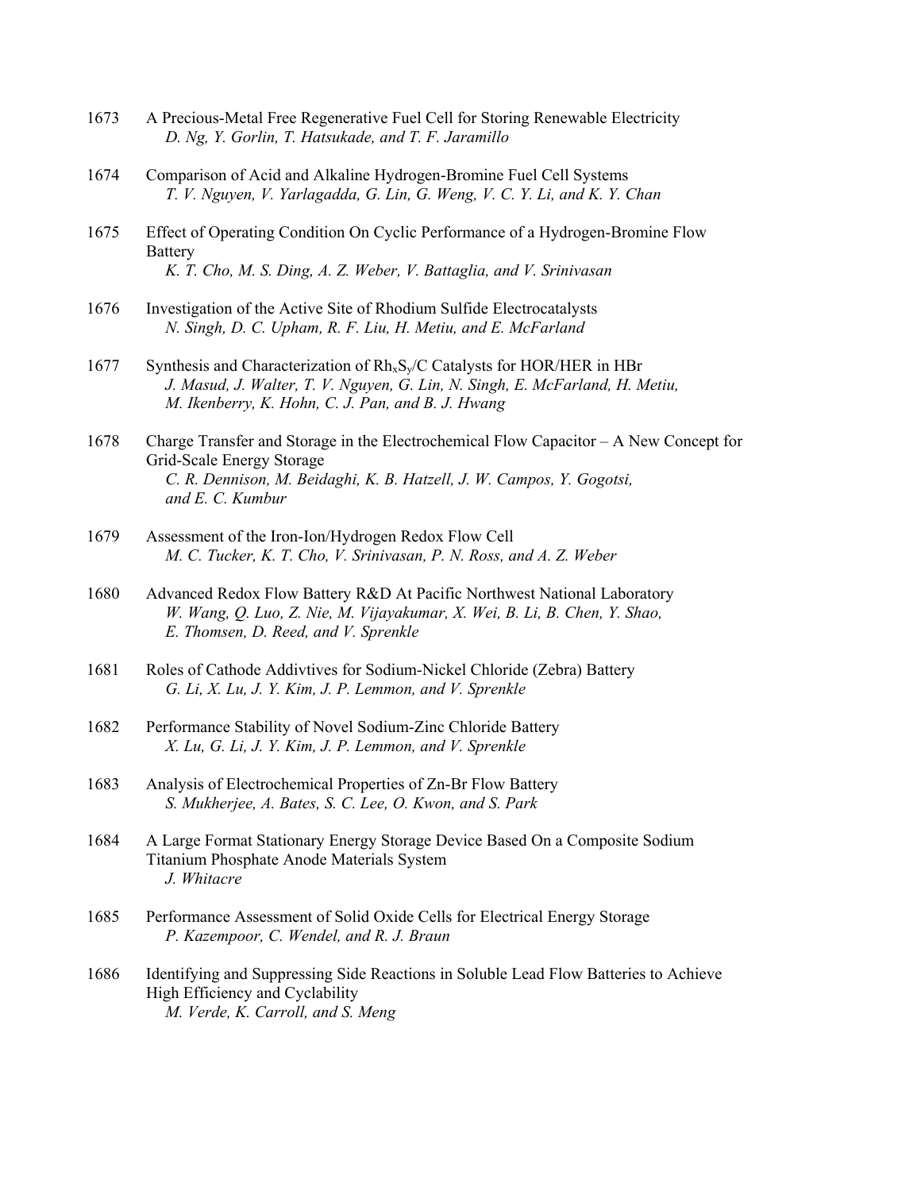1673 A Precious-Metal Free Regenerative Fuel Cell for Storing Renewable Electricity
*D. Ng, Y. Gorlin, T. Hatsukade, and T. F. Jaramillo*

1674 Comparison of Acid and Alkaline Hydrogen-Bromine Fuel Cell Systems
*T. V. Nguyen, V. Yarlagadda, G. Lin, G. Weng, V. C. Y. Li, and K. Y. Chan*

1675 Effect of Operating Condition On Cyclic Performance of a Hydrogen-Bromine Flow Battery
*K. T. Cho, M. S. Ding, A. Z. Weber, V. Battaglia, and V. Srinivasan*

1676 Investigation of the Active Site of Rhodium Sulfide Electrocatalysts
*N. Singh, D. C. Upham, R. F. Liu, H. Metiu, and E. McFarland*

1677 Synthesis and Characterization of $Rh_xS_y$/C Catalysts for HOR/HER in HBr
*J. Masud, J. Walter, T. V. Nguyen, G. Lin, N. Singh, E. McFarland, H. Metiu, M. Ikenberry, K. Hohn, C. J. Pan, and B. J. Hwang*

1678 Charge Transfer and Storage in the Electrochemical Flow Capacitor – A New Concept for Grid-Scale Energy Storage
*C. R. Dennison, M. Beidaghi, K. B. Hatzell, J. W. Campos, Y. Gogotsi, and E. C. Kumbur*

1679 Assessment of the Iron-Ion/Hydrogen Redox Flow Cell
*M. C. Tucker, K. T. Cho, V. Srinivasan, P. N. Ross, and A. Z. Weber*

1680 Advanced Redox Flow Battery R&D At Pacific Northwest National Laboratory
*W. Wang, Q. Luo, Z. Nie, M. Vijayakumar, X. Wei, B. Li, B. Chen, Y. Shao, E. Thomsen, D. Reed, and V. Sprenkle*

1681 Roles of Cathode Addivtives for Sodium-Nickel Chloride (Zebra) Battery
*G. Li, X. Lu, J. Y. Kim, J. P. Lemmon, and V. Sprenkle*

1682 Performance Stability of Novel Sodium-Zinc Chloride Battery
*X. Lu, G. Li, J. Y. Kim, J. P. Lemmon, and V. Sprenkle*

1683 Analysis of Electrochemical Properties of Zn-Br Flow Battery
*S. Mukherjee, A. Bates, S. C. Lee, O. Kwon, and S. Park*

1684 A Large Format Stationary Energy Storage Device Based On a Composite Sodium Titanium Phosphate Anode Materials System
*J. Whitacre*

1685 Performance Assessment of Solid Oxide Cells for Electrical Energy Storage
*P. Kazempoor, C. Wendel, and R. J. Braun*

1686 Identifying and Suppressing Side Reactions in Soluble Lead Flow Batteries to Achieve High Efficiency and Cyclability
*M. Verde, K. Carroll, and S. Meng*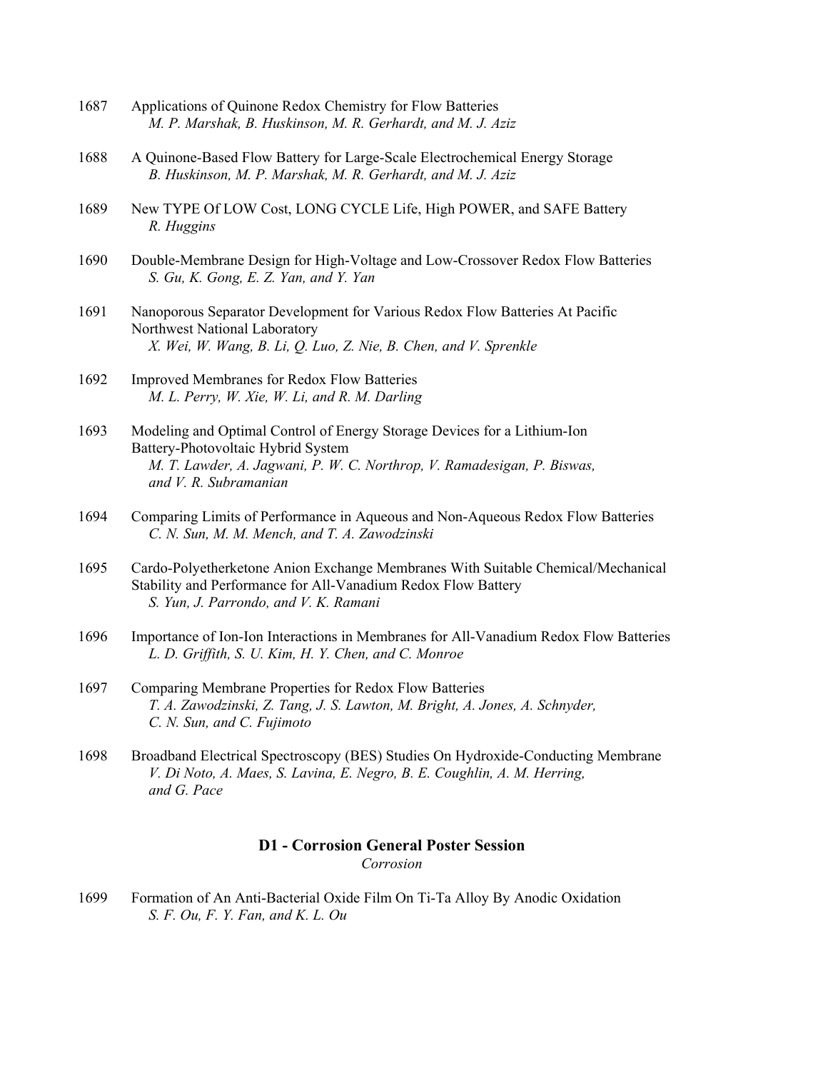1687 Applications of Quinone Redox Chemistry for Flow Batteries
*M. P. Marshak, B. Huskinson, M. R. Gerhardt, and M. J. Aziz*

1688 A Quinone-Based Flow Battery for Large-Scale Electrochemical Energy Storage
*B. Huskinson, M. P. Marshak, M. R. Gerhardt, and M. J. Aziz*

1689 New TYPE Of LOW Cost, LONG CYCLE Life, High POWER, and SAFE Battery
*R. Huggins*

1690 Double-Membrane Design for High-Voltage and Low-Crossover Redox Flow Batteries
*S. Gu, K. Gong, E. Z. Yan, and Y. Yan*

1691 Nanoporous Separator Development for Various Redox Flow Batteries At Pacific Northwest National Laboratory
*X. Wei, W. Wang, B. Li, Q. Luo, Z. Nie, B. Chen, and V. Sprenkle*

1692 Improved Membranes for Redox Flow Batteries
*M. L. Perry, W. Xie, W. Li, and R. M. Darling*

1693 Modeling and Optimal Control of Energy Storage Devices for a Lithium-Ion Battery-Photovoltaic Hybrid System
*M. T. Lawder, A. Jagwani, P. W. C. Northrop, V. Ramadesigan, P. Biswas, and V. R. Subramanian*

1694 Comparing Limits of Performance in Aqueous and Non-Aqueous Redox Flow Batteries
*C. N. Sun, M. M. Mench, and T. A. Zawodzinski*

1695 Cardo-Polyetherketone Anion Exchange Membranes With Suitable Chemical/Mechanical Stability and Performance for All-Vanadium Redox Flow Battery
*S. Yun, J. Parrondo, and V. K. Ramani*

1696 Importance of Ion-Ion Interactions in Membranes for All-Vanadium Redox Flow Batteries
*L. D. Griffith, S. U. Kim, H. Y. Chen, and C. Monroe*

1697 Comparing Membrane Properties for Redox Flow Batteries
*T. A. Zawodzinski, Z. Tang, J. S. Lawton, M. Bright, A. Jones, A. Schnyder, C. N. Sun, and C. Fujimoto*

1698 Broadband Electrical Spectroscopy (BES) Studies On Hydroxide-Conducting Membrane
*V. Di Noto, A. Maes, S. Lavina, E. Negro, B. E. Coughlin, A. M. Herring, and G. Pace*

## D1 - Corrosion General Poster Session

*Corrosion*

1699 Formation of An Anti-Bacterial Oxide Film On Ti-Ta Alloy By Anodic Oxidation
*S. F. Ou, F. Y. Fan, and K. L. Ou*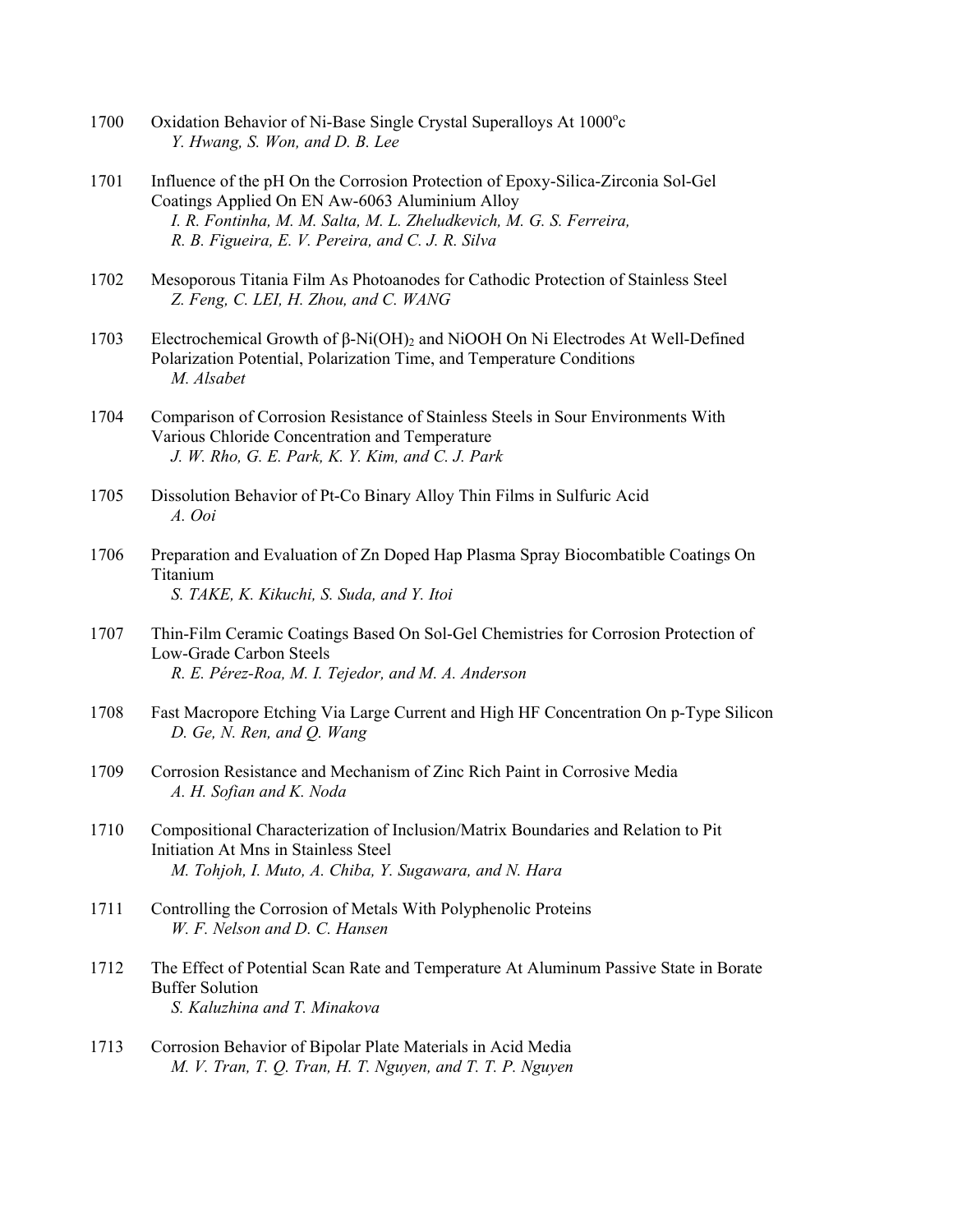1700 Oxidation Behavior of Ni-Base Single Crystal Superalloys At 1000$^{o}$c
*Y. Hwang, S. Won, and D. B. Lee*

1701 Influence of the pH On the Corrosion Protection of Epoxy-Silica-Zirconia Sol-Gel Coatings Applied On EN Aw-6063 Aluminium Alloy
*I. R. Fontinha, M. M. Salta, M. L. Zheludkevich, M. G. S. Ferreira, R. B. Figueira, E. V. Pereira, and C. J. R. Silva*

1702 Mesoporous Titania Film As Photoanodes for Cathodic Protection of Stainless Steel
*Z. Feng, C. LEI, H. Zhou, and C. WANG*

1703 Electrochemical Growth of β-$Ni(OH)_2$ and NiOOH On Ni Electrodes At Well-Defined Polarization Potential, Polarization Time, and Temperature Conditions
*M. Alsabet*

1704 Comparison of Corrosion Resistance of Stainless Steels in Sour Environments With Various Chloride Concentration and Temperature
*J. W. Rho, G. E. Park, K. Y. Kim, and C. J. Park*

1705 Dissolution Behavior of Pt-Co Binary Alloy Thin Films in Sulfuric Acid
*A. Ooi*

1706 Preparation and Evaluation of Zn Doped Hap Plasma Spray Biocombatible Coatings On Titanium
*S. TAKE, K. Kikuchi, S. Suda, and Y. Itoi*

1707 Thin-Film Ceramic Coatings Based On Sol-Gel Chemistries for Corrosion Protection of Low-Grade Carbon Steels
*R. E. Pérez-Roa, M. I. Tejedor, and M. A. Anderson*

1708 Fast Macropore Etching Via Large Current and High HF Concentration On p-Type Silicon
*D. Ge, N. Ren, and Q. Wang*

1709 Corrosion Resistance and Mechanism of Zinc Rich Paint in Corrosive Media
*A. H. Sofian and K. Noda*

1710 Compositional Characterization of Inclusion/Matrix Boundaries and Relation to Pit Initiation At Mns in Stainless Steel
*M. Tohjoh, I. Muto, A. Chiba, Y. Sugawara, and N. Hara*

1711 Controlling the Corrosion of Metals With Polyphenolic Proteins
*W. F. Nelson and D. C. Hansen*

1712 The Effect of Potential Scan Rate and Temperature At Aluminum Passive State in Borate Buffer Solution
*S. Kaluzhina and T. Minakova*

1713 Corrosion Behavior of Bipolar Plate Materials in Acid Media
*M. V. Tran, T. Q. Tran, H. T. Nguyen, and T. T. P. Nguyen*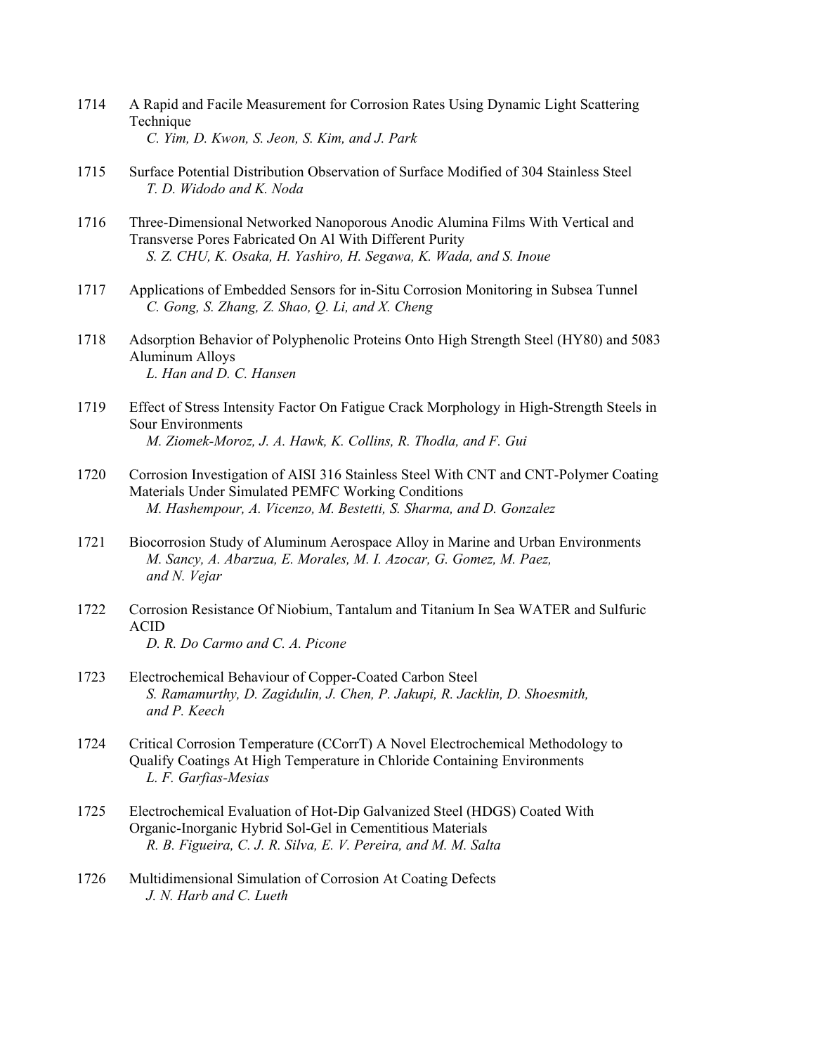1714 A Rapid and Facile Measurement for Corrosion Rates Using Dynamic Light Scattering Technique
*C. Yim, D. Kwon, S. Jeon, S. Kim, and J. Park*

1715 Surface Potential Distribution Observation of Surface Modified of 304 Stainless Steel
*T. D. Widodo and K. Noda*

1716 Three-Dimensional Networked Nanoporous Anodic Alumina Films With Vertical and Transverse Pores Fabricated On Al With Different Purity
*S. Z. CHU, K. Osaka, H. Yashiro, H. Segawa, K. Wada, and S. Inoue*

1717 Applications of Embedded Sensors for in-Situ Corrosion Monitoring in Subsea Tunnel
*C. Gong, S. Zhang, Z. Shao, Q. Li, and X. Cheng*

1718 Adsorption Behavior of Polyphenolic Proteins Onto High Strength Steel (HY80) and 5083 Aluminum Alloys
*L. Han and D. C. Hansen*

1719 Effect of Stress Intensity Factor On Fatigue Crack Morphology in High-Strength Steels in Sour Environments
*M. Ziomek-Moroz, J. A. Hawk, K. Collins, R. Thodla, and F. Gui*

1720 Corrosion Investigation of AISI 316 Stainless Steel With CNT and CNT-Polymer Coating Materials Under Simulated PEMFC Working Conditions
*M. Hashempour, A. Vicenzo, M. Bestetti, S. Sharma, and D. Gonzalez*

1721 Biocorrosion Study of Aluminum Aerospace Alloy in Marine and Urban Environments
*M. Sancy, A. Abarzua, E. Morales, M. I. Azocar, G. Gomez, M. Paez, and N. Vejar*

1722 Corrosion Resistance Of Niobium, Tantalum and Titanium In Sea WATER and Sulfuric ACID
*D. R. Do Carmo and C. A. Picone*

1723 Electrochemical Behaviour of Copper-Coated Carbon Steel
*S. Ramamurthy, D. Zagidulin, J. Chen, P. Jakupi, R. Jacklin, D. Shoesmith, and P. Keech*

1724 Critical Corrosion Temperature (CCorrT) A Novel Electrochemical Methodology to Qualify Coatings At High Temperature in Chloride Containing Environments
*L. F. Garfias-Mesias*

1725 Electrochemical Evaluation of Hot-Dip Galvanized Steel (HDGS) Coated With Organic-Inorganic Hybrid Sol-Gel in Cementitious Materials
*R. B. Figueira, C. J. R. Silva, E. V. Pereira, and M. M. Salta*

1726 Multidimensional Simulation of Corrosion At Coating Defects
*J. N. Harb and C. Lueth*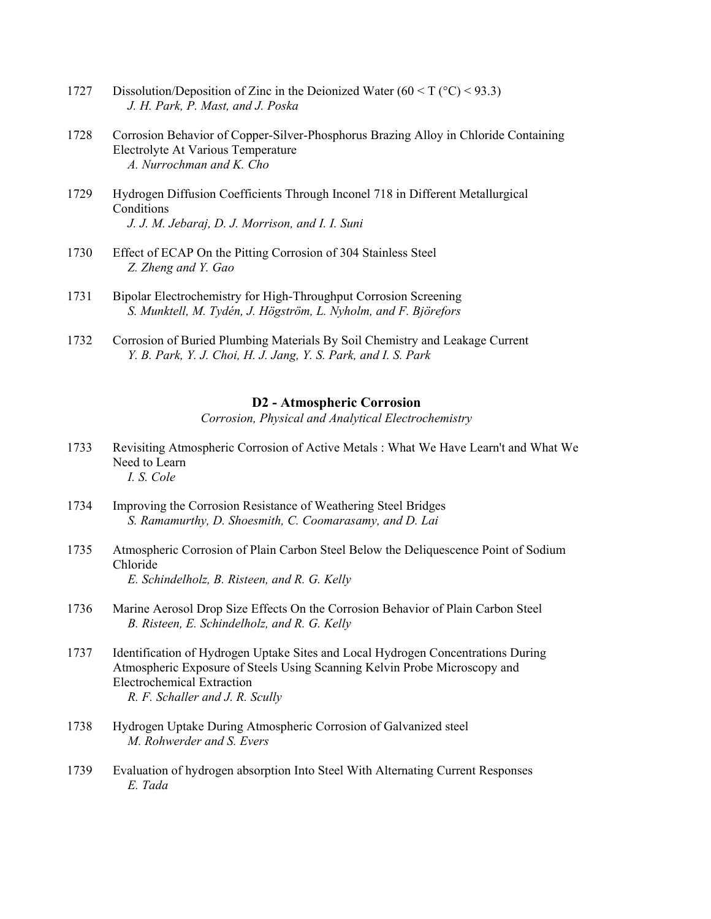1727 Dissolution/Deposition of Zinc in the Deionized Water ($60 < T$ (°C) $< 93.3$)
*J. H. Park, P. Mast, and J. Poska*

1728 Corrosion Behavior of Copper-Silver-Phosphorus Brazing Alloy in Chloride Containing Electrolyte At Various Temperature
*A. Nurrochman and K. Cho*

1729 Hydrogen Diffusion Coefficients Through Inconel 718 in Different Metallurgical Conditions
*J. J. M. Jebaraj, D. J. Morrison, and I. I. Suni*

1730 Effect of ECAP On the Pitting Corrosion of 304 Stainless Steel
*Z. Zheng and Y. Gao*

1731 Bipolar Electrochemistry for High-Throughput Corrosion Screening
*S. Munktell, M. Tydén, J. Högström, L. Nyholm, and F. Björefors*

1732 Corrosion of Buried Plumbing Materials By Soil Chemistry and Leakage Current
*Y. B. Park, Y. J. Choi, H. J. Jang, Y. S. Park, and I. S. Park*

## D2 - Atmospheric Corrosion

*Corrosion, Physical and Analytical Electrochemistry*

1733 Revisiting Atmospheric Corrosion of Active Metals : What We Have Learn't and What We Need to Learn
*I. S. Cole*

1734 Improving the Corrosion Resistance of Weathering Steel Bridges
*S. Ramamurthy, D. Shoesmith, C. Coomarasamy, and D. Lai*

1735 Atmospheric Corrosion of Plain Carbon Steel Below the Deliquescence Point of Sodium Chloride
*E. Schindelholz, B. Risteen, and R. G. Kelly*

1736 Marine Aerosol Drop Size Effects On the Corrosion Behavior of Plain Carbon Steel
*B. Risteen, E. Schindelholz, and R. G. Kelly*

1737 Identification of Hydrogen Uptake Sites and Local Hydrogen Concentrations During Atmospheric Exposure of Steels Using Scanning Kelvin Probe Microscopy and Electrochemical Extraction
*R. F. Schaller and J. R. Scully*

1738 Hydrogen Uptake During Atmospheric Corrosion of Galvanized steel
*M. Rohwerder and S. Evers*

1739 Evaluation of hydrogen absorption Into Steel With Alternating Current Responses
*E. Tada*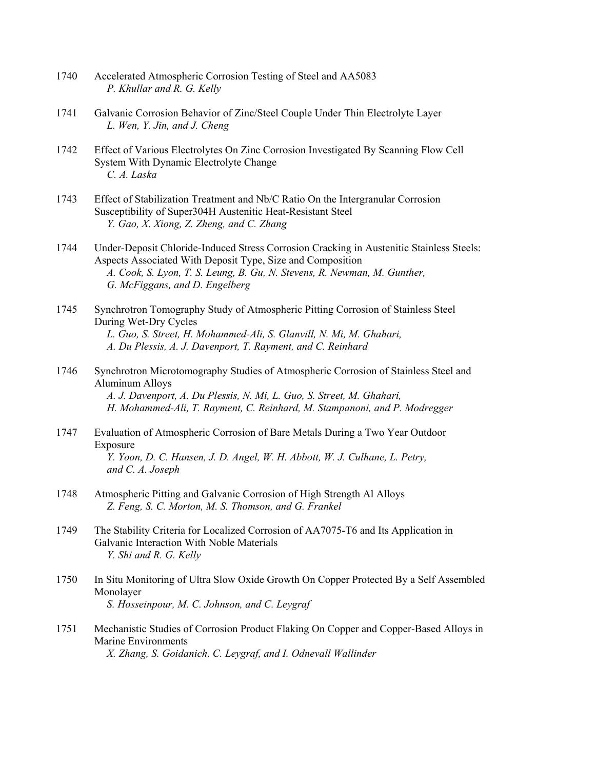1740 Accelerated Atmospheric Corrosion Testing of Steel and AA5083
*P. Khullar and R. G. Kelly*

1741 Galvanic Corrosion Behavior of Zinc/Steel Couple Under Thin Electrolyte Layer
*L. Wen, Y. Jin, and J. Cheng*

1742 Effect of Various Electrolytes On Zinc Corrosion Investigated By Scanning Flow Cell System With Dynamic Electrolyte Change
*C. A. Laska*

1743 Effect of Stabilization Treatment and Nb/C Ratio On the Intergranular Corrosion Susceptibility of Super304H Austenitic Heat-Resistant Steel
*Y. Gao, X. Xiong, Z. Zheng, and C. Zhang*

1744 Under-Deposit Chloride-Induced Stress Corrosion Cracking in Austenitic Stainless Steels: Aspects Associated With Deposit Type, Size and Composition
*A. Cook, S. Lyon, T. S. Leung, B. Gu, N. Stevens, R. Newman, M. Gunther, G. McFiggans, and D. Engelberg*

1745 Synchrotron Tomography Study of Atmospheric Pitting Corrosion of Stainless Steel During Wet-Dry Cycles
*L. Guo, S. Street, H. Mohammed-Ali, S. Glanvill, N. Mi, M. Ghahari, A. Du Plessis, A. J. Davenport, T. Rayment, and C. Reinhard*

1746 Synchrotron Microtomography Studies of Atmospheric Corrosion of Stainless Steel and Aluminum Alloys
*A. J. Davenport, A. Du Plessis, N. Mi, L. Guo, S. Street, M. Ghahari, H. Mohammed-Ali, T. Rayment, C. Reinhard, M. Stampanoni, and P. Modregger*

1747 Evaluation of Atmospheric Corrosion of Bare Metals During a Two Year Outdoor Exposure
*Y. Yoon, D. C. Hansen, J. D. Angel, W. H. Abbott, W. J. Culhane, L. Petry, and C. A. Joseph*

1748 Atmospheric Pitting and Galvanic Corrosion of High Strength Al Alloys
*Z. Feng, S. C. Morton, M. S. Thomson, and G. Frankel*

1749 The Stability Criteria for Localized Corrosion of AA7075-T6 and Its Application in Galvanic Interaction With Noble Materials
*Y. Shi and R. G. Kelly*

1750 In Situ Monitoring of Ultra Slow Oxide Growth On Copper Protected By a Self Assembled Monolayer
*S. Hosseinpour, M. C. Johnson, and C. Leygraf*

1751 Mechanistic Studies of Corrosion Product Flaking On Copper and Copper-Based Alloys in Marine Environments
*X. Zhang, S. Goidanich, C. Leygraf, and I. Odnevall Wallinder*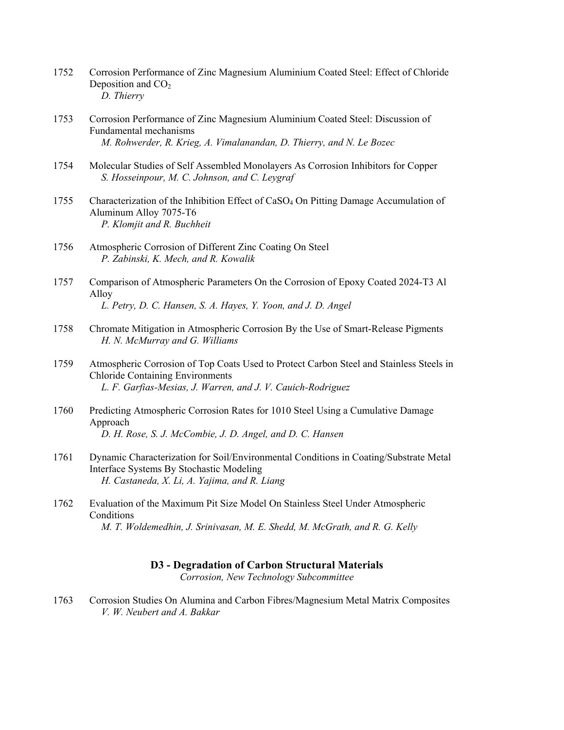1752 Corrosion Performance of Zinc Magnesium Aluminium Coated Steel: Effect of Chloride Deposition and $CO_2$
*D. Thierry*

1753 Corrosion Performance of Zinc Magnesium Aluminium Coated Steel: Discussion of Fundamental mechanisms
*M. Rohwerder, R. Krieg, A. Vimalanandan, D. Thierry, and N. Le Bozec*

1754 Molecular Studies of Self Assembled Monolayers As Corrosion Inhibitors for Copper
*S. Hosseinpour, M. C. Johnson, and C. Leygraf*

1755 Characterization of the Inhibition Effect of $CaSO_4$ On Pitting Damage Accumulation of Aluminum Alloy 7075-T6
*P. Klomjit and R. Buchheit*

1756 Atmospheric Corrosion of Different Zinc Coating On Steel
*P. Zabinski, K. Mech, and R. Kowalik*

1757 Comparison of Atmospheric Parameters On the Corrosion of Epoxy Coated 2024-T3 Al Alloy
*L. Petry, D. C. Hansen, S. A. Hayes, Y. Yoon, and J. D. Angel*

1758 Chromate Mitigation in Atmospheric Corrosion By the Use of Smart-Release Pigments
*H. N. McMurray and G. Williams*

1759 Atmospheric Corrosion of Top Coats Used to Protect Carbon Steel and Stainless Steels in Chloride Containing Environments
*L. F. Garfias-Mesias, J. Warren, and J. V. Cauich-Rodriguez*

1760 Predicting Atmospheric Corrosion Rates for 1010 Steel Using a Cumulative Damage Approach
*D. H. Rose, S. J. McCombie, J. D. Angel, and D. C. Hansen*

1761 Dynamic Characterization for Soil/Environmental Conditions in Coating/Substrate Metal Interface Systems By Stochastic Modeling
*H. Castaneda, X. Li, A. Yajima, and R. Liang*

1762 Evaluation of the Maximum Pit Size Model On Stainless Steel Under Atmospheric Conditions
*M. T. Woldemedhin, J. Srinivasan, M. E. Shedd, M. McGrath, and R. G. Kelly*

## D3 - Degradation of Carbon Structural Materials

*Corrosion, New Technology Subcommittee*

1763 Corrosion Studies On Alumina and Carbon Fibres/Magnesium Metal Matrix Composites
*V. W. Neubert and A. Bakkar*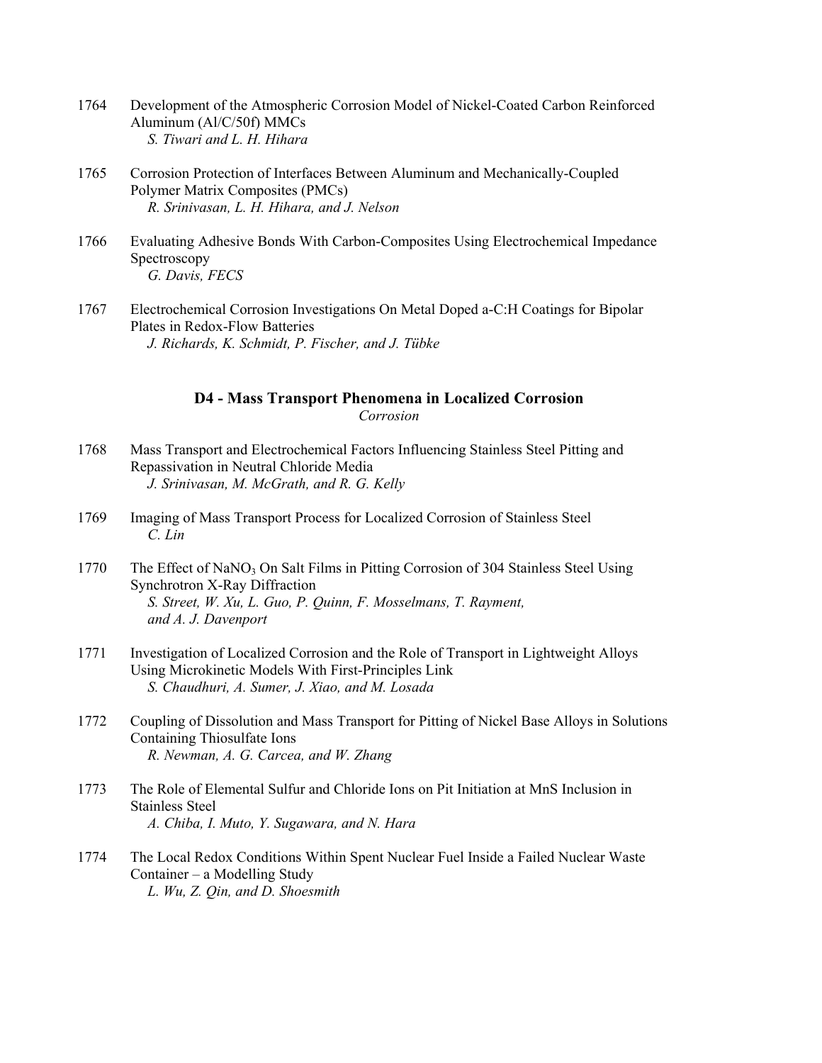1764 Development of the Atmospheric Corrosion Model of Nickel-Coated Carbon Reinforced Aluminum (Al/C/50f) MMCs
*S. Tiwari and L. H. Hihara*

1765 Corrosion Protection of Interfaces Between Aluminum and Mechanically-Coupled Polymer Matrix Composites (PMCs)
*R. Srinivasan, L. H. Hihara, and J. Nelson*

1766 Evaluating Adhesive Bonds With Carbon-Composites Using Electrochemical Impedance Spectroscopy
*G. Davis, FECS*

1767 Electrochemical Corrosion Investigations On Metal Doped a-C:H Coatings for Bipolar Plates in Redox-Flow Batteries
*J. Richards, K. Schmidt, P. Fischer, and J. Tübke*

## D4 - Mass Transport Phenomena in Localized Corrosion

*Corrosion*

1768 Mass Transport and Electrochemical Factors Influencing Stainless Steel Pitting and Repassivation in Neutral Chloride Media
*J. Srinivasan, M. McGrath, and R. G. Kelly*

1769 Imaging of Mass Transport Process for Localized Corrosion of Stainless Steel
*C. Lin*

1770 The Effect of $NaNO_3$ On Salt Films in Pitting Corrosion of 304 Stainless Steel Using Synchrotron X-Ray Diffraction
*S. Street, W. Xu, L. Guo, P. Quinn, F. Mosselmans, T. Rayment, and A. J. Davenport*

1771 Investigation of Localized Corrosion and the Role of Transport in Lightweight Alloys Using Microkinetic Models With First-Principles Link
*S. Chaudhuri, A. Sumer, J. Xiao, and M. Losada*

1772 Coupling of Dissolution and Mass Transport for Pitting of Nickel Base Alloys in Solutions Containing Thiosulfate Ions
*R. Newman, A. G. Carcea, and W. Zhang*

1773 The Role of Elemental Sulfur and Chloride Ions on Pit Initiation at MnS Inclusion in Stainless Steel
*A. Chiba, I. Muto, Y. Sugawara, and N. Hara*

1774 The Local Redox Conditions Within Spent Nuclear Fuel Inside a Failed Nuclear Waste Container – a Modelling Study
*L. Wu, Z. Qin, and D. Shoesmith*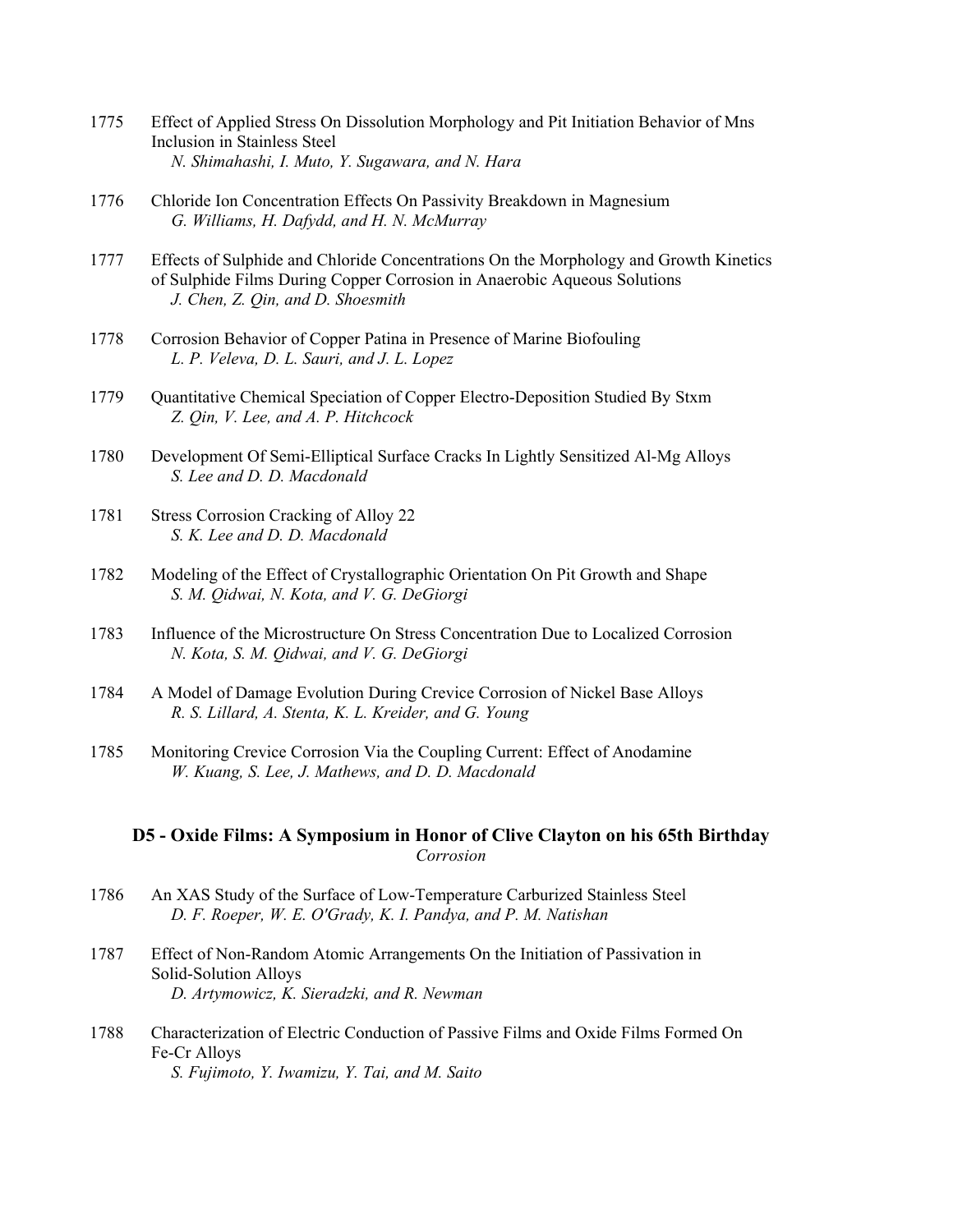1775 Effect of Applied Stress On Dissolution Morphology and Pit Initiation Behavior of Mns Inclusion in Stainless Steel
*N. Shimahashi, I. Muto, Y. Sugawara, and N. Hara*

1776 Chloride Ion Concentration Effects On Passivity Breakdown in Magnesium
*G. Williams, H. Dafydd, and H. N. McMurray*

1777 Effects of Sulphide and Chloride Concentrations On the Morphology and Growth Kinetics of Sulphide Films During Copper Corrosion in Anaerobic Aqueous Solutions
*J. Chen, Z. Qin, and D. Shoesmith*

1778 Corrosion Behavior of Copper Patina in Presence of Marine Biofouling
*L. P. Veleva, D. L. Sauri, and J. L. Lopez*

1779 Quantitative Chemical Speciation of Copper Electro-Deposition Studied By Stxm
*Z. Qin, V. Lee, and A. P. Hitchcock*

1780 Development Of Semi-Elliptical Surface Cracks In Lightly Sensitized Al-Mg Alloys
*S. Lee and D. D. Macdonald*

1781 Stress Corrosion Cracking of Alloy 22
*S. K. Lee and D. D. Macdonald*

1782 Modeling of the Effect of Crystallographic Orientation On Pit Growth and Shape
*S. M. Qidwai, N. Kota, and V. G. DeGiorgi*

1783 Influence of the Microstructure On Stress Concentration Due to Localized Corrosion
*N. Kota, S. M. Qidwai, and V. G. DeGiorgi*

1784 A Model of Damage Evolution During Crevice Corrosion of Nickel Base Alloys
*R. S. Lillard, A. Stenta, K. L. Kreider, and G. Young*

1785 Monitoring Crevice Corrosion Via the Coupling Current: Effect of Anodamine
*W. Kuang, S. Lee, J. Mathews, and D. D. Macdonald*

## D5 - Oxide Films: A Symposium in Honor of Clive Clayton on his 65th Birthday

*Corrosion*

1786 An XAS Study of the Surface of Low-Temperature Carburized Stainless Steel
*D. F. Roeper, W. E. O'Grady, K. I. Pandya, and P. M. Natishan*

1787 Effect of Non-Random Atomic Arrangements On the Initiation of Passivation in Solid-Solution Alloys
*D. Artymowicz, K. Sieradzki, and R. Newman*

1788 Characterization of Electric Conduction of Passive Films and Oxide Films Formed On Fe-Cr Alloys
*S. Fujimoto, Y. Iwamizu, Y. Tai, and M. Saito*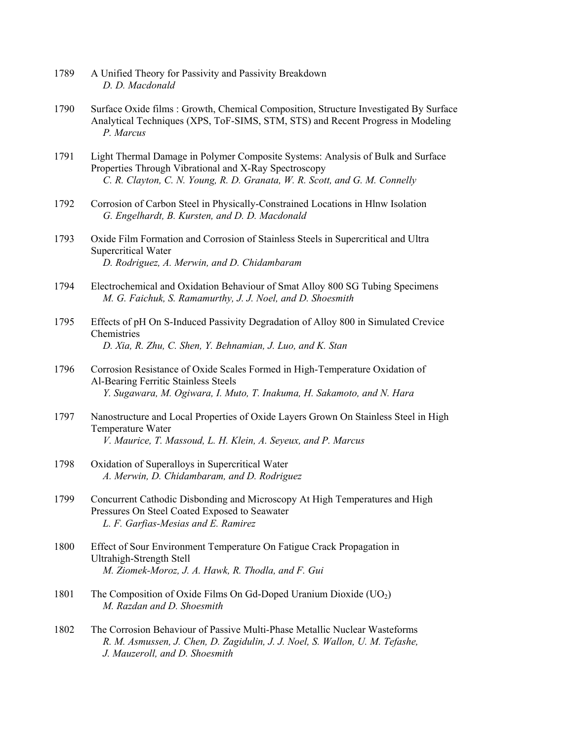1789 A Unified Theory for Passivity and Passivity Breakdown
*D. D. Macdonald*

1790 Surface Oxide films : Growth, Chemical Composition, Structure Investigated By Surface Analytical Techniques (XPS, ToF-SIMS, STM, STS) and Recent Progress in Modeling
*P. Marcus*

1791 Light Thermal Damage in Polymer Composite Systems: Analysis of Bulk and Surface Properties Through Vibrational and X-Ray Spectroscopy
*C. R. Clayton, C. N. Young, R. D. Granata, W. R. Scott, and G. M. Connelly*

1792 Corrosion of Carbon Steel in Physically-Constrained Locations in Hlnw Isolation
*G. Engelhardt, B. Kursten, and D. D. Macdonald*

1793 Oxide Film Formation and Corrosion of Stainless Steels in Supercritical and Ultra Supercritical Water
*D. Rodriguez, A. Merwin, and D. Chidambaram*

1794 Electrochemical and Oxidation Behaviour of Smat Alloy 800 SG Tubing Specimens
*M. G. Faichuk, S. Ramamurthy, J. J. Noel, and D. Shoesmith*

1795 Effects of pH On S-Induced Passivity Degradation of Alloy 800 in Simulated Crevice Chemistries
*D. Xia, R. Zhu, C. Shen, Y. Behnamian, J. Luo, and K. Stan*

1796 Corrosion Resistance of Oxide Scales Formed in High-Temperature Oxidation of Al-Bearing Ferritic Stainless Steels
*Y. Sugawara, M. Ogiwara, I. Muto, T. Inakuma, H. Sakamoto, and N. Hara*

1797 Nanostructure and Local Properties of Oxide Layers Grown On Stainless Steel in High Temperature Water
*V. Maurice, T. Massoud, L. H. Klein, A. Seyeux, and P. Marcus*

1798 Oxidation of Superalloys in Supercritical Water
*A. Merwin, D. Chidambaram, and D. Rodriguez*

1799 Concurrent Cathodic Disbonding and Microscopy At High Temperatures and High Pressures On Steel Coated Exposed to Seawater
*L. F. Garfias-Mesias and E. Ramirez*

1800 Effect of Sour Environment Temperature On Fatigue Crack Propagation in Ultrahigh-Strength Stell
*M. Ziomek-Moroz, J. A. Hawk, R. Thodla, and F. Gui*

1801 The Composition of Oxide Films On Gd-Doped Uranium Dioxide ($UO_2$)
*M. Razdan and D. Shoesmith*

1802 The Corrosion Behaviour of Passive Multi-Phase Metallic Nuclear Wasteforms
*R. M. Asmussen, J. Chen, D. Zagidulin, J. J. Noel, S. Wallon, U. M. Tefashe, J. Mauzeroll, and D. Shoesmith*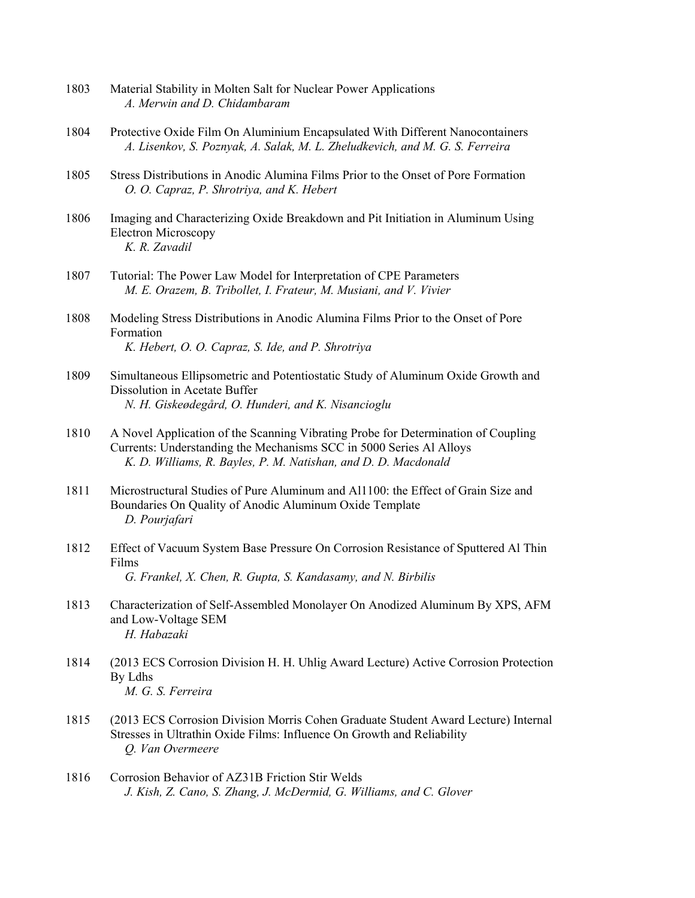1803 Material Stability in Molten Salt for Nuclear Power Applications
*A. Merwin and D. Chidambaram*

1804 Protective Oxide Film On Aluminium Encapsulated With Different Nanocontainers
*A. Lisenkov, S. Poznyak, A. Salak, M. L. Zheludkevich, and M. G. S. Ferreira*

1805 Stress Distributions in Anodic Alumina Films Prior to the Onset of Pore Formation
*O. O. Capraz, P. Shrotriya, and K. Hebert*

1806 Imaging and Characterizing Oxide Breakdown and Pit Initiation in Aluminum Using Electron Microscopy
*K. R. Zavadil*

1807 Tutorial: The Power Law Model for Interpretation of CPE Parameters
*M. E. Orazem, B. Tribollet, I. Frateur, M. Musiani, and V. Vivier*

1808 Modeling Stress Distributions in Anodic Alumina Films Prior to the Onset of Pore Formation
*K. Hebert, O. O. Capraz, S. Ide, and P. Shrotriya*

1809 Simultaneous Ellipsometric and Potentiostatic Study of Aluminum Oxide Growth and Dissolution in Acetate Buffer
*N. H. Giskeødegård, O. Hunderi, and K. Nisancioglu*

1810 A Novel Application of the Scanning Vibrating Probe for Determination of Coupling Currents: Understanding the Mechanisms SCC in 5000 Series Al Alloys
*K. D. Williams, R. Bayles, P. M. Natishan, and D. D. Macdonald*

1811 Microstructural Studies of Pure Aluminum and Al1100: the Effect of Grain Size and Boundaries On Quality of Anodic Aluminum Oxide Template
*D. Pourjafari*

1812 Effect of Vacuum System Base Pressure On Corrosion Resistance of Sputtered Al Thin Films
*G. Frankel, X. Chen, R. Gupta, S. Kandasamy, and N. Birbilis*

1813 Characterization of Self-Assembled Monolayer On Anodized Aluminum By XPS, AFM and Low-Voltage SEM
*H. Habazaki*

1814 (2013 ECS Corrosion Division H. H. Uhlig Award Lecture) Active Corrosion Protection By Ldhs
*M. G. S. Ferreira*

1815 (2013 ECS Corrosion Division Morris Cohen Graduate Student Award Lecture) Internal Stresses in Ultrathin Oxide Films: Influence On Growth and Reliability
*Q. Van Overmeere*

1816 Corrosion Behavior of AZ31B Friction Stir Welds
*J. Kish, Z. Cano, S. Zhang, J. McDermid, G. Williams, and C. Glover*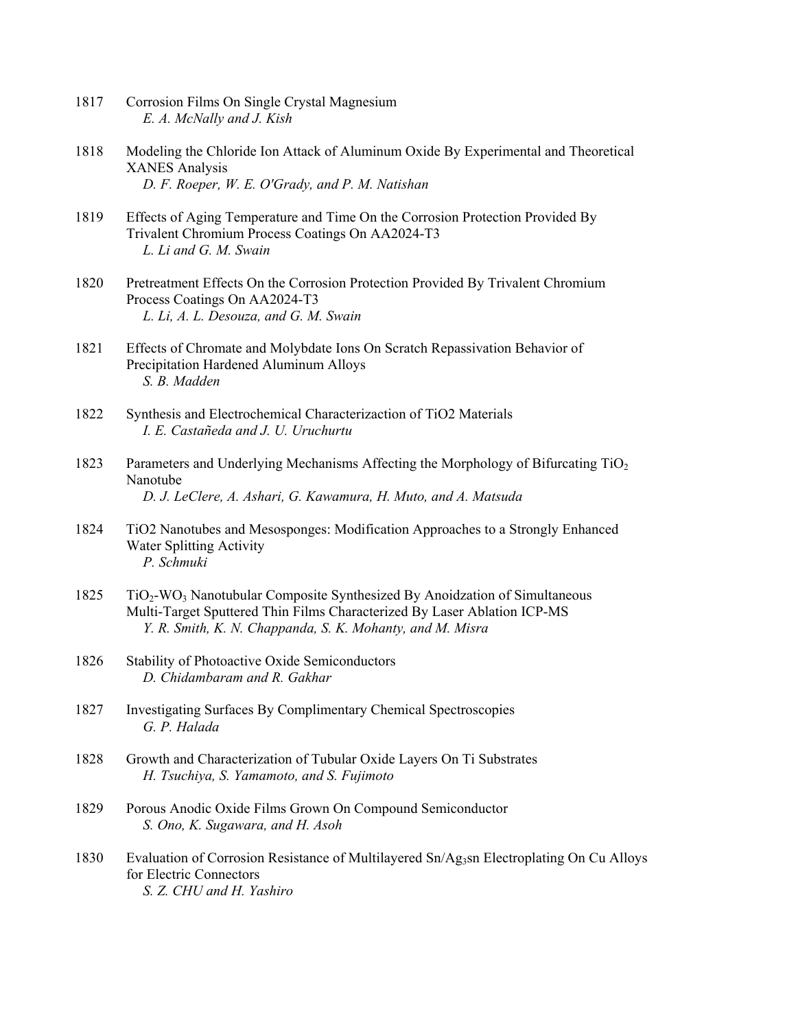1817 Corrosion Films On Single Crystal Magnesium
*E. A. McNally and J. Kish*

1818 Modeling the Chloride Ion Attack of Aluminum Oxide By Experimental and Theoretical XANES Analysis
*D. F. Roeper, W. E. O'Grady, and P. M. Natishan*

1819 Effects of Aging Temperature and Time On the Corrosion Protection Provided By Trivalent Chromium Process Coatings On AA2024-T3
*L. Li and G. M. Swain*

1820 Pretreatment Effects On the Corrosion Protection Provided By Trivalent Chromium Process Coatings On AA2024-T3
*L. Li, A. L. Desouza, and G. M. Swain*

1821 Effects of Chromate and Molybdate Ions On Scratch Repassivation Behavior of Precipitation Hardened Aluminum Alloys
*S. B. Madden*

1822 Synthesis and Electrochemical Characterizaction of TiO2 Materials
*I. E. Castañeda and J. U. Uruchurtu*

1823 Parameters and Underlying Mechanisms Affecting the Morphology of Bifurcating $TiO_2$ Nanotube
*D. J. LeClere, A. Ashari, G. Kawamura, H. Muto, and A. Matsuda*

1824 TiO2 Nanotubes and Mesosponges: Modification Approaches to a Strongly Enhanced Water Splitting Activity
*P. Schmuki*

1825 $TiO_2$-$WO_3$ Nanotubular Composite Synthesized By Anoidzation of Simultaneous Multi-Target Sputtered Thin Films Characterized By Laser Ablation ICP-MS
*Y. R. Smith, K. N. Chappanda, S. K. Mohanty, and M. Misra*

1826 Stability of Photoactive Oxide Semiconductors
*D. Chidambaram and R. Gakhar*

1827 Investigating Surfaces By Complimentary Chemical Spectroscopies
*G. P. Halada*

1828 Growth and Characterization of Tubular Oxide Layers On Ti Substrates
*H. Tsuchiya, S. Yamamoto, and S. Fujimoto*

1829 Porous Anodic Oxide Films Grown On Compound Semiconductor
*S. Ono, K. Sugawara, and H. Asoh*

1830 Evaluation of Corrosion Resistance of Multilayered Sn/$Ag_3$sn Electroplating On Cu Alloys for Electric Connectors
*S. Z. CHU and H. Yashiro*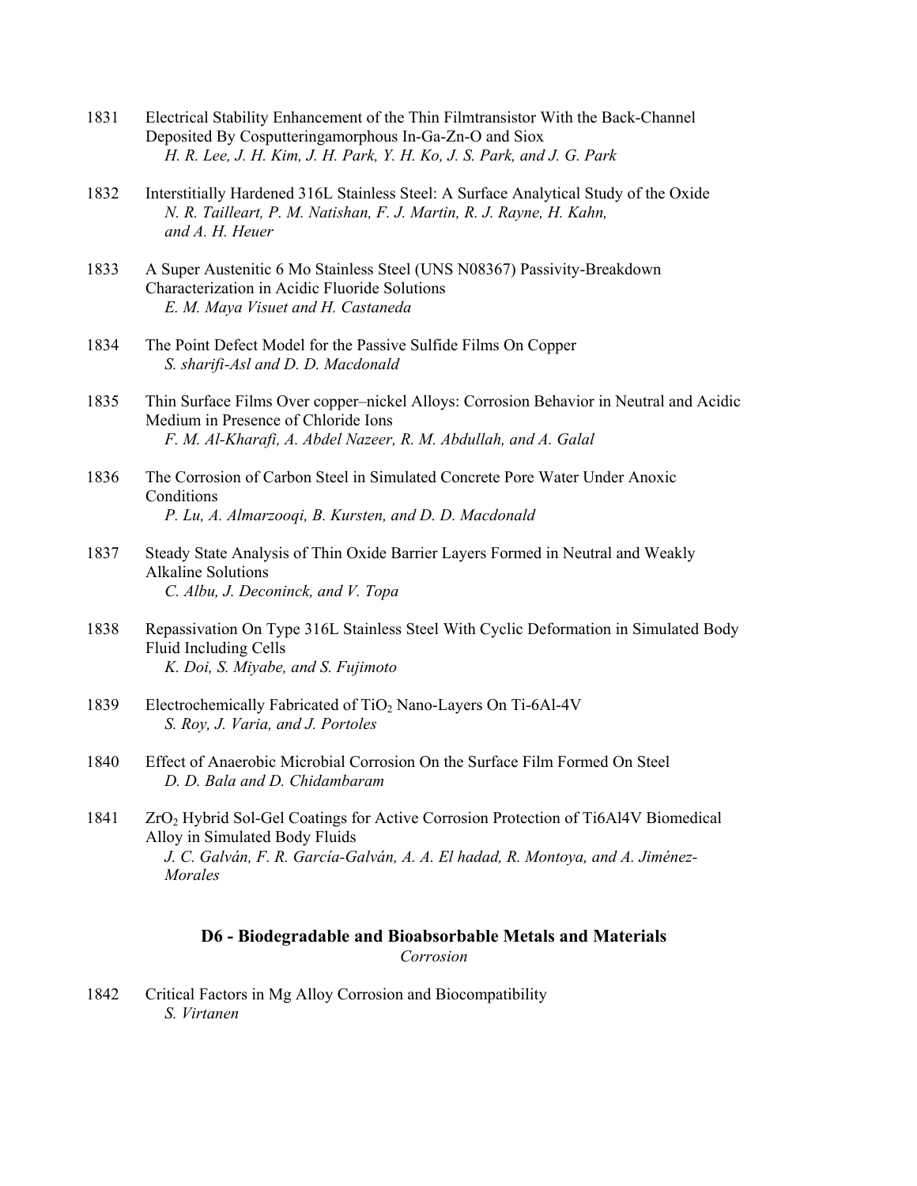1831 Electrical Stability Enhancement of the Thin Filmtransistor With the Back-Channel Deposited By Cosputteringamorphous In-Ga-Zn-O and Siox
*H. R. Lee, J. H. Kim, J. H. Park, Y. H. Ko, J. S. Park, and J. G. Park*

1832 Interstitially Hardened 316L Stainless Steel: A Surface Analytical Study of the Oxide
*N. R. Tailleart, P. M. Natishan, F. J. Martin, R. J. Rayne, H. Kahn, and A. H. Heuer*

1833 A Super Austenitic 6 Mo Stainless Steel (UNS N08367) Passivity-Breakdown Characterization in Acidic Fluoride Solutions
*E. M. Maya Visuet and H. Castaneda*

1834 The Point Defect Model for the Passive Sulfide Films On Copper
*S. sharifi-Asl and D. D. Macdonald*

1835 Thin Surface Films Over copper–nickel Alloys: Corrosion Behavior in Neutral and Acidic Medium in Presence of Chloride Ions
*F. M. Al-Kharafi, A. Abdel Nazeer, R. M. Abdullah, and A. Galal*

1836 The Corrosion of Carbon Steel in Simulated Concrete Pore Water Under Anoxic Conditions
*P. Lu, A. Almarzooqi, B. Kursten, and D. D. Macdonald*

1837 Steady State Analysis of Thin Oxide Barrier Layers Formed in Neutral and Weakly Alkaline Solutions
*C. Albu, J. Deconinck, and V. Topa*

1838 Repassivation On Type 316L Stainless Steel With Cyclic Deformation in Simulated Body Fluid Including Cells
*K. Doi, S. Miyabe, and S. Fujimoto*

1839 Electrochemically Fabricated of $TiO_2$ Nano-Layers On Ti-6Al-4V
*S. Roy, J. Varia, and J. Portoles*

1840 Effect of Anaerobic Microbial Corrosion On the Surface Film Formed On Steel
*D. D. Bala and D. Chidambaram*

1841 $ZrO_2$ Hybrid Sol-Gel Coatings for Active Corrosion Protection of Ti6Al4V Biomedical Alloy in Simulated Body Fluids
*J. C. Galván, F. R. García-Galván, A. A. El hadad, R. Montoya, and A. Jiménez-Morales*

## D6 - Biodegradable and Bioabsorbable Metals and Materials

*Corrosion*

1842 Critical Factors in Mg Alloy Corrosion and Biocompatibility
*S. Virtanen*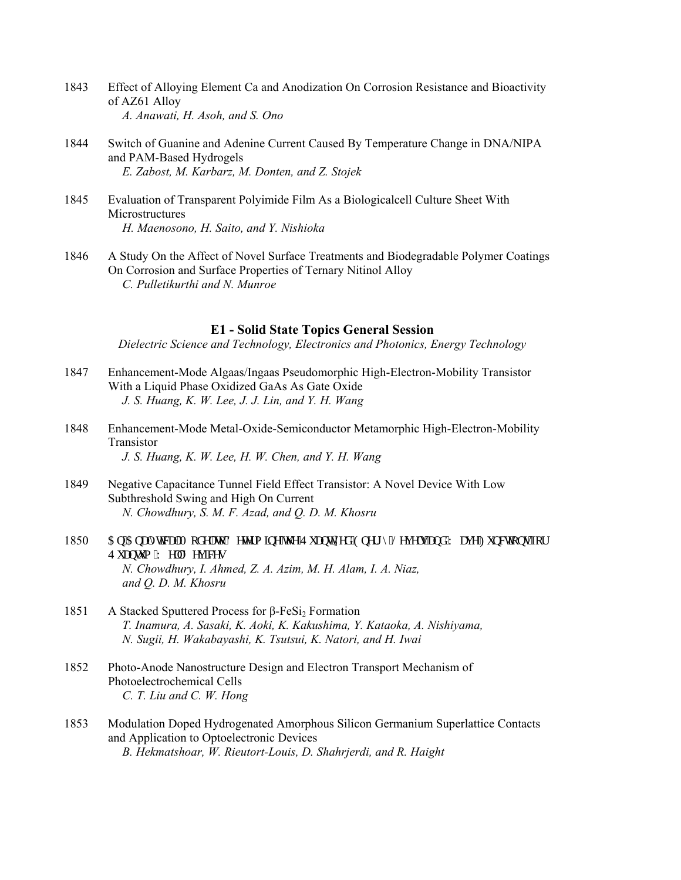1843 Effect of Alloying Element Ca and Anodization On Corrosion Resistance and Bioactivity of AZ61 Alloy
*A. Anawati, H. Asoh, and S. Ono*

1844 Switch of Guanine and Adenine Current Caused By Temperature Change in DNA/NIPA and PAM-Based Hydrogels
*E. Zabost, M. Karbarz, M. Donten, and Z. Stojek*

1845 Evaluation of Transparent Polyimide Film As a Biologicalcell Culture Sheet With Microstructures
*H. Maenosono, H. Saito, and Y. Nishioka*

1846 A Study On the Affect of Novel Surface Treatments and Biodegradable Polymer Coatings On Corrosion and Surface Properties of Ternary Nitinol Alloy
*C. Pulletikurthi and N. Munroe*

## E1 - Solid State Topics General Session

*Dielectric Science and Technology, Electronics and Photonics, Energy Technology*

1847 Enhancement-Mode Algaas/Ingaas Pseudomorphic High-Electron-Mobility Transistor With a Liquid Phase Oxidized GaAs As Gate Oxide
*J. S. Huang, K. W. Lee, J. J. Lin, and Y. H. Wang*

1848 Enhancement-Mode Metal-Oxide-Semiconductor Metamorphic High-Electron-Mobility Transistor
*J. S. Huang, K. W. Lee, H. W. Chen, and Y. H. Wang*

1849 Negative Capacitance Tunnel Field Effect Transistor: A Novel Device With Low Subthreshold Swing and High On Current
*N. Chowdhury, S. M. F. Azad, and Q. D. M. Khosru*

1850 An Analytical Model to Determine the Quantized Energy Levels and Wave Functions for Quantum Well Devices
*N. Chowdhury, I. Ahmed, Z. A. Azim, M. H. Alam, I. A. Niaz, and Q. D. M. Khosru*

1851 A Stacked Sputtered Process for β-$FeSi_2$ Formation
*T. Inamura, A. Sasaki, K. Aoki, K. Kakushima, Y. Kataoka, A. Nishiyama, N. Sugii, H. Wakabayashi, K. Tsutsui, K. Natori, and H. Iwai*

1852 Photo-Anode Nanostructure Design and Electron Transport Mechanism of Photoelectrochemical Cells
*C. T. Liu and C. W. Hong*

1853 Modulation Doped Hydrogenated Amorphous Silicon Germanium Superlattice Contacts and Application to Optoelectronic Devices
*B. Hekmatshoar, W. Rieutort-Louis, D. Shahrjerdi, and R. Haight*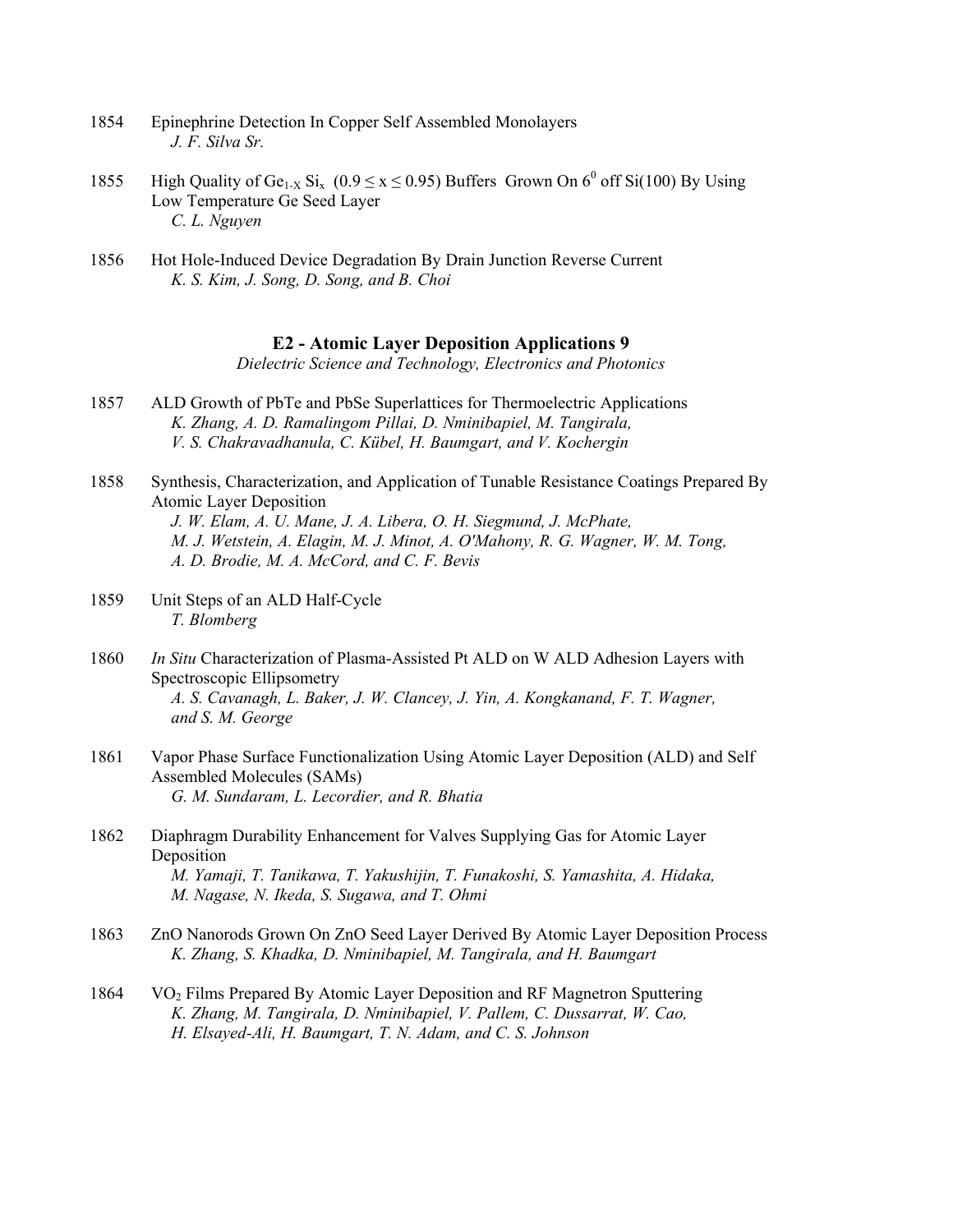1854 Epinephrine Detection In Copper Self Assembled Monolayers
*J. F. Silva Sr.*

1855 High Quality of $Ge_{1-X}$ $Si_x$ ($0.9 \leq x \leq 0.95$) Buffers Grown On $6^0$ off Si(100) By Using Low Temperature Ge Seed Layer
*C. L. Nguyen*

1856 Hot Hole-Induced Device Degradation By Drain Junction Reverse Current
*K. S. Kim, J. Song, D. Song, and B. Choi*

### E2 - Atomic Layer Deposition Applications 9

*Dielectric Science and Technology, Electronics and Photonics*

1857 ALD Growth of PbTe and PbSe Superlattices for Thermoelectric Applications
*K. Zhang, A. D. Ramalingom Pillai, D. Nminibapiel, M. Tangirala, V. S. Chakravadhanula, C. Kübel, H. Baumgart, and V. Kochergin*

1858 Synthesis, Characterization, and Application of Tunable Resistance Coatings Prepared By Atomic Layer Deposition
*J. W. Elam, A. U. Mane, J. A. Libera, O. H. Siegmund, J. McPhate, M. J. Wetstein, A. Elagin, M. J. Minot, A. O'Mahony, R. G. Wagner, W. M. Tong, A. D. Brodie, M. A. McCord, and C. F. Bevis*

1859 Unit Steps of an ALD Half-Cycle
*T. Blomberg*

1860 *In Situ* Characterization of Plasma-Assisted Pt ALD on W ALD Adhesion Layers with Spectroscopic Ellipsometry
*A. S. Cavanagh, L. Baker, J. W. Clancey, J. Yin, A. Kongkanand, F. T. Wagner, and S. M. George*

1861 Vapor Phase Surface Functionalization Using Atomic Layer Deposition (ALD) and Self Assembled Molecules (SAMs)
*G. M. Sundaram, L. Lecordier, and R. Bhatia*

1862 Diaphragm Durability Enhancement for Valves Supplying Gas for Atomic Layer Deposition
*M. Yamaji, T. Tanikawa, T. Yakushijin, T. Funakoshi, S. Yamashita, A. Hidaka, M. Nagase, N. Ikeda, S. Sugawa, and T. Ohmi*

1863 ZnO Nanorods Grown On ZnO Seed Layer Derived By Atomic Layer Deposition Process
*K. Zhang, S. Khadka, D. Nminibapiel, M. Tangirala, and H. Baumgart*

1864 $VO_2$ Films Prepared By Atomic Layer Deposition and RF Magnetron Sputtering
*K. Zhang, M. Tangirala, D. Nminibapiel, V. Pallem, C. Dussarrat, W. Cao, H. Elsayed-Ali, H. Baumgart, T. N. Adam, and C. S. Johnson*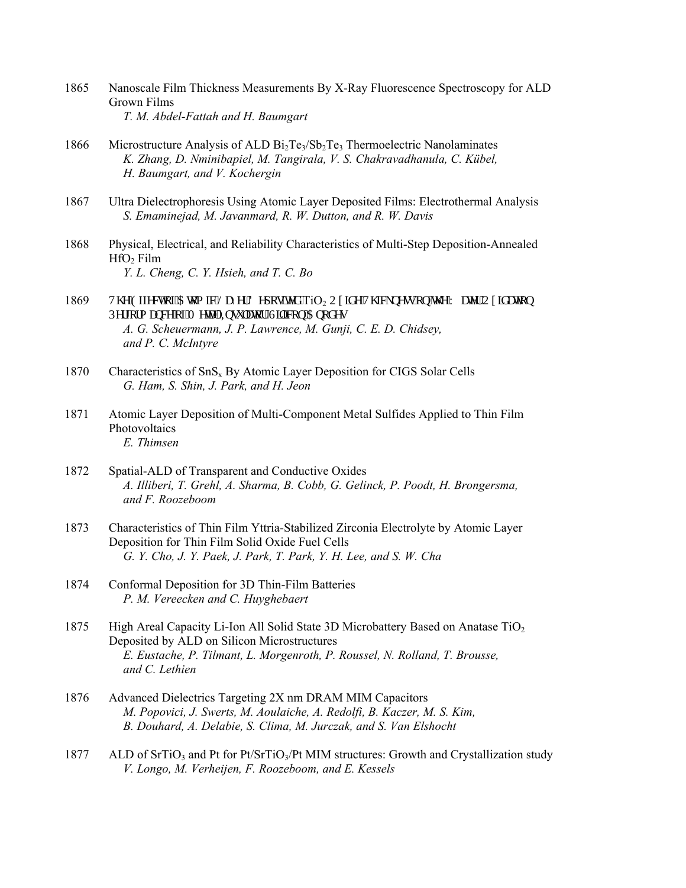1865 Nanoscale Film Thickness Measurements By X-Ray Fluorescence Spectroscopy for ALD Grown Films
*T. M. Abdel-Fattah and H. Baumgart*

1866 Microstructure Analysis of ALD $Bi_2Te_3/Sb_2Te_3$ Thermoelectric Nanolaminates
*K. Zhang, D. Nminibapiel, M. Tangirala, V. S. Chakravadhanula, C. Kübel, H. Baumgart, and V. Kochergin*

1867 Ultra Dielectrophoresis Using Atomic Layer Deposited Films: Electrothermal Analysis
*S. Emaminejad, M. Javanmard, R. W. Dutton, and R. W. Davis*

1868 Physical, Electrical, and Reliability Characteristics of Multi-Step Deposition-Annealed $HfO_2$ Film
*Y. L. Cheng, C. Y. Hsieh, and T. C. Bo*

1869 The Effect of Atomic Layer Deposited $TiO_2$ Oxide Thickness on the Water Oxidation Performance of Metal-Insulator-Silicon Anodes
*A. G. Scheuermann, J. P. Lawrence, M. Gunji, C. E. D. Chidsey, and P. C. McIntyre*

1870 Characteristics of $SnS_x$ By Atomic Layer Deposition for CIGS Solar Cells
*G. Ham, S. Shin, J. Park, and H. Jeon*

1871 Atomic Layer Deposition of Multi-Component Metal Sulfides Applied to Thin Film Photovoltaics
*E. Thimsen*

1872 Spatial-ALD of Transparent and Conductive Oxides
*A. Illiberi, T. Grehl, A. Sharma, B. Cobb, G. Gelinck, P. Poodt, H. Brongersma, and F. Roozeboom*

1873 Characteristics of Thin Film Yttria-Stabilized Zirconia Electrolyte by Atomic Layer Deposition for Thin Film Solid Oxide Fuel Cells
*G. Y. Cho, J. Y. Paek, J. Park, T. Park, Y. H. Lee, and S. W. Cha*

1874 Conformal Deposition for 3D Thin-Film Batteries
*P. M. Vereecken and C. Huyghebaert*

1875 High Areal Capacity Li-Ion All Solid State 3D Microbattery Based on Anatase $TiO_2$ Deposited by ALD on Silicon Microstructures
*E. Eustache, P. Tilmant, L. Morgenroth, P. Roussel, N. Rolland, T. Brousse, and C. Lethien*

1876 Advanced Dielectrics Targeting 2X nm DRAM MIM Capacitors
*M. Popovici, J. Swerts, M. Aoulaiche, A. Redolfi, B. Kaczer, M. S. Kim, B. Douhard, A. Delabie, S. Clima, M. Jurczak, and S. Van Elshocht*

1877 ALD of $SrTiO_3$ and Pt for Pt/$SrTiO_3$/Pt MIM structures: Growth and Crystallization study
*V. Longo, M. Verheijen, F. Roozeboom, and E. Kessels*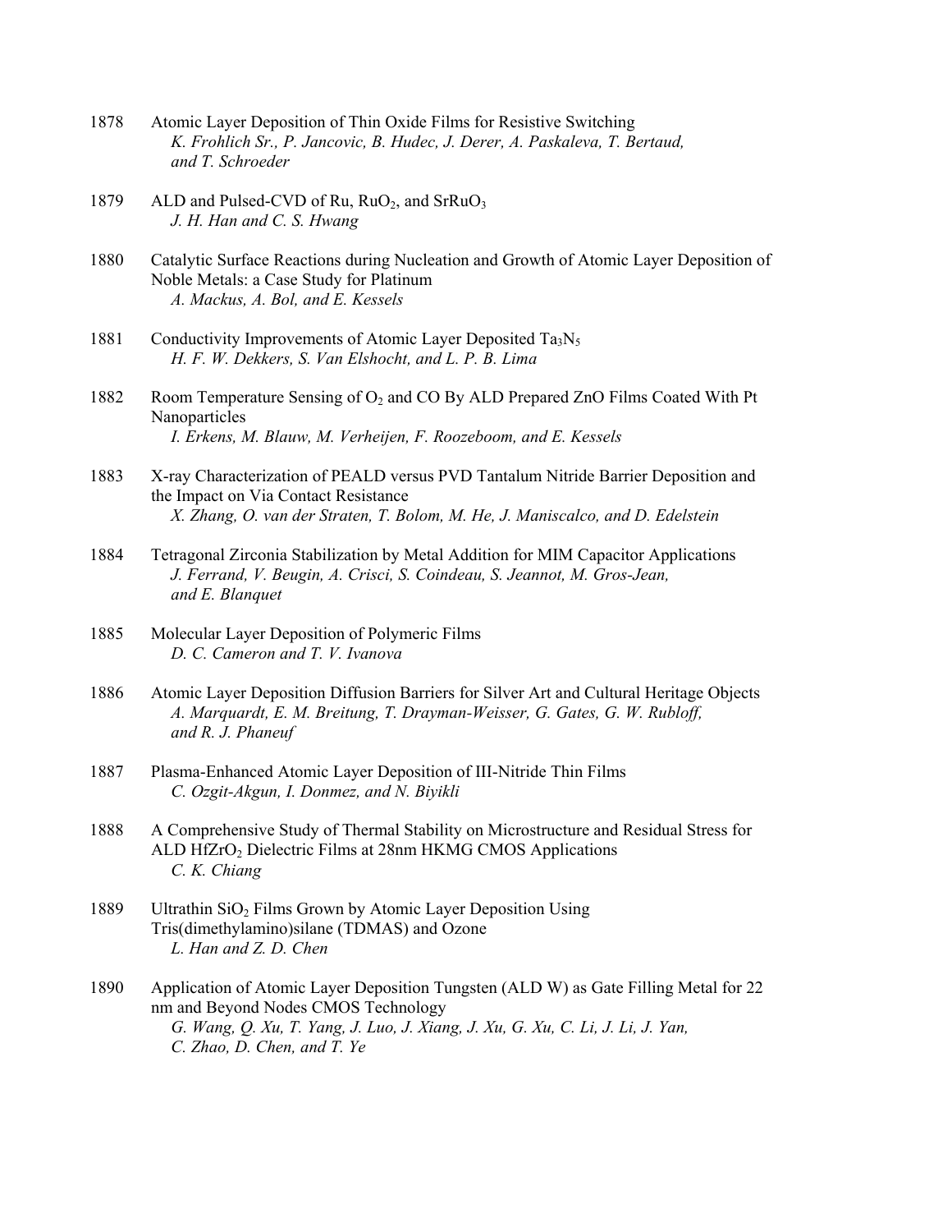1878 Atomic Layer Deposition of Thin Oxide Films for Resistive Switching
*K. Frohlich Sr., P. Jancovic, B. Hudec, J. Derer, A. Paskaleva, T. Bertaud, and T. Schroeder*

1879 ALD and Pulsed-CVD of Ru, $RuO_2$, and $SrRuO_3$
*J. H. Han and C. S. Hwang*

1880 Catalytic Surface Reactions during Nucleation and Growth of Atomic Layer Deposition of Noble Metals: a Case Study for Platinum
*A. Mackus, A. Bol, and E. Kessels*

1881 Conductivity Improvements of Atomic Layer Deposited $Ta_3N_5$
*H. F. W. Dekkers, S. Van Elshocht, and L. P. B. Lima*

1882 Room Temperature Sensing of $O_2$ and CO By ALD Prepared ZnO Films Coated With Pt Nanoparticles
*I. Erkens, M. Blauw, M. Verheijen, F. Roozeboom, and E. Kessels*

1883 X-ray Characterization of PEALD versus PVD Tantalum Nitride Barrier Deposition and the Impact on Via Contact Resistance
*X. Zhang, O. van der Straten, T. Bolom, M. He, J. Maniscalco, and D. Edelstein*

1884 Tetragonal Zirconia Stabilization by Metal Addition for MIM Capacitor Applications
*J. Ferrand, V. Beugin, A. Crisci, S. Coindeau, S. Jeannot, M. Gros-Jean, and E. Blanquet*

1885 Molecular Layer Deposition of Polymeric Films
*D. C. Cameron and T. V. Ivanova*

1886 Atomic Layer Deposition Diffusion Barriers for Silver Art and Cultural Heritage Objects
*A. Marquardt, E. M. Breitung, T. Drayman-Weisser, G. Gates, G. W. Rubloff, and R. J. Phaneuf*

1887 Plasma-Enhanced Atomic Layer Deposition of III-Nitride Thin Films
*C. Ozgit-Akgun, I. Donmez, and N. Biyikli*

1888 A Comprehensive Study of Thermal Stability on Microstructure and Residual Stress for ALD $HfZrO_2$ Dielectric Films at 28nm HKMG CMOS Applications
*C. K. Chiang*

1889 Ultrathin $SiO_2$ Films Grown by Atomic Layer Deposition Using Tris(dimethylamino)silane (TDMAS) and Ozone
*L. Han and Z. D. Chen*

1890 Application of Atomic Layer Deposition Tungsten (ALD W) as Gate Filling Metal for 22 nm and Beyond Nodes CMOS Technology
*G. Wang, Q. Xu, T. Yang, J. Luo, J. Xiang, J. Xu, G. Xu, C. Li, J. Li, J. Yan, C. Zhao, D. Chen, and T. Ye*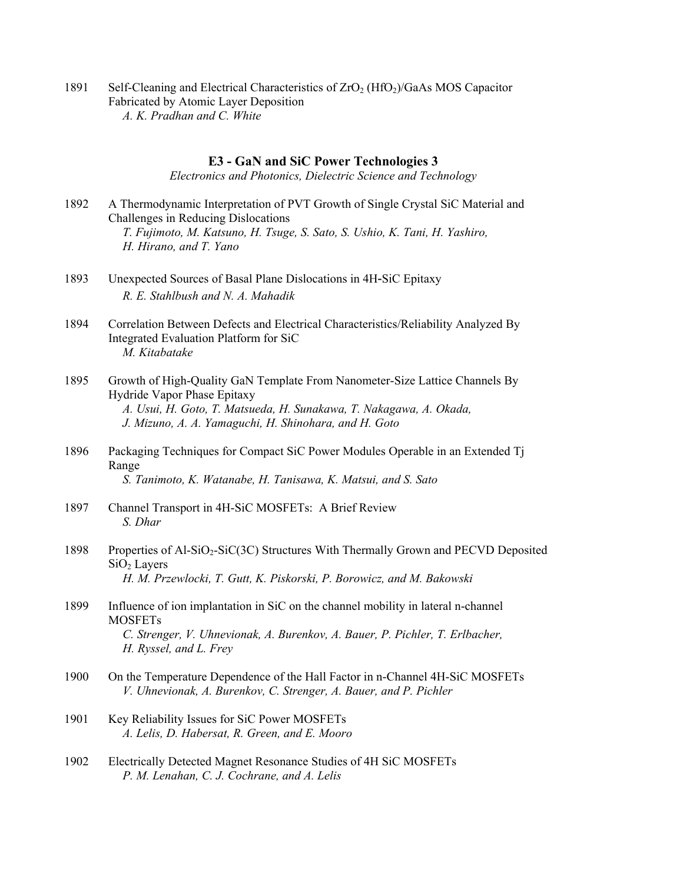1891 Self-Cleaning and Electrical Characteristics of $ZrO_2$ ($HfO_2$)/GaAs MOS Capacitor Fabricated by Atomic Layer Deposition
*A. K. Pradhan and C. White*

## E3 - GaN and SiC Power Technologies 3

*Electronics and Photonics, Dielectric Science and Technology*

1892 A Thermodynamic Interpretation of PVT Growth of Single Crystal SiC Material and Challenges in Reducing Dislocations
*T. Fujimoto, M. Katsuno, H. Tsuge, S. Sato, S. Ushio, K. Tani, H. Yashiro, H. Hirano, and T. Yano*

1893 Unexpected Sources of Basal Plane Dislocations in 4H-SiC Epitaxy
*R. E. Stahlbush and N. A. Mahadik*

1894 Correlation Between Defects and Electrical Characteristics/Reliability Analyzed By Integrated Evaluation Platform for SiC
*M. Kitabatake*

1895 Growth of High-Quality GaN Template From Nanometer-Size Lattice Channels By Hydride Vapor Phase Epitaxy
*A. Usui, H. Goto, T. Matsueda, H. Sunakawa, T. Nakagawa, A. Okada, J. Mizuno, A. A. Yamaguchi, H. Shinohara, and H. Goto*

1896 Packaging Techniques for Compact SiC Power Modules Operable in an Extended Tj Range
*S. Tanimoto, K. Watanabe, H. Tanisawa, K. Matsui, and S. Sato*

1897 Channel Transport in 4H-SiC MOSFETs: A Brief Review
*S. Dhar*

1898 Properties of Al-$SiO_2$-SiC(3C) Structures With Thermally Grown and PECVD Deposited $SiO_2$ Layers
*H. M. Przewlocki, T. Gutt, K. Piskorski, P. Borowicz, and M. Bakowski*

1899 Influence of ion implantation in SiC on the channel mobility in lateral n-channel MOSFETs
*C. Strenger, V. Uhnevionak, A. Burenkov, A. Bauer, P. Pichler, T. Erlbacher, H. Ryssel, and L. Frey*

1900 On the Temperature Dependence of the Hall Factor in n-Channel 4H-SiC MOSFETs
*V. Uhnevionak, A. Burenkov, C. Strenger, A. Bauer, and P. Pichler*

1901 Key Reliability Issues for SiC Power MOSFETs
*A. Lelis, D. Habersat, R. Green, and E. Mooro*

1902 Electrically Detected Magnet Resonance Studies of 4H SiC MOSFETs
*P. M. Lenahan, C. J. Cochrane, and A. Lelis*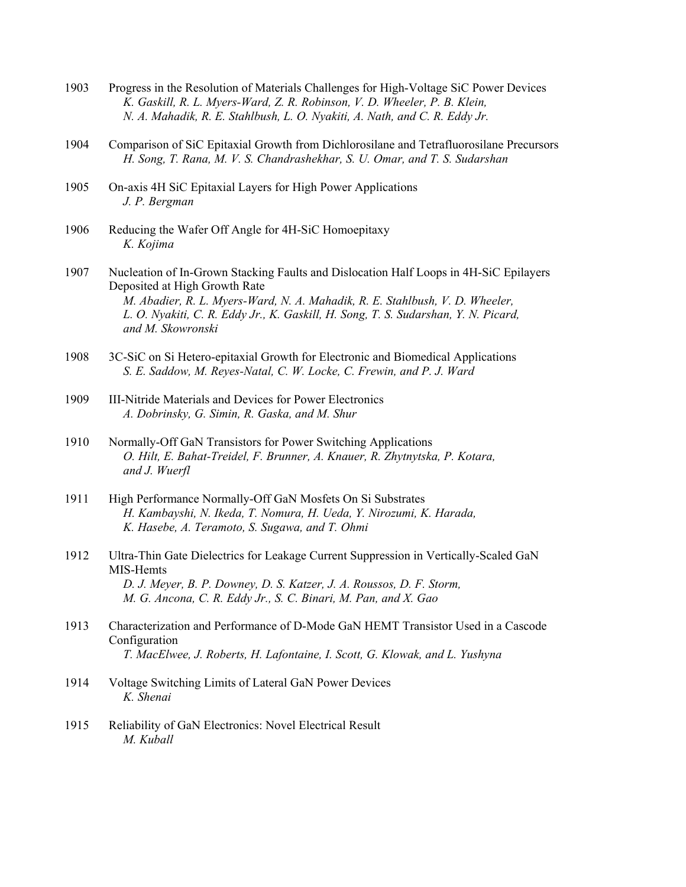1903 Progress in the Resolution of Materials Challenges for High-Voltage SiC Power Devices
*K. Gaskill, R. L. Myers-Ward, Z. R. Robinson, V. D. Wheeler, P. B. Klein, N. A. Mahadik, R. E. Stahlbush, L. O. Nyakiti, A. Nath, and C. R. Eddy Jr.*

1904 Comparison of SiC Epitaxial Growth from Dichlorosilane and Tetrafluorosilane Precursors
*H. Song, T. Rana, M. V. S. Chandrashekhar, S. U. Omar, and T. S. Sudarshan*

1905 On-axis 4H SiC Epitaxial Layers for High Power Applications
*J. P. Bergman*

1906 Reducing the Wafer Off Angle for 4H-SiC Homoepitaxy
*K. Kojima*

1907 Nucleation of In-Grown Stacking Faults and Dislocation Half Loops in 4H-SiC Epilayers Deposited at High Growth Rate
*M. Abadier, R. L. Myers-Ward, N. A. Mahadik, R. E. Stahlbush, V. D. Wheeler, L. O. Nyakiti, C. R. Eddy Jr., K. Gaskill, H. Song, T. S. Sudarshan, Y. N. Picard, and M. Skowronski*

1908 3C-SiC on Si Hetero-epitaxial Growth for Electronic and Biomedical Applications
*S. E. Saddow, M. Reyes-Natal, C. W. Locke, C. Frewin, and P. J. Ward*

1909 III-Nitride Materials and Devices for Power Electronics
*A. Dobrinsky, G. Simin, R. Gaska, and M. Shur*

1910 Normally-Off GaN Transistors for Power Switching Applications
*O. Hilt, E. Bahat-Treidel, F. Brunner, A. Knauer, R. Zhytnytska, P. Kotara, and J. Wuerfl*

1911 High Performance Normally-Off GaN Mosfets On Si Substrates
*H. Kambayshi, N. Ikeda, T. Nomura, H. Ueda, Y. Nirozumi, K. Harada, K. Hasebe, A. Teramoto, S. Sugawa, and T. Ohmi*

1912 Ultra-Thin Gate Dielectrics for Leakage Current Suppression in Vertically-Scaled GaN MIS-Hemts
*D. J. Meyer, B. P. Downey, D. S. Katzer, J. A. Roussos, D. F. Storm, M. G. Ancona, C. R. Eddy Jr., S. C. Binari, M. Pan, and X. Gao*

1913 Characterization and Performance of D-Mode GaN HEMT Transistor Used in a Cascode Configuration
*T. MacElwee, J. Roberts, H. Lafontaine, I. Scott, G. Klowak, and L. Yushyna*

1914 Voltage Switching Limits of Lateral GaN Power Devices
*K. Shenai*

1915 Reliability of GaN Electronics: Novel Electrical Result
*M. Kuball*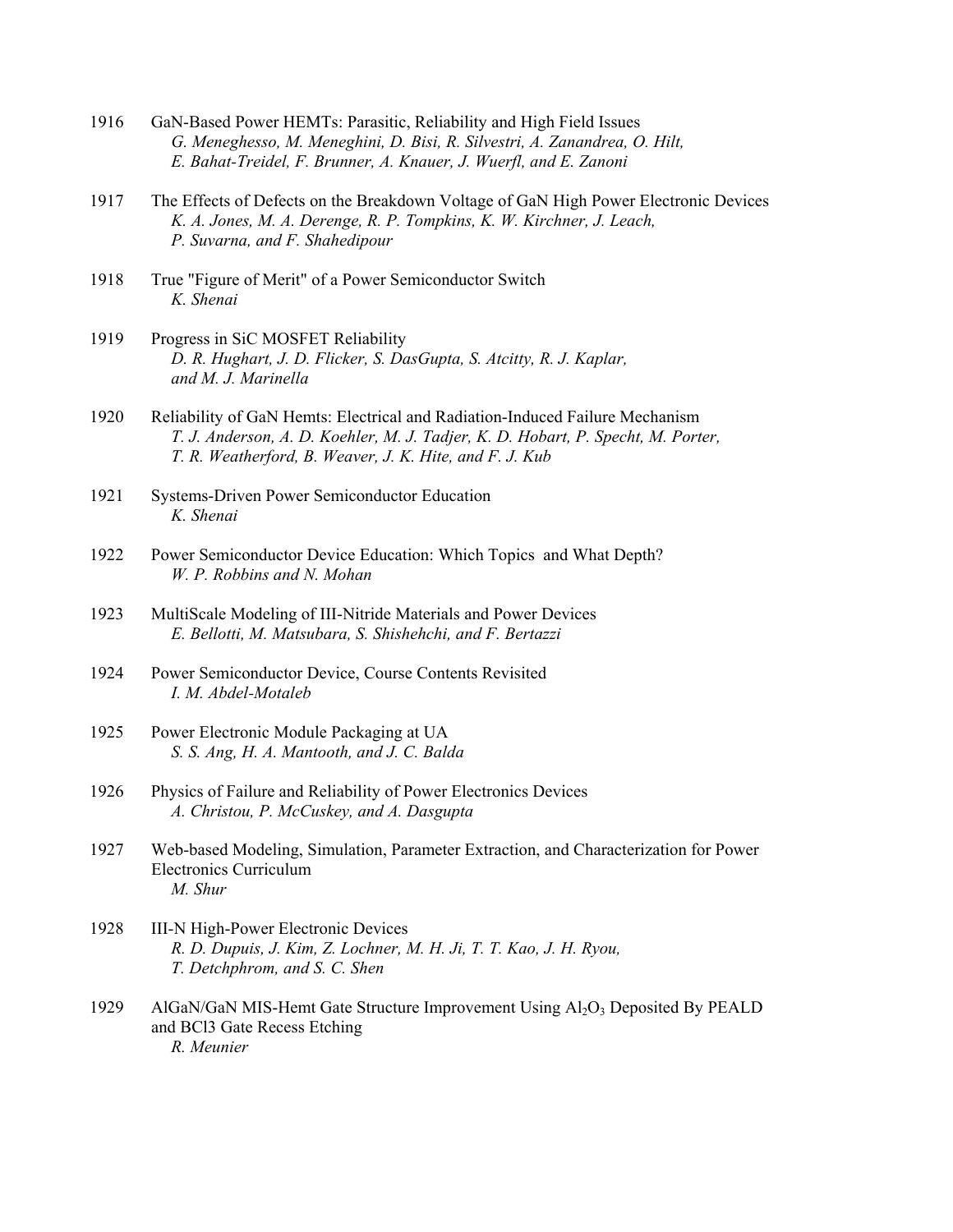1916 GaN-Based Power HEMTs: Parasitic, Reliability and High Field Issues
*G. Meneghesso, M. Meneghini, D. Bisi, R. Silvestri, A. Zanandrea, O. Hilt, E. Bahat-Treidel, F. Brunner, A. Knauer, J. Wuerfl, and E. Zanoni*

1917 The Effects of Defects on the Breakdown Voltage of GaN High Power Electronic Devices
*K. A. Jones, M. A. Derenge, R. P. Tompkins, K. W. Kirchner, J. Leach, P. Suvarna, and F. Shahedipour*

1918 True "Figure of Merit" of a Power Semiconductor Switch
*K. Shenai*

1919 Progress in SiC MOSFET Reliability
*D. R. Hughart, J. D. Flicker, S. DasGupta, S. Atcitty, R. J. Kaplar, and M. J. Marinella*

1920 Reliability of GaN Hemts: Electrical and Radiation-Induced Failure Mechanism
*T. J. Anderson, A. D. Koehler, M. J. Tadjer, K. D. Hobart, P. Specht, M. Porter, T. R. Weatherford, B. Weaver, J. K. Hite, and F. J. Kub*

1921 Systems-Driven Power Semiconductor Education
*K. Shenai*

1922 Power Semiconductor Device Education: Which Topics and What Depth?
*W. P. Robbins and N. Mohan*

1923 MultiScale Modeling of III-Nitride Materials and Power Devices
*E. Bellotti, M. Matsubara, S. Shishehchi, and F. Bertazzi*

1924 Power Semiconductor Device, Course Contents Revisited
*I. M. Abdel-Motaleb*

1925 Power Electronic Module Packaging at UA
*S. S. Ang, H. A. Mantooth, and J. C. Balda*

1926 Physics of Failure and Reliability of Power Electronics Devices
*A. Christou, P. McCuskey, and A. Dasgupta*

1927 Web-based Modeling, Simulation, Parameter Extraction, and Characterization for Power Electronics Curriculum
*M. Shur*

1928 III-N High-Power Electronic Devices
*R. D. Dupuis, J. Kim, Z. Lochner, M. H. Ji, T. T. Kao, J. H. Ryou, T. Detchphrom, and S. C. Shen*

1929 AlGaN/GaN MIS-Hemt Gate Structure Improvement Using $Al_2O_3$ Deposited By PEALD and BCl3 Gate Recess Etching
*R. Meunier*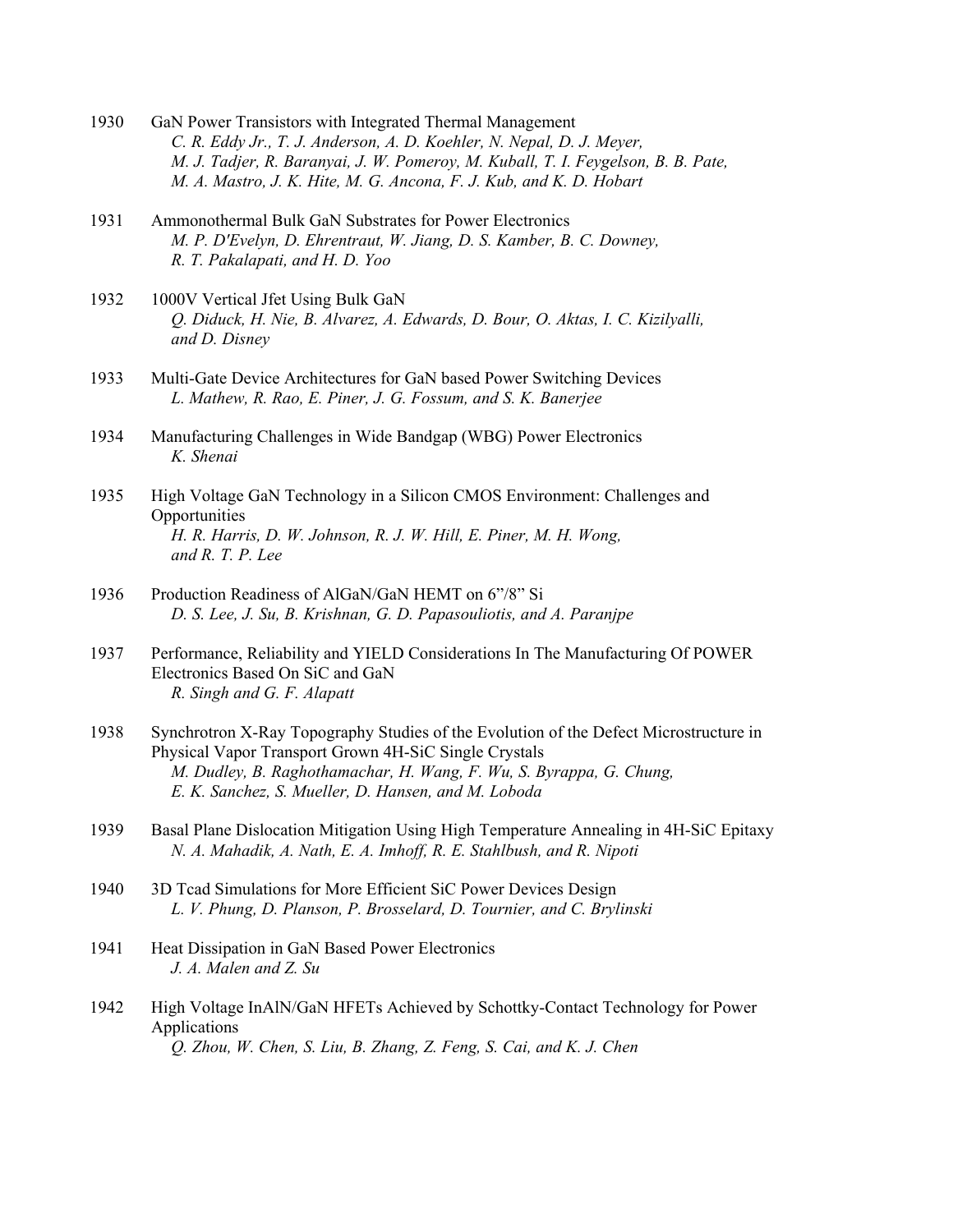1930 GaN Power Transistors with Integrated Thermal Management
*C. R. Eddy Jr., T. J. Anderson, A. D. Koehler, N. Nepal, D. J. Meyer, M. J. Tadjer, R. Baranyai, J. W. Pomeroy, M. Kuball, T. I. Feygelson, B. B. Pate, M. A. Mastro, J. K. Hite, M. G. Ancona, F. J. Kub, and K. D. Hobart*

1931 Ammonothermal Bulk GaN Substrates for Power Electronics
*M. P. D'Evelyn, D. Ehrentraut, W. Jiang, D. S. Kamber, B. C. Downey, R. T. Pakalapati, and H. D. Yoo*

1932 1000V Vertical Jfet Using Bulk GaN
*Q. Diduck, H. Nie, B. Alvarez, A. Edwards, D. Bour, O. Aktas, I. C. Kizilyalli, and D. Disney*

1933 Multi-Gate Device Architectures for GaN based Power Switching Devices
*L. Mathew, R. Rao, E. Piner, J. G. Fossum, and S. K. Banerjee*

1934 Manufacturing Challenges in Wide Bandgap (WBG) Power Electronics
*K. Shenai*

1935 High Voltage GaN Technology in a Silicon CMOS Environment: Challenges and Opportunities
*H. R. Harris, D. W. Johnson, R. J. W. Hill, E. Piner, M. H. Wong, and R. T. P. Lee*

1936 Production Readiness of AlGaN/GaN HEMT on 6"/8" Si
*D. S. Lee, J. Su, B. Krishnan, G. D. Papasouliotis, and A. Paranjpe*

1937 Performance, Reliability and YIELD Considerations In The Manufacturing Of POWER Electronics Based On SiC and GaN
*R. Singh and G. F. Alapatt*

1938 Synchrotron X-Ray Topography Studies of the Evolution of the Defect Microstructure in Physical Vapor Transport Grown 4H-SiC Single Crystals
*M. Dudley, B. Raghothamachar, H. Wang, F. Wu, S. Byrappa, G. Chung, E. K. Sanchez, S. Mueller, D. Hansen, and M. Loboda*

1939 Basal Plane Dislocation Mitigation Using High Temperature Annealing in 4H-SiC Epitaxy
*N. A. Mahadik, A. Nath, E. A. Imhoff, R. E. Stahlbush, and R. Nipoti*

1940 3D Tcad Simulations for More Efficient SiC Power Devices Design
*L. V. Phung, D. Planson, P. Brosselard, D. Tournier, and C. Brylinski*

1941 Heat Dissipation in GaN Based Power Electronics
*J. A. Malen and Z. Su*

1942 High Voltage InAlN/GaN HFETs Achieved by Schottky-Contact Technology for Power Applications
*Q. Zhou, W. Chen, S. Liu, B. Zhang, Z. Feng, S. Cai, and K. J. Chen*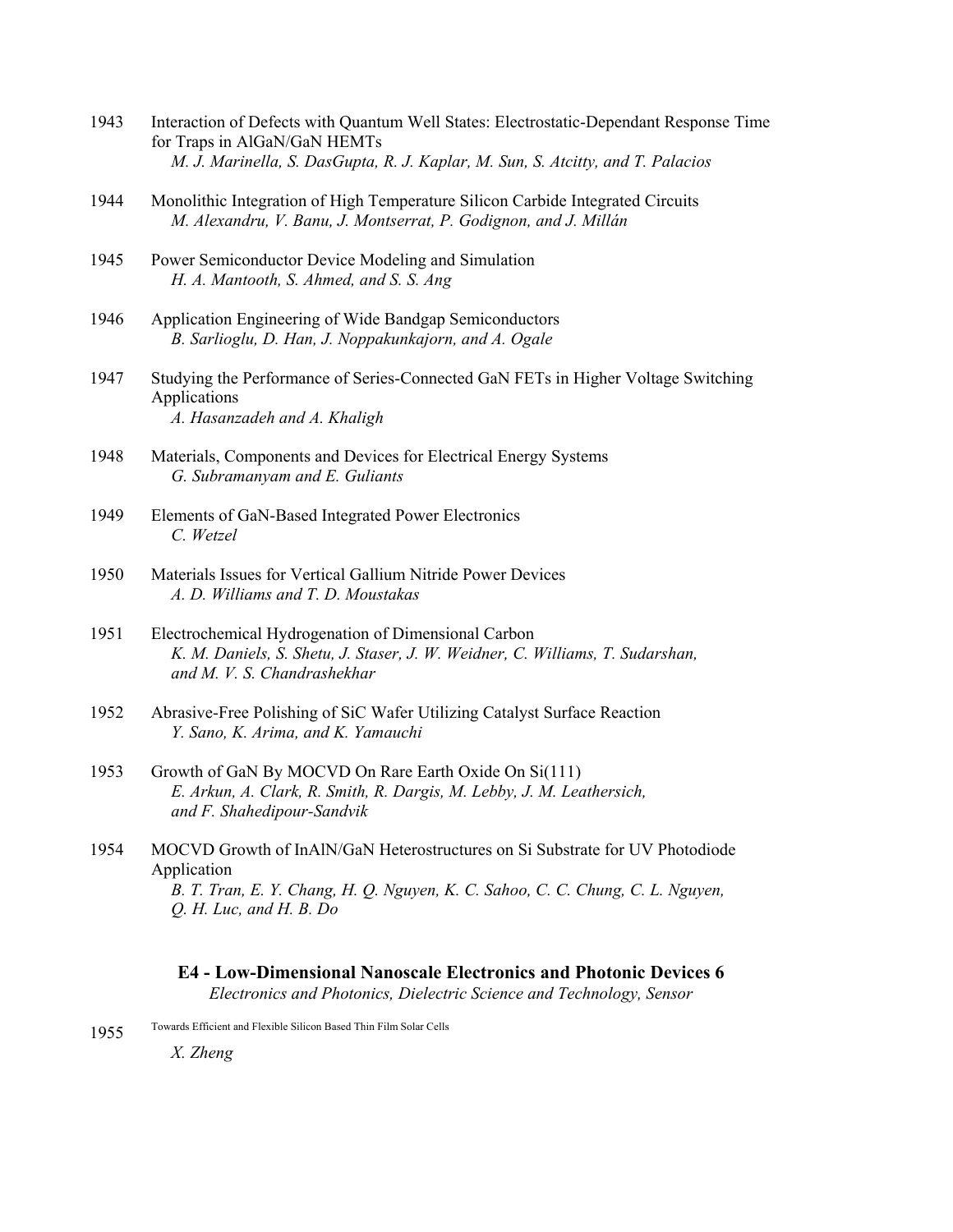1943 Interaction of Defects with Quantum Well States: Electrostatic-Dependant Response Time for Traps in AlGaN/GaN HEMTs
*M. J. Marinella, S. DasGupta, R. J. Kaplar, M. Sun, S. Atcitty, and T. Palacios*

1944 Monolithic Integration of High Temperature Silicon Carbide Integrated Circuits
*M. Alexandru, V. Banu, J. Montserrat, P. Godignon, and J. Millán*

1945 Power Semiconductor Device Modeling and Simulation
*H. A. Mantooth, S. Ahmed, and S. S. Ang*

1946 Application Engineering of Wide Bandgap Semiconductors
*B. Sarlioglu, D. Han, J. Noppakunkajorn, and A. Ogale*

1947 Studying the Performance of Series-Connected GaN FETs in Higher Voltage Switching Applications
*A. Hasanzadeh and A. Khaligh*

1948 Materials, Components and Devices for Electrical Energy Systems
*G. Subramanyam and E. Guliants*

1949 Elements of GaN-Based Integrated Power Electronics
*C. Wetzel*

1950 Materials Issues for Vertical Gallium Nitride Power Devices
*A. D. Williams and T. D. Moustakas*

1951 Electrochemical Hydrogenation of Dimensional Carbon
*K. M. Daniels, S. Shetu, J. Staser, J. W. Weidner, C. Williams, T. Sudarshan, and M. V. S. Chandrashekhar*

1952 Abrasive-Free Polishing of SiC Wafer Utilizing Catalyst Surface Reaction
*Y. Sano, K. Arima, and K. Yamauchi*

1953 Growth of GaN By MOCVD On Rare Earth Oxide On Si(111)
*E. Arkun, A. Clark, R. Smith, R. Dargis, M. Lebby, J. M. Leathersich, and F. Shahedipour-Sandvik*

1954 MOCVD Growth of InAlN/GaN Heterostructures on Si Substrate for UV Photodiode Application
*B. T. Tran, E. Y. Chang, H. Q. Nguyen, K. C. Sahoo, C. C. Chung, C. L. Nguyen, Q. H. Luc, and H. B. Do*

## E4 - Low-Dimensional Nanoscale Electronics and Photonic Devices 6

*Electronics and Photonics, Dielectric Science and Technology, Sensor*

1955 Towards Efficient and Flexible Silicon Based Thin Film Solar Cells
*X. Zheng*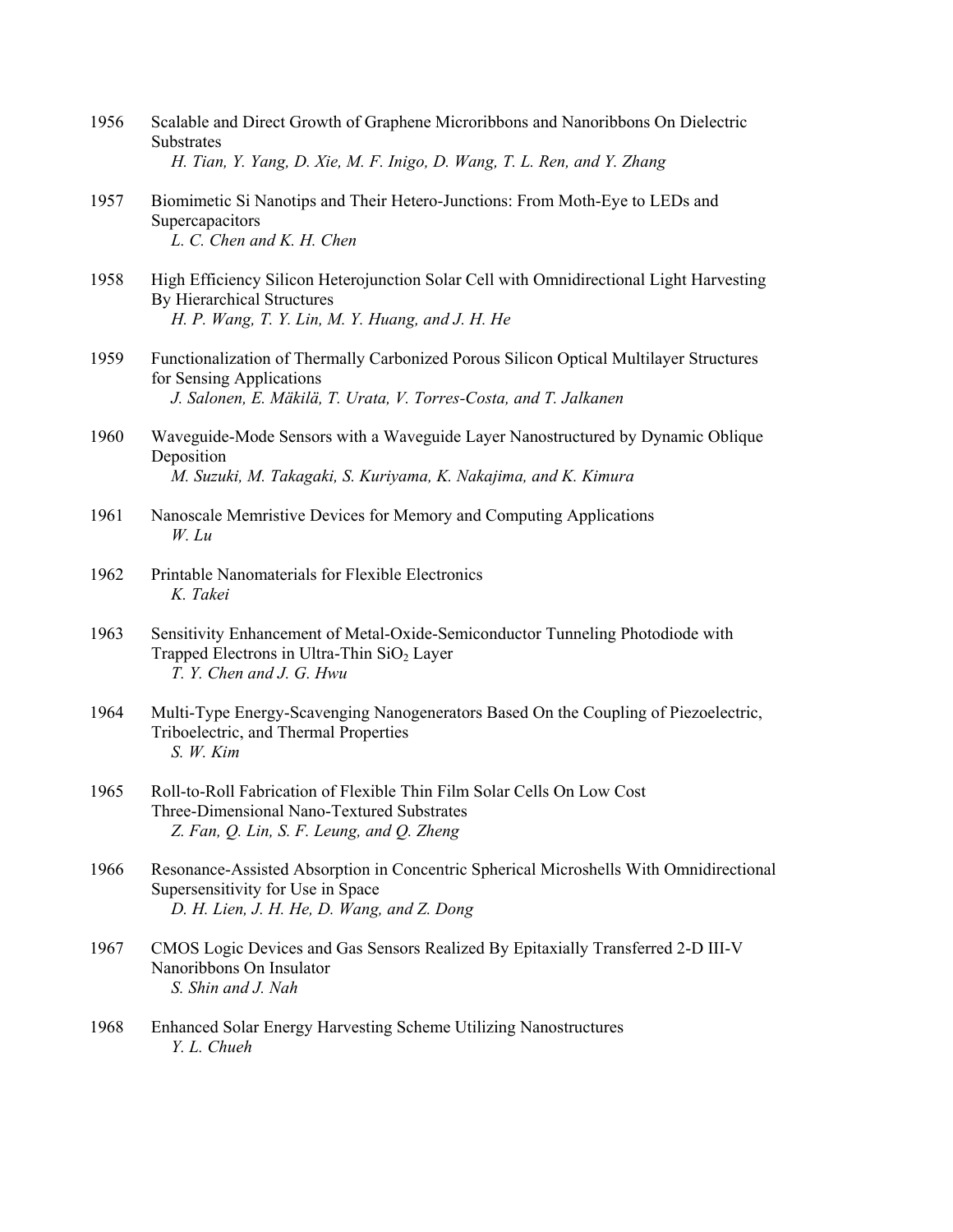1956 Scalable and Direct Growth of Graphene Microribbons and Nanoribbons On Dielectric Substrates
*H. Tian, Y. Yang, D. Xie, M. F. Inigo, D. Wang, T. L. Ren, and Y. Zhang*

1957 Biomimetic Si Nanotips and Their Hetero-Junctions: From Moth-Eye to LEDs and Supercapacitors
*L. C. Chen and K. H. Chen*

1958 High Efficiency Silicon Heterojunction Solar Cell with Omnidirectional Light Harvesting By Hierarchical Structures
*H. P. Wang, T. Y. Lin, M. Y. Huang, and J. H. He*

1959 Functionalization of Thermally Carbonized Porous Silicon Optical Multilayer Structures for Sensing Applications
*J. Salonen, E. Mäkilä, T. Urata, V. Torres-Costa, and T. Jalkanen*

1960 Waveguide-Mode Sensors with a Waveguide Layer Nanostructured by Dynamic Oblique Deposition
*M. Suzuki, M. Takagaki, S. Kuriyama, K. Nakajima, and K. Kimura*

1961 Nanoscale Memristive Devices for Memory and Computing Applications
*W. Lu*

1962 Printable Nanomaterials for Flexible Electronics
*K. Takei*

1963 Sensitivity Enhancement of Metal-Oxide-Semiconductor Tunneling Photodiode with Trapped Electrons in Ultra-Thin $SiO_2$ Layer
*T. Y. Chen and J. G. Hwu*

1964 Multi-Type Energy-Scavenging Nanogenerators Based On the Coupling of Piezoelectric, Triboelectric, and Thermal Properties
*S. W. Kim*

1965 Roll-to-Roll Fabrication of Flexible Thin Film Solar Cells On Low Cost Three-Dimensional Nano-Textured Substrates
*Z. Fan, Q. Lin, S. F. Leung, and Q. Zheng*

1966 Resonance-Assisted Absorption in Concentric Spherical Microshells With Omnidirectional Supersensitivity for Use in Space
*D. H. Lien, J. H. He, D. Wang, and Z. Dong*

1967 CMOS Logic Devices and Gas Sensors Realized By Epitaxially Transferred 2-D III-V Nanoribbons On Insulator
*S. Shin and J. Nah*

1968 Enhanced Solar Energy Harvesting Scheme Utilizing Nanostructures
*Y. L. Chueh*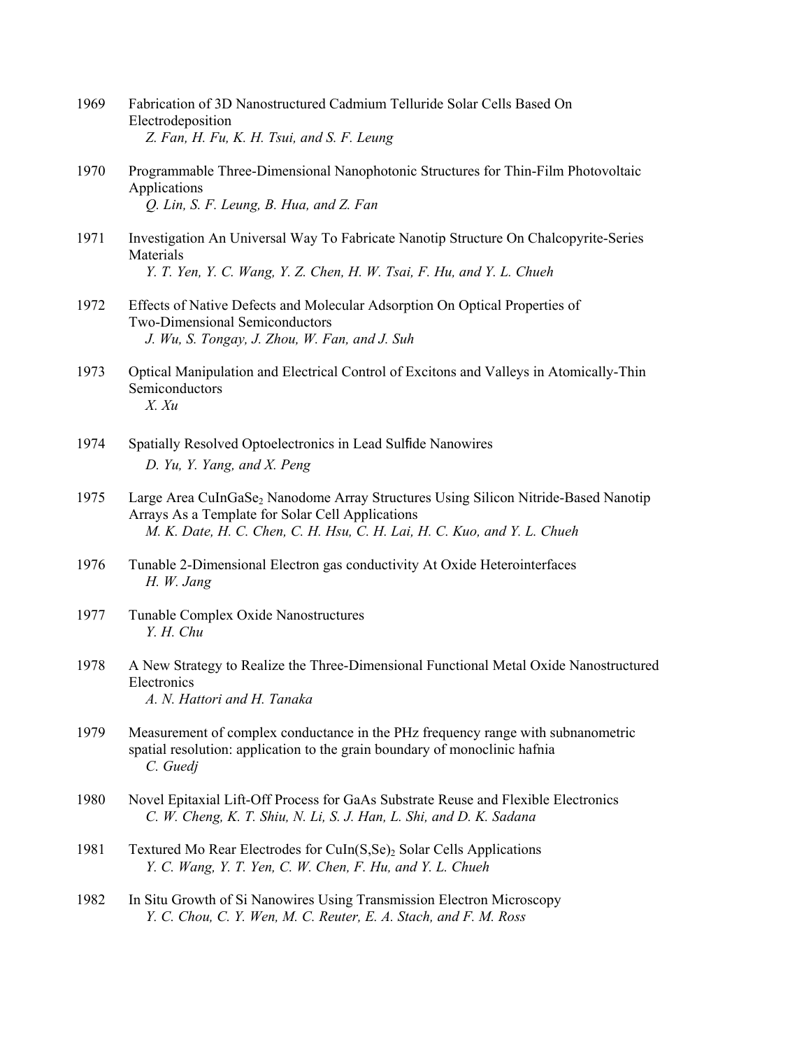1969 Fabrication of 3D Nanostructured Cadmium Telluride Solar Cells Based On Electrodeposition
*Z. Fan, H. Fu, K. H. Tsui, and S. F. Leung*

1970 Programmable Three-Dimensional Nanophotonic Structures for Thin-Film Photovoltaic Applications
*Q. Lin, S. F. Leung, B. Hua, and Z. Fan*

1971 Investigation An Universal Way To Fabricate Nanotip Structure On Chalcopyrite-Series Materials
*Y. T. Yen, Y. C. Wang, Y. Z. Chen, H. W. Tsai, F. Hu, and Y. L. Chueh*

1972 Effects of Native Defects and Molecular Adsorption On Optical Properties of Two-Dimensional Semiconductors
*J. Wu, S. Tongay, J. Zhou, W. Fan, and J. Suh*

1973 Optical Manipulation and Electrical Control of Excitons and Valleys in Atomically-Thin Semiconductors
*X. Xu*

1974 Spatially Resolved Optoelectronics in Lead Sulfide Nanowires
*D. Yu, Y. Yang, and X. Peng*

1975 Large Area $CuInGaSe_2$ Nanodome Array Structures Using Silicon Nitride-Based Nanotip Arrays As a Template for Solar Cell Applications
*M. K. Date, H. C. Chen, C. H. Hsu, C. H. Lai, H. C. Kuo, and Y. L. Chueh*

1976 Tunable 2-Dimensional Electron gas conductivity At Oxide Heterointerfaces
*H. W. Jang*

1977 Tunable Complex Oxide Nanostructures
*Y. H. Chu*

1978 A New Strategy to Realize the Three-Dimensional Functional Metal Oxide Nanostructured Electronics
*A. N. Hattori and H. Tanaka*

1979 Measurement of complex conductance in the PHz frequency range with subnanometric spatial resolution: application to the grain boundary of monoclinic hafnia
*C. Guedj*

1980 Novel Epitaxial Lift-Off Process for GaAs Substrate Reuse and Flexible Electronics
*C. W. Cheng, K. T. Shiu, N. Li, S. J. Han, L. Shi, and D. K. Sadana*

1981 Textured Mo Rear Electrodes for $CuIn(S,Se)_2$ Solar Cells Applications
*Y. C. Wang, Y. T. Yen, C. W. Chen, F. Hu, and Y. L. Chueh*

1982 In Situ Growth of Si Nanowires Using Transmission Electron Microscopy
*Y. C. Chou, C. Y. Wen, M. C. Reuter, E. A. Stach, and F. M. Ross*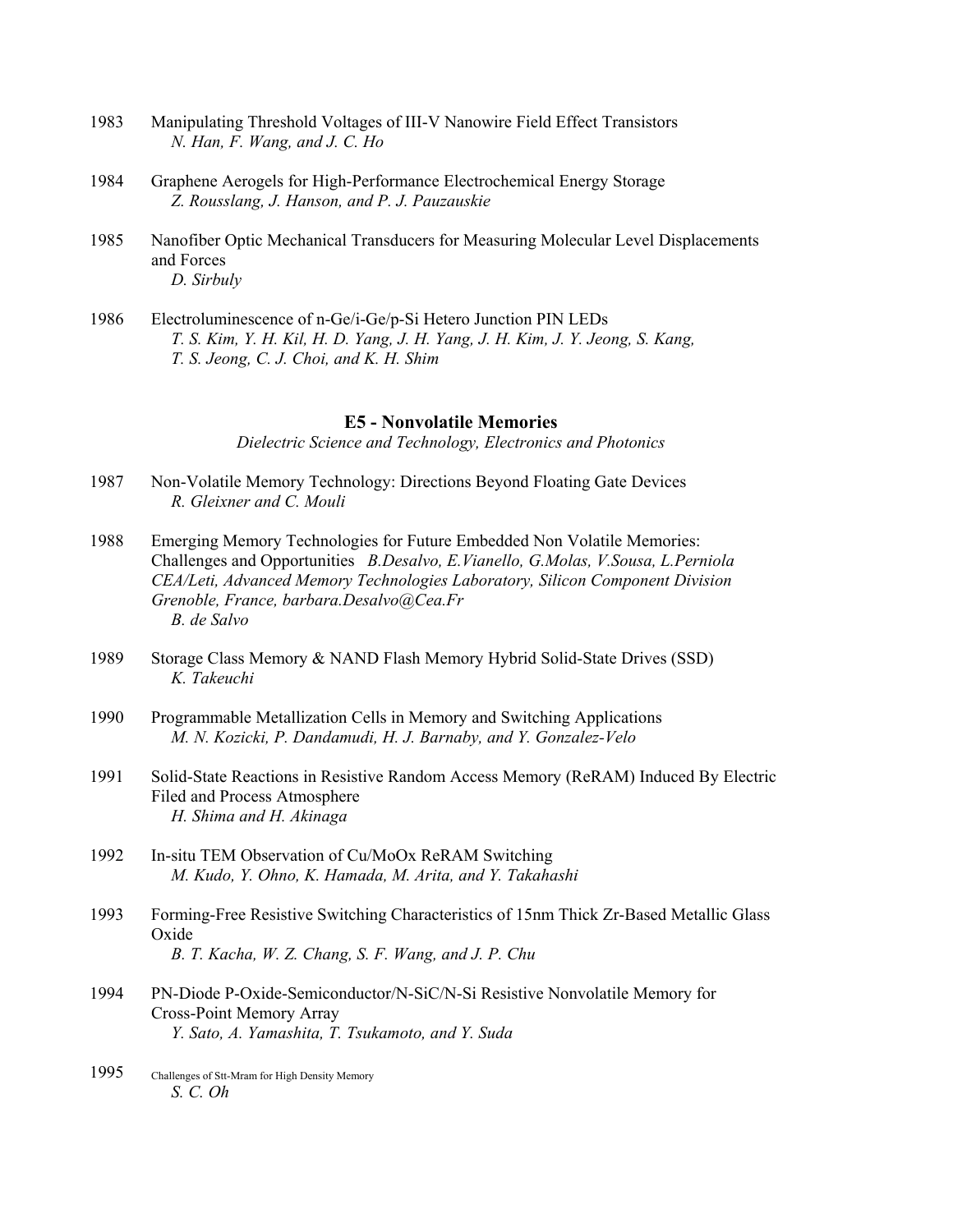1983 Manipulating Threshold Voltages of III-V Nanowire Field Effect Transistors
*N. Han, F. Wang, and J. C. Ho*

1984 Graphene Aerogels for High-Performance Electrochemical Energy Storage
*Z. Rousslang, J. Hanson, and P. J. Pauzauskie*

1985 Nanofiber Optic Mechanical Transducers for Measuring Molecular Level Displacements and Forces
*D. Sirbuly*

1986 Electroluminescence of n-Ge/i-Ge/p-Si Hetero Junction PIN LEDs
*T. S. Kim, Y. H. Kil, H. D. Yang, J. H. Yang, J. H. Kim, J. Y. Jeong, S. Kang, T. S. Jeong, C. J. Choi, and K. H. Shim*

## E5 - Nonvolatile Memories

*Dielectric Science and Technology, Electronics and Photonics*

1987 Non-Volatile Memory Technology: Directions Beyond Floating Gate Devices
*R. Gleixner and C. Mouli*

1988 Emerging Memory Technologies for Future Embedded Non Volatile Memories: Challenges and Opportunities *B.Desalvo, E.Vianello, G.Molas, V.Sousa, L.Perniola CEA/Leti, Advanced Memory Technologies Laboratory, Silicon Component Division Grenoble, France, barbara.Desalvo@Cea.Fr*
*B. de Salvo*

1989 Storage Class Memory & NAND Flash Memory Hybrid Solid-State Drives (SSD)
*K. Takeuchi*

1990 Programmable Metallization Cells in Memory and Switching Applications
*M. N. Kozicki, P. Dandamudi, H. J. Barnaby, and Y. Gonzalez-Velo*

1991 Solid-State Reactions in Resistive Random Access Memory (ReRAM) Induced By Electric Filed and Process Atmosphere
*H. Shima and H. Akinaga*

1992 In-situ TEM Observation of Cu/MoOx ReRAM Switching
*M. Kudo, Y. Ohno, K. Hamada, M. Arita, and Y. Takahashi*

1993 Forming-Free Resistive Switching Characteristics of 15nm Thick Zr-Based Metallic Glass Oxide
*B. T. Kacha, W. Z. Chang, S. F. Wang, and J. P. Chu*

1994 PN-Diode P-Oxide-Semiconductor/N-SiC/N-Si Resistive Nonvolatile Memory for Cross-Point Memory Array
*Y. Sato, A. Yamashita, T. Tsukamoto, and Y. Suda*

1995 Challenges of Stt-Mram for High Density Memory
*S. C. Oh*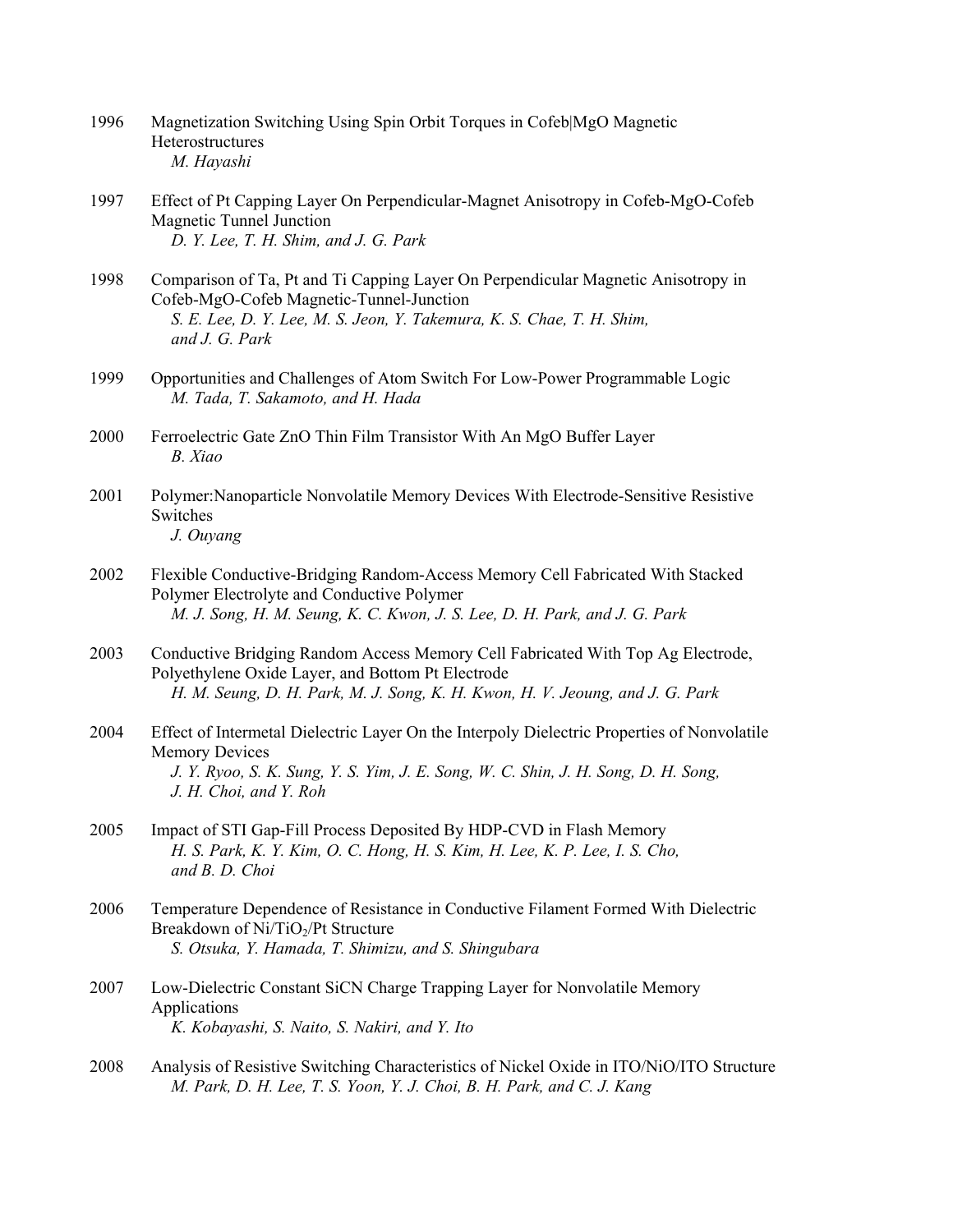1996 Magnetization Switching Using Spin Orbit Torques in Cofeb|MgO Magnetic Heterostructures
*M. Hayashi*

1997 Effect of Pt Capping Layer On Perpendicular-Magnet Anisotropy in Cofeb-MgO-Cofeb Magnetic Tunnel Junction
*D. Y. Lee, T. H. Shim, and J. G. Park*

1998 Comparison of Ta, Pt and Ti Capping Layer On Perpendicular Magnetic Anisotropy in Cofeb-MgO-Cofeb Magnetic-Tunnel-Junction
*S. E. Lee, D. Y. Lee, M. S. Jeon, Y. Takemura, K. S. Chae, T. H. Shim, and J. G. Park*

1999 Opportunities and Challenges of Atom Switch For Low-Power Programmable Logic
*M. Tada, T. Sakamoto, and H. Hada*

2000 Ferroelectric Gate ZnO Thin Film Transistor With An MgO Buffer Layer
*B. Xiao*

2001 Polymer:Nanoparticle Nonvolatile Memory Devices With Electrode-Sensitive Resistive Switches
*J. Ouyang*

2002 Flexible Conductive-Bridging Random-Access Memory Cell Fabricated With Stacked Polymer Electrolyte and Conductive Polymer
*M. J. Song, H. M. Seung, K. C. Kwon, J. S. Lee, D. H. Park, and J. G. Park*

2003 Conductive Bridging Random Access Memory Cell Fabricated With Top Ag Electrode, Polyethylene Oxide Layer, and Bottom Pt Electrode
*H. M. Seung, D. H. Park, M. J. Song, K. H. Kwon, H. V. Jeoung, and J. G. Park*

2004 Effect of Intermetal Dielectric Layer On the Interpoly Dielectric Properties of Nonvolatile Memory Devices
*J. Y. Ryoo, S. K. Sung, Y. S. Yim, J. E. Song, W. C. Shin, J. H. Song, D. H. Song, J. H. Choi, and Y. Roh*

2005 Impact of STI Gap-Fill Process Deposited By HDP-CVD in Flash Memory
*H. S. Park, K. Y. Kim, O. C. Hong, H. S. Kim, H. Lee, K. P. Lee, I. S. Cho, and B. D. Choi*

2006 Temperature Dependence of Resistance in Conductive Filament Formed With Dielectric Breakdown of Ni/$TiO_2$/Pt Structure
*S. Otsuka, Y. Hamada, T. Shimizu, and S. Shingubara*

2007 Low-Dielectric Constant SiCN Charge Trapping Layer for Nonvolatile Memory Applications
*K. Kobayashi, S. Naito, S. Nakiri, and Y. Ito*

2008 Analysis of Resistive Switching Characteristics of Nickel Oxide in ITO/NiO/ITO Structure
*M. Park, D. H. Lee, T. S. Yoon, Y. J. Choi, B. H. Park, and C. J. Kang*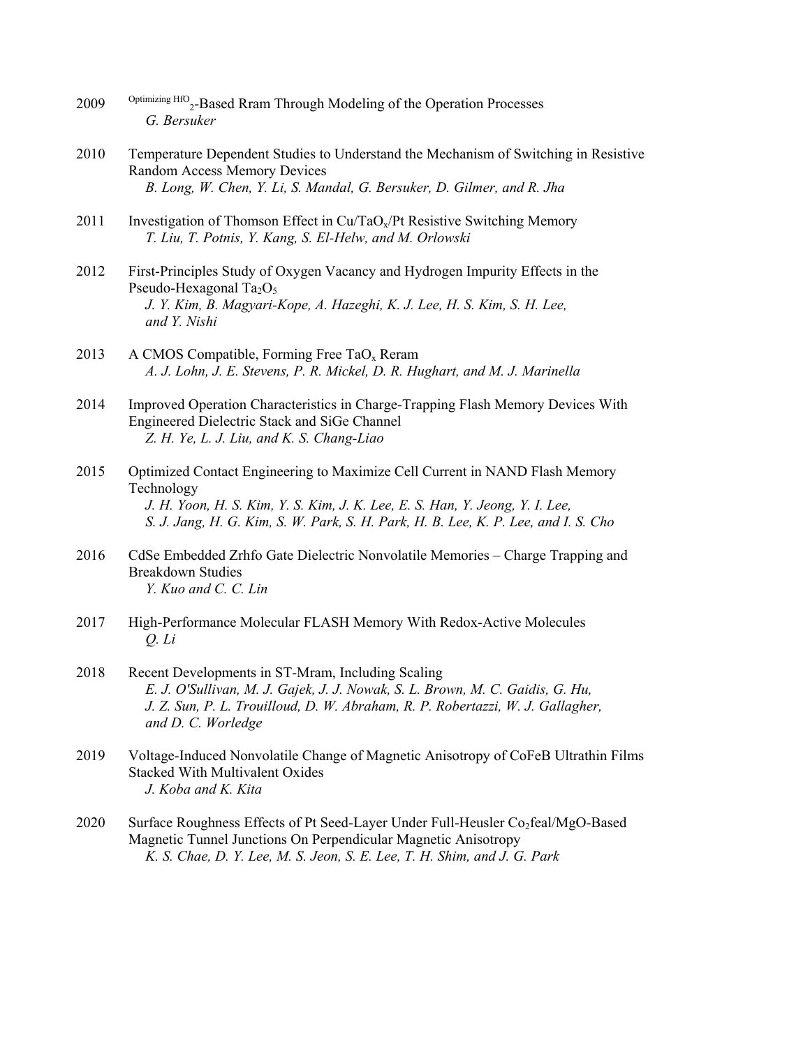2009 $^{\text{Optimizing HfO}}{}_2$-Based Rram Through Modeling of the Operation Processes
*G. Bersuker*

2010 Temperature Dependent Studies to Understand the Mechanism of Switching in Resistive Random Access Memory Devices
*B. Long, W. Chen, Y. Li, S. Mandal, G. Bersuker, D. Gilmer, and R. Jha*

2011 Investigation of Thomson Effect in Cu/$TaO_x$/Pt Resistive Switching Memory
*T. Liu, T. Potnis, Y. Kang, S. El-Helw, and M. Orlowski*

2012 First-Principles Study of Oxygen Vacancy and Hydrogen Impurity Effects in the Pseudo-Hexagonal $Ta_2O_5$
*J. Y. Kim, B. Magyari-Kope, A. Hazeghi, K. J. Lee, H. S. Kim, S. H. Lee, and Y. Nishi*

2013 A CMOS Compatible, Forming Free $TaO_x$ Reram
*A. J. Lohn, J. E. Stevens, P. R. Mickel, D. R. Hughart, and M. J. Marinella*

2014 Improved Operation Characteristics in Charge-Trapping Flash Memory Devices With Engineered Dielectric Stack and SiGe Channel
*Z. H. Ye, L. J. Liu, and K. S. Chang-Liao*

2015 Optimized Contact Engineering to Maximize Cell Current in NAND Flash Memory Technology
*J. H. Yoon, H. S. Kim, Y. S. Kim, J. K. Lee, E. S. Han, Y. Jeong, Y. I. Lee, S. J. Jang, H. G. Kim, S. W. Park, S. H. Park, H. B. Lee, K. P. Lee, and I. S. Cho*

2016 CdSe Embedded Zrhfo Gate Dielectric Nonvolatile Memories – Charge Trapping and Breakdown Studies
*Y. Kuo and C. C. Lin*

2017 High-Performance Molecular FLASH Memory With Redox-Active Molecules
*Q. Li*

2018 Recent Developments in ST-Mram, Including Scaling
*E. J. O'Sullivan, M. J. Gajek, J. J. Nowak, S. L. Brown, M. C. Gaidis, G. Hu, J. Z. Sun, P. L. Trouilloud, D. W. Abraham, R. P. Robertazzi, W. J. Gallagher, and D. C. Worledge*

2019 Voltage-Induced Nonvolatile Change of Magnetic Anisotropy of CoFeB Ultrathin Films Stacked With Multivalent Oxides
*J. Koba and K. Kita*

2020 Surface Roughness Effects of Pt Seed-Layer Under Full-Heusler $Co_2$feal/MgO-Based Magnetic Tunnel Junctions On Perpendicular Magnetic Anisotropy
*K. S. Chae, D. Y. Lee, M. S. Jeon, S. E. Lee, T. H. Shim, and J. G. Park*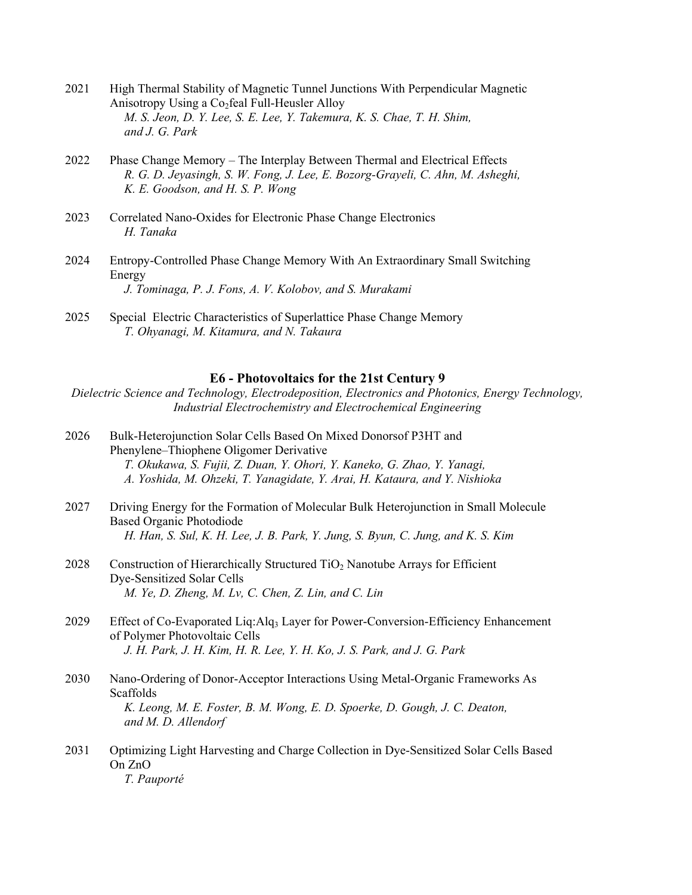2021 High Thermal Stability of Magnetic Tunnel Junctions With Perpendicular Magnetic Anisotropy Using a $Co_2$feal Full-Heusler Alloy
*M. S. Jeon, D. Y. Lee, S. E. Lee, Y. Takemura, K. S. Chae, T. H. Shim, and J. G. Park*

2022 Phase Change Memory – The Interplay Between Thermal and Electrical Effects
*R. G. D. Jeyasingh, S. W. Fong, J. Lee, E. Bozorg-Grayeli, C. Ahn, M. Asheghi, K. E. Goodson, and H. S. P. Wong*

2023 Correlated Nano-Oxides for Electronic Phase Change Electronics
*H. Tanaka*

2024 Entropy-Controlled Phase Change Memory With An Extraordinary Small Switching Energy
*J. Tominaga, P. J. Fons, A. V. Kolobov, and S. Murakami*

2025 Special Electric Characteristics of Superlattice Phase Change Memory
*T. Ohyanagi, M. Kitamura, and N. Takaura*

## E6 - Photovoltaics for the 21st Century 9

*Dielectric Science and Technology, Electrodeposition, Electronics and Photonics, Energy Technology, Industrial Electrochemistry and Electrochemical Engineering*

2026 Bulk-Heterojunction Solar Cells Based On Mixed Donorsof P3HT and Phenylene–Thiophene Oligomer Derivative
*T. Okukawa, S. Fujii, Z. Duan, Y. Ohori, Y. Kaneko, G. Zhao, Y. Yanagi, A. Yoshida, M. Ohzeki, T. Yanagidate, Y. Arai, H. Kataura, and Y. Nishioka*

2027 Driving Energy for the Formation of Molecular Bulk Heterojunction in Small Molecule Based Organic Photodiode
*H. Han, S. Sul, K. H. Lee, J. B. Park, Y. Jung, S. Byun, C. Jung, and K. S. Kim*

2028 Construction of Hierarchically Structured $TiO_2$ Nanotube Arrays for Efficient Dye-Sensitized Solar Cells
*M. Ye, D. Zheng, M. Lv, C. Chen, Z. Lin, and C. Lin*

2029 Effect of Co-Evaporated Liq:$Alq_3$ Layer for Power-Conversion-Efficiency Enhancement of Polymer Photovoltaic Cells
*J. H. Park, J. H. Kim, H. R. Lee, Y. H. Ko, J. S. Park, and J. G. Park*

2030 Nano-Ordering of Donor-Acceptor Interactions Using Metal-Organic Frameworks As Scaffolds
*K. Leong, M. E. Foster, B. M. Wong, E. D. Spoerke, D. Gough, J. C. Deaton, and M. D. Allendorf*

2031 Optimizing Light Harvesting and Charge Collection in Dye-Sensitized Solar Cells Based On ZnO
*T. Pauporté*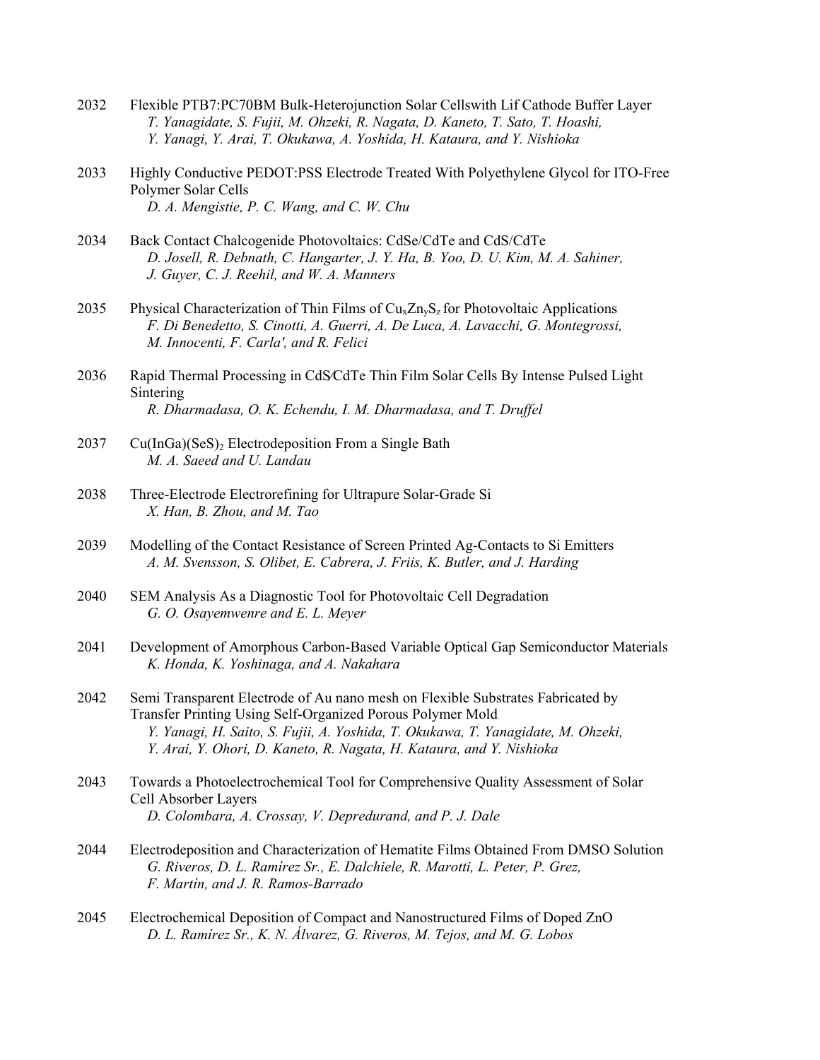2032 Flexible PTB7:PC70BM Bulk-Heterojunction Solar Cellswith Lif Cathode Buffer Layer
*T. Yanagidate, S. Fujii, M. Ohzeki, R. Nagata, D. Kaneto, T. Sato, T. Hoashi, Y. Yanagi, Y. Arai, T. Okukawa, A. Yoshida, H. Kataura, and Y. Nishioka*

2033 Highly Conductive PEDOT:PSS Electrode Treated With Polyethylene Glycol for ITO-Free Polymer Solar Cells
*D. A. Mengistie, P. C. Wang, and C. W. Chu*

2034 Back Contact Chalcogenide Photovoltaics: CdSe/CdTe and CdS/CdTe
*D. Josell, R. Debnath, C. Hangarter, J. Y. Ha, B. Yoo, D. U. Kim, M. A. Sahiner, J. Guyer, C. J. Reehil, and W. A. Manners*

2035 Physical Characterization of Thin Films of $Cu_xZn_yS_z$ for Photovoltaic Applications
*F. Di Benedetto, S. Cinotti, A. Guerri, A. De Luca, A. Lavacchi, G. Montegrossi, M. Innocenti, F. Carla', and R. Felici*

2036 Rapid Thermal Processing in CdS/CdTe Thin Film Solar Cells By Intense Pulsed Light Sintering
*R. Dharmadasa, O. K. Echendu, I. M. Dharmadasa, and T. Druffel*

2037 $Cu(InGa)(SeS)_2$ Electrodeposition From a Single Bath
*M. A. Saeed and U. Landau*

2038 Three-Electrode Electrorefining for Ultrapure Solar-Grade Si
*X. Han, B. Zhou, and M. Tao*

2039 Modelling of the Contact Resistance of Screen Printed Ag-Contacts to Si Emitters
*A. M. Svensson, S. Olibet, E. Cabrera, J. Friis, K. Butler, and J. Harding*

2040 SEM Analysis As a Diagnostic Tool for Photovoltaic Cell Degradation
*G. O. Osayemwenre and E. L. Meyer*

2041 Development of Amorphous Carbon-Based Variable Optical Gap Semiconductor Materials
*K. Honda, K. Yoshinaga, and A. Nakahara*

2042 Semi Transparent Electrode of Au nano mesh on Flexible Substrates Fabricated by Transfer Printing Using Self-Organized Porous Polymer Mold
*Y. Yanagi, H. Saito, S. Fujii, A. Yoshida, T. Okukawa, T. Yanagidate, M. Ohzeki, Y. Arai, Y. Ohori, D. Kaneto, R. Nagata, H. Kataura, and Y. Nishioka*

2043 Towards a Photoelectrochemical Tool for Comprehensive Quality Assessment of Solar Cell Absorber Layers
*D. Colombara, A. Crossay, V. Depredurand, and P. J. Dale*

2044 Electrodeposition and Characterization of Hematite Films Obtained From DMSO Solution
*G. Riveros, D. L. Ramírez Sr., E. Dalchiele, R. Marotti, L. Peter, P. Grez, F. Martín, and J. R. Ramos-Barrado*

2045 Electrochemical Deposition of Compact and Nanostructured Films of Doped ZnO
*D. L. Ramírez Sr., K. N. Álvarez, G. Riveros, M. Tejos, and M. G. Lobos*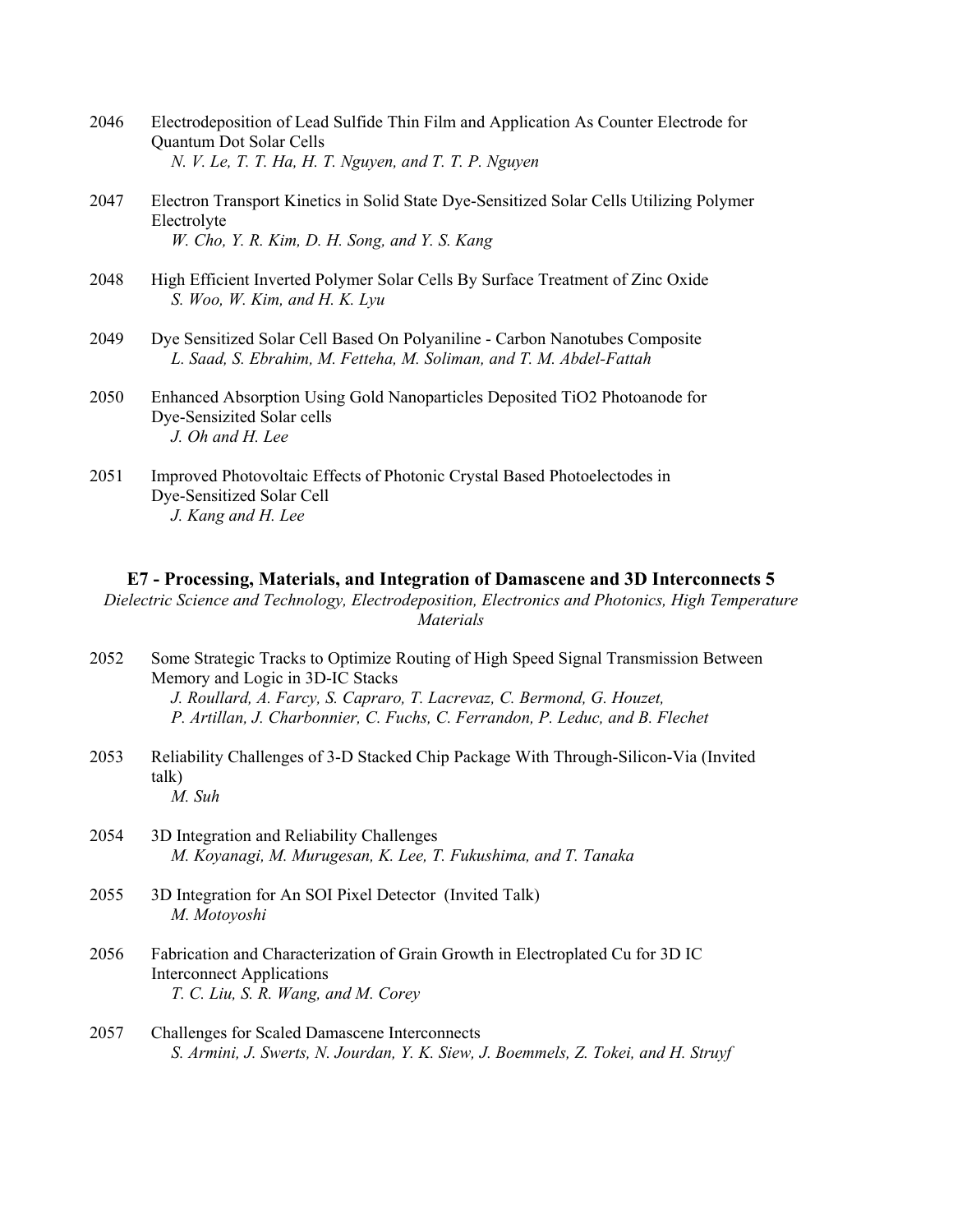2046 Electrodeposition of Lead Sulfide Thin Film and Application As Counter Electrode for Quantum Dot Solar Cells
*N. V. Le, T. T. Ha, H. T. Nguyen, and T. T. P. Nguyen*

2047 Electron Transport Kinetics in Solid State Dye-Sensitized Solar Cells Utilizing Polymer Electrolyte
*W. Cho, Y. R. Kim, D. H. Song, and Y. S. Kang*

2048 High Efficient Inverted Polymer Solar Cells By Surface Treatment of Zinc Oxide
*S. Woo, W. Kim, and H. K. Lyu*

2049 Dye Sensitized Solar Cell Based On Polyaniline - Carbon Nanotubes Composite
*L. Saad, S. Ebrahim, M. Fetteha, M. Soliman, and T. M. Abdel-Fattah*

2050 Enhanced Absorption Using Gold Nanoparticles Deposited TiO2 Photoanode for Dye-Sensizited Solar cells
*J. Oh and H. Lee*

2051 Improved Photovoltaic Effects of Photonic Crystal Based Photoelectodes in Dye-Sensitized Solar Cell
*J. Kang and H. Lee*

### E7 - Processing, Materials, and Integration of Damascene and 3D Interconnects 5

*Dielectric Science and Technology, Electrodeposition, Electronics and Photonics, High Temperature Materials*

2052 Some Strategic Tracks to Optimize Routing of High Speed Signal Transmission Between Memory and Logic in 3D-IC Stacks
*J. Roullard, A. Farcy, S. Capraro, T. Lacrevaz, C. Bermond, G. Houzet, P. Artillan, J. Charbonnier, C. Fuchs, C. Ferrandon, P. Leduc, and B. Flechet*

2053 Reliability Challenges of 3-D Stacked Chip Package With Through-Silicon-Via (Invited talk)
*M. Suh*

2054 3D Integration and Reliability Challenges
*M. Koyanagi, M. Murugesan, K. Lee, T. Fukushima, and T. Tanaka*

2055 3D Integration for An SOI Pixel Detector (Invited Talk)
*M. Motoyoshi*

2056 Fabrication and Characterization of Grain Growth in Electroplated Cu for 3D IC Interconnect Applications
*T. C. Liu, S. R. Wang, and M. Corey*

2057 Challenges for Scaled Damascene Interconnects
*S. Armini, J. Swerts, N. Jourdan, Y. K. Siew, J. Boemmels, Z. Tokei, and H. Struyf*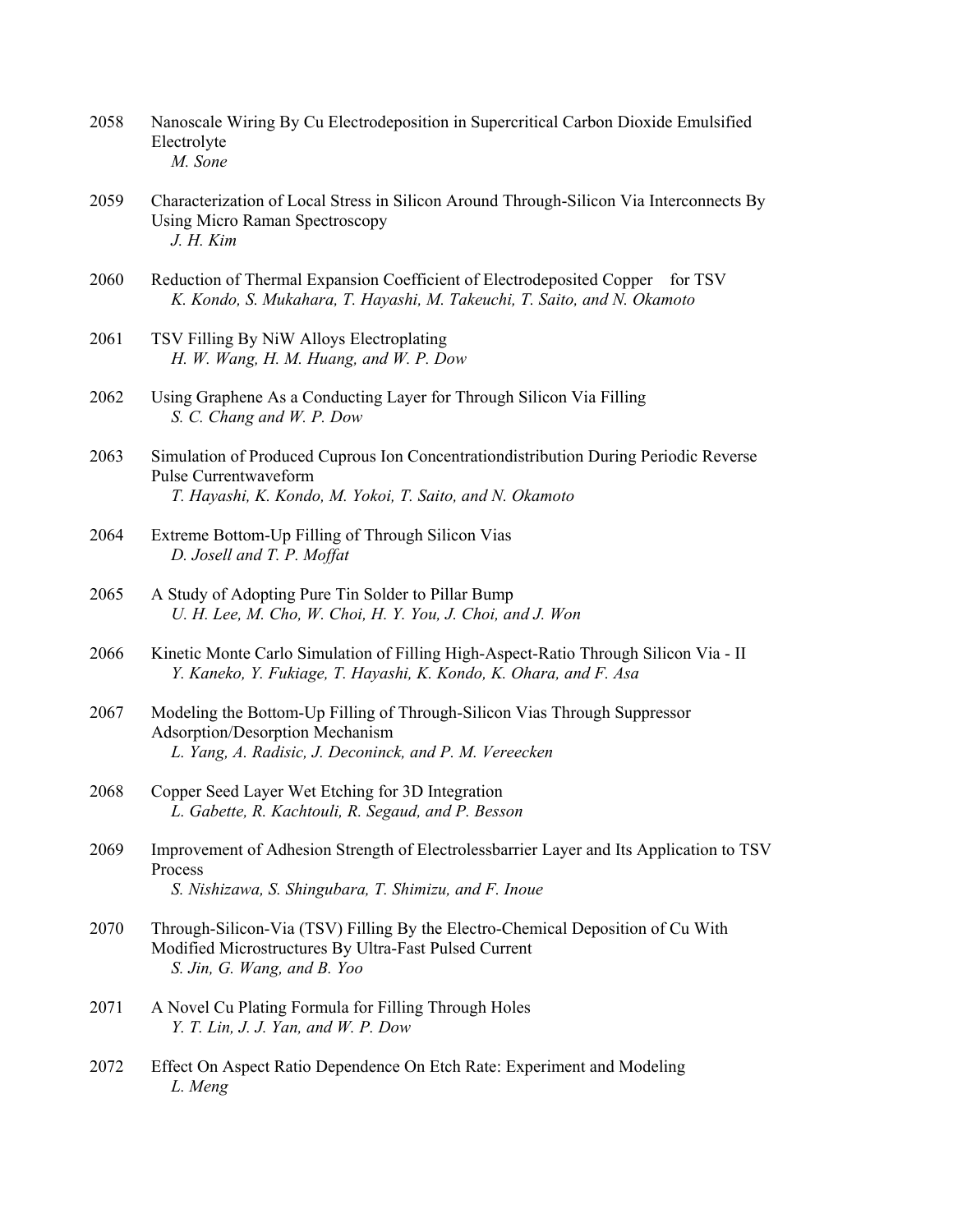2058 Nanoscale Wiring By Cu Electrodeposition in Supercritical Carbon Dioxide Emulsified Electrolyte
*M. Sone*

2059 Characterization of Local Stress in Silicon Around Through-Silicon Via Interconnects By Using Micro Raman Spectroscopy
*J. H. Kim*

2060 Reduction of Thermal Expansion Coefficient of Electrodeposited Copper for TSV
*K. Kondo, S. Mukahara, T. Hayashi, M. Takeuchi, T. Saito, and N. Okamoto*

2061 TSV Filling By NiW Alloys Electroplating
*H. W. Wang, H. M. Huang, and W. P. Dow*

2062 Using Graphene As a Conducting Layer for Through Silicon Via Filling
*S. C. Chang and W. P. Dow*

2063 Simulation of Produced Cuprous Ion Concentrationdistribution During Periodic Reverse Pulse Currentwaveform
*T. Hayashi, K. Kondo, M. Yokoi, T. Saito, and N. Okamoto*

2064 Extreme Bottom-Up Filling of Through Silicon Vias
*D. Josell and T. P. Moffat*

2065 A Study of Adopting Pure Tin Solder to Pillar Bump
*U. H. Lee, M. Cho, W. Choi, H. Y. You, J. Choi, and J. Won*

2066 Kinetic Monte Carlo Simulation of Filling High-Aspect-Ratio Through Silicon Via - II
*Y. Kaneko, Y. Fukiage, T. Hayashi, K. Kondo, K. Ohara, and F. Asa*

2067 Modeling the Bottom-Up Filling of Through-Silicon Vias Through Suppressor Adsorption/Desorption Mechanism
*L. Yang, A. Radisic, J. Deconinck, and P. M. Vereecken*

2068 Copper Seed Layer Wet Etching for 3D Integration
*L. Gabette, R. Kachtouli, R. Segaud, and P. Besson*

2069 Improvement of Adhesion Strength of Electrolessbarrier Layer and Its Application to TSV Process
*S. Nishizawa, S. Shingubara, T. Shimizu, and F. Inoue*

2070 Through-Silicon-Via (TSV) Filling By the Electro-Chemical Deposition of Cu With Modified Microstructures By Ultra-Fast Pulsed Current
*S. Jin, G. Wang, and B. Yoo*

2071 A Novel Cu Plating Formula for Filling Through Holes
*Y. T. Lin, J. J. Yan, and W. P. Dow*

2072 Effect On Aspect Ratio Dependence On Etch Rate: Experiment and Modeling
*L. Meng*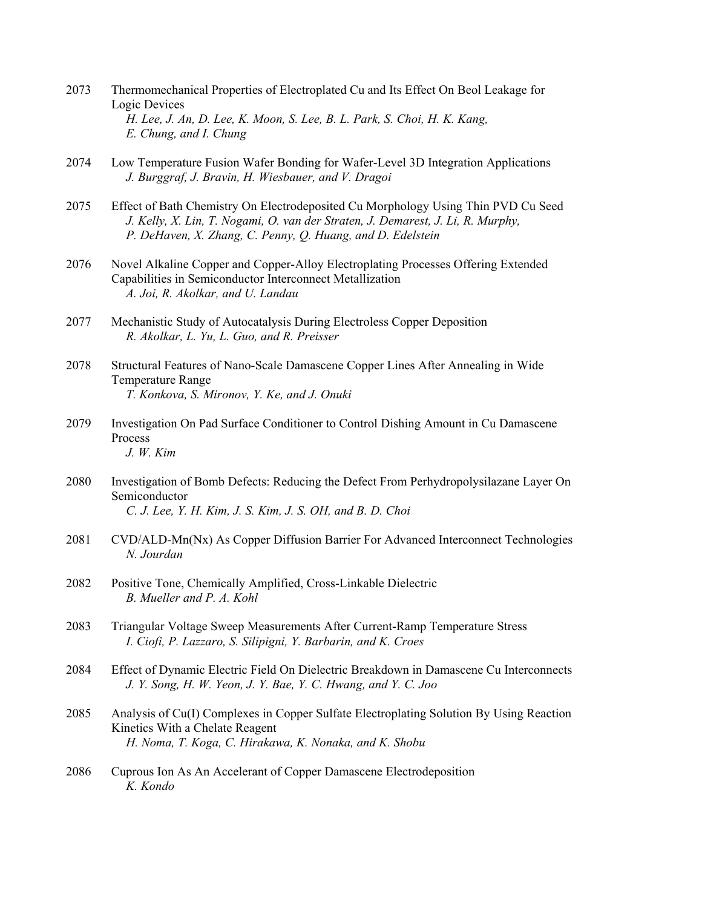2073 Thermomechanical Properties of Electroplated Cu and Its Effect On Beol Leakage for Logic Devices
*H. Lee, J. An, D. Lee, K. Moon, S. Lee, B. L. Park, S. Choi, H. K. Kang, E. Chung, and I. Chung*

2074 Low Temperature Fusion Wafer Bonding for Wafer-Level 3D Integration Applications
*J. Burggraf, J. Bravin, H. Wiesbauer, and V. Dragoi*

2075 Effect of Bath Chemistry On Electrodeposited Cu Morphology Using Thin PVD Cu Seed
*J. Kelly, X. Lin, T. Nogami, O. van der Straten, J. Demarest, J. Li, R. Murphy, P. DeHaven, X. Zhang, C. Penny, Q. Huang, and D. Edelstein*

2076 Novel Alkaline Copper and Copper-Alloy Electroplating Processes Offering Extended Capabilities in Semiconductor Interconnect Metallization
*A. Joi, R. Akolkar, and U. Landau*

2077 Mechanistic Study of Autocatalysis During Electroless Copper Deposition
*R. Akolkar, L. Yu, L. Guo, and R. Preisser*

2078 Structural Features of Nano-Scale Damascene Copper Lines After Annealing in Wide Temperature Range
*T. Konkova, S. Mironov, Y. Ke, and J. Onuki*

2079 Investigation On Pad Surface Conditioner to Control Dishing Amount in Cu Damascene Process
*J. W. Kim*

2080 Investigation of Bomb Defects: Reducing the Defect From Perhydropolysilazane Layer On Semiconductor
*C. J. Lee, Y. H. Kim, J. S. Kim, J. S. OH, and B. D. Choi*

2081 CVD/ALD-Mn(Nx) As Copper Diffusion Barrier For Advanced Interconnect Technologies
*N. Jourdan*

2082 Positive Tone, Chemically Amplified, Cross-Linkable Dielectric
*B. Mueller and P. A. Kohl*

2083 Triangular Voltage Sweep Measurements After Current-Ramp Temperature Stress
*I. Ciofi, P. Lazzaro, S. Silipigni, Y. Barbarin, and K. Croes*

2084 Effect of Dynamic Electric Field On Dielectric Breakdown in Damascene Cu Interconnects
*J. Y. Song, H. W. Yeon, J. Y. Bae, Y. C. Hwang, and Y. C. Joo*

2085 Analysis of Cu(I) Complexes in Copper Sulfate Electroplating Solution By Using Reaction Kinetics With a Chelate Reagent
*H. Noma, T. Koga, C. Hirakawa, K. Nonaka, and K. Shobu*

2086 Cuprous Ion As An Accelerant of Copper Damascene Electrodeposition
*K. Kondo*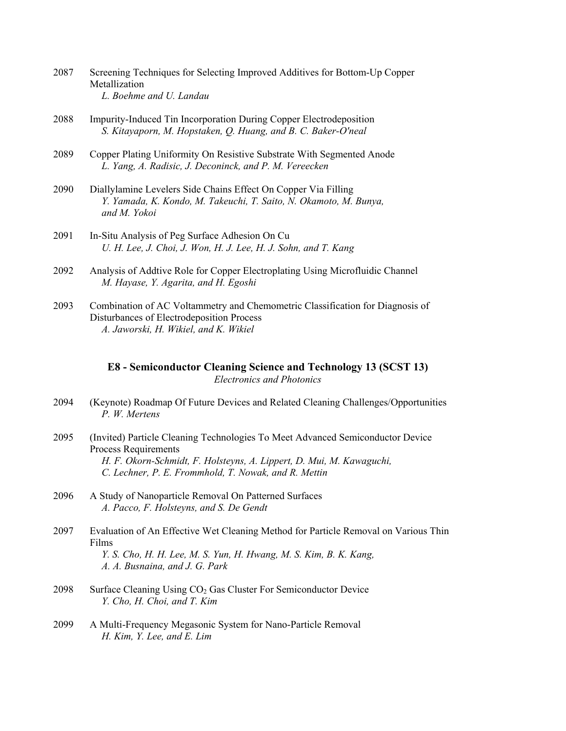2087 Screening Techniques for Selecting Improved Additives for Bottom-Up Copper Metallization
*L. Boehme and U. Landau*

2088 Impurity-Induced Tin Incorporation During Copper Electrodeposition
*S. Kitayaporn, M. Hopstaken, Q. Huang, and B. C. Baker-O'neal*

2089 Copper Plating Uniformity On Resistive Substrate With Segmented Anode
*L. Yang, A. Radisic, J. Deconinck, and P. M. Vereecken*

2090 Diallylamine Levelers Side Chains Effect On Copper Via Filling
*Y. Yamada, K. Kondo, M. Takeuchi, T. Saito, N. Okamoto, M. Bunya, and M. Yokoi*

2091 In-Situ Analysis of Peg Surface Adhesion On Cu
*U. H. Lee, J. Choi, J. Won, H. J. Lee, H. J. Sohn, and T. Kang*

2092 Analysis of Addtive Role for Copper Electroplating Using Microfluidic Channel
*M. Hayase, Y. Agarita, and H. Egoshi*

2093 Combination of AC Voltammetry and Chemometric Classification for Diagnosis of Disturbances of Electrodeposition Process
*A. Jaworski, H. Wikiel, and K. Wikiel*

## E8 - Semiconductor Cleaning Science and Technology 13 (SCST 13)

*Electronics and Photonics*

2094 (Keynote) Roadmap Of Future Devices and Related Cleaning Challenges/Opportunities
*P. W. Mertens*

2095 (Invited) Particle Cleaning Technologies To Meet Advanced Semiconductor Device Process Requirements
*H. F. Okorn-Schmidt, F. Holsteyns, A. Lippert, D. Mui, M. Kawaguchi, C. Lechner, P. E. Frommhold, T. Nowak, and R. Mettin*

2096 A Study of Nanoparticle Removal On Patterned Surfaces
*A. Pacco, F. Holsteyns, and S. De Gendt*

2097 Evaluation of An Effective Wet Cleaning Method for Particle Removal on Various Thin Films
*Y. S. Cho, H. H. Lee, M. S. Yun, H. Hwang, M. S. Kim, B. K. Kang, A. A. Busnaina, and J. G. Park*

2098 Surface Cleaning Using $CO_2$ Gas Cluster For Semiconductor Device
*Y. Cho, H. Choi, and T. Kim*

2099 A Multi-Frequency Megasonic System for Nano-Particle Removal
*H. Kim, Y. Lee, and E. Lim*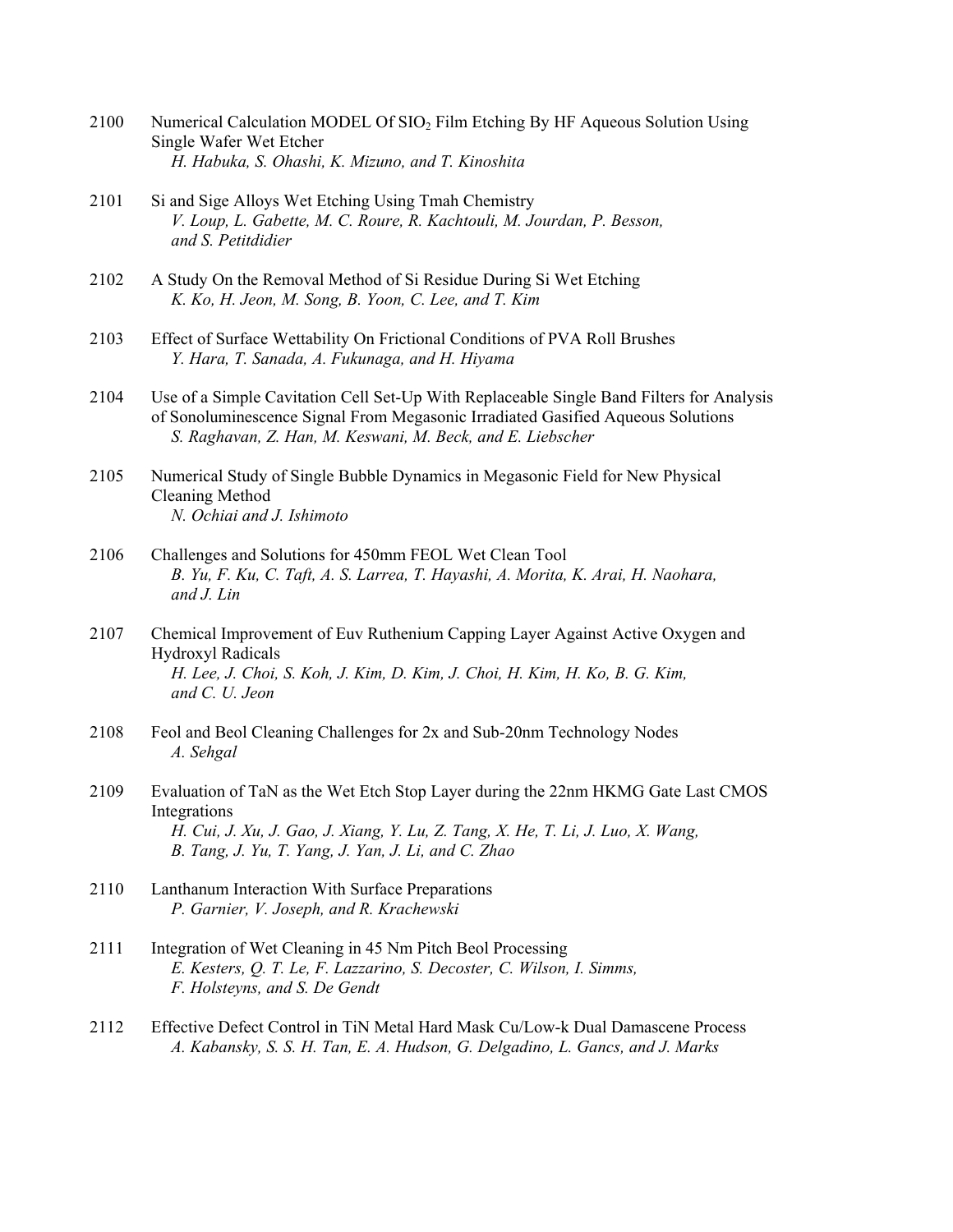2100 Numerical Calculation MODEL Of $SiO_2$ Film Etching By HF Aqueous Solution Using Single Wafer Wet Etcher
*H. Habuka, S. Ohashi, K. Mizuno, and T. Kinoshita*

2101 Si and Sige Alloys Wet Etching Using Tmah Chemistry
*V. Loup, L. Gabette, M. C. Roure, R. Kachtouli, M. Jourdan, P. Besson, and S. Petitdidier*

2102 A Study On the Removal Method of Si Residue During Si Wet Etching
*K. Ko, H. Jeon, M. Song, B. Yoon, C. Lee, and T. Kim*

2103 Effect of Surface Wettability On Frictional Conditions of PVA Roll Brushes
*Y. Hara, T. Sanada, A. Fukunaga, and H. Hiyama*

2104 Use of a Simple Cavitation Cell Set-Up With Replaceable Single Band Filters for Analysis of Sonoluminescence Signal From Megasonic Irradiated Gasified Aqueous Solutions
*S. Raghavan, Z. Han, M. Keswani, M. Beck, and E. Liebscher*

2105 Numerical Study of Single Bubble Dynamics in Megasonic Field for New Physical Cleaning Method
*N. Ochiai and J. Ishimoto*

2106 Challenges and Solutions for 450mm FEOL Wet Clean Tool
*B. Yu, F. Ku, C. Taft, A. S. Larrea, T. Hayashi, A. Morita, K. Arai, H. Naohara, and J. Lin*

2107 Chemical Improvement of Euv Ruthenium Capping Layer Against Active Oxygen and Hydroxyl Radicals
*H. Lee, J. Choi, S. Koh, J. Kim, D. Kim, J. Choi, H. Kim, H. Ko, B. G. Kim, and C. U. Jeon*

2108 Feol and Beol Cleaning Challenges for 2x and Sub-20nm Technology Nodes
*A. Sehgal*

2109 Evaluation of TaN as the Wet Etch Stop Layer during the 22nm HKMG Gate Last CMOS Integrations
*H. Cui, J. Xu, J. Gao, J. Xiang, Y. Lu, Z. Tang, X. He, T. Li, J. Luo, X. Wang, B. Tang, J. Yu, T. Yang, J. Yan, J. Li, and C. Zhao*

2110 Lanthanum Interaction With Surface Preparations
*P. Garnier, V. Joseph, and R. Krachewski*

2111 Integration of Wet Cleaning in 45 Nm Pitch Beol Processing
*E. Kesters, Q. T. Le, F. Lazzarino, S. Decoster, C. Wilson, I. Simms, F. Holsteyns, and S. De Gendt*

2112 Effective Defect Control in TiN Metal Hard Mask Cu/Low-k Dual Damascene Process
*A. Kabansky, S. S. H. Tan, E. A. Hudson, G. Delgadino, L. Gancs, and J. Marks*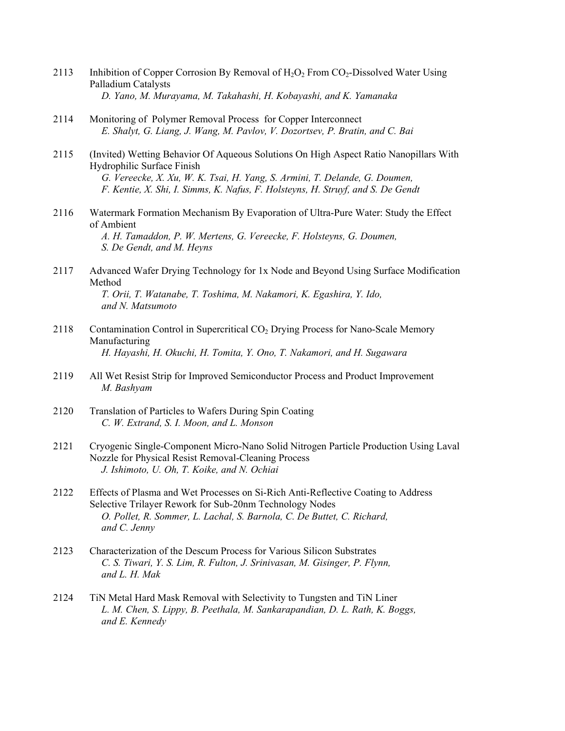2113 Inhibition of Copper Corrosion By Removal of $H_2O_2$ From $CO_2$-Dissolved Water Using Palladium Catalysts
*D. Yano, M. Murayama, M. Takahashi, H. Kobayashi, and K. Yamanaka*

2114 Monitoring of Polymer Removal Process for Copper Interconnect
*E. Shalyt, G. Liang, J. Wang, M. Pavlov, V. Dozortsev, P. Bratin, and C. Bai*

2115 (Invited) Wetting Behavior Of Aqueous Solutions On High Aspect Ratio Nanopillars With Hydrophilic Surface Finish
*G. Vereecke, X. Xu, W. K. Tsai, H. Yang, S. Armini, T. Delande, G. Doumen, F. Kentie, X. Shi, I. Simms, K. Nafus, F. Holsteyns, H. Struyf, and S. De Gendt*

2116 Watermark Formation Mechanism By Evaporation of Ultra-Pure Water: Study the Effect of Ambient
*A. H. Tamaddon, P. W. Mertens, G. Vereecke, F. Holsteyns, G. Doumen, S. De Gendt, and M. Heyns*

2117 Advanced Wafer Drying Technology for 1x Node and Beyond Using Surface Modification Method
*T. Orii, T. Watanabe, T. Toshima, M. Nakamori, K. Egashira, Y. Ido, and N. Matsumoto*

2118 Contamination Control in Supercritical $CO_2$ Drying Process for Nano-Scale Memory Manufacturing
*H. Hayashi, H. Okuchi, H. Tomita, Y. Ono, T. Nakamori, and H. Sugawara*

2119 All Wet Resist Strip for Improved Semiconductor Process and Product Improvement
*M. Bashyam*

2120 Translation of Particles to Wafers During Spin Coating
*C. W. Extrand, S. I. Moon, and L. Monson*

2121 Cryogenic Single-Component Micro-Nano Solid Nitrogen Particle Production Using Laval Nozzle for Physical Resist Removal-Cleaning Process
*J. Ishimoto, U. Oh, T. Koike, and N. Ochiai*

2122 Effects of Plasma and Wet Processes on Si-Rich Anti-Reflective Coating to Address Selective Trilayer Rework for Sub-20nm Technology Nodes
*O. Pollet, R. Sommer, L. Lachal, S. Barnola, C. De Buttet, C. Richard, and C. Jenny*

2123 Characterization of the Descum Process for Various Silicon Substrates
*C. S. Tiwari, Y. S. Lim, R. Fulton, J. Srinivasan, M. Gisinger, P. Flynn, and L. H. Mak*

2124 TiN Metal Hard Mask Removal with Selectivity to Tungsten and TiN Liner
*L. M. Chen, S. Lippy, B. Peethala, M. Sankarapandian, D. L. Rath, K. Boggs, and E. Kennedy*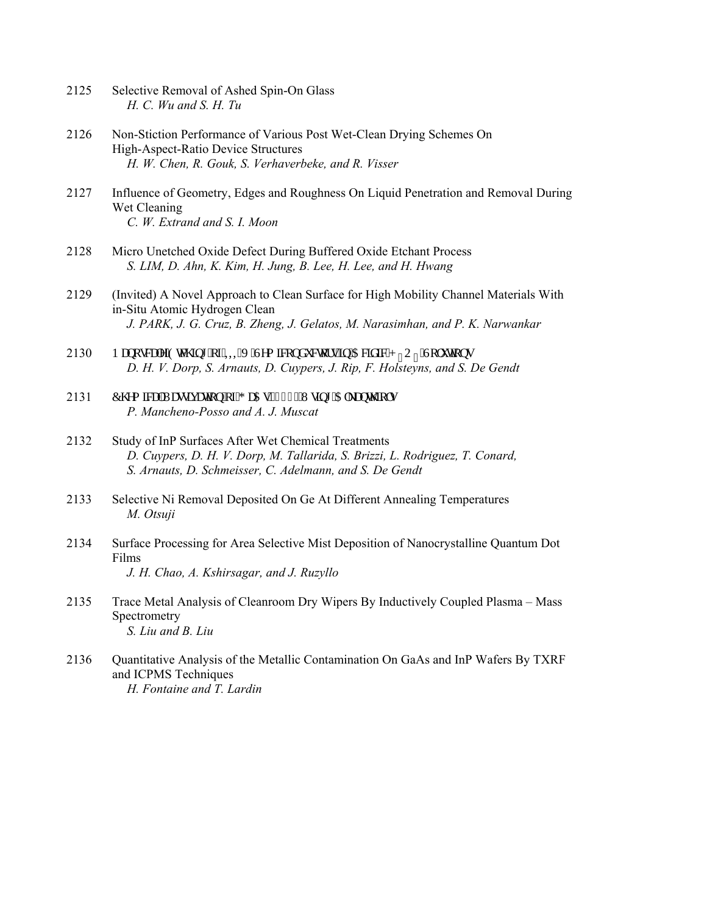2125 Selective Removal of Ashed Spin-On Glass
*H. C. Wu and S. H. Tu*

2126 Non-Stiction Performance of Various Post Wet-Clean Drying Schemes On High-Aspect-Ratio Device Structures
*H. W. Chen, R. Gouk, S. Verhaverbeke, and R. Visser*

2127 Influence of Geometry, Edges and Roughness On Liquid Penetration and Removal During Wet Cleaning
*C. W. Extrand and S. I. Moon*

2128 Micro Unetched Oxide Defect During Buffered Oxide Etchant Process
*S. LIM, D. Ahn, K. Kim, H. Jung, B. Lee, H. Lee, and H. Hwang*

2129 (Invited) A Novel Approach to Clean Surface for High Mobility Channel Materials With in-Situ Atomic Hydrogen Clean
*J. PARK, J. G. Cruz, B. Zheng, J. Gelatos, M. Narasimhan, and P. K. Narwankar*

2130 Nanoscale Etching of III-V Semiconductors in Acidic $H_2O_2$ Solutions
*D. H. V. Dorp, S. Arnauts, D. Cuypers, J. Rip, F. Holsteyns, and S. De Gendt*

2131 Chemical Passivation of GaAs(100) Using Alkanethiols
*P. Mancheno-Posso and A. J. Muscat*

2132 Study of InP Surfaces After Wet Chemical Treatments
*D. Cuypers, D. H. V. Dorp, M. Tallarida, S. Brizzi, L. Rodriguez, T. Conard, S. Arnauts, D. Schmeisser, C. Adelmann, and S. De Gendt*

2133 Selective Ni Removal Deposited On Ge At Different Annealing Temperatures
*M. Otsuji*

2134 Surface Processing for Area Selective Mist Deposition of Nanocrystalline Quantum Dot Films
*J. H. Chao, A. Kshirsagar, and J. Ruzyllo*

2135 Trace Metal Analysis of Cleanroom Dry Wipers By Inductively Coupled Plasma – Mass Spectrometry
*S. Liu and B. Liu*

2136 Quantitative Analysis of the Metallic Contamination On GaAs and InP Wafers By TXRF and ICPMS Techniques
*H. Fontaine and T. Lardin*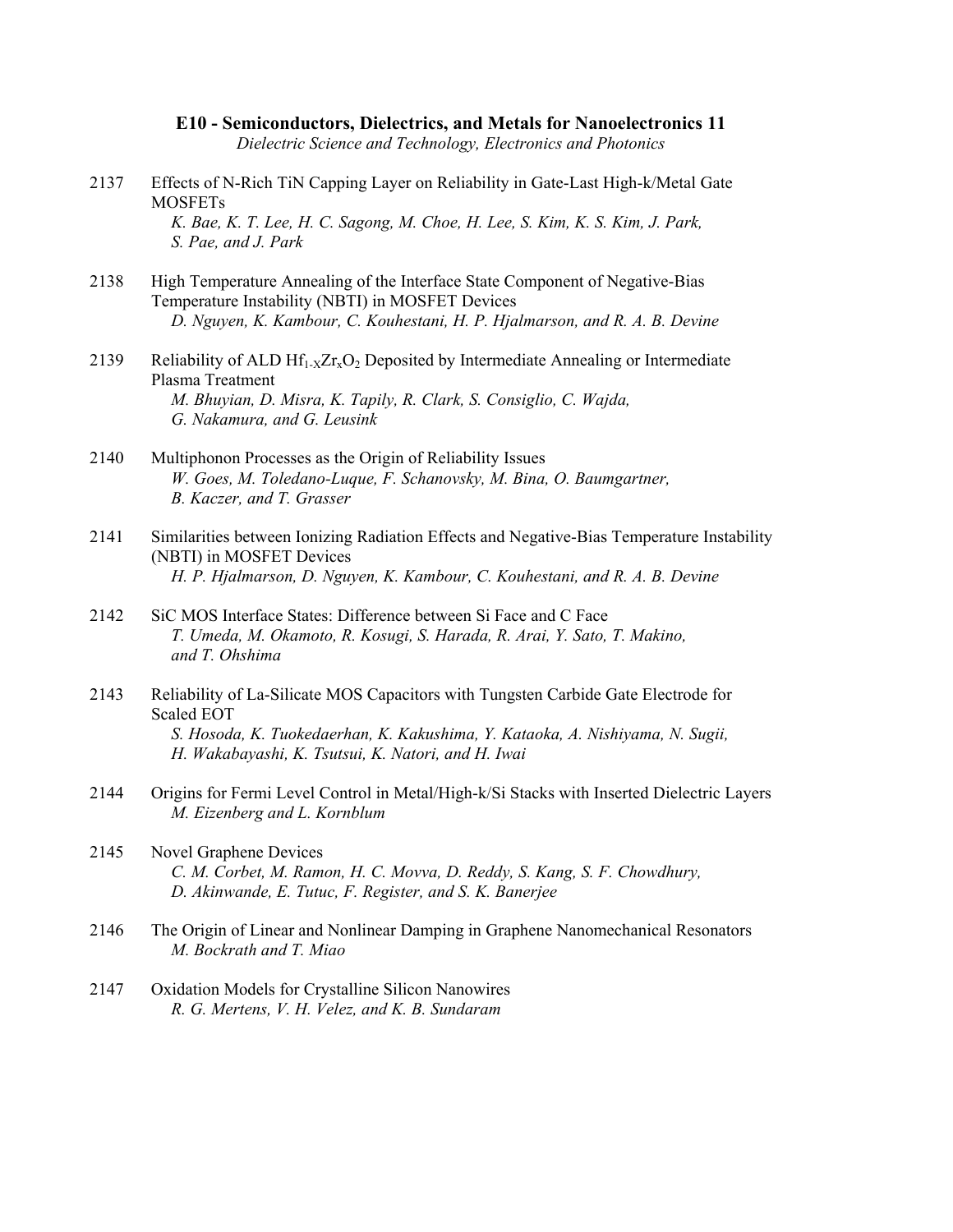**E10 - Semiconductors, Dielectrics, and Metals for Nanoelectronics 11**

*Dielectric Science and Technology, Electronics and Photonics*

2137 Effects of N-Rich TiN Capping Layer on Reliability in Gate-Last High-k/Metal Gate MOSFETs
*K. Bae, K. T. Lee, H. C. Sagong, M. Choe, H. Lee, S. Kim, K. S. Kim, J. Park, S. Pae, and J. Park*

2138 High Temperature Annealing of the Interface State Component of Negative-Bias Temperature Instability (NBTI) in MOSFET Devices
*D. Nguyen, K. Kambour, C. Kouhestani, H. P. Hjalmarson, and R. A. B. Devine*

2139 Reliability of ALD $Hf_{1-X}Zr_xO_2$ Deposited by Intermediate Annealing or Intermediate Plasma Treatment
*M. Bhuyian, D. Misra, K. Tapily, R. Clark, S. Consiglio, C. Wajda, G. Nakamura, and G. Leusink*

2140 Multiphonon Processes as the Origin of Reliability Issues
*W. Goes, M. Toledano-Luque, F. Schanovsky, M. Bina, O. Baumgartner, B. Kaczer, and T. Grasser*

2141 Similarities between Ionizing Radiation Effects and Negative-Bias Temperature Instability (NBTI) in MOSFET Devices
*H. P. Hjalmarson, D. Nguyen, K. Kambour, C. Kouhestani, and R. A. B. Devine*

2142 SiC MOS Interface States: Difference between Si Face and C Face
*T. Umeda, M. Okamoto, R. Kosugi, S. Harada, R. Arai, Y. Sato, T. Makino, and T. Ohshima*

2143 Reliability of La-Silicate MOS Capacitors with Tungsten Carbide Gate Electrode for Scaled EOT
*S. Hosoda, K. Tuokedaerhan, K. Kakushima, Y. Kataoka, A. Nishiyama, N. Sugii, H. Wakabayashi, K. Tsutsui, K. Natori, and H. Iwai*

2144 Origins for Fermi Level Control in Metal/High-k/Si Stacks with Inserted Dielectric Layers
*M. Eizenberg and L. Kornblum*

2145 Novel Graphene Devices
*C. M. Corbet, M. Ramon, H. C. Movva, D. Reddy, S. Kang, S. F. Chowdhury, D. Akinwande, E. Tutuc, F. Register, and S. K. Banerjee*

2146 The Origin of Linear and Nonlinear Damping in Graphene Nanomechanical Resonators
*M. Bockrath and T. Miao*

2147 Oxidation Models for Crystalline Silicon Nanowires
*R. G. Mertens, V. H. Velez, and K. B. Sundaram*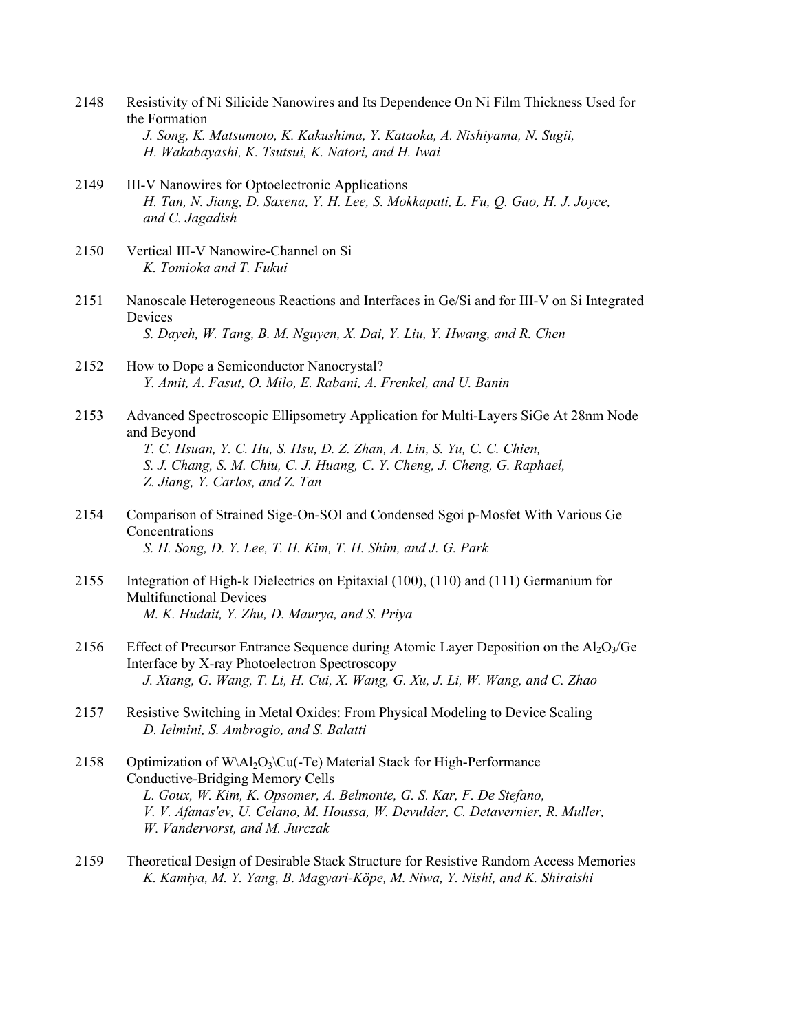2148 Resistivity of Ni Silicide Nanowires and Its Dependence On Ni Film Thickness Used for the Formation
*J. Song, K. Matsumoto, K. Kakushima, Y. Kataoka, A. Nishiyama, N. Sugii, H. Wakabayashi, K. Tsutsui, K. Natori, and H. Iwai*

2149 III-V Nanowires for Optoelectronic Applications
*H. Tan, N. Jiang, D. Saxena, Y. H. Lee, S. Mokkapati, L. Fu, Q. Gao, H. J. Joyce, and C. Jagadish*

2150 Vertical III-V Nanowire-Channel on Si
*K. Tomioka and T. Fukui*

2151 Nanoscale Heterogeneous Reactions and Interfaces in Ge/Si and for III-V on Si Integrated Devices
*S. Dayeh, W. Tang, B. M. Nguyen, X. Dai, Y. Liu, Y. Hwang, and R. Chen*

2152 How to Dope a Semiconductor Nanocrystal?
*Y. Amit, A. Fasut, O. Milo, E. Rabani, A. Frenkel, and U. Banin*

2153 Advanced Spectroscopic Ellipsometry Application for Multi-Layers SiGe At 28nm Node and Beyond
*T. C. Hsuan, Y. C. Hu, S. Hsu, D. Z. Zhan, A. Lin, S. Yu, C. C. Chien, S. J. Chang, S. M. Chiu, C. J. Huang, C. Y. Cheng, J. Cheng, G. Raphael, Z. Jiang, Y. Carlos, and Z. Tan*

2154 Comparison of Strained Sige-On-SOI and Condensed Sgoi p-Mosfet With Various Ge Concentrations
*S. H. Song, D. Y. Lee, T. H. Kim, T. H. Shim, and J. G. Park*

2155 Integration of High-k Dielectrics on Epitaxial (100), (110) and (111) Germanium for Multifunctional Devices
*M. K. Hudait, Y. Zhu, D. Maurya, and S. Priya*

2156 Effect of Precursor Entrance Sequence during Atomic Layer Deposition on the $Al_2O_3$/Ge Interface by X-ray Photoelectron Spectroscopy
*J. Xiang, G. Wang, T. Li, H. Cui, X. Wang, G. Xu, J. Li, W. Wang, and C. Zhao*

2157 Resistive Switching in Metal Oxides: From Physical Modeling to Device Scaling
*D. Ielmini, S. Ambrogio, and S. Balatti*

2158 Optimization of W\$Al_2O_3$\Cu(-Te) Material Stack for High-Performance Conductive-Bridging Memory Cells
*L. Goux, W. Kim, K. Opsomer, A. Belmonte, G. S. Kar, F. De Stefano, V. V. Afanas'ev, U. Celano, M. Houssa, W. Devulder, C. Detavernier, R. Muller, W. Vandervorst, and M. Jurczak*

2159 Theoretical Design of Desirable Stack Structure for Resistive Random Access Memories
*K. Kamiya, M. Y. Yang, B. Magyari-Köpe, M. Niwa, Y. Nishi, and K. Shiraishi*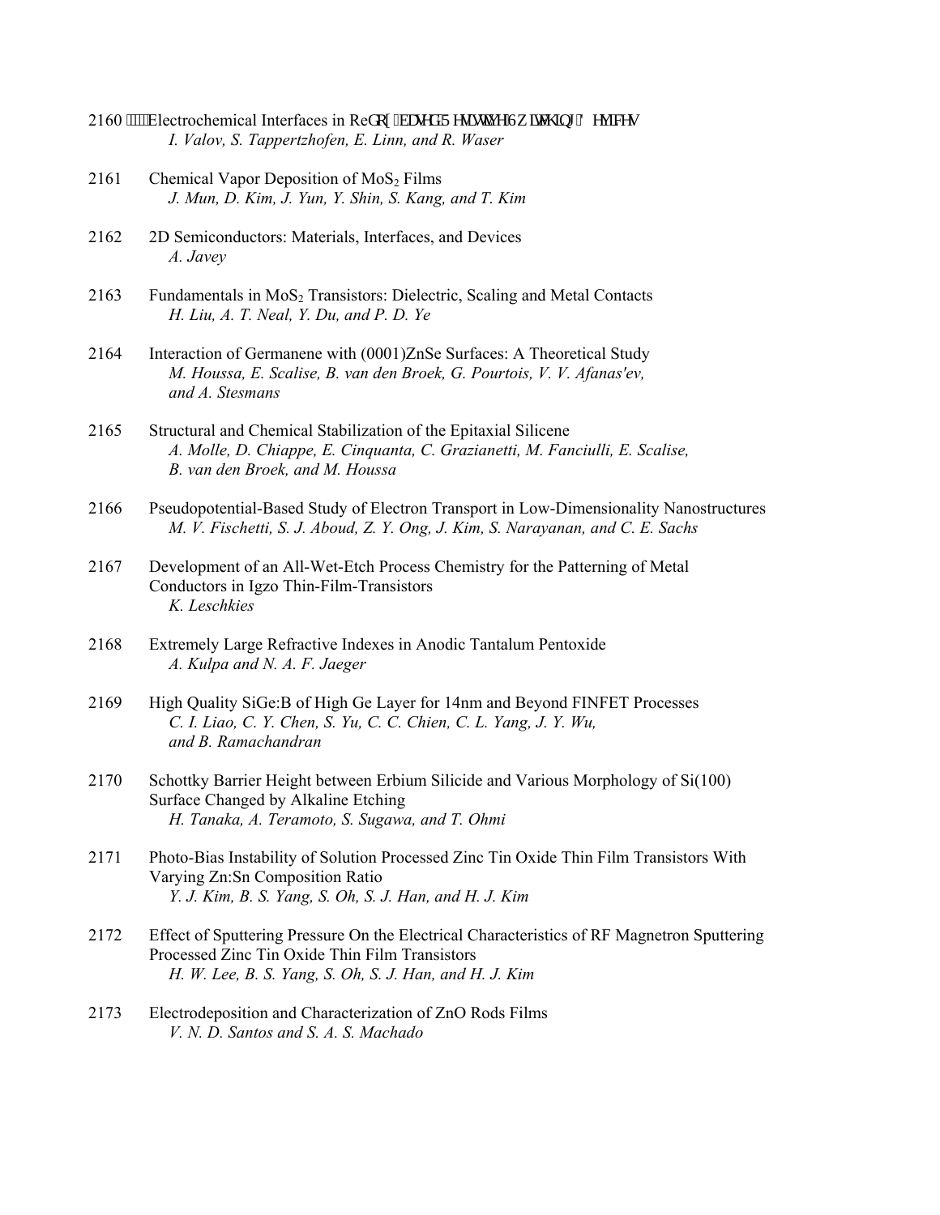2160 Electrochemical Interfaces in Redox-Based Resistive Switching Devices
*I. Valov, S. Tappertzhofen, E. Linn, and R. Waser*

2161 Chemical Vapor Deposition of $MoS_2$ Films
*J. Mun, D. Kim, J. Yun, Y. Shin, S. Kang, and T. Kim*

2162 2D Semiconductors: Materials, Interfaces, and Devices
*A. Javey*

2163 Fundamentals in $MoS_2$ Transistors: Dielectric, Scaling and Metal Contacts
*H. Liu, A. T. Neal, Y. Du, and P. D. Ye*

2164 Interaction of Germanene with (0001)ZnSe Surfaces: A Theoretical Study
*M. Houssa, E. Scalise, B. van den Broek, G. Pourtois, V. V. Afanas'ev, and A. Stesmans*

2165 Structural and Chemical Stabilization of the Epitaxial Silicene
*A. Molle, D. Chiappe, E. Cinquanta, C. Grazianetti, M. Fanciulli, E. Scalise, B. van den Broek, and M. Houssa*

2166 Pseudopotential-Based Study of Electron Transport in Low-Dimensionality Nanostructures
*M. V. Fischetti, S. J. Aboud, Z. Y. Ong, J. Kim, S. Narayanan, and C. E. Sachs*

2167 Development of an All-Wet-Etch Process Chemistry for the Patterning of Metal Conductors in Igzo Thin-Film-Transistors
*K. Leschkies*

2168 Extremely Large Refractive Indexes in Anodic Tantalum Pentoxide
*A. Kulpa and N. A. F. Jaeger*

2169 High Quality SiGe:B of High Ge Layer for 14nm and Beyond FINFET Processes
*C. I. Liao, C. Y. Chen, S. Yu, C. C. Chien, C. L. Yang, J. Y. Wu, and B. Ramachandran*

2170 Schottky Barrier Height between Erbium Silicide and Various Morphology of Si(100) Surface Changed by Alkaline Etching
*H. Tanaka, A. Teramoto, S. Sugawa, and T. Ohmi*

2171 Photo-Bias Instability of Solution Processed Zinc Tin Oxide Thin Film Transistors With Varying Zn:Sn Composition Ratio
*Y. J. Kim, B. S. Yang, S. Oh, S. J. Han, and H. J. Kim*

2172 Effect of Sputtering Pressure On the Electrical Characteristics of RF Magnetron Sputtering Processed Zinc Tin Oxide Thin Film Transistors
*H. W. Lee, B. S. Yang, S. Oh, S. J. Han, and H. J. Kim*

2173 Electrodeposition and Characterization of ZnO Rods Films
*V. N. D. Santos and S. A. S. Machado*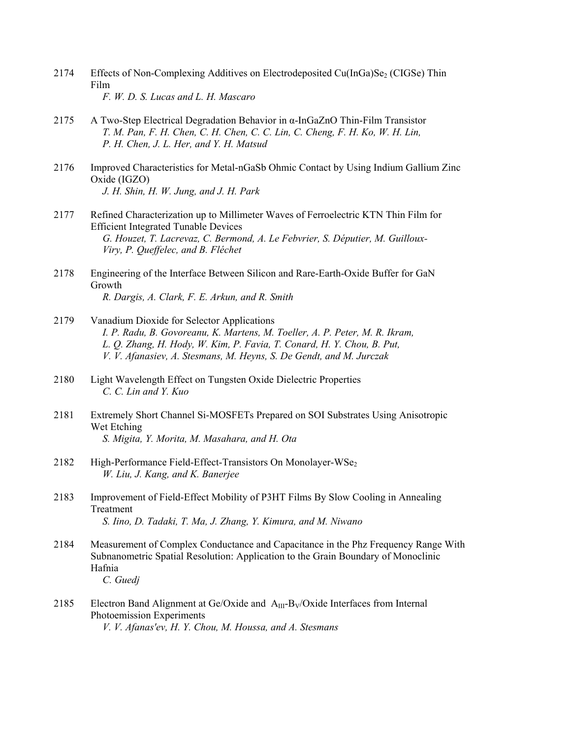2174 Effects of Non-Complexing Additives on Electrodeposited $Cu(InGa)Se_2$ (CIGSe) Thin Film
*F. W. D. S. Lucas and L. H. Mascaro*

2175 A Two-Step Electrical Degradation Behavior in α-InGaZnO Thin-Film Transistor
*T. M. Pan, F. H. Chen, C. H. Chen, C. C. Lin, C. Cheng, F. H. Ko, W. H. Lin, P. H. Chen, J. L. Her, and Y. H. Matsud*

2176 Improved Characteristics for Metal-nGaSb Ohmic Contact by Using Indium Gallium Zinc Oxide (IGZO)
*J. H. Shin, H. W. Jung, and J. H. Park*

2177 Refined Characterization up to Millimeter Waves of Ferroelectric KTN Thin Film for Efficient Integrated Tunable Devices
*G. Houzet, T. Lacrevaz, C. Bermond, A. Le Febvrier, S. Députier, M. Guilloux-Viry, P. Queffelec, and B. Fléchet*

2178 Engineering of the Interface Between Silicon and Rare-Earth-Oxide Buffer for GaN Growth
*R. Dargis, A. Clark, F. E. Arkun, and R. Smith*

2179 Vanadium Dioxide for Selector Applications
*I. P. Radu, B. Govoreanu, K. Martens, M. Toeller, A. P. Peter, M. R. Ikram, L. Q. Zhang, H. Hody, W. Kim, P. Favia, T. Conard, H. Y. Chou, B. Put, V. V. Afanasiev, A. Stesmans, M. Heyns, S. De Gendt, and M. Jurczak*

2180 Light Wavelength Effect on Tungsten Oxide Dielectric Properties
*C. C. Lin and Y. Kuo*

2181 Extremely Short Channel Si-MOSFETs Prepared on SOI Substrates Using Anisotropic Wet Etching
*S. Migita, Y. Morita, M. Masahara, and H. Ota*

2182 High-Performance Field-Effect-Transistors On Monolayer-$WSe_2$
*W. Liu, J. Kang, and K. Banerjee*

2183 Improvement of Field-Effect Mobility of P3HT Films By Slow Cooling in Annealing Treatment
*S. Iino, D. Tadaki, T. Ma, J. Zhang, Y. Kimura, and M. Niwano*

2184 Measurement of Complex Conductance and Capacitance in the Phz Frequency Range With Subnanometric Spatial Resolution: Application to the Grain Boundary of Monoclinic Hafnia
*C. Guedj*

2185 Electron Band Alignment at Ge/Oxide and $A_{III}$-$B_V$/Oxide Interfaces from Internal Photoemission Experiments
*V. V. Afanas'ev, H. Y. Chou, M. Houssa, and A. Stesmans*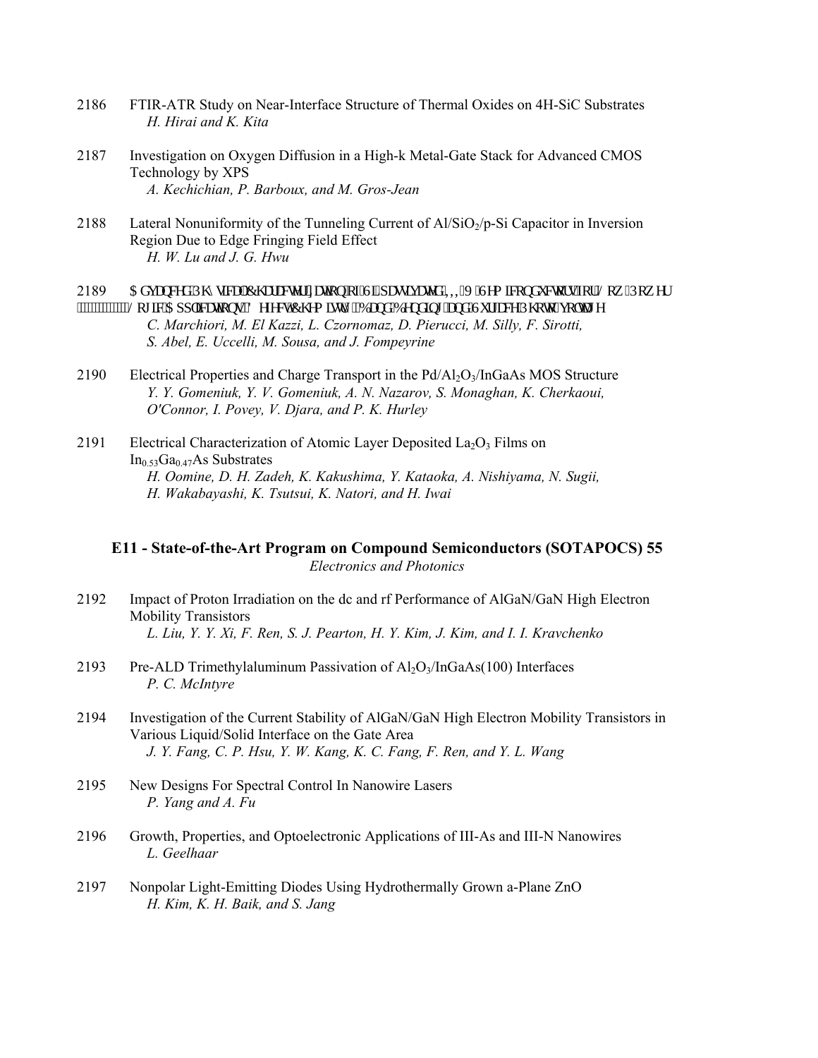2186 FTIR-ATR Study on Near-Interface Structure of Thermal Oxides on 4H-SiC Substrates
*H. Hirai and K. Kita*

2187 Investigation on Oxygen Diffusion in a High-k Metal-Gate Stack for Advanced CMOS Technology by XPS
*A. Kechichian, P. Barboux, and M. Gros-Jean*

2188 Lateral Nonuniformity of the Tunneling Current of $Al/SiO_2$/p-Si Capacitor in Inversion Region Due to Edge Fringing Field Effect
*H. W. Lu and J. G. Hwu*

2189 Advanced Physical Characterization of Sn-Passivated III-V Semiconductors for Low Power Logic Applications: Effect of Chemistry, Band Bending, and Surface Photovoltage
*C. Marchiori, M. El Kazzi, L. Czornomaz, D. Pierucci, M. Silly, F. Sirotti, S. Abel, E. Uccelli, M. Sousa, and J. Fompeyrine*

2190 Electrical Properties and Charge Transport in the $Pd/Al_2O_3$/InGaAs MOS Structure
*Y. Y. Gomeniuk, Y. V. Gomeniuk, A. N. Nazarov, S. Monaghan, K. Cherkaoui, O'Connor, I. Povey, V. Djara, and P. K. Hurley*

2191 Electrical Characterization of Atomic Layer Deposited $La_2O_3$ Films on $In_{0.53}Ga_{0.47}As$ Substrates
*H. Oomine, D. H. Zadeh, K. Kakushima, Y. Kataoka, A. Nishiyama, N. Sugii, H. Wakabayashi, K. Tsutsui, K. Natori, and H. Iwai*

## E11 - State-of-the-Art Program on Compound Semiconductors (SOTAPOCS) 55

*Electronics and Photonics*

2192 Impact of Proton Irradiation on the dc and rf Performance of AlGaN/GaN High Electron Mobility Transistors
*L. Liu, Y. Y. Xi, F. Ren, S. J. Pearton, H. Y. Kim, J. Kim, and I. I. Kravchenko*

2193 Pre-ALD Trimethylaluminum Passivation of $Al_2O_3$/InGaAs(100) Interfaces
*P. C. McIntyre*

2194 Investigation of the Current Stability of AlGaN/GaN High Electron Mobility Transistors in Various Liquid/Solid Interface on the Gate Area
*J. Y. Fang, C. P. Hsu, Y. W. Kang, K. C. Fang, F. Ren, and Y. L. Wang*

2195 New Designs For Spectral Control In Nanowire Lasers
*P. Yang and A. Fu*

2196 Growth, Properties, and Optoelectronic Applications of III-As and III-N Nanowires
*L. Geelhaar*

2197 Nonpolar Light-Emitting Diodes Using Hydrothermally Grown a-Plane ZnO
*H. Kim, K. H. Baik, and S. Jang*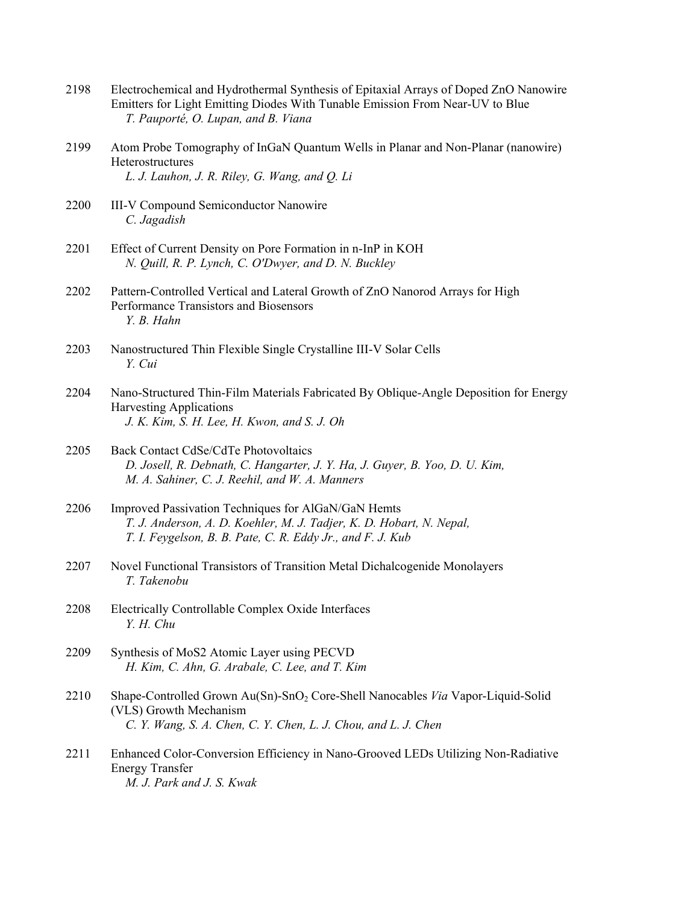2198 Electrochemical and Hydrothermal Synthesis of Epitaxial Arrays of Doped ZnO Nanowire Emitters for Light Emitting Diodes With Tunable Emission From Near-UV to Blue
*T. Pauporté, O. Lupan, and B. Viana*

2199 Atom Probe Tomography of InGaN Quantum Wells in Planar and Non-Planar (nanowire) Heterostructures
*L. J. Lauhon, J. R. Riley, G. Wang, and Q. Li*

2200 III-V Compound Semiconductor Nanowire
*C. Jagadish*

2201 Effect of Current Density on Pore Formation in n-InP in KOH
*N. Quill, R. P. Lynch, C. O'Dwyer, and D. N. Buckley*

2202 Pattern-Controlled Vertical and Lateral Growth of ZnO Nanorod Arrays for High Performance Transistors and Biosensors
*Y. B. Hahn*

2203 Nanostructured Thin Flexible Single Crystalline III-V Solar Cells
*Y. Cui*

2204 Nano-Structured Thin-Film Materials Fabricated By Oblique-Angle Deposition for Energy Harvesting Applications
*J. K. Kim, S. H. Lee, H. Kwon, and S. J. Oh*

2205 Back Contact CdSe/CdTe Photovoltaics
*D. Josell, R. Debnath, C. Hangarter, J. Y. Ha, J. Guyer, B. Yoo, D. U. Kim, M. A. Sahiner, C. J. Reehil, and W. A. Manners*

2206 Improved Passivation Techniques for AlGaN/GaN Hemts
*T. J. Anderson, A. D. Koehler, M. J. Tadjer, K. D. Hobart, N. Nepal, T. I. Feygelson, B. B. Pate, C. R. Eddy Jr., and F. J. Kub*

2207 Novel Functional Transistors of Transition Metal Dichalcogenide Monolayers
*T. Takenobu*

2208 Electrically Controllable Complex Oxide Interfaces
*Y. H. Chu*

2209 Synthesis of MoS2 Atomic Layer using PECVD
*H. Kim, C. Ahn, G. Arabale, C. Lee, and T. Kim*

2210 Shape-Controlled Grown Au(Sn)-$SnO_2$ Core-Shell Nanocables *Via* Vapor-Liquid-Solid (VLS) Growth Mechanism
*C. Y. Wang, S. A. Chen, C. Y. Chen, L. J. Chou, and L. J. Chen*

2211 Enhanced Color-Conversion Efficiency in Nano-Grooved LEDs Utilizing Non-Radiative Energy Transfer
*M. J. Park and J. S. Kwak*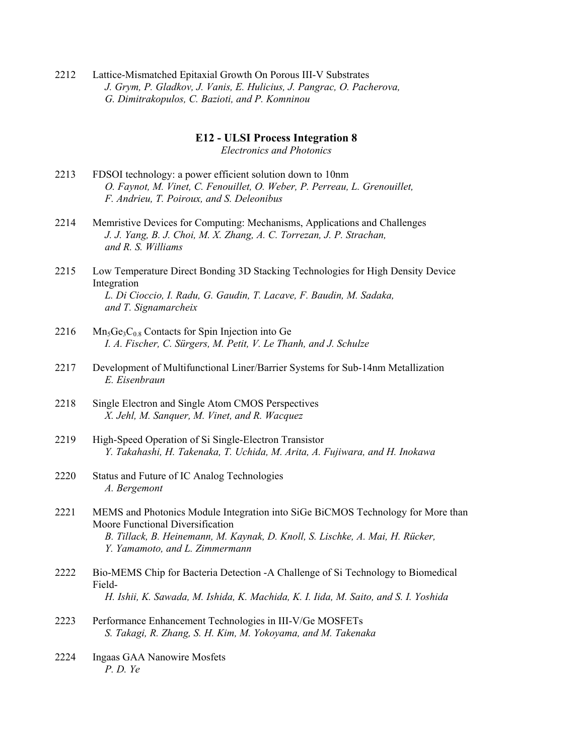2212 Lattice-Mismatched Epitaxial Growth On Porous III-V Substrates
*J. Grym, P. Gladkov, J. Vanis, E. Hulicius, J. Pangrac, O. Pacherova, G. Dimitrakopulos, C. Bazioti, and P. Komninou*

## E12 - ULSI Process Integration 8

*Electronics and Photonics*

2213 FDSOI technology: a power efficient solution down to 10nm
*O. Faynot, M. Vinet, C. Fenouillet, O. Weber, P. Perreau, L. Grenouillet, F. Andrieu, T. Poiroux, and S. Deleonibus*

2214 Memristive Devices for Computing: Mechanisms, Applications and Challenges
*J. J. Yang, B. J. Choi, M. X. Zhang, A. C. Torrezan, J. P. Strachan, and R. S. Williams*

2215 Low Temperature Direct Bonding 3D Stacking Technologies for High Density Device Integration
*L. Di Cioccio, I. Radu, G. Gaudin, T. Lacave, F. Baudin, M. Sadaka, and T. Signamarcheix*

2216 $Mn_5Ge_3C_{0.8}$ Contacts for Spin Injection into Ge
*I. A. Fischer, C. Sürgers, M. Petit, V. Le Thanh, and J. Schulze*

2217 Development of Multifunctional Liner/Barrier Systems for Sub-14nm Metallization
*E. Eisenbraun*

2218 Single Electron and Single Atom CMOS Perspectives
*X. Jehl, M. Sanquer, M. Vinet, and R. Wacquez*

2219 High-Speed Operation of Si Single-Electron Transistor
*Y. Takahashi, H. Takenaka, T. Uchida, M. Arita, A. Fujiwara, and H. Inokawa*

2220 Status and Future of IC Analog Technologies
*A. Bergemont*

2221 MEMS and Photonics Module Integration into SiGe BiCMOS Technology for More than Moore Functional Diversification
*B. Tillack, B. Heinemann, M. Kaynak, D. Knoll, S. Lischke, A. Mai, H. Rücker, Y. Yamamoto, and L. Zimmermann*

2222 Bio-MEMS Chip for Bacteria Detection -A Challenge of Si Technology to Biomedical Field-
*H. Ishii, K. Sawada, M. Ishida, K. Machida, K. I. Iida, M. Saito, and S. I. Yoshida*

2223 Performance Enhancement Technologies in III-V/Ge MOSFETs
*S. Takagi, R. Zhang, S. H. Kim, M. Yokoyama, and M. Takenaka*

2224 Ingaas GAA Nanowire Mosfets
*P. D. Ye*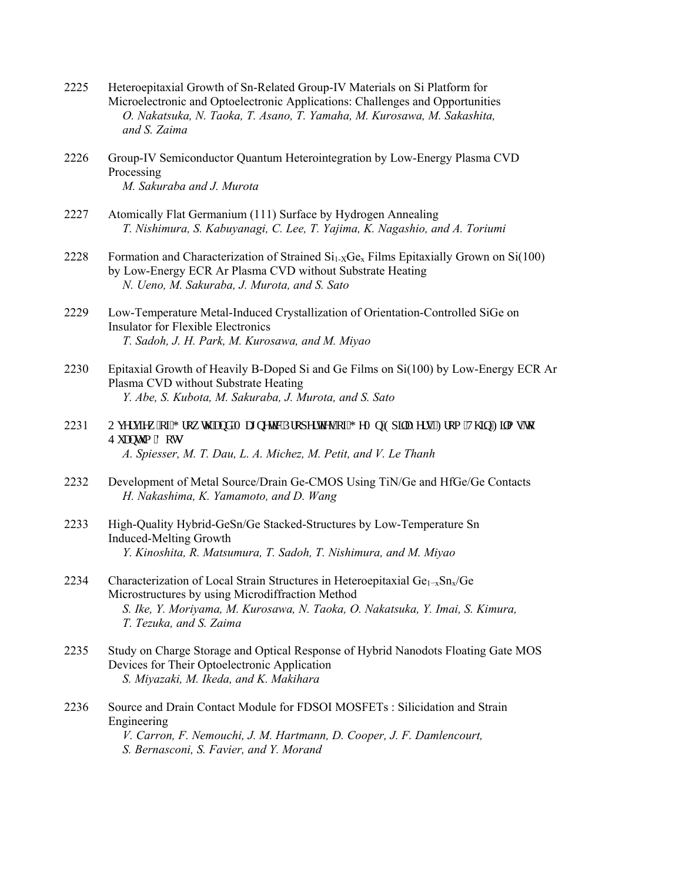2225 Heteroepitaxial Growth of Sn-Related Group-IV Materials on Si Platform for Microelectronic and Optoelectronic Applications: Challenges and Opportunities
*O. Nakatsuka, N. Taoka, T. Asano, T. Yamaha, M. Kurosawa, M. Sakashita, and S. Zaima*

2226 Group-IV Semiconductor Quantum Heterointegration by Low-Energy Plasma CVD Processing
*M. Sakuraba and J. Murota*

2227 Atomically Flat Germanium (111) Surface by Hydrogen Annealing
*T. Nishimura, S. Kabuyanagi, C. Lee, T. Yajima, K. Nagashio, and A. Toriumi*

2228 Formation and Characterization of Strained $Si_{1-X}Ge_x$ Films Epitaxially Grown on Si(100) by Low-Energy ECR Ar Plasma CVD without Substrate Heating
*N. Ueno, M. Sakuraba, J. Murota, and S. Sato*

2229 Low-Temperature Metal-Induced Crystallization of Orientation-Controlled SiGe on Insulator for Flexible Electronics
*T. Sadoh, J. H. Park, M. Kurosawa, and M. Miyao*

2230 Epitaxial Growth of Heavily B-Doped Si and Ge Films on Si(100) by Low-Energy ECR Ar Plasma CVD without Substrate Heating
*Y. Abe, S. Kubota, M. Sakuraba, J. Murota, and S. Sato*

2231 Overview of Growth and Magnetic Properties of GeMn Epitaxial Films from Thin Films to Quantum Dots
*A. Spiesser, M. T. Dau, L. A. Michez, M. Petit, and V. Le Thanh*

2232 Development of Metal Source/Drain Ge-CMOS Using TiN/Ge and HfGe/Ge Contacts
*H. Nakashima, K. Yamamoto, and D. Wang*

2233 High-Quality Hybrid-GeSn/Ge Stacked-Structures by Low-Temperature Sn Induced-Melting Growth
*Y. Kinoshita, R. Matsumura, T. Sadoh, T. Nishimura, and M. Miyao*

2234 Characterization of Local Strain Structures in Heteroepitaxial $Ge_{1-x}Sn_x$/Ge Microstructures by using Microdiffraction Method
*S. Ike, Y. Moriyama, M. Kurosawa, N. Taoka, O. Nakatsuka, Y. Imai, S. Kimura, T. Tezuka, and S. Zaima*

2235 Study on Charge Storage and Optical Response of Hybrid Nanodots Floating Gate MOS Devices for Their Optoelectronic Application
*S. Miyazaki, M. Ikeda, and K. Makihara*

2236 Source and Drain Contact Module for FDSOI MOSFETs : Silicidation and Strain Engineering
*V. Carron, F. Nemouchi, J. M. Hartmann, D. Cooper, J. F. Damlencourt, S. Bernasconi, S. Favier, and Y. Morand*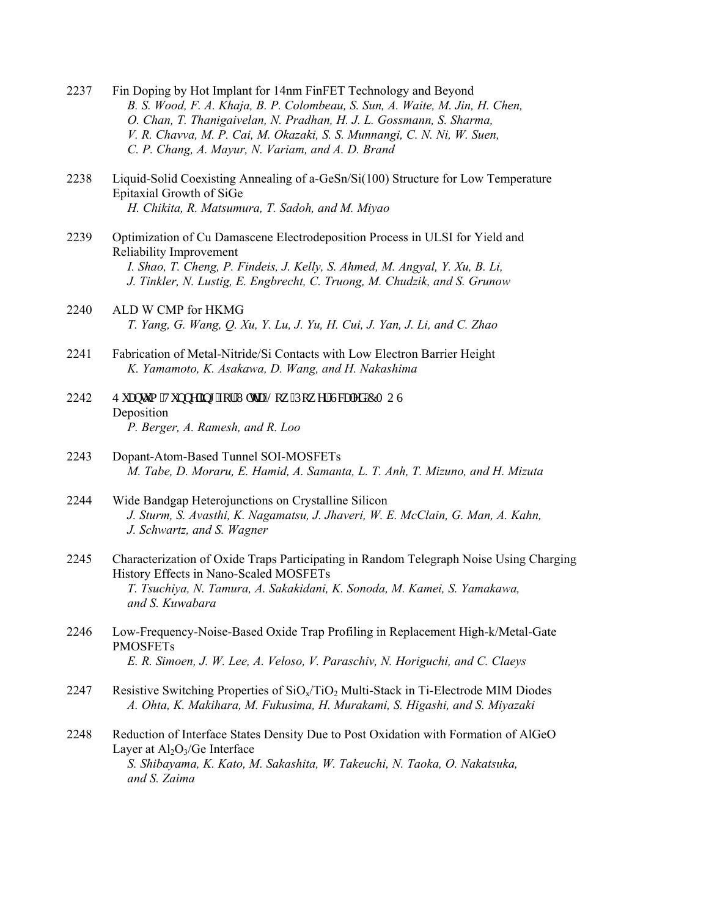2237 Fin Doping by Hot Implant for 14nm FinFET Technology and Beyond
*B. S. Wood, F. A. Khaja, B. P. Colombeau, S. Sun, A. Waite, M. Jin, H. Chen, O. Chan, T. Thanigaivelan, N. Pradhan, H. J. L. Gossmann, S. Sharma, V. R. Chavva, M. P. Cai, M. Okazaki, S. S. Munnangi, C. N. Ni, W. Suen, C. P. Chang, A. Mayur, N. Variam, and A. D. Brand*

2238 Liquid-Solid Coexisting Annealing of a-GeSn/Si(100) Structure for Low Temperature Epitaxial Growth of SiGe
*H. Chikita, R. Matsumura, T. Sadoh, and M. Miyao*

2239 Optimization of Cu Damascene Electrodeposition Process in ULSI for Yield and Reliability Improvement
*I. Shao, T. Cheng, P. Findeis, J. Kelly, S. Ahmed, M. Angyal, Y. Xu, B. Li, J. Tinkler, N. Lustig, E. Engbrecht, C. Truong, M. Chudzik, and S. Grunow*

2240 ALD W CMP for HKMG
*T. Yang, G. Wang, Q. Xu, Y. Lu, J. Yu, H. Cui, J. Yan, J. Li, and C. Zhao*

2241 Fabrication of Metal-Nitride/Si Contacts with Low Electron Barrier Height
*K. Yamamoto, K. Asakawa, D. Wang, and H. Nakashima*

2242 Quantum Tunneling for Ultra Low Power Scaled CMOS Deposition
*P. Berger, A. Ramesh, and R. Loo*

2243 Dopant-Atom-Based Tunnel SOI-MOSFETs
*M. Tabe, D. Moraru, E. Hamid, A. Samanta, L. T. Anh, T. Mizuno, and H. Mizuta*

2244 Wide Bandgap Heterojunctions on Crystalline Silicon
*J. Sturm, S. Avasthi, K. Nagamatsu, J. Jhaveri, W. E. McClain, G. Man, A. Kahn, J. Schwartz, and S. Wagner*

2245 Characterization of Oxide Traps Participating in Random Telegraph Noise Using Charging History Effects in Nano-Scaled MOSFETs
*T. Tsuchiya, N. Tamura, A. Sakakidani, K. Sonoda, M. Kamei, S. Yamakawa, and S. Kuwabara*

2246 Low-Frequency-Noise-Based Oxide Trap Profiling in Replacement High-k/Metal-Gate PMOSFETs
*E. R. Simoen, J. W. Lee, A. Veloso, V. Paraschiv, N. Horiguchi, and C. Claeys*

2247 Resistive Switching Properties of $SiO_x$/$TiO_2$ Multi-Stack in Ti-Electrode MIM Diodes
*A. Ohta, K. Makihara, M. Fukusima, H. Murakami, S. Higashi, and S. Miyazaki*

2248 Reduction of Interface States Density Due to Post Oxidation with Formation of AlGeO Layer at $Al_2O_3$/Ge Interface
*S. Shibayama, K. Kato, M. Sakashita, W. Takeuchi, N. Taoka, O. Nakatsuka, and S. Zaima*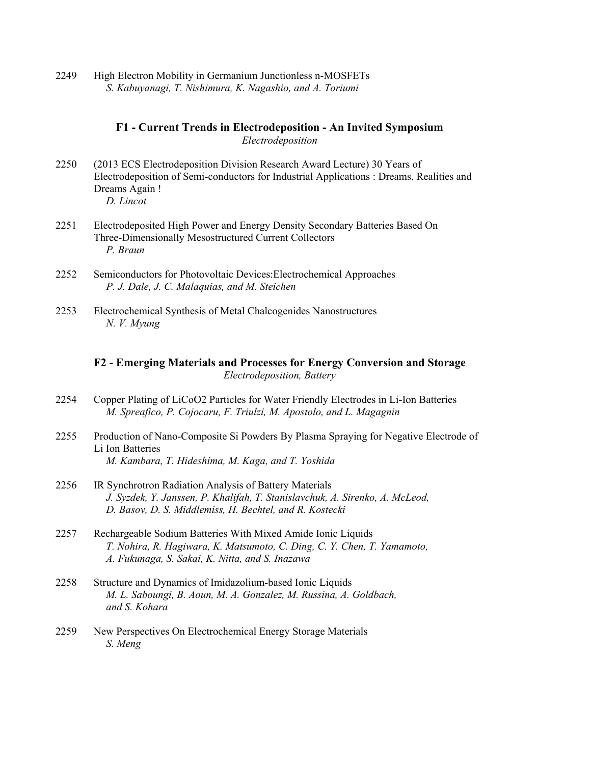2249 High Electron Mobility in Germanium Junctionless n-MOSFETs
*S. Kabuyanagi, T. Nishimura, K. Nagashio, and A. Toriumi*

## F1 - Current Trends in Electrodeposition - An Invited Symposium

*Electrodeposition*

2250 (2013 ECS Electrodeposition Division Research Award Lecture) 30 Years of Electrodeposition of Semi-conductors for Industrial Applications : Dreams, Realities and Dreams Again !
*D. Lincot*

2251 Electrodeposited High Power and Energy Density Secondary Batteries Based On Three-Dimensionally Mesostructured Current Collectors
*P. Braun*

2252 Semiconductors for Photovoltaic Devices:Electrochemical Approaches
*P. J. Dale, J. C. Malaquias, and M. Steichen*

2253 Electrochemical Synthesis of Metal Chalcogenides Nanostructures
*N. V. Myung*

## F2 - Emerging Materials and Processes for Energy Conversion and Storage

*Electrodeposition, Battery*

2254 Copper Plating of $LiCoO_2$ Particles for Water Friendly Electrodes in Li-Ion Batteries
*M. Spreafico, P. Cojocaru, F. Triulzi, M. Apostolo, and L. Magagnin*

2255 Production of Nano-Composite Si Powders By Plasma Spraying for Negative Electrode of Li Ion Batteries
*M. Kambara, T. Hideshima, M. Kaga, and T. Yoshida*

2256 IR Synchrotron Radiation Analysis of Battery Materials
*J. Syzdek, Y. Janssen, P. Khalifah, T. Stanislavchuk, A. Sirenko, A. McLeod, D. Basov, D. S. Middlemiss, H. Bechtel, and R. Kostecki*

2257 Rechargeable Sodium Batteries With Mixed Amide Ionic Liquids
*T. Nohira, R. Hagiwara, K. Matsumoto, C. Ding, C. Y. Chen, T. Yamamoto, A. Fukunaga, S. Sakai, K. Nitta, and S. Inazawa*

2258 Structure and Dynamics of Imidazolium-based Ionic Liquids
*M. L. Saboungi, B. Aoun, M. A. Gonzalez, M. Russina, A. Goldbach, and S. Kohara*

2259 New Perspectives On Electrochemical Energy Storage Materials
*S. Meng*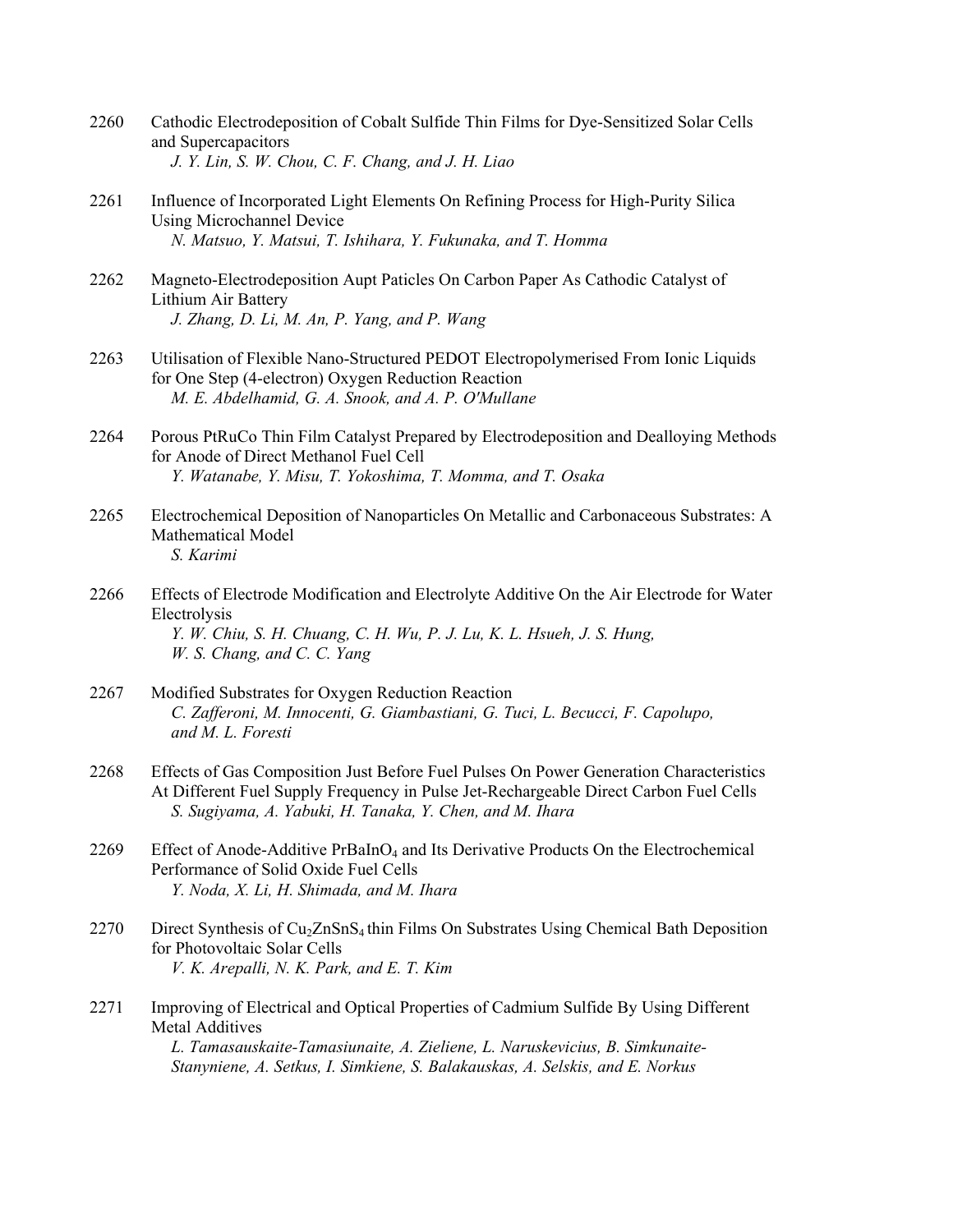2260 Cathodic Electrodeposition of Cobalt Sulfide Thin Films for Dye-Sensitized Solar Cells and Supercapacitors
*J. Y. Lin, S. W. Chou, C. F. Chang, and J. H. Liao*

2261 Influence of Incorporated Light Elements On Refining Process for High-Purity Silica Using Microchannel Device
*N. Matsuo, Y. Matsui, T. Ishihara, Y. Fukunaka, and T. Homma*

2262 Magneto-Electrodeposition Aupt Paticles On Carbon Paper As Cathodic Catalyst of Lithium Air Battery
*J. Zhang, D. Li, M. An, P. Yang, and P. Wang*

2263 Utilisation of Flexible Nano-Structured PEDOT Electropolymerised From Ionic Liquids for One Step (4-electron) Oxygen Reduction Reaction
*M. E. Abdelhamid, G. A. Snook, and A. P. O'Mullane*

2264 Porous PtRuCo Thin Film Catalyst Prepared by Electrodeposition and Dealloying Methods for Anode of Direct Methanol Fuel Cell
*Y. Watanabe, Y. Misu, T. Yokoshima, T. Momma, and T. Osaka*

2265 Electrochemical Deposition of Nanoparticles On Metallic and Carbonaceous Substrates: A Mathematical Model
*S. Karimi*

2266 Effects of Electrode Modification and Electrolyte Additive On the Air Electrode for Water Electrolysis
*Y. W. Chiu, S. H. Chuang, C. H. Wu, P. J. Lu, K. L. Hsueh, J. S. Hung, W. S. Chang, and C. C. Yang*

2267 Modified Substrates for Oxygen Reduction Reaction
*C. Zafferoni, M. Innocenti, G. Giambastiani, G. Tuci, L. Becucci, F. Capolupo, and M. L. Foresti*

2268 Effects of Gas Composition Just Before Fuel Pulses On Power Generation Characteristics At Different Fuel Supply Frequency in Pulse Jet-Rechargeable Direct Carbon Fuel Cells
*S. Sugiyama, A. Yabuki, H. Tanaka, Y. Chen, and M. Ihara*

2269 Effect of Anode-Additive $PrBaInO_4$ and Its Derivative Products On the Electrochemical Performance of Solid Oxide Fuel Cells
*Y. Noda, X. Li, H. Shimada, and M. Ihara*

2270 Direct Synthesis of $Cu_2ZnSnS_4$ thin Films On Substrates Using Chemical Bath Deposition for Photovoltaic Solar Cells
*V. K. Arepalli, N. K. Park, and E. T. Kim*

2271 Improving of Electrical and Optical Properties of Cadmium Sulfide By Using Different Metal Additives
*L. Tamasauskaite-Tamasiunaite, A. Zieliene, L. Naruskevicius, B. Simkunaite-Stanyniene, A. Setkus, I. Simkiene, S. Balakauskas, A. Selskis, and E. Norkus*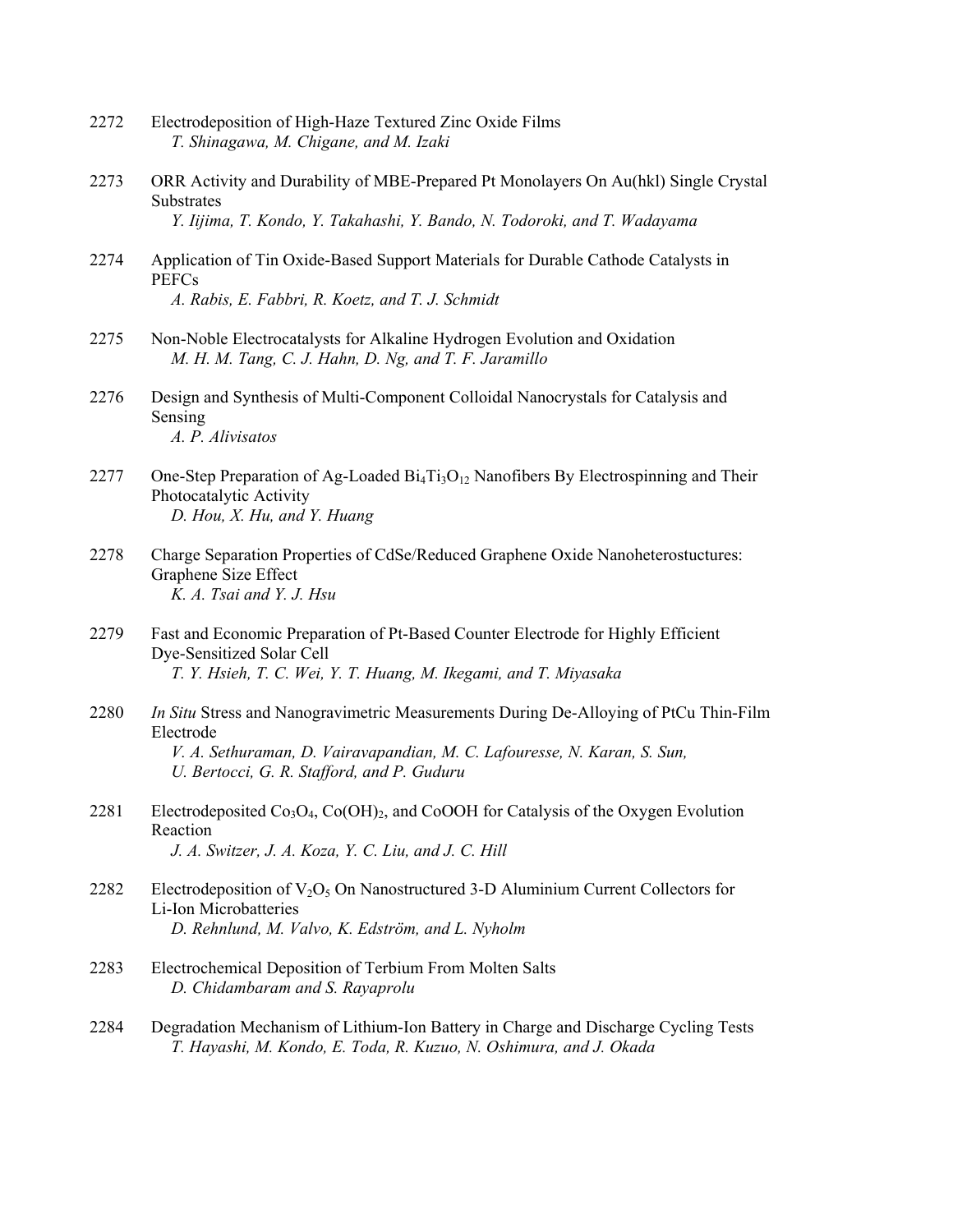2272 Electrodeposition of High-Haze Textured Zinc Oxide Films
*T. Shinagawa, M. Chigane, and M. Izaki*

2273 ORR Activity and Durability of MBE-Prepared Pt Monolayers On Au(hkl) Single Crystal Substrates
*Y. Iijima, T. Kondo, Y. Takahashi, Y. Bando, N. Todoroki, and T. Wadayama*

2274 Application of Tin Oxide-Based Support Materials for Durable Cathode Catalysts in PEFCs
*A. Rabis, E. Fabbri, R. Koetz, and T. J. Schmidt*

2275 Non-Noble Electrocatalysts for Alkaline Hydrogen Evolution and Oxidation
*M. H. M. Tang, C. J. Hahn, D. Ng, and T. F. Jaramillo*

2276 Design and Synthesis of Multi-Component Colloidal Nanocrystals for Catalysis and Sensing
*A. P. Alivisatos*

2277 One-Step Preparation of Ag-Loaded $Bi_4Ti_3O_{12}$ Nanofibers By Electrospinning and Their Photocatalytic Activity
*D. Hou, X. Hu, and Y. Huang*

2278 Charge Separation Properties of CdSe/Reduced Graphene Oxide Nanoheterostuctures: Graphene Size Effect
*K. A. Tsai and Y. J. Hsu*

2279 Fast and Economic Preparation of Pt-Based Counter Electrode for Highly Efficient Dye-Sensitized Solar Cell
*T. Y. Hsieh, T. C. Wei, Y. T. Huang, M. Ikegami, and T. Miyasaka*

2280 *In Situ* Stress and Nanogravimetric Measurements During De-Alloying of PtCu Thin-Film Electrode
*V. A. Sethuraman, D. Vairavapandian, M. C. Lafouresse, N. Karan, S. Sun, U. Bertocci, G. R. Stafford, and P. Guduru*

2281 Electrodeposited $Co_3O_4$, $Co(OH)_2$, and CoOOH for Catalysis of the Oxygen Evolution Reaction
*J. A. Switzer, J. A. Koza, Y. C. Liu, and J. C. Hill*

2282 Electrodeposition of $V_2O_5$ On Nanostructured 3-D Aluminium Current Collectors for Li-Ion Microbatteries
*D. Rehnlund, M. Valvo, K. Edström, and L. Nyholm*

2283 Electrochemical Deposition of Terbium From Molten Salts
*D. Chidambaram and S. Rayaprolu*

2284 Degradation Mechanism of Lithium-Ion Battery in Charge and Discharge Cycling Tests
*T. Hayashi, M. Kondo, E. Toda, R. Kuzuo, N. Oshimura, and J. Okada*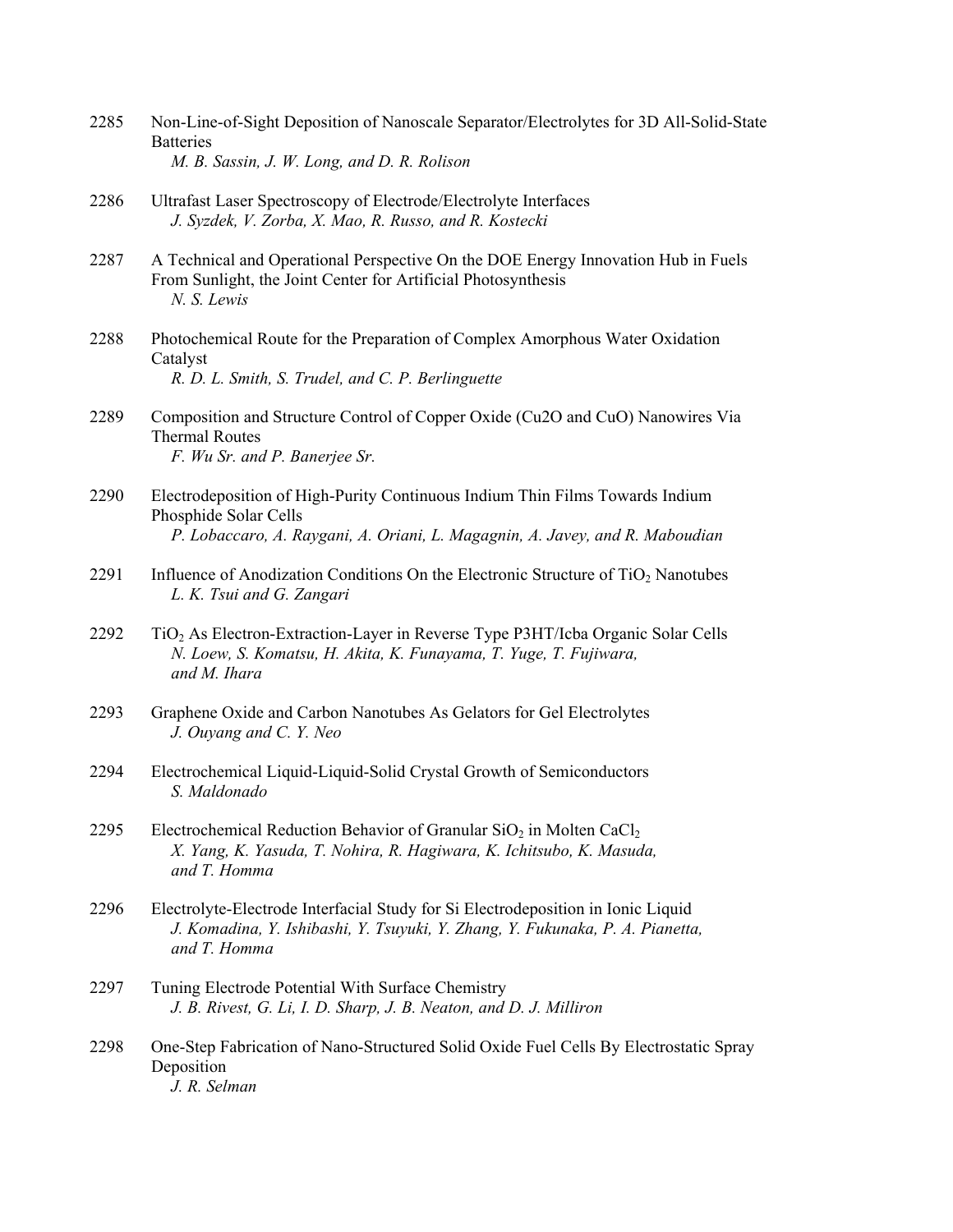2285 Non-Line-of-Sight Deposition of Nanoscale Separator/Electrolytes for 3D All-Solid-State Batteries
*M. B. Sassin, J. W. Long, and D. R. Rolison*

2286 Ultrafast Laser Spectroscopy of Electrode/Electrolyte Interfaces
*J. Syzdek, V. Zorba, X. Mao, R. Russo, and R. Kostecki*

2287 A Technical and Operational Perspective On the DOE Energy Innovation Hub in Fuels From Sunlight, the Joint Center for Artificial Photosynthesis
*N. S. Lewis*

2288 Photochemical Route for the Preparation of Complex Amorphous Water Oxidation Catalyst
*R. D. L. Smith, S. Trudel, and C. P. Berlinguette*

2289 Composition and Structure Control of Copper Oxide (Cu2O and CuO) Nanowires Via Thermal Routes
*F. Wu Sr. and P. Banerjee Sr.*

2290 Electrodeposition of High-Purity Continuous Indium Thin Films Towards Indium Phosphide Solar Cells
*P. Lobaccaro, A. Raygani, A. Oriani, L. Magagnin, A. Javey, and R. Maboudian*

2291 Influence of Anodization Conditions On the Electronic Structure of $TiO_2$ Nanotubes
*L. K. Tsui and G. Zangari*

2292 $TiO_2$ As Electron-Extraction-Layer in Reverse Type P3HT/Icba Organic Solar Cells
*N. Loew, S. Komatsu, H. Akita, K. Funayama, T. Yuge, T. Fujiwara, and M. Ihara*

2293 Graphene Oxide and Carbon Nanotubes As Gelators for Gel Electrolytes
*J. Ouyang and C. Y. Neo*

2294 Electrochemical Liquid-Liquid-Solid Crystal Growth of Semiconductors
*S. Maldonado*

2295 Electrochemical Reduction Behavior of Granular $SiO_2$ in Molten $CaCl_2$
*X. Yang, K. Yasuda, T. Nohira, R. Hagiwara, K. Ichitsubo, K. Masuda, and T. Homma*

2296 Electrolyte-Electrode Interfacial Study for Si Electrodeposition in Ionic Liquid
*J. Komadina, Y. Ishibashi, Y. Tsuyuki, Y. Zhang, Y. Fukunaka, P. A. Pianetta, and T. Homma*

2297 Tuning Electrode Potential With Surface Chemistry
*J. B. Rivest, G. Li, I. D. Sharp, J. B. Neaton, and D. J. Milliron*

2298 One-Step Fabrication of Nano-Structured Solid Oxide Fuel Cells By Electrostatic Spray Deposition
*J. R. Selman*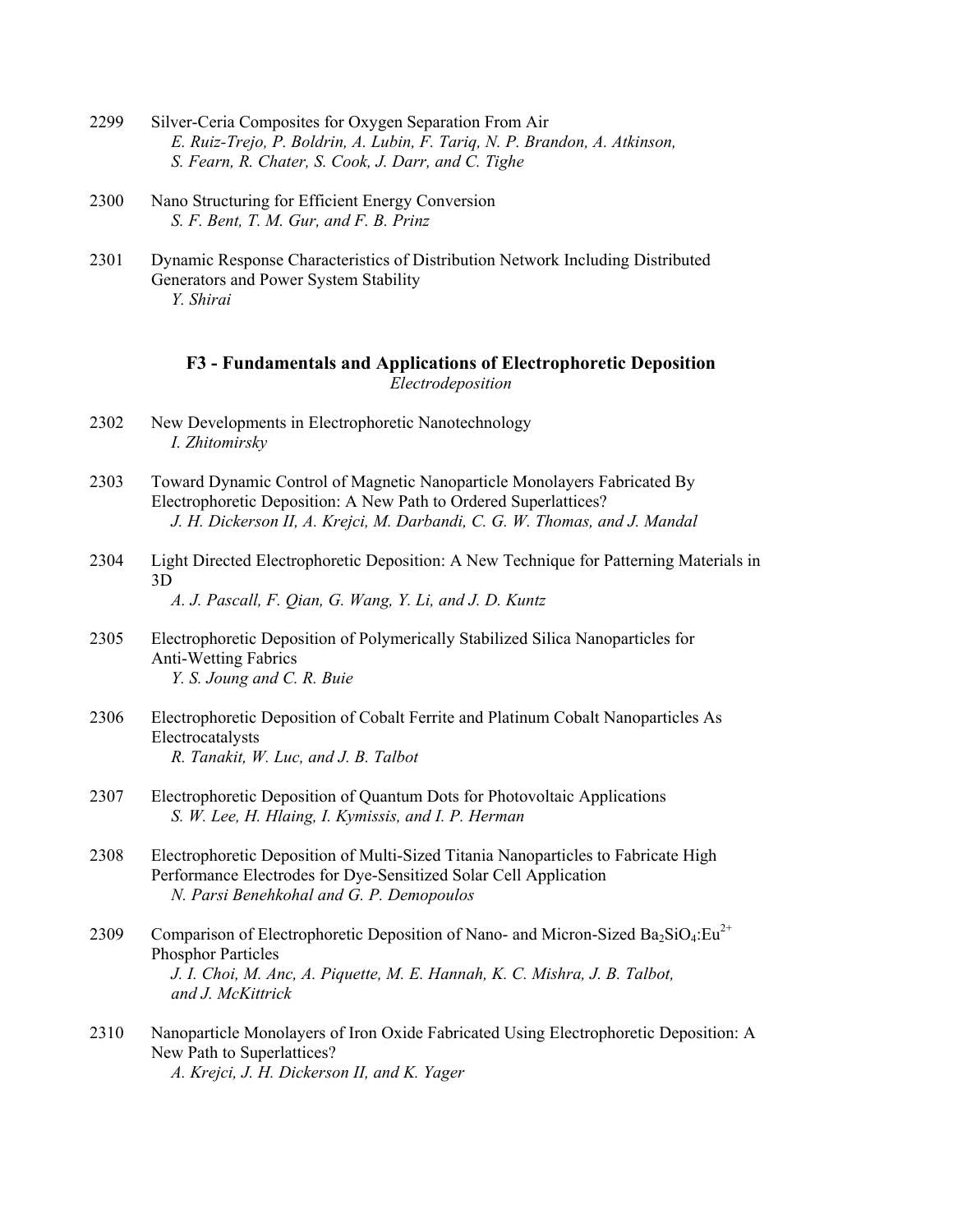2299 Silver-Ceria Composites for Oxygen Separation From Air
*E. Ruiz-Trejo, P. Boldrin, A. Lubin, F. Tariq, N. P. Brandon, A. Atkinson, S. Fearn, R. Chater, S. Cook, J. Darr, and C. Tighe*

2300 Nano Structuring for Efficient Energy Conversion
*S. F. Bent, T. M. Gur, and F. B. Prinz*

2301 Dynamic Response Characteristics of Distribution Network Including Distributed Generators and Power System Stability
*Y. Shirai*

## F3 - Fundamentals and Applications of Electrophoretic Deposition

*Electrodeposition*

2302 New Developments in Electrophoretic Nanotechnology
*I. Zhitomirsky*

2303 Toward Dynamic Control of Magnetic Nanoparticle Monolayers Fabricated By Electrophoretic Deposition: A New Path to Ordered Superlattices?
*J. H. Dickerson II, A. Krejci, M. Darbandi, C. G. W. Thomas, and J. Mandal*

2304 Light Directed Electrophoretic Deposition: A New Technique for Patterning Materials in 3D
*A. J. Pascall, F. Qian, G. Wang, Y. Li, and J. D. Kuntz*

2305 Electrophoretic Deposition of Polymerically Stabilized Silica Nanoparticles for Anti-Wetting Fabrics
*Y. S. Joung and C. R. Buie*

2306 Electrophoretic Deposition of Cobalt Ferrite and Platinum Cobalt Nanoparticles As Electrocatalysts
*R. Tanakit, W. Luc, and J. B. Talbot*

2307 Electrophoretic Deposition of Quantum Dots for Photovoltaic Applications
*S. W. Lee, H. Hlaing, I. Kymissis, and I. P. Herman*

2308 Electrophoretic Deposition of Multi-Sized Titania Nanoparticles to Fabricate High Performance Electrodes for Dye-Sensitized Solar Cell Application
*N. Parsi Benehkohal and G. P. Demopoulos*

2309 Comparison of Electrophoretic Deposition of Nano- and Micron-Sized $Ba_2SiO_4$:$Eu^{2+}$ Phosphor Particles
*J. I. Choi, M. Anc, A. Piquette, M. E. Hannah, K. C. Mishra, J. B. Talbot, and J. McKittrick*

2310 Nanoparticle Monolayers of Iron Oxide Fabricated Using Electrophoretic Deposition: A New Path to Superlattices?
*A. Krejci, J. H. Dickerson II, and K. Yager*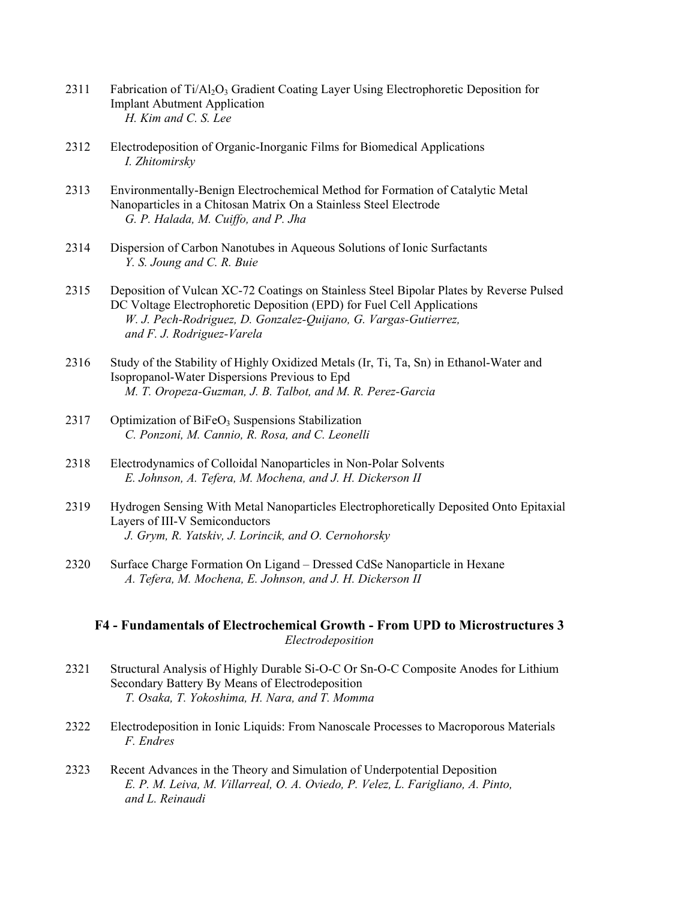2311 Fabrication of $Ti/Al_2O_3$ Gradient Coating Layer Using Electrophoretic Deposition for Implant Abutment Application
*H. Kim and C. S. Lee*

2312 Electrodeposition of Organic-Inorganic Films for Biomedical Applications
*I. Zhitomirsky*

2313 Environmentally-Benign Electrochemical Method for Formation of Catalytic Metal Nanoparticles in a Chitosan Matrix On a Stainless Steel Electrode
*G. P. Halada, M. Cuiffo, and P. Jha*

2314 Dispersion of Carbon Nanotubes in Aqueous Solutions of Ionic Surfactants
*Y. S. Joung and C. R. Buie*

2315 Deposition of Vulcan XC-72 Coatings on Stainless Steel Bipolar Plates by Reverse Pulsed DC Voltage Electrophoretic Deposition (EPD) for Fuel Cell Applications
*W. J. Pech-Rodriguez, D. Gonzalez-Quijano, G. Vargas-Gutierrez, and F. J. Rodriguez-Varela*

2316 Study of the Stability of Highly Oxidized Metals (Ir, Ti, Ta, Sn) in Ethanol-Water and Isopropanol-Water Dispersions Previous to Epd
*M. T. Oropeza-Guzman, J. B. Talbot, and M. R. Perez-Garcia*

2317 Optimization of $BiFeO_3$ Suspensions Stabilization
*C. Ponzoni, M. Cannio, R. Rosa, and C. Leonelli*

2318 Electrodynamics of Colloidal Nanoparticles in Non-Polar Solvents
*E. Johnson, A. Tefera, M. Mochena, and J. H. Dickerson II*

2319 Hydrogen Sensing With Metal Nanoparticles Electrophoretically Deposited Onto Epitaxial Layers of III-V Semiconductors
*J. Grym, R. Yatskiv, J. Lorincik, and O. Cernohorsky*

2320 Surface Charge Formation On Ligand – Dressed CdSe Nanoparticle in Hexane
*A. Tefera, M. Mochena, E. Johnson, and J. H. Dickerson II*

## F4 - Fundamentals of Electrochemical Growth - From UPD to Microstructures 3

*Electrodeposition*

2321 Structural Analysis of Highly Durable Si-O-C Or Sn-O-C Composite Anodes for Lithium Secondary Battery By Means of Electrodeposition
*T. Osaka, T. Yokoshima, H. Nara, and T. Momma*

2322 Electrodeposition in Ionic Liquids: From Nanoscale Processes to Macroporous Materials
*F. Endres*

2323 Recent Advances in the Theory and Simulation of Underpotential Deposition
*E. P. M. Leiva, M. Villarreal, O. A. Oviedo, P. Velez, L. Farigliano, A. Pinto, and L. Reinaudi*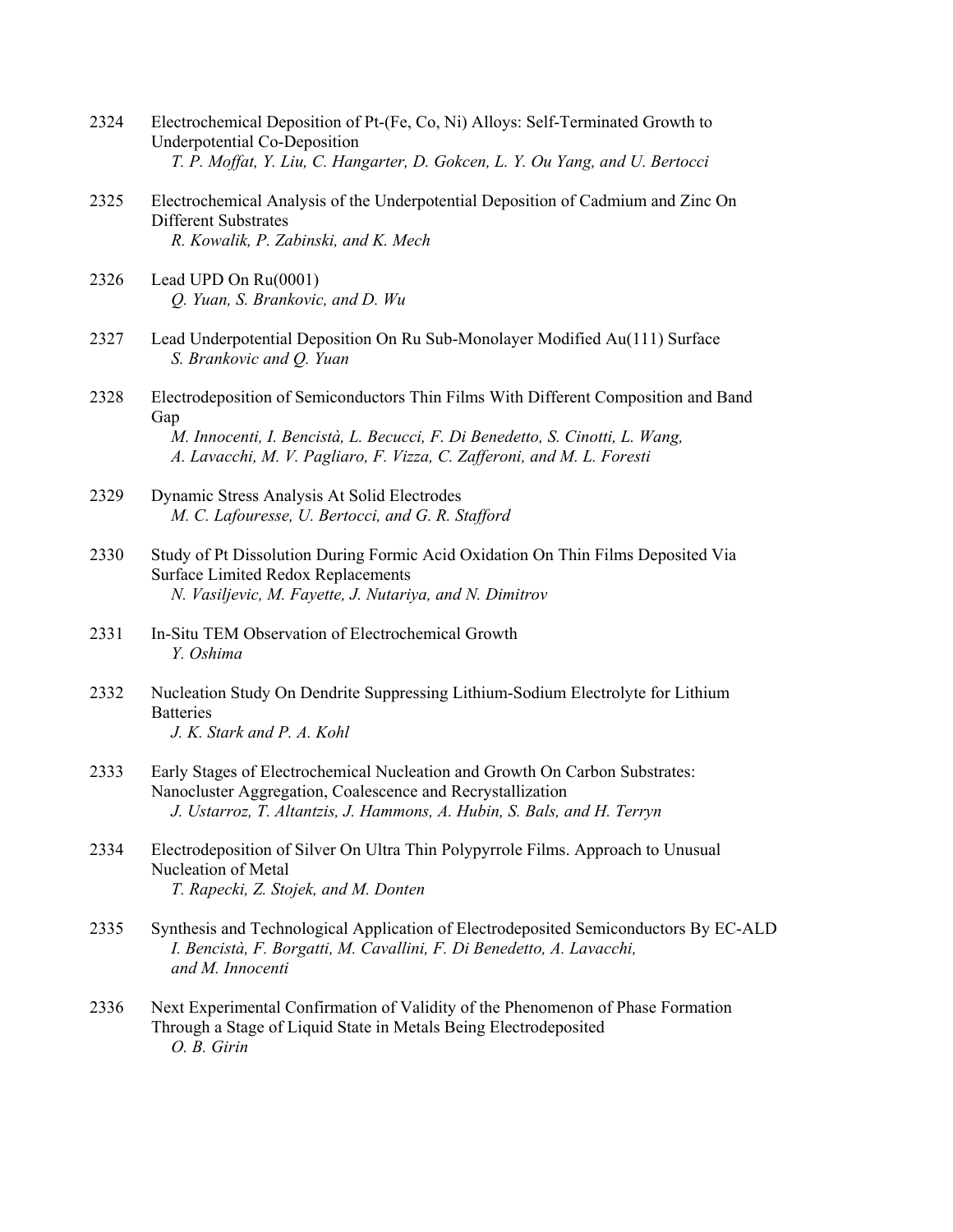2324 Electrochemical Deposition of Pt-(Fe, Co, Ni) Alloys: Self-Terminated Growth to Underpotential Co-Deposition
*T. P. Moffat, Y. Liu, C. Hangarter, D. Gokcen, L. Y. Ou Yang, and U. Bertocci*

2325 Electrochemical Analysis of the Underpotential Deposition of Cadmium and Zinc On Different Substrates
*R. Kowalik, P. Zabinski, and K. Mech*

2326 Lead UPD On Ru(0001)
*Q. Yuan, S. Brankovic, and D. Wu*

2327 Lead Underpotential Deposition On Ru Sub-Monolayer Modified Au(111) Surface
*S. Brankovic and Q. Yuan*

2328 Electrodeposition of Semiconductors Thin Films With Different Composition and Band Gap
*M. Innocenti, I. Bencistà, L. Becucci, F. Di Benedetto, S. Cinotti, L. Wang, A. Lavacchi, M. V. Pagliaro, F. Vizza, C. Zafferoni, and M. L. Foresti*

2329 Dynamic Stress Analysis At Solid Electrodes
*M. C. Lafouresse, U. Bertocci, and G. R. Stafford*

2330 Study of Pt Dissolution During Formic Acid Oxidation On Thin Films Deposited Via Surface Limited Redox Replacements
*N. Vasiljevic, M. Fayette, J. Nutariya, and N. Dimitrov*

2331 In-Situ TEM Observation of Electrochemical Growth
*Y. Oshima*

2332 Nucleation Study On Dendrite Suppressing Lithium-Sodium Electrolyte for Lithium Batteries
*J. K. Stark and P. A. Kohl*

2333 Early Stages of Electrochemical Nucleation and Growth On Carbon Substrates: Nanocluster Aggregation, Coalescence and Recrystallization
*J. Ustarroz, T. Altantzis, J. Hammons, A. Hubin, S. Bals, and H. Terryn*

2334 Electrodeposition of Silver On Ultra Thin Polypyrrole Films. Approach to Unusual Nucleation of Metal
*T. Rapecki, Z. Stojek, and M. Donten*

2335 Synthesis and Technological Application of Electrodeposited Semiconductors By EC-ALD
*I. Bencistà, F. Borgatti, M. Cavallini, F. Di Benedetto, A. Lavacchi, and M. Innocenti*

2336 Next Experimental Confirmation of Validity of the Phenomenon of Phase Formation Through a Stage of Liquid State in Metals Being Electrodeposited
*O. B. Girin*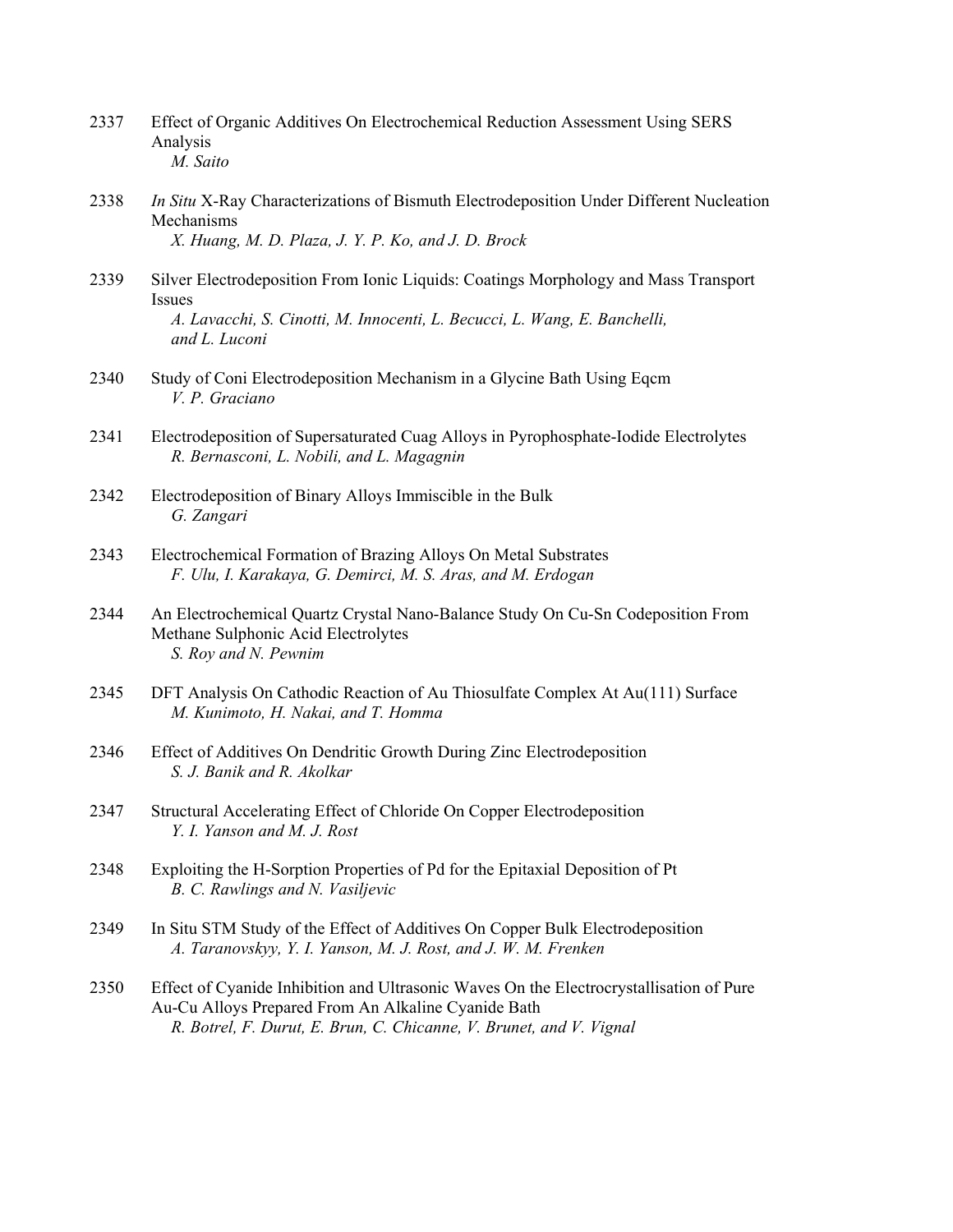2337 Effect of Organic Additives On Electrochemical Reduction Assessment Using SERS Analysis
*M. Saito*

2338 *In Situ* X-Ray Characterizations of Bismuth Electrodeposition Under Different Nucleation Mechanisms
*X. Huang, M. D. Plaza, J. Y. P. Ko, and J. D. Brock*

2339 Silver Electrodeposition From Ionic Liquids: Coatings Morphology and Mass Transport Issues
*A. Lavacchi, S. Cinotti, M. Innocenti, L. Becucci, L. Wang, E. Banchelli, and L. Luconi*

2340 Study of Coni Electrodeposition Mechanism in a Glycine Bath Using Eqcm
*V. P. Graciano*

2341 Electrodeposition of Supersaturated Cuag Alloys in Pyrophosphate-Iodide Electrolytes
*R. Bernasconi, L. Nobili, and L. Magagnin*

2342 Electrodeposition of Binary Alloys Immiscible in the Bulk
*G. Zangari*

2343 Electrochemical Formation of Brazing Alloys On Metal Substrates
*F. Ulu, I. Karakaya, G. Demirci, M. S. Aras, and M. Erdogan*

2344 An Electrochemical Quartz Crystal Nano-Balance Study On Cu-Sn Codeposition From Methane Sulphonic Acid Electrolytes
*S. Roy and N. Pewnim*

2345 DFT Analysis On Cathodic Reaction of Au Thiosulfate Complex At Au(111) Surface
*M. Kunimoto, H. Nakai, and T. Homma*

2346 Effect of Additives On Dendritic Growth During Zinc Electrodeposition
*S. J. Banik and R. Akolkar*

2347 Structural Accelerating Effect of Chloride On Copper Electrodeposition
*Y. I. Yanson and M. J. Rost*

2348 Exploiting the H-Sorption Properties of Pd for the Epitaxial Deposition of Pt
*B. C. Rawlings and N. Vasiljevic*

2349 In Situ STM Study of the Effect of Additives On Copper Bulk Electrodeposition
*A. Taranovskyy, Y. I. Yanson, M. J. Rost, and J. W. M. Frenken*

2350 Effect of Cyanide Inhibition and Ultrasonic Waves On the Electrocrystallisation of Pure Au-Cu Alloys Prepared From An Alkaline Cyanide Bath
*R. Botrel, F. Durut, E. Brun, C. Chicanne, V. Brunet, and V. Vignal*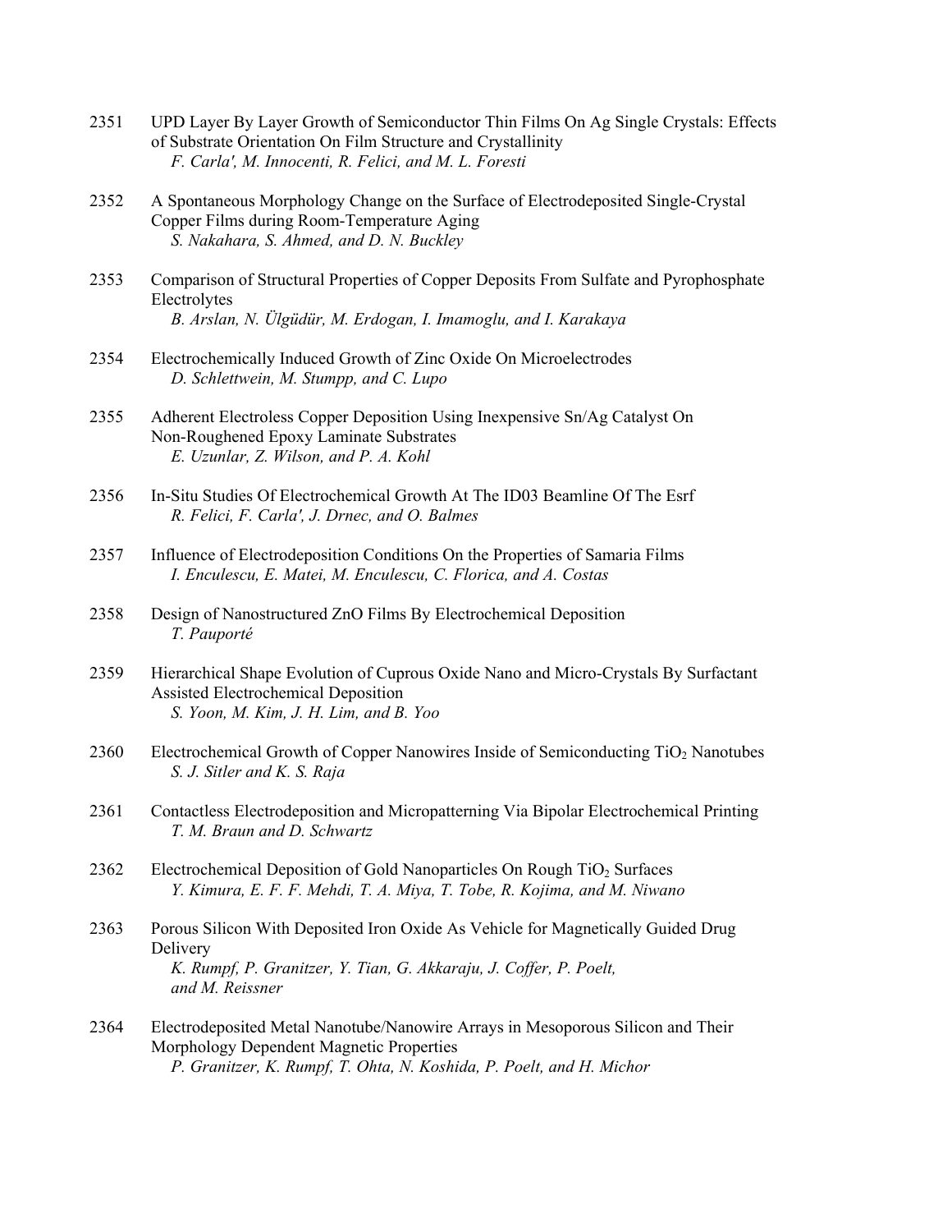2351 UPD Layer By Layer Growth of Semiconductor Thin Films On Ag Single Crystals: Effects of Substrate Orientation On Film Structure and Crystallinity
*F. Carla', M. Innocenti, R. Felici, and M. L. Foresti*

2352 A Spontaneous Morphology Change on the Surface of Electrodeposited Single-Crystal Copper Films during Room-Temperature Aging
*S. Nakahara, S. Ahmed, and D. N. Buckley*

2353 Comparison of Structural Properties of Copper Deposits From Sulfate and Pyrophosphate Electrolytes
*B. Arslan, N. Ülgüdür, M. Erdogan, I. Imamoglu, and I. Karakaya*

2354 Electrochemically Induced Growth of Zinc Oxide On Microelectrodes
*D. Schlettwein, M. Stumpp, and C. Lupo*

2355 Adherent Electroless Copper Deposition Using Inexpensive Sn/Ag Catalyst On Non-Roughened Epoxy Laminate Substrates
*E. Uzunlar, Z. Wilson, and P. A. Kohl*

2356 In-Situ Studies Of Electrochemical Growth At The ID03 Beamline Of The Esrf
*R. Felici, F. Carla', J. Drnec, and O. Balmes*

2357 Influence of Electrodeposition Conditions On the Properties of Samaria Films
*I. Enculescu, E. Matei, M. Enculescu, C. Florica, and A. Costas*

2358 Design of Nanostructured ZnO Films By Electrochemical Deposition
*T. Pauporté*

2359 Hierarchical Shape Evolution of Cuprous Oxide Nano and Micro-Crystals By Surfactant Assisted Electrochemical Deposition
*S. Yoon, M. Kim, J. H. Lim, and B. Yoo*

2360 Electrochemical Growth of Copper Nanowires Inside of Semiconducting $TiO_2$ Nanotubes
*S. J. Sitler and K. S. Raja*

2361 Contactless Electrodeposition and Micropatterning Via Bipolar Electrochemical Printing
*T. M. Braun and D. Schwartz*

2362 Electrochemical Deposition of Gold Nanoparticles On Rough $TiO_2$ Surfaces
*Y. Kimura, E. F. F. Mehdi, T. A. Miya, T. Tobe, R. Kojima, and M. Niwano*

2363 Porous Silicon With Deposited Iron Oxide As Vehicle for Magnetically Guided Drug Delivery
*K. Rumpf, P. Granitzer, Y. Tian, G. Akkaraju, J. Coffer, P. Poelt, and M. Reissner*

2364 Electrodeposited Metal Nanotube/Nanowire Arrays in Mesoporous Silicon and Their Morphology Dependent Magnetic Properties
*P. Granitzer, K. Rumpf, T. Ohta, N. Koshida, P. Poelt, and H. Michor*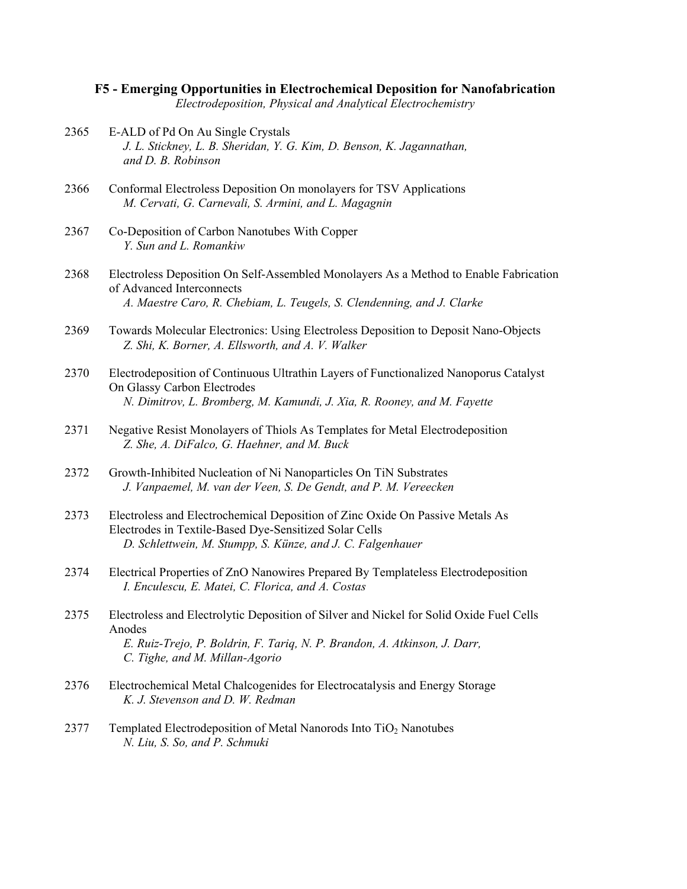### F5 - Emerging Opportunities in Electrochemical Deposition for Nanofabrication

*Electrodeposition, Physical and Analytical Electrochemistry*

2365 E-ALD of Pd On Au Single Crystals
*J. L. Stickney, L. B. Sheridan, Y. G. Kim, D. Benson, K. Jagannathan, and D. B. Robinson*

2366 Conformal Electroless Deposition On monolayers for TSV Applications
*M. Cervati, G. Carnevali, S. Armini, and L. Magagnin*

2367 Co-Deposition of Carbon Nanotubes With Copper
*Y. Sun and L. Romankiw*

2368 Electroless Deposition On Self-Assembled Monolayers As a Method to Enable Fabrication of Advanced Interconnects
*A. Maestre Caro, R. Chebiam, L. Teugels, S. Clendenning, and J. Clarke*

2369 Towards Molecular Electronics: Using Electroless Deposition to Deposit Nano-Objects
*Z. Shi, K. Borner, A. Ellsworth, and A. V. Walker*

2370 Electrodeposition of Continuous Ultrathin Layers of Functionalized Nanoporus Catalyst On Glassy Carbon Electrodes
*N. Dimitrov, L. Bromberg, M. Kamundi, J. Xia, R. Rooney, and M. Fayette*

2371 Negative Resist Monolayers of Thiols As Templates for Metal Electrodeposition
*Z. She, A. DiFalco, G. Haehner, and M. Buck*

2372 Growth-Inhibited Nucleation of Ni Nanoparticles On TiN Substrates
*J. Vanpaemel, M. van der Veen, S. De Gendt, and P. M. Vereecken*

2373 Electroless and Electrochemical Deposition of Zinc Oxide On Passive Metals As Electrodes in Textile-Based Dye-Sensitized Solar Cells
*D. Schlettwein, M. Stumpp, S. Künze, and J. C. Falgenhauer*

2374 Electrical Properties of ZnO Nanowires Prepared By Templateless Electrodeposition
*I. Enculescu, E. Matei, C. Florica, and A. Costas*

2375 Electroless and Electrolytic Deposition of Silver and Nickel for Solid Oxide Fuel Cells Anodes
*E. Ruiz-Trejo, P. Boldrin, F. Tariq, N. P. Brandon, A. Atkinson, J. Darr, C. Tighe, and M. Millan-Agorio*

2376 Electrochemical Metal Chalcogenides for Electrocatalysis and Energy Storage
*K. J. Stevenson and D. W. Redman*

2377 Templated Electrodeposition of Metal Nanorods Into $TiO_2$ Nanotubes
*N. Liu, S. So, and P. Schmuki*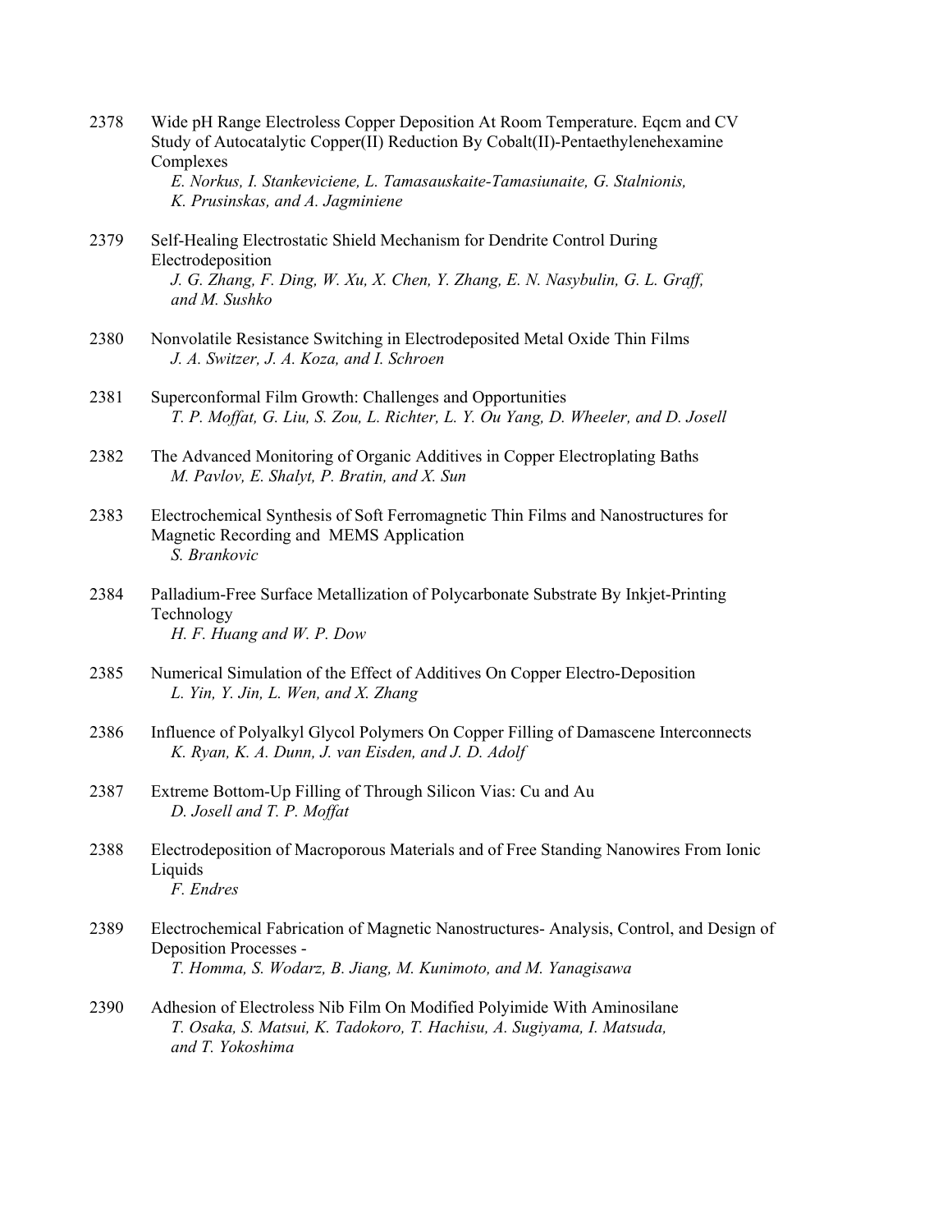2378 Wide pH Range Electroless Copper Deposition At Room Temperature. Eqcm and CV Study of Autocatalytic Copper(II) Reduction By Cobalt(II)-Pentaethylenehexamine Complexes
*E. Norkus, I. Stankeviciene, L. Tamasauskaite-Tamasiunaite, G. Stalnionis, K. Prusinskas, and A. Jagminiene*

2379 Self-Healing Electrostatic Shield Mechanism for Dendrite Control During Electrodeposition
*J. G. Zhang, F. Ding, W. Xu, X. Chen, Y. Zhang, E. N. Nasybulin, G. L. Graff, and M. Sushko*

2380 Nonvolatile Resistance Switching in Electrodeposited Metal Oxide Thin Films
*J. A. Switzer, J. A. Koza, and I. Schroen*

2381 Superconformal Film Growth: Challenges and Opportunities
*T. P. Moffat, G. Liu, S. Zou, L. Richter, L. Y. Ou Yang, D. Wheeler, and D. Josell*

2382 The Advanced Monitoring of Organic Additives in Copper Electroplating Baths
*M. Pavlov, E. Shalyt, P. Bratin, and X. Sun*

2383 Electrochemical Synthesis of Soft Ferromagnetic Thin Films and Nanostructures for Magnetic Recording and MEMS Application
*S. Brankovic*

2384 Palladium-Free Surface Metallization of Polycarbonate Substrate By Inkjet-Printing Technology
*H. F. Huang and W. P. Dow*

2385 Numerical Simulation of the Effect of Additives On Copper Electro-Deposition
*L. Yin, Y. Jin, L. Wen, and X. Zhang*

2386 Influence of Polyalkyl Glycol Polymers On Copper Filling of Damascene Interconnects
*K. Ryan, K. A. Dunn, J. van Eisden, and J. D. Adolf*

2387 Extreme Bottom-Up Filling of Through Silicon Vias: Cu and Au
*D. Josell and T. P. Moffat*

2388 Electrodeposition of Macroporous Materials and of Free Standing Nanowires From Ionic Liquids
*F. Endres*

2389 Electrochemical Fabrication of Magnetic Nanostructures- Analysis, Control, and Design of Deposition Processes -
*T. Homma, S. Wodarz, B. Jiang, M. Kunimoto, and M. Yanagisawa*

2390 Adhesion of Electroless Nib Film On Modified Polyimide With Aminosilane
*T. Osaka, S. Matsui, K. Tadokoro, T. Hachisu, A. Sugiyama, I. Matsuda, and T. Yokoshima*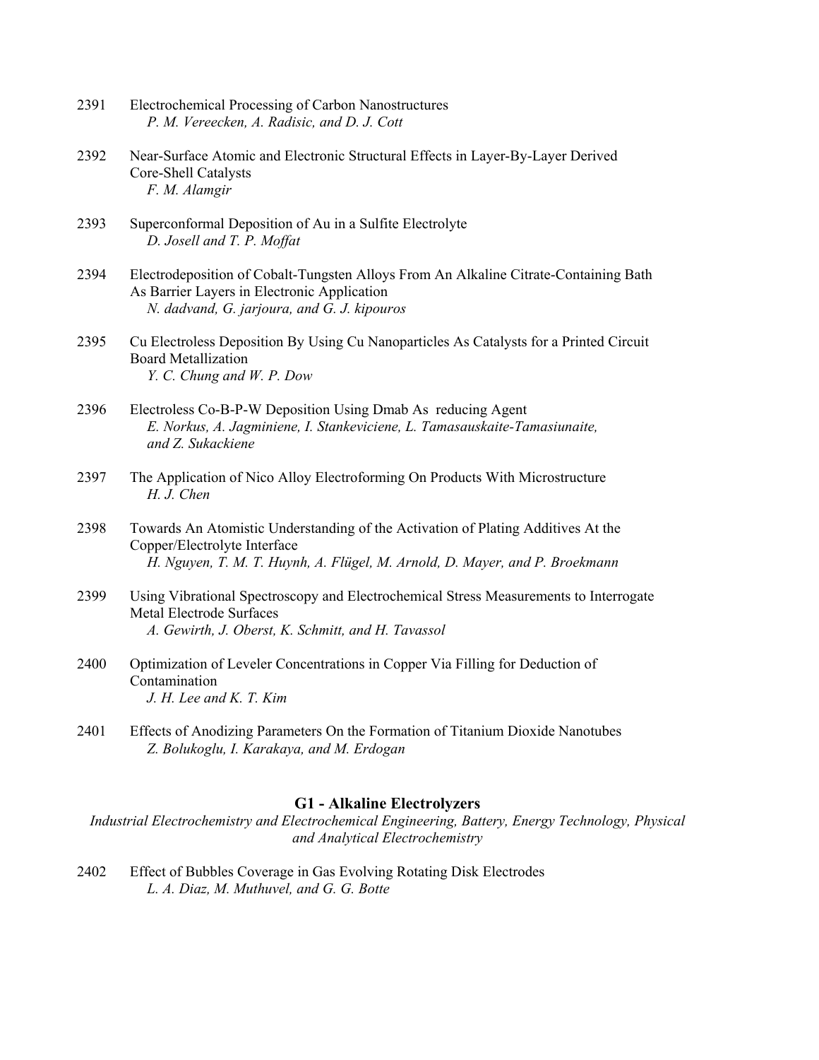2391 Electrochemical Processing of Carbon Nanostructures
*P. M. Vereecken, A. Radisic, and D. J. Cott*

2392 Near-Surface Atomic and Electronic Structural Effects in Layer-By-Layer Derived Core-Shell Catalysts
*F. M. Alamgir*

2393 Superconformal Deposition of Au in a Sulfite Electrolyte
*D. Josell and T. P. Moffat*

2394 Electrodeposition of Cobalt-Tungsten Alloys From An Alkaline Citrate-Containing Bath As Barrier Layers in Electronic Application
*N. dadvand, G. jarjoura, and G. J. kipouros*

2395 Cu Electroless Deposition By Using Cu Nanoparticles As Catalysts for a Printed Circuit Board Metallization
*Y. C. Chung and W. P. Dow*

2396 Electroless Co-B-P-W Deposition Using Dmab As reducing Agent
*E. Norkus, A. Jagminiene, I. Stankeviciene, L. Tamasauskaite-Tamasiunaite, and Z. Sukackiene*

2397 The Application of Nico Alloy Electroforming On Products With Microstructure
*H. J. Chen*

2398 Towards An Atomistic Understanding of the Activation of Plating Additives At the Copper/Electrolyte Interface
*H. Nguyen, T. M. T. Huynh, A. Flügel, M. Arnold, D. Mayer, and P. Broekmann*

2399 Using Vibrational Spectroscopy and Electrochemical Stress Measurements to Interrogate Metal Electrode Surfaces
*A. Gewirth, J. Oberst, K. Schmitt, and H. Tavassol*

2400 Optimization of Leveler Concentrations in Copper Via Filling for Deduction of Contamination
*J. H. Lee and K. T. Kim*

2401 Effects of Anodizing Parameters On the Formation of Titanium Dioxide Nanotubes
*Z. Bolukoglu, I. Karakaya, and M. Erdogan*

## G1 - Alkaline Electrolyzers

*Industrial Electrochemistry and Electrochemical Engineering, Battery, Energy Technology, Physical and Analytical Electrochemistry*

2402 Effect of Bubbles Coverage in Gas Evolving Rotating Disk Electrodes
*L. A. Diaz, M. Muthuvel, and G. G. Botte*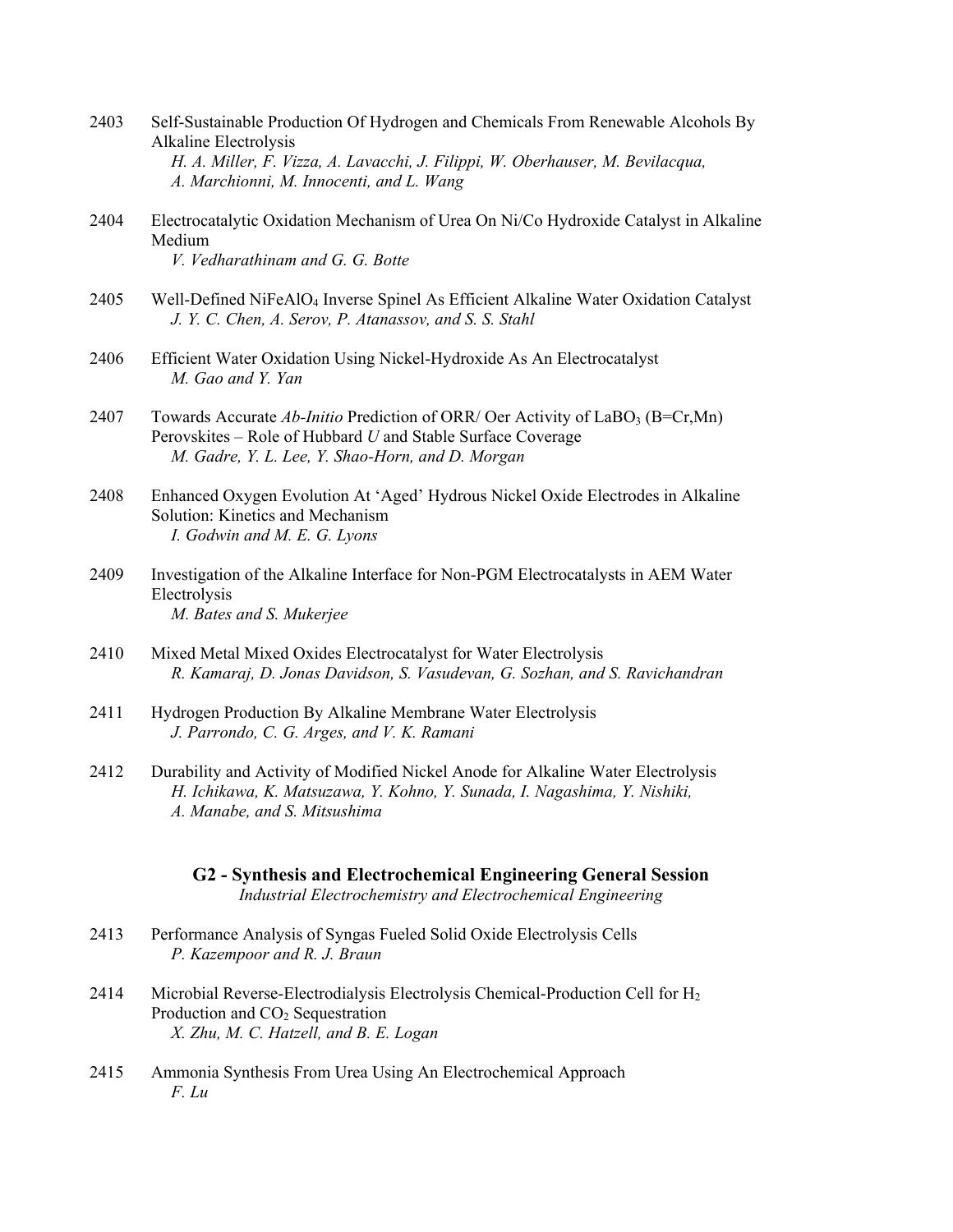2403 Self-Sustainable Production Of Hydrogen and Chemicals From Renewable Alcohols By Alkaline Electrolysis
*H. A. Miller, F. Vizza, A. Lavacchi, J. Filippi, W. Oberhauser, M. Bevilacqua, A. Marchionni, M. Innocenti, and L. Wang*

2404 Electrocatalytic Oxidation Mechanism of Urea On Ni/Co Hydroxide Catalyst in Alkaline Medium
*V. Vedharathinam and G. G. Botte*

2405 Well-Defined $NiFeAlO_4$ Inverse Spinel As Efficient Alkaline Water Oxidation Catalyst
*J. Y. C. Chen, A. Serov, P. Atanassov, and S. S. Stahl*

2406 Efficient Water Oxidation Using Nickel-Hydroxide As An Electrocatalyst
*M. Gao and Y. Yan*

2407 Towards Accurate *Ab-Initio* Prediction of ORR/ Oer Activity of $LaBO_3$ (B=Cr,Mn) Perovskites – Role of Hubbard *U* and Stable Surface Coverage
*M. Gadre, Y. L. Lee, Y. Shao-Horn, and D. Morgan*

2408 Enhanced Oxygen Evolution At 'Aged' Hydrous Nickel Oxide Electrodes in Alkaline Solution: Kinetics and Mechanism
*I. Godwin and M. E. G. Lyons*

2409 Investigation of the Alkaline Interface for Non-PGM Electrocatalysts in AEM Water Electrolysis
*M. Bates and S. Mukerjee*

2410 Mixed Metal Mixed Oxides Electrocatalyst for Water Electrolysis
*R. Kamaraj, D. Jonas Davidson, S. Vasudevan, G. Sozhan, and S. Ravichandran*

2411 Hydrogen Production By Alkaline Membrane Water Electrolysis
*J. Parrondo, C. G. Arges, and V. K. Ramani*

2412 Durability and Activity of Modified Nickel Anode for Alkaline Water Electrolysis
*H. Ichikawa, K. Matsuzawa, Y. Kohno, Y. Sunada, I. Nagashima, Y. Nishiki, A. Manabe, and S. Mitsushima*

## G2 - Synthesis and Electrochemical Engineering General Session

*Industrial Electrochemistry and Electrochemical Engineering*

2413 Performance Analysis of Syngas Fueled Solid Oxide Electrolysis Cells
*P. Kazempoor and R. J. Braun*

2414 Microbial Reverse-Electrodialysis Electrolysis Chemical-Production Cell for $H_2$ Production and $CO_2$ Sequestration
*X. Zhu, M. C. Hatzell, and B. E. Logan*

2415 Ammonia Synthesis From Urea Using An Electrochemical Approach
*F. Lu*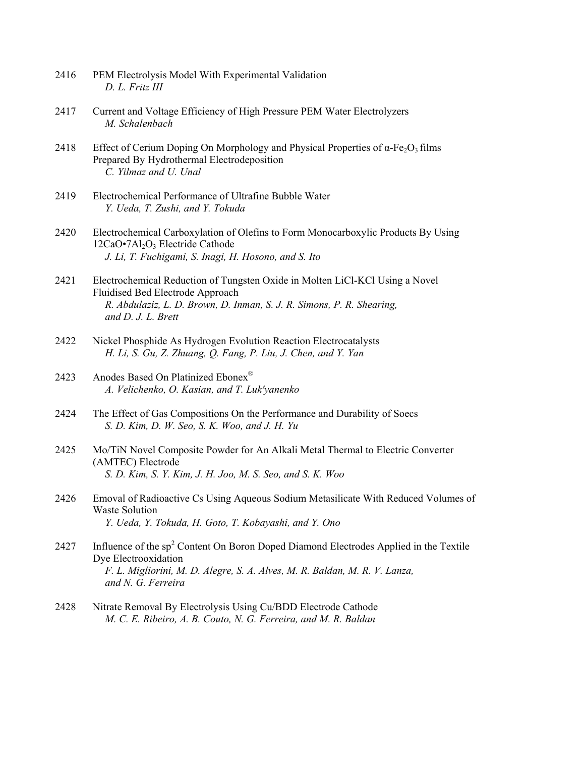2416 PEM Electrolysis Model With Experimental Validation
*D. L. Fritz III*

2417 Current and Voltage Efficiency of High Pressure PEM Water Electrolyzers
*M. Schalenbach*

2418 Effect of Cerium Doping On Morphology and Physical Properties of $\alpha$-$Fe_2O_3$ films Prepared By Hydrothermal Electrodeposition
*C. Yilmaz and U. Unal*

2419 Electrochemical Performance of Ultrafine Bubble Water
*Y. Ueda, T. Zushi, and Y. Tokuda*

2420 Electrochemical Carboxylation of Olefins to Form Monocarboxylic Products By Using $12CaO\cdot 7Al_2O_3$ Electride Cathode
*J. Li, T. Fuchigami, S. Inagi, H. Hosono, and S. Ito*

2421 Electrochemical Reduction of Tungsten Oxide in Molten LiCl-KCl Using a Novel Fluidised Bed Electrode Approach
*R. Abdulaziz, L. D. Brown, D. Inman, S. J. R. Simons, P. R. Shearing, and D. J. L. Brett*

2422 Nickel Phosphide As Hydrogen Evolution Reaction Electrocatalysts
*H. Li, S. Gu, Z. Zhuang, Q. Fang, P. Liu, J. Chen, and Y. Yan*

2423 Anodes Based On Platinized Ebonex®
*A. Velichenko, O. Kasian, and T. Luk'yanenko*

2424 The Effect of Gas Compositions On the Performance and Durability of Soecs
*S. D. Kim, D. W. Seo, S. K. Woo, and J. H. Yu*

2425 Mo/TiN Novel Composite Powder for An Alkali Metal Thermal to Electric Converter (AMTEC) Electrode
*S. D. Kim, S. Y. Kim, J. H. Joo, M. S. Seo, and S. K. Woo*

2426 Emoval of Radioactive Cs Using Aqueous Sodium Metasilicate With Reduced Volumes of Waste Solution
*Y. Ueda, Y. Tokuda, H. Goto, T. Kobayashi, and Y. Ono*

2427 Influence of the $sp^2$ Content On Boron Doped Diamond Electrodes Applied in the Textile Dye Electrooxidation
*F. L. Migliorini, M. D. Alegre, S. A. Alves, M. R. Baldan, M. R. V. Lanza, and N. G. Ferreira*

2428 Nitrate Removal By Electrolysis Using Cu/BDD Electrode Cathode
*M. C. E. Ribeiro, A. B. Couto, N. G. Ferreira, and M. R. Baldan*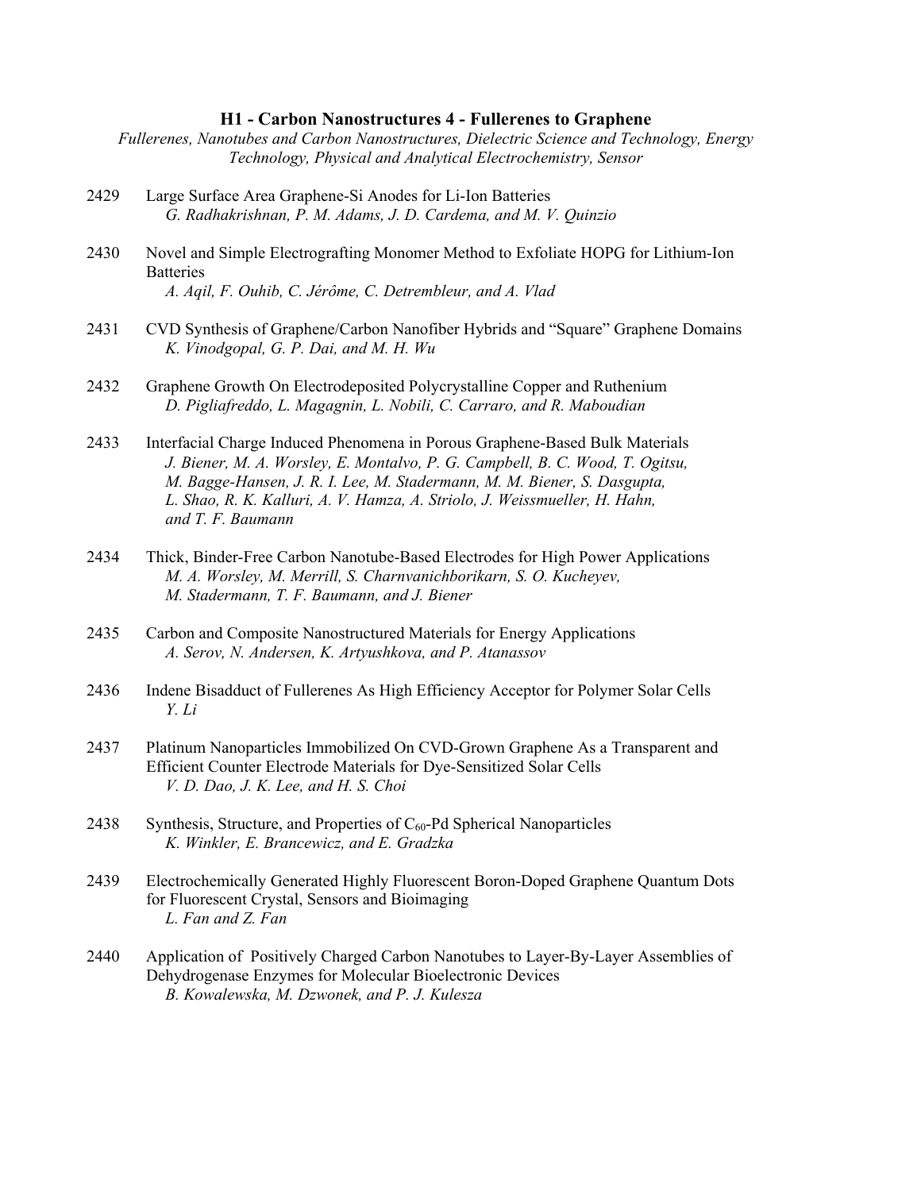## H1 - Carbon Nanostructures 4 - Fullerenes to Graphene

*Fullerenes, Nanotubes and Carbon Nanostructures, Dielectric Science and Technology, Energy Technology, Physical and Analytical Electrochemistry, Sensor*

2429 Large Surface Area Graphene-Si Anodes for Li-Ion Batteries
*G. Radhakrishnan, P. M. Adams, J. D. Cardema, and M. V. Quinzio*

2430 Novel and Simple Electrografting Monomer Method to Exfoliate HOPG for Lithium-Ion Batteries
*A. Aqil, F. Ouhib, C. Jérôme, C. Detrembleur, and A. Vlad*

2431 CVD Synthesis of Graphene/Carbon Nanofiber Hybrids and "Square" Graphene Domains
*K. Vinodgopal, G. P. Dai, and M. H. Wu*

2432 Graphene Growth On Electrodeposited Polycrystalline Copper and Ruthenium
*D. Pigliafreddo, L. Magagnin, L. Nobili, C. Carraro, and R. Maboudian*

2433 Interfacial Charge Induced Phenomena in Porous Graphene-Based Bulk Materials
*J. Biener, M. A. Worsley, E. Montalvo, P. G. Campbell, B. C. Wood, T. Ogitsu, M. Bagge-Hansen, J. R. I. Lee, M. Stadermann, M. M. Biener, S. Dasgupta, L. Shao, R. K. Kalluri, A. V. Hamza, A. Striolo, J. Weissmueller, H. Hahn, and T. F. Baumann*

2434 Thick, Binder-Free Carbon Nanotube-Based Electrodes for High Power Applications
*M. A. Worsley, M. Merrill, S. Charnvanichborikarn, S. O. Kucheyev, M. Stadermann, T. F. Baumann, and J. Biener*

2435 Carbon and Composite Nanostructured Materials for Energy Applications
*A. Serov, N. Andersen, K. Artyushkova, and P. Atanassov*

2436 Indene Bisadduct of Fullerenes As High Efficiency Acceptor for Polymer Solar Cells
*Y. Li*

2437 Platinum Nanoparticles Immobilized On CVD-Grown Graphene As a Transparent and Efficient Counter Electrode Materials for Dye-Sensitized Solar Cells
*V. D. Dao, J. K. Lee, and H. S. Choi*

2438 Synthesis, Structure, and Properties of $C_{60}$-Pd Spherical Nanoparticles
*K. Winkler, E. Brancewicz, and E. Gradzka*

2439 Electrochemically Generated Highly Fluorescent Boron-Doped Graphene Quantum Dots for Fluorescent Crystal, Sensors and Bioimaging
*L. Fan and Z. Fan*

2440 Application of Positively Charged Carbon Nanotubes to Layer-By-Layer Assemblies of Dehydrogenase Enzymes for Molecular Bioelectronic Devices
*B. Kowalewska, M. Dzwonek, and P. J. Kulesza*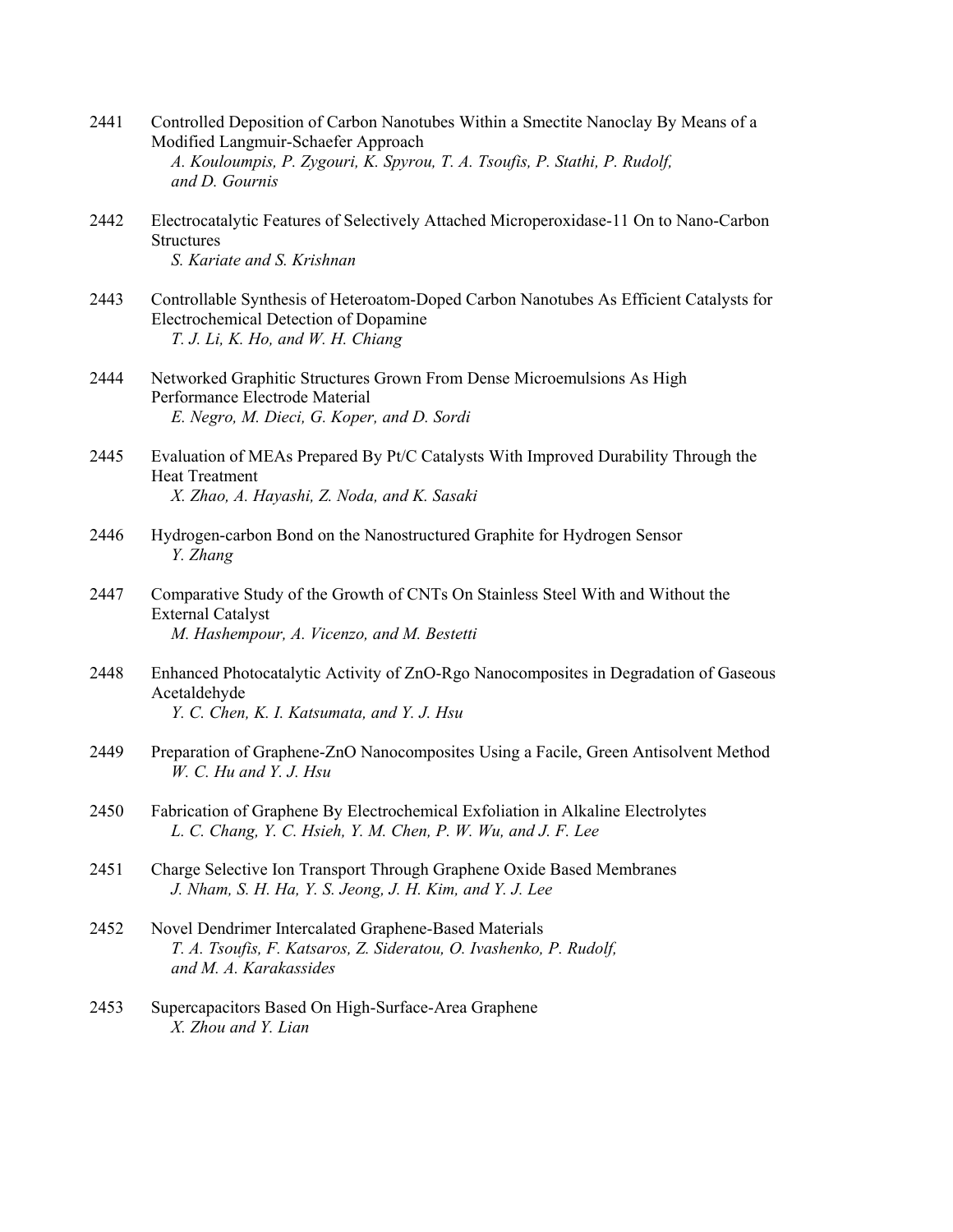2441 Controlled Deposition of Carbon Nanotubes Within a Smectite Nanoclay By Means of a Modified Langmuir-Schaefer Approach
*A. Kouloumpis, P. Zygouri, K. Spyrou, T. A. Tsoufis, P. Stathi, P. Rudolf, and D. Gournis*

2442 Electrocatalytic Features of Selectively Attached Microperoxidase-11 On to Nano-Carbon Structures
*S. Kariate and S. Krishnan*

2443 Controllable Synthesis of Heteroatom-Doped Carbon Nanotubes As Efficient Catalysts for Electrochemical Detection of Dopamine
*T. J. Li, K. Ho, and W. H. Chiang*

2444 Networked Graphitic Structures Grown From Dense Microemulsions As High Performance Electrode Material
*E. Negro, M. Dieci, G. Koper, and D. Sordi*

2445 Evaluation of MEAs Prepared By Pt/C Catalysts With Improved Durability Through the Heat Treatment
*X. Zhao, A. Hayashi, Z. Noda, and K. Sasaki*

2446 Hydrogen-carbon Bond on the Nanostructured Graphite for Hydrogen Sensor
*Y. Zhang*

2447 Comparative Study of the Growth of CNTs On Stainless Steel With and Without the External Catalyst
*M. Hashempour, A. Vicenzo, and M. Bestetti*

2448 Enhanced Photocatalytic Activity of ZnO-Rgo Nanocomposites in Degradation of Gaseous Acetaldehyde
*Y. C. Chen, K. I. Katsumata, and Y. J. Hsu*

2449 Preparation of Graphene-ZnO Nanocomposites Using a Facile, Green Antisolvent Method
*W. C. Hu and Y. J. Hsu*

2450 Fabrication of Graphene By Electrochemical Exfoliation in Alkaline Electrolytes
*L. C. Chang, Y. C. Hsieh, Y. M. Chen, P. W. Wu, and J. F. Lee*

2451 Charge Selective Ion Transport Through Graphene Oxide Based Membranes
*J. Nham, S. H. Ha, Y. S. Jeong, J. H. Kim, and Y. J. Lee*

2452 Novel Dendrimer Intercalated Graphene-Based Materials
*T. A. Tsoufis, F. Katsaros, Z. Sideratou, O. Ivashenko, P. Rudolf, and M. A. Karakassides*

2453 Supercapacitors Based On High-Surface-Area Graphene
*X. Zhou and Y. Lian*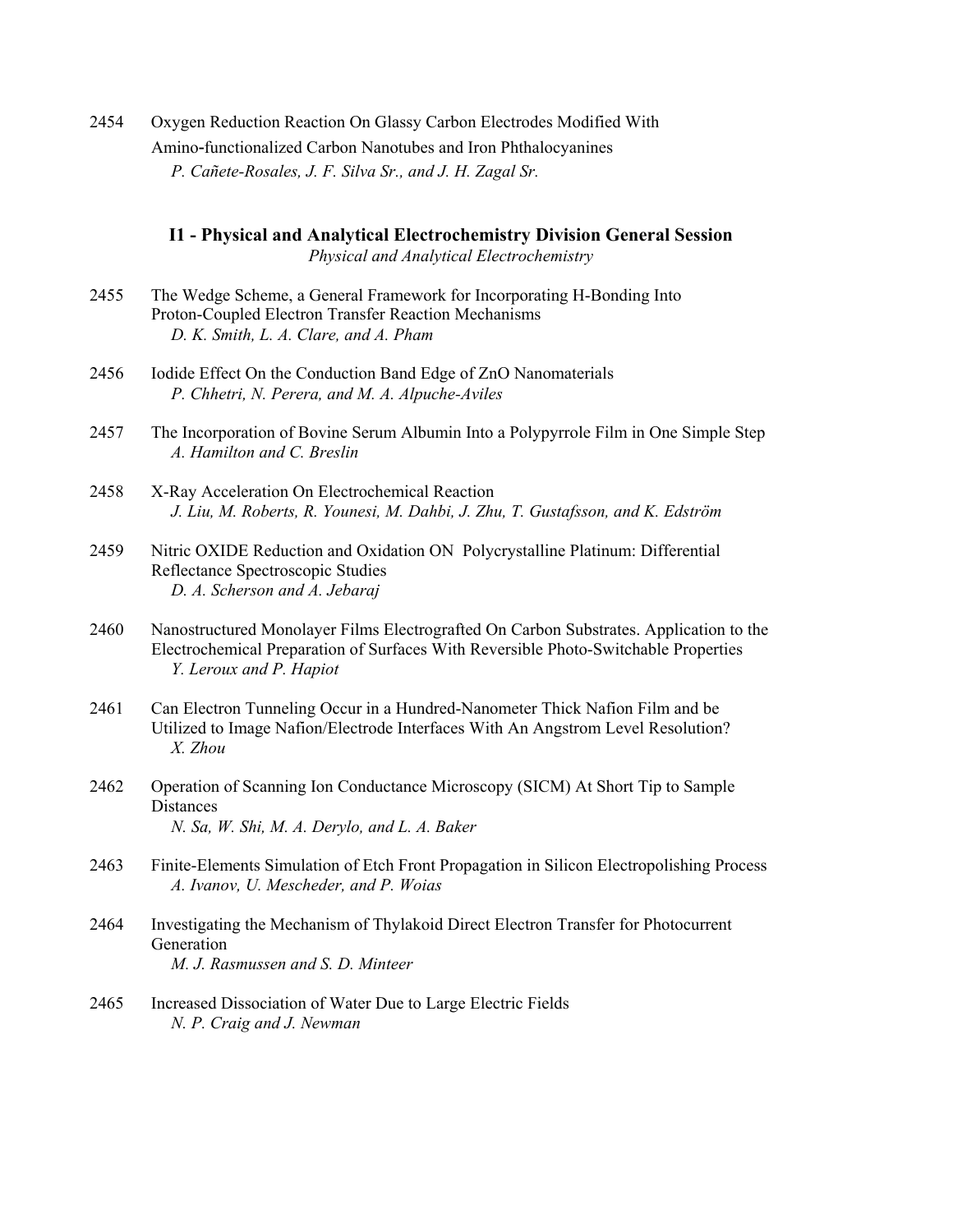2454 Oxygen Reduction Reaction On Glassy Carbon Electrodes Modified With Amino-functionalized Carbon Nanotubes and Iron Phthalocyanines
*P. Cañete-Rosales, J. F. Silva Sr., and J. H. Zagal Sr.*

### I1 - Physical and Analytical Electrochemistry Division General Session

*Physical and Analytical Electrochemistry*

2455 The Wedge Scheme, a General Framework for Incorporating H-Bonding Into Proton-Coupled Electron Transfer Reaction Mechanisms
*D. K. Smith, L. A. Clare, and A. Pham*

2456 Iodide Effect On the Conduction Band Edge of ZnO Nanomaterials
*P. Chhetri, N. Perera, and M. A. Alpuche-Aviles*

2457 The Incorporation of Bovine Serum Albumin Into a Polypyrrole Film in One Simple Step
*A. Hamilton and C. Breslin*

2458 X-Ray Acceleration On Electrochemical Reaction
*J. Liu, M. Roberts, R. Younesi, M. Dahbi, J. Zhu, T. Gustafsson, and K. Edström*

2459 Nitric OXIDE Reduction and Oxidation ON Polycrystalline Platinum: Differential Reflectance Spectroscopic Studies
*D. A. Scherson and A. Jebaraj*

2460 Nanostructured Monolayer Films Electrografted On Carbon Substrates. Application to the Electrochemical Preparation of Surfaces With Reversible Photo-Switchable Properties
*Y. Leroux and P. Hapiot*

2461 Can Electron Tunneling Occur in a Hundred-Nanometer Thick Nafion Film and be Utilized to Image Nafion/Electrode Interfaces With An Angstrom Level Resolution?
*X. Zhou*

2462 Operation of Scanning Ion Conductance Microscopy (SICM) At Short Tip to Sample Distances
*N. Sa, W. Shi, M. A. Derylo, and L. A. Baker*

2463 Finite-Elements Simulation of Etch Front Propagation in Silicon Electropolishing Process
*A. Ivanov, U. Mescheder, and P. Woias*

2464 Investigating the Mechanism of Thylakoid Direct Electron Transfer for Photocurrent Generation
*M. J. Rasmussen and S. D. Minteer*

2465 Increased Dissociation of Water Due to Large Electric Fields
*N. P. Craig and J. Newman*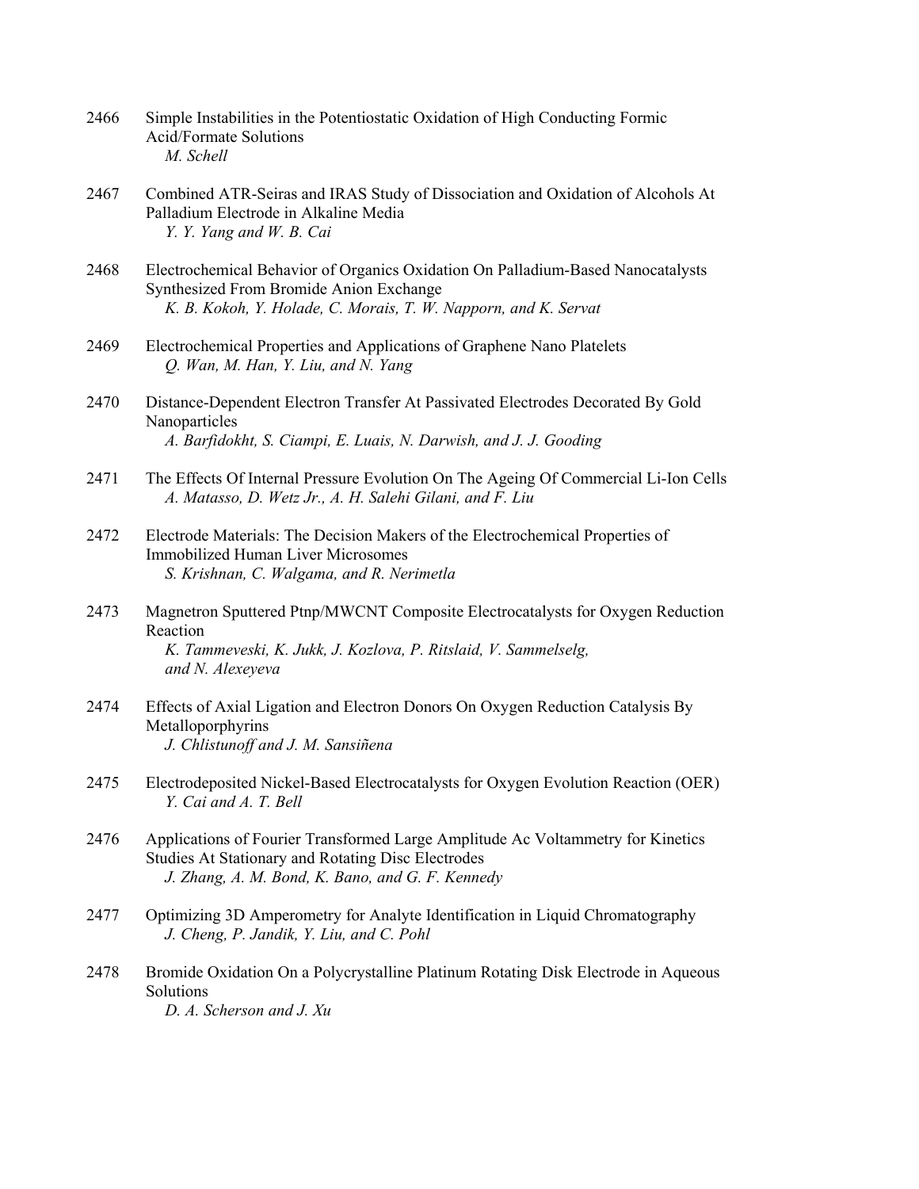2466 Simple Instabilities in the Potentiostatic Oxidation of High Conducting Formic Acid/Formate Solutions
*M. Schell*

2467 Combined ATR-Seiras and IRAS Study of Dissociation and Oxidation of Alcohols At Palladium Electrode in Alkaline Media
*Y. Y. Yang and W. B. Cai*

2468 Electrochemical Behavior of Organics Oxidation On Palladium-Based Nanocatalysts Synthesized From Bromide Anion Exchange
*K. B. Kokoh, Y. Holade, C. Morais, T. W. Napporn, and K. Servat*

2469 Electrochemical Properties and Applications of Graphene Nano Platelets
*Q. Wan, M. Han, Y. Liu, and N. Yang*

2470 Distance-Dependent Electron Transfer At Passivated Electrodes Decorated By Gold Nanoparticles
*A. Barfidokht, S. Ciampi, E. Luais, N. Darwish, and J. J. Gooding*

2471 The Effects Of Internal Pressure Evolution On The Ageing Of Commercial Li-Ion Cells
*A. Matasso, D. Wetz Jr., A. H. Salehi Gilani, and F. Liu*

2472 Electrode Materials: The Decision Makers of the Electrochemical Properties of Immobilized Human Liver Microsomes
*S. Krishnan, C. Walgama, and R. Nerimetla*

2473 Magnetron Sputtered Ptnp/MWCNT Composite Electrocatalysts for Oxygen Reduction Reaction
*K. Tammeveski, K. Jukk, J. Kozlova, P. Ritslaid, V. Sammelselg, and N. Alexeyeva*

2474 Effects of Axial Ligation and Electron Donors On Oxygen Reduction Catalysis By Metalloporphyrins
*J. Chlistunoff and J. M. Sansiñena*

2475 Electrodeposited Nickel-Based Electrocatalysts for Oxygen Evolution Reaction (OER)
*Y. Cai and A. T. Bell*

2476 Applications of Fourier Transformed Large Amplitude Ac Voltammetry for Kinetics Studies At Stationary and Rotating Disc Electrodes
*J. Zhang, A. M. Bond, K. Bano, and G. F. Kennedy*

2477 Optimizing 3D Amperometry for Analyte Identification in Liquid Chromatography
*J. Cheng, P. Jandik, Y. Liu, and C. Pohl*

2478 Bromide Oxidation On a Polycrystalline Platinum Rotating Disk Electrode in Aqueous Solutions
*D. A. Scherson and J. Xu*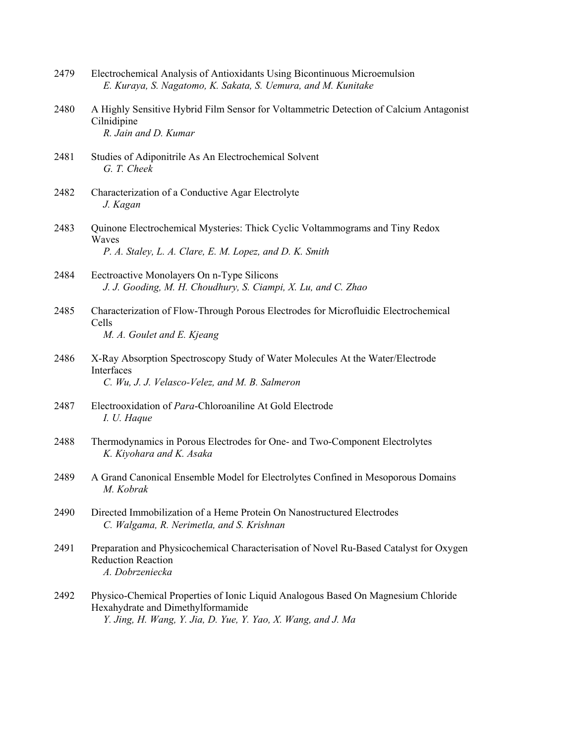2479 Electrochemical Analysis of Antioxidants Using Bicontinuous Microemulsion
*E. Kuraya, S. Nagatomo, K. Sakata, S. Uemura, and M. Kunitake*

2480 A Highly Sensitive Hybrid Film Sensor for Voltammetric Detection of Calcium Antagonist Cilnidipine
*R. Jain and D. Kumar*

2481 Studies of Adiponitrile As An Electrochemical Solvent
*G. T. Cheek*

2482 Characterization of a Conductive Agar Electrolyte
*J. Kagan*

2483 Quinone Electrochemical Mysteries: Thick Cyclic Voltammograms and Tiny Redox Waves
*P. A. Staley, L. A. Clare, E. M. Lopez, and D. K. Smith*

2484 Eectroactive Monolayers On n-Type Silicons
*J. J. Gooding, M. H. Choudhury, S. Ciampi, X. Lu, and C. Zhao*

2485 Characterization of Flow-Through Porous Electrodes for Microfluidic Electrochemical Cells
*M. A. Goulet and E. Kjeang*

2486 X-Ray Absorption Spectroscopy Study of Water Molecules At the Water/Electrode Interfaces
*C. Wu, J. J. Velasco-Velez, and M. B. Salmeron*

2487 Electrooxidation of *Para*-Chloroaniline At Gold Electrode
*I. U. Haque*

2488 Thermodynamics in Porous Electrodes for One- and Two-Component Electrolytes
*K. Kiyohara and K. Asaka*

2489 A Grand Canonical Ensemble Model for Electrolytes Confined in Mesoporous Domains
*M. Kobrak*

2490 Directed Immobilization of a Heme Protein On Nanostructured Electrodes
*C. Walgama, R. Nerimetla, and S. Krishnan*

2491 Preparation and Physicochemical Characterisation of Novel Ru-Based Catalyst for Oxygen Reduction Reaction
*A. Dobrzeniecka*

2492 Physico-Chemical Properties of Ionic Liquid Analogous Based On Magnesium Chloride Hexahydrate and Dimethylformamide
*Y. Jing, H. Wang, Y. Jia, D. Yue, Y. Yao, X. Wang, and J. Ma*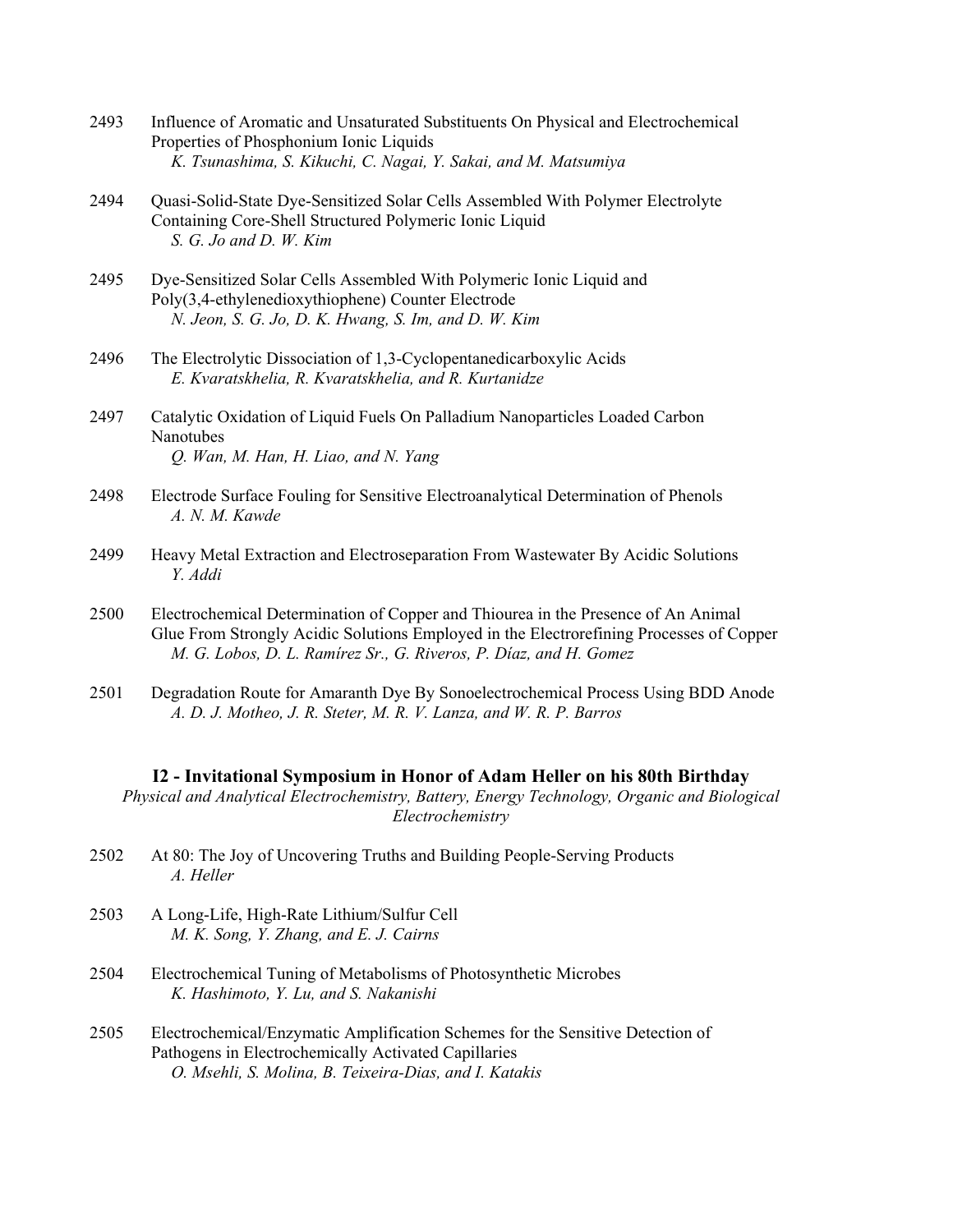2493 Influence of Aromatic and Unsaturated Substituents On Physical and Electrochemical Properties of Phosphonium Ionic Liquids
*K. Tsunashima, S. Kikuchi, C. Nagai, Y. Sakai, and M. Matsumiya*

2494 Quasi-Solid-State Dye-Sensitized Solar Cells Assembled With Polymer Electrolyte Containing Core-Shell Structured Polymeric Ionic Liquid
*S. G. Jo and D. W. Kim*

2495 Dye-Sensitized Solar Cells Assembled With Polymeric Ionic Liquid and Poly(3,4-ethylenedioxythiophene) Counter Electrode
*N. Jeon, S. G. Jo, D. K. Hwang, S. Im, and D. W. Kim*

2496 The Electrolytic Dissociation of 1,3-Cyclopentanedicarboxylic Acids
*E. Kvaratskhelia, R. Kvaratskhelia, and R. Kurtanidze*

2497 Catalytic Oxidation of Liquid Fuels On Palladium Nanoparticles Loaded Carbon Nanotubes
*Q. Wan, M. Han, H. Liao, and N. Yang*

2498 Electrode Surface Fouling for Sensitive Electroanalytical Determination of Phenols
*A. N. M. Kawde*

2499 Heavy Metal Extraction and Electroseparation From Wastewater By Acidic Solutions
*Y. Addi*

2500 Electrochemical Determination of Copper and Thiourea in the Presence of An Animal Glue From Strongly Acidic Solutions Employed in the Electrorefining Processes of Copper
*M. G. Lobos, D. L. Ramírez Sr., G. Riveros, P. Díaz, and H. Gomez*

2501 Degradation Route for Amaranth Dye By Sonoelectrochemical Process Using BDD Anode
*A. D. J. Motheo, J. R. Steter, M. R. V. Lanza, and W. R. P. Barros*

## I2 - Invitational Symposium in Honor of Adam Heller on his 80th Birthday

*Physical and Analytical Electrochemistry, Battery, Energy Technology, Organic and Biological Electrochemistry*

2502 At 80: The Joy of Uncovering Truths and Building People-Serving Products
*A. Heller*

2503 A Long-Life, High-Rate Lithium/Sulfur Cell
*M. K. Song, Y. Zhang, and E. J. Cairns*

2504 Electrochemical Tuning of Metabolisms of Photosynthetic Microbes
*K. Hashimoto, Y. Lu, and S. Nakanishi*

2505 Electrochemical/Enzymatic Amplification Schemes for the Sensitive Detection of Pathogens in Electrochemically Activated Capillaries
*O. Msehli, S. Molina, B. Teixeira-Dias, and I. Katakis*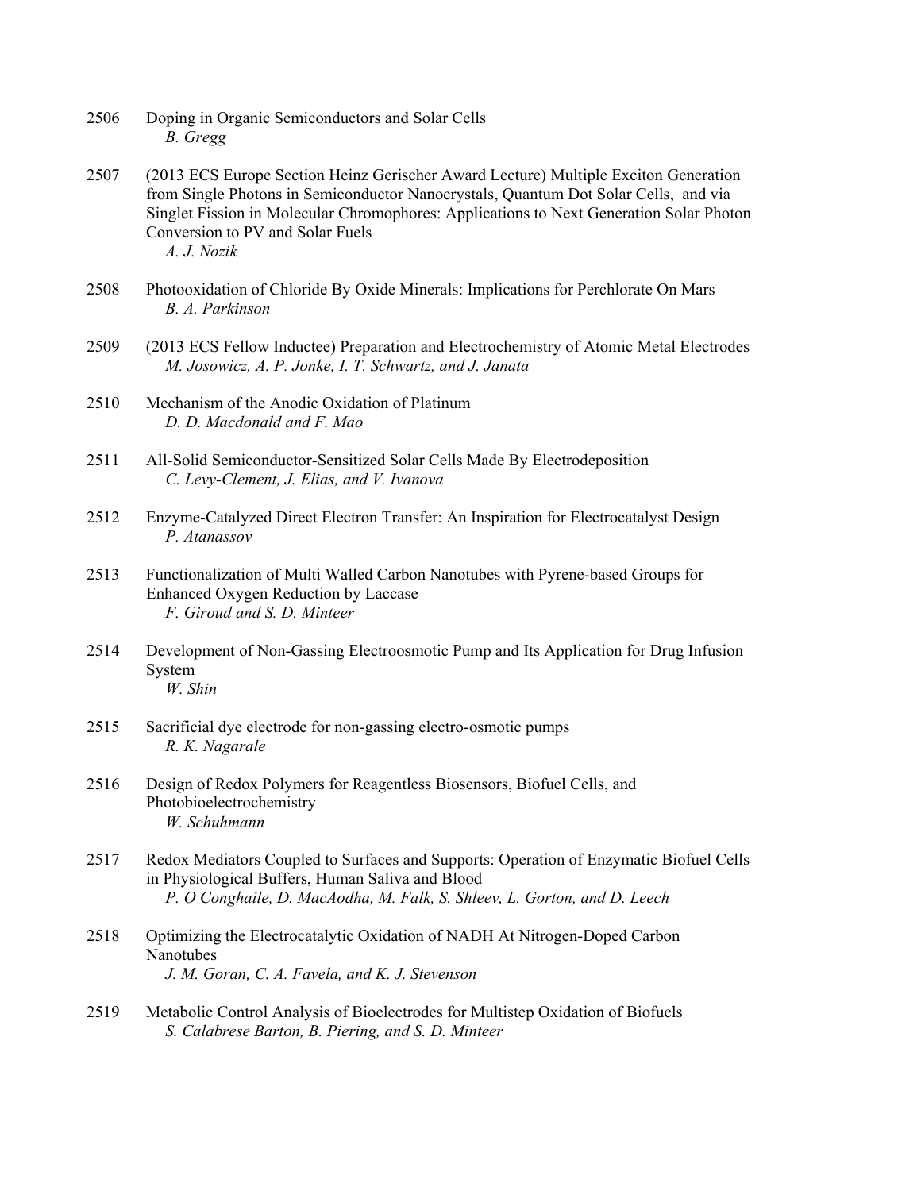2506 Doping in Organic Semiconductors and Solar Cells
*B. Gregg*

2507 (2013 ECS Europe Section Heinz Gerischer Award Lecture) Multiple Exciton Generation from Single Photons in Semiconductor Nanocrystals, Quantum Dot Solar Cells, and via Singlet Fission in Molecular Chromophores: Applications to Next Generation Solar Photon Conversion to PV and Solar Fuels
*A. J. Nozik*

2508 Photooxidation of Chloride By Oxide Minerals: Implications for Perchlorate On Mars
*B. A. Parkinson*

2509 (2013 ECS Fellow Inductee) Preparation and Electrochemistry of Atomic Metal Electrodes
*M. Josowicz, A. P. Jonke, I. T. Schwartz, and J. Janata*

2510 Mechanism of the Anodic Oxidation of Platinum
*D. D. Macdonald and F. Mao*

2511 All-Solid Semiconductor-Sensitized Solar Cells Made By Electrodeposition
*C. Levy-Clement, J. Elias, and V. Ivanova*

2512 Enzyme-Catalyzed Direct Electron Transfer: An Inspiration for Electrocatalyst Design
*P. Atanassov*

2513 Functionalization of Multi Walled Carbon Nanotubes with Pyrene-based Groups for Enhanced Oxygen Reduction by Laccase
*F. Giroud and S. D. Minteer*

2514 Development of Non-Gassing Electroosmotic Pump and Its Application for Drug Infusion System
*W. Shin*

2515 Sacrificial dye electrode for non-gassing electro-osmotic pumps
*R. K. Nagarale*

2516 Design of Redox Polymers for Reagentless Biosensors, Biofuel Cells, and Photobioelectrochemistry
*W. Schuhmann*

2517 Redox Mediators Coupled to Surfaces and Supports: Operation of Enzymatic Biofuel Cells in Physiological Buffers, Human Saliva and Blood
*P. O Conghaile, D. MacAodha, M. Falk, S. Shleev, L. Gorton, and D. Leech*

2518 Optimizing the Electrocatalytic Oxidation of NADH At Nitrogen-Doped Carbon Nanotubes
*J. M. Goran, C. A. Favela, and K. J. Stevenson*

2519 Metabolic Control Analysis of Bioelectrodes for Multistep Oxidation of Biofuels
*S. Calabrese Barton, B. Piering, and S. D. Minteer*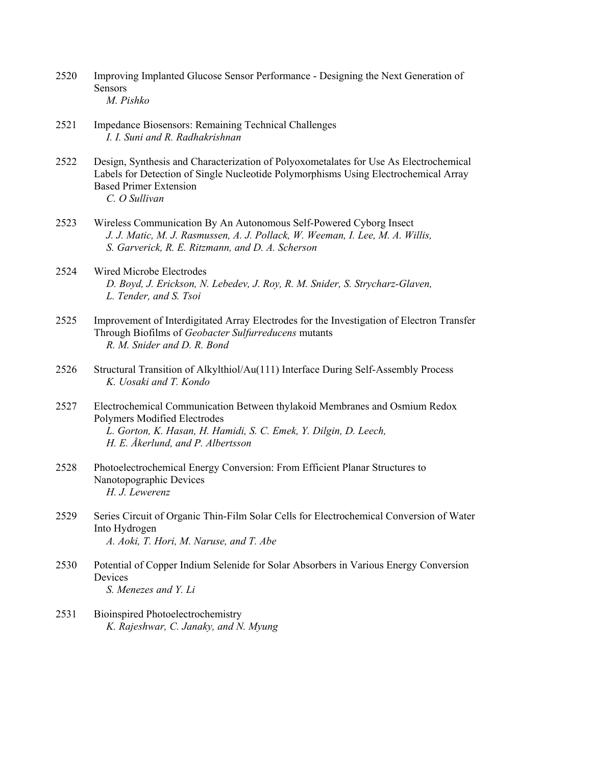2520 Improving Implanted Glucose Sensor Performance - Designing the Next Generation of Sensors
*M. Pishko*

2521 Impedance Biosensors: Remaining Technical Challenges
*I. I. Suni and R. Radhakrishnan*

2522 Design, Synthesis and Characterization of Polyoxometalates for Use As Electrochemical Labels for Detection of Single Nucleotide Polymorphisms Using Electrochemical Array Based Primer Extension
*C. O Sullivan*

2523 Wireless Communication By An Autonomous Self-Powered Cyborg Insect
*J. J. Matic, M. J. Rasmussen, A. J. Pollack, W. Weeman, I. Lee, M. A. Willis, S. Garverick, R. E. Ritzmann, and D. A. Scherson*

2524 Wired Microbe Electrodes
*D. Boyd, J. Erickson, N. Lebedev, J. Roy, R. M. Snider, S. Strycharz-Glaven, L. Tender, and S. Tsoi*

2525 Improvement of Interdigitated Array Electrodes for the Investigation of Electron Transfer Through Biofilms of *Geobacter Sulfurreducens* mutants
*R. M. Snider and D. R. Bond*

2526 Structural Transition of Alkylthiol/Au(111) Interface During Self-Assembly Process
*K. Uosaki and T. Kondo*

2527 Electrochemical Communication Between thylakoid Membranes and Osmium Redox Polymers Modified Electrodes
*L. Gorton, K. Hasan, H. Hamidi, S. C. Emek, Y. Dilgin, D. Leech, H. E. Åkerlund, and P. Albertsson*

2528 Photoelectrochemical Energy Conversion: From Efficient Planar Structures to Nanotopographic Devices
*H. J. Lewerenz*

2529 Series Circuit of Organic Thin-Film Solar Cells for Electrochemical Conversion of Water Into Hydrogen
*A. Aoki, T. Hori, M. Naruse, and T. Abe*

2530 Potential of Copper Indium Selenide for Solar Absorbers in Various Energy Conversion Devices
*S. Menezes and Y. Li*

2531 Bioinspired Photoelectrochemistry
*K. Rajeshwar, C. Janaky, and N. Myung*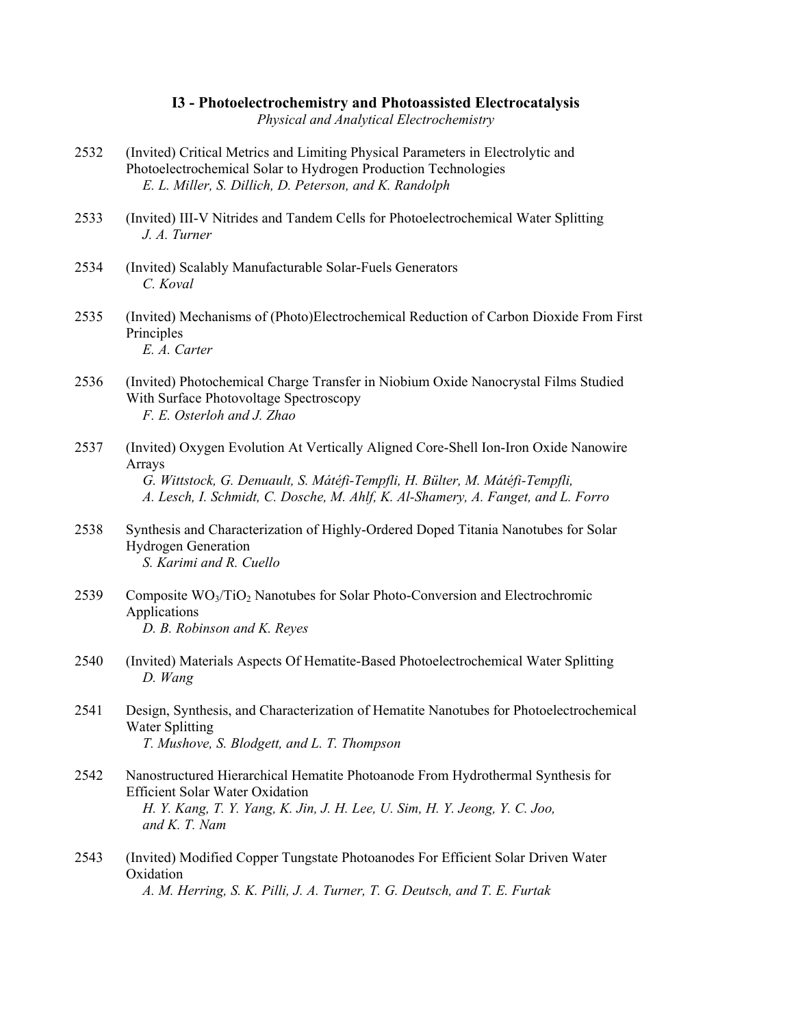### I3 - Photoelectrochemistry and Photoassisted Electrocatalysis

*Physical and Analytical Electrochemistry*

2532 (Invited) Critical Metrics and Limiting Physical Parameters in Electrolytic and Photoelectrochemical Solar to Hydrogen Production Technologies
*E. L. Miller, S. Dillich, D. Peterson, and K. Randolph*

2533 (Invited) III-V Nitrides and Tandem Cells for Photoelectrochemical Water Splitting
*J. A. Turner*

2534 (Invited) Scalably Manufacturable Solar-Fuels Generators
*C. Koval*

2535 (Invited) Mechanisms of (Photo)Electrochemical Reduction of Carbon Dioxide From First Principles
*E. A. Carter*

2536 (Invited) Photochemical Charge Transfer in Niobium Oxide Nanocrystal Films Studied With Surface Photovoltage Spectroscopy
*F. E. Osterloh and J. Zhao*

2537 (Invited) Oxygen Evolution At Vertically Aligned Core-Shell Ion-Iron Oxide Nanowire Arrays
*G. Wittstock, G. Denuault, S. Mátéfi-Tempfli, H. Bülter, M. Mátéfi-Tempfli, A. Lesch, I. Schmidt, C. Dosche, M. Ahlf, K. Al-Shamery, A. Fanget, and L. Forro*

2538 Synthesis and Characterization of Highly-Ordered Doped Titania Nanotubes for Solar Hydrogen Generation
*S. Karimi and R. Cuello*

2539 Composite $WO_3$/$TiO_2$ Nanotubes for Solar Photo-Conversion and Electrochromic Applications
*D. B. Robinson and K. Reyes*

2540 (Invited) Materials Aspects Of Hematite-Based Photoelectrochemical Water Splitting
*D. Wang*

2541 Design, Synthesis, and Characterization of Hematite Nanotubes for Photoelectrochemical Water Splitting
*T. Mushove, S. Blodgett, and L. T. Thompson*

2542 Nanostructured Hierarchical Hematite Photoanode From Hydrothermal Synthesis for Efficient Solar Water Oxidation
*H. Y. Kang, T. Y. Yang, K. Jin, J. H. Lee, U. Sim, H. Y. Jeong, Y. C. Joo, and K. T. Nam*

2543 (Invited) Modified Copper Tungstate Photoanodes For Efficient Solar Driven Water Oxidation
*A. M. Herring, S. K. Pilli, J. A. Turner, T. G. Deutsch, and T. E. Furtak*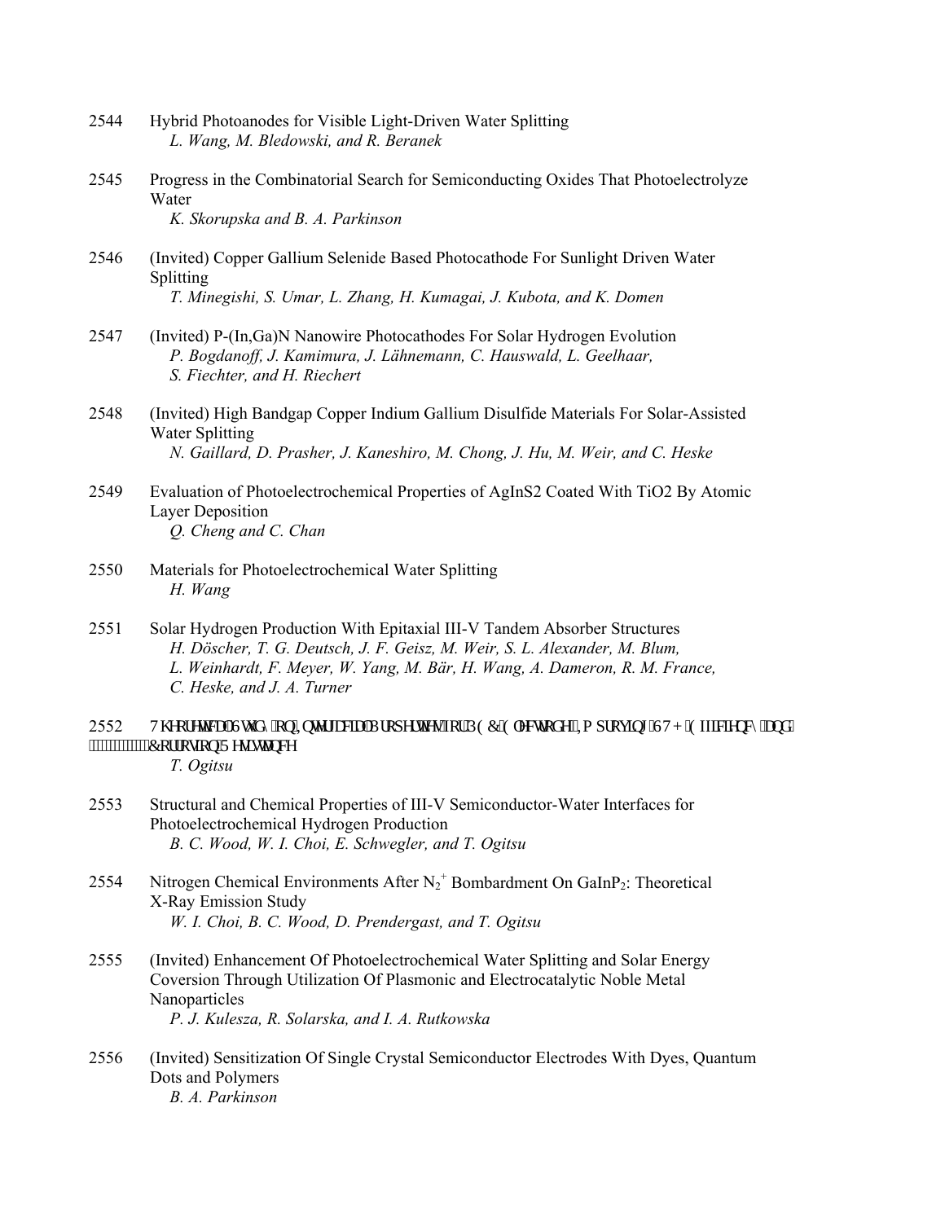2544 Hybrid Photoanodes for Visible Light-Driven Water Splitting
*L. Wang, M. Bledowski, and R. Beranek*

2545 Progress in the Combinatorial Search for Semiconducting Oxides That Photoelectrolyze Water
*K. Skorupska and B. A. Parkinson*

2546 (Invited) Copper Gallium Selenide Based Photocathode For Sunlight Driven Water Splitting
*T. Minegishi, S. Umar, L. Zhang, H. Kumagai, J. Kubota, and K. Domen*

2547 (Invited) P-(In,Ga)N Nanowire Photocathodes For Solar Hydrogen Evolution
*P. Bogdanoff, J. Kamimura, J. Lähnemann, C. Hauswald, L. Geelhaar, S. Fiechter, and H. Riechert*

2548 (Invited) High Bandgap Copper Indium Gallium Disulfide Materials For Solar-Assisted Water Splitting
*N. Gaillard, D. Prasher, J. Kaneshiro, M. Chong, J. Hu, M. Weir, and C. Heske*

2549 Evaluation of Photoelectrochemical Properties of AgInS2 Coated With TiO2 By Atomic Layer Deposition
*Q. Cheng and C. Chan*

2550 Materials for Photoelectrochemical Water Splitting
*H. Wang*

2551 Solar Hydrogen Production With Epitaxial III-V Tandem Absorber Structures
*H. Döscher, T. G. Deutsch, J. F. Geisz, M. Weir, S. L. Alexander, M. Blum, L. Weinhardt, F. Meyer, W. Yang, M. Bär, H. Wang, A. Dameron, R. M. France, C. Heske, and J. A. Turner*

2552 Theoretical Study on Interfacial Properties for PEC Electrode Improving STH Efficiency and Corrosion Resistance
*T. Ogitsu*

2553 Structural and Chemical Properties of III-V Semiconductor-Water Interfaces for Photoelectrochemical Hydrogen Production
*B. C. Wood, W. I. Choi, E. Schwegler, and T. Ogitsu*

2554 Nitrogen Chemical Environments After $N_2^+$ Bombardment On $GaInP_2$: Theoretical X-Ray Emission Study
*W. I. Choi, B. C. Wood, D. Prendergast, and T. Ogitsu*

2555 (Invited) Enhancement Of Photoelectrochemical Water Splitting and Solar Energy Coversion Through Utilization Of Plasmonic and Electrocatalytic Noble Metal Nanoparticles
*P. J. Kulesza, R. Solarska, and I. A. Rutkowska*

2556 (Invited) Sensitization Of Single Crystal Semiconductor Electrodes With Dyes, Quantum Dots and Polymers
*B. A. Parkinson*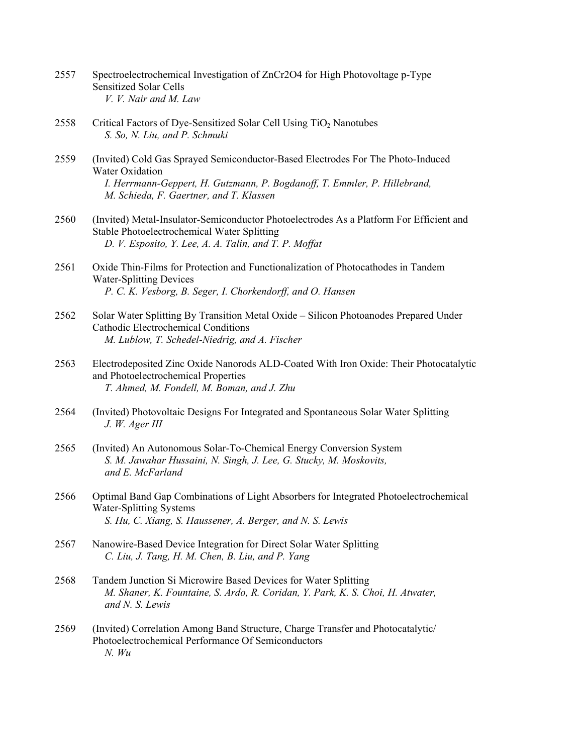2557 Spectroelectrochemical Investigation of ZnCr2O4 for High Photovoltage p-Type Sensitized Solar Cells
*V. V. Nair and M. Law*

2558 Critical Factors of Dye-Sensitized Solar Cell Using $TiO_2$ Nanotubes
*S. So, N. Liu, and P. Schmuki*

2559 (Invited) Cold Gas Sprayed Semiconductor-Based Electrodes For The Photo-Induced Water Oxidation
*I. Herrmann-Geppert, H. Gutzmann, P. Bogdanoff, T. Emmler, P. Hillebrand, M. Schieda, F. Gaertner, and T. Klassen*

2560 (Invited) Metal-Insulator-Semiconductor Photoelectrodes As a Platform For Efficient and Stable Photoelectrochemical Water Splitting
*D. V. Esposito, Y. Lee, A. A. Talin, and T. P. Moffat*

2561 Oxide Thin-Films for Protection and Functionalization of Photocathodes in Tandem Water-Splitting Devices
*P. C. K. Vesborg, B. Seger, I. Chorkendorff, and O. Hansen*

2562 Solar Water Splitting By Transition Metal Oxide – Silicon Photoanodes Prepared Under Cathodic Electrochemical Conditions
*M. Lublow, T. Schedel-Niedrig, and A. Fischer*

2563 Electrodeposited Zinc Oxide Nanorods ALD-Coated With Iron Oxide: Their Photocatalytic and Photoelectrochemical Properties
*T. Ahmed, M. Fondell, M. Boman, and J. Zhu*

2564 (Invited) Photovoltaic Designs For Integrated and Spontaneous Solar Water Splitting
*J. W. Ager III*

2565 (Invited) An Autonomous Solar-To-Chemical Energy Conversion System
*S. M. Jawahar Hussaini, N. Singh, J. Lee, G. Stucky, M. Moskovits, and E. McFarland*

2566 Optimal Band Gap Combinations of Light Absorbers for Integrated Photoelectrochemical Water-Splitting Systems
*S. Hu, C. Xiang, S. Haussener, A. Berger, and N. S. Lewis*

2567 Nanowire-Based Device Integration for Direct Solar Water Splitting
*C. Liu, J. Tang, H. M. Chen, B. Liu, and P. Yang*

2568 Tandem Junction Si Microwire Based Devices for Water Splitting
*M. Shaner, K. Fountaine, S. Ardo, R. Coridan, Y. Park, K. S. Choi, H. Atwater, and N. S. Lewis*

2569 (Invited) Correlation Among Band Structure, Charge Transfer and Photocatalytic/ Photoelectrochemical Performance Of Semiconductors
*N. Wu*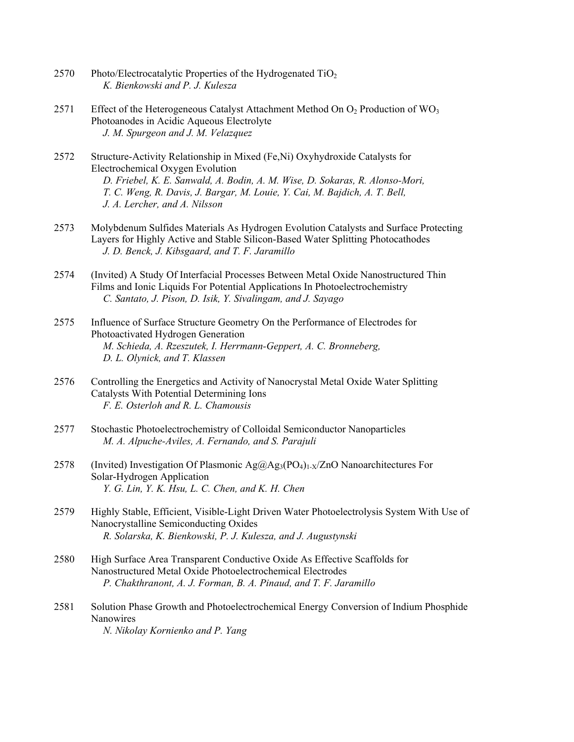2570 Photo/Electrocatalytic Properties of the Hydrogenated $TiO_2$
*K. Bienkowski and P. J. Kulesza*

2571 Effect of the Heterogeneous Catalyst Attachment Method On $O_2$ Production of $WO_3$ Photoanodes in Acidic Aqueous Electrolyte
*J. M. Spurgeon and J. M. Velazquez*

2572 Structure-Activity Relationship in Mixed (Fe,Ni) Oxyhydroxide Catalysts for Electrochemical Oxygen Evolution
*D. Friebel, K. E. Sanwald, A. Bodin, A. M. Wise, D. Sokaras, R. Alonso-Mori, T. C. Weng, R. Davis, J. Bargar, M. Louie, Y. Cai, M. Bajdich, A. T. Bell, J. A. Lercher, and A. Nilsson*

2573 Molybdenum Sulfides Materials As Hydrogen Evolution Catalysts and Surface Protecting Layers for Highly Active and Stable Silicon-Based Water Splitting Photocathodes
*J. D. Benck, J. Kibsgaard, and T. F. Jaramillo*

2574 (Invited) A Study Of Interfacial Processes Between Metal Oxide Nanostructured Thin Films and Ionic Liquids For Potential Applications In Photoelectrochemistry
*C. Santato, J. Pison, D. Isik, Y. Sivalingam, and J. Sayago*

2575 Influence of Surface Structure Geometry On the Performance of Electrodes for Photoactivated Hydrogen Generation
*M. Schieda, A. Rzeszutek, I. Herrmann-Geppert, A. C. Bronneberg, D. L. Olynick, and T. Klassen*

2576 Controlling the Energetics and Activity of Nanocrystal Metal Oxide Water Splitting Catalysts With Potential Determining Ions
*F. E. Osterloh and R. L. Chamousis*

2577 Stochastic Photoelectrochemistry of Colloidal Semiconductor Nanoparticles
*M. A. Alpuche-Aviles, A. Fernando, and S. Parajuli*

2578 (Invited) Investigation Of Plasmonic Ag@$Ag_3(PO_4)_{1-X}$/ZnO Nanoarchitectures For Solar-Hydrogen Application
*Y. G. Lin, Y. K. Hsu, L. C. Chen, and K. H. Chen*

2579 Highly Stable, Efficient, Visible-Light Driven Water Photoelectrolysis System With Use of Nanocrystalline Semiconducting Oxides
*R. Solarska, K. Bienkowski, P. J. Kulesza, and J. Augustynski*

2580 High Surface Area Transparent Conductive Oxide As Effective Scaffolds for Nanostructured Metal Oxide Photoelectrochemical Electrodes
*P. Chakthranont, A. J. Forman, B. A. Pinaud, and T. F. Jaramillo*

2581 Solution Phase Growth and Photoelectrochemical Energy Conversion of Indium Phosphide Nanowires
*N. Nikolay Kornienko and P. Yang*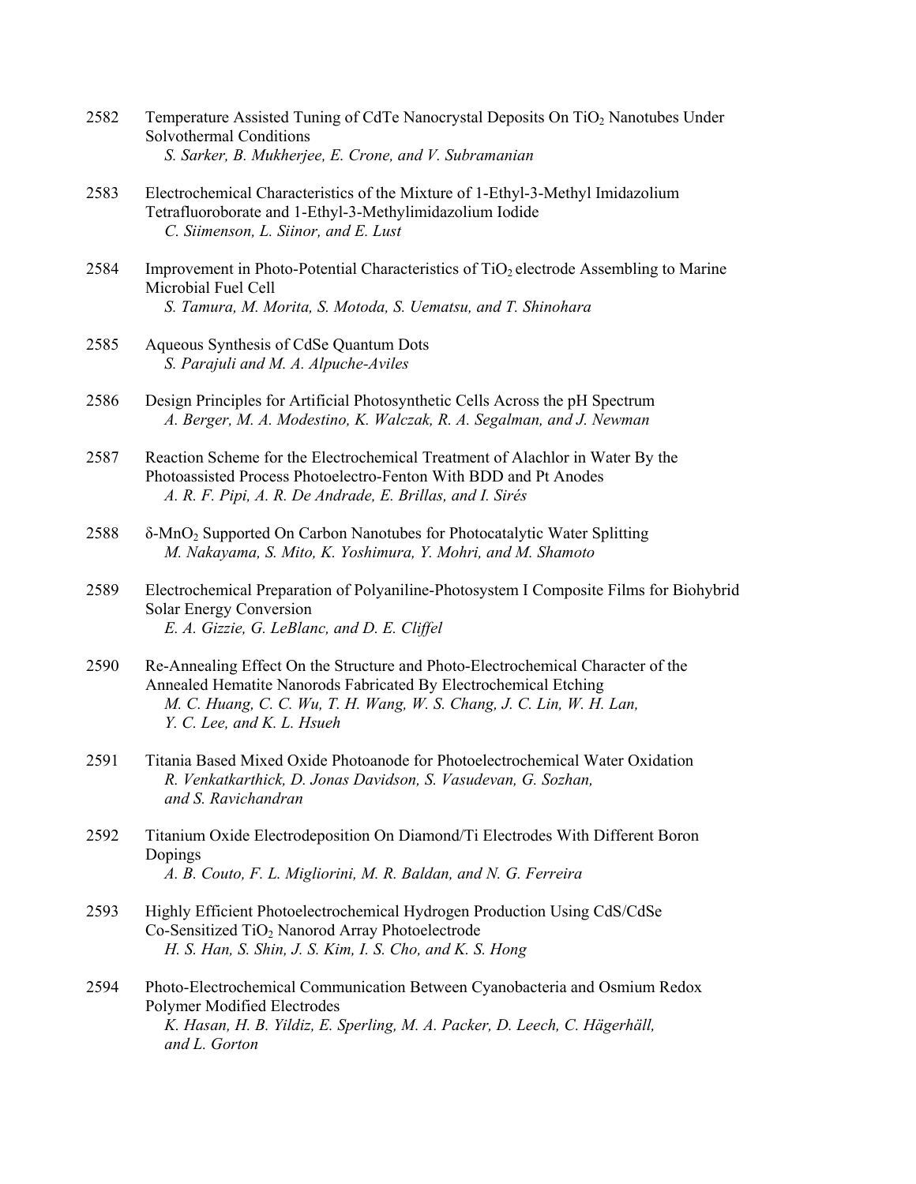2582 Temperature Assisted Tuning of CdTe Nanocrystal Deposits On $TiO_2$ Nanotubes Under Solvothermal Conditions
*S. Sarker, B. Mukherjee, E. Crone, and V. Subramanian*

2583 Electrochemical Characteristics of the Mixture of 1-Ethyl-3-Methyl Imidazolium Tetrafluoroborate and 1-Ethyl-3-Methylimidazolium Iodide
*C. Siimenson, L. Siinor, and E. Lust*

2584 Improvement in Photo-Potential Characteristics of $TiO_2$ electrode Assembling to Marine Microbial Fuel Cell
*S. Tamura, M. Morita, S. Motoda, S. Uematsu, and T. Shinohara*

2585 Aqueous Synthesis of CdSe Quantum Dots
*S. Parajuli and M. A. Alpuche-Aviles*

2586 Design Principles for Artificial Photosynthetic Cells Across the pH Spectrum
*A. Berger, M. A. Modestino, K. Walczak, R. A. Segalman, and J. Newman*

2587 Reaction Scheme for the Electrochemical Treatment of Alachlor in Water By the Photoassisted Process Photoelectro-Fenton With BDD and Pt Anodes
*A. R. F. Pipi, A. R. De Andrade, E. Brillas, and I. Sirés*

2588 δ-$MnO_2$ Supported On Carbon Nanotubes for Photocatalytic Water Splitting
*M. Nakayama, S. Mito, K. Yoshimura, Y. Mohri, and M. Shamoto*

2589 Electrochemical Preparation of Polyaniline-Photosystem I Composite Films for Biohybrid Solar Energy Conversion
*E. A. Gizzie, G. LeBlanc, and D. E. Cliffel*

2590 Re-Annealing Effect On the Structure and Photo-Electrochemical Character of the Annealed Hematite Nanorods Fabricated By Electrochemical Etching
*M. C. Huang, C. C. Wu, T. H. Wang, W. S. Chang, J. C. Lin, W. H. Lan, Y. C. Lee, and K. L. Hsueh*

2591 Titania Based Mixed Oxide Photoanode for Photoelectrochemical Water Oxidation
*R. Venkatkarthick, D. Jonas Davidson, S. Vasudevan, G. Sozhan, and S. Ravichandran*

2592 Titanium Oxide Electrodeposition On Diamond/Ti Electrodes With Different Boron Dopings
*A. B. Couto, F. L. Migliorini, M. R. Baldan, and N. G. Ferreira*

2593 Highly Efficient Photoelectrochemical Hydrogen Production Using CdS/CdSe Co-Sensitized $TiO_2$ Nanorod Array Photoelectrode
*H. S. Han, S. Shin, J. S. Kim, I. S. Cho, and K. S. Hong*

2594 Photo-Electrochemical Communication Between Cyanobacteria and Osmium Redox Polymer Modified Electrodes
*K. Hasan, H. B. Yildiz, E. Sperling, M. A. Packer, D. Leech, C. Hägerhäll, and L. Gorton*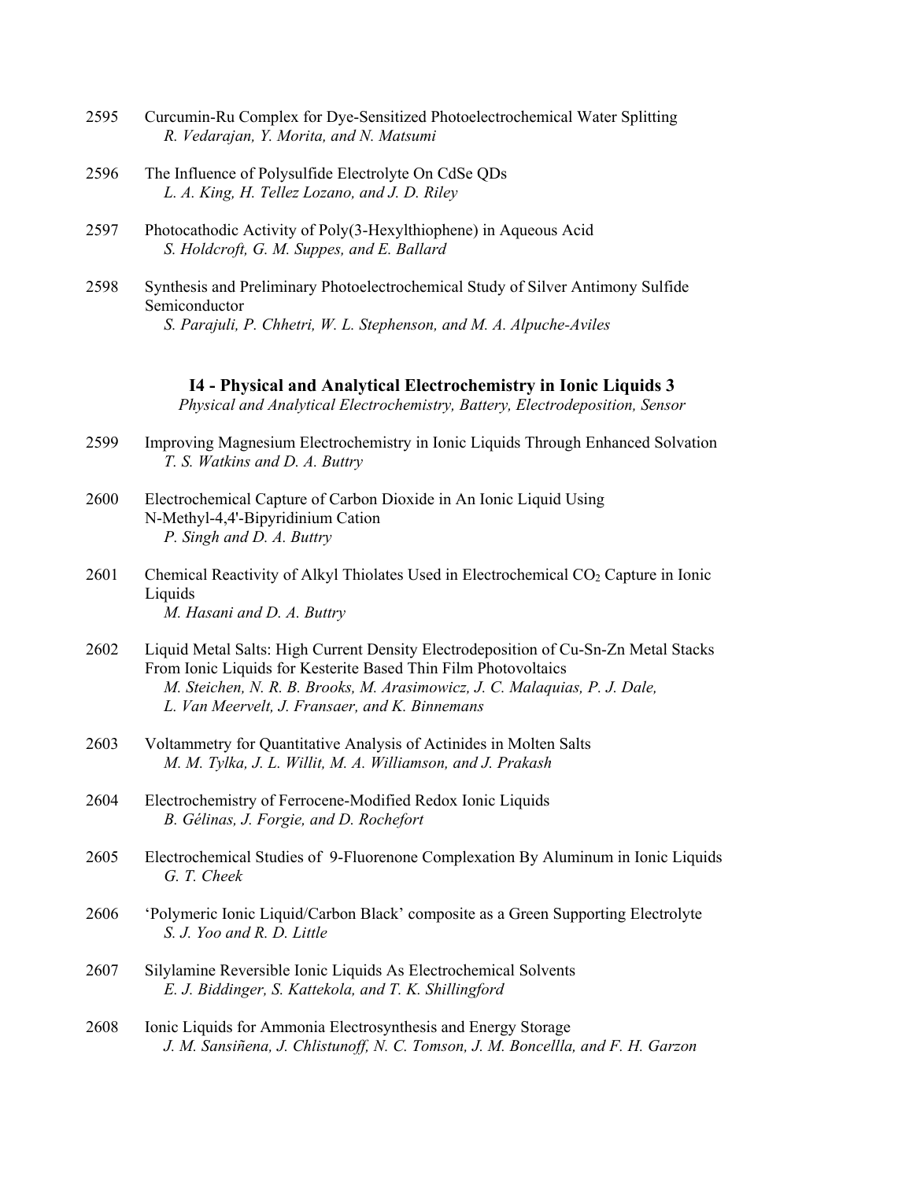2595 Curcumin-Ru Complex for Dye-Sensitized Photoelectrochemical Water Splitting
*R. Vedarajan, Y. Morita, and N. Matsumi*

2596 The Influence of Polysulfide Electrolyte On CdSe QDs
*L. A. King, H. Tellez Lozano, and J. D. Riley*

2597 Photocathodic Activity of Poly(3-Hexylthiophene) in Aqueous Acid
*S. Holdcroft, G. M. Suppes, and E. Ballard*

2598 Synthesis and Preliminary Photoelectrochemical Study of Silver Antimony Sulfide Semiconductor
*S. Parajuli, P. Chhetri, W. L. Stephenson, and M. A. Alpuche-Aviles*

### I4 - Physical and Analytical Electrochemistry in Ionic Liquids 3

*Physical and Analytical Electrochemistry, Battery, Electrodeposition, Sensor*

2599 Improving Magnesium Electrochemistry in Ionic Liquids Through Enhanced Solvation
*T. S. Watkins and D. A. Buttry*

2600 Electrochemical Capture of Carbon Dioxide in An Ionic Liquid Using N-Methyl-4,4'-Bipyridinium Cation
*P. Singh and D. A. Buttry*

2601 Chemical Reactivity of Alkyl Thiolates Used in Electrochemical $CO_2$ Capture in Ionic Liquids
*M. Hasani and D. A. Buttry*

2602 Liquid Metal Salts: High Current Density Electrodeposition of Cu-Sn-Zn Metal Stacks From Ionic Liquids for Kesterite Based Thin Film Photovoltaics
*M. Steichen, N. R. B. Brooks, M. Arasimowicz, J. C. Malaquias, P. J. Dale, L. Van Meervelt, J. Fransaer, and K. Binnemans*

2603 Voltammetry for Quantitative Analysis of Actinides in Molten Salts
*M. M. Tylka, J. L. Willit, M. A. Williamson, and J. Prakash*

2604 Electrochemistry of Ferrocene-Modified Redox Ionic Liquids
*B. Gélinas, J. Forgie, and D. Rochefort*

2605 Electrochemical Studies of 9-Fluorenone Complexation By Aluminum in Ionic Liquids
*G. T. Cheek*

2606 'Polymeric Ionic Liquid/Carbon Black' composite as a Green Supporting Electrolyte
*S. J. Yoo and R. D. Little*

2607 Silylamine Reversible Ionic Liquids As Electrochemical Solvents
*E. J. Biddinger, S. Kattekola, and T. K. Shillingford*

2608 Ionic Liquids for Ammonia Electrosynthesis and Energy Storage
*J. M. Sansiñena, J. Chlistunoff, N. C. Tomson, J. M. Boncellla, and F. H. Garzon*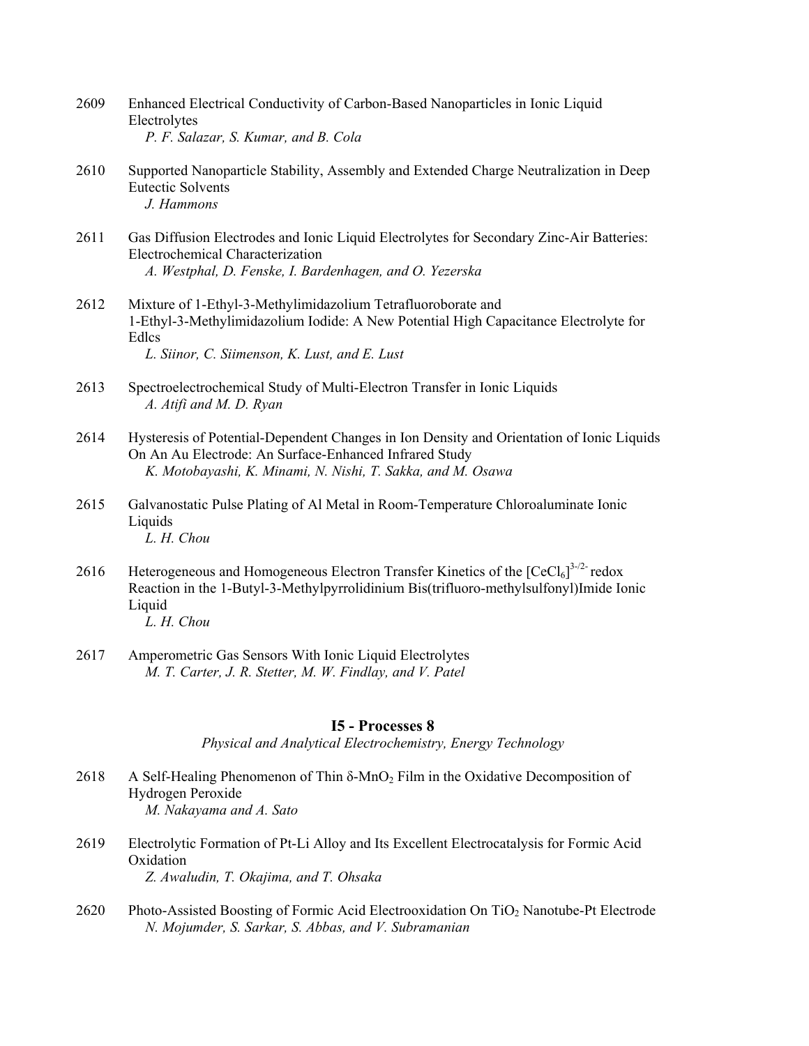2609 Enhanced Electrical Conductivity of Carbon-Based Nanoparticles in Ionic Liquid Electrolytes
*P. F. Salazar, S. Kumar, and B. Cola*

2610 Supported Nanoparticle Stability, Assembly and Extended Charge Neutralization in Deep Eutectic Solvents
*J. Hammons*

2611 Gas Diffusion Electrodes and Ionic Liquid Electrolytes for Secondary Zinc-Air Batteries: Electrochemical Characterization
*A. Westphal, D. Fenske, I. Bardenhagen, and O. Yezerska*

2612 Mixture of 1-Ethyl-3-Methylimidazolium Tetrafluoroborate and 1-Ethyl-3-Methylimidazolium Iodide: A New Potential High Capacitance Electrolyte for Edlcs
*L. Siinor, C. Siimenson, K. Lust, and E. Lust*

2613 Spectroelectrochemical Study of Multi-Electron Transfer in Ionic Liquids
*A. Atifi and M. D. Ryan*

2614 Hysteresis of Potential-Dependent Changes in Ion Density and Orientation of Ionic Liquids On An Au Electrode: An Surface-Enhanced Infrared Study
*K. Motobayashi, K. Minami, N. Nishi, T. Sakka, and M. Osawa*

2615 Galvanostatic Pulse Plating of Al Metal in Room-Temperature Chloroaluminate Ionic Liquids
*L. H. Chou*

2616 Heterogeneous and Homogeneous Electron Transfer Kinetics of the $[CeCl_6]^{3-/2-}$ redox Reaction in the 1-Butyl-3-Methylpyrrolidinium Bis(trifluoro-methylsulfonyl)Imide Ionic Liquid
*L. H. Chou*

2617 Amperometric Gas Sensors With Ionic Liquid Electrolytes
*M. T. Carter, J. R. Stetter, M. W. Findlay, and V. Patel*

## I5 - Processes 8

*Physical and Analytical Electrochemistry, Energy Technology*

2618 A Self-Healing Phenomenon of Thin δ-$MnO_2$ Film in the Oxidative Decomposition of Hydrogen Peroxide
*M. Nakayama and A. Sato*

2619 Electrolytic Formation of Pt-Li Alloy and Its Excellent Electrocatalysis for Formic Acid Oxidation
*Z. Awaludin, T. Okajima, and T. Ohsaka*

2620 Photo-Assisted Boosting of Formic Acid Electrooxidation On $TiO_2$ Nanotube-Pt Electrode
*N. Mojumder, S. Sarkar, S. Abbas, and V. Subramanian*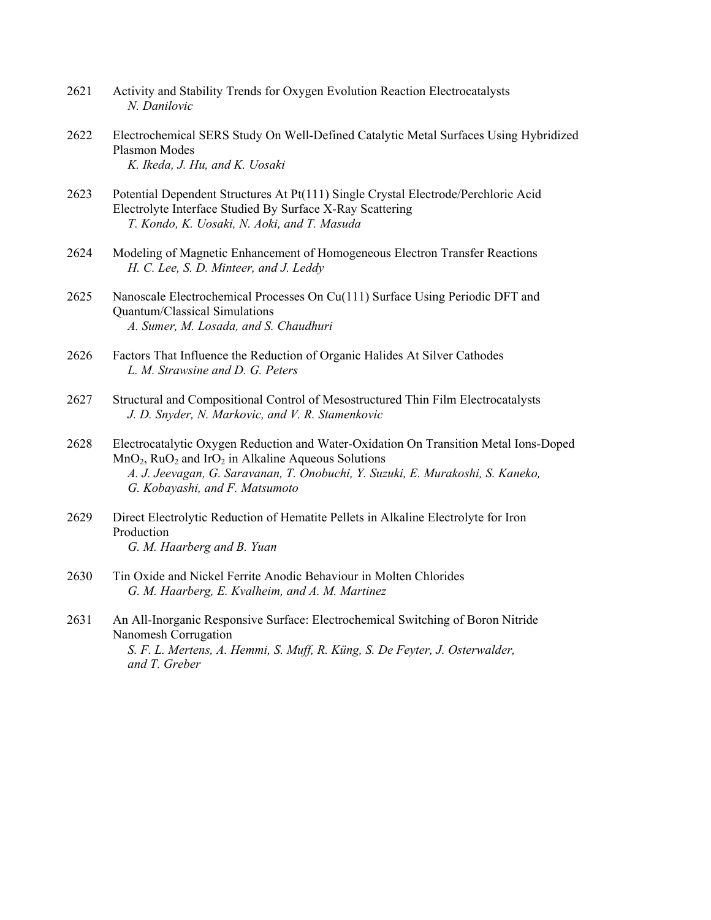2621 Activity and Stability Trends for Oxygen Evolution Reaction Electrocatalysts
*N. Danilovic*

2622 Electrochemical SERS Study On Well-Defined Catalytic Metal Surfaces Using Hybridized Plasmon Modes
*K. Ikeda, J. Hu, and K. Uosaki*

2623 Potential Dependent Structures At Pt(111) Single Crystal Electrode/Perchloric Acid Electrolyte Interface Studied By Surface X-Ray Scattering
*T. Kondo, K. Uosaki, N. Aoki, and T. Masuda*

2624 Modeling of Magnetic Enhancement of Homogeneous Electron Transfer Reactions
*H. C. Lee, S. D. Minteer, and J. Leddy*

2625 Nanoscale Electrochemical Processes On Cu(111) Surface Using Periodic DFT and Quantum/Classical Simulations
*A. Sumer, M. Losada, and S. Chaudhuri*

2626 Factors That Influence the Reduction of Organic Halides At Silver Cathodes
*L. M. Strawsine and D. G. Peters*

2627 Structural and Compositional Control of Mesostructured Thin Film Electrocatalysts
*J. D. Snyder, N. Markovic, and V. R. Stamenkovic*

2628 Electrocatalytic Oxygen Reduction and Water-Oxidation On Transition Metal Ions-Doped $MnO_2$, $RuO_2$ and $IrO_2$ in Alkaline Aqueous Solutions
*A. J. Jeevagan, G. Saravanan, T. Onobuchi, Y. Suzuki, E. Murakoshi, S. Kaneko, G. Kobayashi, and F. Matsumoto*

2629 Direct Electrolytic Reduction of Hematite Pellets in Alkaline Electrolyte for Iron Production
*G. M. Haarberg and B. Yuan*

2630 Tin Oxide and Nickel Ferrite Anodic Behaviour in Molten Chlorides
*G. M. Haarberg, E. Kvalheim, and A. M. Martinez*

2631 An All-Inorganic Responsive Surface: Electrochemical Switching of Boron Nitride Nanomesh Corrugation
*S. F. L. Mertens, A. Hemmi, S. Muff, R. Küng, S. De Feyter, J. Osterwalder, and T. Greber*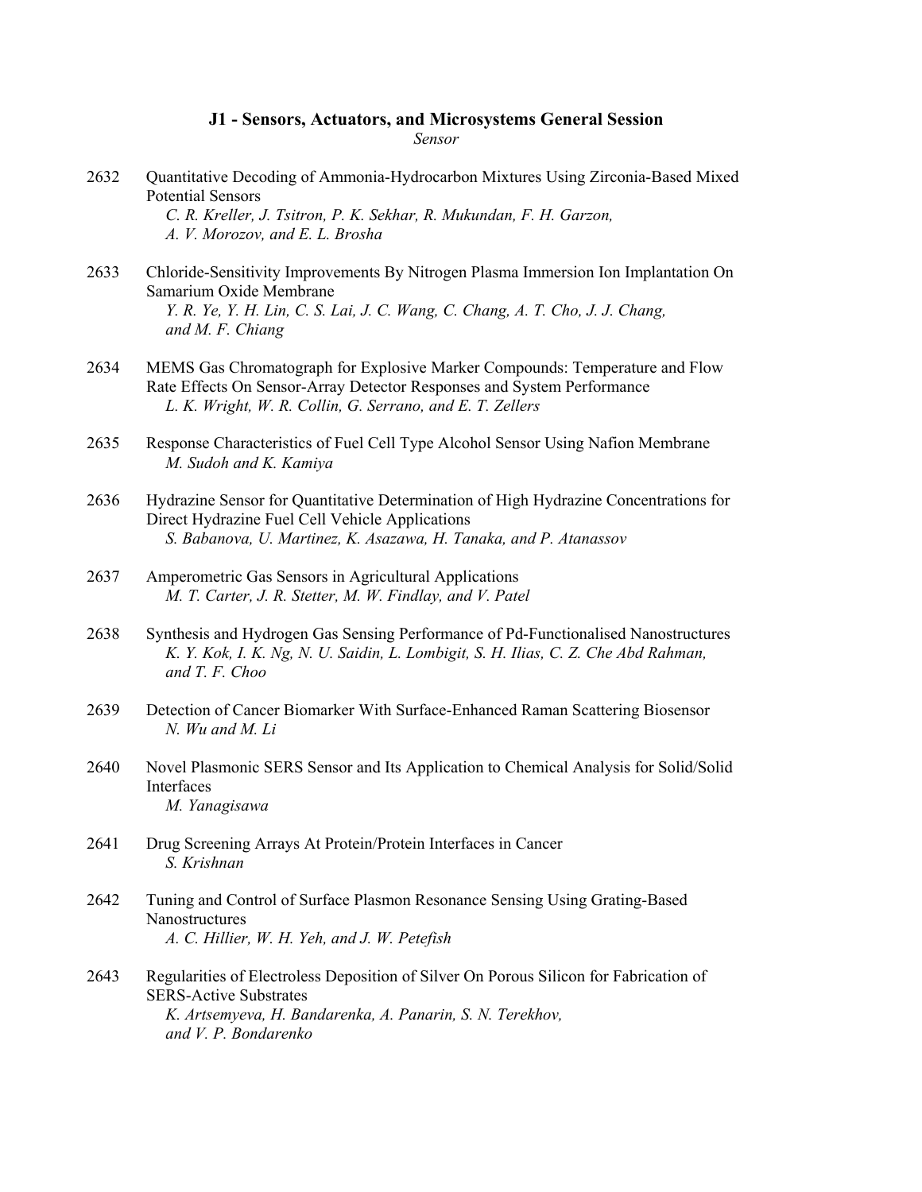## J1 - Sensors, Actuators, and Microsystems General Session

*Sensor*

2632 Quantitative Decoding of Ammonia-Hydrocarbon Mixtures Using Zirconia-Based Mixed Potential Sensors
*C. R. Kreller, J. Tsitron, P. K. Sekhar, R. Mukundan, F. H. Garzon, A. V. Morozov, and E. L. Brosha*

2633 Chloride-Sensitivity Improvements By Nitrogen Plasma Immersion Ion Implantation On Samarium Oxide Membrane
*Y. R. Ye, Y. H. Lin, C. S. Lai, J. C. Wang, C. Chang, A. T. Cho, J. J. Chang, and M. F. Chiang*

2634 MEMS Gas Chromatograph for Explosive Marker Compounds: Temperature and Flow Rate Effects On Sensor-Array Detector Responses and System Performance
*L. K. Wright, W. R. Collin, G. Serrano, and E. T. Zellers*

2635 Response Characteristics of Fuel Cell Type Alcohol Sensor Using Nafion Membrane
*M. Sudoh and K. Kamiya*

2636 Hydrazine Sensor for Quantitative Determination of High Hydrazine Concentrations for Direct Hydrazine Fuel Cell Vehicle Applications
*S. Babanova, U. Martinez, K. Asazawa, H. Tanaka, and P. Atanassov*

2637 Amperometric Gas Sensors in Agricultural Applications
*M. T. Carter, J. R. Stetter, M. W. Findlay, and V. Patel*

2638 Synthesis and Hydrogen Gas Sensing Performance of Pd-Functionalised Nanostructures
*K. Y. Kok, I. K. Ng, N. U. Saidin, L. Lombigit, S. H. Ilias, C. Z. Che Abd Rahman, and T. F. Choo*

2639 Detection of Cancer Biomarker With Surface-Enhanced Raman Scattering Biosensor
*N. Wu and M. Li*

2640 Novel Plasmonic SERS Sensor and Its Application to Chemical Analysis for Solid/Solid Interfaces
*M. Yanagisawa*

2641 Drug Screening Arrays At Protein/Protein Interfaces in Cancer
*S. Krishnan*

2642 Tuning and Control of Surface Plasmon Resonance Sensing Using Grating-Based Nanostructures
*A. C. Hillier, W. H. Yeh, and J. W. Petefish*

2643 Regularities of Electroless Deposition of Silver On Porous Silicon for Fabrication of SERS-Active Substrates
*K. Artsemyeva, H. Bandarenka, A. Panarin, S. N. Terekhov, and V. P. Bondarenko*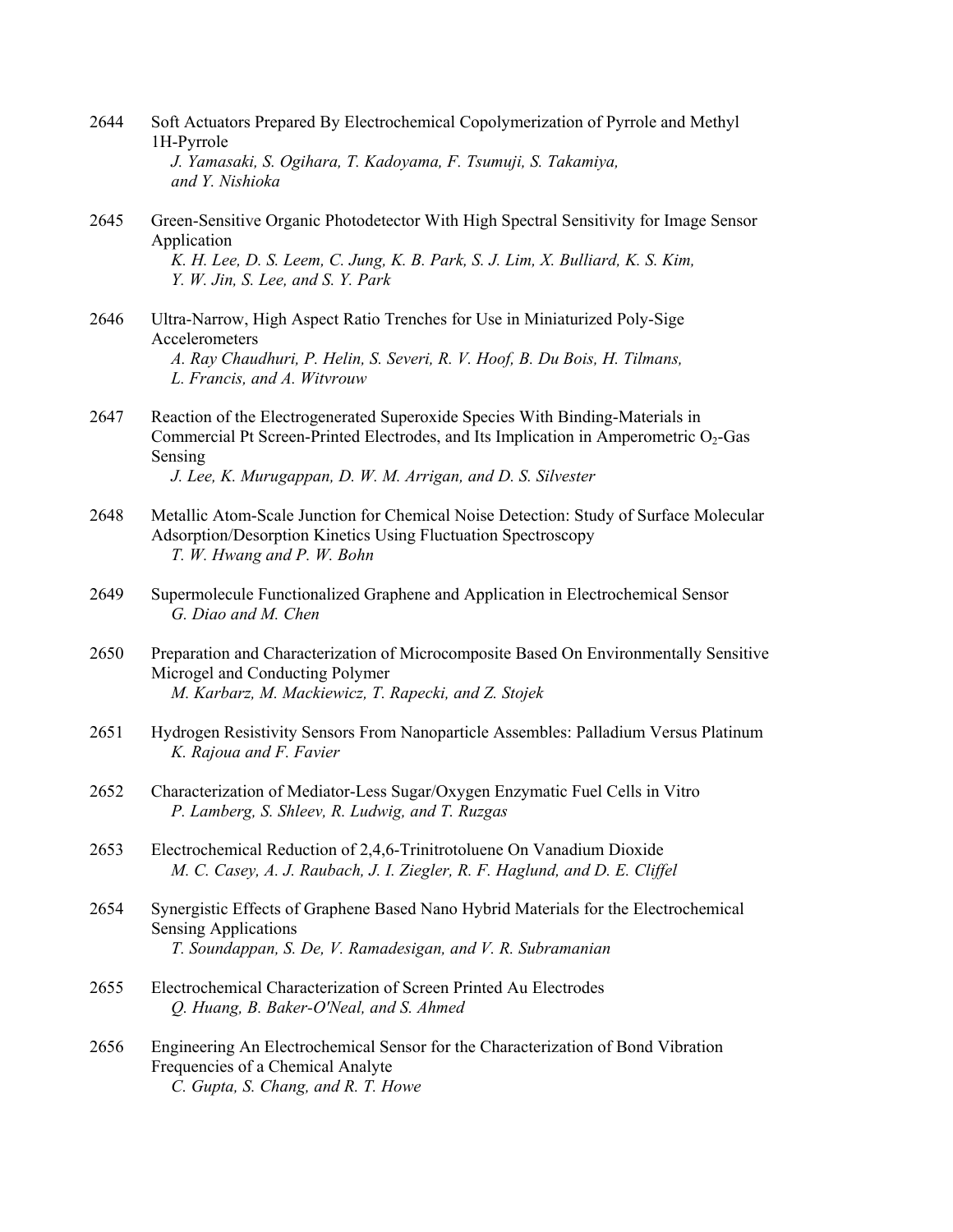2644 Soft Actuators Prepared By Electrochemical Copolymerization of Pyrrole and Methyl 1H-Pyrrole
*J. Yamasaki, S. Ogihara, T. Kadoyama, F. Tsumuji, S. Takamiya, and Y. Nishioka*

2645 Green-Sensitive Organic Photodetector With High Spectral Sensitivity for Image Sensor Application
*K. H. Lee, D. S. Leem, C. Jung, K. B. Park, S. J. Lim, X. Bulliard, K. S. Kim, Y. W. Jin, S. Lee, and S. Y. Park*

2646 Ultra-Narrow, High Aspect Ratio Trenches for Use in Miniaturized Poly-Sige Accelerometers
*A. Ray Chaudhuri, P. Helin, S. Severi, R. V. Hoof, B. Du Bois, H. Tilmans, L. Francis, and A. Witvrouw*

2647 Reaction of the Electrogenerated Superoxide Species With Binding-Materials in Commercial Pt Screen-Printed Electrodes, and Its Implication in Amperometric $O_2$-Gas Sensing
*J. Lee, K. Murugappan, D. W. M. Arrigan, and D. S. Silvester*

2648 Metallic Atom-Scale Junction for Chemical Noise Detection: Study of Surface Molecular Adsorption/Desorption Kinetics Using Fluctuation Spectroscopy
*T. W. Hwang and P. W. Bohn*

2649 Supermolecule Functionalized Graphene and Application in Electrochemical Sensor
*G. Diao and M. Chen*

2650 Preparation and Characterization of Microcomposite Based On Environmentally Sensitive Microgel and Conducting Polymer
*M. Karbarz, M. Mackiewicz, T. Rapecki, and Z. Stojek*

2651 Hydrogen Resistivity Sensors From Nanoparticle Assembles: Palladium Versus Platinum
*K. Rajoua and F. Favier*

2652 Characterization of Mediator-Less Sugar/Oxygen Enzymatic Fuel Cells in Vitro
*P. Lamberg, S. Shleev, R. Ludwig, and T. Ruzgas*

2653 Electrochemical Reduction of 2,4,6-Trinitrotoluene On Vanadium Dioxide
*M. C. Casey, A. J. Raubach, J. I. Ziegler, R. F. Haglund, and D. E. Cliffel*

2654 Synergistic Effects of Graphene Based Nano Hybrid Materials for the Electrochemical Sensing Applications
*T. Soundappan, S. De, V. Ramadesigan, and V. R. Subramanian*

2655 Electrochemical Characterization of Screen Printed Au Electrodes
*Q. Huang, B. Baker-O'Neal, and S. Ahmed*

2656 Engineering An Electrochemical Sensor for the Characterization of Bond Vibration Frequencies of a Chemical Analyte
*C. Gupta, S. Chang, and R. T. Howe*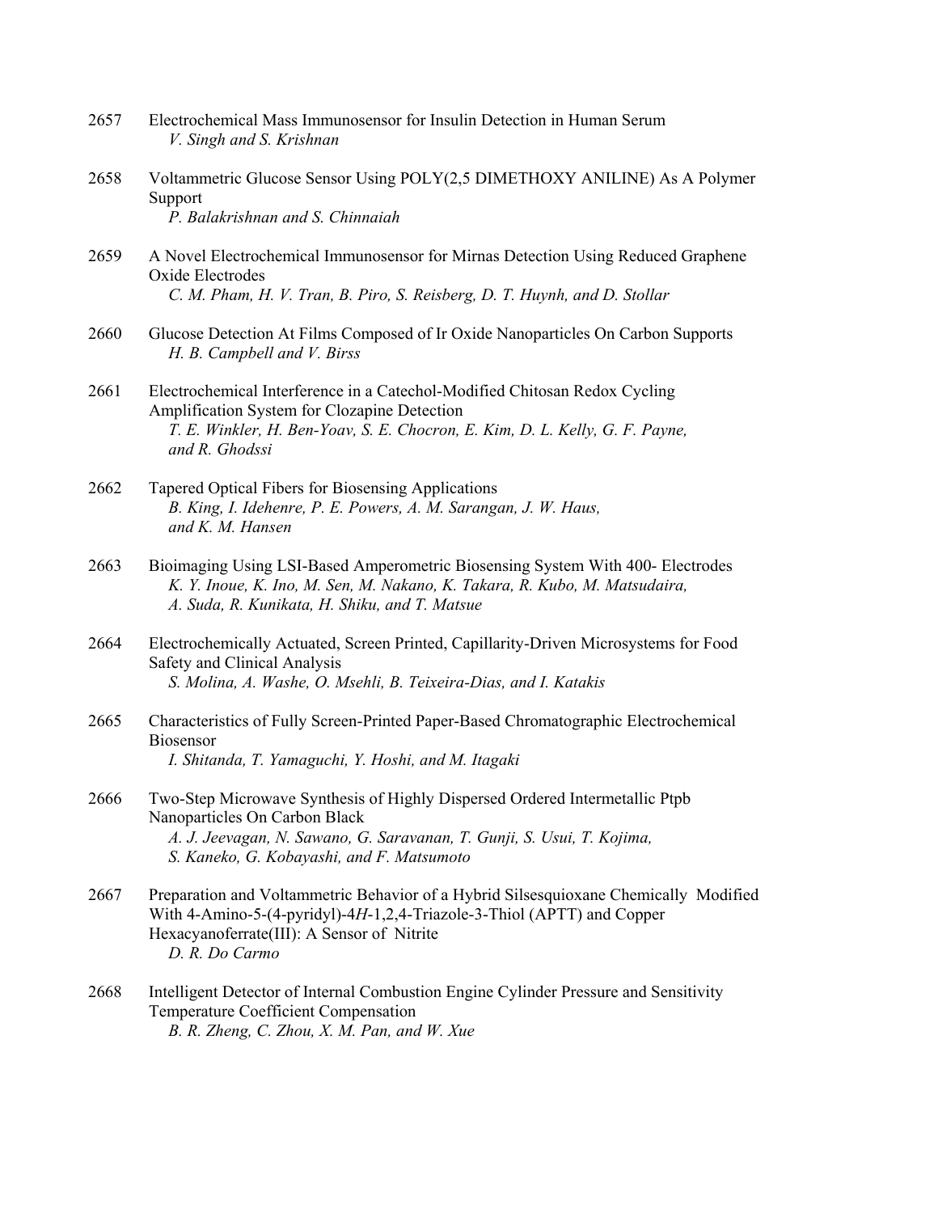2657 Electrochemical Mass Immunosensor for Insulin Detection in Human Serum
*V. Singh and S. Krishnan*

2658 Voltammetric Glucose Sensor Using POLY(2,5 DIMETHOXY ANILINE) As A Polymer Support
*P. Balakrishnan and S. Chinnaiah*

2659 A Novel Electrochemical Immunosensor for Mirnas Detection Using Reduced Graphene Oxide Electrodes
*C. M. Pham, H. V. Tran, B. Piro, S. Reisberg, D. T. Huynh, and D. Stollar*

2660 Glucose Detection At Films Composed of Ir Oxide Nanoparticles On Carbon Supports
*H. B. Campbell and V. Birss*

2661 Electrochemical Interference in a Catechol-Modified Chitosan Redox Cycling Amplification System for Clozapine Detection
*T. E. Winkler, H. Ben-Yoav, S. E. Chocron, E. Kim, D. L. Kelly, G. F. Payne, and R. Ghodssi*

2662 Tapered Optical Fibers for Biosensing Applications
*B. King, I. Idehenre, P. E. Powers, A. M. Sarangan, J. W. Haus, and K. M. Hansen*

2663 Bioimaging Using LSI-Based Amperometric Biosensing System With 400- Electrodes
*K. Y. Inoue, K. Ino, M. Sen, M. Nakano, K. Takara, R. Kubo, M. Matsudaira, A. Suda, R. Kunikata, H. Shiku, and T. Matsue*

2664 Electrochemically Actuated, Screen Printed, Capillarity-Driven Microsystems for Food Safety and Clinical Analysis
*S. Molina, A. Washe, O. Msehli, B. Teixeira-Dias, and I. Katakis*

2665 Characteristics of Fully Screen-Printed Paper-Based Chromatographic Electrochemical Biosensor
*I. Shitanda, T. Yamaguchi, Y. Hoshi, and M. Itagaki*

2666 Two-Step Microwave Synthesis of Highly Dispersed Ordered Intermetallic Ptpb Nanoparticles On Carbon Black
*A. J. Jeevagan, N. Sawano, G. Saravanan, T. Gunji, S. Usui, T. Kojima, S. Kaneko, G. Kobayashi, and F. Matsumoto*

2667 Preparation and Voltammetric Behavior of a Hybrid Silsesquioxane Chemically Modified With 4-Amino-5-(4-pyridyl)-4*H*-1,2,4-Triazole-3-Thiol (APTT) and Copper Hexacyanoferrate(III): A Sensor of Nitrite
*D. R. Do Carmo*

2668 Intelligent Detector of Internal Combustion Engine Cylinder Pressure and Sensitivity Temperature Coefficient Compensation
*B. R. Zheng, C. Zhou, X. M. Pan, and W. Xue*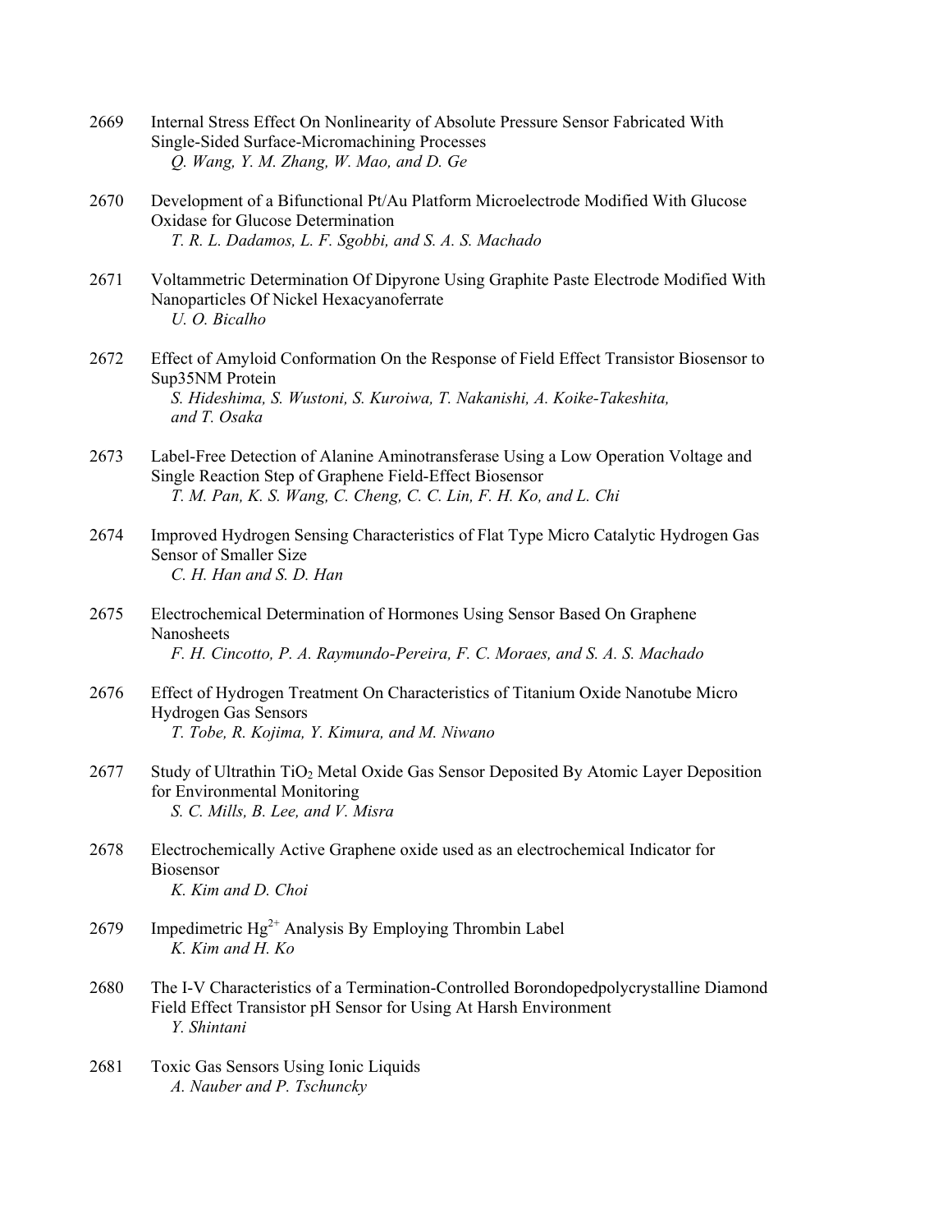2669 Internal Stress Effect On Nonlinearity of Absolute Pressure Sensor Fabricated With Single-Sided Surface-Micromachining Processes
*Q. Wang, Y. M. Zhang, W. Mao, and D. Ge*

2670 Development of a Bifunctional Pt/Au Platform Microelectrode Modified With Glucose Oxidase for Glucose Determination
*T. R. L. Dadamos, L. F. Sgobbi, and S. A. S. Machado*

2671 Voltammetric Determination Of Dipyrone Using Graphite Paste Electrode Modified With Nanoparticles Of Nickel Hexacyanoferrate
*U. O. Bicalho*

2672 Effect of Amyloid Conformation On the Response of Field Effect Transistor Biosensor to Sup35NM Protein
*S. Hideshima, S. Wustoni, S. Kuroiwa, T. Nakanishi, A. Koike-Takeshita, and T. Osaka*

2673 Label-Free Detection of Alanine Aminotransferase Using a Low Operation Voltage and Single Reaction Step of Graphene Field-Effect Biosensor
*T. M. Pan, K. S. Wang, C. Cheng, C. C. Lin, F. H. Ko, and L. Chi*

2674 Improved Hydrogen Sensing Characteristics of Flat Type Micro Catalytic Hydrogen Gas Sensor of Smaller Size
*C. H. Han and S. D. Han*

2675 Electrochemical Determination of Hormones Using Sensor Based On Graphene Nanosheets
*F. H. Cincotto, P. A. Raymundo-Pereira, F. C. Moraes, and S. A. S. Machado*

2676 Effect of Hydrogen Treatment On Characteristics of Titanium Oxide Nanotube Micro Hydrogen Gas Sensors
*T. Tobe, R. Kojima, Y. Kimura, and M. Niwano*

2677 Study of Ultrathin $TiO_2$ Metal Oxide Gas Sensor Deposited By Atomic Layer Deposition for Environmental Monitoring
*S. C. Mills, B. Lee, and V. Misra*

2678 Electrochemically Active Graphene oxide used as an electrochemical Indicator for Biosensor
*K. Kim and D. Choi*

2679 Impedimetric $Hg^{2+}$ Analysis By Employing Thrombin Label
*K. Kim and H. Ko*

2680 The I-V Characteristics of a Termination-Controlled Borondopedpolycrystalline Diamond Field Effect Transistor pH Sensor for Using At Harsh Environment
*Y. Shintani*

2681 Toxic Gas Sensors Using Ionic Liquids
*A. Nauber and P. Tschuncky*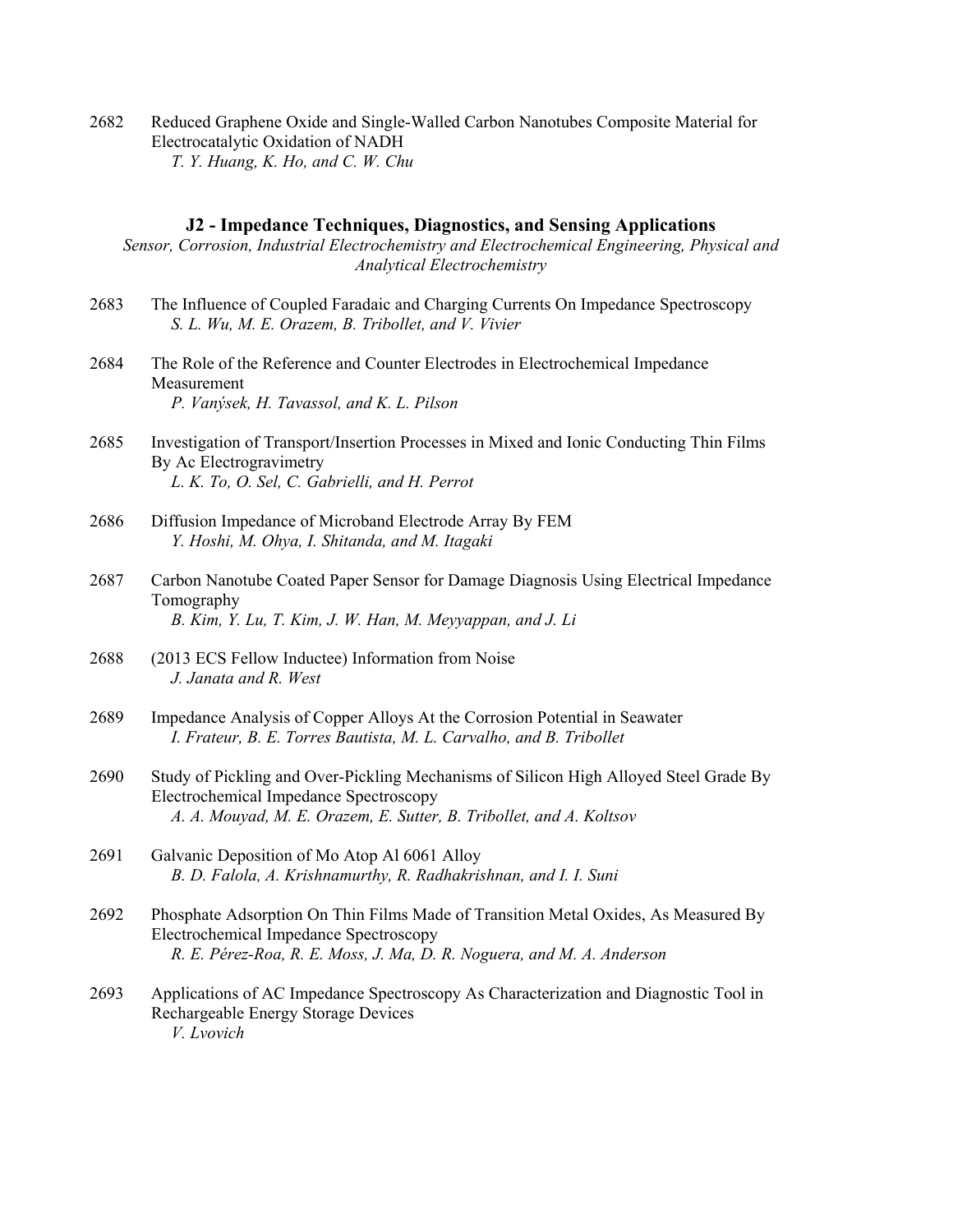2682 Reduced Graphene Oxide and Single-Walled Carbon Nanotubes Composite Material for Electrocatalytic Oxidation of NADH
*T. Y. Huang, K. Ho, and C. W. Chu*

## J2 - Impedance Techniques, Diagnostics, and Sensing Applications

*Sensor, Corrosion, Industrial Electrochemistry and Electrochemical Engineering, Physical and Analytical Electrochemistry*

2683 The Influence of Coupled Faradaic and Charging Currents On Impedance Spectroscopy
*S. L. Wu, M. E. Orazem, B. Tribollet, and V. Vivier*

2684 The Role of the Reference and Counter Electrodes in Electrochemical Impedance Measurement
*P. Vanýsek, H. Tavassol, and K. L. Pilson*

2685 Investigation of Transport/Insertion Processes in Mixed and Ionic Conducting Thin Films By Ac Electrogravimetry
*L. K. To, O. Sel, C. Gabrielli, and H. Perrot*

2686 Diffusion Impedance of Microband Electrode Array By FEM
*Y. Hoshi, M. Ohya, I. Shitanda, and M. Itagaki*

2687 Carbon Nanotube Coated Paper Sensor for Damage Diagnosis Using Electrical Impedance Tomography
*B. Kim, Y. Lu, T. Kim, J. W. Han, M. Meyyappan, and J. Li*

2688 (2013 ECS Fellow Inductee) Information from Noise
*J. Janata and R. West*

2689 Impedance Analysis of Copper Alloys At the Corrosion Potential in Seawater
*I. Frateur, B. E. Torres Bautista, M. L. Carvalho, and B. Tribollet*

2690 Study of Pickling and Over-Pickling Mechanisms of Silicon High Alloyed Steel Grade By Electrochemical Impedance Spectroscopy
*A. A. Mouyad, M. E. Orazem, E. Sutter, B. Tribollet, and A. Koltsov*

2691 Galvanic Deposition of Mo Atop Al 6061 Alloy
*B. D. Falola, A. Krishnamurthy, R. Radhakrishnan, and I. I. Suni*

2692 Phosphate Adsorption On Thin Films Made of Transition Metal Oxides, As Measured By Electrochemical Impedance Spectroscopy
*R. E. Pérez-Roa, R. E. Moss, J. Ma, D. R. Noguera, and M. A. Anderson*

2693 Applications of AC Impedance Spectroscopy As Characterization and Diagnostic Tool in Rechargeable Energy Storage Devices
*V. Lvovich*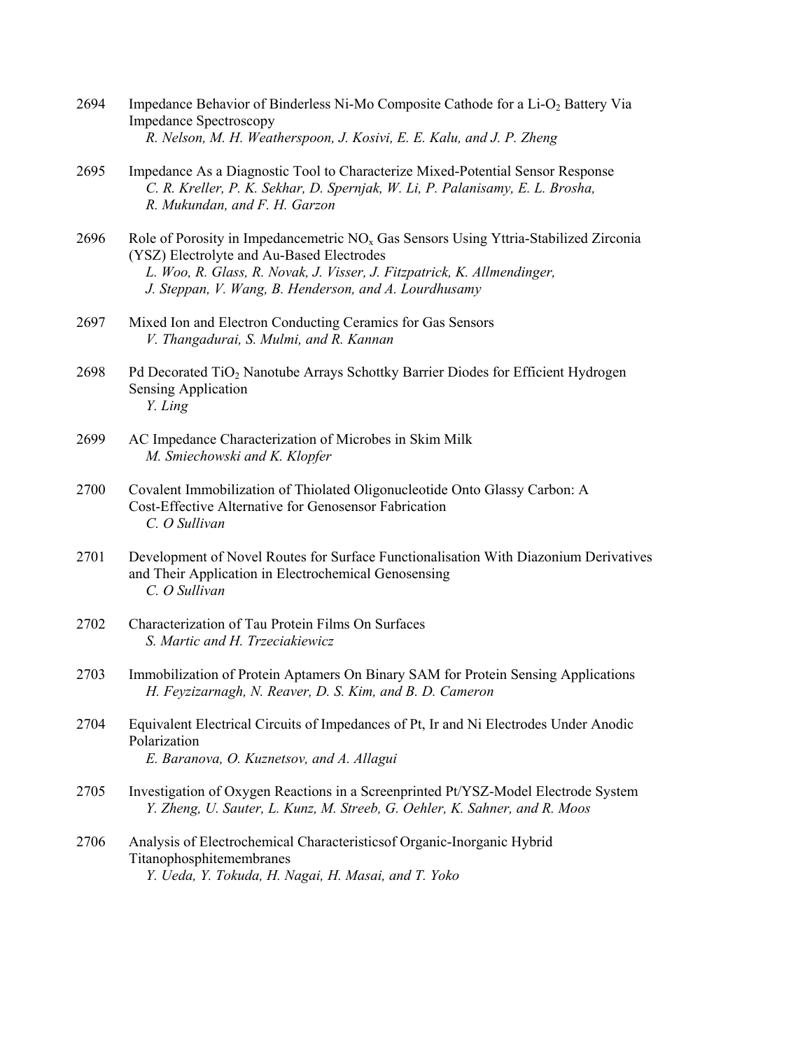2694 Impedance Behavior of Binderless Ni-Mo Composite Cathode for a Li-$O_2$ Battery Via Impedance Spectroscopy
*R. Nelson, M. H. Weatherspoon, J. Kosivi, E. E. Kalu, and J. P. Zheng*

2695 Impedance As a Diagnostic Tool to Characterize Mixed-Potential Sensor Response
*C. R. Kreller, P. K. Sekhar, D. Spernjak, W. Li, P. Palanisamy, E. L. Brosha, R. Mukundan, and F. H. Garzon*

2696 Role of Porosity in Impedancemetric $NO_x$ Gas Sensors Using Yttria-Stabilized Zirconia (YSZ) Electrolyte and Au-Based Electrodes
*L. Woo, R. Glass, R. Novak, J. Visser, J. Fitzpatrick, K. Allmendinger, J. Steppan, V. Wang, B. Henderson, and A. Lourdhusamy*

2697 Mixed Ion and Electron Conducting Ceramics for Gas Sensors
*V. Thangadurai, S. Mulmi, and R. Kannan*

2698 Pd Decorated $TiO_2$ Nanotube Arrays Schottky Barrier Diodes for Efficient Hydrogen Sensing Application
*Y. Ling*

2699 AC Impedance Characterization of Microbes in Skim Milk
*M. Smiechowski and K. Klopfer*

2700 Covalent Immobilization of Thiolated Oligonucleotide Onto Glassy Carbon: A Cost-Effective Alternative for Genosensor Fabrication
*C. O Sullivan*

2701 Development of Novel Routes for Surface Functionalisation With Diazonium Derivatives and Their Application in Electrochemical Genosensing
*C. O Sullivan*

2702 Characterization of Tau Protein Films On Surfaces
*S. Martic and H. Trzeciakiewicz*

2703 Immobilization of Protein Aptamers On Binary SAM for Protein Sensing Applications
*H. Feyzizarnagh, N. Reaver, D. S. Kim, and B. D. Cameron*

2704 Equivalent Electrical Circuits of Impedances of Pt, Ir and Ni Electrodes Under Anodic Polarization
*E. Baranova, O. Kuznetsov, and A. Allagui*

2705 Investigation of Oxygen Reactions in a Screenprinted Pt/YSZ-Model Electrode System
*Y. Zheng, U. Sauter, L. Kunz, M. Streeb, G. Oehler, K. Sahner, and R. Moos*

2706 Analysis of Electrochemical Characteristicsof Organic-Inorganic Hybrid Titanophosphitemembranes
*Y. Ueda, Y. Tokuda, H. Nagai, H. Masai, and T. Yoko*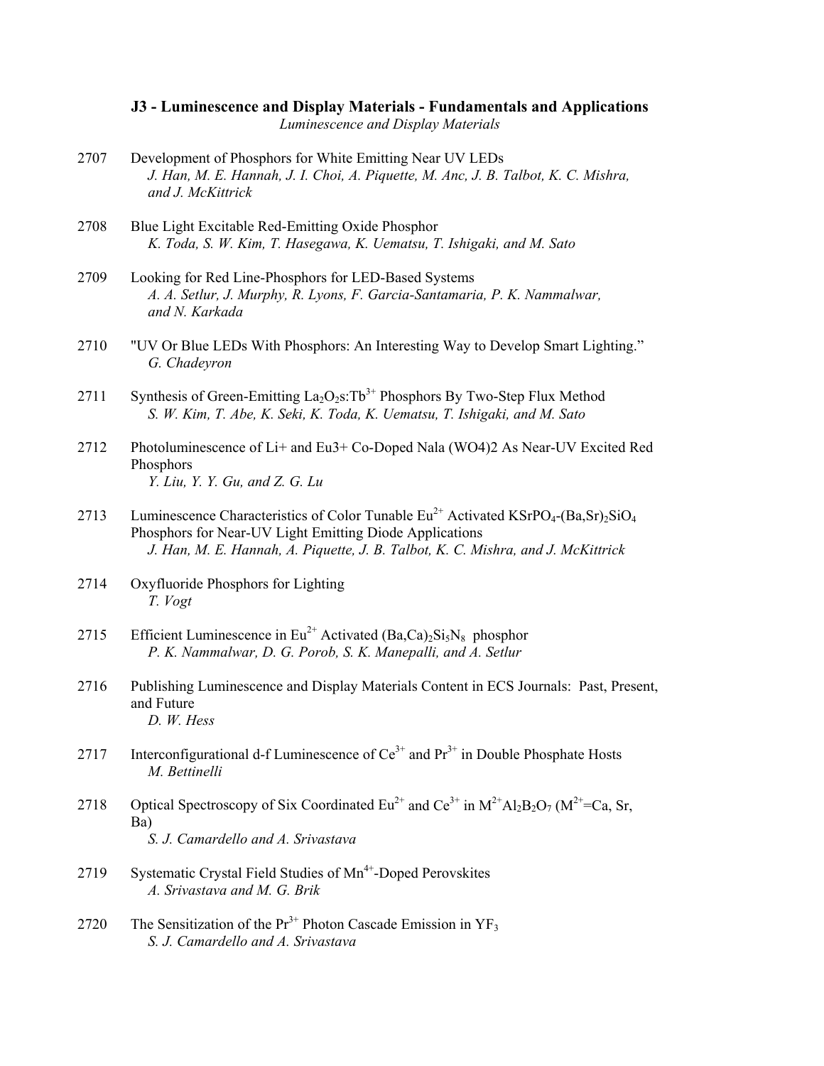### J3 - Luminescence and Display Materials - Fundamentals and Applications

*Luminescence and Display Materials*

2707 Development of Phosphors for White Emitting Near UV LEDs
*J. Han, M. E. Hannah, J. I. Choi, A. Piquette, M. Anc, J. B. Talbot, K. C. Mishra, and J. McKittrick*

2708 Blue Light Excitable Red-Emitting Oxide Phosphor
*K. Toda, S. W. Kim, T. Hasegawa, K. Uematsu, T. Ishigaki, and M. Sato*

2709 Looking for Red Line-Phosphors for LED-Based Systems
*A. A. Setlur, J. Murphy, R. Lyons, F. Garcia-Santamaria, P. K. Nammalwar, and N. Karkada*

2710 "UV Or Blue LEDs With Phosphors: An Interesting Way to Develop Smart Lighting."
*G. Chadeyron*

2711 Synthesis of Green-Emitting $La_2O_2s:Tb^{3+}$ Phosphors By Two-Step Flux Method
*S. W. Kim, T. Abe, K. Seki, K. Toda, K. Uematsu, T. Ishigaki, and M. Sato*

2712 Photoluminescence of Li+ and Eu3+ Co-Doped Nala (WO4)2 As Near-UV Excited Red Phosphors
*Y. Liu, Y. Y. Gu, and Z. G. Lu*

2713 Luminescence Characteristics of Color Tunable $Eu^{2+}$ Activated $KSrPO_4$-$(Ba,Sr)_2SiO_4$ Phosphors for Near-UV Light Emitting Diode Applications
*J. Han, M. E. Hannah, A. Piquette, J. B. Talbot, K. C. Mishra, and J. McKittrick*

2714 Oxyfluoride Phosphors for Lighting
*T. Vogt*

2715 Efficient Luminescence in $Eu^{2+}$ Activated $(Ba,Ca)_2Si_5N_8$ phosphor
*P. K. Nammalwar, D. G. Porob, S. K. Manepalli, and A. Setlur*

2716 Publishing Luminescence and Display Materials Content in ECS Journals: Past, Present, and Future
*D. W. Hess*

2717 Interconfigurational d-f Luminescence of $Ce^{3+}$ and $Pr^{3+}$ in Double Phosphate Hosts
*M. Bettinelli*

2718 Optical Spectroscopy of Six Coordinated $Eu^{2+}$ and $Ce^{3+}$ in $M^{2+}Al_2B_2O_7$ ($M^{2+}$=Ca, Sr, Ba)
*S. J. Camardello and A. Srivastava*

2719 Systematic Crystal Field Studies of $Mn^{4+}$-Doped Perovskites
*A. Srivastava and M. G. Brik*

2720 The Sensitization of the $Pr^{3+}$ Photon Cascade Emission in $YF_3$
*S. J. Camardello and A. Srivastava*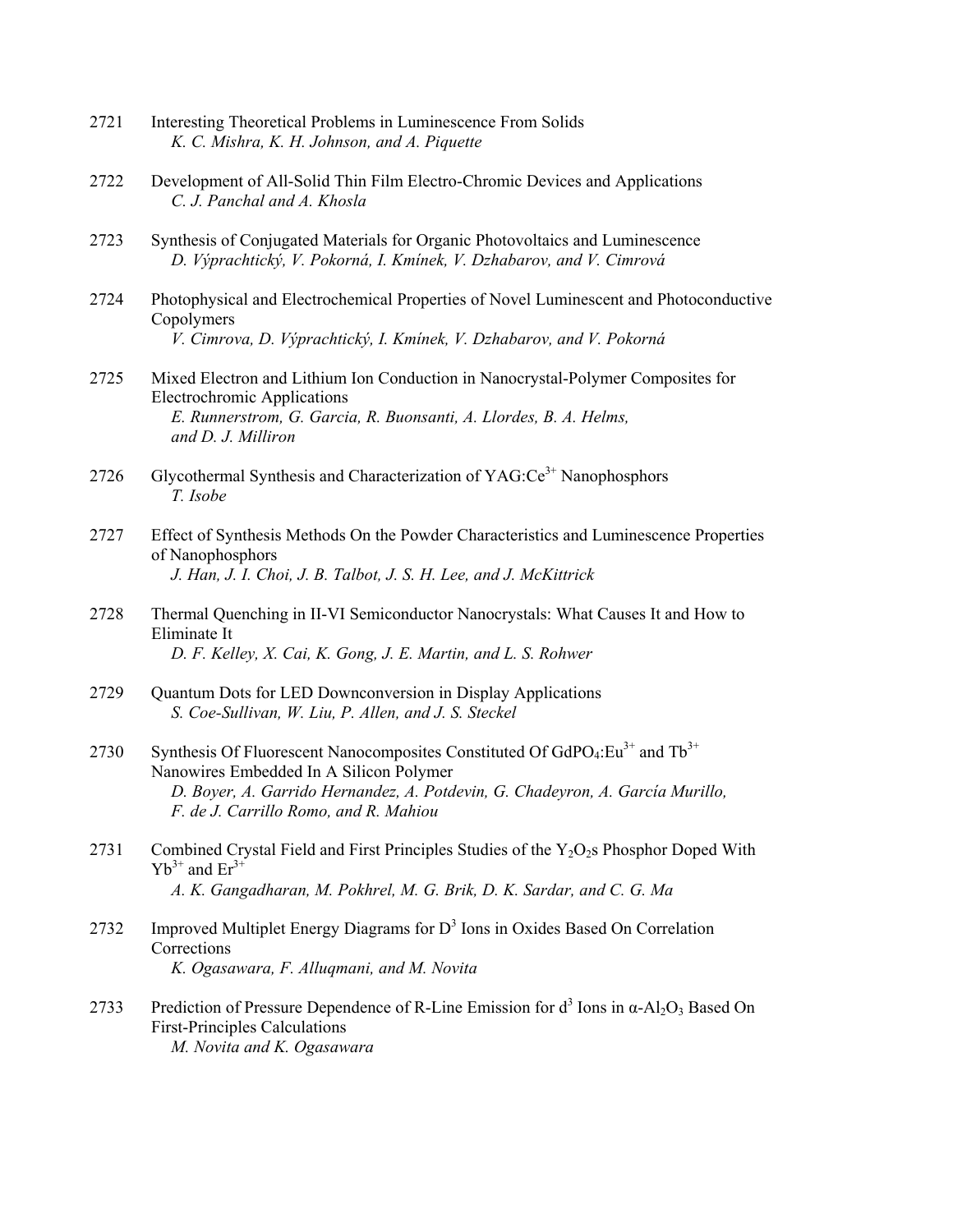2721 Interesting Theoretical Problems in Luminescence From Solids
*K. C. Mishra, K. H. Johnson, and A. Piquette*

2722 Development of All-Solid Thin Film Electro-Chromic Devices and Applications
*C. J. Panchal and A. Khosla*

2723 Synthesis of Conjugated Materials for Organic Photovoltaics and Luminescence
*D. Výprachtický, V. Pokorná, I. Kmínek, V. Dzhabarov, and V. Cimrová*

2724 Photophysical and Electrochemical Properties of Novel Luminescent and Photoconductive Copolymers
*V. Cimrova, D. Výprachtický, I. Kmínek, V. Dzhabarov, and V. Pokorná*

2725 Mixed Electron and Lithium Ion Conduction in Nanocrystal-Polymer Composites for Electrochromic Applications
*E. Runnerstrom, G. Garcia, R. Buonsanti, A. Llordes, B. A. Helms, and D. J. Milliron*

2726 Glycothermal Synthesis and Characterization of $YAG:Ce^{3+}$ Nanophosphors
*T. Isobe*

2727 Effect of Synthesis Methods On the Powder Characteristics and Luminescence Properties of Nanophosphors
*J. Han, J. I. Choi, J. B. Talbot, J. S. H. Lee, and J. McKittrick*

2728 Thermal Quenching in II-VI Semiconductor Nanocrystals: What Causes It and How to Eliminate It
*D. F. Kelley, X. Cai, K. Gong, J. E. Martin, and L. S. Rohwer*

2729 Quantum Dots for LED Downconversion in Display Applications
*S. Coe-Sullivan, W. Liu, P. Allen, and J. S. Steckel*

2730 Synthesis Of Fluorescent Nanocomposites Constituted Of $GdPO_4:Eu^{3+}$ and $Tb^{3+}$ Nanowires Embedded In A Silicon Polymer
*D. Boyer, A. Garrido Hernandez, A. Potdevin, G. Chadeyron, A. García Murillo, F. de J. Carrillo Romo, and R. Mahiou*

2731 Combined Crystal Field and First Principles Studies of the $Y_2O_2s$ Phosphor Doped With $Yb^{3+}$ and $Er^{3+}$
*A. K. Gangadharan, M. Pokhrel, M. G. Brik, D. K. Sardar, and C. G. Ma*

2732 Improved Multiplet Energy Diagrams for $D^3$ Ions in Oxides Based On Correlation Corrections
*K. Ogasawara, F. Alluqmani, and M. Novita*

2733 Prediction of Pressure Dependence of R-Line Emission for $d^3$ Ions in $\alpha$-$Al_2O_3$ Based On First-Principles Calculations
*M. Novita and K. Ogasawara*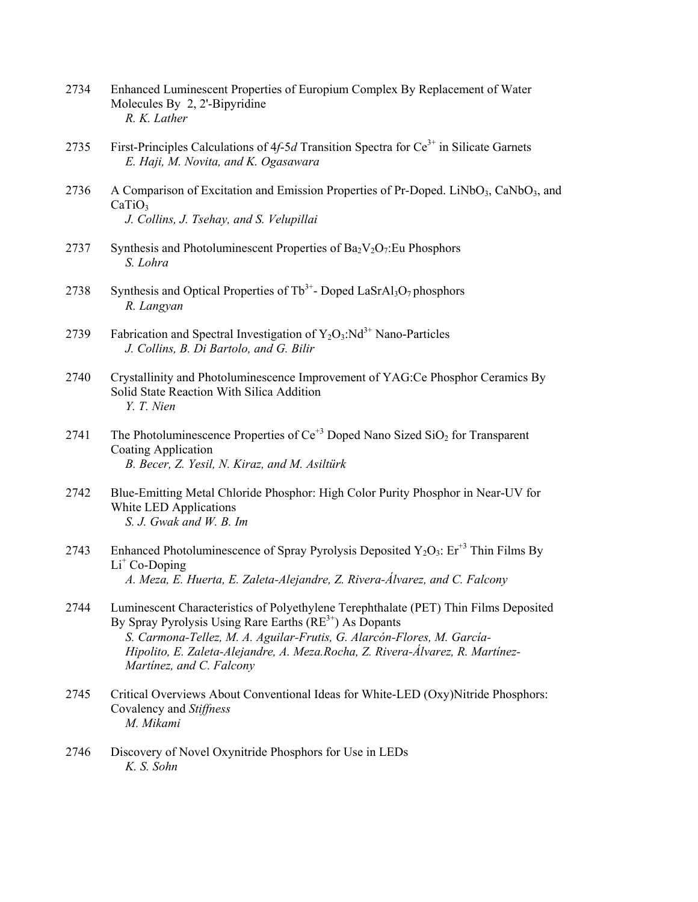2734 Enhanced Luminescent Properties of Europium Complex By Replacement of Water Molecules By 2, 2'-Bipyridine
*R. K. Lather*

2735 First-Principles Calculations of 4*f*-5*d* Transition Spectra for $Ce^{3+}$ in Silicate Garnets
*E. Haji, M. Novita, and K. Ogasawara*

2736 A Comparison of Excitation and Emission Properties of Pr-Doped. $LiNbO_3$, $CaNbO_3$, and $CaTiO_3$
*J. Collins, J. Tsehay, and S. Velupillai*

2737 Synthesis and Photoluminescent Properties of $Ba_2V_2O_7$:Eu Phosphors
*S. Lohra*

2738 Synthesis and Optical Properties of $Tb^{3+}$- Doped $LaSrAl_3O_7$ phosphors
*R. Langyan*

2739 Fabrication and Spectral Investigation of $Y_2O_3$:$Nd^{3+}$ Nano-Particles
*J. Collins, B. Di Bartolo, and G. Bilir*

2740 Crystallinity and Photoluminescence Improvement of YAG:Ce Phosphor Ceramics By Solid State Reaction With Silica Addition
*Y. T. Nien*

2741 The Photoluminescence Properties of $Ce^{+3}$ Doped Nano Sized $SiO_2$ for Transparent Coating Application
*B. Becer, Z. Yesil, N. Kiraz, and M. Asiltürk*

2742 Blue-Emitting Metal Chloride Phosphor: High Color Purity Phosphor in Near-UV for White LED Applications
*S. J. Gwak and W. B. Im*

2743 Enhanced Photoluminescence of Spray Pyrolysis Deposited $Y_2O_3$: $Er^{+3}$ Thin Films By $Li^{+}$ Co-Doping
*A. Meza, E. Huerta, E. Zaleta-Alejandre, Z. Rivera-Álvarez, and C. Falcony*

2744 Luminescent Characteristics of Polyethylene Terephthalate (PET) Thin Films Deposited By Spray Pyrolysis Using Rare Earths ($RE^{3+}$) As Dopants
*S. Carmona-Tellez, M. A. Aguilar-Frutis, G. Alarcón-Flores, M. García-Hipolito, E. Zaleta-Alejandre, A. Meza.Rocha, Z. Rivera-Álvarez, R. Martínez-Martínez, and C. Falcony*

2745 Critical Overviews About Conventional Ideas for White-LED (Oxy)Nitride Phosphors: Covalency and *Stiffness*
*M. Mikami*

2746 Discovery of Novel Oxynitride Phosphors for Use in LEDs
*K. S. Sohn*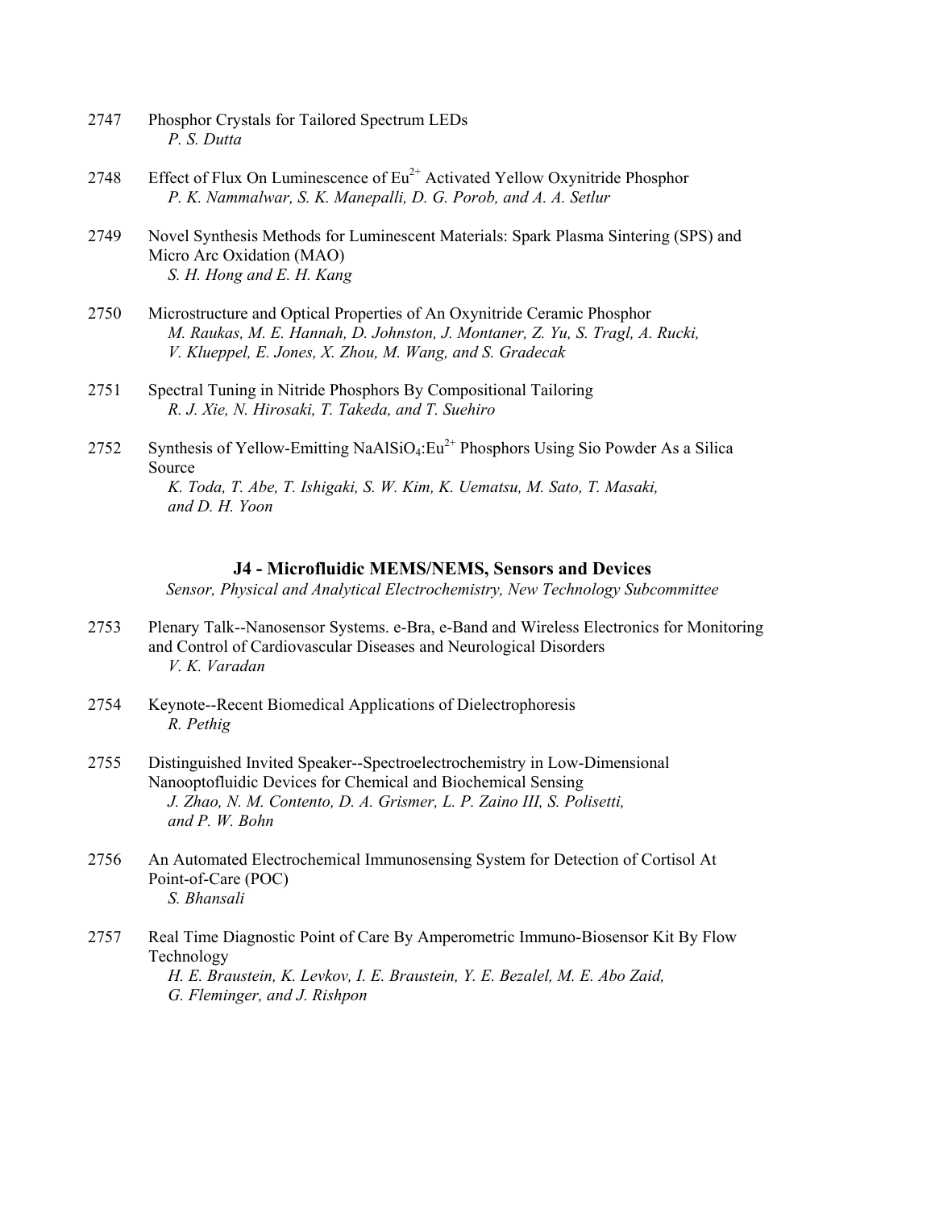2747 Phosphor Crystals for Tailored Spectrum LEDs
*P. S. Dutta*

2748 Effect of Flux On Luminescence of $Eu^{2+}$ Activated Yellow Oxynitride Phosphor
*P. K. Nammalwar, S. K. Manepalli, D. G. Porob, and A. A. Setlur*

2749 Novel Synthesis Methods for Luminescent Materials: Spark Plasma Sintering (SPS) and Micro Arc Oxidation (MAO)
*S. H. Hong and E. H. Kang*

2750 Microstructure and Optical Properties of An Oxynitride Ceramic Phosphor
*M. Raukas, M. E. Hannah, D. Johnston, J. Montaner, Z. Yu, S. Tragl, A. Rucki, V. Klueppel, E. Jones, X. Zhou, M. Wang, and S. Gradecak*

2751 Spectral Tuning in Nitride Phosphors By Compositional Tailoring
*R. J. Xie, N. Hirosaki, T. Takeda, and T. Suehiro*

2752 Synthesis of Yellow-Emitting $NaAlSiO_4$:$Eu^{2+}$ Phosphors Using Sio Powder As a Silica Source
*K. Toda, T. Abe, T. Ishigaki, S. W. Kim, K. Uematsu, M. Sato, T. Masaki, and D. H. Yoon*

## J4 - Microfluidic MEMS/NEMS, Sensors and Devices

*Sensor, Physical and Analytical Electrochemistry, New Technology Subcommittee*

2753 Plenary Talk--Nanosensor Systems. e-Bra, e-Band and Wireless Electronics for Monitoring and Control of Cardiovascular Diseases and Neurological Disorders
*V. K. Varadan*

2754 Keynote--Recent Biomedical Applications of Dielectrophoresis
*R. Pethig*

2755 Distinguished Invited Speaker--Spectroelectrochemistry in Low-Dimensional Nanooptofluidic Devices for Chemical and Biochemical Sensing
*J. Zhao, N. M. Contento, D. A. Grismer, L. P. Zaino III, S. Polisetti, and P. W. Bohn*

2756 An Automated Electrochemical Immunosensing System for Detection of Cortisol At Point-of-Care (POC)
*S. Bhansali*

2757 Real Time Diagnostic Point of Care By Amperometric Immuno-Biosensor Kit By Flow Technology
*H. E. Braustein, K. Levkov, I. E. Braustein, Y. E. Bezalel, M. E. Abo Zaid, G. Fleminger, and J. Rishpon*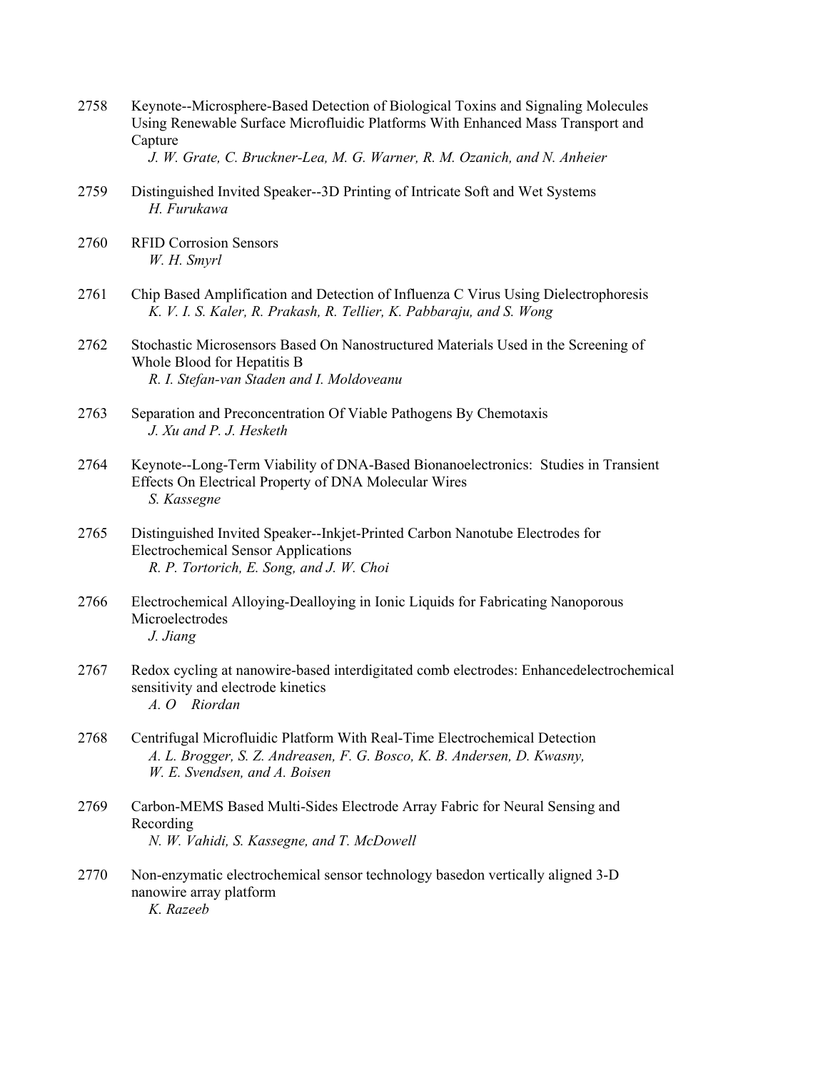2758 Keynote--Microsphere-Based Detection of Biological Toxins and Signaling Molecules Using Renewable Surface Microfluidic Platforms With Enhanced Mass Transport and Capture
*J. W. Grate, C. Bruckner-Lea, M. G. Warner, R. M. Ozanich, and N. Anheier*

2759 Distinguished Invited Speaker--3D Printing of Intricate Soft and Wet Systems
*H. Furukawa*

2760 RFID Corrosion Sensors
*W. H. Smyrl*

2761 Chip Based Amplification and Detection of Influenza C Virus Using Dielectrophoresis
*K. V. I. S. Kaler, R. Prakash, R. Tellier, K. Pabbaraju, and S. Wong*

2762 Stochastic Microsensors Based On Nanostructured Materials Used in the Screening of Whole Blood for Hepatitis B
*R. I. Stefan-van Staden and I. Moldoveanu*

2763 Separation and Preconcentration Of Viable Pathogens By Chemotaxis
*J. Xu and P. J. Hesketh*

2764 Keynote--Long-Term Viability of DNA-Based Bionanoelectronics: Studies in Transient Effects On Electrical Property of DNA Molecular Wires
*S. Kassegne*

2765 Distinguished Invited Speaker--Inkjet-Printed Carbon Nanotube Electrodes for Electrochemical Sensor Applications
*R. P. Tortorich, E. Song, and J. W. Choi*

2766 Electrochemical Alloying-Dealloying in Ionic Liquids for Fabricating Nanoporous Microelectrodes
*J. Jiang*

2767 Redox cycling at nanowire-based interdigitated comb electrodes: Enhancedelectrochemical sensitivity and electrode kinetics
*A. O Riordan*

2768 Centrifugal Microfluidic Platform With Real-Time Electrochemical Detection
*A. L. Brogger, S. Z. Andreasen, F. G. Bosco, K. B. Andersen, D. Kwasny, W. E. Svendsen, and A. Boisen*

2769 Carbon-MEMS Based Multi-Sides Electrode Array Fabric for Neural Sensing and Recording
*N. W. Vahidi, S. Kassegne, and T. McDowell*

2770 Non-enzymatic electrochemical sensor technology basedon vertically aligned 3-D nanowire array platform
*K. Razeeb*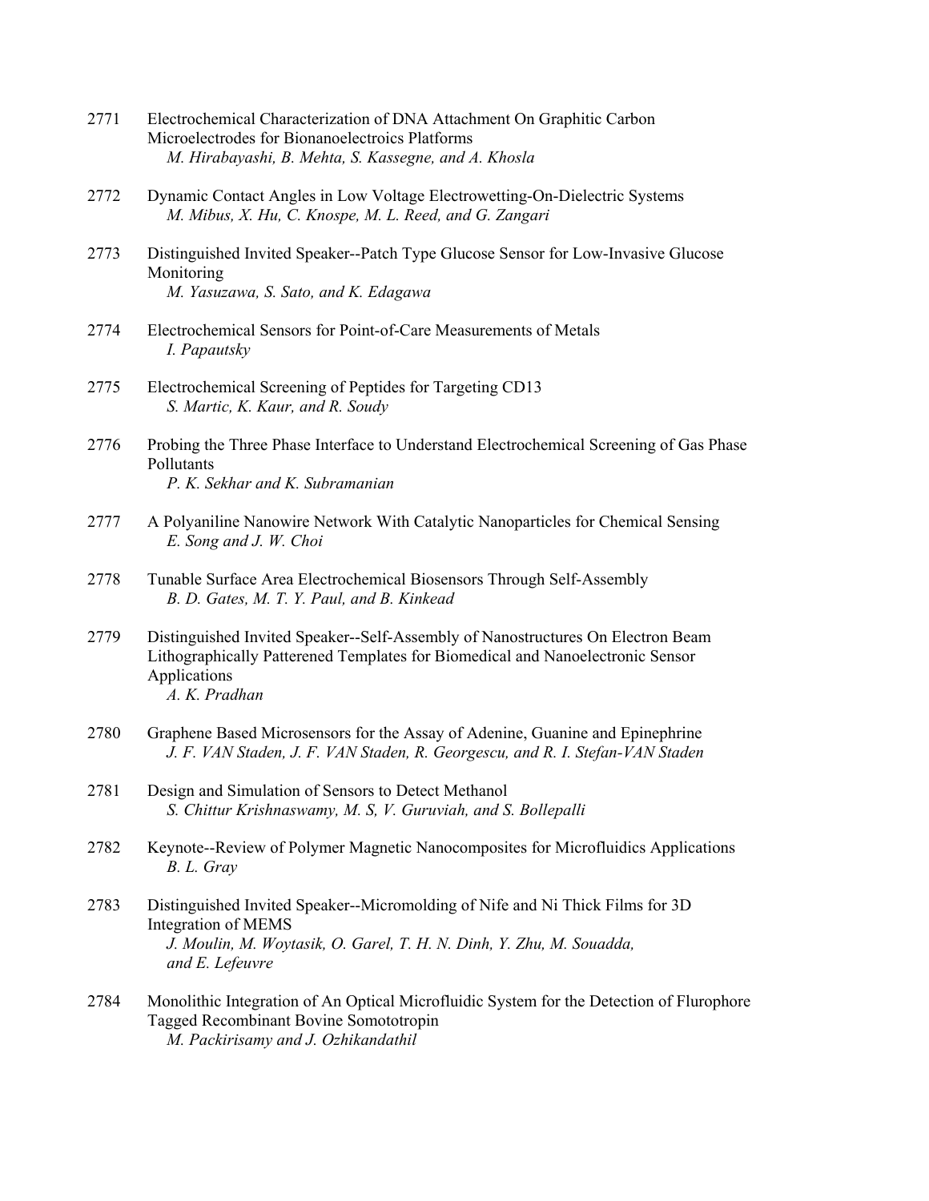2771 Electrochemical Characterization of DNA Attachment On Graphitic Carbon Microelectrodes for Bionanoelectroics Platforms
*M. Hirabayashi, B. Mehta, S. Kassegne, and A. Khosla*

2772 Dynamic Contact Angles in Low Voltage Electrowetting-On-Dielectric Systems
*M. Mibus, X. Hu, C. Knospe, M. L. Reed, and G. Zangari*

2773 Distinguished Invited Speaker--Patch Type Glucose Sensor for Low-Invasive Glucose Monitoring
*M. Yasuzawa, S. Sato, and K. Edagawa*

2774 Electrochemical Sensors for Point-of-Care Measurements of Metals
*I. Papautsky*

2775 Electrochemical Screening of Peptides for Targeting CD13
*S. Martic, K. Kaur, and R. Soudy*

2776 Probing the Three Phase Interface to Understand Electrochemical Screening of Gas Phase Pollutants
*P. K. Sekhar and K. Subramanian*

2777 A Polyaniline Nanowire Network With Catalytic Nanoparticles for Chemical Sensing
*E. Song and J. W. Choi*

2778 Tunable Surface Area Electrochemical Biosensors Through Self-Assembly
*B. D. Gates, M. T. Y. Paul, and B. Kinkead*

2779 Distinguished Invited Speaker--Self-Assembly of Nanostructures On Electron Beam Lithographically Patterened Templates for Biomedical and Nanoelectronic Sensor Applications
*A. K. Pradhan*

2780 Graphene Based Microsensors for the Assay of Adenine, Guanine and Epinephrine
*J. F. VAN Staden, J. F. VAN Staden, R. Georgescu, and R. I. Stefan-VAN Staden*

2781 Design and Simulation of Sensors to Detect Methanol
*S. Chittur Krishnaswamy, M. S, V. Guruviah, and S. Bollepalli*

2782 Keynote--Review of Polymer Magnetic Nanocomposites for Microfluidics Applications
*B. L. Gray*

2783 Distinguished Invited Speaker--Micromolding of Nife and Ni Thick Films for 3D Integration of MEMS
*J. Moulin, M. Woytasik, O. Garel, T. H. N. Dinh, Y. Zhu, M. Souadda, and E. Lefeuvre*

2784 Monolithic Integration of An Optical Microfluidic System for the Detection of Flurophore Tagged Recombinant Bovine Somototropin
*M. Packirisamy and J. Ozhikandathil*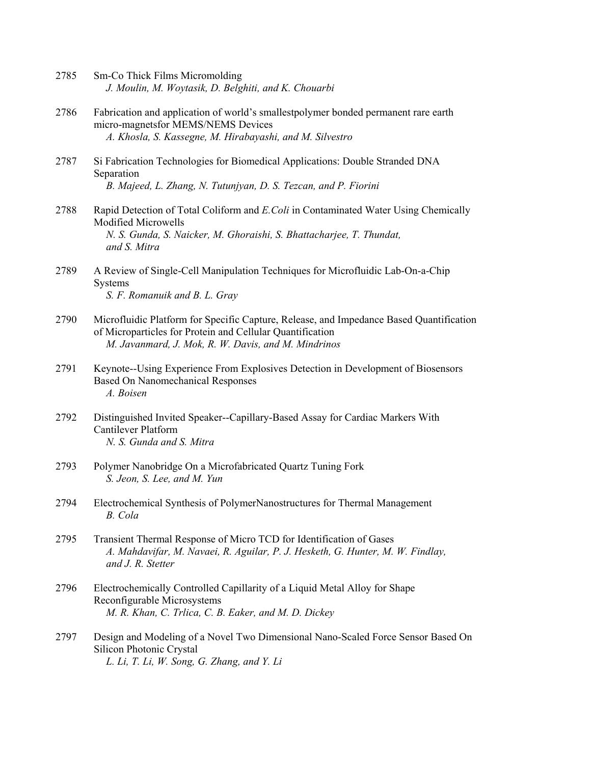2785 Sm-Co Thick Films Micromolding
*J. Moulin, M. Woytasik, D. Belghiti, and K. Chouarbi*

2786 Fabrication and application of world's smallestpolymer bonded permanent rare earth micro-magnetsfor MEMS/NEMS Devices
*A. Khosla, S. Kassegne, M. Hirabayashi, and M. Silvestro*

2787 Si Fabrication Technologies for Biomedical Applications: Double Stranded DNA Separation
*B. Majeed, L. Zhang, N. Tutunjyan, D. S. Tezcan, and P. Fiorini*

2788 Rapid Detection of Total Coliform and *E.Coli* in Contaminated Water Using Chemically Modified Microwells
*N. S. Gunda, S. Naicker, M. Ghoraishi, S. Bhattacharjee, T. Thundat, and S. Mitra*

2789 A Review of Single-Cell Manipulation Techniques for Microfluidic Lab-On-a-Chip Systems
*S. F. Romanuik and B. L. Gray*

2790 Microfluidic Platform for Specific Capture, Release, and Impedance Based Quantification of Microparticles for Protein and Cellular Quantification
*M. Javanmard, J. Mok, R. W. Davis, and M. Mindrinos*

2791 Keynote--Using Experience From Explosives Detection in Development of Biosensors Based On Nanomechanical Responses
*A. Boisen*

2792 Distinguished Invited Speaker--Capillary-Based Assay for Cardiac Markers With Cantilever Platform
*N. S. Gunda and S. Mitra*

2793 Polymer Nanobridge On a Microfabricated Quartz Tuning Fork
*S. Jeon, S. Lee, and M. Yun*

2794 Electrochemical Synthesis of PolymerNanostructures for Thermal Management
*B. Cola*

2795 Transient Thermal Response of Micro TCD for Identification of Gases
*A. Mahdavifar, M. Navaei, R. Aguilar, P. J. Hesketh, G. Hunter, M. W. Findlay, and J. R. Stetter*

2796 Electrochemically Controlled Capillarity of a Liquid Metal Alloy for Shape Reconfigurable Microsystems
*M. R. Khan, C. Trlica, C. B. Eaker, and M. D. Dickey*

2797 Design and Modeling of a Novel Two Dimensional Nano-Scaled Force Sensor Based On Silicon Photonic Crystal
*L. Li, T. Li, W. Song, G. Zhang, and Y. Li*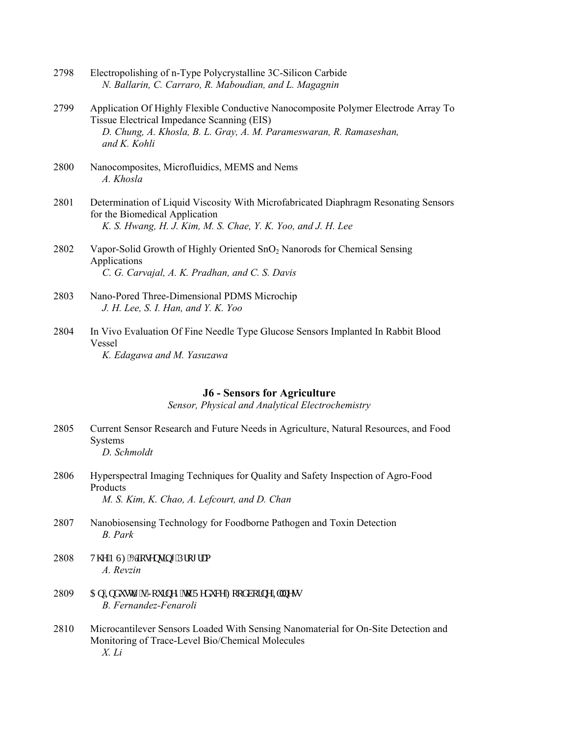2798 Electropolishing of n-Type Polycrystalline 3C-Silicon Carbide
*N. Ballarin, C. Carraro, R. Maboudian, and L. Magagnin*

2799 Application Of Highly Flexible Conductive Nanocomposite Polymer Electrode Array To Tissue Electrical Impedance Scanning (EIS)
*D. Chung, A. Khosla, B. L. Gray, A. M. Parameswaran, R. Ramaseshan, and K. Kohli*

2800 Nanocomposites, Microfluidics, MEMS and Nems
*A. Khosla*

2801 Determination of Liquid Viscosity With Microfabricated Diaphragm Resonating Sensors for the Biomedical Application
*K. S. Hwang, H. J. Kim, M. S. Chae, Y. K. Yoo, and J. H. Lee*

2802 Vapor-Solid Growth of Highly Oriented $SnO_2$ Nanorods for Chemical Sensing Applications
*C. G. Carvajal, A. K. Pradhan, and C. S. Davis*

2803 Nano-Pored Three-Dimensional PDMS Microchip
*J. H. Lee, S. I. Han, and Y. K. Yoo*

2804 In Vivo Evaluation Of Fine Needle Type Glucose Sensors Implanted In Rabbit Blood Vessel
*K. Edagawa and M. Yasuzawa*

## J6 - Sensors for Agriculture

*Sensor, Physical and Analytical Electrochemistry*

2805 Current Sensor Research and Future Needs in Agriculture, Natural Resources, and Food Systems
*D. Schmoldt*

2806 Hyperspectral Imaging Techniques for Quality and Safety Inspection of Agro-Food Products
*M. S. Kim, K. Chao, A. Lefcourt, and D. Chan*

2807 Nanobiosensing Technology for Foodborne Pathogen and Toxin Detection
*B. Park*

2808 7KH1 6) %LRVHQVLQJ 3URJUDP
*A. Revzin*

2809 $Q,QGXVWU\¶V-RXUQH\WR5HGXFH)RRGERUQH,OOQHVV
*B. Fernandez-Fenaroli*

2810 Microcantilever Sensors Loaded With Sensing Nanomaterial for On-Site Detection and Monitoring of Trace-Level Bio/Chemical Molecules
*X. Li*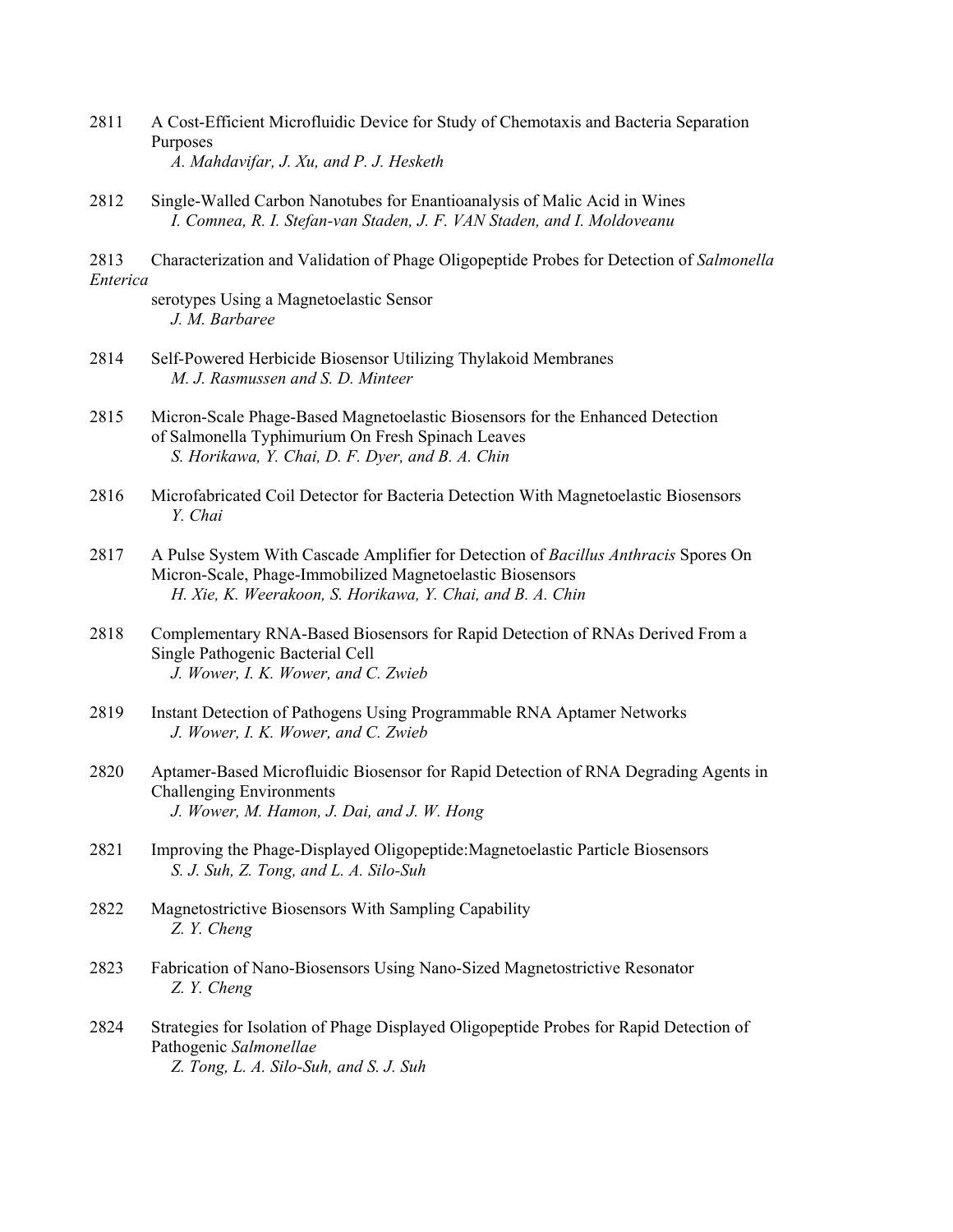2811 A Cost-Efficient Microfluidic Device for Study of Chemotaxis and Bacteria Separation Purposes
*A. Mahdavifar, J. Xu, and P. J. Hesketh*

2812 Single-Walled Carbon Nanotubes for Enantioanalysis of Malic Acid in Wines
*I. Comnea, R. I. Stefan-van Staden, J. F. VAN Staden, and I. Moldoveanu*

2813 Characterization and Validation of Phage Oligopeptide Probes for Detection of *Salmonella Enterica* serotypes Using a Magnetoelastic Sensor
*J. M. Barbaree*

2814 Self-Powered Herbicide Biosensor Utilizing Thylakoid Membranes
*M. J. Rasmussen and S. D. Minteer*

2815 Micron-Scale Phage-Based Magnetoelastic Biosensors for the Enhanced Detection of Salmonella Typhimurium On Fresh Spinach Leaves
*S. Horikawa, Y. Chai, D. F. Dyer, and B. A. Chin*

2816 Microfabricated Coil Detector for Bacteria Detection With Magnetoelastic Biosensors
*Y. Chai*

2817 A Pulse System With Cascade Amplifier for Detection of *Bacillus Anthracis* Spores On Micron-Scale, Phage-Immobilized Magnetoelastic Biosensors
*H. Xie, K. Weerakoon, S. Horikawa, Y. Chai, and B. A. Chin*

2818 Complementary RNA-Based Biosensors for Rapid Detection of RNAs Derived From a Single Pathogenic Bacterial Cell
*J. Wower, I. K. Wower, and C. Zwieb*

2819 Instant Detection of Pathogens Using Programmable RNA Aptamer Networks
*J. Wower, I. K. Wower, and C. Zwieb*

2820 Aptamer-Based Microfluidic Biosensor for Rapid Detection of RNA Degrading Agents in Challenging Environments
*J. Wower, M. Hamon, J. Dai, and J. W. Hong*

2821 Improving the Phage-Displayed Oligopeptide:Magnetoelastic Particle Biosensors
*S. J. Suh, Z. Tong, and L. A. Silo-Suh*

2822 Magnetostrictive Biosensors With Sampling Capability
*Z. Y. Cheng*

2823 Fabrication of Nano-Biosensors Using Nano-Sized Magnetostrictive Resonator
*Z. Y. Cheng*

2824 Strategies for Isolation of Phage Displayed Oligopeptide Probes for Rapid Detection of Pathogenic *Salmonellae*
*Z. Tong, L. A. Silo-Suh, and S. J. Suh*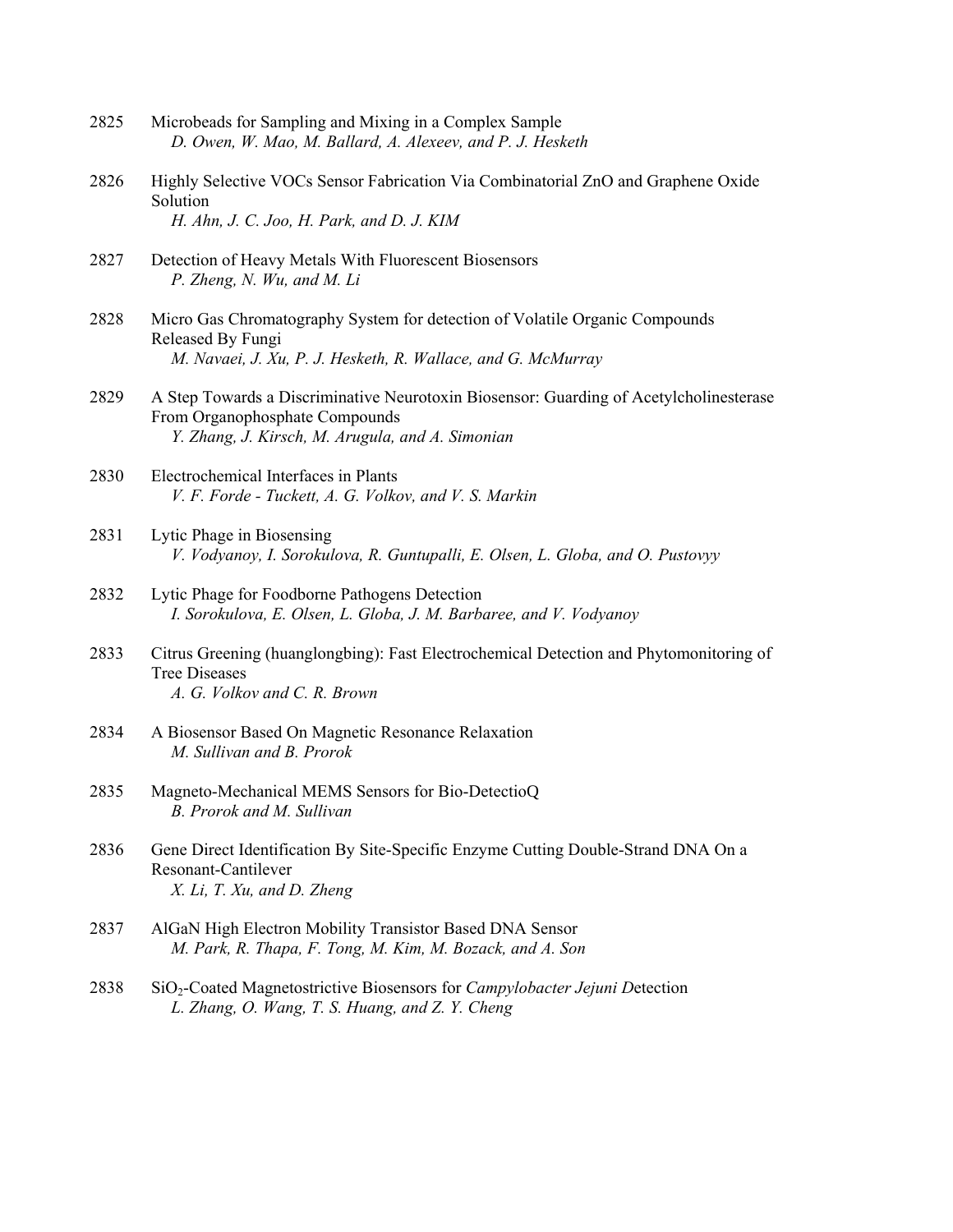2825 Microbeads for Sampling and Mixing in a Complex Sample
*D. Owen, W. Mao, M. Ballard, A. Alexeev, and P. J. Hesketh*

2826 Highly Selective VOCs Sensor Fabrication Via Combinatorial ZnO and Graphene Oxide Solution
*H. Ahn, J. C. Joo, H. Park, and D. J. KIM*

2827 Detection of Heavy Metals With Fluorescent Biosensors
*P. Zheng, N. Wu, and M. Li*

2828 Micro Gas Chromatography System for detection of Volatile Organic Compounds Released By Fungi
*M. Navaei, J. Xu, P. J. Hesketh, R. Wallace, and G. McMurray*

2829 A Step Towards a Discriminative Neurotoxin Biosensor: Guarding of Acetylcholinesterase From Organophosphate Compounds
*Y. Zhang, J. Kirsch, M. Arugula, and A. Simonian*

2830 Electrochemical Interfaces in Plants
*V. F. Forde - Tuckett, A. G. Volkov, and V. S. Markin*

2831 Lytic Phage in Biosensing
*V. Vodyanoy, I. Sorokulova, R. Guntupalli, E. Olsen, L. Globa, and O. Pustovyy*

2832 Lytic Phage for Foodborne Pathogens Detection
*I. Sorokulova, E. Olsen, L. Globa, J. M. Barbaree, and V. Vodyanoy*

2833 Citrus Greening (huanglongbing): Fast Electrochemical Detection and Phytomonitoring of Tree Diseases
*A. G. Volkov and C. R. Brown*

2834 A Biosensor Based On Magnetic Resonance Relaxation
*M. Sullivan and B. Prorok*

2835 Magneto-Mechanical MEMS Sensors for Bio-DetectioQ
*B. Prorok and M. Sullivan*

2836 Gene Direct Identification By Site-Specific Enzyme Cutting Double-Strand DNA On a Resonant-Cantilever
*X. Li, T. Xu, and D. Zheng*

2837 AlGaN High Electron Mobility Transistor Based DNA Sensor
*M. Park, R. Thapa, F. Tong, M. Kim, M. Bozack, and A. Son*

2838 $SiO_2$-Coated Magnetostrictive Biosensors for *Campylobacter Jejuni D*etection
*L. Zhang, O. Wang, T. S. Huang, and Z. Y. Cheng*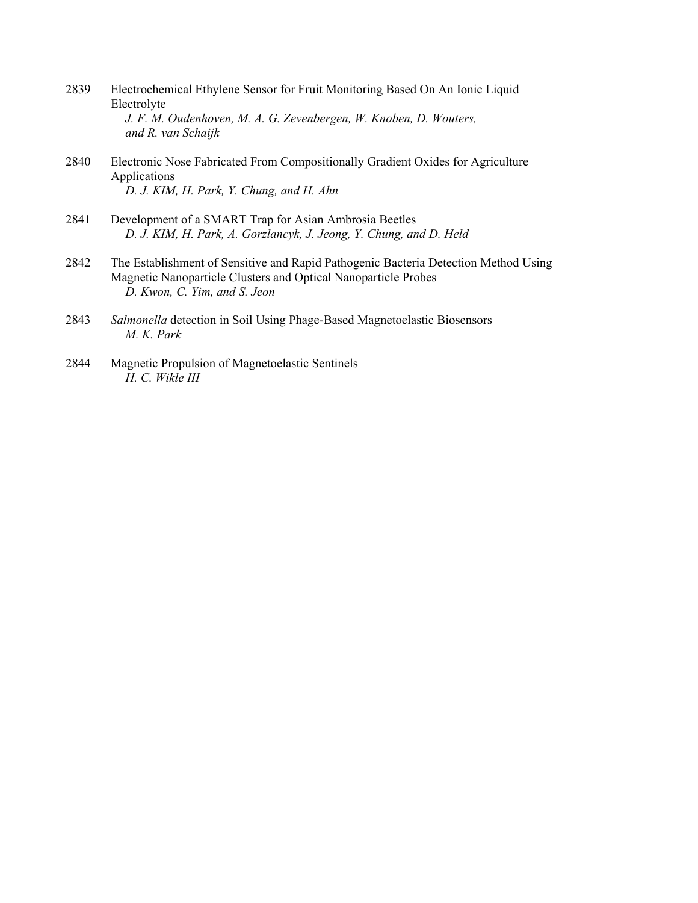2839 Electrochemical Ethylene Sensor for Fruit Monitoring Based On An Ionic Liquid Electrolyte
*J. F. M. Oudenhoven, M. A. G. Zevenbergen, W. Knoben, D. Wouters, and R. van Schaijk*

2840 Electronic Nose Fabricated From Compositionally Gradient Oxides for Agriculture Applications
*D. J. KIM, H. Park, Y. Chung, and H. Ahn*

2841 Development of a SMART Trap for Asian Ambrosia Beetles
*D. J. KIM, H. Park, A. Gorzlancyk, J. Jeong, Y. Chung, and D. Held*

2842 The Establishment of Sensitive and Rapid Pathogenic Bacteria Detection Method Using Magnetic Nanoparticle Clusters and Optical Nanoparticle Probes
*D. Kwon, C. Yim, and S. Jeon*

2843 *Salmonella* detection in Soil Using Phage-Based Magnetoelastic Biosensors
*M. K. Park*

2844 Magnetic Propulsion of Magnetoelastic Sentinels
*H. C. Wikle III*